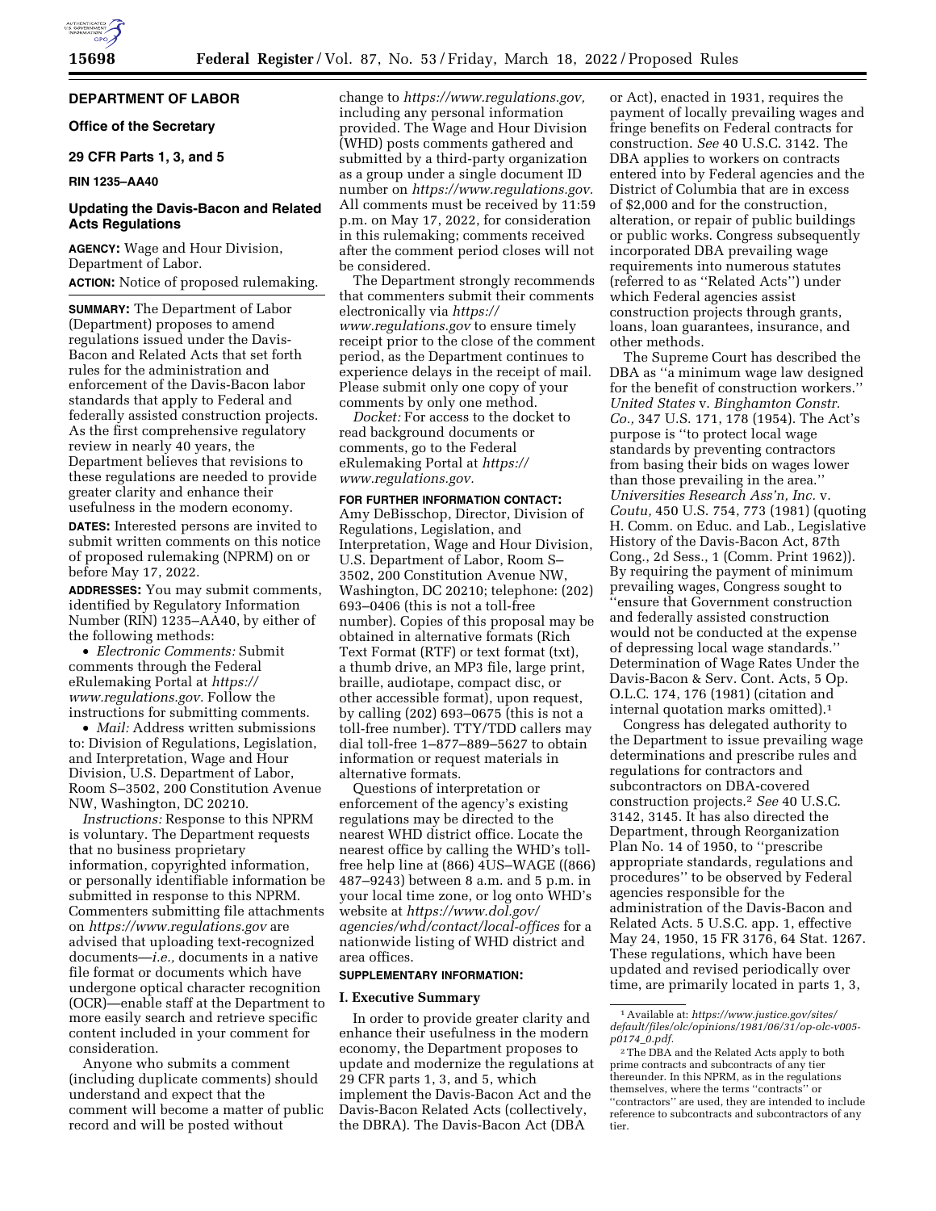# DEPARTMENT OF LABOR

## Office of the Secretary

## 29 CFR Parts 1, 3, and 5

**RIN 1235–AA40**

## Updating the Davis-Bacon and Related Acts Regulations

**AGENCY:** Wage and Hour Division, Department of Labor.

**ACTION:** Notice of proposed rulemaking.

**SUMMARY:** The Department of Labor (Department) proposes to amend regulations issued under the Davis-Bacon and Related Acts that set forth rules for the administration and enforcement of the Davis-Bacon labor standards that apply to Federal and federally assisted construction projects. As the first comprehensive regulatory review in nearly 40 years, the Department believes that revisions to these regulations are needed to provide greater clarity and enhance their usefulness in the modern economy.

**DATES:** Interested persons are invited to submit written comments on this notice of proposed rulemaking (NPRM) on or before May 17, 2022.

**ADDRESSES:** You may submit comments, identified by Regulatory Information Number (RIN) 1235–AA40, by either of the following methods:

- *Electronic Comments:* Submit comments through the Federal eRulemaking Portal at *https://www.regulations.gov*. Follow the instructions for submitting comments.
- *Mail:* Address written submissions to: Division of Regulations, Legislation, and Interpretation, Wage and Hour Division, U.S. Department of Labor, Room S–3502, 200 Constitution Avenue NW, Washington, DC 20210.

*Instructions:* Response to this NPRM is voluntary. The Department requests that no business proprietary information, copyrighted information, or personally identifiable information be submitted in response to this NPRM. Commenters submitting file attachments on *https://www.regulations.gov* are advised that uploading text-recognized documents—*i.e.,* documents in a native file format or documents which have undergone optical character recognition (OCR)—enable staff at the Department to more easily search and retrieve specific content included in your comment for consideration.

Anyone who submits a comment (including duplicate comments) should understand and expect that the comment will become a matter of public record and will be posted without change to *https://www.regulations.gov,* including any personal information provided. The Wage and Hour Division (WHD) posts comments gathered and submitted by a third-party organization as a group under a single document ID number on *https://www.regulations.gov.* All comments must be received by 11:59 p.m. on May 17, 2022, for consideration in this rulemaking; comments received after the comment period closes will not be considered.

The Department strongly recommends that commenters submit their comments electronically via *https://www.regulations.gov* to ensure timely receipt prior to the close of the comment period, as the Department continues to experience delays in the receipt of mail. Please submit only one copy of your comments by only one method.

*Docket:* For access to the docket to read background documents or comments, go to the Federal eRulemaking Portal at *https://www.regulations.gov.*

**FOR FURTHER INFORMATION CONTACT:** Amy DeBisschop, Director, Division of Regulations, Legislation, and Interpretation, Wage and Hour Division, U.S. Department of Labor, Room S–3502, 200 Constitution Avenue NW, Washington, DC 20210; telephone: (202) 693–0406 (this is not a toll-free number). Copies of this proposal may be obtained in alternative formats (Rich Text Format (RTF) or text format (txt), a thumb drive, an MP3 file, large print, braille, audiotape, compact disc, or other accessible format), upon request, by calling (202) 693–0675 (this is not a toll-free number). TTY/TDD callers may dial toll-free 1–877–889–5627 to obtain information or request materials in alternative formats.

Questions of interpretation or enforcement of the agency's existing regulations may be directed to the nearest WHD district office. Locate the nearest office by calling the WHD's toll-free help line at (866) 4US–WAGE ((866) 487–9243) between 8 a.m. and 5 p.m. in your local time zone, or log onto WHD's website at *https://www.dol.gov/agencies/whd/contact/local-offices* for a nationwide listing of WHD district and area offices.

**SUPPLEMENTARY INFORMATION:**

## I. Executive Summary

In order to provide greater clarity and enhance their usefulness in the modern economy, the Department proposes to update and modernize the regulations at 29 CFR parts 1, 3, and 5, which implement the Davis-Bacon Act and the Davis-Bacon Related Acts (collectively, the DBRA). The Davis-Bacon Act (DBA or Act), enacted in 1931, requires the payment of locally prevailing wages and fringe benefits on Federal contracts for construction. *See* 40 U.S.C. 3142. The DBA applies to workers on contracts entered into by Federal agencies and the District of Columbia that are in excess of $2,000 and for the construction, alteration, or repair of public buildings or public works. Congress subsequently incorporated DBA prevailing wage requirements into numerous statutes (referred to as ''Related Acts'') under which Federal agencies assist construction projects through grants, loans, loan guarantees, insurance, and other methods.

The Supreme Court has described the DBA as ''a minimum wage law designed for the benefit of construction workers.'' *United States* v. *Binghamton Constr. Co.,* 347 U.S. 171, 178 (1954). The Act's purpose is ''to protect local wage standards by preventing contractors from basing their bids on wages lower than those prevailing in the area.'' *Universities Research Ass'n, Inc.* v. *Coutu,* 450 U.S. 754, 773 (1981) (quoting H. Comm. on Educ. and Lab., Legislative History of the Davis-Bacon Act, 87th Cong., 2d Sess., 1 (Comm. Print 1962)). By requiring the payment of minimum prevailing wages, Congress sought to ''ensure that Government construction and federally assisted construction would not be conducted at the expense of depressing local wage standards.'' Determination of Wage Rates Under the Davis-Bacon & Serv. Cont. Acts, 5 Op. O.L.C. 174, 176 (1981) (citation and internal quotation marks omitted).[1]

Congress has delegated authority to the Department to issue prevailing wage determinations and prescribe rules and regulations for contractors and subcontractors on DBA-covered construction projects.[2] *See* 40 U.S.C. 3142, 3145. It has also directed the Department, through Reorganization Plan No. 14 of 1950, to ''prescribe appropriate standards, regulations and procedures'' to be observed by Federal agencies responsible for the administration of the Davis-Bacon and Related Acts. 5 U.S.C. app. 1, effective May 24, 1950, 15 FR 3176, 64 Stat. 1267. These regulations, which have been updated and revised periodically over time, are primarily located in parts 1, 3,

---

[1] Available at: *https://www.justice.gov/sites/default/files/olc/opinions/1981/06/31/op-olc-v005-p0174_0.pdf.*

[2] The DBA and the Related Acts apply to both prime contracts and subcontracts of any tier thereunder. In this NPRM, as in the regulations themselves, where the terms ''contracts'' or ''contractors'' are used, they are intended to include reference to subcontracts and subcontractors of any tier.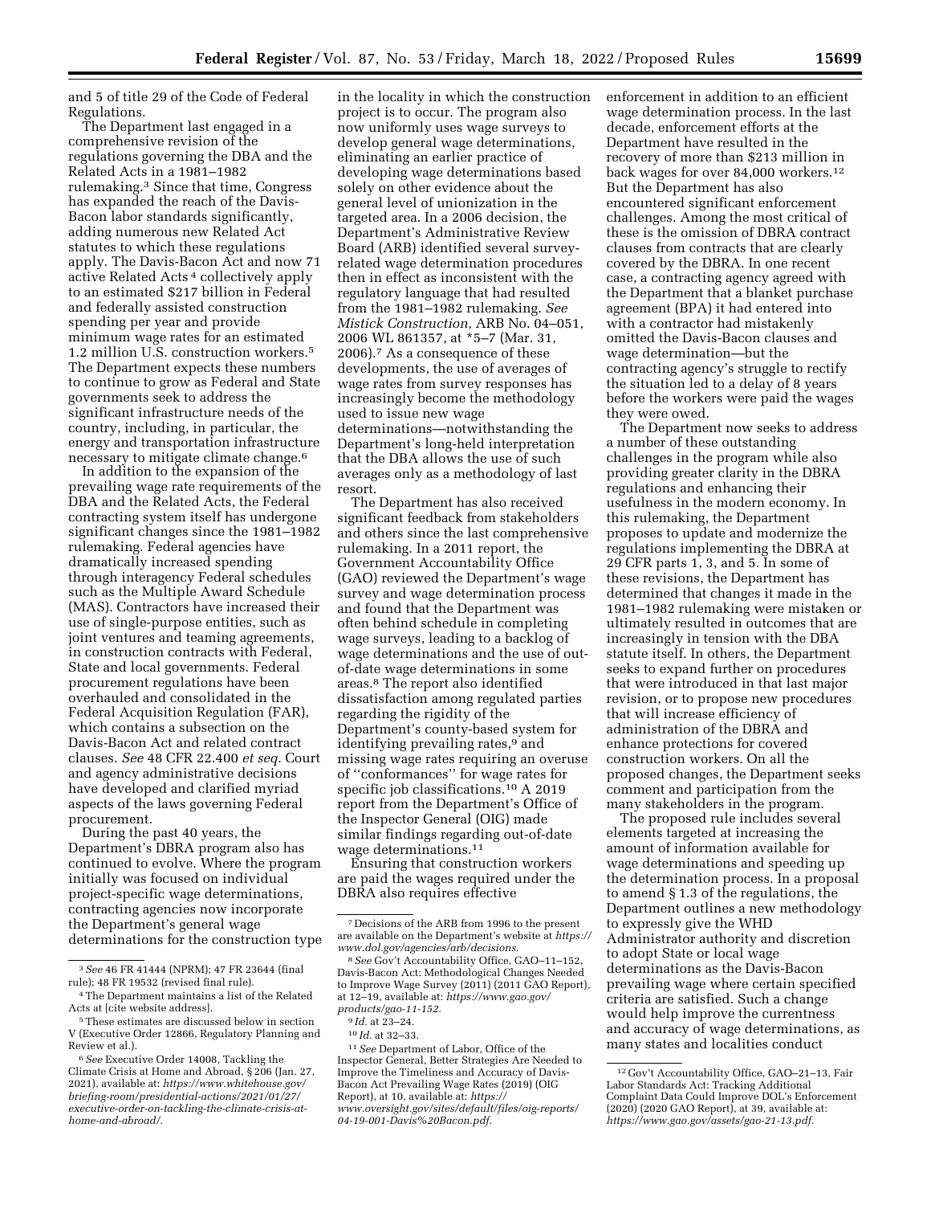and 5 of title 29 of the Code of Federal Regulations.

The Department last engaged in a comprehensive revision of the regulations governing the DBA and the Related Acts in a 1981–1982 rulemaking.[3] Since that time, Congress has expanded the reach of the Davis-Bacon labor standards significantly, adding numerous new Related Act statutes to which these regulations apply. The Davis-Bacon Act and now 71 active Related Acts[4] collectively apply to an estimated $217 billion in Federal and federally assisted construction spending per year and provide minimum wage rates for an estimated 1.2 million U.S. construction workers.[5] The Department expects these numbers to continue to grow as Federal and State governments seek to address the significant infrastructure needs of the country, including, in particular, the energy and transportation infrastructure necessary to mitigate climate change.[6]

In addition to the expansion of the prevailing wage rate requirements of the DBA and the Related Acts, the Federal contracting system itself has undergone significant changes since the 1981–1982 rulemaking. Federal agencies have dramatically increased spending through interagency Federal schedules such as the Multiple Award Schedule (MAS). Contractors have increased their use of single-purpose entities, such as joint ventures and teaming agreements, in construction contracts with Federal, State and local governments. Federal procurement regulations have been overhauled and consolidated in the Federal Acquisition Regulation (FAR), which contains a subsection on the Davis-Bacon Act and related contract clauses. *See* 48 CFR 22.400 *et seq.* Court and agency administrative decisions have developed and clarified myriad aspects of the laws governing Federal procurement.

During the past 40 years, the Department's DBRA program also has continued to evolve. Where the program initially was focused on individual project-specific wage determinations, contracting agencies now incorporate the Department's general wage determinations for the construction type in the locality in which the construction project is to occur. The program also now uniformly uses wage surveys to develop general wage determinations, eliminating an earlier practice of developing wage determinations based solely on other evidence about the general level of unionization in the targeted area. In a 2006 decision, the Department's Administrative Review Board (ARB) identified several survey-related wage determination procedures then in effect as inconsistent with the regulatory language that had resulted from the 1981–1982 rulemaking. *See Mistick Construction,* ARB No. 04–051, 2006 WL 861357, at *5–7 (Mar. 31, 2006).[7] As a consequence of these developments, the use of averages of wage rates from survey responses has increasingly become the methodology used to issue new wage determinations—notwithstanding the Department's long-held interpretation that the DBA allows the use of such averages only as a methodology of last resort.

The Department has also received significant feedback from stakeholders and others since the last comprehensive rulemaking. In a 2011 report, the Government Accountability Office (GAO) reviewed the Department's wage survey and wage determination process and found that the Department was often behind schedule in completing wage surveys, leading to a backlog of wage determinations and the use of out-of-date wage determinations in some areas.[8] The report also identified dissatisfaction among regulated parties regarding the rigidity of the Department's county-based system for identifying prevailing rates,[9] and missing wage rates requiring an overuse of ''conformances'' for wage rates for specific job classifications.[10] A 2019 report from the Department's Office of the Inspector General (OIG) made similar findings regarding out-of-date wage determinations.[11]

Ensuring that construction workers are paid the wages required under the DBRA also requires effective enforcement in addition to an efficient wage determination process. In the last decade, enforcement efforts at the Department have resulted in the recovery of more than $213 million in back wages for over 84,000 workers.[12] But the Department has also encountered significant enforcement challenges. Among the most critical of these is the omission of DBRA contract clauses from contracts that are clearly covered by the DBRA. In one recent case, a contracting agency agreed with the Department that a blanket purchase agreement (BPA) it had entered into with a contractor had mistakenly omitted the Davis-Bacon clauses and wage determination—but the contracting agency's struggle to rectify the situation led to a delay of 8 years before the workers were paid the wages they were owed.

The Department now seeks to address a number of these outstanding challenges in the program while also providing greater clarity in the DBRA regulations and enhancing their usefulness in the modern economy. In this rulemaking, the Department proposes to update and modernize the regulations implementing the DBRA at 29 CFR parts 1, 3, and 5. In some of these revisions, the Department has determined that changes it made in the 1981–1982 rulemaking were mistaken or ultimately resulted in outcomes that are increasingly in tension with the DBA statute itself. In others, the Department seeks to expand further on procedures that were introduced in that last major revision, or to propose new procedures that will increase efficiency of administration of the DBRA and enhance protections for covered construction workers. On all the proposed changes, the Department seeks comment and participation from the many stakeholders in the program.

The proposed rule includes several elements targeted at increasing the amount of information available for wage determinations and speeding up the determination process. In a proposal to amend § 1.3 of the regulations, the Department outlines a new methodology to expressly give the WHD Administrator authority and discretion to adopt State or local wage determinations as the Davis-Bacon prevailing wage where certain specified criteria are satisfied. Such a change would help improve the currentness and accuracy of wage determinations, as many states and localities conduct

---

[3] *See* 46 FR 41444 (NPRM); 47 FR 23644 (final rule); 48 FR 19532 (revised final rule).

[4] The Department maintains a list of the Related Acts at [cite website address].

[5] These estimates are discussed below in section V (Executive Order 12866, Regulatory Planning and Review et al.).

[6] *See* Executive Order 14008, Tackling the Climate Crisis at Home and Abroad, § 206 (Jan. 27, 2021), available at: *https://www.whitehouse.gov/briefing-room/presidential-actions/2021/01/27/executive-order-on-tackling-the-climate-crisis-at-home-and-abroad/.*

[7] Decisions of the ARB from 1996 to the present are available on the Department's website at *https://www.dol.gov/agencies/arb/decisions.*

[8] *See* Gov't Accountability Office, GAO–11–152, Davis-Bacon Act: Methodological Changes Needed to Improve Wage Survey (2011) (2011 GAO Report), at 12–19, available at: *https://www.gao.gov/products/gao-11-152.*

[9] *Id.* at 23–24.

[10] *Id.* at 32–33.

[11] *See* Department of Labor, Office of the Inspector General, Better Strategies Are Needed to Improve the Timeliness and Accuracy of Davis-Bacon Act Prevailing Wage Rates (2019) (OIG Report), at 10, available at: *https://www.oversight.gov/sites/default/files/oig-reports/04-19-001-Davis%20Bacon.pdf.*

[12] Gov't Accountability Office, GAO–21–13, Fair Labor Standards Act: Tracking Additional Complaint Data Could Improve DOL's Enforcement (2020) (2020 GAO Report), at 39, available at: *https://www.gao.gov/assets/gao-21-13.pdf.*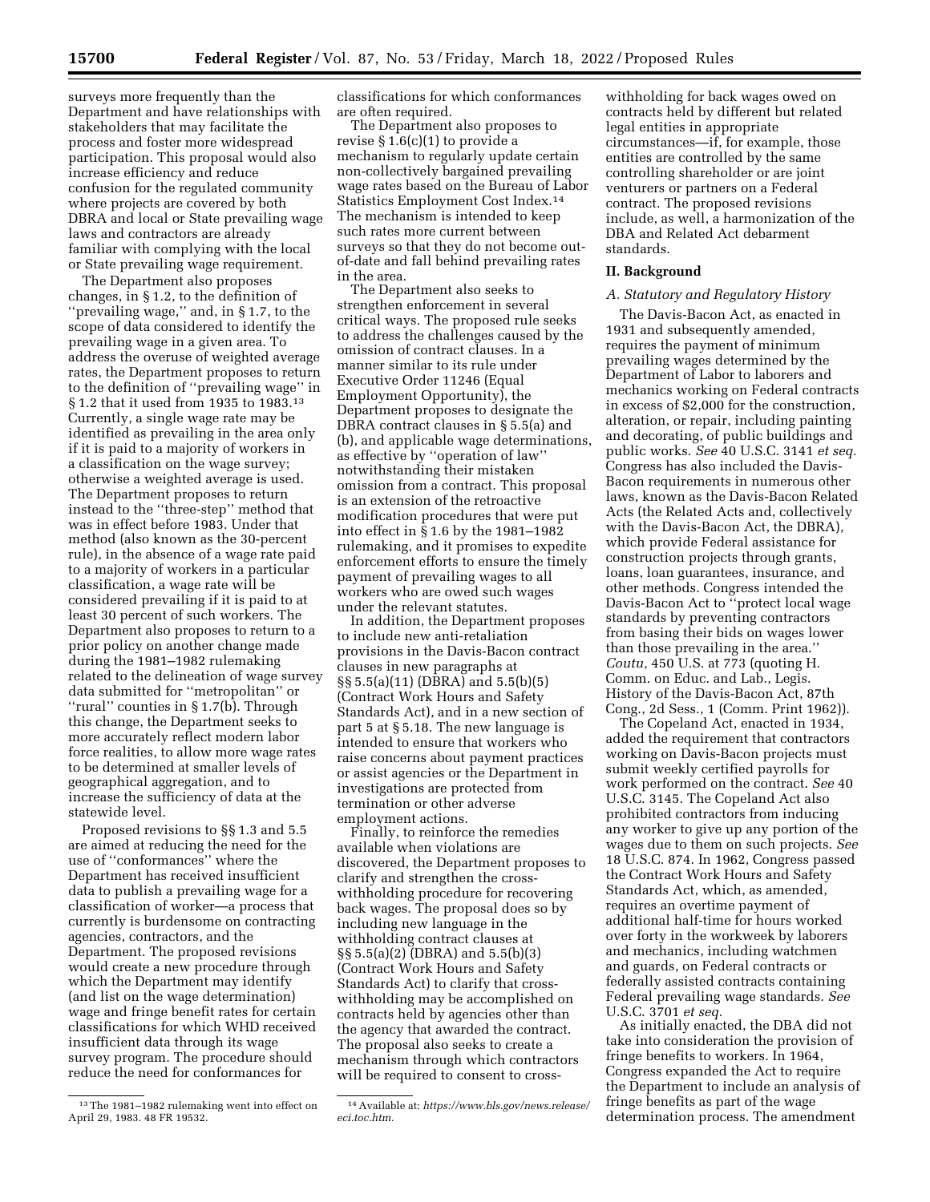surveys more frequently than the Department and have relationships with stakeholders that may facilitate the process and foster more widespread participation. This proposal would also increase efficiency and reduce confusion for the regulated community where projects are covered by both DBRA and local or State prevailing wage laws and contractors are already familiar with complying with the local or State prevailing wage requirement.

The Department also proposes changes, in § 1.2, to the definition of ''prevailing wage,'' and, in § 1.7, to the scope of data considered to identify the prevailing wage in a given area. To address the overuse of weighted average rates, the Department proposes to return to the definition of ''prevailing wage'' in § 1.2 that it used from 1935 to 1983.[13] Currently, a single wage rate may be identified as prevailing in the area only if it is paid to a majority of workers in a classification on the wage survey; otherwise a weighted average is used. The Department proposes to return instead to the ''three-step'' method that was in effect before 1983. Under that method (also known as the 30-percent rule), in the absence of a wage rate paid to a majority of workers in a particular classification, a wage rate will be considered prevailing if it is paid to at least 30 percent of such workers. The Department also proposes to return to a prior policy on another change made during the 1981–1982 rulemaking related to the delineation of wage survey data submitted for ''metropolitan'' or ''rural'' counties in § 1.7(b). Through this change, the Department seeks to more accurately reflect modern labor force realities, to allow more wage rates to be determined at smaller levels of geographical aggregation, and to increase the sufficiency of data at the statewide level.

Proposed revisions to §§ 1.3 and 5.5 are aimed at reducing the need for the use of ''conformances'' where the Department has received insufficient data to publish a prevailing wage for a classification of worker—a process that currently is burdensome on contracting agencies, contractors, and the Department. The proposed revisions would create a new procedure through which the Department may identify (and list on the wage determination) wage and fringe benefit rates for certain classifications for which WHD received insufficient data through its wage survey program. The procedure should reduce the need for conformances for classifications for which conformances are often required.

The Department also proposes to revise § 1.6(c)(1) to provide a mechanism to regularly update certain non-collectively bargained prevailing wage rates based on the Bureau of Labor Statistics Employment Cost Index.[14] The mechanism is intended to keep such rates more current between surveys so that they do not become out-of-date and fall behind prevailing rates in the area.

The Department also seeks to strengthen enforcement in several critical ways. The proposed rule seeks to address the challenges caused by the omission of contract clauses. In a manner similar to its rule under Executive Order 11246 (Equal Employment Opportunity), the Department proposes to designate the DBRA contract clauses in § 5.5(a) and (b), and applicable wage determinations, as effective by ''operation of law'' notwithstanding their mistaken omission from a contract. This proposal is an extension of the retroactive modification procedures that were put into effect in § 1.6 by the 1981–1982 rulemaking, and it promises to expedite enforcement efforts to ensure the timely payment of prevailing wages to all workers who are owed such wages under the relevant statutes.

In addition, the Department proposes to include new anti-retaliation provisions in the Davis-Bacon contract clauses in new paragraphs at §§ 5.5(a)(11) (DBRA) and 5.5(b)(5) (Contract Work Hours and Safety Standards Act), and in a new section of part 5 at § 5.18. The new language is intended to ensure that workers who raise concerns about payment practices or assist agencies or the Department in investigations are protected from termination or other adverse employment actions.

Finally, to reinforce the remedies available when violations are discovered, the Department proposes to clarify and strengthen the cross-withholding procedure for recovering back wages. The proposal does so by including new language in the withholding contract clauses at §§ 5.5(a)(2) (DBRA) and 5.5(b)(3) (Contract Work Hours and Safety Standards Act) to clarify that cross-withholding may be accomplished on contracts held by agencies other than the agency that awarded the contract. The proposal also seeks to create a mechanism through which contractors will be required to consent to cross-withholding for back wages owed on contracts held by different but related legal entities in appropriate circumstances—if, for example, those entities are controlled by the same controlling shareholder or are joint venturers or partners on a Federal contract. The proposed revisions include, as well, a harmonization of the DBA and Related Act debarment standards.

## II. Background

### A. Statutory and Regulatory History

The Davis-Bacon Act, as enacted in 1931 and subsequently amended, requires the payment of minimum prevailing wages determined by the Department of Labor to laborers and mechanics working on Federal contracts in excess of $2,000 for the construction, alteration, or repair, including painting and decorating, of public buildings and public works. *See* 40 U.S.C. 3141 *et seq.* Congress has also included the Davis-Bacon requirements in numerous other laws, known as the Davis-Bacon Related Acts (the Related Acts and, collectively with the Davis-Bacon Act, the DBRA), which provide Federal assistance for construction projects through grants, loans, loan guarantees, insurance, and other methods. Congress intended the Davis-Bacon Act to ''protect local wage standards by preventing contractors from basing their bids on wages lower than those prevailing in the area.'' *Coutu,* 450 U.S. at 773 (quoting H. Comm. on Educ. and Lab., Legis. History of the Davis-Bacon Act, 87th Cong., 2d Sess., 1 (Comm. Print 1962)).

The Copeland Act, enacted in 1934, added the requirement that contractors working on Davis-Bacon projects must submit weekly certified payrolls for work performed on the contract. *See* 40 U.S.C. 3145. The Copeland Act also prohibited contractors from inducing any worker to give up any portion of the wages due to them on such projects. *See* 18 U.S.C. 874. In 1962, Congress passed the Contract Work Hours and Safety Standards Act, which, as amended, requires an overtime payment of additional half-time for hours worked over forty in the workweek by laborers and mechanics, including watchmen and guards, on Federal contracts or federally assisted contracts containing Federal prevailing wage standards. *See* U.S.C. 3701 *et seq.*

As initially enacted, the DBA did not take into consideration the provision of fringe benefits to workers. In 1964, Congress expanded the Act to require the Department to include an analysis of fringe benefits as part of the wage determination process. The amendment

---

[13] The 1981–1982 rulemaking went into effect on April 29, 1983. 48 FR 19532.

[14] Available at: *https://www.bls.gov/news.release/eci.toc.htm.*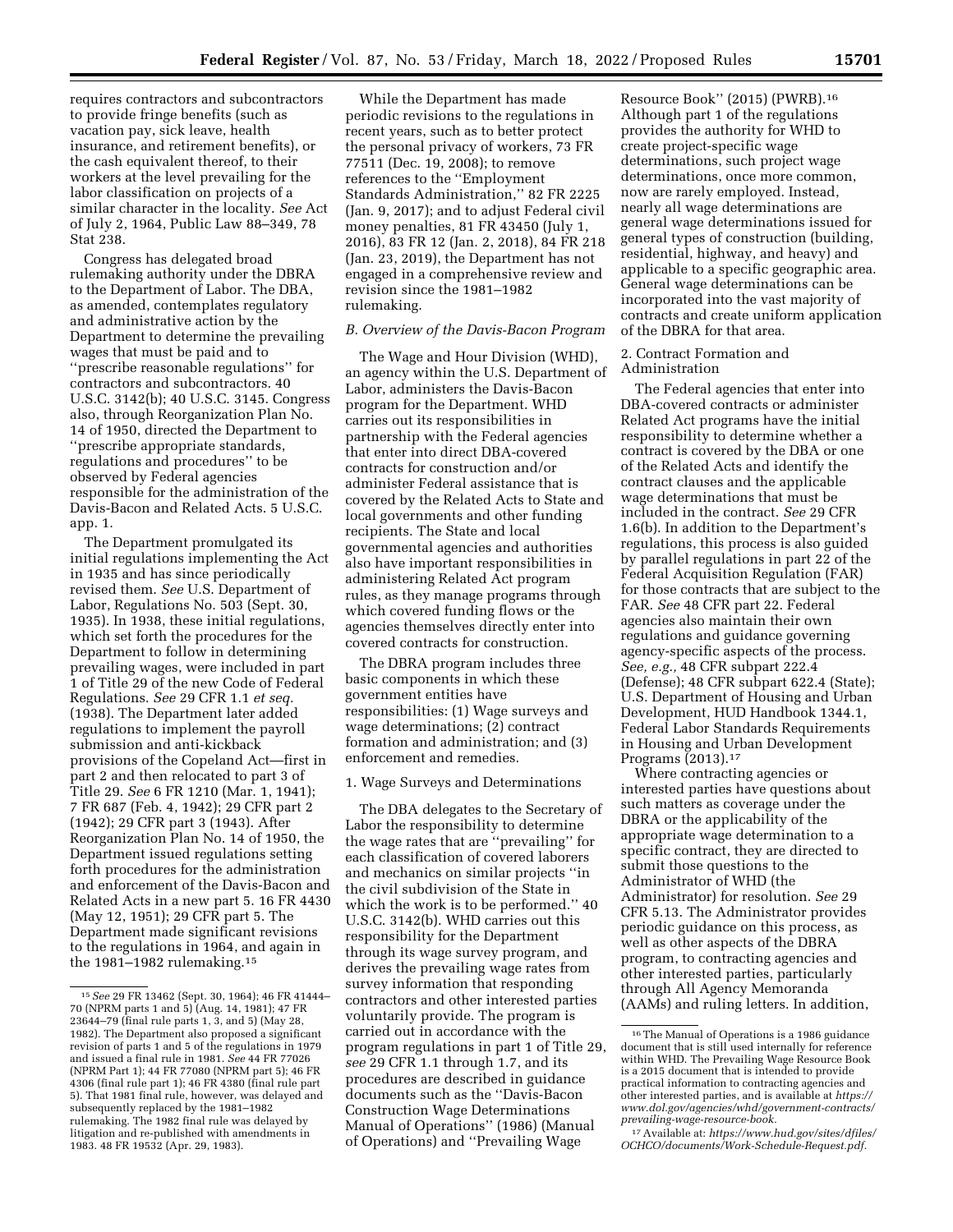requires contractors and subcontractors to provide fringe benefits (such as vacation pay, sick leave, health insurance, and retirement benefits), or the cash equivalent thereof, to their workers at the level prevailing for the labor classification on projects of a similar character in the locality. *See* Act of July 2, 1964, Public Law 88–349, 78 Stat 238.

Congress has delegated broad rulemaking authority under the DBRA to the Department of Labor. The DBA, as amended, contemplates regulatory and administrative action by the Department to determine the prevailing wages that must be paid and to ''prescribe reasonable regulations'' for contractors and subcontractors. 40 U.S.C. 3142(b); 40 U.S.C. 3145. Congress also, through Reorganization Plan No. 14 of 1950, directed the Department to ''prescribe appropriate standards, regulations and procedures'' to be observed by Federal agencies responsible for the administration of the Davis-Bacon and Related Acts. 5 U.S.C. app. 1.

The Department promulgated its initial regulations implementing the Act in 1935 and has since periodically revised them. *See* U.S. Department of Labor, Regulations No. 503 (Sept. 30, 1935). In 1938, these initial regulations, which set forth the procedures for the Department to follow in determining prevailing wages, were included in part 1 of Title 29 of the new Code of Federal Regulations. *See* 29 CFR 1.1 *et seq.* (1938). The Department later added regulations to implement the payroll submission and anti-kickback provisions of the Copeland Act—first in part 2 and then relocated to part 3 of Title 29. *See* 6 FR 1210 (Mar. 1, 1941); 7 FR 687 (Feb. 4, 1942); 29 CFR part 2 (1942); 29 CFR part 3 (1943). After Reorganization Plan No. 14 of 1950, the Department issued regulations setting forth procedures for the administration and enforcement of the Davis-Bacon and Related Acts in a new part 5. 16 FR 4430 (May 12, 1951); 29 CFR part 5. The Department made significant revisions to the regulations in 1964, and again in the 1981–1982 rulemaking.[15]

While the Department has made periodic revisions to the regulations in recent years, such as to better protect the personal privacy of workers, 73 FR 77511 (Dec. 19, 2008); to remove references to the ''Employment Standards Administration,'' 82 FR 2225 (Jan. 9, 2017); and to adjust Federal civil money penalties, 81 FR 43450 (July 1, 2016), 83 FR 12 (Jan. 2, 2018), 84 FR 218 (Jan. 23, 2019), the Department has not engaged in a comprehensive review and revision since the 1981–1982 rulemaking.

### *B. Overview of the Davis-Bacon Program*

The Wage and Hour Division (WHD), an agency within the U.S. Department of Labor, administers the Davis-Bacon program for the Department. WHD carries out its responsibilities in partnership with the Federal agencies that enter into direct DBA-covered contracts for construction and/or administer Federal assistance that is covered by the Related Acts to State and local governments and other funding recipients. The State and local governmental agencies and authorities also have important responsibilities in administering Related Act program rules, as they manage programs through which covered funding flows or the agencies themselves directly enter into covered contracts for construction.

The DBRA program includes three basic components in which these government entities have responsibilities: (1) Wage surveys and wage determinations; (2) contract formation and administration; and (3) enforcement and remedies.

#### 1. Wage Surveys and Determinations

The DBA delegates to the Secretary of Labor the responsibility to determine the wage rates that are ''prevailing'' for each classification of covered laborers and mechanics on similar projects ''in the civil subdivision of the State in which the work is to be performed.'' 40 U.S.C. 3142(b). WHD carries out this responsibility for the Department through its wage survey program, and derives the prevailing wage rates from survey information that responding contractors and other interested parties voluntarily provide. The program is carried out in accordance with the program regulations in part 1 of Title 29, *see* 29 CFR 1.1 through 1.7, and its procedures are described in guidance documents such as the ''Davis-Bacon Construction Wage Determinations Manual of Operations'' (1986) (Manual of Operations) and ''Prevailing Wage Resource Book'' (2015) (PWRB).[16] Although part 1 of the regulations provides the authority for WHD to create project-specific wage determinations, such project wage determinations, once more common, now are rarely employed. Instead, nearly all wage determinations are general wage determinations issued for general types of construction (building, residential, highway, and heavy) and applicable to a specific geographic area. General wage determinations can be incorporated into the vast majority of contracts and create uniform application of the DBRA for that area.

#### 2. Contract Formation and Administration

The Federal agencies that enter into DBA-covered contracts or administer Related Act programs have the initial responsibility to determine whether a contract is covered by the DBA or one of the Related Acts and identify the contract clauses and the applicable wage determinations that must be included in the contract. *See* 29 CFR 1.6(b). In addition to the Department's regulations, this process is also guided by parallel regulations in part 22 of the Federal Acquisition Regulation (FAR) for those contracts that are subject to the FAR. *See* 48 CFR part 22. Federal agencies also maintain their own regulations and guidance governing agency-specific aspects of the process. *See, e.g.,* 48 CFR subpart 222.4 (Defense); 48 CFR subpart 622.4 (State); U.S. Department of Housing and Urban Development, HUD Handbook 1344.1, Federal Labor Standards Requirements in Housing and Urban Development Programs (2013).[17]

Where contracting agencies or interested parties have questions about such matters as coverage under the DBRA or the applicability of the appropriate wage determination to a specific contract, they are directed to submit those questions to the Administrator of WHD (the Administrator) for resolution. *See* 29 CFR 5.13. The Administrator provides periodic guidance on this process, as well as other aspects of the DBRA program, to contracting agencies and other interested parties, particularly through All Agency Memoranda (AAMs) and ruling letters. In addition,

---

[15] *See* 29 FR 13462 (Sept. 30, 1964); 46 FR 41444–70 (NPRM parts 1 and 5) (Aug. 14, 1981); 47 FR 23644–79 (final rule parts 1, 3, and 5) (May 28, 1982). The Department also proposed a significant revision of parts 1 and 5 of the regulations in 1979 and issued a final rule in 1981. *See* 44 FR 77026 (NPRM Part 1); 44 FR 77080 (NPRM part 5); 46 FR 4306 (final rule part 1); 46 FR 4380 (final rule part 5). That 1981 final rule, however, was delayed and subsequently replaced by the 1981–1982 rulemaking. The 1982 final rule was delayed by litigation and re-published with amendments in 1983. 48 FR 19532 (Apr. 29, 1983).

[16] The Manual of Operations is a 1986 guidance document that is still used internally for reference within WHD. The Prevailing Wage Resource Book is a 2015 document that is intended to provide practical information to contracting agencies and other interested parties, and is available at *https://www.dol.gov/agencies/whd/government-contracts/prevailing-wage-resource-book.*

[17] Available at: *https://www.hud.gov/sites/dfiles/OCHCO/documents/Work-Schedule-Request.pdf.*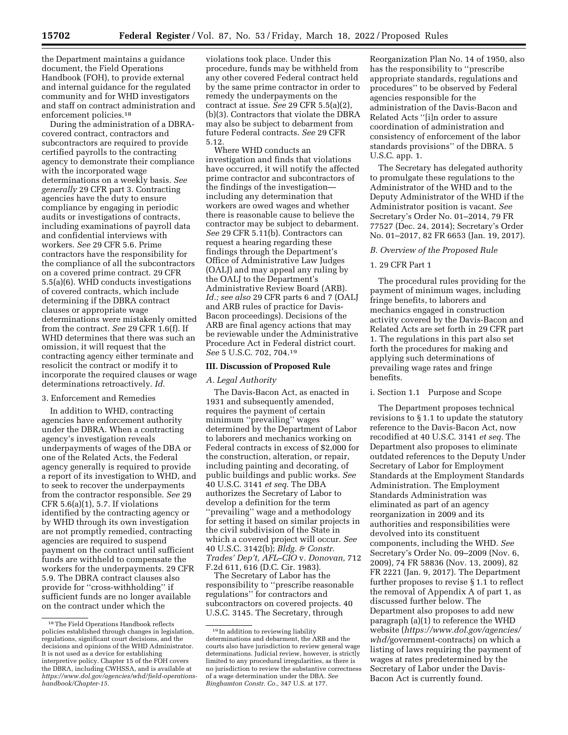the Department maintains a guidance document, the Field Operations Handbook (FOH), to provide external and internal guidance for the regulated community and for WHD investigators and staff on contract administration and enforcement policies.[18]

During the administration of a DBRA-covered contract, contractors and subcontractors are required to provide certified payrolls to the contracting agency to demonstrate their compliance with the incorporated wage determinations on a weekly basis. *See generally* 29 CFR part 3. Contracting agencies have the duty to ensure compliance by engaging in periodic audits or investigations of contracts, including examinations of payroll data and confidential interviews with workers. *See* 29 CFR 5.6. Prime contractors have the responsibility for the compliance of all the subcontractors on a covered prime contract. 29 CFR 5.5(a)(6). WHD conducts investigations of covered contracts, which include determining if the DBRA contract clauses or appropriate wage determinations were mistakenly omitted from the contract. *See* 29 CFR 1.6(f). If WHD determines that there was such an omission, it will request that the contracting agency either terminate and resolicit the contract or modify it to incorporate the required clauses or wage determinations retroactively. *Id.*

3. Enforcement and Remedies

In addition to WHD, contracting agencies have enforcement authority under the DBRA. When a contracting agency's investigation reveals underpayments of wages of the DBA or one of the Related Acts, the Federal agency generally is required to provide a report of its investigation to WHD, and to seek to recover the underpayments from the contractor responsible. *See* 29 CFR 5.6(a)(1), 5.7. If violations identified by the contracting agency or by WHD through its own investigation are not promptly remedied, contracting agencies are required to suspend payment on the contract until sufficient funds are withheld to compensate the workers for the underpayments. 29 CFR 5.9. The DBRA contract clauses also provide for "cross-withholding" if sufficient funds are no longer available on the contract under which the violations took place. Under this procedure, funds may be withheld from any other covered Federal contract held by the same prime contractor in order to remedy the underpayments on the contract at issue. *See* 29 CFR 5.5(a)(2), (b)(3). Contractors that violate the DBRA may also be subject to debarment from future Federal contracts. *See* 29 CFR 5.12.

Where WHD conducts an investigation and finds that violations have occurred, it will notify the affected prime contractor and subcontractors of the findings of the investigation—including any determination that workers are owed wages and whether there is reasonable cause to believe the contractor may be subject to debarment. *See* 29 CFR 5.11(b). Contractors can request a hearing regarding these findings through the Department's Office of Administrative Law Judges (OALJ) and may appeal any ruling by the OALJ to the Department's Administrative Review Board (ARB). *Id.; see also* 29 CFR parts 6 and 7 (OALJ and ARB rules of practice for Davis-Bacon proceedings). Decisions of the ARB are final agency actions that may be reviewable under the Administrative Procedure Act in Federal district court. *See* 5 U.S.C. 702, 704.[19]

## III. Discussion of Proposed Rule

### A. Legal Authority

The Davis-Bacon Act, as enacted in 1931 and subsequently amended, requires the payment of certain minimum "prevailing" wages determined by the Department of Labor to laborers and mechanics working on Federal contracts in excess of $2,000 for the construction, alteration, or repair, including painting and decorating, of public buildings and public works. *See* 40 U.S.C. 3141 *et seq.* The DBA authorizes the Secretary of Labor to develop a definition for the term "prevailing" wage and a methodology for setting it based on similar projects in the civil subdivision of the State in which a covered project will occur. *See* 40 U.S.C. 3142(b); *Bldg. & Constr. Trades' Dep't, AFL–CIO* v. *Donovan,* 712 F.2d 611, 616 (D.C. Cir. 1983).

The Secretary of Labor has the responsibility to "prescribe reasonable regulations" for contractors and subcontractors on covered projects. 40 U.S.C. 3145. The Secretary, through Reorganization Plan No. 14 of 1950, also has the responsibility to "prescribe appropriate standards, regulations and procedures" to be observed by Federal agencies responsible for the administration of the Davis-Bacon and Related Acts "[i]n order to assure coordination of administration and consistency of enforcement of the labor standards provisions" of the DBRA. 5 U.S.C. app. 1.

The Secretary has delegated authority to promulgate these regulations to the Administrator of the WHD and to the Deputy Administrator of the WHD if the Administrator position is vacant. *See* Secretary's Order No. 01–2014, 79 FR 77527 (Dec. 24, 2014); Secretary's Order No. 01–2017, 82 FR 6653 (Jan. 19, 2017).

### B. Overview of the Proposed Rule

1. 29 CFR Part 1

The procedural rules providing for the payment of minimum wages, including fringe benefits, to laborers and mechanics engaged in construction activity covered by the Davis-Bacon and Related Acts are set forth in 29 CFR part 1. The regulations in this part also set forth the procedures for making and applying such determinations of prevailing wage rates and fringe benefits.

i. Section 1.1 Purpose and Scope

The Department proposes technical revisions to § 1.1 to update the statutory reference to the Davis-Bacon Act, now recodified at 40 U.S.C. 3141 *et seq.* The Department also proposes to eliminate outdated references to the Deputy Under Secretary of Labor for Employment Standards at the Employment Standards Administration. The Employment Standards Administration was eliminated as part of an agency reorganization in 2009 and its authorities and responsibilities were devolved into its constituent components, including the WHD. *See* Secretary's Order No. 09–2009 (Nov. 6, 2009), 74 FR 58836 (Nov. 13, 2009), 82 FR 2221 (Jan. 9, 2017). The Department further proposes to revise § 1.1 to reflect the removal of Appendix A of part 1, as discussed further below. The Department also proposes to add new paragraph (a)(1) to reference the WHD website (*https://www.dol.gov/agencies/whd/*government-contracts) on which a listing of laws requiring the payment of wages at rates predetermined by the Secretary of Labor under the Davis-Bacon Act is currently found.

---

[18] The Field Operations Handbook reflects policies established through changes in legislation, regulations, significant court decisions, and the decisions and opinions of the WHD Administrator. It is not used as a device for establishing interpretive policy. Chapter 15 of the FOH covers the DBRA, including CWHSSA, and is available at *https://www.dol.gov/agencies/whd/field-operations-handbook/Chapter-15.*

[19] In addition to reviewing liability determinations and debarment, the ARB and the courts also have jurisdiction to review general wage determinations. Judicial review, however, is strictly limited to any procedural irregularities, as there is no jurisdiction to review the substantive correctness of a wage determination under the DBA. *See Binghamton Constr. Co.,* 347 U.S. at 177.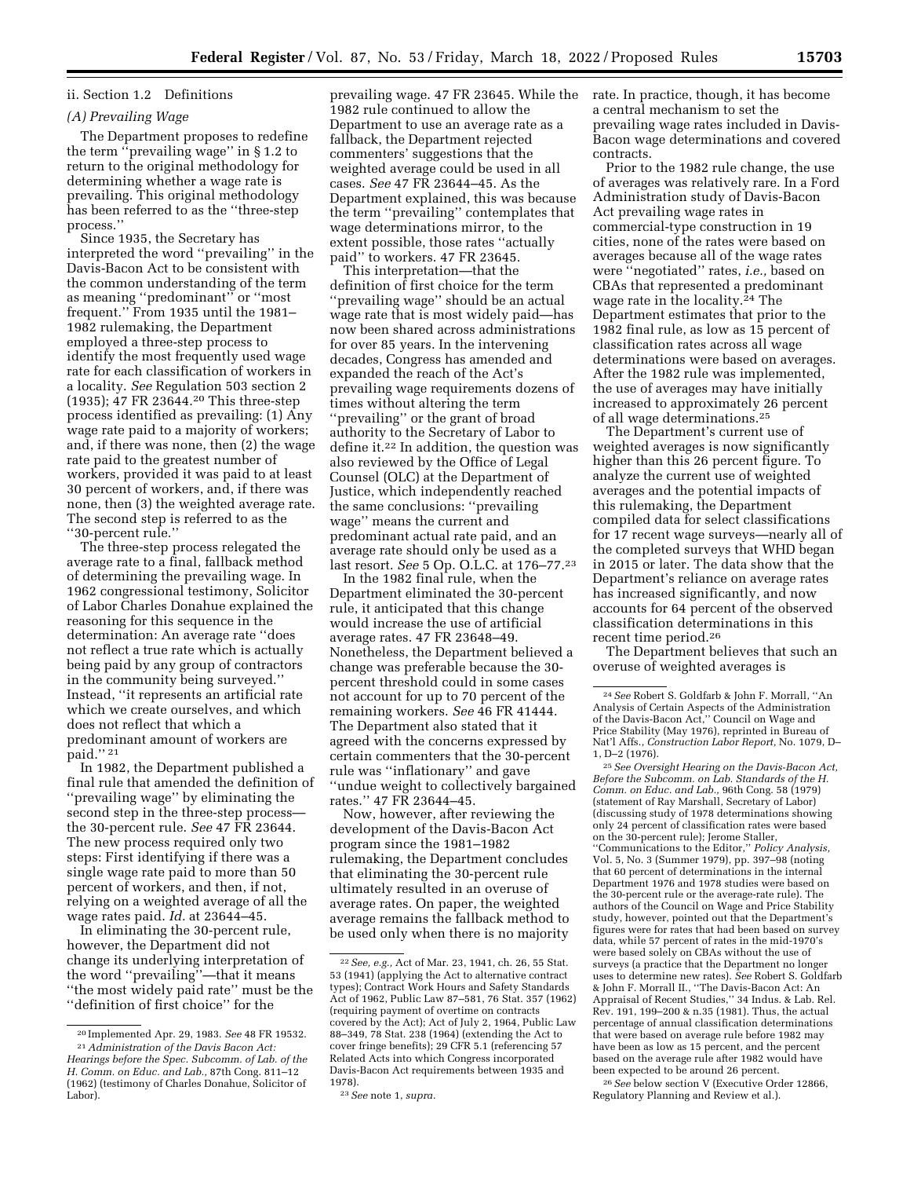ii. Section 1.2 Definitions

*(A) Prevailing Wage*

The Department proposes to redefine the term "prevailing wage" in § 1.2 to return to the original methodology for determining whether a wage rate is prevailing. This original methodology has been referred to as the "three-step process."

Since 1935, the Secretary has interpreted the word "prevailing" in the Davis-Bacon Act to be consistent with the common understanding of the term as meaning "predominant" or "most frequent." From 1935 until the 1981–1982 rulemaking, the Department employed a three-step process to identify the most frequently used wage rate for each classification of workers in a locality. *See* Regulation 503 section 2 (1935); 47 FR 23644.[20] This three-step process identified as prevailing: (1) Any wage rate paid to a majority of workers; and, if there was none, then (2) the wage rate paid to the greatest number of workers, provided it was paid to at least 30 percent of workers, and, if there was none, then (3) the weighted average rate. The second step is referred to as the "30-percent rule."

The three-step process relegated the average rate to a final, fallback method of determining the prevailing wage. In 1962 congressional testimony, Solicitor of Labor Charles Donahue explained the reasoning for this sequence in the determination: An average rate "does not reflect a true rate which is actually being paid by any group of contractors in the community being surveyed." Instead, "it represents an artificial rate which we create ourselves, and which does not reflect that which a predominant amount of workers are paid." [21]

In 1982, the Department published a final rule that amended the definition of "prevailing wage" by eliminating the second step in the three-step process—the 30-percent rule. *See* 47 FR 23644. The new process required only two steps: First identifying if there was a single wage rate paid to more than 50 percent of workers, and then, if not, relying on a weighted average of all the wage rates paid. *Id.* at 23644–45.

In eliminating the 30-percent rule, however, the Department did not change its underlying interpretation of the word "prevailing"—that it means "the most widely paid rate" must be the "definition of first choice" for the prevailing wage. 47 FR 23645. While the 1982 rule continued to allow the Department to use an average rate as a fallback, the Department rejected commenters' suggestions that the weighted average could be used in all cases. *See* 47 FR 23644–45. As the Department explained, this was because the term "prevailing" contemplates that wage determinations mirror, to the extent possible, those rates "actually paid" to workers. 47 FR 23645.

This interpretation—that the definition of first choice for the term "prevailing wage" should be an actual wage rate that is most widely paid—has now been shared across administrations for over 85 years. In the intervening decades, Congress has amended and expanded the reach of the Act's prevailing wage requirements dozens of times without altering the term "prevailing" or the grant of broad authority to the Secretary of Labor to define it.[22] In addition, the question was also reviewed by the Office of Legal Counsel (OLC) at the Department of Justice, which independently reached the same conclusions: "prevailing wage" means the current and predominant actual rate paid, and an average rate should only be used as a last resort. *See* 5 Op. O.L.C. at 176–77.[23]

In the 1982 final rule, when the Department eliminated the 30-percent rule, it anticipated that this change would increase the use of artificial average rates. 47 FR 23648–49. Nonetheless, the Department believed a change was preferable because the 30-percent threshold could in some cases not account for up to 70 percent of the remaining workers. *See* 46 FR 41444. The Department also stated that it agreed with the concerns expressed by certain commenters that the 30-percent rule was "inflationary" and gave "undue weight to collectively bargained rates." 47 FR 23644–45.

Now, however, after reviewing the development of the Davis-Bacon Act program since the 1981–1982 rulemaking, the Department concludes that eliminating the 30-percent rule ultimately resulted in an overuse of average rates. On paper, the weighted average remains the fallback method to be used only when there is no majority rate. In practice, though, it has become a central mechanism to set the prevailing wage rates included in Davis-Bacon wage determinations and covered contracts.

Prior to the 1982 rule change, the use of averages was relatively rare. In a Ford Administration study of Davis-Bacon Act prevailing wage rates in commercial-type construction in 19 cities, none of the rates were based on averages because all of the wage rates were "negotiated" rates, *i.e.,* based on CBAs that represented a predominant wage rate in the locality.[24] The Department estimates that prior to the 1982 final rule, as low as 15 percent of classification rates across all wage determinations were based on averages. After the 1982 rule was implemented, the use of averages may have initially increased to approximately 26 percent of all wage determinations.[25]

The Department's current use of weighted averages is now significantly higher than this 26 percent figure. To analyze the current use of weighted averages and the potential impacts of this rulemaking, the Department compiled data for select classifications for 17 recent wage surveys—nearly all of the completed surveys that WHD began in 2015 or later. The data show that the Department's reliance on average rates has increased significantly, and now accounts for 64 percent of the observed classification determinations in this recent time period.[26]

The Department believes that such an overuse of weighted averages is

---

[20] Implemented Apr. 29, 1983. *See* 48 FR 19532.

[21] *Administration of the Davis Bacon Act: Hearings before the Spec. Subcomm. of Lab. of the H. Comm. on Educ. and Lab.,* 87th Cong. 811–12 (1962) (testimony of Charles Donahue, Solicitor of Labor).

[22] *See, e.g.,* Act of Mar. 23, 1941, ch. 26, 55 Stat. 53 (1941) (applying the Act to alternative contract types); Contract Work Hours and Safety Standards Act of 1962, Public Law 87–581, 76 Stat. 357 (1962) (requiring payment of overtime on contracts covered by the Act); Act of July 2, 1964, Public Law 88–349, 78 Stat. 238 (1964) (extending the Act to cover fringe benefits); 29 CFR 5.1 (referencing 57 Related Acts into which Congress incorporated Davis-Bacon Act requirements between 1935 and 1978).

[23] *See* note 1, *supra.*

[24] *See* Robert S. Goldfarb & John F. Morrall, "An Analysis of Certain Aspects of the Administration of the Davis-Bacon Act," Council on Wage and Price Stability (May 1976), reprinted in Bureau of Nat'l Affs., *Construction Labor Report,* No. 1079, D–1, D–2 (1976).

[25] *See Oversight Hearing on the Davis-Bacon Act, Before the Subcomm. on Lab. Standards of the H. Comm. on Educ. and Lab.,* 96th Cong. 58 (1979) (statement of Ray Marshall, Secretary of Labor) (discussing study of 1978 determinations showing only 24 percent of classification rates were based on the 30-percent rule); Jerome Staller, "Communications to the Editor," *Policy Analysis,* Vol. 5, No. 3 (Summer 1979), pp. 397–98 (noting that 60 percent of determinations in the internal Department 1976 and 1978 studies were based on the 30-percent rule or the average-rate rule). The authors of the Council on Wage and Price Stability study, however, pointed out that the Department's figures were for rates that had been based on survey data, while 57 percent of rates in the mid-1970's were based solely on CBAs without the use of surveys (a practice that the Department no longer uses to determine new rates). *See* Robert S. Goldfarb & John F. Morrall II., "The Davis-Bacon Act: An Appraisal of Recent Studies," 34 Indus. & Lab. Rel. Rev. 191, 199–200 & n.35 (1981). Thus, the actual percentage of annual classification determinations that were based on average rule before 1982 may have been as low as 15 percent, and the percent based on the average rule after 1982 would have been expected to be around 26 percent.

[26] *See* below section V (Executive Order 12866, Regulatory Planning and Review et al.).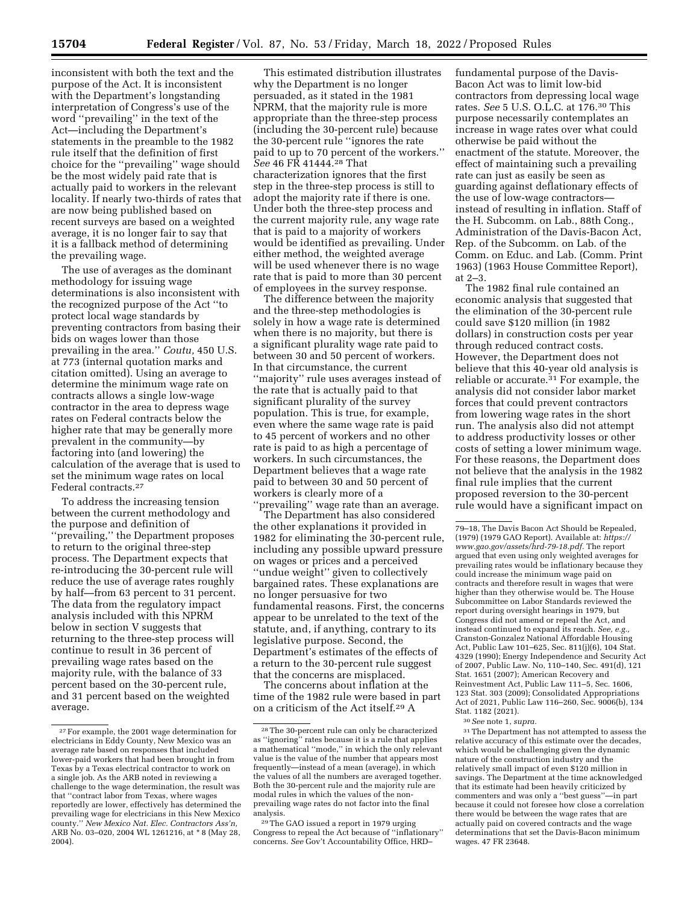inconsistent with both the text and the purpose of the Act. It is inconsistent with the Department's longstanding interpretation of Congress's use of the word "prevailing" in the text of the Act—including the Department's statements in the preamble to the 1982 rule itself that the definition of first choice for the "prevailing" wage should be the most widely paid rate that is actually paid to workers in the relevant locality. If nearly two-thirds of rates that are now being published based on recent surveys are based on a weighted average, it is no longer fair to say that it is a fallback method of determining the prevailing wage.

The use of averages as the dominant methodology for issuing wage determinations is also inconsistent with the recognized purpose of the Act "to protect local wage standards by preventing contractors from basing their bids on wages lower than those prevailing in the area." *Coutu,* 450 U.S. at 773 (internal quotation marks and citation omitted). Using an average to determine the minimum wage rate on contracts allows a single low-wage contractor in the area to depress wage rates on Federal contracts below the higher rate that may be generally more prevalent in the community—by factoring into (and lowering) the calculation of the average that is used to set the minimum wage rates on local Federal contracts.[27]

To address the increasing tension between the current methodology and the purpose and definition of "prevailing," the Department proposes to return to the original three-step process. The Department expects that re-introducing the 30-percent rule will reduce the use of average rates roughly by half—from 63 percent to 31 percent. The data from the regulatory impact analysis included with this NPRM below in section V suggests that returning to the three-step process will continue to result in 36 percent of prevailing wage rates based on the majority rule, with the balance of 33 percent based on the 30-percent rule, and 31 percent based on the weighted average.

This estimated distribution illustrates why the Department is no longer persuaded, as it stated in the 1981 NPRM, that the majority rule is more appropriate than the three-step process (including the 30-percent rule) because the 30-percent rule "ignores the rate paid to up to 70 percent of the workers." *See* 46 FR 41444.[28] That characterization ignores that the first step in the three-step process is still to adopt the majority rate if there is one. Under both the three-step process and the current majority rule, any wage rate that is paid to a majority of workers would be identified as prevailing. Under either method, the weighted average will be used whenever there is no wage rate that is paid to more than 30 percent of employees in the survey response.

The difference between the majority and the three-step methodologies is solely in how a wage rate is determined when there is no majority, but there is a significant plurality wage rate paid to between 30 and 50 percent of workers. In that circumstance, the current "majority" rule uses averages instead of the rate that is actually paid to that significant plurality of the survey population. This is true, for example, even where the same wage rate is paid to 45 percent of workers and no other rate is paid to as high a percentage of workers. In such circumstances, the Department believes that a wage rate paid to between 30 and 50 percent of workers is clearly more of a "prevailing" wage rate than an average.

The Department has also considered the other explanations it provided in 1982 for eliminating the 30-percent rule, including any possible upward pressure on wages or prices and a perceived "undue weight" given to collectively bargained rates. These explanations are no longer persuasive for two fundamental reasons. First, the concerns appear to be unrelated to the text of the statute, and, if anything, contrary to its legislative purpose. Second, the Department's estimates of the effects of a return to the 30-percent rule suggest that the concerns are misplaced.

The concerns about inflation at the time of the 1982 rule were based in part on a criticism of the Act itself.[29] A fundamental purpose of the Davis-Bacon Act was to limit low-bid contractors from depressing local wage rates. *See* 5 U.S. O.L.C. at 176.[30] This purpose necessarily contemplates an increase in wage rates over what could otherwise be paid without the enactment of the statute. Moreover, the effect of maintaining such a prevailing rate can just as easily be seen as guarding against deflationary effects of the use of low-wage contractors—instead of resulting in inflation. Staff of the H. Subcomm. on Lab., 88th Cong., Administration of the Davis-Bacon Act, Rep. of the Subcomm. on Lab. of the Comm. on Educ. and Lab. (Comm. Print 1963) (1963 House Committee Report), at 2–3.

The 1982 final rule contained an economic analysis that suggested that the elimination of the 30-percent rule could save $120 million (in 1982 dollars) in construction costs per year through reduced contract costs. However, the Department does not believe that this 40-year old analysis is reliable or accurate.[31] For example, the analysis did not consider labor market forces that could prevent contractors from lowering wage rates in the short run. The analysis also did not attempt to address productivity losses or other costs of setting a lower minimum wage. For these reasons, the Department does not believe that the analysis in the 1982 final rule implies that the current proposed reversion to the 30-percent rule would have a significant impact on

---

[27] For example, the 2001 wage determination for electricians in Eddy County, New Mexico was an average rate based on responses that included lower-paid workers that had been brought in from Texas by a Texas electrical contractor to work on a single job. As the ARB noted in reviewing a challenge to the wage determination, the result was that "contract labor from Texas, where wages reportedly are lower, effectively has determined the prevailing wage for electricians in this New Mexico county." *New Mexico Nat. Elec. Contractors Ass'n,* ARB No. 03–020, 2004 WL 1261216, at * 8 (May 28, 2004).

[28] The 30-percent rule can only be characterized as "ignoring" rates because it is a rule that applies a mathematical "mode," in which the only relevant value is the value of the number that appears most frequently—instead of a mean (average), in which the values of all the numbers are averaged together. Both the 30-percent rule and the majority rule are modal rules in which the values of the non-prevailing wage rates do not factor into the final analysis.

[29] The GAO issued a report in 1979 urging Congress to repeal the Act because of "inflationary" concerns. *See* Gov't Accountability Office, HRD–79–18, The Davis Bacon Act Should be Repealed, (1979) (1979 GAO Report). Available at: *https://www.gao.gov/assets/hrd-79-18.pdf.* The report argued that even using only weighted averages for prevailing rates would be inflationary because they could increase the minimum wage paid on contracts and therefore result in wages that were higher than they otherwise would be. The House Subcommittee on Labor Standards reviewed the report during oversight hearings in 1979, but Congress did not amend or repeal the Act, and instead continued to expand its reach. *See, e.g.,* Cranston-Gonzalez National Affordable Housing Act, Public Law 101–625, Sec. 811(j)(6), 104 Stat. 4329 (1990); Energy Independence and Security Act of 2007, Public Law. No, 110–140, Sec. 491(d), 121 Stat. 1651 (2007); American Recovery and Reinvestment Act, Public Law 111–5, Sec. 1606, 123 Stat. 303 (2009); Consolidated Appropriations Act of 2021, Public Law 116–260, Sec. 9006(b), 134 Stat. 1182 (2021).

[30] *See* note 1, *supra.*

[31] The Department has not attempted to assess the relative accuracy of this estimate over the decades, which would be challenging given the dynamic nature of the construction industry and the relatively small impact of even $120 million in savings. The Department at the time acknowledged that its estimate had been heavily criticized by commenters and was only a "best guess"—in part because it could not foresee how close a correlation there would be between the wage rates that are actually paid on covered contracts and the wage determinations that set the Davis-Bacon minimum wages. 47 FR 23648.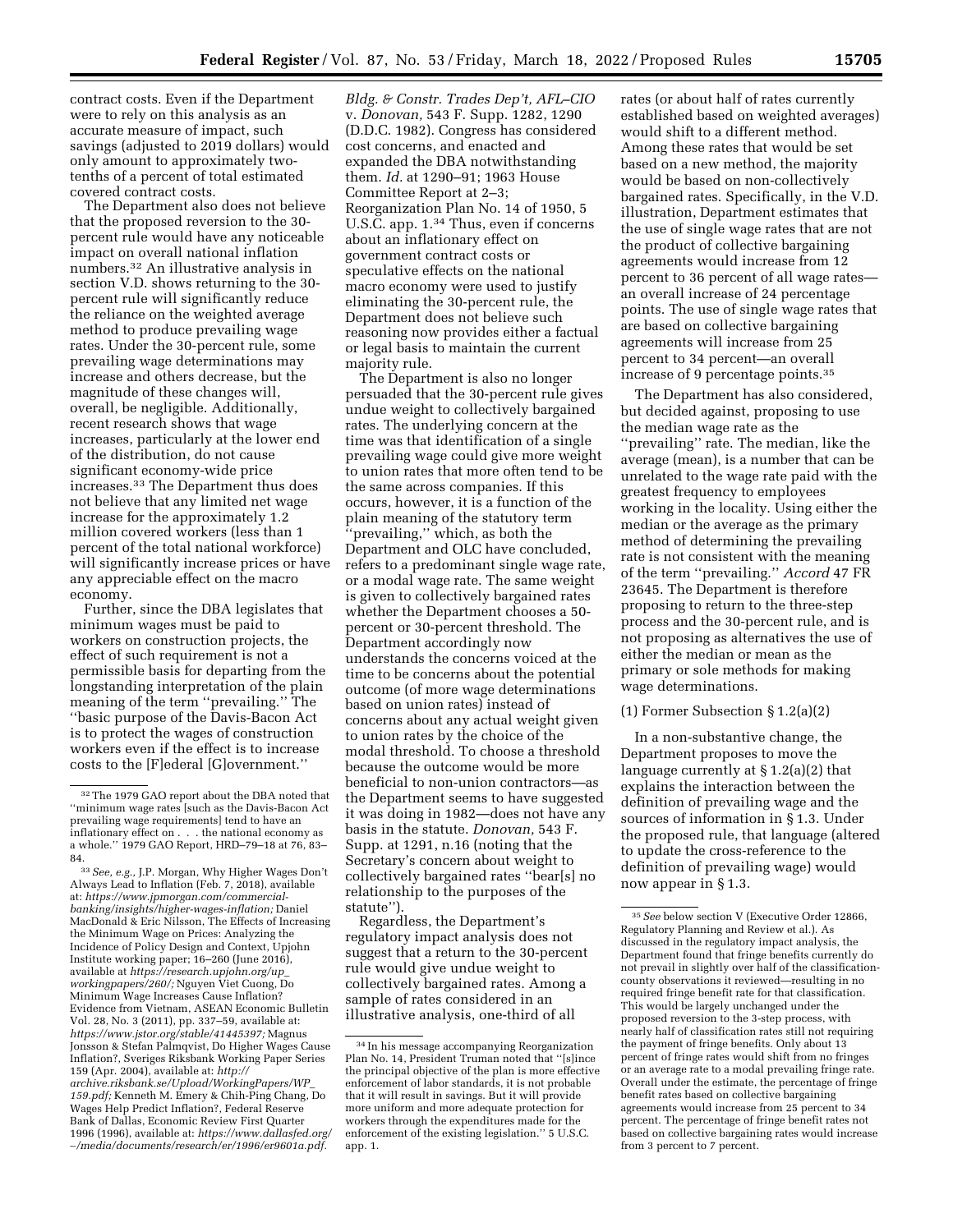contract costs. Even if the Department were to rely on this analysis as an accurate measure of impact, such savings (adjusted to 2019 dollars) would only amount to approximately two-tenths of a percent of total estimated covered contract costs.

The Department also does not believe that the proposed reversion to the 30-percent rule would have any noticeable impact on overall national inflation numbers.[32] An illustrative analysis in section V.D. shows returning to the 30-percent rule will significantly reduce the reliance on the weighted average method to produce prevailing wage rates. Under the 30-percent rule, some prevailing wage determinations may increase and others decrease, but the magnitude of these changes will, overall, be negligible. Additionally, recent research shows that wage increases, particularly at the lower end of the distribution, do not cause significant economy-wide price increases.[33] The Department thus does not believe that any limited net wage increase for the approximately 1.2 million covered workers (less than 1 percent of the total national workforce) will significantly increase prices or have any appreciable effect on the macro economy.

Further, since the DBA legislates that minimum wages must be paid to workers on construction projects, the effect of such requirement is not a permissible basis for departing from the longstanding interpretation of the plain meaning of the term ''prevailing.'' The ''basic purpose of the Davis-Bacon Act is to protect the wages of construction workers even if the effect is to increase costs to the [F]ederal [G]overnment.'' *Bldg. & Constr. Trades Dep't, AFL–CIO* v. *Donovan,* 543 F. Supp. 1282, 1290 (D.D.C. 1982). Congress has considered cost concerns, and enacted and expanded the DBA notwithstanding them. *Id.* at 1290–91; 1963 House Committee Report at 2–3; Reorganization Plan No. 14 of 1950, 5 U.S.C. app. 1.[34] Thus, even if concerns about an inflationary effect on government contract costs or speculative effects on the national macro economy were used to justify eliminating the 30-percent rule, the Department does not believe such reasoning now provides either a factual or legal basis to maintain the current majority rule.

The Department is also no longer persuaded that the 30-percent rule gives undue weight to collectively bargained rates. The underlying concern at the time was that identification of a single prevailing wage could give more weight to union rates that more often tend to be the same across companies. If this occurs, however, it is a function of the plain meaning of the statutory term ''prevailing,'' which, as both the Department and OLC have concluded, refers to a predominant single wage rate, or a modal wage rate. The same weight is given to collectively bargained rates whether the Department chooses a 50-percent or 30-percent threshold. The Department accordingly now understands the concerns voiced at the time to be concerns about the potential outcome (of more wage determinations based on union rates) instead of concerns about any actual weight given to union rates by the choice of the modal threshold. To choose a threshold because the outcome would be more beneficial to non-union contractors—as the Department seems to have suggested it was doing in 1982—does not have any basis in the statute. *Donovan,* 543 F. Supp. at 1291, n.16 (noting that the Secretary's concern about weight to collectively bargained rates ''bear[s] no relationship to the purposes of the statute'').

Regardless, the Department's regulatory impact analysis does not suggest that a return to the 30-percent rule would give undue weight to collectively bargained rates. Among a sample of rates considered in an illustrative analysis, one-third of all rates (or about half of rates currently established based on weighted averages) would shift to a different method. Among these rates that would be set based on a new method, the majority would be based on non-collectively bargained rates. Specifically, in the V.D. illustration, Department estimates that the use of single wage rates that are not the product of collective bargaining agreements would increase from 12 percent to 36 percent of all wage rates—an overall increase of 24 percentage points. The use of single wage rates that are based on collective bargaining agreements will increase from 25 percent to 34 percent—an overall increase of 9 percentage points.[35]

The Department has also considered, but decided against, proposing to use the median wage rate as the ''prevailing'' rate. The median, like the average (mean), is a number that can be unrelated to the wage rate paid with the greatest frequency to employees working in the locality. Using either the median or the average as the primary method of determining the prevailing rate is not consistent with the meaning of the term ''prevailing.'' *Accord* 47 FR 23645. The Department is therefore proposing to return to the three-step process and the 30-percent rule, and is not proposing as alternatives the use of either the median or mean as the primary or sole methods for making wage determinations.

(1) Former Subsection § 1.2(a)(2)

In a non-substantive change, the Department proposes to move the language currently at § 1.2(a)(2) that explains the interaction between the definition of prevailing wage and the sources of information in § 1.3. Under the proposed rule, that language (altered to update the cross-reference to the definition of prevailing wage) would now appear in § 1.3.

---

[32] The 1979 GAO report about the DBA noted that ''minimum wage rates [such as the Davis-Bacon Act prevailing wage requirements] tend to have an inflationary effect on . . . the national economy as a whole.'' 1979 GAO Report, HRD–79–18 at 76, 83–84.

[33] *See, e.g.,* J.P. Morgan, Why Higher Wages Don't Always Lead to Inflation (Feb. 7, 2018), available at: *https://www.jpmorgan.com/commercial-banking/insights/higher-wages-inflation;* Daniel MacDonald & Eric Nilsson, The Effects of Increasing the Minimum Wage on Prices: Analyzing the Incidence of Policy Design and Context, Upjohn Institute working paper; 16–260 (June 2016), available at *https://research.upjohn.org/up_workingpapers/260/;* Nguyen Viet Cuong, Do Minimum Wage Increases Cause Inflation? Evidence from Vietnam, ASEAN Economic Bulletin Vol. 28, No. 3 (2011), pp. 337–59, available at: *https://www.jstor.org/stable/41445397;* Magnus Jonsson & Stefan Palmqvist, Do Higher Wages Cause Inflation?, Sveriges Riksbank Working Paper Series 159 (Apr. 2004), available at: *http://archive.riksbank.se/Upload/WorkingPapers/WP_159.pdf;* Kenneth M. Emery & Chih-Ping Chang, Do Wages Help Predict Inflation?, Federal Reserve Bank of Dallas, Economic Review First Quarter 1996 (1996), available at: *https://www.dallasfed.org/~/media/documents/research/er/1996/er9601a.pdf.*

[34] In his message accompanying Reorganization Plan No. 14, President Truman noted that ''[s]ince the principal objective of the plan is more effective enforcement of labor standards, it is not probable that it will result in savings. But it will provide more uniform and more adequate protection for workers through the expenditures made for the enforcement of the existing legislation.'' 5 U.S.C. app. 1.

[35] *See* below section V (Executive Order 12866, Regulatory Planning and Review et al.). As discussed in the regulatory impact analysis, the Department found that fringe benefits currently do not prevail in slightly over half of the classification-county observations it reviewed—resulting in no required fringe benefit rate for that classification. This would be largely unchanged under the proposed reversion to the 3-step process, with nearly half of classification rates still not requiring the payment of fringe benefits. Only about 13 percent of fringe rates would shift from no fringes or an average rate to a modal prevailing fringe rate. Overall under the estimate, the percentage of fringe benefit rates based on collective bargaining agreements would increase from 25 percent to 34 percent. The percentage of fringe benefit rates not based on collective bargaining rates would increase from 3 percent to 7 percent.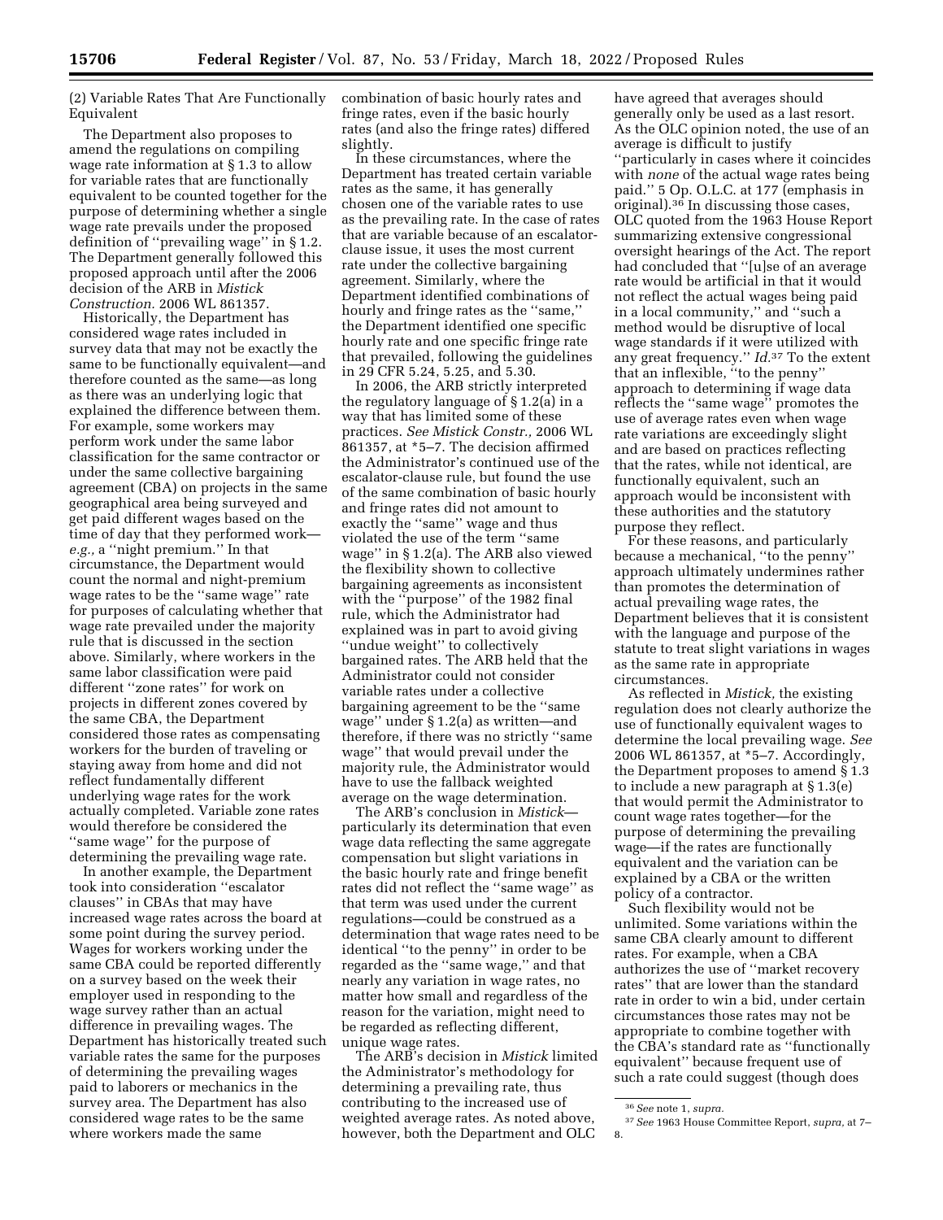(2) Variable Rates That Are Functionally Equivalent

The Department also proposes to amend the regulations on compiling wage rate information at § 1.3 to allow for variable rates that are functionally equivalent to be counted together for the purpose of determining whether a single wage rate prevails under the proposed definition of ''prevailing wage'' in § 1.2. The Department generally followed this proposed approach until after the 2006 decision of the ARB in *Mistick Construction.* 2006 WL 861357.

Historically, the Department has considered wage rates included in survey data that may not be exactly the same to be functionally equivalent—and therefore counted as the same—as long as there was an underlying logic that explained the difference between them. For example, some workers may perform work under the same labor classification for the same contractor or under the same collective bargaining agreement (CBA) on projects in the same geographical area being surveyed and get paid different wages based on the time of day that they performed work—*e.g.,* a ''night premium.'' In that circumstance, the Department would count the normal and night-premium wage rates to be the ''same wage'' rate for purposes of calculating whether that wage rate prevailed under the majority rule that is discussed in the section above. Similarly, where workers in the same labor classification were paid different ''zone rates'' for work on projects in different zones covered by the same CBA, the Department considered those rates as compensating workers for the burden of traveling or staying away from home and did not reflect fundamentally different underlying wage rates for the work actually completed. Variable zone rates would therefore be considered the ''same wage'' for the purpose of determining the prevailing wage rate.

In another example, the Department took into consideration ''escalator clauses'' in CBAs that may have increased wage rates across the board at some point during the survey period. Wages for workers working under the same CBA could be reported differently on a survey based on the week their employer used in responding to the wage survey rather than an actual difference in prevailing wages. The Department has historically treated such variable rates the same for the purposes of determining the prevailing wages paid to laborers or mechanics in the survey area. The Department has also considered wage rates to be the same where workers made the same combination of basic hourly rates and fringe rates, even if the basic hourly rates (and also the fringe rates) differed slightly.

In these circumstances, where the Department has treated certain variable rates as the same, it has generally chosen one of the variable rates to use as the prevailing rate. In the case of rates that are variable because of an escalator-clause issue, it uses the most current rate under the collective bargaining agreement. Similarly, where the Department identified combinations of hourly and fringe rates as the ''same,'' the Department identified one specific hourly rate and one specific fringe rate that prevailed, following the guidelines in 29 CFR 5.24, 5.25, and 5.30.

In 2006, the ARB strictly interpreted the regulatory language of § 1.2(a) in a way that has limited some of these practices. *See Mistick Constr.,* 2006 WL 861357, at *5–7. The decision affirmed the Administrator's continued use of the escalator-clause rule, but found the use of the same combination of basic hourly and fringe rates did not amount to exactly the ''same'' wage and thus violated the use of the term ''same wage'' in § 1.2(a). The ARB also viewed the flexibility shown to collective bargaining agreements as inconsistent with the ''purpose'' of the 1982 final rule, which the Administrator had explained was in part to avoid giving ''undue weight'' to collectively bargained rates. The ARB held that the Administrator could not consider variable rates under a collective bargaining agreement to be the ''same wage'' under § 1.2(a) as written—and therefore, if there was no strictly ''same wage'' that would prevail under the majority rule, the Administrator would have to use the fallback weighted average on the wage determination.

The ARB's conclusion in *Mistick*—particularly its determination that even wage data reflecting the same aggregate compensation but slight variations in the basic hourly rate and fringe benefit rates did not reflect the ''same wage'' as that term was used under the current regulations—could be construed as a determination that wage rates need to be identical ''to the penny'' in order to be regarded as the ''same wage,'' and that nearly any variation in wage rates, no matter how small and regardless of the reason for the variation, might need to be regarded as reflecting different, unique wage rates.

The ARB's decision in *Mistick* limited the Administrator's methodology for determining a prevailing rate, thus contributing to the increased use of weighted average rates. As noted above, however, both the Department and OLC have agreed that averages should generally only be used as a last resort. As the OLC opinion noted, the use of an average is difficult to justify ''particularly in cases where it coincides with *none* of the actual wage rates being paid.'' 5 Op. O.L.C. at 177 (emphasis in original).[36] In discussing those cases, OLC quoted from the 1963 House Report summarizing extensive congressional oversight hearings of the Act. The report had concluded that ''[u]se of an average rate would be artificial in that it would not reflect the actual wages being paid in a local community,'' and ''such a method would be disruptive of local wage standards if it were utilized with any great frequency.'' *Id.*[37] To the extent that an inflexible, ''to the penny'' approach to determining if wage data reflects the ''same wage'' promotes the use of average rates even when wage rate variations are exceedingly slight and are based on practices reflecting that the rates, while not identical, are functionally equivalent, such an approach would be inconsistent with these authorities and the statutory purpose they reflect.

For these reasons, and particularly because a mechanical, ''to the penny'' approach ultimately undermines rather than promotes the determination of actual prevailing wage rates, the Department believes that it is consistent with the language and purpose of the statute to treat slight variations in wages as the same rate in appropriate circumstances.

As reflected in *Mistick,* the existing regulation does not clearly authorize the use of functionally equivalent wages to determine the local prevailing wage. *See* 2006 WL 861357, at *5–7. Accordingly, the Department proposes to amend § 1.3 to include a new paragraph at § 1.3(e) that would permit the Administrator to count wage rates together—for the purpose of determining the prevailing wage—if the rates are functionally equivalent and the variation can be explained by a CBA or the written policy of a contractor.

Such flexibility would not be unlimited. Some variations within the same CBA clearly amount to different rates. For example, when a CBA authorizes the use of ''market recovery rates'' that are lower than the standard rate in order to win a bid, under certain circumstances those rates may not be appropriate to combine together with the CBA's standard rate as ''functionally equivalent'' because frequent use of such a rate could suggest (though does

[36] *See* note 1, *supra.*

[37] *See* 1963 House Committee Report, *supra,* at 7–8.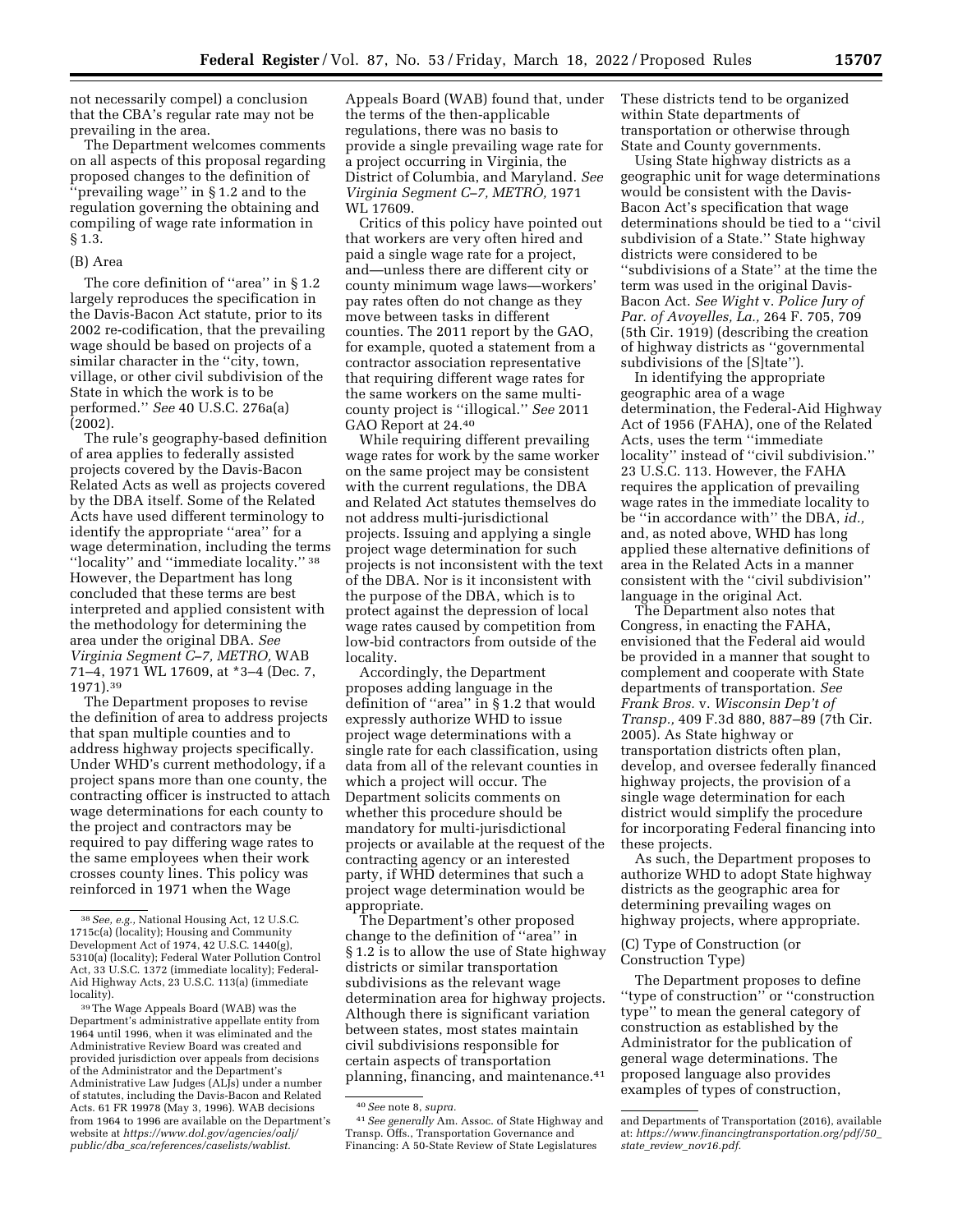not necessarily compel) a conclusion that the CBA's regular rate may not be prevailing in the area.

The Department welcomes comments on all aspects of this proposal regarding proposed changes to the definition of "prevailing wage" in § 1.2 and to the regulation governing the obtaining and compiling of wage rate information in § 1.3.

(B) Area

The core definition of "area" in § 1.2 largely reproduces the specification in the Davis-Bacon Act statute, prior to its 2002 re-codification, that the prevailing wage should be based on projects of a similar character in the "city, town, village, or other civil subdivision of the State in which the work is to be performed." *See* 40 U.S.C. 276a(a) (2002).

The rule's geography-based definition of area applies to federally assisted projects covered by the Davis-Bacon Related Acts as well as projects covered by the DBA itself. Some of the Related Acts have used different terminology to identify the appropriate "area" for a wage determination, including the terms "locality" and "immediate locality." [38] However, the Department has long concluded that these terms are best interpreted and applied consistent with the methodology for determining the area under the original DBA. *See Virginia Segment C–7, METRO,* WAB 71–4, 1971 WL 17609, at *3–4 (Dec. 7, 1971).[39]

The Department proposes to revise the definition of area to address projects that span multiple counties and to address highway projects specifically. Under WHD's current methodology, if a project spans more than one county, the contracting officer is instructed to attach wage determinations for each county to the project and contractors may be required to pay differing wage rates to the same employees when their work crosses county lines. This policy was reinforced in 1971 when the Wage Appeals Board (WAB) found that, under the terms of the then-applicable regulations, there was no basis to provide a single prevailing wage rate for a project occurring in Virginia, the District of Columbia, and Maryland. *See Virginia Segment C–7, METRO,* 1971 WL 17609.

Critics of this policy have pointed out that workers are very often hired and paid a single wage rate for a project, and—unless there are different city or county minimum wage laws—workers' pay rates often do not change as they move between tasks in different counties. The 2011 report by the GAO, for example, quoted a statement from a contractor association representative that requiring different wage rates for the same workers on the same multi-county project is "illogical." *See* 2011 GAO Report at 24.[40]

While requiring different prevailing wage rates for work by the same worker on the same project may be consistent with the current regulations, the DBA and Related Act statutes themselves do not address multi-jurisdictional projects. Issuing and applying a single project wage determination for such projects is not inconsistent with the text of the DBA. Nor is it inconsistent with the purpose of the DBA, which is to protect against the depression of local wage rates caused by competition from low-bid contractors from outside of the locality.

Accordingly, the Department proposes adding language in the definition of "area" in § 1.2 that would expressly authorize WHD to issue project wage determinations with a single rate for each classification, using data from all of the relevant counties in which a project will occur. The Department solicits comments on whether this procedure should be mandatory for multi-jurisdictional projects or available at the request of the contracting agency or an interested party, if WHD determines that such a project wage determination would be appropriate.

The Department's other proposed change to the definition of "area" in § 1.2 is to allow the use of State highway districts or similar transportation subdivisions as the relevant wage determination area for highway projects. Although there is significant variation between states, most states maintain civil subdivisions responsible for certain aspects of transportation planning, financing, and maintenance.[41] These districts tend to be organized within State departments of transportation or otherwise through State and County governments.

Using State highway districts as a geographic unit for wage determinations would be consistent with the Davis-Bacon Act's specification that wage determinations should be tied to a "civil subdivision of a State." State highway districts were considered to be "subdivisions of a State" at the time the term was used in the original Davis-Bacon Act. *See Wight* v. *Police Jury of Par. of Avoyelles, La.,* 264 F. 705, 709 (5th Cir. 1919) (describing the creation of highway districts as "governmental subdivisions of the [S]tate").

In identifying the appropriate geographic area of a wage determination, the Federal-Aid Highway Act of 1956 (FAHA), one of the Related Acts, uses the term "immediate locality" instead of "civil subdivision." 23 U.S.C. 113. However, the FAHA requires the application of prevailing wage rates in the immediate locality to be "in accordance with" the DBA, *id.,* and, as noted above, WHD has long applied these alternative definitions of area in the Related Acts in a manner consistent with the "civil subdivision" language in the original Act.

The Department also notes that Congress, in enacting the FAHA, envisioned that the Federal aid would be provided in a manner that sought to complement and cooperate with State departments of transportation. *See Frank Bros.* v. *Wisconsin Dep't of Transp.,* 409 F.3d 880, 887–89 (7th Cir. 2005). As State highway or transportation districts often plan, develop, and oversee federally financed highway projects, the provision of a single wage determination for each district would simplify the procedure for incorporating Federal financing into these projects.

As such, the Department proposes to authorize WHD to adopt State highway districts as the geographic area for determining prevailing wages on highway projects, where appropriate.

(C) Type of Construction (or Construction Type)

The Department proposes to define "type of construction" or "construction type" to mean the general category of construction as established by the Administrator for the publication of general wage determinations. The proposed language also provides examples of types of construction,

---

[38] *See, e.g.,* National Housing Act, 12 U.S.C. 1715c(a) (locality); Housing and Community Development Act of 1974, 42 U.S.C. 1440(g), 5310(a) (locality); Federal Water Pollution Control Act, 33 U.S.C. 1372 (immediate locality); Federal-Aid Highway Acts, 23 U.S.C. 113(a) (immediate locality).

[39] The Wage Appeals Board (WAB) was the Department's administrative appellate entity from 1964 until 1996, when it was eliminated and the Administrative Review Board was created and provided jurisdiction over appeals from decisions of the Administrator and the Department's Administrative Law Judges (ALJs) under a number of statutes, including the Davis-Bacon and Related Acts. 61 FR 19978 (May 3, 1996). WAB decisions from 1964 to 1996 are available on the Department's website at *https://www.dol.gov/agencies/oalj/public/dba_sca/references/caselists/wablist.*

[40] *See* note 8, *supra.*

[41] *See generally* Am. Assoc. of State Highway and Transp. Offs., Transportation Governance and Financing: A 50-State Review of State Legislatures and Departments of Transportation (2016), available at: *https://www.financingtransportation.org/pdf/50_state_review_nov16.pdf.*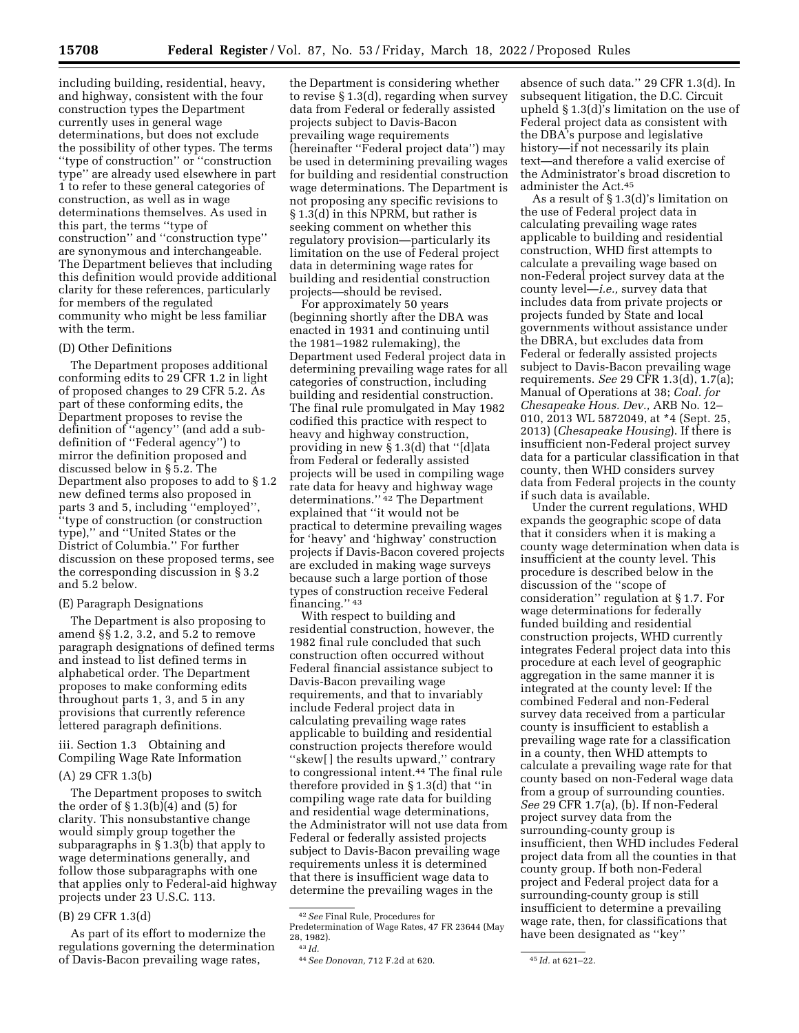including building, residential, heavy, and highway, consistent with the four construction types the Department currently uses in general wage determinations, but does not exclude the possibility of other types. The terms ''type of construction'' or ''construction type'' are already used elsewhere in part 1 to refer to these general categories of construction, as well as in wage determinations themselves. As used in this part, the terms ''type of construction'' and ''construction type'' are synonymous and interchangeable. The Department believes that including this definition would provide additional clarity for these references, particularly for members of the regulated community who might be less familiar with the term.

(D) Other Definitions

The Department proposes additional conforming edits to 29 CFR 1.2 in light of proposed changes to 29 CFR 5.2. As part of these conforming edits, the Department proposes to revise the definition of ''agency'' (and add a sub-definition of ''Federal agency'') to mirror the definition proposed and discussed below in § 5.2. The Department also proposes to add to § 1.2 new defined terms also proposed in parts 3 and 5, including ''employed'', ''type of construction (or construction type),'' and ''United States or the District of Columbia.'' For further discussion on these proposed terms, see the corresponding discussion in § 3.2 and 5.2 below.

(E) Paragraph Designations

The Department is also proposing to amend §§ 1.2, 3.2, and 5.2 to remove paragraph designations of defined terms and instead to list defined terms in alphabetical order. The Department proposes to make conforming edits throughout parts 1, 3, and 5 in any provisions that currently reference lettered paragraph definitions.

iii. Section 1.3 Obtaining and Compiling Wage Rate Information

(A) 29 CFR 1.3(b)

The Department proposes to switch the order of § 1.3(b)(4) and (5) for clarity. This nonsubstantive change would simply group together the subparagraphs in § 1.3(b) that apply to wage determinations generally, and follow those subparagraphs with one that applies only to Federal-aid highway projects under 23 U.S.C. 113.

(B) 29 CFR 1.3(d)

As part of its effort to modernize the regulations governing the determination of Davis-Bacon prevailing wage rates, the Department is considering whether to revise § 1.3(d), regarding when survey data from Federal or federally assisted projects subject to Davis-Bacon prevailing wage requirements (hereinafter ''Federal project data'') may be used in determining prevailing wages for building and residential construction wage determinations. The Department is not proposing any specific revisions to § 1.3(d) in this NPRM, but rather is seeking comment on whether this regulatory provision—particularly its limitation on the use of Federal project data in determining wage rates for building and residential construction projects—should be revised.

For approximately 50 years (beginning shortly after the DBA was enacted in 1931 and continuing until the 1981–1982 rulemaking), the Department used Federal project data in determining prevailing wage rates for all categories of construction, including building and residential construction. The final rule promulgated in May 1982 codified this practice with respect to heavy and highway construction, providing in new § 1.3(d) that ''[d]ata from Federal or federally assisted projects will be used in compiling wage rate data for heavy and highway wage determinations.''[42] The Department explained that ''it would not be practical to determine prevailing wages for 'heavy' and 'highway' construction projects if Davis-Bacon covered projects are excluded in making wage surveys because such a large portion of those types of construction receive Federal financing.''[43]

With respect to building and residential construction, however, the 1982 final rule concluded that such construction often occurred without Federal financial assistance subject to Davis-Bacon prevailing wage requirements, and that to invariably include Federal project data in calculating prevailing wage rates applicable to building and residential construction projects therefore would ''skew[ ] the results upward,'' contrary to congressional intent.[44] The final rule therefore provided in § 1.3(d) that ''in compiling wage rate data for building and residential wage determinations, the Administrator will not use data from Federal or federally assisted projects subject to Davis-Bacon prevailing wage requirements unless it is determined that there is insufficient wage data to determine the prevailing wages in the absence of such data.'' 29 CFR 1.3(d). In subsequent litigation, the D.C. Circuit upheld § 1.3(d)'s limitation on the use of Federal project data as consistent with the DBA's purpose and legislative history—if not necessarily its plain text—and therefore a valid exercise of the Administrator's broad discretion to administer the Act.[45]

As a result of § 1.3(d)'s limitation on the use of Federal project data in calculating prevailing wage rates applicable to building and residential construction, WHD first attempts to calculate a prevailing wage based on non-Federal project survey data at the county level—*i.e.,* survey data that includes data from private projects or projects funded by State and local governments without assistance under the DBRA, but excludes data from Federal or federally assisted projects subject to Davis-Bacon prevailing wage requirements. *See* 29 CFR 1.3(d), 1.7(a); Manual of Operations at 38; *Coal. for Chesapeake Hous. Dev.,* ARB No. 12–010, 2013 WL 5872049, at *4 (Sept. 25, 2013) (*Chesapeake Housing*). If there is insufficient non-Federal project survey data for a particular classification in that county, then WHD considers survey data from Federal projects in the county if such data is available.

Under the current regulations, WHD expands the geographic scope of data that it considers when it is making a county wage determination when data is insufficient at the county level. This procedure is described below in the discussion of the ''scope of consideration'' regulation at § 1.7. For wage determinations for federally funded building and residential construction projects, WHD currently integrates Federal project data into this procedure at each level of geographic aggregation in the same manner it is integrated at the county level: If the combined Federal and non-Federal survey data received from a particular county is insufficient to establish a prevailing wage rate for a classification in a county, then WHD attempts to calculate a prevailing wage rate for that county based on non-Federal wage data from a group of surrounding counties. *See* 29 CFR 1.7(a), (b). If non-Federal project survey data from the surrounding-county group is insufficient, then WHD includes Federal project data from all the counties in that county group. If both non-Federal project and Federal project data for a surrounding-county group is still insufficient to determine a prevailing wage rate, then, for classifications that have been designated as ''key''

[42] *See* Final Rule, Procedures for Predetermination of Wage Rates, 47 FR 23644 (May 28, 1982).

[43] *Id.*

[44] *See Donovan,* 712 F.2d at 620.

[45] *Id.* at 621–22.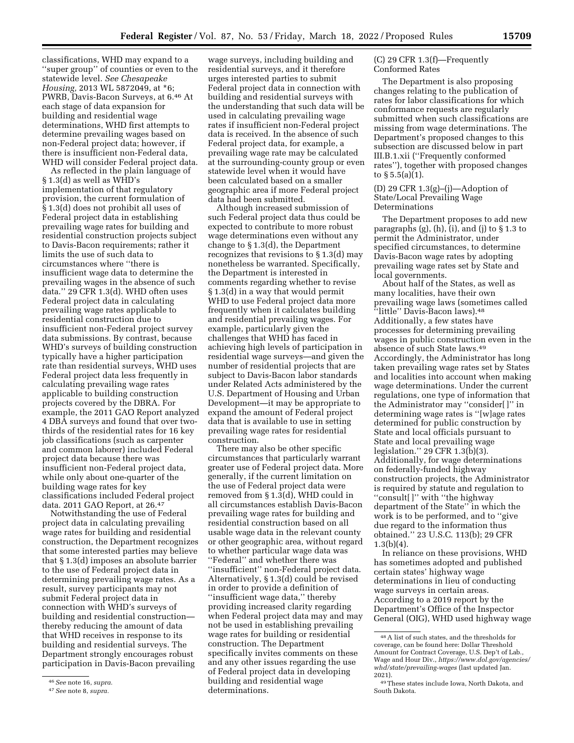classifications, WHD may expand to a ''super group'' of counties or even to the statewide level. *See Chesapeake Housing,* 2013 WL 5872049, at *6; PWRB, Davis-Bacon Surveys, at 6.[46] At each stage of data expansion for building and residential wage determinations, WHD first attempts to determine prevailing wages based on non-Federal project data; however, if there is insufficient non-Federal data, WHD will consider Federal project data.

As reflected in the plain language of § 1.3(d) as well as WHD's implementation of that regulatory provision, the current formulation of § 1.3(d) does not prohibit all uses of Federal project data in establishing prevailing wage rates for building and residential construction projects subject to Davis-Bacon requirements; rather it limits the use of such data to circumstances where ''there is insufficient wage data to determine the prevailing wages in the absence of such data.'' 29 CFR 1.3(d). WHD often uses Federal project data in calculating prevailing wage rates applicable to residential construction due to insufficient non-Federal project survey data submissions. By contrast, because WHD's surveys of building construction typically have a higher participation rate than residential surveys, WHD uses Federal project data less frequently in calculating prevailing wage rates applicable to building construction projects covered by the DBRA. For example, the 2011 GAO Report analyzed 4 DBA surveys and found that over two-thirds of the residential rates for 16 key job classifications (such as carpenter and common laborer) included Federal project data because there was insufficient non-Federal project data, while only about one-quarter of the building wage rates for key classifications included Federal project data. 2011 GAO Report, at 26.[47]

Notwithstanding the use of Federal project data in calculating prevailing wage rates for building and residential construction, the Department recognizes that some interested parties may believe that § 1.3(d) imposes an absolute barrier to the use of Federal project data in determining prevailing wage rates. As a result, survey participants may not submit Federal project data in connection with WHD's surveys of building and residential construction—thereby reducing the amount of data that WHD receives in response to its building and residential surveys. The Department strongly encourages robust participation in Davis-Bacon prevailing wage surveys, including building and residential surveys, and it therefore urges interested parties to submit Federal project data in connection with building and residential surveys with the understanding that such data will be used in calculating prevailing wage rates if insufficient non-Federal project data is received. In the absence of such Federal project data, for example, a prevailing wage rate may be calculated at the surrounding-county group or even statewide level when it would have been calculated based on a smaller geographic area if more Federal project data had been submitted.

Although increased submission of such Federal project data thus could be expected to contribute to more robust wage determinations even without any change to § 1.3(d), the Department recognizes that revisions to § 1.3(d) may nonetheless be warranted. Specifically, the Department is interested in comments regarding whether to revise § 1.3(d) in a way that would permit WHD to use Federal project data more frequently when it calculates building and residential prevailing wages. For example, particularly given the challenges that WHD has faced in achieving high levels of participation in residential wage surveys—and given the number of residential projects that are subject to Davis-Bacon labor standards under Related Acts administered by the U.S. Department of Housing and Urban Development—it may be appropriate to expand the amount of Federal project data that is available to use in setting prevailing wage rates for residential construction.

There may also be other specific circumstances that particularly warrant greater use of Federal project data. More generally, if the current limitation on the use of Federal project data were removed from § 1.3(d), WHD could in all circumstances establish Davis-Bacon prevailing wage rates for building and residential construction based on all usable wage data in the relevant county or other geographic area, without regard to whether particular wage data was ''Federal'' and whether there was ''insufficient'' non-Federal project data. Alternatively, § 1.3(d) could be revised in order to provide a definition of ''insufficient wage data,'' thereby providing increased clarity regarding when Federal project data may and may not be used in establishing prevailing wage rates for building or residential construction. The Department specifically invites comments on these and any other issues regarding the use of Federal project data in developing building and residential wage determinations.

(C) 29 CFR 1.3(f)—Frequently Conformed Rates

The Department is also proposing changes relating to the publication of rates for labor classifications for which conformance requests are regularly submitted when such classifications are missing from wage determinations. The Department's proposed changes to this subsection are discussed below in part III.B.1.xii (''Frequently conformed rates''), together with proposed changes to § 5.5(a)(1).

(D) 29 CFR 1.3(g)–(j)—Adoption of State/Local Prevailing Wage Determinations

The Department proposes to add new paragraphs (g), (h), (i), and (j) to § 1.3 to permit the Administrator, under specified circumstances, to determine Davis-Bacon wage rates by adopting prevailing wage rates set by State and local governments.

About half of the States, as well as many localities, have their own prevailing wage laws (sometimes called ''little'' Davis-Bacon laws).[48] Additionally, a few states have processes for determining prevailing wages in public construction even in the absence of such State laws.[49] Accordingly, the Administrator has long taken prevailing wage rates set by States and localities into account when making wage determinations. Under the current regulations, one type of information that the Administrator may ''consider[ ]'' in determining wage rates is ''[w]age rates determined for public construction by State and local officials pursuant to State and local prevailing wage legislation.'' 29 CFR 1.3(b)(3). Additionally, for wage determinations on federally-funded highway construction projects, the Administrator is required by statute and regulation to ''consult[ ]'' with ''the highway department of the State'' in which the work is to be performed, and to ''give due regard to the information thus obtained.'' 23 U.S.C. 113(b); 29 CFR 1.3(b)(4).

In reliance on these provisions, WHD has sometimes adopted and published certain states' highway wage determinations in lieu of conducting wage surveys in certain areas. According to a 2019 report by the Department's Office of the Inspector General (OIG), WHD used highway wage

---

[46] *See* note 16, *supra.*

[47] *See* note 8, *supra.*

[48] A list of such states, and the thresholds for coverage, can be found here: Dollar Threshold Amount for Contract Coverage, U.S. Dep't of Lab., Wage and Hour Div., *https://www.dol.gov/agencies/whd/state/prevailing-wages* (last updated Jan. 2021).

[49] These states include Iowa, North Dakota, and South Dakota.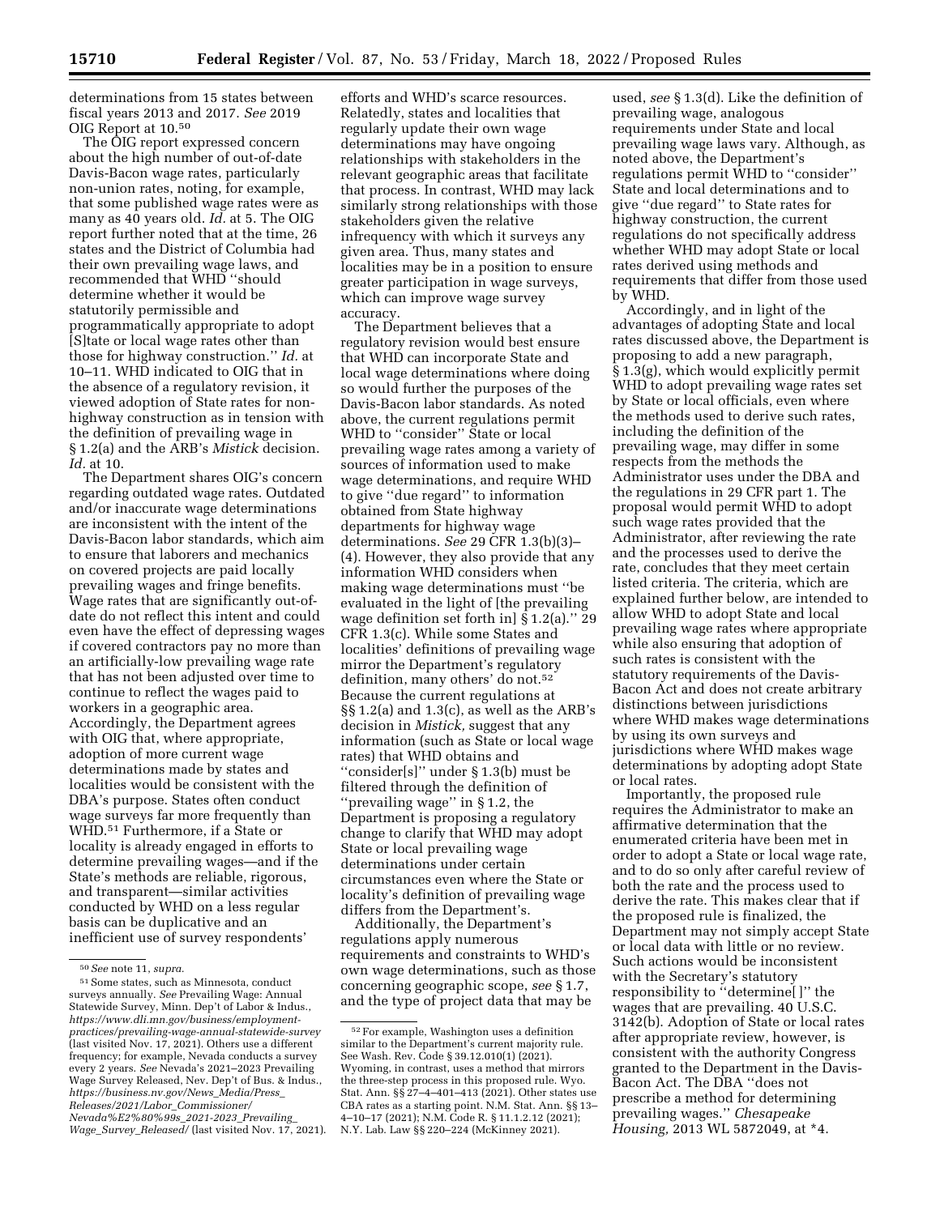determinations from 15 states between fiscal years 2013 and 2017. *See* 2019 OIG Report at 10.[50]

The OIG report expressed concern about the high number of out-of-date Davis-Bacon wage rates, particularly non-union rates, noting, for example, that some published wage rates were as many as 40 years old. *Id.* at 5. The OIG report further noted that at the time, 26 states and the District of Columbia had their own prevailing wage laws, and recommended that WHD ''should determine whether it would be statutorily permissible and programmatically appropriate to adopt [S]tate or local wage rates other than those for highway construction.'' *Id.* at 10–11. WHD indicated to OIG that in the absence of a regulatory revision, it viewed adoption of State rates for non-highway construction as in tension with the definition of prevailing wage in § 1.2(a) and the ARB's *Mistick* decision. *Id.* at 10.

The Department shares OIG's concern regarding outdated wage rates. Outdated and/or inaccurate wage determinations are inconsistent with the intent of the Davis-Bacon labor standards, which aim to ensure that laborers and mechanics on covered projects are paid locally prevailing wages and fringe benefits. Wage rates that are significantly out-of-date do not reflect this intent and could even have the effect of depressing wages if covered contractors pay no more than an artificially-low prevailing wage rate that has not been adjusted over time to continue to reflect the wages paid to workers in a geographic area. Accordingly, the Department agrees with OIG that, where appropriate, adoption of more current wage determinations made by states and localities would be consistent with the DBA's purpose. States often conduct wage surveys far more frequently than WHD.[51] Furthermore, if a State or locality is already engaged in efforts to determine prevailing wages—and if the State's methods are reliable, rigorous, and transparent—similar activities conducted by WHD on a less regular basis can be duplicative and an inefficient use of survey respondents' efforts and WHD's scarce resources. Relatedly, states and localities that regularly update their own wage determinations may have ongoing relationships with stakeholders in the relevant geographic areas that facilitate that process. In contrast, WHD may lack similarly strong relationships with those stakeholders given the relative infrequency with which it surveys any given area. Thus, many states and localities may be in a position to ensure greater participation in wage surveys, which can improve wage survey accuracy.

The Department believes that a regulatory revision would best ensure that WHD can incorporate State and local wage determinations where doing so would further the purposes of the Davis-Bacon labor standards. As noted above, the current regulations permit WHD to ''consider'' State or local prevailing wage rates among a variety of sources of information used to make wage determinations, and require WHD to give ''due regard'' to information obtained from State highway departments for highway wage determinations. *See* 29 CFR 1.3(b)(3)–(4). However, they also provide that any information WHD considers when making wage determinations must ''be evaluated in the light of [the prevailing wage definition set forth in] § 1.2(a).'' 29 CFR 1.3(c). While some States and localities' definitions of prevailing wage mirror the Department's regulatory definition, many others' do not.[52] Because the current regulations at §§ 1.2(a) and 1.3(c), as well as the ARB's decision in *Mistick,* suggest that any information (such as State or local wage rates) that WHD obtains and ''consider[s]'' under § 1.3(b) must be filtered through the definition of ''prevailing wage'' in § 1.2, the Department is proposing a regulatory change to clarify that WHD may adopt State or local prevailing wage determinations under certain circumstances even where the State or locality's definition of prevailing wage differs from the Department's.

Additionally, the Department's regulations apply numerous requirements and constraints to WHD's own wage determinations, such as those concerning geographic scope, *see* § 1.7, and the type of project data that may be used, *see* § 1.3(d). Like the definition of prevailing wage, analogous requirements under State and local prevailing wage laws vary. Although, as noted above, the Department's regulations permit WHD to ''consider'' State and local determinations and to give ''due regard'' to State rates for highway construction, the current regulations do not specifically address whether WHD may adopt State or local rates derived using methods and requirements that differ from those used by WHD.

Accordingly, and in light of the advantages of adopting State and local rates discussed above, the Department is proposing to add a new paragraph, § 1.3(g), which would explicitly permit WHD to adopt prevailing wage rates set by State or local officials, even where the methods used to derive such rates, including the definition of the prevailing wage, may differ in some respects from the methods the Administrator uses under the DBA and the regulations in 29 CFR part 1. The proposal would permit WHD to adopt such wage rates provided that the Administrator, after reviewing the rate and the processes used to derive the rate, concludes that they meet certain listed criteria. The criteria, which are explained further below, are intended to allow WHD to adopt State and local prevailing wage rates where appropriate while also ensuring that adoption of such rates is consistent with the statutory requirements of the Davis-Bacon Act and does not create arbitrary distinctions between jurisdictions where WHD makes wage determinations by using its own surveys and jurisdictions where WHD makes wage determinations by adopting adopt State or local rates.

Importantly, the proposed rule requires the Administrator to make an affirmative determination that the enumerated criteria have been met in order to adopt a State or local wage rate, and to do so only after careful review of both the rate and the process used to derive the rate. This makes clear that if the proposed rule is finalized, the Department may not simply accept State or local data with little or no review. Such actions would be inconsistent with the Secretary's statutory responsibility to ''determine[ ]'' the wages that are prevailing. 40 U.S.C. 3142(b). Adoption of State or local rates after appropriate review, however, is consistent with the authority Congress granted to the Department in the Davis-Bacon Act. The DBA ''does not prescribe a method for determining prevailing wages.'' *Chesapeake Housing,* 2013 WL 5872049, at *4.

---

[50] *See* note 11, *supra.*

[51] Some states, such as Minnesota, conduct surveys annually. *See* Prevailing Wage: Annual Statewide Survey, Minn. Dep't of Labor & Indus., *https://www.dli.mn.gov/business/employment-practices/prevailing-wage-annual-statewide-survey* (last visited Nov. 17, 2021). Others use a different frequency; for example, Nevada conducts a survey every 2 years. *See* Nevada's 2021–2023 Prevailing Wage Survey Released, Nev. Dep't of Bus. & Indus., *https://business.nv.gov/News_Media/Press_Releases/2021/Labor_Commissioner/Nevada%E2%80%99s_2021-2023_Prevailing_Wage_Survey_Released/* (last visited Nov. 17, 2021).

[52] For example, Washington uses a definition similar to the Department's current majority rule. See Wash. Rev. Code § 39.12.010(1) (2021). Wyoming, in contrast, uses a method that mirrors the three-step process in this proposed rule. Wyo. Stat. Ann. §§ 27–4–401–413 (2021). Other states use CBA rates as a starting point. N.M. Stat. Ann. §§ 13–4–10–17 (2021); N.M. Code R. § 11.1.2.12 (2021); N.Y. Lab. Law §§ 220–224 (McKinney 2021).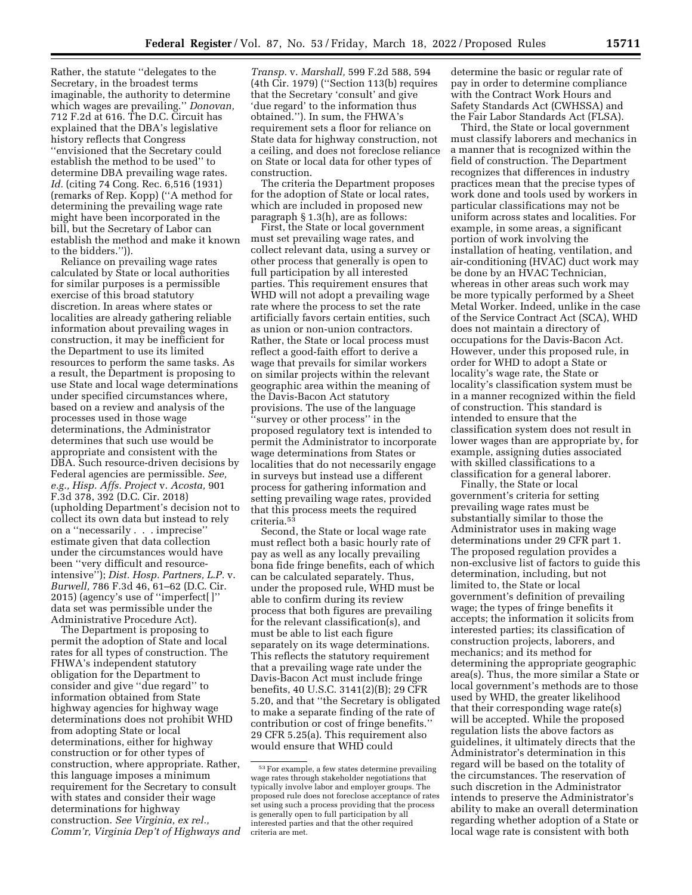Rather, the statute "delegates to the Secretary, in the broadest terms imaginable, the authority to determine which wages are prevailing." *Donovan,* 712 F.2d at 616. The D.C. Circuit has explained that the DBA's legislative history reflects that Congress "envisioned that the Secretary could establish the method to be used" to determine DBA prevailing wage rates. *Id.* (citing 74 Cong. Rec. 6,516 (1931) (remarks of Rep. Kopp) ("A method for determining the prevailing wage rate might have been incorporated in the bill, but the Secretary of Labor can establish the method and make it known to the bidders.")).

Reliance on prevailing wage rates calculated by State or local authorities for similar purposes is a permissible exercise of this broad statutory discretion. In areas where states or localities are already gathering reliable information about prevailing wages in construction, it may be inefficient for the Department to use its limited resources to perform the same tasks. As a result, the Department is proposing to use State and local wage determinations under specified circumstances where, based on a review and analysis of the processes used in those wage determinations, the Administrator determines that such use would be appropriate and consistent with the DBA. Such resource-driven decisions by Federal agencies are permissible. *See, e.g., Hisp. Affs. Project* v. *Acosta,* 901 F.3d 378, 392 (D.C. Cir. 2018) (upholding Department's decision not to collect its own data but instead to rely on a "necessarily . . . imprecise" estimate given that data collection under the circumstances would have been "very difficult and resource-intensive"); *Dist. Hosp. Partners, L.P.* v. *Burwell,* 786 F.3d 46, 61–62 (D.C. Cir. 2015) (agency's use of "imperfect[ ]" data set was permissible under the Administrative Procedure Act).

The Department is proposing to permit the adoption of State and local rates for all types of construction. The FHWA's independent statutory obligation for the Department to consider and give "due regard" to information obtained from State highway agencies for highway wage determinations does not prohibit WHD from adopting State or local determinations, either for highway construction or for other types of construction, where appropriate. Rather, this language imposes a minimum requirement for the Secretary to consult with states and consider their wage determinations for highway construction. *See Virginia, ex rel., Comm'r, Virginia Dep't of Highways and Transp.* v. *Marshall,* 599 F.2d 588, 594 (4th Cir. 1979) ("Section 113(b) requires that the Secretary 'consult' and give 'due regard' to the information thus obtained."). In sum, the FHWA's requirement sets a floor for reliance on State data for highway construction, not a ceiling, and does not foreclose reliance on State or local data for other types of construction.

The criteria the Department proposes for the adoption of State or local rates, which are included in proposed new paragraph § 1.3(h), are as follows:

First, the State or local government must set prevailing wage rates, and collect relevant data, using a survey or other process that generally is open to full participation by all interested parties. This requirement ensures that WHD will not adopt a prevailing wage rate where the process to set the rate artificially favors certain entities, such as union or non-union contractors. Rather, the State or local process must reflect a good-faith effort to derive a wage that prevails for similar workers on similar projects within the relevant geographic area within the meaning of the Davis-Bacon Act statutory provisions. The use of the language "survey or other process" in the proposed regulatory text is intended to permit the Administrator to incorporate wage determinations from States or localities that do not necessarily engage in surveys but instead use a different process for gathering information and setting prevailing wage rates, provided that this process meets the required criteria.[53]

Second, the State or local wage rate must reflect both a basic hourly rate of pay as well as any locally prevailing bona fide fringe benefits, each of which can be calculated separately. Thus, under the proposed rule, WHD must be able to confirm during its review process that both figures are prevailing for the relevant classification(s), and must be able to list each figure separately on its wage determinations. This reflects the statutory requirement that a prevailing wage rate under the Davis-Bacon Act must include fringe benefits, 40 U.S.C. 3141(2)(B); 29 CFR 5.20, and that "the Secretary is obligated to make a separate finding of the rate of contribution or cost of fringe benefits." 29 CFR 5.25(a). This requirement also would ensure that WHD could determine the basic or regular rate of pay in order to determine compliance with the Contract Work Hours and Safety Standards Act (CWHSSA) and the Fair Labor Standards Act (FLSA).

Third, the State or local government must classify laborers and mechanics in a manner that is recognized within the field of construction. The Department recognizes that differences in industry practices mean that the precise types of work done and tools used by workers in particular classifications may not be uniform across states and localities. For example, in some areas, a significant portion of work involving the installation of heating, ventilation, and air-conditioning (HVAC) duct work may be done by an HVAC Technician, whereas in other areas such work may be more typically performed by a Sheet Metal Worker. Indeed, unlike in the case of the Service Contract Act (SCA), WHD does not maintain a directory of occupations for the Davis-Bacon Act. However, under this proposed rule, in order for WHD to adopt a State or locality's wage rate, the State or locality's classification system must be in a manner recognized within the field of construction. This standard is intended to ensure that the classification system does not result in lower wages than are appropriate by, for example, assigning duties associated with skilled classifications to a classification for a general laborer.

Finally, the State or local government's criteria for setting prevailing wage rates must be substantially similar to those the Administrator uses in making wage determinations under 29 CFR part 1. The proposed regulation provides a non-exclusive list of factors to guide this determination, including, but not limited to, the State or local government's definition of prevailing wage; the types of fringe benefits it accepts; the information it solicits from interested parties; its classification of construction projects, laborers, and mechanics; and its method for determining the appropriate geographic area(s). Thus, the more similar a State or local government's methods are to those used by WHD, the greater likelihood that their corresponding wage rate(s) will be accepted. While the proposed regulation lists the above factors as guidelines, it ultimately directs that the Administrator's determination in this regard will be based on the totality of the circumstances. The reservation of such discretion in the Administrator intends to preserve the Administrator's ability to make an overall determination regarding whether adoption of a State or local wage rate is consistent with both

[53] For example, a few states determine prevailing wage rates through stakeholder negotiations that typically involve labor and employer groups. The proposed rule does not foreclose acceptance of rates set using such a process providing that the process is generally open to full participation by all interested parties and that the other required criteria are met.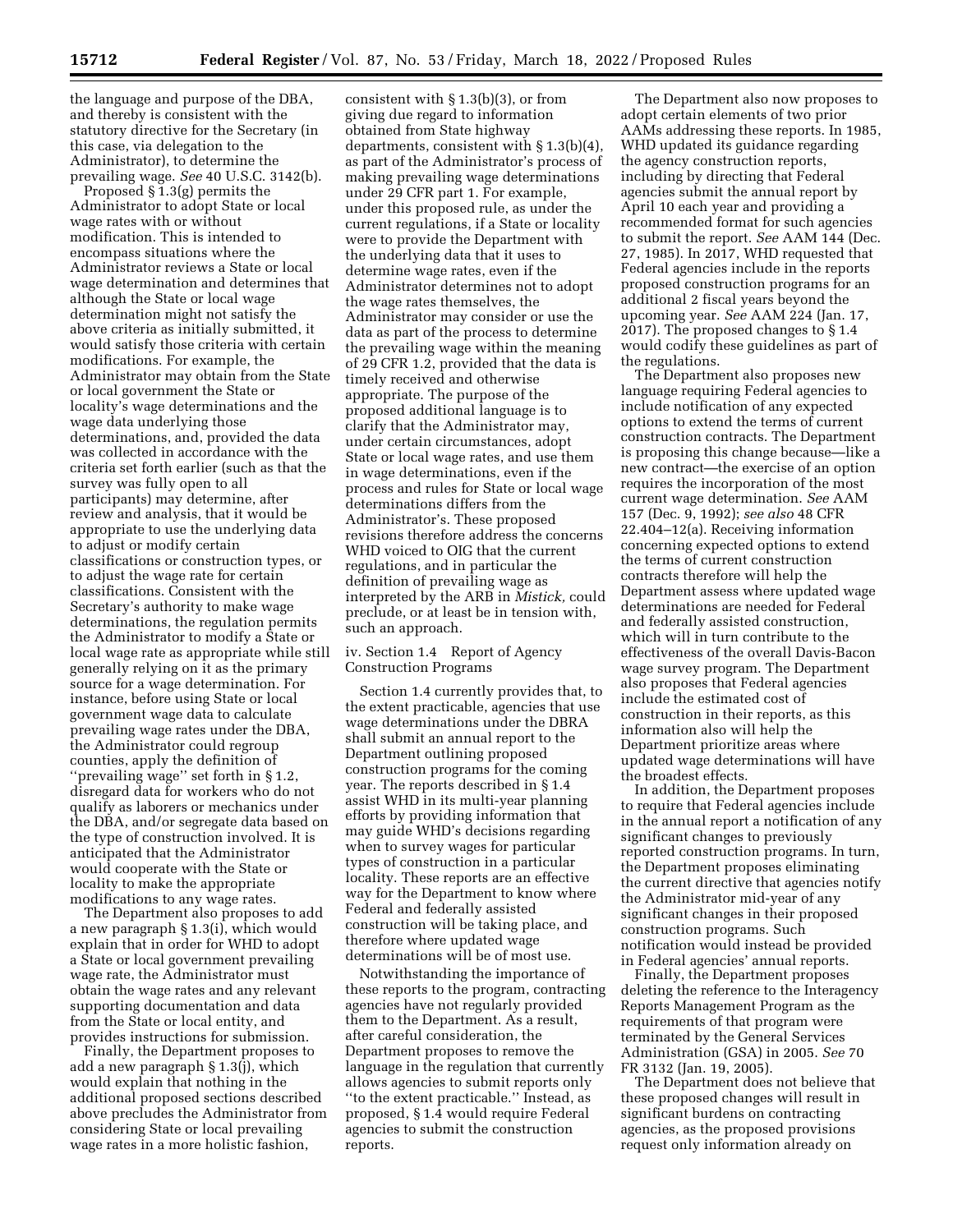the language and purpose of the DBA, and thereby is consistent with the statutory directive for the Secretary (in this case, via delegation to the Administrator), to determine the prevailing wage. *See* 40 U.S.C. 3142(b).

Proposed § 1.3(g) permits the Administrator to adopt State or local wage rates with or without modification. This is intended to encompass situations where the Administrator reviews a State or local wage determination and determines that although the State or local wage determination might not satisfy the above criteria as initially submitted, it would satisfy those criteria with certain modifications. For example, the Administrator may obtain from the State or local government the State or locality's wage determinations and the wage data underlying those determinations, and, provided the data was collected in accordance with the criteria set forth earlier (such as that the survey was fully open to all participants) may determine, after review and analysis, that it would be appropriate to use the underlying data to adjust or modify certain classifications or construction types, or to adjust the wage rate for certain classifications. Consistent with the Secretary's authority to make wage determinations, the regulation permits the Administrator to modify a State or local wage rate as appropriate while still generally relying on it as the primary source for a wage determination. For instance, before using State or local government wage data to calculate prevailing wage rates under the DBA, the Administrator could regroup counties, apply the definition of "prevailing wage" set forth in § 1.2, disregard data for workers who do not qualify as laborers or mechanics under the DBA, and/or segregate data based on the type of construction involved. It is anticipated that the Administrator would cooperate with the State or locality to make the appropriate modifications to any wage rates.

The Department also proposes to add a new paragraph § 1.3(i), which would explain that in order for WHD to adopt a State or local government prevailing wage rate, the Administrator must obtain the wage rates and any relevant supporting documentation and data from the State or local entity, and provides instructions for submission.

Finally, the Department proposes to add a new paragraph § 1.3(j), which would explain that nothing in the additional proposed sections described above precludes the Administrator from considering State or local prevailing wage rates in a more holistic fashion, consistent with § 1.3(b)(3), or from giving due regard to information obtained from State highway departments, consistent with § 1.3(b)(4), as part of the Administrator's process of making prevailing wage determinations under 29 CFR part 1. For example, under this proposed rule, as under the current regulations, if a State or locality were to provide the Department with the underlying data that it uses to determine wage rates, even if the Administrator determines not to adopt the wage rates themselves, the Administrator may consider or use the data as part of the process to determine the prevailing wage within the meaning of 29 CFR 1.2, provided that the data is timely received and otherwise appropriate. The purpose of the proposed additional language is to clarify that the Administrator may, under certain circumstances, adopt State or local wage rates, and use them in wage determinations, even if the process and rules for State or local wage determinations differs from the Administrator's. These proposed revisions therefore address the concerns WHD voiced to OIG that the current regulations, and in particular the definition of prevailing wage as interpreted by the ARB in *Mistick,* could preclude, or at least be in tension with, such an approach.

iv. Section 1.4 Report of Agency Construction Programs

Section 1.4 currently provides that, to the extent practicable, agencies that use wage determinations under the DBRA shall submit an annual report to the Department outlining proposed construction programs for the coming year. The reports described in § 1.4 assist WHD in its multi-year planning efforts by providing information that may guide WHD's decisions regarding when to survey wages for particular types of construction in a particular locality. These reports are an effective way for the Department to know where Federal and federally assisted construction will be taking place, and therefore where updated wage determinations will be of most use.

Notwithstanding the importance of these reports to the program, contracting agencies have not regularly provided them to the Department. As a result, after careful consideration, the Department proposes to remove the language in the regulation that currently allows agencies to submit reports only "to the extent practicable." Instead, as proposed, § 1.4 would require Federal agencies to submit the construction reports.

The Department also now proposes to adopt certain elements of two prior AAMs addressing these reports. In 1985, WHD updated its guidance regarding the agency construction reports, including by directing that Federal agencies submit the annual report by April 10 each year and providing a recommended format for such agencies to submit the report. *See* AAM 144 (Dec. 27, 1985). In 2017, WHD requested that Federal agencies include in the reports proposed construction programs for an additional 2 fiscal years beyond the upcoming year. *See* AAM 224 (Jan. 17, 2017). The proposed changes to § 1.4 would codify these guidelines as part of the regulations.

The Department also proposes new language requiring Federal agencies to include notification of any expected options to extend the terms of current construction contracts. The Department is proposing this change because—like a new contract—the exercise of an option requires the incorporation of the most current wage determination. *See* AAM 157 (Dec. 9, 1992); *see also* 48 CFR 22.404–12(a). Receiving information concerning expected options to extend the terms of current construction contracts therefore will help the Department assess where updated wage determinations are needed for Federal and federally assisted construction, which will in turn contribute to the effectiveness of the overall Davis-Bacon wage survey program. The Department also proposes that Federal agencies include the estimated cost of construction in their reports, as this information also will help the Department prioritize areas where updated wage determinations will have the broadest effects.

In addition, the Department proposes to require that Federal agencies include in the annual report a notification of any significant changes to previously reported construction programs. In turn, the Department proposes eliminating the current directive that agencies notify the Administrator mid-year of any significant changes in their proposed construction programs. Such notification would instead be provided in Federal agencies' annual reports.

Finally, the Department proposes deleting the reference to the Interagency Reports Management Program as the requirements of that program were terminated by the General Services Administration (GSA) in 2005. *See* 70 FR 3132 (Jan. 19, 2005).

The Department does not believe that these proposed changes will result in significant burdens on contracting agencies, as the proposed provisions request only information already on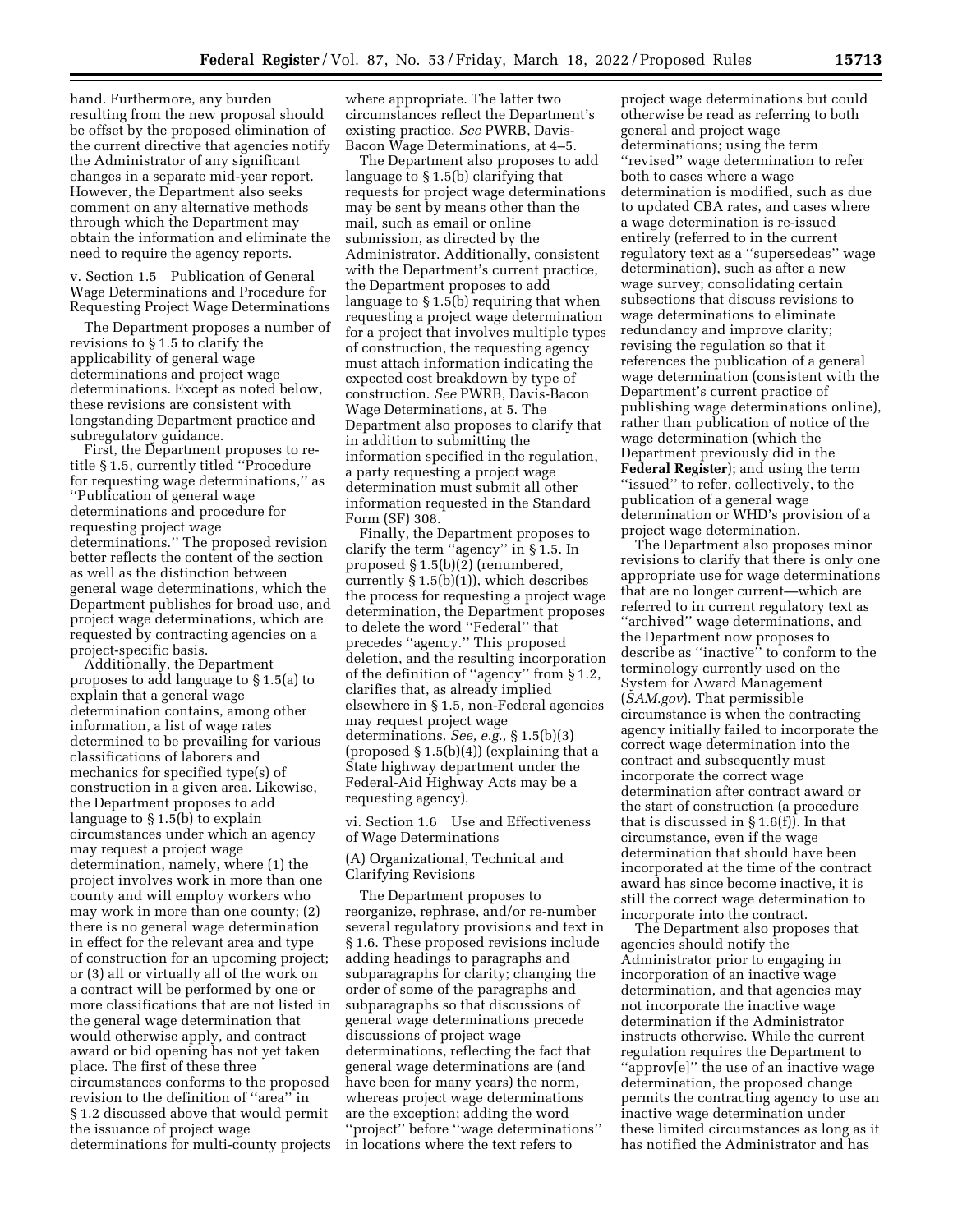hand. Furthermore, any burden resulting from the new proposal should be offset by the proposed elimination of the current directive that agencies notify the Administrator of any significant changes in a separate mid-year report. However, the Department also seeks comment on any alternative methods through which the Department may obtain the information and eliminate the need to require the agency reports.

v. Section 1.5 Publication of General Wage Determinations and Procedure for Requesting Project Wage Determinations

The Department proposes a number of revisions to § 1.5 to clarify the applicability of general wage determinations and project wage determinations. Except as noted below, these revisions are consistent with longstanding Department practice and subregulatory guidance.

First, the Department proposes to re-title § 1.5, currently titled "Procedure for requesting wage determinations," as "Publication of general wage determinations and procedure for requesting project wage determinations." The proposed revision better reflects the content of the section as well as the distinction between general wage determinations, which the Department publishes for broad use, and project wage determinations, which are requested by contracting agencies on a project-specific basis.

Additionally, the Department proposes to add language to § 1.5(a) to explain that a general wage determination contains, among other information, a list of wage rates determined to be prevailing for various classifications of laborers and mechanics for specified type(s) of construction in a given area. Likewise, the Department proposes to add language to § 1.5(b) to explain circumstances under which an agency may request a project wage determination, namely, where (1) the project involves work in more than one county and will employ workers who may work in more than one county; (2) there is no general wage determination in effect for the relevant area and type of construction for an upcoming project; or (3) all or virtually all of the work on a contract will be performed by one or more classifications that are not listed in the general wage determination that would otherwise apply, and contract award or bid opening has not yet taken place. The first of these three circumstances conforms to the proposed revision to the definition of "area" in § 1.2 discussed above that would permit the issuance of project wage determinations for multi-county projects where appropriate. The latter two circumstances reflect the Department's existing practice. *See* PWRB, Davis-Bacon Wage Determinations, at 4–5.

The Department also proposes to add language to § 1.5(b) clarifying that requests for project wage determinations may be sent by means other than the mail, such as email or online submission, as directed by the Administrator. Additionally, consistent with the Department's current practice, the Department proposes to add language to § 1.5(b) requiring that when requesting a project wage determination for a project that involves multiple types of construction, the requesting agency must attach information indicating the expected cost breakdown by type of construction. *See* PWRB, Davis-Bacon Wage Determinations, at 5. The Department also proposes to clarify that in addition to submitting the information specified in the regulation, a party requesting a project wage determination must submit all other information requested in the Standard Form (SF) 308.

Finally, the Department proposes to clarify the term "agency" in § 1.5. In proposed § 1.5(b)(2) (renumbered, currently § 1.5(b)(1)), which describes the process for requesting a project wage determination, the Department proposes to delete the word "Federal" that precedes "agency." This proposed deletion, and the resulting incorporation of the definition of "agency" from § 1.2, clarifies that, as already implied elsewhere in § 1.5, non-Federal agencies may request project wage determinations. *See, e.g.,* § 1.5(b)(3) (proposed § 1.5(b)(4)) (explaining that a State highway department under the Federal-Aid Highway Acts may be a requesting agency).

vi. Section 1.6 Use and Effectiveness of Wage Determinations

(A) Organizational, Technical and Clarifying Revisions

The Department proposes to reorganize, rephrase, and/or re-number several regulatory provisions and text in § 1.6. These proposed revisions include adding headings to paragraphs and subparagraphs for clarity; changing the order of some of the paragraphs and subparagraphs so that discussions of general wage determinations precede discussions of project wage determinations, reflecting the fact that general wage determinations are (and have been for many years) the norm, whereas project wage determinations are the exception; adding the word "project" before "wage determinations" in locations where the text refers to project wage determinations but could otherwise be read as referring to both general and project wage determinations; using the term "revised" wage determination to refer both to cases where a wage determination is modified, such as due to updated CBA rates, and cases where a wage determination is re-issued entirely (referred to in the current regulatory text as a "supersedeas" wage determination), such as after a new wage survey; consolidating certain subsections that discuss revisions to wage determinations to eliminate redundancy and improve clarity; revising the regulation so that it references the publication of a general wage determination (consistent with the Department's current practice of publishing wage determinations online), rather than publication of notice of the wage determination (which the Department previously did in the **Federal Register**); and using the term "issued" to refer, collectively, to the publication of a general wage determination or WHD's provision of a project wage determination.

The Department also proposes minor revisions to clarify that there is only one appropriate use for wage determinations that are no longer current—which are referred to in current regulatory text as "archived" wage determinations, and the Department now proposes to describe as "inactive" to conform to the terminology currently used on the System for Award Management (*SAM.gov*). That permissible circumstance is when the contracting agency initially failed to incorporate the correct wage determination into the contract and subsequently must incorporate the correct wage determination after contract award or the start of construction (a procedure that is discussed in § 1.6(f)). In that circumstance, even if the wage determination that should have been incorporated at the time of the contract award has since become inactive, it is still the correct wage determination to incorporate into the contract.

The Department also proposes that agencies should notify the Administrator prior to engaging in incorporation of an inactive wage determination, and that agencies may not incorporate the inactive wage determination if the Administrator instructs otherwise. While the current regulation requires the Department to "approv[e]" the use of an inactive wage determination, the proposed change permits the contracting agency to use an inactive wage determination under these limited circumstances as long as it has notified the Administrator and has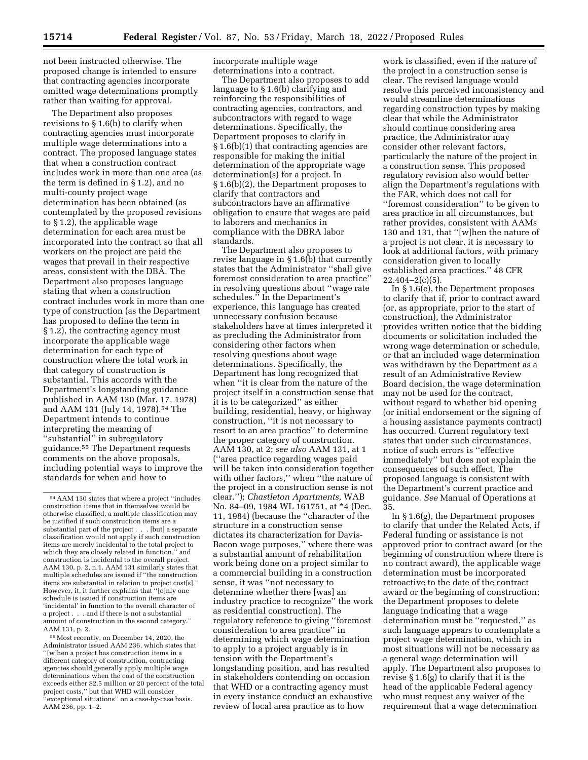not been instructed otherwise. The proposed change is intended to ensure that contracting agencies incorporate omitted wage determinations promptly rather than waiting for approval.

The Department also proposes revisions to § 1.6(b) to clarify when contracting agencies must incorporate multiple wage determinations into a contract. The proposed language states that when a construction contract includes work in more than one area (as the term is defined in § 1.2), and no multi-county project wage determination has been obtained (as contemplated by the proposed revisions to § 1.2), the applicable wage determination for each area must be incorporated into the contract so that all workers on the project are paid the wages that prevail in their respective areas, consistent with the DBA. The Department also proposes language stating that when a construction contract includes work in more than one type of construction (as the Department has proposed to define the term in § 1.2), the contracting agency must incorporate the applicable wage determination for each type of construction where the total work in that category of construction is substantial. This accords with the Department's longstanding guidance published in AAM 130 (Mar. 17, 1978) and AAM 131 (July 14, 1978).[54] The Department intends to continue interpreting the meaning of ''substantial'' in subregulatory guidance.[55] The Department requests comments on the above proposals, including potential ways to improve the standards for when and how to incorporate multiple wage determinations into a contract.

The Department also proposes to add language to § 1.6(b) clarifying and reinforcing the responsibilities of contracting agencies, contractors, and subcontractors with regard to wage determinations. Specifically, the Department proposes to clarify in § 1.6(b)(1) that contracting agencies are responsible for making the initial determination of the appropriate wage determination(s) for a project. In § 1.6(b)(2), the Department proposes to clarify that contractors and subcontractors have an affirmative obligation to ensure that wages are paid to laborers and mechanics in compliance with the DBRA labor standards.

The Department also proposes to revise language in § 1.6(b) that currently states that the Administrator ''shall give foremost consideration to area practice'' in resolving questions about ''wage rate schedules.'' In the Department's experience, this language has created unnecessary confusion because stakeholders have at times interpreted it as precluding the Administrator from considering other factors when resolving questions about wage determinations. Specifically, the Department has long recognized that when ''it is clear from the nature of the project itself in a construction sense that it is to be categorized'' as either building, residential, heavy, or highway construction, ''it is not necessary to resort to an area practice'' to determine the proper category of construction. AAM 130, at 2; *see also* AAM 131, at 1 (''area practice regarding wages paid will be taken into consideration together with other factors,'' when ''the nature of the project in a construction sense is not clear.''); *Chastleton Apartments,* WAB No. 84–09, 1984 WL 161751, at *4 (Dec. 11, 1984) (because the ''character of the structure in a construction sense dictates its characterization for Davis-Bacon wage purposes,'' where there was a substantial amount of rehabilitation work being done on a project similar to a commercial building in a construction sense, it was ''not necessary to determine whether there [was] an industry practice to recognize'' the work as residential construction). The regulatory reference to giving ''foremost consideration to area practice'' in determining which wage determination to apply to a project arguably is in tension with the Department's longstanding position, and has resulted in stakeholders contending on occasion that WHD or a contracting agency must in every instance conduct an exhaustive review of local area practice as to how work is classified, even if the nature of the project in a construction sense is clear. The revised language would resolve this perceived inconsistency and would streamline determinations regarding construction types by making clear that while the Administrator should continue considering area practice, the Administrator may consider other relevant factors, particularly the nature of the project in a construction sense. This proposed regulatory revision also would better align the Department's regulations with the FAR, which does not call for ''foremost consideration'' to be given to area practice in all circumstances, but rather provides, consistent with AAMs 130 and 131, that ''[w]hen the nature of a project is not clear, it is necessary to look at additional factors, with primary consideration given to locally established area practices.'' 48 CFR 22.404–2(c)(5).

In § 1.6(e), the Department proposes to clarify that if, prior to contract award (or, as appropriate, prior to the start of construction), the Administrator provides written notice that the bidding documents or solicitation included the wrong wage determination or schedule, or that an included wage determination was withdrawn by the Department as a result of an Administrative Review Board decision, the wage determination may not be used for the contract, without regard to whether bid opening (or initial endorsement or the signing of a housing assistance payments contract) has occurred. Current regulatory text states that under such circumstances, notice of such errors is ''effective immediately'' but does not explain the consequences of such effect. The proposed language is consistent with the Department's current practice and guidance. *See* Manual of Operations at 35.

In § 1.6(g), the Department proposes to clarify that under the Related Acts, if Federal funding or assistance is not approved prior to contract award (or the beginning of construction where there is no contract award), the applicable wage determination must be incorporated retroactive to the date of the contract award or the beginning of construction; the Department proposes to delete language indicating that a wage determination must be ''requested,'' as such language appears to contemplate a project wage determination, which in most situations will not be necessary as a general wage determination will apply. The Department also proposes to revise § 1.6(g) to clarify that it is the head of the applicable Federal agency who must request any waiver of the requirement that a wage determination

---

[54] AAM 130 states that where a project ''includes construction items that in themselves would be otherwise classified, a multiple classification may be justified if such construction items are a substantial part of the project . . . [but] a separate classification would not apply if such construction items are merely incidental to the total project to which they are closely related in function,'' and construction is incidental to the overall project. AAM 130, p. 2, n.1. AAM 131 similarly states that multiple schedules are issued if ''the construction items are substantial in relation to project cost[s].'' However, it, it further explains that ''[o]nly one schedule is issued if construction items are 'incidental' in function to the overall character of a project . . . and if there is not a substantial amount of construction in the second category.'' AAM 131, p. 2.

[55] Most recently, on December 14, 2020, the Administrator issued AAM 236, which states that ''[w]hen a project has construction items in a different category of construction, contracting agencies should generally apply multiple wage determinations when the cost of the construction exceeds either $2.5 million or 20 percent of the total project costs,'' but that WHD will consider ''exceptional situations'' on a case-by-case basis. AAM 236, pp. 1–2.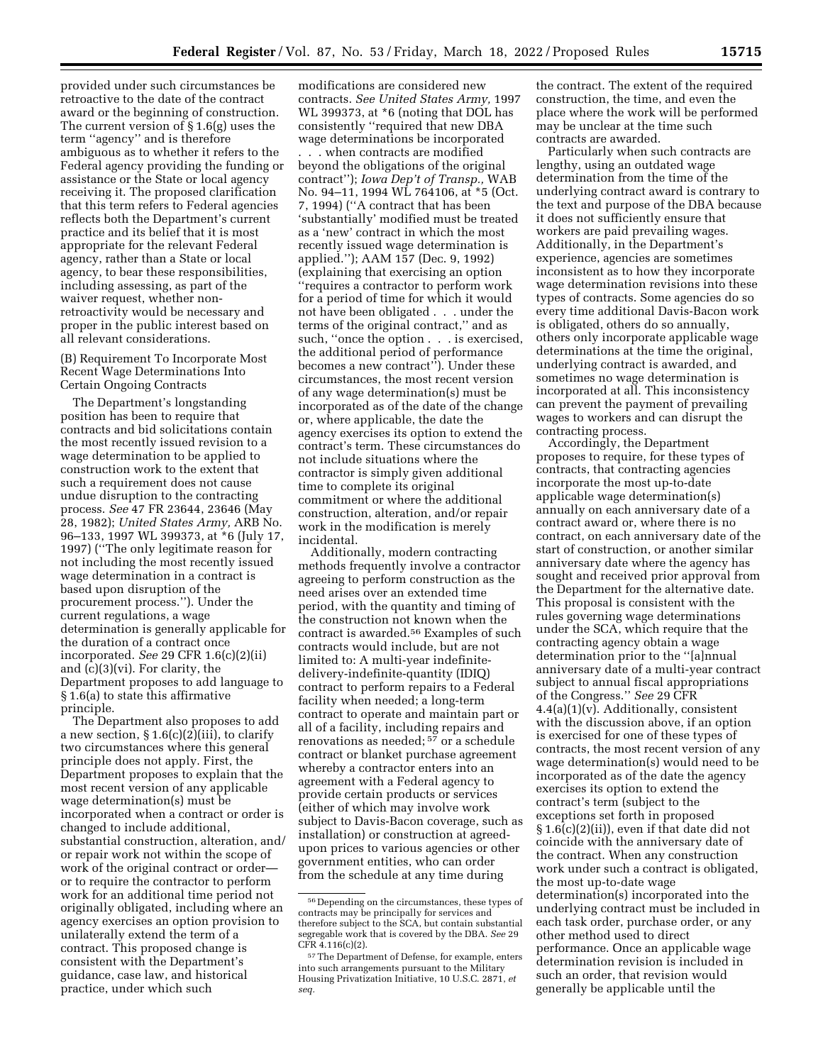provided under such circumstances be retroactive to the date of the contract award or the beginning of construction. The current version of § 1.6(g) uses the term ''agency'' and is therefore ambiguous as to whether it refers to the Federal agency providing the funding or assistance or the State or local agency receiving it. The proposed clarification that this term refers to Federal agencies reflects both the Department's current practice and its belief that it is most appropriate for the relevant Federal agency, rather than a State or local agency, to bear these responsibilities, including assessing, as part of the waiver request, whether non-retroactivity would be necessary and proper in the public interest based on all relevant considerations.

(B) Requirement To Incorporate Most Recent Wage Determinations Into Certain Ongoing Contracts

The Department's longstanding position has been to require that contracts and bid solicitations contain the most recently issued revision to a wage determination to be applied to construction work to the extent that such a requirement does not cause undue disruption to the contracting process. *See* 47 FR 23644, 23646 (May 28, 1982); *United States Army,* ARB No. 96–133, 1997 WL 399373, at *6 (July 17, 1997) (''The only legitimate reason for not including the most recently issued wage determination in a contract is based upon disruption of the procurement process.''). Under the current regulations, a wage determination is generally applicable for the duration of a contract once incorporated. *See* 29 CFR 1.6(c)(2)(ii) and (c)(3)(vi). For clarity, the Department proposes to add language to § 1.6(a) to state this affirmative principle.

The Department also proposes to add a new section, § 1.6(c)(2)(iii), to clarify two circumstances where this general principle does not apply. First, the Department proposes to explain that the most recent version of any applicable wage determination(s) must be incorporated when a contract or order is changed to include additional, substantial construction, alteration, and/or repair work not within the scope of work of the original contract or order—or to require the contractor to perform work for an additional time period not originally obligated, including where an agency exercises an option provision to unilaterally extend the term of a contract. This proposed change is consistent with the Department's guidance, case law, and historical practice, under which such modifications are considered new contracts. *See United States Army,* 1997 WL 399373, at *6 (noting that DOL has consistently ''required that new DBA wage determinations be incorporated . . . when contracts are modified beyond the obligations of the original contract''); *Iowa Dep't of Transp.,* WAB No. 94–11, 1994 WL 764106, at *5 (Oct. 7, 1994) (''A contract that has been 'substantially' modified must be treated as a 'new' contract in which the most recently issued wage determination is applied.''); AAM 157 (Dec. 9, 1992) (explaining that exercising an option ''requires a contractor to perform work for a period of time for which it would not have been obligated . . . under the terms of the original contract,'' and as such, ''once the option . . . is exercised, the additional period of performance becomes a new contract''). Under these circumstances, the most recent version of any wage determination(s) must be incorporated as of the date of the change or, where applicable, the date the agency exercises its option to extend the contract's term. These circumstances do not include situations where the contractor is simply given additional time to complete its original commitment or where the additional construction, alteration, and/or repair work in the modification is merely incidental.

Additionally, modern contracting methods frequently involve a contractor agreeing to perform construction as the need arises over an extended time period, with the quantity and timing of the construction not known when the contract is awarded.[56] Examples of such contracts would include, but are not limited to: A multi-year indefinite-delivery-indefinite-quantity (IDIQ) contract to perform repairs to a Federal facility when needed; a long-term contract to operate and maintain part or all of a facility, including repairs and renovations as needed; [57] or a schedule contract or blanket purchase agreement whereby a contractor enters into an agreement with a Federal agency to provide certain products or services (either of which may involve work subject to Davis-Bacon coverage, such as installation) or construction at agreed-upon prices to various agencies or other government entities, who can order from the schedule at any time during the contract. The extent of the required construction, the time, and even the place where the work will be performed may be unclear at the time such contracts are awarded.

Particularly when such contracts are lengthy, using an outdated wage determination from the time of the underlying contract award is contrary to the text and purpose of the DBA because it does not sufficiently ensure that workers are paid prevailing wages. Additionally, in the Department's experience, agencies are sometimes inconsistent as to how they incorporate wage determination revisions into these types of contracts. Some agencies do so every time additional Davis-Bacon work is obligated, others do so annually, others only incorporate applicable wage determinations at the time the original, underlying contract is awarded, and sometimes no wage determination is incorporated at all. This inconsistency can prevent the payment of prevailing wages to workers and can disrupt the contracting process.

Accordingly, the Department proposes to require, for these types of contracts, that contracting agencies incorporate the most up-to-date applicable wage determination(s) annually on each anniversary date of a contract award or, where there is no contract, on each anniversary date of the start of construction, or another similar anniversary date where the agency has sought and received prior approval from the Department for the alternative date. This proposal is consistent with the rules governing wage determinations under the SCA, which require that the contracting agency obtain a wage determination prior to the ''[a]nnual anniversary date of a multi-year contract subject to annual fiscal appropriations of the Congress.'' *See* 29 CFR 4.4(a)(1)(v). Additionally, consistent with the discussion above, if an option is exercised for one of these types of contracts, the most recent version of any wage determination(s) would need to be incorporated as of the date the agency exercises its option to extend the contract's term (subject to the exceptions set forth in proposed § 1.6(c)(2)(ii)), even if that date did not coincide with the anniversary date of the contract. When any construction work under such a contract is obligated, the most up-to-date wage determination(s) incorporated into the underlying contract must be included in each task order, purchase order, or any other method used to direct performance. Once an applicable wage determination revision is included in such an order, that revision would generally be applicable until the

[56] Depending on the circumstances, these types of contracts may be principally for services and therefore subject to the SCA, but contain substantial segregable work that is covered by the DBA. *See* 29 CFR 4.116(c)(2).

[57] The Department of Defense, for example, enters into such arrangements pursuant to the Military Housing Privatization Initiative, 10 U.S.C. 2871, *et seq.*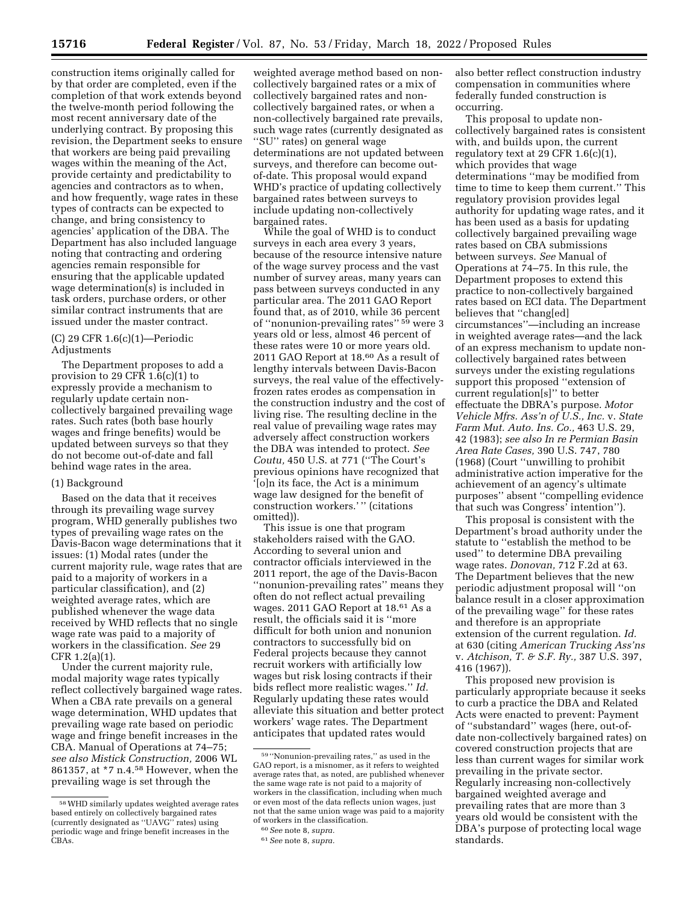construction items originally called for by that order are completed, even if the completion of that work extends beyond the twelve-month period following the most recent anniversary date of the underlying contract. By proposing this revision, the Department seeks to ensure that workers are being paid prevailing wages within the meaning of the Act, provide certainty and predictability to agencies and contractors as to when, and how frequently, wage rates in these types of contracts can be expected to change, and bring consistency to agencies' application of the DBA. The Department has also included language noting that contracting and ordering agencies remain responsible for ensuring that the applicable updated wage determination(s) is included in task orders, purchase orders, or other similar contract instruments that are issued under the master contract.

(C) 29 CFR 1.6(c)(1)—Periodic Adjustments

The Department proposes to add a provision to 29 CFR 1.6(c)(1) to expressly provide a mechanism to regularly update certain non-collectively bargained prevailing wage rates. Such rates (both base hourly wages and fringe benefits) would be updated between surveys so that they do not become out-of-date and fall behind wage rates in the area.

(1) Background

Based on the data that it receives through its prevailing wage survey program, WHD generally publishes two types of prevailing wage rates on the Davis-Bacon wage determinations that it issues: (1) Modal rates (under the current majority rule, wage rates that are paid to a majority of workers in a particular classification), and (2) weighted average rates, which are published whenever the wage data received by WHD reflects that no single wage rate was paid to a majority of workers in the classification. *See* 29 CFR 1.2(a)(1).

Under the current majority rule, modal majority wage rates typically reflect collectively bargained wage rates. When a CBA rate prevails on a general wage determination, WHD updates that prevailing wage rate based on periodic wage and fringe benefit increases in the CBA. Manual of Operations at 74–75; *see also Mistick Construction,* 2006 WL 861357, at *7 n.4.[58] However, when the prevailing wage is set through the weighted average method based on non-collectively bargained rates or a mix of collectively bargained rates and non-collectively bargained rates, or when a non-collectively bargained rate prevails, such wage rates (currently designated as "SU" rates) on general wage determinations are not updated between surveys, and therefore can become out-of-date. This proposal would expand WHD's practice of updating collectively bargained rates between surveys to include updating non-collectively bargained rates.

While the goal of WHD is to conduct surveys in each area every 3 years, because of the resource intensive nature of the wage survey process and the vast number of survey areas, many years can pass between surveys conducted in any particular area. The 2011 GAO Report found that, as of 2010, while 36 percent of "nonunion-prevailing rates" [59] were 3 years old or less, almost 46 percent of these rates were 10 or more years old. 2011 GAO Report at 18.[60] As a result of lengthy intervals between Davis-Bacon surveys, the real value of the effectively-frozen rates erodes as compensation in the construction industry and the cost of living rise. The resulting decline in the real value of prevailing wage rates may adversely affect construction workers the DBA was intended to protect. *See Coutu,* 450 U.S. at 771 ("The Court's previous opinions have recognized that '[o]n its face, the Act is a minimum wage law designed for the benefit of construction workers.' " (citations omitted)).

This issue is one that program stakeholders raised with the GAO. According to several union and contractor officials interviewed in the 2011 report, the age of the Davis-Bacon "nonunion-prevailing rates" means they often do not reflect actual prevailing wages. 2011 GAO Report at 18.[61] As a result, the officials said it is "more difficult for both union and nonunion contractors to successfully bid on Federal projects because they cannot recruit workers with artificially low wages but risk losing contracts if their bids reflect more realistic wages." *Id.* Regularly updating these rates would alleviate this situation and better protect workers' wage rates. The Department anticipates that updated rates would also better reflect construction industry compensation in communities where federally funded construction is occurring.

This proposal to update non-collectively bargained rates is consistent with, and builds upon, the current regulatory text at 29 CFR 1.6(c)(1), which provides that wage determinations "may be modified from time to time to keep them current." This regulatory provision provides legal authority for updating wage rates, and it has been used as a basis for updating collectively bargained prevailing wage rates based on CBA submissions between surveys. *See* Manual of Operations at 74–75. In this rule, the Department proposes to extend this practice to non-collectively bargained rates based on ECI data. The Department believes that "chang[ed] circumstances"—including an increase in weighted average rates—and the lack of an express mechanism to update non-collectively bargained rates between surveys under the existing regulations support this proposed "extension of current regulation[s]" to better effectuate the DBRA's purpose. *Motor Vehicle Mfrs. Ass'n of U.S., Inc.* v. *State Farm Mut. Auto. Ins. Co.,* 463 U.S. 29, 42 (1983); *see also In re Permian Basin Area Rate Cases,* 390 U.S. 747, 780 (1968) (Court "unwilling to prohibit administrative action imperative for the achievement of an agency's ultimate purposes" absent "compelling evidence that such was Congress' intention").

This proposal is consistent with the Department's broad authority under the statute to "establish the method to be used" to determine DBA prevailing wage rates. *Donovan,* 712 F.2d at 63. The Department believes that the new periodic adjustment proposal will "on balance result in a closer approximation of the prevailing wage" for these rates and therefore is an appropriate extension of the current regulation. *Id.* at 630 (citing *American Trucking Ass'ns* v. *Atchison, T. & S.F. Ry.,* 387 U.S. 397, 416 (1967)).

This proposed new provision is particularly appropriate because it seeks to curb a practice the DBA and Related Acts were enacted to prevent: Payment of "substandard" wages (here, out-of-date non-collectively bargained rates) on covered construction projects that are less than current wages for similar work prevailing in the private sector. Regularly increasing non-collectively bargained weighted average and prevailing rates that are more than 3 years old would be consistent with the DBA's purpose of protecting local wage standards.

[58] WHD similarly updates weighted average rates based entirely on collectively bargained rates (currently designated as "UAVG" rates) using periodic wage and fringe benefit increases in the CBAs.

[59] "Nonunion-prevailing rates," as used in the GAO report, is a misnomer, as it refers to weighted average rates that, as noted, are published whenever the same wage rate is not paid to a majority of workers in the classification, including when much or even most of the data reflects union wages, just not that the same union wage was paid to a majority of workers in the classification.

[60] *See* note 8, *supra.*

[61] *See* note 8, *supra.*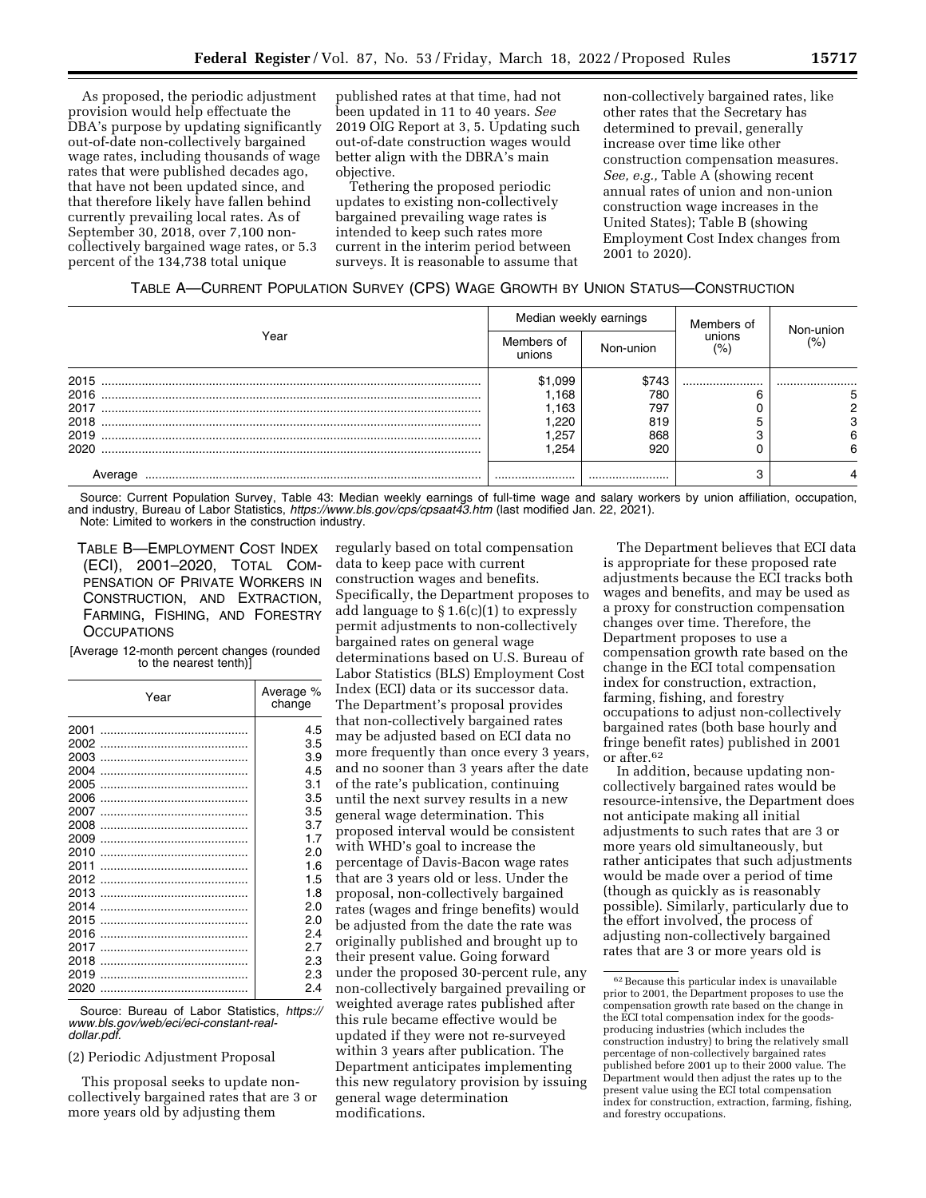As proposed, the periodic adjustment provision would help effectuate the DBA's purpose by updating significantly out-of-date non-collectively bargained wage rates, including thousands of wage rates that were published decades ago, that have not been updated since, and that therefore likely have fallen behind currently prevailing local rates. As of September 30, 2018, over 7,100 non-collectively bargained wage rates, or 5.3 percent of the 134,738 total unique published rates at that time, had not been updated in 11 to 40 years. *See* 2019 OIG Report at 3, 5. Updating such out-of-date construction wages would better align with the DBRA's main objective.

Tethering the proposed periodic updates to existing non-collectively bargained prevailing wage rates is intended to keep such rates more current in the interim period between surveys. It is reasonable to assume that non-collectively bargained rates, like other rates that the Secretary has determined to prevail, generally increase over time like other construction compensation measures. *See, e.g.,* Table A (showing recent annual rates of union and non-union construction wage increases in the United States); Table B (showing Employment Cost Index changes from 2001 to 2020).

TABLE A—CURRENT POPULATION SURVEY (CPS) WAGE GROWTH BY UNION STATUS—CONSTRUCTION

| Year | Median weekly earnings | | Members of unions (%) | Non-union (%) |
|---|---|---|---|---|
| | Members of unions | Non-union | | |
| 2015 | $1,099 | $743 | | |
| 2016 | 1,168 | 780 | 6 | 5 |
| 2017 | 1,163 | 797 | 0 | 2 |
| 2018 | 1,220 | 819 | 5 | 3 |
| 2019 | 1,257 | 868 | 3 | 6 |
| 2020 | 1,254 | 920 | 0 | 6 |
| Average | | | 3 | 4 |

Source: Current Population Survey, Table 43: Median weekly earnings of full-time wage and salary workers by union affiliation, occupation, and industry, Bureau of Labor Statistics, *https://www.bls.gov/cps/cpsaat43.htm* (last modified Jan. 22, 2021).
Note: Limited to workers in the construction industry.

TABLE B—EMPLOYMENT COST INDEX (ECI), 2001–2020, TOTAL COMPENSATION OF PRIVATE WORKERS IN CONSTRUCTION, AND EXTRACTION, FARMING, FISHING, AND FORESTRY OCCUPATIONS

[Average 12-month percent changes (rounded to the nearest tenth)]

| Year | Average % change |
|---|---|
| 2001 | 4.5 |
| 2002 | 3.5 |
| 2003 | 3.9 |
| 2004 | 4.5 |
| 2005 | 3.1 |
| 2006 | 3.5 |
| 2007 | 3.5 |
| 2008 | 3.7 |
| 2009 | 1.7 |
| 2010 | 2.0 |
| 2011 | 1.6 |
| 2012 | 1.5 |
| 2013 | 1.8 |
| 2014 | 2.0 |
| 2015 | 2.0 |
| 2016 | 2.4 |
| 2017 | 2.7 |
| 2018 | 2.3 |
| 2019 | 2.3 |
| 2020 | 2.4 |

Source: Bureau of Labor Statistics, *https://www.bls.gov/web/eci/eci-constant-real-dollar.pdf.*

(2) Periodic Adjustment Proposal

This proposal seeks to update non-collectively bargained rates that are 3 or more years old by adjusting them regularly based on total compensation data to keep pace with current construction wages and benefits. Specifically, the Department proposes to add language to § 1.6(c)(1) to expressly permit adjustments to non-collectively bargained rates on general wage determinations based on U.S. Bureau of Labor Statistics (BLS) Employment Cost Index (ECI) data or its successor data. The Department's proposal provides that non-collectively bargained rates may be adjusted based on ECI data no more frequently than once every 3 years, and no sooner than 3 years after the date of the rate's publication, continuing until the next survey results in a new general wage determination. This proposed interval would be consistent with WHD's goal to increase the percentage of Davis-Bacon wage rates that are 3 years old or less. Under the proposal, non-collectively bargained rates (wages and fringe benefits) would be adjusted from the date the rate was originally published and brought up to their present value. Going forward under the proposed 30-percent rule, any non-collectively bargained prevailing or weighted average rates published after this rule became effective would be updated if they were not re-surveyed within 3 years after publication. The Department anticipates implementing this new regulatory provision by issuing general wage determination modifications.

The Department believes that ECI data is appropriate for these proposed rate adjustments because the ECI tracks both wages and benefits, and may be used as a proxy for construction compensation changes over time. Therefore, the Department proposes to use a compensation growth rate based on the change in the ECI total compensation index for construction, extraction, farming, fishing, and forestry occupations to adjust non-collectively bargained rates (both base hourly and fringe benefit rates) published in 2001 or after.[62]

In addition, because updating non-collectively bargained rates would be resource-intensive, the Department does not anticipate making all initial adjustments to such rates that are 3 or more years old simultaneously, but rather anticipates that such adjustments would be made over a period of time (though as quickly as is reasonably possible). Similarly, particularly due to the effort involved, the process of adjusting non-collectively bargained rates that are 3 or more years old is

[62] Because this particular index is unavailable prior to 2001, the Department proposes to use the compensation growth rate based on the change in the ECI total compensation index for the goods-producing industries (which includes the construction industry) to bring the relatively small percentage of non-collectively bargained rates published before 2001 up to their 2000 value. The Department would then adjust the rates up to the present value using the ECI total compensation index for construction, extraction, farming, fishing, and forestry occupations.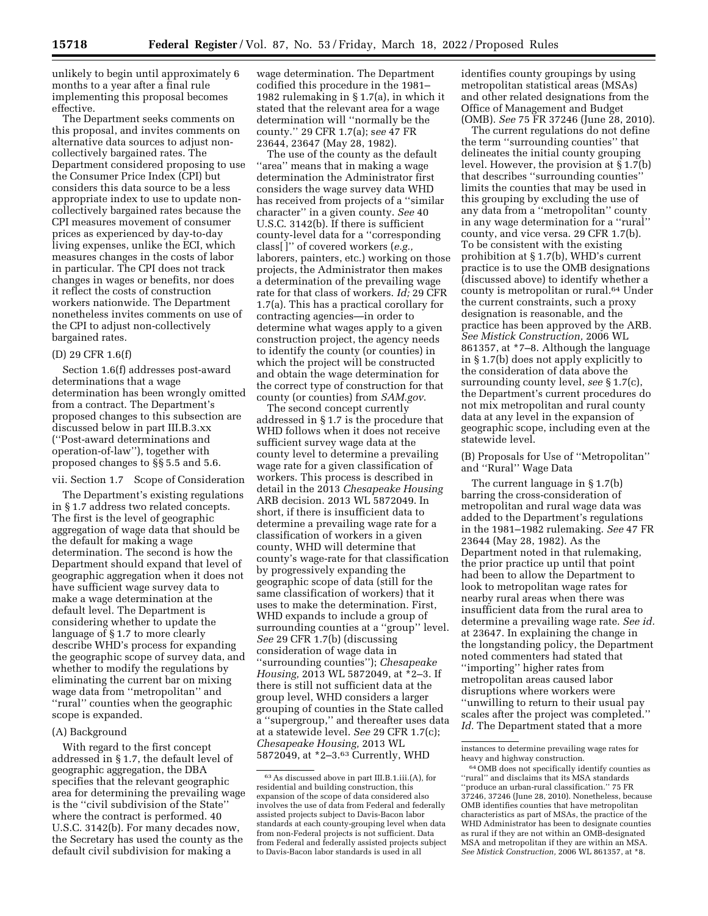unlikely to begin until approximately 6 months to a year after a final rule implementing this proposal becomes effective.

The Department seeks comments on this proposal, and invites comments on alternative data sources to adjust non-collectively bargained rates. The Department considered proposing to use the Consumer Price Index (CPI) but considers this data source to be a less appropriate index to use to update non-collectively bargained rates because the CPI measures movement of consumer prices as experienced by day-to-day living expenses, unlike the ECI, which measures changes in the costs of labor in particular. The CPI does not track changes in wages or benefits, nor does it reflect the costs of construction workers nationwide. The Department nonetheless invites comments on use of the CPI to adjust non-collectively bargained rates.

(D) 29 CFR 1.6(f)

Section 1.6(f) addresses post-award determinations that a wage determination has been wrongly omitted from a contract. The Department's proposed changes to this subsection are discussed below in part III.B.3.xx (''Post-award determinations and operation-of-law''), together with proposed changes to §§ 5.5 and 5.6.

vii. Section 1.7 Scope of Consideration

The Department's existing regulations in § 1.7 address two related concepts. The first is the level of geographic aggregation of wage data that should be the default for making a wage determination. The second is how the Department should expand that level of geographic aggregation when it does not have sufficient wage survey data to make a wage determination at the default level. The Department is considering whether to update the language of § 1.7 to more clearly describe WHD's process for expanding the geographic scope of survey data, and whether to modify the regulations by eliminating the current bar on mixing wage data from ''metropolitan'' and ''rural'' counties when the geographic scope is expanded.

(A) Background

With regard to the first concept addressed in § 1.7, the default level of geographic aggregation, the DBA specifies that the relevant geographic area for determining the prevailing wage is the ''civil subdivision of the State'' where the contract is performed. 40 U.S.C. 3142(b). For many decades now, the Secretary has used the county as the default civil subdivision for making a wage determination. The Department codified this procedure in the 1981–1982 rulemaking in § 1.7(a), in which it stated that the relevant area for a wage determination will ''normally be the county.'' 29 CFR 1.7(a); *see* 47 FR 23644, 23647 (May 28, 1982).

The use of the county as the default ''area'' means that in making a wage determination the Administrator first considers the wage survey data WHD has received from projects of a ''similar character'' in a given county. *See* 40 U.S.C. 3142(b). If there is sufficient county-level data for a ''corresponding class[ ]'' of covered workers (*e.g.,* laborers, painters, etc.) working on those projects, the Administrator then makes a determination of the prevailing wage rate for that class of workers. *Id;* 29 CFR 1.7(a). This has a practical corollary for contracting agencies—in order to determine what wages apply to a given construction project, the agency needs to identify the county (or counties) in which the project will be constructed and obtain the wage determination for the correct type of construction for that county (or counties) from *SAM.gov*.

The second concept currently addressed in § 1.7 is the procedure that WHD follows when it does not receive sufficient survey wage data at the county level to determine a prevailing wage rate for a given classification of workers. This process is described in detail in the 2013 *Chesapeake Housing* ARB decision. 2013 WL 5872049. In short, if there is insufficient data to determine a prevailing wage rate for a classification of workers in a given county, WHD will determine that county's wage-rate for that classification by progressively expanding the geographic scope of data (still for the same classification of workers) that it uses to make the determination. First, WHD expands to include a group of surrounding counties at a ''group'' level. *See* 29 CFR 1.7(b) (discussing consideration of wage data in ''surrounding counties''); *Chesapeake Housing,* 2013 WL 5872049, at *2–3. If there is still not sufficient data at the group level, WHD considers a larger grouping of counties in the State called a ''supergroup,'' and thereafter uses data at a statewide level. *See* 29 CFR 1.7(c); *Chesapeake Housing,* 2013 WL 5872049, at *2–3.[63] Currently, WHD identifies county groupings by using metropolitan statistical areas (MSAs) and other related designations from the Office of Management and Budget (OMB). *See* 75 FR 37246 (June 28, 2010).

The current regulations do not define the term ''surrounding counties'' that delineates the initial county grouping level. However, the provision at § 1.7(b) that describes ''surrounding counties'' limits the counties that may be used in this grouping by excluding the use of any data from a ''metropolitan'' county in any wage determination for a ''rural'' county, and vice versa. 29 CFR 1.7(b). To be consistent with the existing prohibition at § 1.7(b), WHD's current practice is to use the OMB designations (discussed above) to identify whether a county is metropolitan or rural.[64] Under the current constraints, such a proxy designation is reasonable, and the practice has been approved by the ARB. *See Mistick Construction,* 2006 WL 861357, at *7–8. Although the language in § 1.7(b) does not apply explicitly to the consideration of data above the surrounding county level, *see* § 1.7(c), the Department's current procedures do not mix metropolitan and rural county data at any level in the expansion of geographic scope, including even at the statewide level.

(B) Proposals for Use of ''Metropolitan'' and ''Rural'' Wage Data

The current language in § 1.7(b) barring the cross-consideration of metropolitan and rural wage data was added to the Department's regulations in the 1981–1982 rulemaking. *See* 47 FR 23644 (May 28, 1982). As the Department noted in that rulemaking, the prior practice up until that point had been to allow the Department to look to metropolitan wage rates for nearby rural areas when there was insufficient data from the rural area to determine a prevailing wage rate. *See id.* at 23647. In explaining the change in the longstanding policy, the Department noted commenters had stated that ''importing'' higher rates from metropolitan areas caused labor disruptions where workers were ''unwilling to return to their usual pay scales after the project was completed.'' *Id.* The Department stated that a more

[63] As discussed above in part III.B.1.iii.(A), for residential and building construction, this expansion of the scope of data considered also involves the use of data from Federal and federally assisted projects subject to Davis-Bacon labor standards at each county-grouping level when data from non-Federal projects is not sufficient. Data from Federal and federally assisted projects subject to Davis-Bacon labor standards is used in all instances to determine prevailing wage rates for heavy and highway construction.

[64] OMB does not specifically identify counties as ''rural'' and disclaims that its MSA standards ''produce an urban-rural classification.'' 75 FR 37246, 37246 (June 28, 2010). Nonetheless, because OMB identifies counties that have metropolitan characteristics as part of MSAs, the practice of the WHD Administrator has been to designate counties as rural if they are not within an OMB-designated MSA and metropolitan if they are within an MSA. *See Mistick Construction,* 2006 WL 861357, at *8.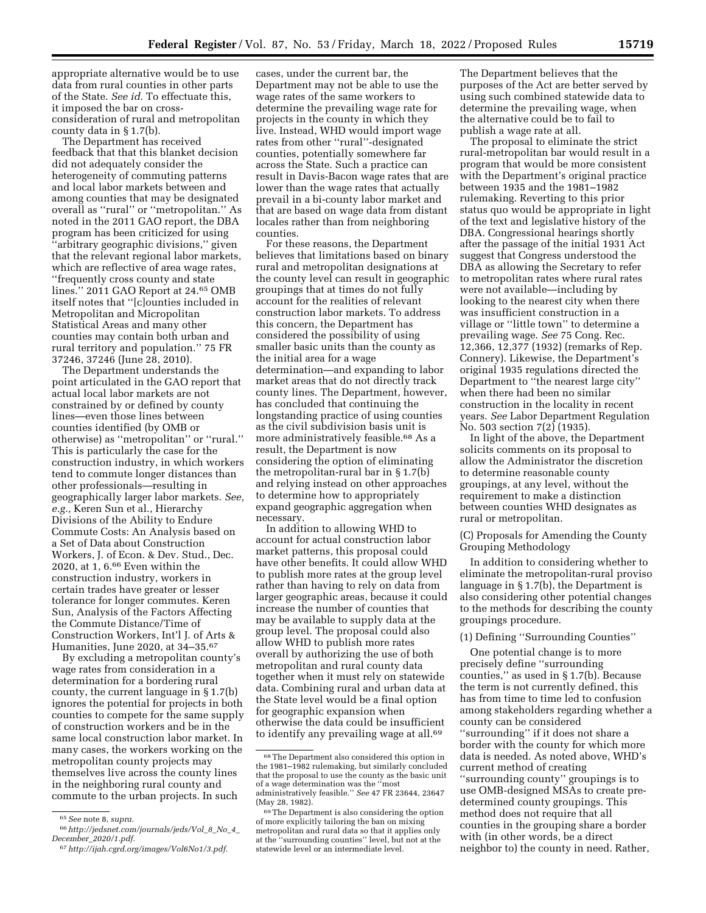appropriate alternative would be to use data from rural counties in other parts of the State. *See id.* To effectuate this, it imposed the bar on cross-consideration of rural and metropolitan county data in § 1.7(b).

The Department has received feedback that that this blanket decision did not adequately consider the heterogeneity of commuting patterns and local labor markets between and among counties that may be designated overall as "rural" or "metropolitan." As noted in the 2011 GAO report, the DBA program has been criticized for using "arbitrary geographic divisions," given that the relevant regional labor markets, which are reflective of area wage rates, "frequently cross county and state lines." 2011 GAO Report at 24.[65] OMB itself notes that "[c]ounties included in Metropolitan and Micropolitan Statistical Areas and many other counties may contain both urban and rural territory and population." 75 FR 37246, 37246 (June 28, 2010).

The Department understands the point articulated in the GAO report that actual local labor markets are not constrained by or defined by county lines—even those lines between counties identified (by OMB or otherwise) as "metropolitan" or "rural." This is particularly the case for the construction industry, in which workers tend to commute longer distances than other professionals—resulting in geographically larger labor markets. *See, e.g.,* Keren Sun et al., Hierarchy Divisions of the Ability to Endure Commute Costs: An Analysis based on a Set of Data about Construction Workers, J. of Econ. & Dev. Stud., Dec. 2020, at 1, 6.[66] Even within the construction industry, workers in certain trades have greater or lesser tolerance for longer commutes. Keren Sun, Analysis of the Factors Affecting the Commute Distance/Time of Construction Workers, Int'l J. of Arts & Humanities, June 2020, at 34–35.[67]

By excluding a metropolitan county's wage rates from consideration in a determination for a bordering rural county, the current language in § 1.7(b) ignores the potential for projects in both counties to compete for the same supply of construction workers and be in the same local construction labor market. In many cases, the workers working on the metropolitan county projects may themselves live across the county lines in the neighboring rural county and commute to the urban projects. In such cases, under the current bar, the Department may not be able to use the wage rates of the same workers to determine the prevailing wage rate for projects in the county in which they live. Instead, WHD would import wage rates from other "rural"-designated counties, potentially somewhere far across the State. Such a practice can result in Davis-Bacon wage rates that are lower than the wage rates that actually prevail in a bi-county labor market and that are based on wage data from distant locales rather than from neighboring counties.

For these reasons, the Department believes that limitations based on binary rural and metropolitan designations at the county level can result in geographic groupings that at times do not fully account for the realities of relevant construction labor markets. To address this concern, the Department has considered the possibility of using smaller basic units than the county as the initial area for a wage determination—and expanding to labor market areas that do not directly track county lines. The Department, however, has concluded that continuing the longstanding practice of using counties as the civil subdivision basis unit is more administratively feasible.[68] As a result, the Department is now considering the option of eliminating the metropolitan-rural bar in § 1.7(b) and relying instead on other approaches to determine how to appropriately expand geographic aggregation when necessary.

In addition to allowing WHD to account for actual construction labor market patterns, this proposal could have other benefits. It could allow WHD to publish more rates at the group level rather than having to rely on data from larger geographic areas, because it could increase the number of counties that may be available to supply data at the group level. The proposal could also allow WHD to publish more rates overall by authorizing the use of both metropolitan and rural county data together when it must rely on statewide data. Combining rural and urban data at the State level would be a final option for geographic expansion when otherwise the data could be insufficient to identify any prevailing wage at all.[69]

The Department believes that the purposes of the Act are better served by using such combined statewide data to determine the prevailing wage, when the alternative could be to fail to publish a wage rate at all.

The proposal to eliminate the strict rural-metropolitan bar would result in a program that would be more consistent with the Department's original practice between 1935 and the 1981–1982 rulemaking. Reverting to this prior status quo would be appropriate in light of the text and legislative history of the DBA. Congressional hearings shortly after the passage of the initial 1931 Act suggest that Congress understood the DBA as allowing the Secretary to refer to metropolitan rates where rural rates were not available—including by looking to the nearest city when there was insufficient construction in a village or "little town" to determine a prevailing wage. *See* 75 Cong. Rec. 12,366, 12,377 (1932) (remarks of Rep. Connery). Likewise, the Department's original 1935 regulations directed the Department to "the nearest large city" when there had been no similar construction in the locality in recent years. *See* Labor Department Regulation No. 503 section 7(2) (1935).

In light of the above, the Department solicits comments on its proposal to allow the Administrator the discretion to determine reasonable county groupings, at any level, without the requirement to make a distinction between counties WHD designates as rural or metropolitan.

(C) Proposals for Amending the County Grouping Methodology

In addition to considering whether to eliminate the metropolitan-rural proviso language in § 1.7(b), the Department is also considering other potential changes to the methods for describing the county groupings procedure.

(1) Defining "Surrounding Counties"

One potential change is to more precisely define "surrounding counties," as used in § 1.7(b). Because the term is not currently defined, this has from time to time led to confusion among stakeholders regarding whether a county can be considered "surrounding" if it does not share a border with the county for which more data is needed. As noted above, WHD's current method of creating "surrounding county" groupings is to use OMB-designed MSAs to create pre-determined county groupings. This method does not require that all counties in the grouping share a border with (in other words, be a direct neighbor to) the county in need. Rather,

---

[65] *See* note 8, *supra.*

[66] *http://jedsnet.com/journals/jeds/Vol_8_No_4_December_2020/1.pdf.*

[67] *http://ijah.cgrd.org/images/Vol6No1/3.pdf.*

[68] The Department also considered this option in the 1981–1982 rulemaking, but similarly concluded that the proposal to use the county as the basic unit of a wage determination was the "most administratively feasible." *See* 47 FR 23644, 23647 (May 28, 1982).

[69] The Department is also considering the option of more explicitly tailoring the ban on mixing metropolitan and rural data so that it applies only at the "surrounding counties" level, but not at the statewide level or an intermediate level.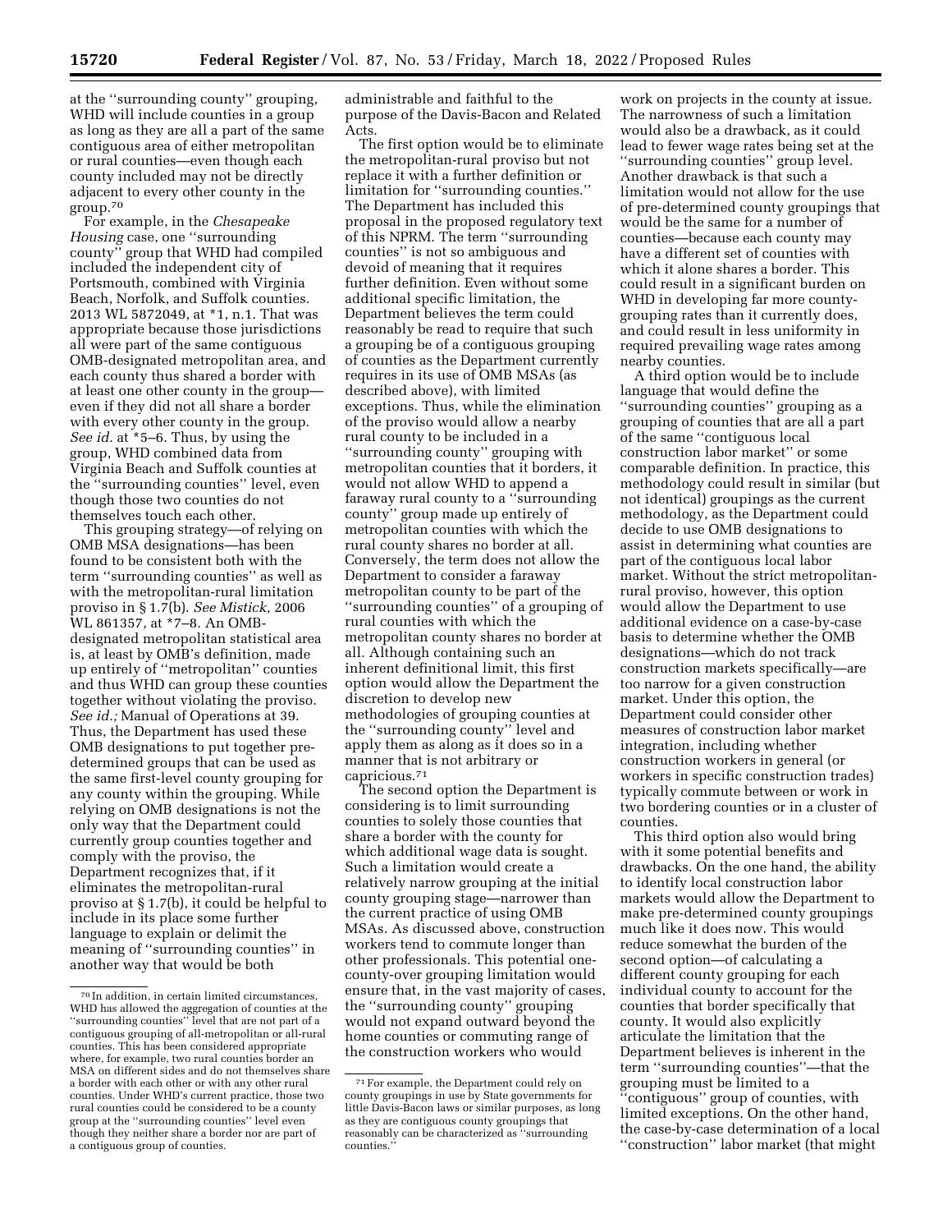at the ''surrounding county'' grouping, WHD will include counties in a group as long as they are all a part of the same contiguous area of either metropolitan or rural counties—even though each county included may not be directly adjacent to every other county in the group.[70]

For example, in the *Chesapeake Housing* case, one ''surrounding county'' group that WHD had compiled included the independent city of Portsmouth, combined with Virginia Beach, Norfolk, and Suffolk counties. 2013 WL 5872049, at *1, n.1. That was appropriate because those jurisdictions all were part of the same contiguous OMB-designated metropolitan area, and each county thus shared a border with at least one other county in the group—even if they did not all share a border with every other county in the group. *See id.* at *5–6. Thus, by using the group, WHD combined data from Virginia Beach and Suffolk counties at the ''surrounding counties'' level, even though those two counties do not themselves touch each other.

This grouping strategy—of relying on OMB MSA designations—has been found to be consistent both with the term ''surrounding counties'' as well as with the metropolitan-rural limitation proviso in § 1.7(b). *See Mistick,* 2006 WL 861357, at *7–8. An OMB-designated metropolitan statistical area is, at least by OMB's definition, made up entirely of ''metropolitan'' counties and thus WHD can group these counties together without violating the proviso. *See id.;* Manual of Operations at 39. Thus, the Department has used these OMB designations to put together pre-determined groups that can be used as the same first-level county grouping for any county within the grouping. While relying on OMB designations is not the only way that the Department could currently group counties together and comply with the proviso, the Department recognizes that, if it eliminates the metropolitan-rural proviso at § 1.7(b), it could be helpful to include in its place some further language to explain or delimit the meaning of ''surrounding counties'' in another way that would be both administrable and faithful to the purpose of the Davis-Bacon and Related Acts.

The first option would be to eliminate the metropolitan-rural proviso but not replace it with a further definition or limitation for ''surrounding counties.'' The Department has included this proposal in the proposed regulatory text of this NPRM. The term ''surrounding counties'' is not so ambiguous and devoid of meaning that it requires further definition. Even without some additional specific limitation, the Department believes the term could reasonably be read to require that such a grouping be of a contiguous grouping of counties as the Department currently requires in its use of OMB MSAs (as described above), with limited exceptions. Thus, while the elimination of the proviso would allow a nearby rural county to be included in a ''surrounding county'' grouping with metropolitan counties that it borders, it would not allow WHD to append a faraway rural county to a ''surrounding county'' group made up entirely of metropolitan counties with which the rural county shares no border at all. Conversely, the term does not allow the Department to consider a faraway metropolitan county to be part of the ''surrounding counties'' of a grouping of rural counties with which the metropolitan county shares no border at all. Although containing such an inherent definitional limit, this first option would allow the Department the discretion to develop new methodologies of grouping counties at the ''surrounding county'' level and apply them as along as it does so in a manner that is not arbitrary or capricious.[71]

The second option the Department is considering is to limit surrounding counties to solely those counties that share a border with the county for which additional wage data is sought. Such a limitation would create a relatively narrow grouping at the initial county grouping stage—narrower than the current practice of using OMB MSAs. As discussed above, construction workers tend to commute longer than other professionals. This potential one-county-over grouping limitation would ensure that, in the vast majority of cases, the ''surrounding county'' grouping would not expand outward beyond the home counties or commuting range of the construction workers who would work on projects in the county at issue. The narrowness of such a limitation would also be a drawback, as it could lead to fewer wage rates being set at the ''surrounding counties'' group level. Another drawback is that such a limitation would not allow for the use of pre-determined county groupings that would be the same for a number of counties—because each county may have a different set of counties with which it alone shares a border. This could result in a significant burden on WHD in developing far more county-grouping rates than it currently does, and could result in less uniformity in required prevailing wage rates among nearby counties.

A third option would be to include language that would define the ''surrounding counties'' grouping as a grouping of counties that are all a part of the same ''contiguous local construction labor market'' or some comparable definition. In practice, this methodology could result in similar (but not identical) groupings as the current methodology, as the Department could decide to use OMB designations to assist in determining what counties are part of the contiguous local labor market. Without the strict metropolitan-rural proviso, however, this option would allow the Department to use additional evidence on a case-by-case basis to determine whether the OMB designations—which do not track construction markets specifically—are too narrow for a given construction market. Under this option, the Department could consider other measures of construction labor market integration, including whether construction workers in general (or workers in specific construction trades) typically commute between or work in two bordering counties or in a cluster of counties.

This third option also would bring with it some potential benefits and drawbacks. On the one hand, the ability to identify local construction labor markets would allow the Department to make pre-determined county groupings much like it does now. This would reduce somewhat the burden of the second option—of calculating a different county grouping for each individual county to account for the counties that border specifically that county. It would also explicitly articulate the limitation that the Department believes is inherent in the term ''surrounding counties''—that the grouping must be limited to a ''contiguous'' group of counties, with limited exceptions. On the other hand, the case-by-case determination of a local ''construction'' labor market (that might

[70] In addition, in certain limited circumstances, WHD has allowed the aggregation of counties at the ''surrounding counties'' level that are not part of a contiguous grouping of all-metropolitan or all-rural counties. This has been considered appropriate where, for example, two rural counties border an MSA on different sides and do not themselves share a border with each other or with any other rural counties. Under WHD's current practice, those two rural counties could be considered to be a county group at the ''surrounding counties'' level even though they neither share a border nor are part of a contiguous group of counties.

[71] For example, the Department could rely on county groupings in use by State governments for little Davis-Bacon laws or similar purposes, as long as they are contiguous county groupings that reasonably can be characterized as ''surrounding counties.''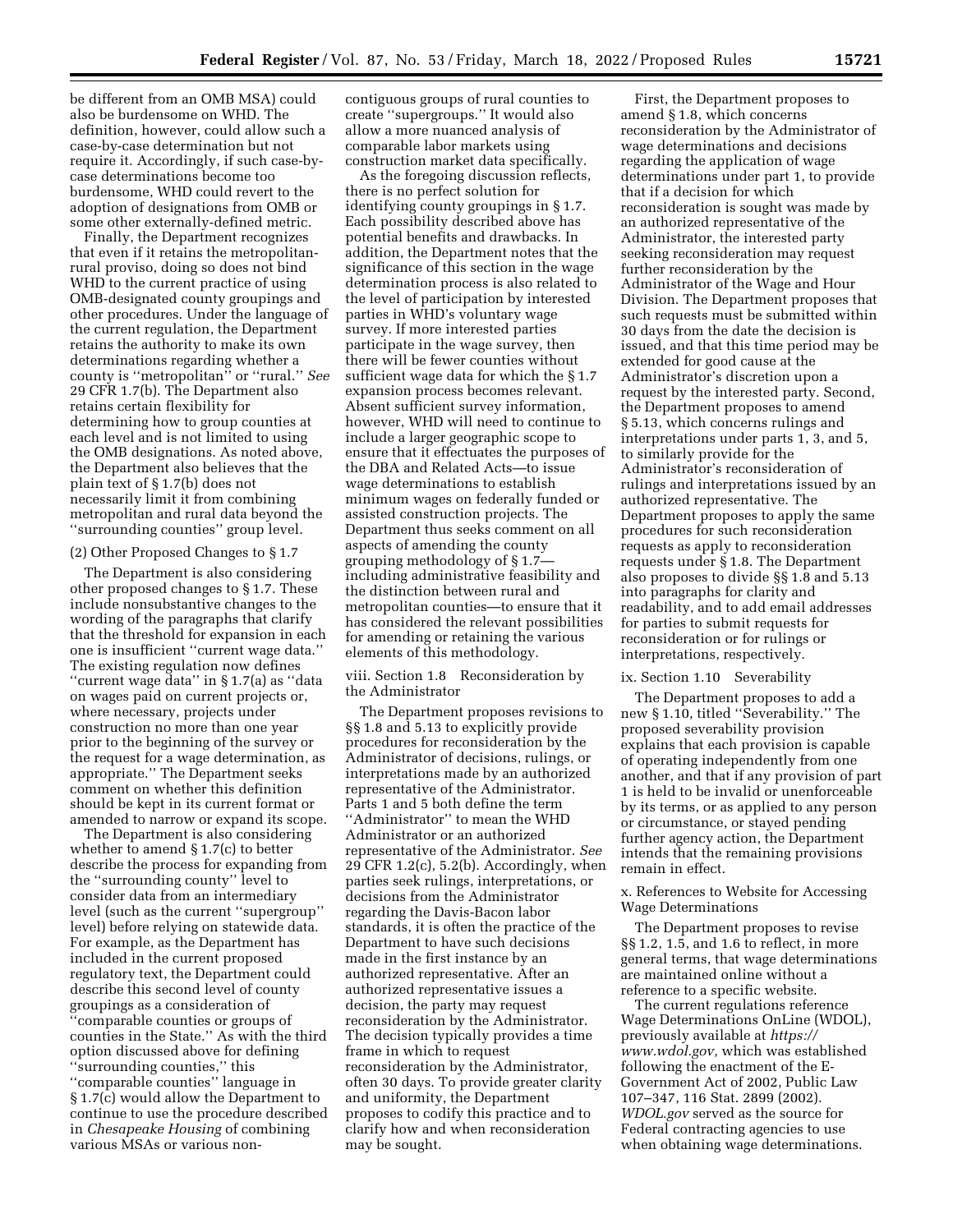be different from an OMB MSA) could also be burdensome on WHD. The definition, however, could allow such a case-by-case determination but not require it. Accordingly, if such case-by-case determinations become too burdensome, WHD could revert to the adoption of designations from OMB or some other externally-defined metric.

Finally, the Department recognizes that even if it retains the metropolitan-rural proviso, doing so does not bind WHD to the current practice of using OMB-designated county groupings and other procedures. Under the language of the current regulation, the Department retains the authority to make its own determinations regarding whether a county is ''metropolitan'' or ''rural.'' *See* 29 CFR 1.7(b). The Department also retains certain flexibility for determining how to group counties at each level and is not limited to using the OMB designations. As noted above, the Department also believes that the plain text of § 1.7(b) does not necessarily limit it from combining metropolitan and rural data beyond the ''surrounding counties'' group level.

(2) Other Proposed Changes to § 1.7

The Department is also considering other proposed changes to § 1.7. These include nonsubstantive changes to the wording of the paragraphs that clarify that the threshold for expansion in each one is insufficient ''current wage data.'' The existing regulation now defines ''current wage data'' in § 1.7(a) as ''data on wages paid on current projects or, where necessary, projects under construction no more than one year prior to the beginning of the survey or the request for a wage determination, as appropriate.'' The Department seeks comment on whether this definition should be kept in its current format or amended to narrow or expand its scope.

The Department is also considering whether to amend § 1.7(c) to better describe the process for expanding from the ''surrounding county'' level to consider data from an intermediary level (such as the current ''supergroup'' level) before relying on statewide data. For example, as the Department has included in the current proposed regulatory text, the Department could describe this second level of county groupings as a consideration of ''comparable counties or groups of counties in the State.'' As with the third option discussed above for defining ''surrounding counties,'' this ''comparable counties'' language in § 1.7(c) would allow the Department to continue to use the procedure described in *Chesapeake Housing* of combining various MSAs or various non-contiguous groups of rural counties to create ''supergroups.'' It would also allow a more nuanced analysis of comparable labor markets using construction market data specifically.

As the foregoing discussion reflects, there is no perfect solution for identifying county groupings in § 1.7. Each possibility described above has potential benefits and drawbacks. In addition, the Department notes that the significance of this section in the wage determination process is also related to the level of participation by interested parties in WHD's voluntary wage survey. If more interested parties participate in the wage survey, then there will be fewer counties without sufficient wage data for which the § 1.7 expansion process becomes relevant. Absent sufficient survey information, however, WHD will need to continue to include a larger geographic scope to ensure that it effectuates the purposes of the DBA and Related Acts—to issue wage determinations to establish minimum wages on federally funded or assisted construction projects. The Department thus seeks comment on all aspects of amending the county grouping methodology of § 1.7—including administrative feasibility and the distinction between rural and metropolitan counties—to ensure that it has considered the relevant possibilities for amending or retaining the various elements of this methodology.

viii. Section 1.8 Reconsideration by the Administrator

The Department proposes revisions to §§ 1.8 and 5.13 to explicitly provide procedures for reconsideration by the Administrator of decisions, rulings, or interpretations made by an authorized representative of the Administrator. Parts 1 and 5 both define the term ''Administrator'' to mean the WHD Administrator or an authorized representative of the Administrator. *See* 29 CFR 1.2(c), 5.2(b). Accordingly, when parties seek rulings, interpretations, or decisions from the Administrator regarding the Davis-Bacon labor standards, it is often the practice of the Department to have such decisions made in the first instance by an authorized representative. After an authorized representative issues a decision, the party may request reconsideration by the Administrator. The decision typically provides a time frame in which to request reconsideration by the Administrator, often 30 days. To provide greater clarity and uniformity, the Department proposes to codify this practice and to clarify how and when reconsideration may be sought.

First, the Department proposes to amend § 1.8, which concerns reconsideration by the Administrator of wage determinations and decisions regarding the application of wage determinations under part 1, to provide that if a decision for which reconsideration is sought was made by an authorized representative of the Administrator, the interested party seeking reconsideration may request further reconsideration by the Administrator of the Wage and Hour Division. The Department proposes that such requests must be submitted within 30 days from the date the decision is issued, and that this time period may be extended for good cause at the Administrator's discretion upon a request by the interested party. Second, the Department proposes to amend § 5.13, which concerns rulings and interpretations under parts 1, 3, and 5, to similarly provide for the Administrator's reconsideration of rulings and interpretations issued by an authorized representative. The Department proposes to apply the same procedures for such reconsideration requests as apply to reconsideration requests under § 1.8. The Department also proposes to divide §§ 1.8 and 5.13 into paragraphs for clarity and readability, and to add email addresses for parties to submit requests for reconsideration or for rulings or interpretations, respectively.

ix. Section 1.10 Severability

The Department proposes to add a new § 1.10, titled ''Severability.'' The proposed severability provision explains that each provision is capable of operating independently from one another, and that if any provision of part 1 is held to be invalid or unenforceable by its terms, or as applied to any person or circumstance, or stayed pending further agency action, the Department intends that the remaining provisions remain in effect.

x. References to Website for Accessing Wage Determinations

The Department proposes to revise §§ 1.2, 1.5, and 1.6 to reflect, in more general terms, that wage determinations are maintained online without a reference to a specific website.

The current regulations reference Wage Determinations OnLine (WDOL), previously available at *https://www.wdol.gov,* which was established following the enactment of the E-Government Act of 2002, Public Law 107–347, 116 Stat. 2899 (2002). *WDOL.gov* served as the source for Federal contracting agencies to use when obtaining wage determinations.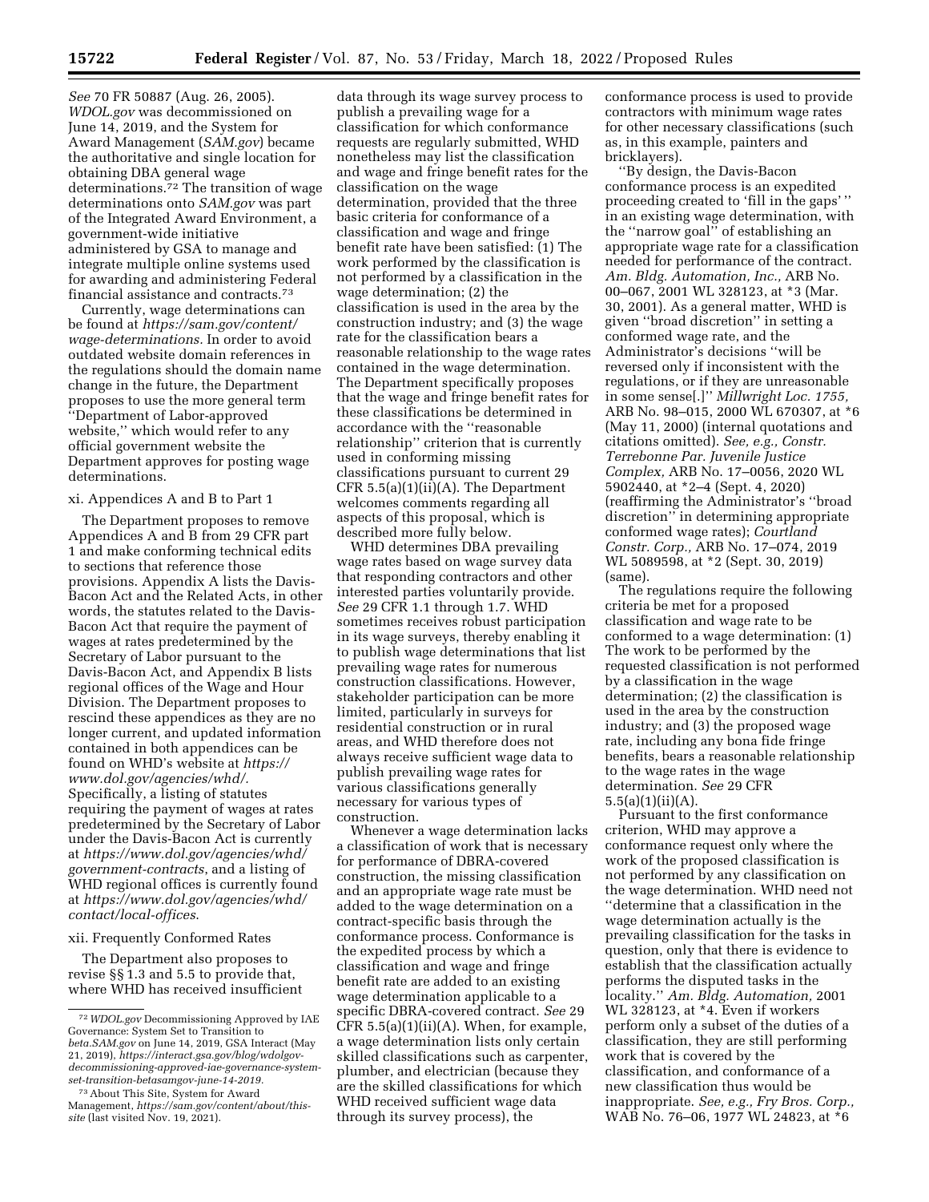*See* 70 FR 50887 (Aug. 26, 2005). *WDOL.gov* was decommissioned on June 14, 2019, and the System for Award Management (*SAM.gov*) became the authoritative and single location for obtaining DBA general wage determinations.[72] The transition of wage determinations onto *SAM.gov* was part of the Integrated Award Environment, a government-wide initiative administered by GSA to manage and integrate multiple online systems used for awarding and administering Federal financial assistance and contracts.[73]

Currently, wage determinations can be found at *https://sam.gov/content/wage-determinations.* In order to avoid outdated website domain references in the regulations should the domain name change in the future, the Department proposes to use the more general term ''Department of Labor-approved website,'' which would refer to any official government website the Department approves for posting wage determinations.

### xi. Appendices A and B to Part 1

The Department proposes to remove Appendices A and B from 29 CFR part 1 and make conforming technical edits to sections that reference those provisions. Appendix A lists the Davis-Bacon Act and the Related Acts, in other words, the statutes related to the Davis-Bacon Act that require the payment of wages at rates predetermined by the Secretary of Labor pursuant to the Davis-Bacon Act, and Appendix B lists regional offices of the Wage and Hour Division. The Department proposes to rescind these appendices as they are no longer current, and updated information contained in both appendices can be found on WHD's website at *https://www.dol.gov/agencies/whd/.* Specifically, a listing of statutes requiring the payment of wages at rates predetermined by the Secretary of Labor under the Davis-Bacon Act is currently at *https://www.dol.gov/agencies/whd/government-contracts*, and a listing of WHD regional offices is currently found at *https://www.dol.gov/agencies/whd/contact/local-offices.*

### xii. Frequently Conformed Rates

The Department also proposes to revise §§ 1.3 and 5.5 to provide that, where WHD has received insufficient data through its wage survey process to publish a prevailing wage for a classification for which conformance requests are regularly submitted, WHD nonetheless may list the classification and wage and fringe benefit rates for the classification on the wage determination, provided that the three basic criteria for conformance of a classification and wage and fringe benefit rate have been satisfied: (1) The work performed by the classification is not performed by a classification in the wage determination; (2) the classification is used in the area by the construction industry; and (3) the wage rate for the classification bears a reasonable relationship to the wage rates contained in the wage determination. The Department specifically proposes that the wage and fringe benefit rates for these classifications be determined in accordance with the ''reasonable relationship'' criterion that is currently used in conforming missing classifications pursuant to current 29 CFR 5.5(a)(1)(ii)(A). The Department welcomes comments regarding all aspects of this proposal, which is described more fully below.

WHD determines DBA prevailing wage rates based on wage survey data that responding contractors and other interested parties voluntarily provide. *See* 29 CFR 1.1 through 1.7. WHD sometimes receives robust participation in its wage surveys, thereby enabling it to publish wage determinations that list prevailing wage rates for numerous construction classifications. However, stakeholder participation can be more limited, particularly in surveys for residential construction or in rural areas, and WHD therefore does not always receive sufficient wage data to publish prevailing wage rates for various classifications generally necessary for various types of construction.

Whenever a wage determination lacks a classification of work that is necessary for performance of DBRA-covered construction, the missing classification and an appropriate wage rate must be added to the wage determination on a contract-specific basis through the conformance process. Conformance is the expedited process by which a classification and wage and fringe benefit rate are added to an existing wage determination applicable to a specific DBRA-covered contract. *See* 29 CFR 5.5(a)(1)(ii)(A). When, for example, a wage determination lists only certain skilled classifications such as carpenter, plumber, and electrician (because they are the skilled classifications for which WHD received sufficient wage data through its survey process), the conformance process is used to provide contractors with minimum wage rates for other necessary classifications (such as, in this example, painters and bricklayers).

''By design, the Davis-Bacon conformance process is an expedited proceeding created to 'fill in the gaps' '' in an existing wage determination, with the ''narrow goal'' of establishing an appropriate wage rate for a classification needed for performance of the contract. *Am. Bldg. Automation, Inc.,* ARB No. 00–067, 2001 WL 328123, at *3 (Mar. 30, 2001). As a general matter, WHD is given ''broad discretion'' in setting a conformed wage rate, and the Administrator's decisions ''will be reversed only if inconsistent with the regulations, or if they are unreasonable in some sense[.]'' *Millwright Loc. 1755,* ARB No. 98–015, 2000 WL 670307, at *6 (May 11, 2000) (internal quotations and citations omitted). *See, e.g., Constr. Terrebonne Par. Juvenile Justice Complex,* ARB No. 17–0056, 2020 WL 5902440, at *2–4 (Sept. 4, 2020) (reaffirming the Administrator's ''broad discretion'' in determining appropriate conformed wage rates); *Courtland Constr. Corp.,* ARB No. 17–074, 2019 WL 5089598, at *2 (Sept. 30, 2019) (same).

The regulations require the following criteria be met for a proposed classification and wage rate to be conformed to a wage determination: (1) The work to be performed by the requested classification is not performed by a classification in the wage determination; (2) the classification is used in the area by the construction industry; and (3) the proposed wage rate, including any bona fide fringe benefits, bears a reasonable relationship to the wage rates in the wage determination. *See* 29 CFR 5.5(a)(1)(ii)(A).

Pursuant to the first conformance criterion, WHD may approve a conformance request only where the work of the proposed classification is not performed by any classification on the wage determination. WHD need not ''determine that a classification in the wage determination actually is the prevailing classification for the tasks in question, only that there is evidence to establish that the classification actually performs the disputed tasks in the locality.'' *Am. Bldg. Automation,* 2001 WL 328123, at *4. Even if workers perform only a subset of the duties of a classification, they are still performing work that is covered by the classification, and conformance of a new classification thus would be inappropriate. *See, e.g., Fry Bros. Corp.,* WAB No. 76–06, 1977 WL 24823, at *6

---

[72] *WDOL.gov* Decommissioning Approved by IAE Governance: System Set to Transition to *beta.SAM.gov* on June 14, 2019, GSA Interact (May 21, 2019), *https://interact.gsa.gov/blog/wdolgov-decommissioning-approved-iae-governance-system-set-transition-betasamgov-june-14-2019.*

[73] About This Site, System for Award Management, *https://sam.gov/content/about/this-site* (last visited Nov. 19, 2021).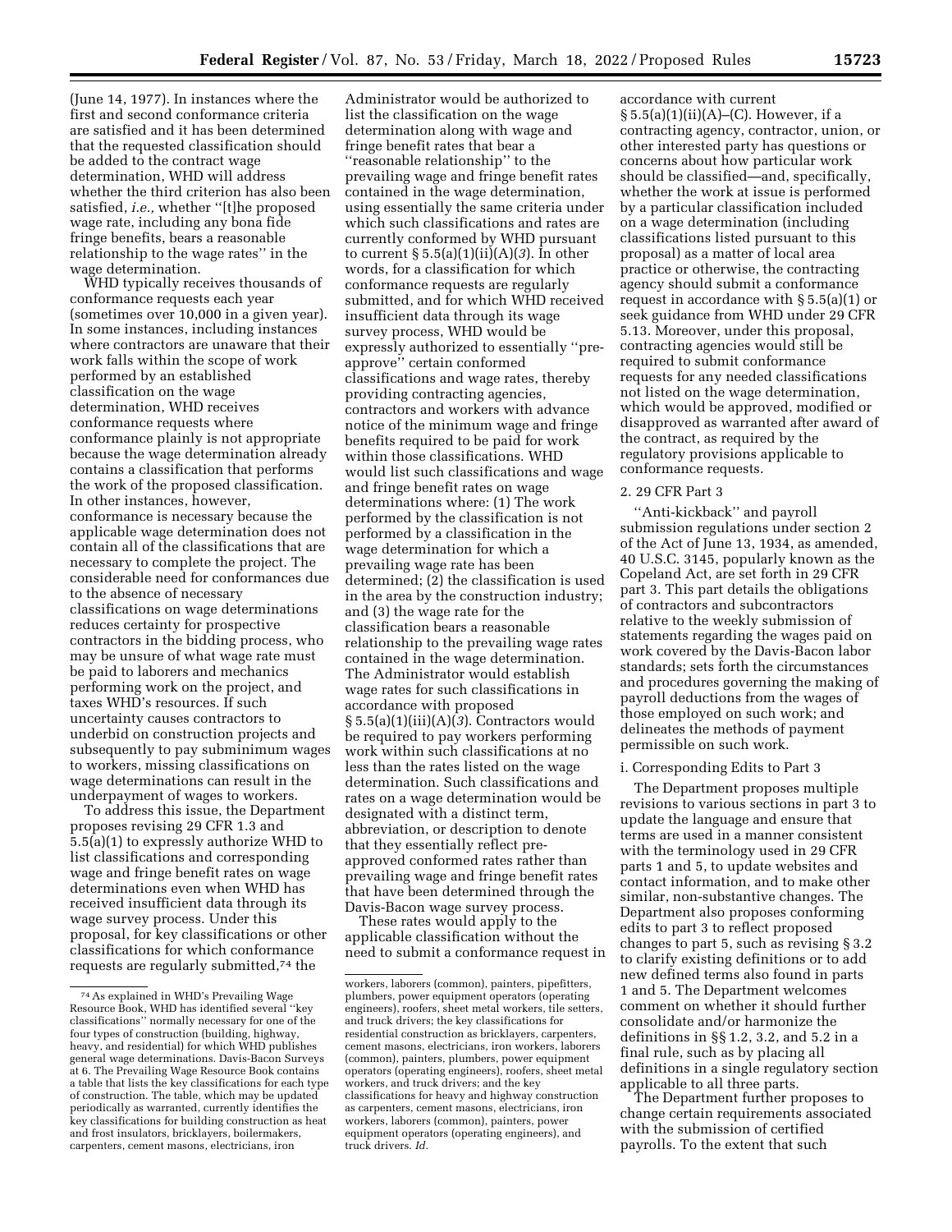(June 14, 1977). In instances where the first and second conformance criteria are satisfied and it has been determined that the requested classification should be added to the contract wage determination, WHD will address whether the third criterion has also been satisfied, *i.e.,* whether ''[t]he proposed wage rate, including any bona fide fringe benefits, bears a reasonable relationship to the wage rates'' in the wage determination.

WHD typically receives thousands of conformance requests each year (sometimes over 10,000 in a given year). In some instances, including instances where contractors are unaware that their work falls within the scope of work performed by an established classification on the wage determination, WHD receives conformance requests where conformance plainly is not appropriate because the wage determination already contains a classification that performs the work of the proposed classification. In other instances, however, conformance is necessary because the applicable wage determination does not contain all of the classifications that are necessary to complete the project. The considerable need for conformances due to the absence of necessary classifications on wage determinations reduces certainty for prospective contractors in the bidding process, who may be unsure of what wage rate must be paid to laborers and mechanics performing work on the project, and taxes WHD's resources. If such uncertainty causes contractors to underbid on construction projects and subsequently to pay subminimum wages to workers, missing classifications on wage determinations can result in the underpayment of wages to workers.

To address this issue, the Department proposes revising 29 CFR 1.3 and 5.5(a)(1) to expressly authorize WHD to list classifications and corresponding wage and fringe benefit rates on wage determinations even when WHD has received insufficient data through its wage survey process. Under this proposal, for key classifications or other classifications for which conformance requests are regularly submitted,[74] the Administrator would be authorized to list the classification on the wage determination along with wage and fringe benefit rates that bear a ''reasonable relationship'' to the prevailing wage and fringe benefit rates contained in the wage determination, using essentially the same criteria under which such classifications and rates are currently conformed by WHD pursuant to current § 5.5(a)(1)(ii)(A)(*3*). In other words, for a classification for which conformance requests are regularly submitted, and for which WHD received insufficient data through its wage survey process, WHD would be expressly authorized to essentially ''pre-approve'' certain conformed classifications and wage rates, thereby providing contracting agencies, contractors and workers with advance notice of the minimum wage and fringe benefits required to be paid for work within those classifications. WHD would list such classifications and wage and fringe benefit rates on wage determinations where: (1) The work performed by the classification is not performed by a classification in the wage determination for which a prevailing wage rate has been determined; (2) the classification is used in the area by the construction industry; and (3) the wage rate for the classification bears a reasonable relationship to the prevailing wage rates contained in the wage determination. The Administrator would establish wage rates for such classifications in accordance with proposed § 5.5(a)(1)(iii)(A)(*3*). Contractors would be required to pay workers performing work within such classifications at no less than the rates listed on the wage determination. Such classifications and rates on a wage determination would be designated with a distinct term, abbreviation, or description to denote that they essentially reflect pre-approved conformed rates rather than prevailing wage and fringe benefit rates that have been determined through the Davis-Bacon wage survey process.

These rates would apply to the applicable classification without the need to submit a conformance request in accordance with current § 5.5(a)(1)(ii)(A)–(C). However, if a contracting agency, contractor, union, or other interested party has questions or concerns about how particular work should be classified—and, specifically, whether the work at issue is performed by a particular classification included on a wage determination (including classifications listed pursuant to this proposal) as a matter of local area practice or otherwise, the contracting agency should submit a conformance request in accordance with § 5.5(a)(1) or seek guidance from WHD under 29 CFR 5.13. Moreover, under this proposal, contracting agencies would still be required to submit conformance requests for any needed classifications not listed on the wage determination, which would be approved, modified or disapproved as warranted after award of the contract, as required by the regulatory provisions applicable to conformance requests.

2. 29 CFR Part 3

''Anti-kickback'' and payroll submission regulations under section 2 of the Act of June 13, 1934, as amended, 40 U.S.C. 3145, popularly known as the Copeland Act, are set forth in 29 CFR part 3. This part details the obligations of contractors and subcontractors relative to the weekly submission of statements regarding the wages paid on work covered by the Davis-Bacon labor standards; sets forth the circumstances and procedures governing the making of payroll deductions from the wages of those employed on such work; and delineates the methods of payment permissible on such work.

i. Corresponding Edits to Part 3

The Department proposes multiple revisions to various sections in part 3 to update the language and ensure that terms are used in a manner consistent with the terminology used in 29 CFR parts 1 and 5, to update websites and contact information, and to make other similar, non-substantive changes. The Department also proposes conforming edits to part 3 to reflect proposed changes to part 5, such as revising § 3.2 to clarify existing definitions or to add new defined terms also found in parts 1 and 5. The Department welcomes comment on whether it should further consolidate and/or harmonize the definitions in §§ 1.2, 3.2, and 5.2 in a final rule, such as by placing all definitions in a single regulatory section applicable to all three parts.

The Department further proposes to change certain requirements associated with the submission of certified payrolls. To the extent that such

---

[74] As explained in WHD's Prevailing Wage Resource Book, WHD has identified several ''key classifications'' normally necessary for one of the four types of construction (building, highway, heavy, and residential) for which WHD publishes general wage determinations. Davis-Bacon Surveys at 6. The Prevailing Wage Resource Book contains a table that lists the key classifications for each type of construction. The table, which may be updated periodically as warranted, currently identifies the key classifications for building construction as heat and frost insulators, bricklayers, boilermakers, carpenters, cement masons, electricians, iron workers, laborers (common), painters, pipefitters, plumbers, power equipment operators (operating engineers), roofers, sheet metal workers, tile setters, and truck drivers; the key classifications for residential construction as bricklayers, carpenters, cement masons, electricians, iron workers, laborers (common), painters, plumbers, power equipment operators (operating engineers), roofers, sheet metal workers, and truck drivers; and the key classifications for heavy and highway construction as carpenters, cement masons, electricians, iron workers, laborers (common), painters, power equipment operators (operating engineers), and truck drivers. *Id.*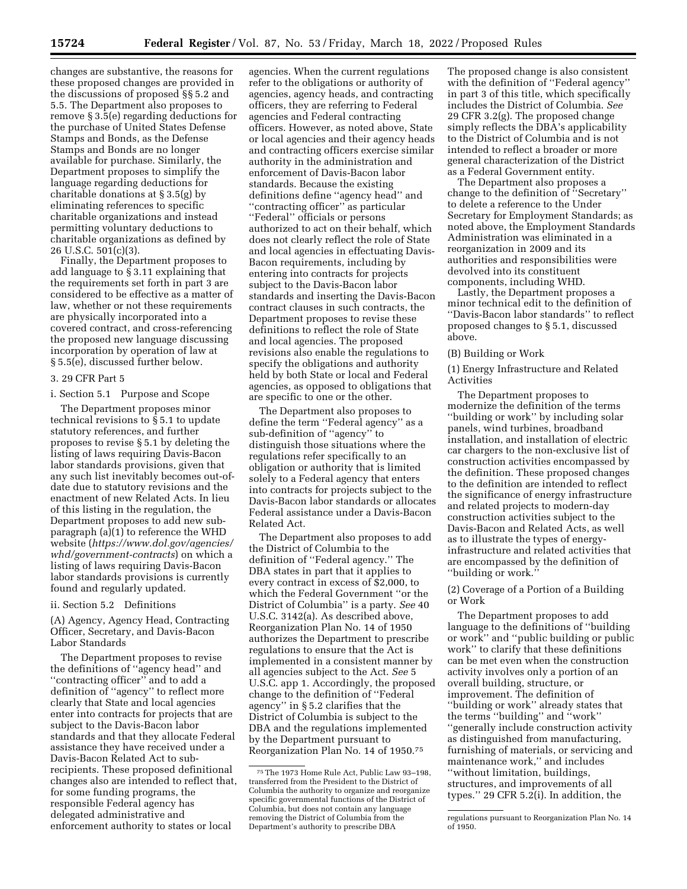changes are substantive, the reasons for these proposed changes are provided in the discussions of proposed §§ 5.2 and 5.5. The Department also proposes to remove § 3.5(e) regarding deductions for the purchase of United States Defense Stamps and Bonds, as the Defense Stamps and Bonds are no longer available for purchase. Similarly, the Department proposes to simplify the language regarding deductions for charitable donations at § 3.5(g) by eliminating references to specific charitable organizations and instead permitting voluntary deductions to charitable organizations as defined by 26 U.S.C. 501(c)(3).

Finally, the Department proposes to add language to § 3.11 explaining that the requirements set forth in part 3 are considered to be effective as a matter of law, whether or not these requirements are physically incorporated into a covered contract, and cross-referencing the proposed new language discussing incorporation by operation of law at § 5.5(e), discussed further below.

### 3. 29 CFR Part 5

#### i. Section 5.1 Purpose and Scope

The Department proposes minor technical revisions to § 5.1 to update statutory references, and further proposes to revise § 5.1 by deleting the listing of laws requiring Davis-Bacon labor standards provisions, given that any such list inevitably becomes out-of-date due to statutory revisions and the enactment of new Related Acts. In lieu of this listing in the regulation, the Department proposes to add new sub-paragraph (a)(1) to reference the WHD website (*https://www.dol.gov/agencies/whd/government-contracts*) on which a listing of laws requiring Davis-Bacon labor standards provisions is currently found and regularly updated.

#### ii. Section 5.2 Definitions

##### (A) Agency, Agency Head, Contracting Officer, Secretary, and Davis-Bacon Labor Standards

The Department proposes to revise the definitions of ''agency head'' and ''contracting officer'' and to add a definition of ''agency'' to reflect more clearly that State and local agencies enter into contracts for projects that are subject to the Davis-Bacon labor standards and that they allocate Federal assistance they have received under a Davis-Bacon Related Act to sub-recipients. These proposed definitional changes also are intended to reflect that, for some funding programs, the responsible Federal agency has delegated administrative and enforcement authority to states or local agencies. When the current regulations refer to the obligations or authority of agencies, agency heads, and contracting officers, they are referring to Federal agencies and Federal contracting officers. However, as noted above, State or local agencies and their agency heads and contracting officers exercise similar authority in the administration and enforcement of Davis-Bacon labor standards. Because the existing definitions define ''agency head'' and ''contracting officer'' as particular ''Federal'' officials or persons authorized to act on their behalf, which does not clearly reflect the role of State and local agencies in effectuating Davis-Bacon requirements, including by entering into contracts for projects subject to the Davis-Bacon labor standards and inserting the Davis-Bacon contract clauses in such contracts, the Department proposes to revise these definitions to reflect the role of State and local agencies. The proposed revisions also enable the regulations to specify the obligations and authority held by both State or local and Federal agencies, as opposed to obligations that are specific to one or the other.

The Department also proposes to define the term ''Federal agency'' as a sub-definition of ''agency'' to distinguish those situations where the regulations refer specifically to an obligation or authority that is limited solely to a Federal agency that enters into contracts for projects subject to the Davis-Bacon labor standards or allocates Federal assistance under a Davis-Bacon Related Act.

The Department also proposes to add the District of Columbia to the definition of ''Federal agency.'' The DBA states in part that it applies to every contract in excess of $2,000, to which the Federal Government ''or the District of Columbia'' is a party. *See* 40 U.S.C. 3142(a). As described above, Reorganization Plan No. 14 of 1950 authorizes the Department to prescribe regulations to ensure that the Act is implemented in a consistent manner by all agencies subject to the Act. *See* 5 U.S.C. app 1. Accordingly, the proposed change to the definition of ''Federal agency'' in § 5.2 clarifies that the District of Columbia is subject to the DBA and the regulations implemented by the Department pursuant to Reorganization Plan No. 14 of 1950.[75]

The proposed change is also consistent with the definition of ''Federal agency'' in part 3 of this title, which specifically includes the District of Columbia. *See* 29 CFR 3.2(g). The proposed change simply reflects the DBA's applicability to the District of Columbia and is not intended to reflect a broader or more general characterization of the District as a Federal Government entity.

The Department also proposes a change to the definition of ''Secretary'' to delete a reference to the Under Secretary for Employment Standards; as noted above, the Employment Standards Administration was eliminated in a reorganization in 2009 and its authorities and responsibilities were devolved into its constituent components, including WHD.

Lastly, the Department proposes a minor technical edit to the definition of ''Davis-Bacon labor standards'' to reflect proposed changes to § 5.1, discussed above.

##### (B) Building or Work

###### (1) Energy Infrastructure and Related Activities

The Department proposes to modernize the definition of the terms ''building or work'' by including solar panels, wind turbines, broadband installation, and installation of electric car chargers to the non-exclusive list of construction activities encompassed by the definition. These proposed changes to the definition are intended to reflect the significance of energy infrastructure and related projects to modern-day construction activities subject to the Davis-Bacon and Related Acts, as well as to illustrate the types of energy-infrastructure and related activities that are encompassed by the definition of ''building or work.''

###### (2) Coverage of a Portion of a Building or Work

The Department proposes to add language to the definitions of ''building or work'' and ''public building or public work'' to clarify that these definitions can be met even when the construction activity involves only a portion of an overall building, structure, or improvement. The definition of ''building or work'' already states that the terms ''building'' and ''work'' ''generally include construction activity as distinguished from manufacturing, furnishing of materials, or servicing and maintenance work,'' and includes ''without limitation, buildings, structures, and improvements of all types.'' 29 CFR 5.2(i). In addition, the

[75] The 1973 Home Rule Act, Public Law 93–198, transferred from the President to the District of Columbia the authority to organize and reorganize specific governmental functions of the District of Columbia, but does not contain any language removing the District of Columbia from the Department's authority to prescribe DBA regulations pursuant to Reorganization Plan No. 14 of 1950.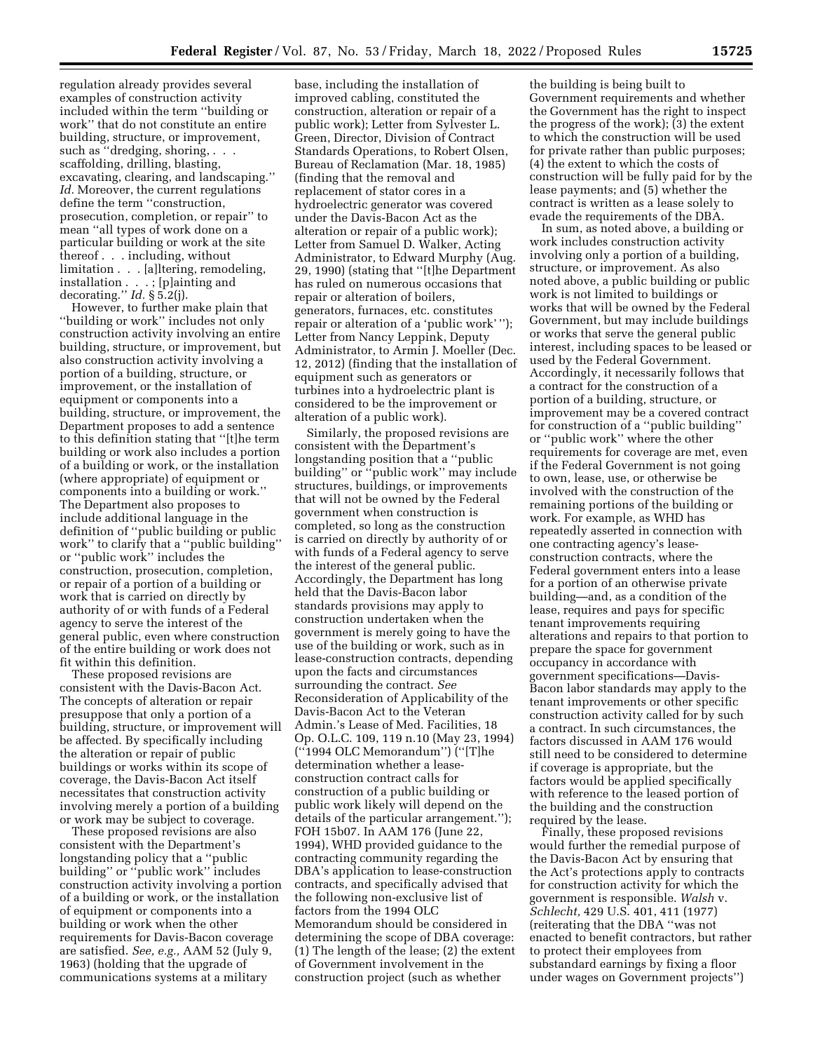regulation already provides several examples of construction activity included within the term "building or work" that do not constitute an entire building, structure, or improvement, such as "dredging, shoring, . . . scaffolding, drilling, blasting, excavating, clearing, and landscaping." *Id.* Moreover, the current regulations define the term "construction, prosecution, completion, or repair" to mean "all types of work done on a particular building or work at the site thereof . . . including, without limitation . . . [a]ltering, remodeling, installation . . . ; [p]ainting and decorating." *Id.* § 5.2(j).

However, to further make plain that "building or work" includes not only construction activity involving an entire building, structure, or improvement, but also construction activity involving a portion of a building, structure, or improvement, or the installation of equipment or components into a building, structure, or improvement, the Department proposes to add a sentence to this definition stating that "[t]he term building or work also includes a portion of a building or work, or the installation (where appropriate) of equipment or components into a building or work." The Department also proposes to include additional language in the definition of "public building or public work" to clarify that a "public building" or "public work" includes the construction, prosecution, completion, or repair of a portion of a building or work that is carried on directly by authority of or with funds of a Federal agency to serve the interest of the general public, even where construction of the entire building or work does not fit within this definition.

These proposed revisions are consistent with the Davis-Bacon Act. The concepts of alteration or repair presuppose that only a portion of a building, structure, or improvement will be affected. By specifically including the alteration or repair of public buildings or works within its scope of coverage, the Davis-Bacon Act itself necessitates that construction activity involving merely a portion of a building or work may be subject to coverage.

These proposed revisions are also consistent with the Department's longstanding policy that a "public building" or "public work" includes construction activity involving a portion of a building or work, or the installation of equipment or components into a building or work when the other requirements for Davis-Bacon coverage are satisfied. *See, e.g.,* AAM 52 (July 9, 1963) (holding that the upgrade of communications systems at a military base, including the installation of improved cabling, constituted the construction, alteration or repair of a public work); Letter from Sylvester L. Green, Director, Division of Contract Standards Operations, to Robert Olsen, Bureau of Reclamation (Mar. 18, 1985) (finding that the removal and replacement of stator cores in a hydroelectric generator was covered under the Davis-Bacon Act as the alteration or repair of a public work); Letter from Samuel D. Walker, Acting Administrator, to Edward Murphy (Aug. 29, 1990) (stating that "[t]he Department has ruled on numerous occasions that repair or alteration of boilers, generators, furnaces, etc. constitutes repair or alteration of a 'public work' "); Letter from Nancy Leppink, Deputy Administrator, to Armin J. Moeller (Dec. 12, 2012) (finding that the installation of equipment such as generators or turbines into a hydroelectric plant is considered to be the improvement or alteration of a public work).

Similarly, the proposed revisions are consistent with the Department's longstanding position that a "public building" or "public work" may include structures, buildings, or improvements that will not be owned by the Federal government when construction is completed, so long as the construction is carried on directly by authority of or with funds of a Federal agency to serve the interest of the general public. Accordingly, the Department has long held that the Davis-Bacon labor standards provisions may apply to construction undertaken when the government is merely going to have the use of the building or work, such as in lease-construction contracts, depending upon the facts and circumstances surrounding the contract. *See* Reconsideration of Applicability of the Davis-Bacon Act to the Veteran Admin.'s Lease of Med. Facilities, 18 Op. O.L.C. 109, 119 n.10 (May 23, 1994) ("1994 OLC Memorandum") ("[T]he determination whether a lease-construction contract calls for construction of a public building or public work likely will depend on the details of the particular arrangement."); FOH 15b07. In AAM 176 (June 22, 1994), WHD provided guidance to the contracting community regarding the DBA's application to lease-construction contracts, and specifically advised that the following non-exclusive list of factors from the 1994 OLC Memorandum should be considered in determining the scope of DBA coverage: (1) The length of the lease; (2) the extent of Government involvement in the construction project (such as whether the building is being built to Government requirements and whether the Government has the right to inspect the progress of the work); (3) the extent to which the construction will be used for private rather than public purposes; (4) the extent to which the costs of construction will be fully paid for by the lease payments; and (5) whether the contract is written as a lease solely to evade the requirements of the DBA.

In sum, as noted above, a building or work includes construction activity involving only a portion of a building, structure, or improvement. As also noted above, a public building or public work is not limited to buildings or works that will be owned by the Federal Government, but may include buildings or works that serve the general public interest, including spaces to be leased or used by the Federal Government. Accordingly, it necessarily follows that a contract for the construction of a portion of a building, structure, or improvement may be a covered contract for construction of a "public building" or "public work" where the other requirements for coverage are met, even if the Federal Government is not going to own, lease, use, or otherwise be involved with the construction of the remaining portions of the building or work. For example, as WHD has repeatedly asserted in connection with one contracting agency's lease-construction contracts, where the Federal government enters into a lease for a portion of an otherwise private building—and, as a condition of the lease, requires and pays for specific tenant improvements requiring alterations and repairs to that portion to prepare the space for government occupancy in accordance with government specifications—Davis-Bacon labor standards may apply to the tenant improvements or other specific construction activity called for by such a contract. In such circumstances, the factors discussed in AAM 176 would still need to be considered to determine if coverage is appropriate, but the factors would be applied specifically with reference to the leased portion of the building and the construction required by the lease.

Finally, these proposed revisions would further the remedial purpose of the Davis-Bacon Act by ensuring that the Act's protections apply to contracts for construction activity for which the government is responsible. *Walsh* v. *Schlecht,* 429 U.S. 401, 411 (1977) (reiterating that the DBA "was not enacted to benefit contractors, but rather to protect their employees from substandard earnings by fixing a floor under wages on Government projects")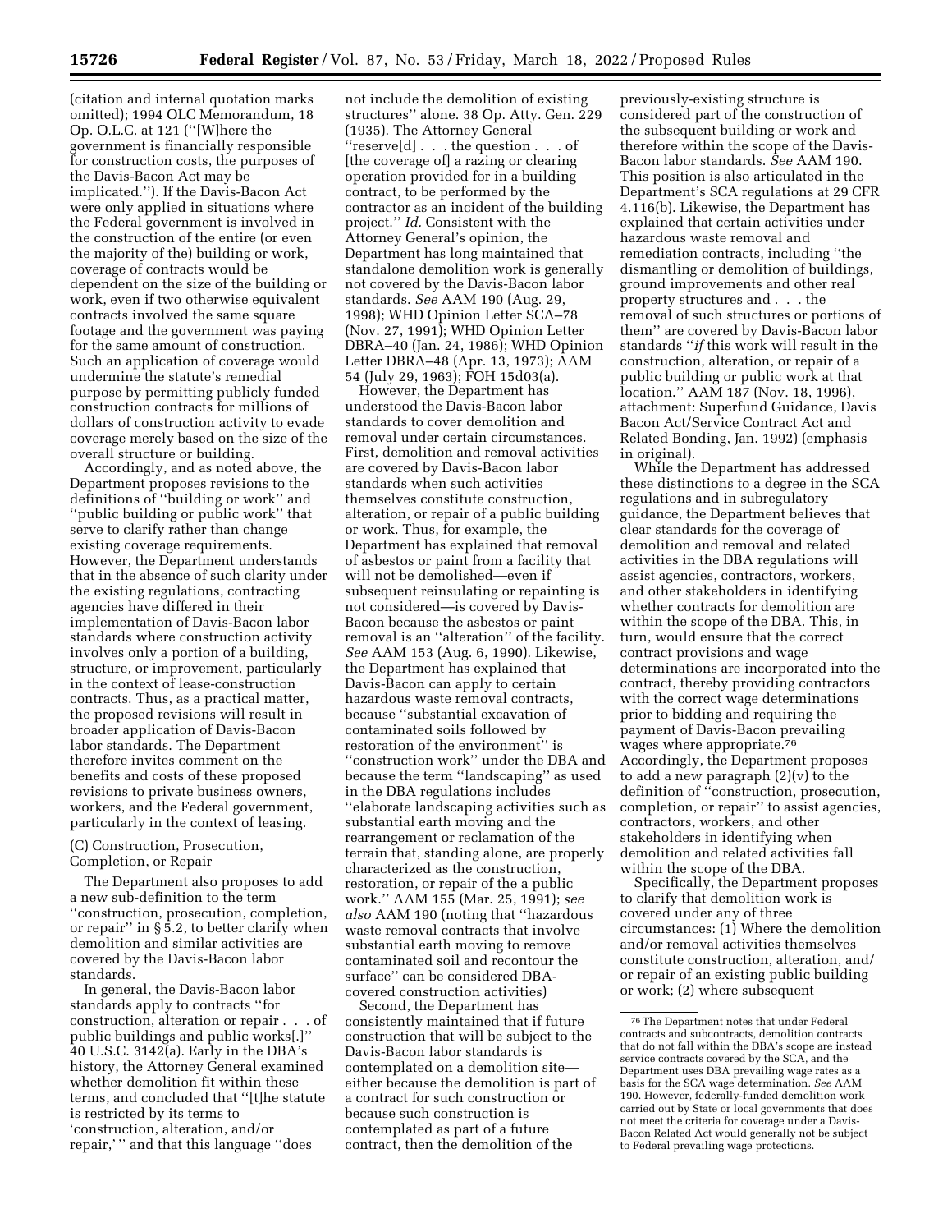(citation and internal quotation marks omitted); 1994 OLC Memorandum, 18 Op. O.L.C. at 121 ("[W]here the government is financially responsible for construction costs, the purposes of the Davis-Bacon Act may be implicated."). If the Davis-Bacon Act were only applied in situations where the Federal government is involved in the construction of the entire (or even the majority of the) building or work, coverage of contracts would be dependent on the size of the building or work, even if two otherwise equivalent contracts involved the same square footage and the government was paying for the same amount of construction. Such an application of coverage would undermine the statute's remedial purpose by permitting publicly funded construction contracts for millions of dollars of construction activity to evade coverage merely based on the size of the overall structure or building.

Accordingly, and as noted above, the Department proposes revisions to the definitions of "building or work" and "public building or public work" that serve to clarify rather than change existing coverage requirements. However, the Department understands that in the absence of such clarity under the existing regulations, contracting agencies have differed in their implementation of Davis-Bacon labor standards where construction activity involves only a portion of a building, structure, or improvement, particularly in the context of lease-construction contracts. Thus, as a practical matter, the proposed revisions will result in broader application of Davis-Bacon labor standards. The Department therefore invites comment on the benefits and costs of these proposed revisions to private business owners, workers, and the Federal government, particularly in the context of leasing.

(C) Construction, Prosecution, Completion, or Repair

The Department also proposes to add a new sub-definition to the term "construction, prosecution, completion, or repair" in § 5.2, to better clarify when demolition and similar activities are covered by the Davis-Bacon labor standards.

In general, the Davis-Bacon labor standards apply to contracts "for construction, alteration or repair . . . of public buildings and public works[.]" 40 U.S.C. 3142(a). Early in the DBA's history, the Attorney General examined whether demolition fit within these terms, and concluded that "[t]he statute is restricted by its terms to 'construction, alteration, and/or repair,'" and that this language "does not include the demolition of existing structures" alone. 38 Op. Atty. Gen. 229 (1935). The Attorney General "reserve[d] . . . the question . . . of [the coverage of] a razing or clearing operation provided for in a building contract, to be performed by the contractor as an incident of the building project." *Id.* Consistent with the Attorney General's opinion, the Department has long maintained that standalone demolition work is generally not covered by the Davis-Bacon labor standards. *See* AAM 190 (Aug. 29, 1998); WHD Opinion Letter SCA–78 (Nov. 27, 1991); WHD Opinion Letter DBRA–40 (Jan. 24, 1986); WHD Opinion Letter DBRA–48 (Apr. 13, 1973); AAM 54 (July 29, 1963); FOH 15d03(a).

However, the Department has understood the Davis-Bacon labor standards to cover demolition and removal under certain circumstances. First, demolition and removal activities are covered by Davis-Bacon labor standards when such activities themselves constitute construction, alteration, or repair of a public building or work. Thus, for example, the Department has explained that removal of asbestos or paint from a facility that will not be demolished—even if subsequent reinsulating or repainting is not considered—is covered by Davis-Bacon because the asbestos or paint removal is an "alteration" of the facility. *See* AAM 153 (Aug. 6, 1990). Likewise, the Department has explained that Davis-Bacon can apply to certain hazardous waste removal contracts, because "substantial excavation of contaminated soils followed by restoration of the environment" is "construction work" under the DBA and because the term "landscaping" as used in the DBA regulations includes "elaborate landscaping activities such as substantial earth moving and the rearrangement or reclamation of the terrain that, standing alone, are properly characterized as the construction, restoration, or repair of the a public work." AAM 155 (Mar. 25, 1991); *see also* AAM 190 (noting that "hazardous waste removal contracts that involve substantial earth moving to remove contaminated soil and recontour the surface" can be considered DBA-covered construction activities)

Second, the Department has consistently maintained that if future construction that will be subject to the Davis-Bacon labor standards is contemplated on a demolition site—either because the demolition is part of a contract for such construction or because such construction is contemplated as part of a future contract, then the demolition of the previously-existing structure is considered part of the construction of the subsequent building or work and therefore within the scope of the Davis-Bacon labor standards. *See* AAM 190. This position is also articulated in the Department's SCA regulations at 29 CFR 4.116(b). Likewise, the Department has explained that certain activities under hazardous waste removal and remediation contracts, including "the dismantling or demolition of buildings, ground improvements and other real property structures and . . . the removal of such structures or portions of them" are covered by Davis-Bacon labor standards "*if* this work will result in the construction, alteration, or repair of a public building or public work at that location." AAM 187 (Nov. 18, 1996), attachment: Superfund Guidance, Davis Bacon Act/Service Contract Act and Related Bonding, Jan. 1992) (emphasis in original).

While the Department has addressed these distinctions to a degree in the SCA regulations and in subregulatory guidance, the Department believes that clear standards for the coverage of demolition and removal and related activities in the DBA regulations will assist agencies, contractors, workers, and other stakeholders in identifying whether contracts for demolition are within the scope of the DBA. This, in turn, would ensure that the correct contract provisions and wage determinations are incorporated into the contract, thereby providing contractors with the correct wage determinations prior to bidding and requiring the payment of Davis-Bacon prevailing wages where appropriate.[76] Accordingly, the Department proposes to add a new paragraph (2)(v) to the definition of "construction, prosecution, completion, or repair" to assist agencies, contractors, workers, and other stakeholders in identifying when demolition and related activities fall within the scope of the DBA.

Specifically, the Department proposes to clarify that demolition work is covered under any of three circumstances: (1) Where the demolition and/or removal activities themselves constitute construction, alteration, and/or repair of an existing public building or work; (2) where subsequent

[76] The Department notes that under Federal contracts and subcontracts, demolition contracts that do not fall within the DBA's scope are instead service contracts covered by the SCA, and the Department uses DBA prevailing wage rates as a basis for the SCA wage determination. *See* AAM 190. However, federally-funded demolition work carried out by State or local governments that does not meet the criteria for coverage under a Davis-Bacon Related Act would generally not be subject to Federal prevailing wage protections.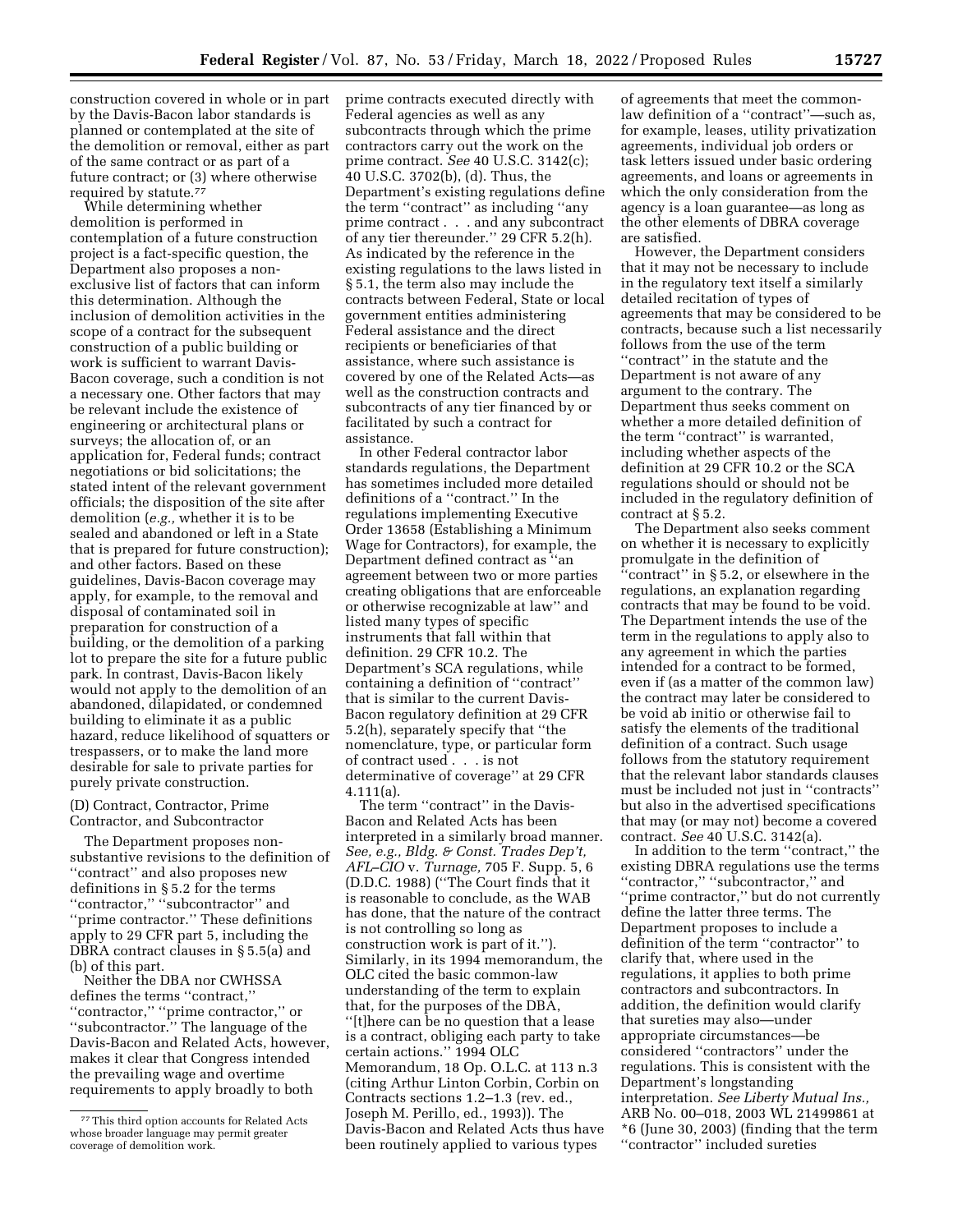construction covered in whole or in part by the Davis-Bacon labor standards is planned or contemplated at the site of the demolition or removal, either as part of the same contract or as part of a future contract; or (3) where otherwise required by statute.[77]

While determining whether demolition is performed in contemplation of a future construction project is a fact-specific question, the Department also proposes a non-exclusive list of factors that can inform this determination. Although the inclusion of demolition activities in the scope of a contract for the subsequent construction of a public building or work is sufficient to warrant Davis-Bacon coverage, such a condition is not a necessary one. Other factors that may be relevant include the existence of engineering or architectural plans or surveys; the allocation of, or an application for, Federal funds; contract negotiations or bid solicitations; the stated intent of the relevant government officials; the disposition of the site after demolition (*e.g.,* whether it is to be sealed and abandoned or left in a State that is prepared for future construction); and other factors. Based on these guidelines, Davis-Bacon coverage may apply, for example, to the removal and disposal of contaminated soil in preparation for construction of a building, or the demolition of a parking lot to prepare the site for a future public park. In contrast, Davis-Bacon likely would not apply to the demolition of an abandoned, dilapidated, or condemned building to eliminate it as a public hazard, reduce likelihood of squatters or trespassers, or to make the land more desirable for sale to private parties for purely private construction.

(D) Contract, Contractor, Prime Contractor, and Subcontractor

The Department proposes non-substantive revisions to the definition of ''contract'' and also proposes new definitions in § 5.2 for the terms ''contractor,'' ''subcontractor'' and ''prime contractor.'' These definitions apply to 29 CFR part 5, including the DBRA contract clauses in § 5.5(a) and (b) of this part.

Neither the DBA nor CWHSSA defines the terms ''contract,'' ''contractor,'' ''prime contractor,'' or ''subcontractor.'' The language of the Davis-Bacon and Related Acts, however, makes it clear that Congress intended the prevailing wage and overtime requirements to apply broadly to both prime contracts executed directly with Federal agencies as well as any subcontracts through which the prime contractors carry out the work on the prime contract. *See* 40 U.S.C. 3142(c); 40 U.S.C. 3702(b), (d). Thus, the Department's existing regulations define the term ''contract'' as including ''any prime contract . . . and any subcontract of any tier thereunder.'' 29 CFR 5.2(h). As indicated by the reference in the existing regulations to the laws listed in § 5.1, the term also may include the contracts between Federal, State or local government entities administering Federal assistance and the direct recipients or beneficiaries of that assistance, where such assistance is covered by one of the Related Acts—as well as the construction contracts and subcontracts of any tier financed by or facilitated by such a contract for assistance.

In other Federal contractor labor standards regulations, the Department has sometimes included more detailed definitions of a ''contract.'' In the regulations implementing Executive Order 13658 (Establishing a Minimum Wage for Contractors), for example, the Department defined contract as ''an agreement between two or more parties creating obligations that are enforceable or otherwise recognizable at law'' and listed many types of specific instruments that fall within that definition. 29 CFR 10.2. The Department's SCA regulations, while containing a definition of ''contract'' that is similar to the current Davis-Bacon regulatory definition at 29 CFR 5.2(h), separately specify that ''the nomenclature, type, or particular form of contract used . . . is not determinative of coverage'' at 29 CFR 4.111(a).

The term ''contract'' in the Davis-Bacon and Related Acts has been interpreted in a similarly broad manner. *See, e.g., Bldg. & Const. Trades Dep't, AFL–CIO* v. *Turnage,* 705 F. Supp. 5, 6 (D.D.C. 1988) (''The Court finds that it is reasonable to conclude, as the WAB has done, that the nature of the contract is not controlling so long as construction work is part of it.''). Similarly, in its 1994 memorandum, the OLC cited the basic common-law understanding of the term to explain that, for the purposes of the DBA, ''[t]here can be no question that a lease is a contract, obliging each party to take certain actions.'' 1994 OLC Memorandum, 18 Op. O.L.C. at 113 n.3 (citing Arthur Linton Corbin, Corbin on Contracts sections 1.2–1.3 (rev. ed., Joseph M. Perillo, ed., 1993)). The Davis-Bacon and Related Acts thus have been routinely applied to various types of agreements that meet the common-law definition of a ''contract''—such as, for example, leases, utility privatization agreements, individual job orders or task letters issued under basic ordering agreements, and loans or agreements in which the only consideration from the agency is a loan guarantee—as long as the other elements of DBRA coverage are satisfied.

However, the Department considers that it may not be necessary to include in the regulatory text itself a similarly detailed recitation of types of agreements that may be considered to be contracts, because such a list necessarily follows from the use of the term ''contract'' in the statute and the Department is not aware of any argument to the contrary. The Department thus seeks comment on whether a more detailed definition of the term ''contract'' is warranted, including whether aspects of the definition at 29 CFR 10.2 or the SCA regulations should or should not be included in the regulatory definition of contract at § 5.2.

The Department also seeks comment on whether it is necessary to explicitly promulgate in the definition of ''contract'' in § 5.2, or elsewhere in the regulations, an explanation regarding contracts that may be found to be void. The Department intends the use of the term in the regulations to apply also to any agreement in which the parties intended for a contract to be formed, even if (as a matter of the common law) the contract may later be considered to be void ab initio or otherwise fail to satisfy the elements of the traditional definition of a contract. Such usage follows from the statutory requirement that the relevant labor standards clauses must be included not just in ''contracts'' but also in the advertised specifications that may (or may not) become a covered contract. *See* 40 U.S.C. 3142(a).

In addition to the term ''contract,'' the existing DBRA regulations use the terms ''contractor,'' ''subcontractor,'' and ''prime contractor,'' but do not currently define the latter three terms. The Department proposes to include a definition of the term ''contractor'' to clarify that, where used in the regulations, it applies to both prime contractors and subcontractors. In addition, the definition would clarify that sureties may also—under appropriate circumstances—be considered ''contractors'' under the regulations. This is consistent with the Department's longstanding interpretation. *See Liberty Mutual Ins.,* ARB No. 00–018, 2003 WL 21499861 at *6 (June 30, 2003) (finding that the term ''contractor'' included sureties

[77] This third option accounts for Related Acts whose broader language may permit greater coverage of demolition work.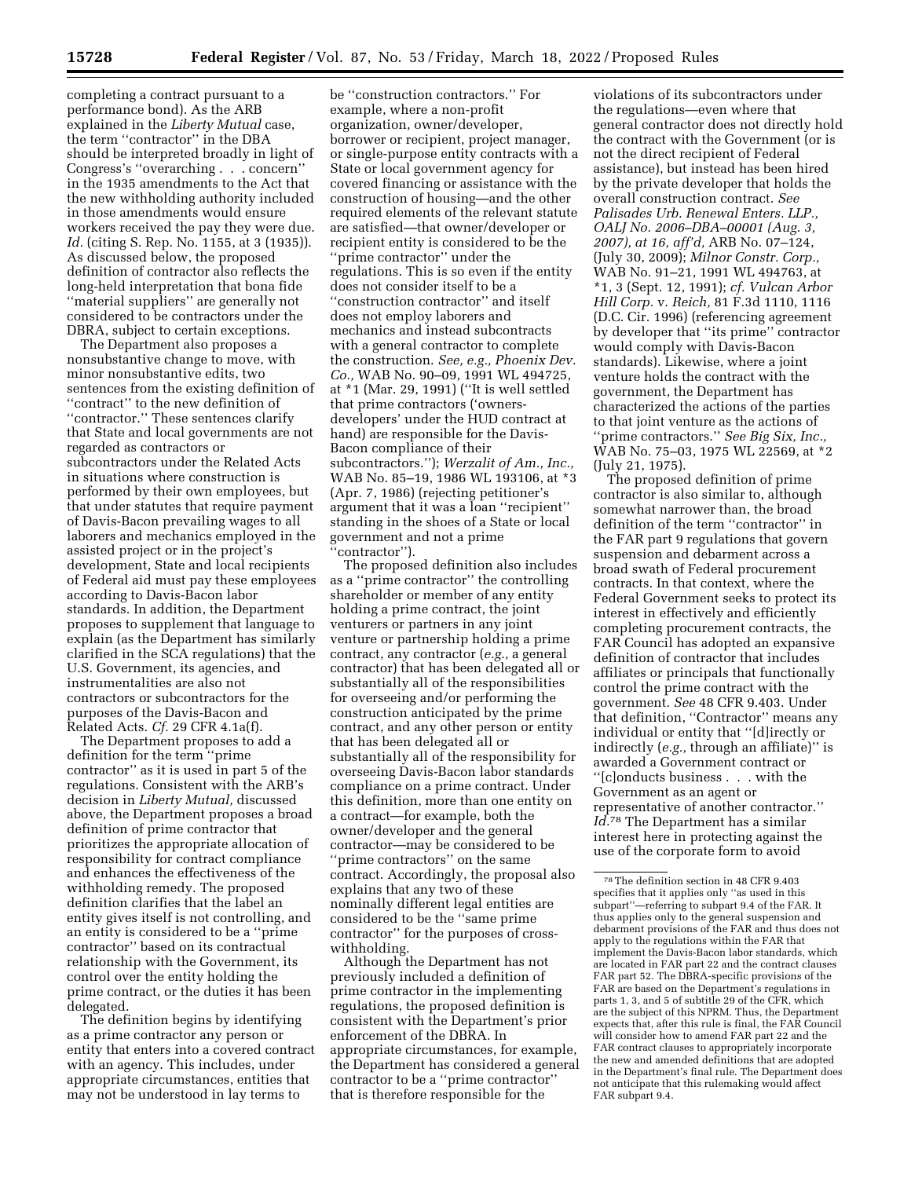completing a contract pursuant to a performance bond). As the ARB explained in the *Liberty Mutual* case, the term "contractor" in the DBA should be interpreted broadly in light of Congress's "overarching . . . concern" in the 1935 amendments to the Act that the new withholding authority included in those amendments would ensure workers received the pay they were due. *Id.* (citing S. Rep. No. 1155, at 3 (1935)). As discussed below, the proposed definition of contractor also reflects the long-held interpretation that bona fide "material suppliers" are generally not considered to be contractors under the DBRA, subject to certain exceptions.

The Department also proposes a nonsubstantive change to move, with minor nonsubstantive edits, two sentences from the existing definition of "contract" to the new definition of "contractor." These sentences clarify that State and local governments are not regarded as contractors or subcontractors under the Related Acts in situations where construction is performed by their own employees, but that under statutes that require payment of Davis-Bacon prevailing wages to all laborers and mechanics employed in the assisted project or in the project's development, State and local recipients of Federal aid must pay these employees according to Davis-Bacon labor standards. In addition, the Department proposes to supplement that language to explain (as the Department has similarly clarified in the SCA regulations) that the U.S. Government, its agencies, and instrumentalities are also not contractors or subcontractors for the purposes of the Davis-Bacon and Related Acts. *Cf.* 29 CFR 4.1a(f).

The Department proposes to add a definition for the term "prime contractor" as it is used in part 5 of the regulations. Consistent with the ARB's decision in *Liberty Mutual*, discussed above, the Department proposes a broad definition of prime contractor that prioritizes the appropriate allocation of responsibility for contract compliance and enhances the effectiveness of the withholding remedy. The proposed definition clarifies that the label an entity gives itself is not controlling, and an entity is considered to be a "prime contractor" based on its contractual relationship with the Government, its control over the entity holding the prime contract, or the duties it has been delegated.

The definition begins by identifying as a prime contractor any person or entity that enters into a covered contract with an agency. This includes, under appropriate circumstances, entities that may not be understood in lay terms to be "construction contractors." For example, where a non-profit organization, owner/developer, borrower or recipient, project manager, or single-purpose entity contracts with a State or local government agency for covered financing or assistance with the construction of housing—and the other required elements of the relevant statute are satisfied—that owner/developer or recipient entity is considered to be the "prime contractor" under the regulations. This is so even if the entity does not consider itself to be a "construction contractor" and itself does not employ laborers and mechanics and instead subcontracts with a general contractor to complete the construction. *See, e.g., Phoenix Dev. Co.,* WAB No. 90–09, 1991 WL 494725, at *1 (Mar. 29, 1991) ("It is well settled that prime contractors ('owners-developers' under the HUD contract at hand) are responsible for the Davis-Bacon compliance of their subcontractors."); *Werzalit of Am., Inc.,* WAB No. 85–19, 1986 WL 193106, at *3 (Apr. 7, 1986) (rejecting petitioner's argument that it was a loan "recipient" standing in the shoes of a State or local government and not a prime "contractor").

The proposed definition also includes as a "prime contractor" the controlling shareholder or member of any entity holding a prime contract, the joint venturers or partners in any joint venture or partnership holding a prime contract, any contractor (*e.g.,* a general contractor) that has been delegated all or substantially all of the responsibilities for overseeing and/or performing the construction anticipated by the prime contract, and any other person or entity that has been delegated all or substantially all of the responsibility for overseeing Davis-Bacon labor standards compliance on a prime contract. Under this definition, more than one entity on a contract—for example, both the owner/developer and the general contractor—may be considered to be "prime contractors" on the same contract. Accordingly, the proposal also explains that any two of these nominally different legal entities are considered to be the "same prime contractor" for the purposes of cross-withholding.

Although the Department has not previously included a definition of prime contractor in the implementing regulations, the proposed definition is consistent with the Department's prior enforcement of the DBRA. In appropriate circumstances, for example, the Department has considered a general contractor to be a "prime contractor" that is therefore responsible for the violations of its subcontractors under the regulations—even where that general contractor does not directly hold the contract with the Government (or is not the direct recipient of Federal assistance), but instead has been hired by the private developer that holds the overall construction contract. *See Palisades Urb. Renewal Enters. LLP., OALJ No. 2006–DBA–00001 (Aug. 3, 2007), at 16, aff'd,* ARB No. 07–124, (July 30, 2009); *Milnor Constr. Corp.,* WAB No. 91–21, 1991 WL 494763, at *1, 3 (Sept. 12, 1991); *cf. Vulcan Arbor Hill Corp.* v. *Reich,* 81 F.3d 1110, 1116 (D.C. Cir. 1996) (referencing agreement by developer that "its prime" contractor would comply with Davis-Bacon standards). Likewise, where a joint venture holds the contract with the government, the Department has characterized the actions of the parties to that joint venture as the actions of "prime contractors." *See Big Six, Inc.,* WAB No. 75–03, 1975 WL 22569, at *2 (July 21, 1975).

The proposed definition of prime contractor is also similar to, although somewhat narrower than, the broad definition of the term "contractor" in the FAR part 9 regulations that govern suspension and debarment across a broad swath of Federal procurement contracts. In that context, where the Federal Government seeks to protect its interest in effectively and efficiently completing procurement contracts, the FAR Council has adopted an expansive definition of contractor that includes affiliates or principals that functionally control the prime contract with the government. *See* 48 CFR 9.403. Under that definition, "Contractor" means any individual or entity that "[d]irectly or indirectly (*e.g.,* through an affiliate)" is awarded a Government contract or "[c]onducts business . . . with the Government as an agent or representative of another contractor." *Id.*[78] The Department has a similar interest here in protecting against the use of the corporate form to avoid

[78] The definition section in 48 CFR 9.403 specifies that it applies only "as used in this subpart"—referring to subpart 9.4 of the FAR. It thus applies only to the general suspension and debarment provisions of the FAR and thus does not apply to the regulations within the FAR that implement the Davis-Bacon labor standards, which are located in FAR part 22 and the contract clauses FAR part 52. The DBRA-specific provisions of the FAR are based on the Department's regulations in parts 1, 3, and 5 of subtitle 29 of the CFR, which are the subject of this NPRM. Thus, the Department expects that, after this rule is final, the FAR Council will consider how to amend FAR part 22 and the FAR contract clauses to appropriately incorporate the new and amended definitions that are adopted in the Department's final rule. The Department does not anticipate that this rulemaking would affect FAR subpart 9.4.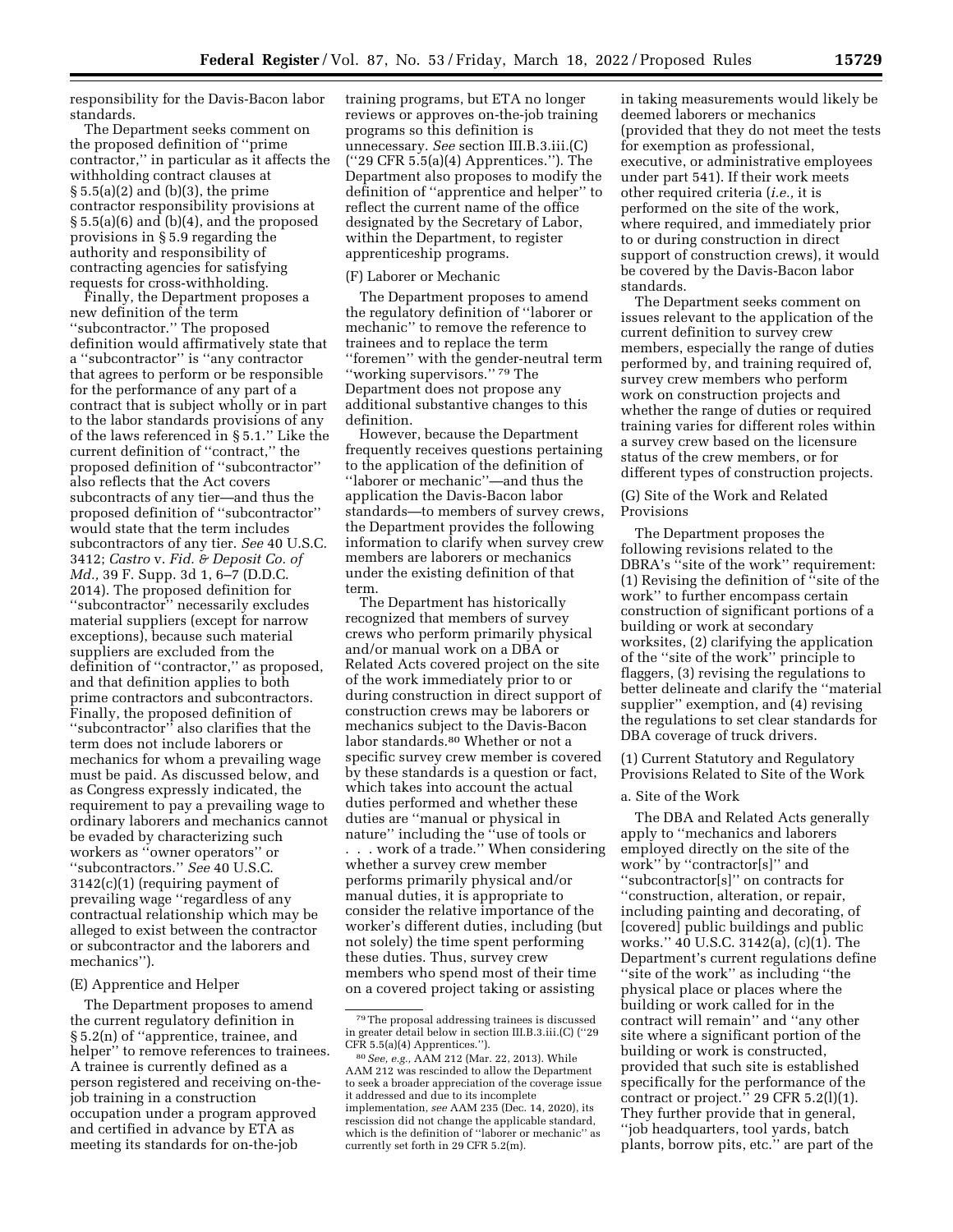responsibility for the Davis-Bacon labor standards.

The Department seeks comment on the proposed definition of ''prime contractor,'' in particular as it affects the withholding contract clauses at § 5.5(a)(2) and (b)(3), the prime contractor responsibility provisions at § 5.5(a)(6) and (b)(4), and the proposed provisions in § 5.9 regarding the authority and responsibility of contracting agencies for satisfying requests for cross-withholding.

Finally, the Department proposes a new definition of the term ''subcontractor.'' The proposed definition would affirmatively state that a ''subcontractor'' is ''any contractor that agrees to perform or be responsible for the performance of any part of a contract that is subject wholly or in part to the labor standards provisions of any of the laws referenced in § 5.1.'' Like the current definition of ''contract,'' the proposed definition of ''subcontractor'' also reflects that the Act covers subcontracts of any tier—and thus the proposed definition of ''subcontractor'' would state that the term includes subcontractors of any tier. *See* 40 U.S.C. 3412; *Castro* v. *Fid. & Deposit Co. of Md.,* 39 F. Supp. 3d 1, 6–7 (D.D.C. 2014). The proposed definition for ''subcontractor'' necessarily excludes material suppliers (except for narrow exceptions), because such material suppliers are excluded from the definition of ''contractor,'' as proposed, and that definition applies to both prime contractors and subcontractors. Finally, the proposed definition of ''subcontractor'' also clarifies that the term does not include laborers or mechanics for whom a prevailing wage must be paid. As discussed below, and as Congress expressly indicated, the requirement to pay a prevailing wage to ordinary laborers and mechanics cannot be evaded by characterizing such workers as ''owner operators'' or ''subcontractors.'' *See* 40 U.S.C. 3142(c)(1) (requiring payment of prevailing wage ''regardless of any contractual relationship which may be alleged to exist between the contractor or subcontractor and the laborers and mechanics'').

(E) Apprentice and Helper

The Department proposes to amend the current regulatory definition in § 5.2(n) of ''apprentice, trainee, and helper'' to remove references to trainees. A trainee is currently defined as a person registered and receiving on-the-job training in a construction occupation under a program approved and certified in advance by ETA as meeting its standards for on-the-job training programs, but ETA no longer reviews or approves on-the-job training programs so this definition is unnecessary. *See* section III.B.3.iii.(C) (''29 CFR 5.5(a)(4) Apprentices.''). The Department also proposes to modify the definition of ''apprentice and helper'' to reflect the current name of the office designated by the Secretary of Labor, within the Department, to register apprenticeship programs.

(F) Laborer or Mechanic

The Department proposes to amend the regulatory definition of ''laborer or mechanic'' to remove the reference to trainees and to replace the term ''foremen'' with the gender-neutral term ''working supervisors.''[79] The Department does not propose any additional substantive changes to this definition.

However, because the Department frequently receives questions pertaining to the application of the definition of ''laborer or mechanic''—and thus the application the Davis-Bacon labor standards—to members of survey crews, the Department provides the following information to clarify when survey crew members are laborers or mechanics under the existing definition of that term.

The Department has historically recognized that members of survey crews who perform primarily physical and/or manual work on a DBA or Related Acts covered project on the site of the work immediately prior to or during construction in direct support of construction crews may be laborers or mechanics subject to the Davis-Bacon labor standards.[80] Whether or not a specific survey crew member is covered by these standards is a question or fact, which takes into account the actual duties performed and whether these duties are ''manual or physical in nature'' including the ''use of tools or . . . work of a trade.'' When considering whether a survey crew member performs primarily physical and/or manual duties, it is appropriate to consider the relative importance of the worker's different duties, including (but not solely) the time spent performing these duties. Thus, survey crew members who spend most of their time on a covered project taking or assisting in taking measurements would likely be deemed laborers or mechanics (provided that they do not meet the tests for exemption as professional, executive, or administrative employees under part 541). If their work meets other required criteria (*i.e.,* it is performed on the site of the work, where required, and immediately prior to or during construction in direct support of construction crews), it would be covered by the Davis-Bacon labor standards.

The Department seeks comment on issues relevant to the application of the current definition to survey crew members, especially the range of duties performed by, and training required of, survey crew members who perform work on construction projects and whether the range of duties or required training varies for different roles within a survey crew based on the licensure status of the crew members, or for different types of construction projects.

(G) Site of the Work and Related Provisions

The Department proposes the following revisions related to the DBRA's ''site of the work'' requirement: (1) Revising the definition of ''site of the work'' to further encompass certain construction of significant portions of a building or work at secondary worksites, (2) clarifying the application of the ''site of the work'' principle to flaggers, (3) revising the regulations to better delineate and clarify the ''material supplier'' exemption, and (4) revising the regulations to set clear standards for DBA coverage of truck drivers.

(1) Current Statutory and Regulatory Provisions Related to Site of the Work

a. Site of the Work

The DBA and Related Acts generally apply to ''mechanics and laborers employed directly on the site of the work'' by ''contractor[s]'' and ''subcontractor[s]'' on contracts for ''construction, alteration, or repair, including painting and decorating, of [covered] public buildings and public works.'' 40 U.S.C. 3142(a), (c)(1). The Department's current regulations define ''site of the work'' as including ''the physical place or places where the building or work called for in the contract will remain'' and ''any other site where a significant portion of the building or work is constructed, provided that such site is established specifically for the performance of the contract or project.'' 29 CFR 5.2(l)(1). They further provide that in general, ''job headquarters, tool yards, batch plants, borrow pits, etc.'' are part of the

---

[79] The proposal addressing trainees is discussed in greater detail below in section III.B.3.iii.(C) (''29 CFR 5.5(a)(4) Apprentices.'').

[80] *See, e.g.,* AAM 212 (Mar. 22, 2013). While AAM 212 was rescinded to allow the Department to seek a broader appreciation of the coverage issue it addressed and due to its incomplete implementation, *see* AAM 235 (Dec. 14, 2020), its rescission did not change the applicable standard, which is the definition of ''laborer or mechanic'' as currently set forth in 29 CFR 5.2(m).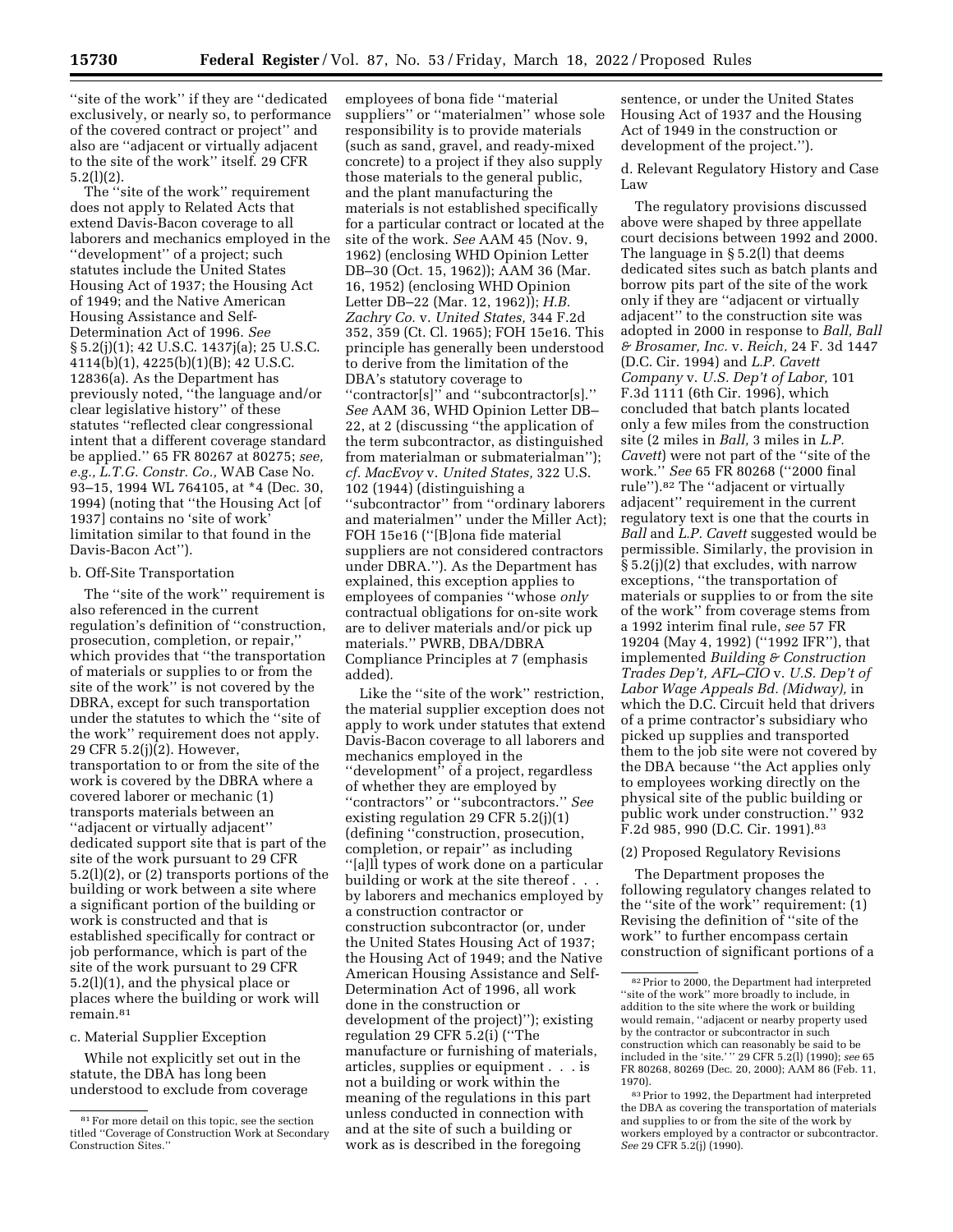"site of the work" if they are "dedicated exclusively, or nearly so, to performance of the covered contract or project" and also are "adjacent or virtually adjacent" to the site of the work" itself. 29 CFR 5.2(l)(2).

The "site of the work" requirement does not apply to Related Acts that extend Davis-Bacon coverage to all laborers and mechanics employed in the "development" of a project; such statutes include the United States Housing Act of 1937; the Housing Act of 1949; and the Native American Housing Assistance and Self-Determination Act of 1996. *See* § 5.2(j)(1); 42 U.S.C. 1437j(a); 25 U.S.C. 4114(b)(1), 4225(b)(1)(B); 42 U.S.C. 12836(a). As the Department has previously noted, "the language and/or clear legislative history" of these statutes "reflected clear congressional intent that a different coverage standard be applied." 65 FR 80267 at 80275; *see, e.g., L.T.G. Constr. Co.,* WAB Case No. 93–15, 1994 WL 764105, at *4 (Dec. 30, 1994) (noting that "the Housing Act [of 1937] contains no 'site of work' limitation similar to that found in the Davis-Bacon Act").

b. Off-Site Transportation

The "site of the work" requirement is also referenced in the current regulation's definition of "construction, prosecution, completion, or repair," which provides that "the transportation of materials or supplies to or from the site of the work" is not covered by the DBRA, except for such transportation under the statutes to which the "site of the work" requirement does not apply. 29 CFR 5.2(j)(2). However, transportation to or from the site of the work is covered by the DBRA where a covered laborer or mechanic (1) transports materials between an "adjacent or virtually adjacent" dedicated support site that is part of the site of the work pursuant to 29 CFR 5.2(l)(2), or (2) transports portions of the building or work between a site where a significant portion of the building or work is constructed and that is established specifically for contract or job performance, which is part of the site of the work pursuant to 29 CFR 5.2(l)(1), and the physical place or places where the building or work will remain.[81]

c. Material Supplier Exception

While not explicitly set out in the statute, the DBA has long been understood to exclude from coverage employees of bona fide "material suppliers" or "materialmen" whose sole responsibility is to provide materials (such as sand, gravel, and ready-mixed concrete) to a project if they also supply those materials to the general public, and the plant manufacturing the materials is not established specifically for a particular contract or located at the site of the work. *See* AAM 45 (Nov. 9, 1962) (enclosing WHD Opinion Letter DB–30 (Oct. 15, 1962)); AAM 36 (Mar. 16, 1952) (enclosing WHD Opinion Letter DB–22 (Mar. 12, 1962)); *H.B. Zachry Co.* v. *United States,* 344 F.2d 352, 359 (Ct. Cl. 1965); FOH 15e16. This principle has generally been understood to derive from the limitation of the DBA's statutory coverage to "contractor[s]" and "subcontractor[s]." *See* AAM 36, WHD Opinion Letter DB–22, at 2 (discussing "the application of the term subcontractor, as distinguished from materialman or submaterialman"); *cf. MacEvoy* v. *United States,* 322 U.S. 102 (1944) (distinguishing a "subcontractor" from "ordinary laborers and materialmen" under the Miller Act); FOH 15e16 ("[B]ona fide material suppliers are not considered contractors under DBRA."). As the Department has explained, this exception applies to employees of companies "whose *only* contractual obligations for on-site work are to deliver materials and/or pick up materials." PWRB, DBA/DBRA Compliance Principles at 7 (emphasis added).

Like the "site of the work" restriction, the material supplier exception does not apply to work under statutes that extend Davis-Bacon coverage to all laborers and mechanics employed in the "development" of a project, regardless of whether they are employed by "contractors" or "subcontractors." *See* existing regulation 29 CFR 5.2(j)(1) (defining "construction, prosecution, completion, or repair" as including "[a]ll types of work done on a particular building or work at the site thereof . . . by laborers and mechanics employed by a construction contractor or construction subcontractor (or, under the United States Housing Act of 1937; the Housing Act of 1949; and the Native American Housing Assistance and Self-Determination Act of 1996, all work done in the construction or development of the project)"); existing regulation 29 CFR 5.2(i) ("The manufacture or furnishing of materials, articles, supplies or equipment . . . is not a building or work within the meaning of the regulations in this part unless conducted in connection with and at the site of such a building or work as is described in the foregoing sentence, or under the United States Housing Act of 1937 and the Housing Act of 1949 in the construction or development of the project.").

d. Relevant Regulatory History and Case Law

The regulatory provisions discussed above were shaped by three appellate court decisions between 1992 and 2000. The language in § 5.2(l) that deems dedicated sites such as batch plants and borrow pits part of the site of the work only if they are "adjacent or virtually adjacent" to the construction site was adopted in 2000 in response to *Ball, Ball & Brosamer, Inc.* v. *Reich,* 24 F. 3d 1447 (D.C. Cir. 1994) and *L.P. Cavett Company* v. *U.S. Dep't of Labor,* 101 F.3d 1111 (6th Cir. 1996), which concluded that batch plants located only a few miles from the construction site (2 miles in *Ball,* 3 miles in *L.P. Cavett*) were not part of the "site of the work." *See* 65 FR 80268 ("2000 final rule").[82] The "adjacent or virtually adjacent" requirement in the current regulatory text is one that the courts in *Ball* and *L.P. Cavett* suggested would be permissible. Similarly, the provision in § 5.2(j)(2) that excludes, with narrow exceptions, "the transportation of materials or supplies to or from the site of the work" from coverage stems from a 1992 interim final rule, *see* 57 FR 19204 (May 4, 1992) ("1992 IFR"), that implemented *Building & Construction Trades Dep't, AFL–CIO* v. *U.S. Dep't of Labor Wage Appeals Bd. (Midway),* in which the D.C. Circuit held that drivers of a prime contractor's subsidiary who picked up supplies and transported them to the job site were not covered by the DBA because "the Act applies only to employees working directly on the physical site of the public building or public work under construction." 932 F.2d 985, 990 (D.C. Cir. 1991).[83]

(2) Proposed Regulatory Revisions

The Department proposes the following regulatory changes related to the "site of the work" requirement: (1) Revising the definition of "site of the work" to further encompass certain construction of significant portions of a

---

[81] For more detail on this topic, see the section titled "Coverage of Construction Work at Secondary Construction Sites."

[82] Prior to 2000, the Department had interpreted "site of the work" more broadly to include, in addition to the site where the work or building would remain, "adjacent or nearby property used by the contractor or subcontractor in such construction which can reasonably be said to be included in the 'site.'" 29 CFR 5.2(l) (1990); *see* 65 FR 80268, 80269 (Dec. 20, 2000); AAM 86 (Feb. 11, 1970).

[83] Prior to 1992, the Department had interpreted the DBA as covering the transportation of materials and supplies to or from the site of the work by workers employed by a contractor or subcontractor. *See* 29 CFR 5.2(j) (1990).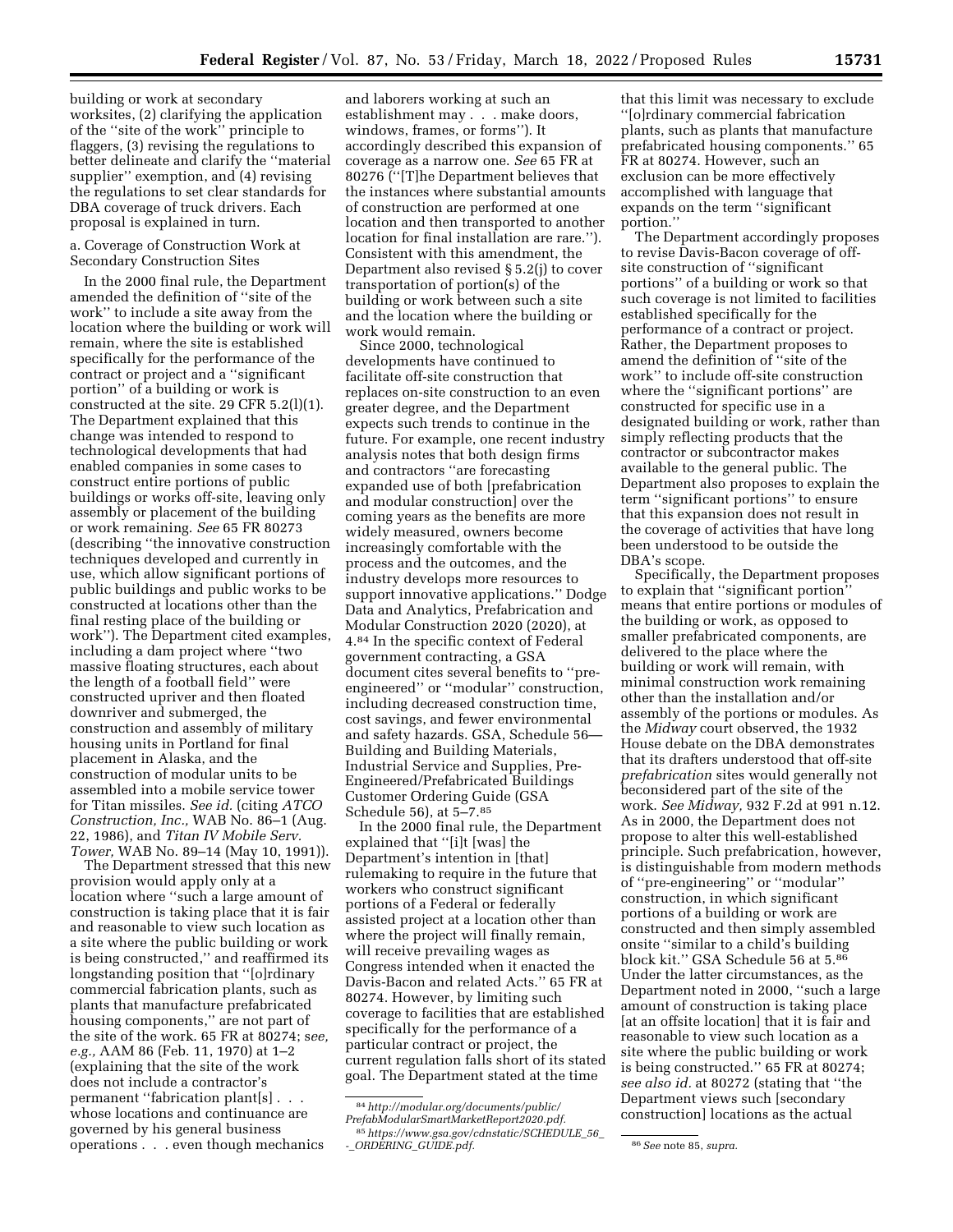building or work at secondary worksites, (2) clarifying the application of the "site of the work" principle to flaggers, (3) revising the regulations to better delineate and clarify the "material supplier" exemption, and (4) revising the regulations to set clear standards for DBA coverage of truck drivers. Each proposal is explained in turn.

a. Coverage of Construction Work at Secondary Construction Sites

In the 2000 final rule, the Department amended the definition of "site of the work" to include a site away from the location where the building or work will remain, where the site is established specifically for the performance of the contract or project and a "significant portion" of a building or work is constructed at the site. 29 CFR 5.2(l)(1). The Department explained that this change was intended to respond to technological developments that had enabled companies in some cases to construct entire portions of public buildings or works off-site, leaving only assembly or placement of the building or work remaining. *See* 65 FR 80273 (describing "the innovative construction techniques developed and currently in use, which allow significant portions of public buildings and public works to be constructed at locations other than the final resting place of the building or work"). The Department cited examples, including a dam project where "two massive floating structures, each about the length of a football field" were constructed upriver and then floated downriver and submerged, the construction and assembly of military housing units in Portland for final placement in Alaska, and the construction of modular units to be assembled into a mobile service tower for Titan missiles. *See id.* (citing *ATCO Construction, Inc.,* WAB No. 86–1 (Aug. 22, 1986), and *Titan IV Mobile Serv. Tower,* WAB No. 89–14 (May 10, 1991)).

The Department stressed that this new provision would apply only at a location where "such a large amount of construction is taking place that it is fair and reasonable to view such location as a site where the public building or work is being constructed," and reaffirmed its longstanding position that "[o]rdinary commercial fabrication plants, such as plants that manufacture prefabricated housing components," are not part of the site of the work. 65 FR at 80274; *see, e.g.,* AAM 86 (Feb. 11, 1970) at 1–2 (explaining that the site of the work does not include a contractor's permanent "fabrication plant[s] . . . whose locations and continuance are governed by his general business operations . . . even though mechanics and laborers working at such an establishment may . . . make doors, windows, frames, or forms"). It accordingly described this expansion of coverage as a narrow one. *See* 65 FR at 80276 ("[T]he Department believes that the instances where substantial amounts of construction are performed at one location and then transported to another location for final installation are rare."). Consistent with this amendment, the Department also revised § 5.2(j) to cover transportation of portion(s) of the building or work between such a site and the location where the building or work would remain.

Since 2000, technological developments have continued to facilitate off-site construction that replaces on-site construction to an even greater degree, and the Department expects such trends to continue in the future. For example, one recent industry analysis notes that both design firms and contractors "are forecasting expanded use of both [prefabrication and modular construction] over the coming years as the benefits are more widely measured, owners become increasingly comfortable with the process and the outcomes, and the industry develops more resources to support innovative applications." Dodge Data and Analytics, Prefabrication and Modular Construction 2020 (2020), at 4.[84] In the specific context of Federal government contracting, a GSA document cites several benefits to "pre-engineered" or "modular" construction, including decreased construction time, cost savings, and fewer environmental and safety hazards. GSA, Schedule 56—Building and Building Materials, Industrial Service and Supplies, Pre-Engineered/Prefabricated Buildings Customer Ordering Guide (GSA Schedule 56), at 5–7.[85]

In the 2000 final rule, the Department explained that "[i]t [was] the Department's intention in [that] rulemaking to require in the future that workers who construct significant portions of a Federal or federally assisted project at a location other than where the project will finally remain, will receive prevailing wages as Congress intended when it enacted the Davis-Bacon and related Acts." 65 FR at 80274. However, by limiting such coverage to facilities that are established specifically for the performance of a particular contract or project, the current regulation falls short of its stated goal. The Department stated at the time that this limit was necessary to exclude "[o]rdinary commercial fabrication plants, such as plants that manufacture prefabricated housing components." 65 FR at 80274. However, such an exclusion can be more effectively accomplished with language that expands on the term "significant portion."

The Department accordingly proposes to revise Davis-Bacon coverage of off-site construction of "significant portions" of a building or work so that such coverage is not limited to facilities established specifically for the performance of a contract or project. Rather, the Department proposes to amend the definition of "site of the work" to include off-site construction where the "significant portions" are constructed for specific use in a designated building or work, rather than simply reflecting products that the contractor or subcontractor makes available to the general public. The Department also proposes to explain the term "significant portions" to ensure that this expansion does not result in the coverage of activities that have long been understood to be outside the DBA's scope.

Specifically, the Department proposes to explain that "significant portion" means that entire portions or modules of the building or work, as opposed to smaller prefabricated components, are delivered to the place where the building or work will remain, with minimal construction work remaining other than the installation and/or assembly of the portions or modules. As the *Midway* court observed, the 1932 House debate on the DBA demonstrates that its drafters understood that off-site *prefabrication* sites would generally not beconsidered part of the site of the work. *See Midway,* 932 F.2d at 991 n.12. As in 2000, the Department does not propose to alter this well-established principle. Such prefabrication, however, is distinguishable from modern methods of "pre-engineering" or "modular" construction, in which significant portions of a building or work are constructed and then simply assembled onsite "similar to a child's building block kit." GSA Schedule 56 at 5.[86] Under the latter circumstances, as the Department noted in 2000, "such a large amount of construction is taking place [at an offsite location] that it is fair and reasonable to view such location as a site where the public building or work is being constructed." 65 FR at 80274; *see also id.* at 80272 (stating that "the Department views such [secondary construction] locations as the actual

---

[84] *http://modular.org/documents/public/PrefabModularSmartMarketReport2020.pdf.*

[85] *https://www.gsa.gov/cdnstatic/SCHEDULE_56_-_ORDERING_GUIDE.pdf.*

[86] *See* note 85, *supra.*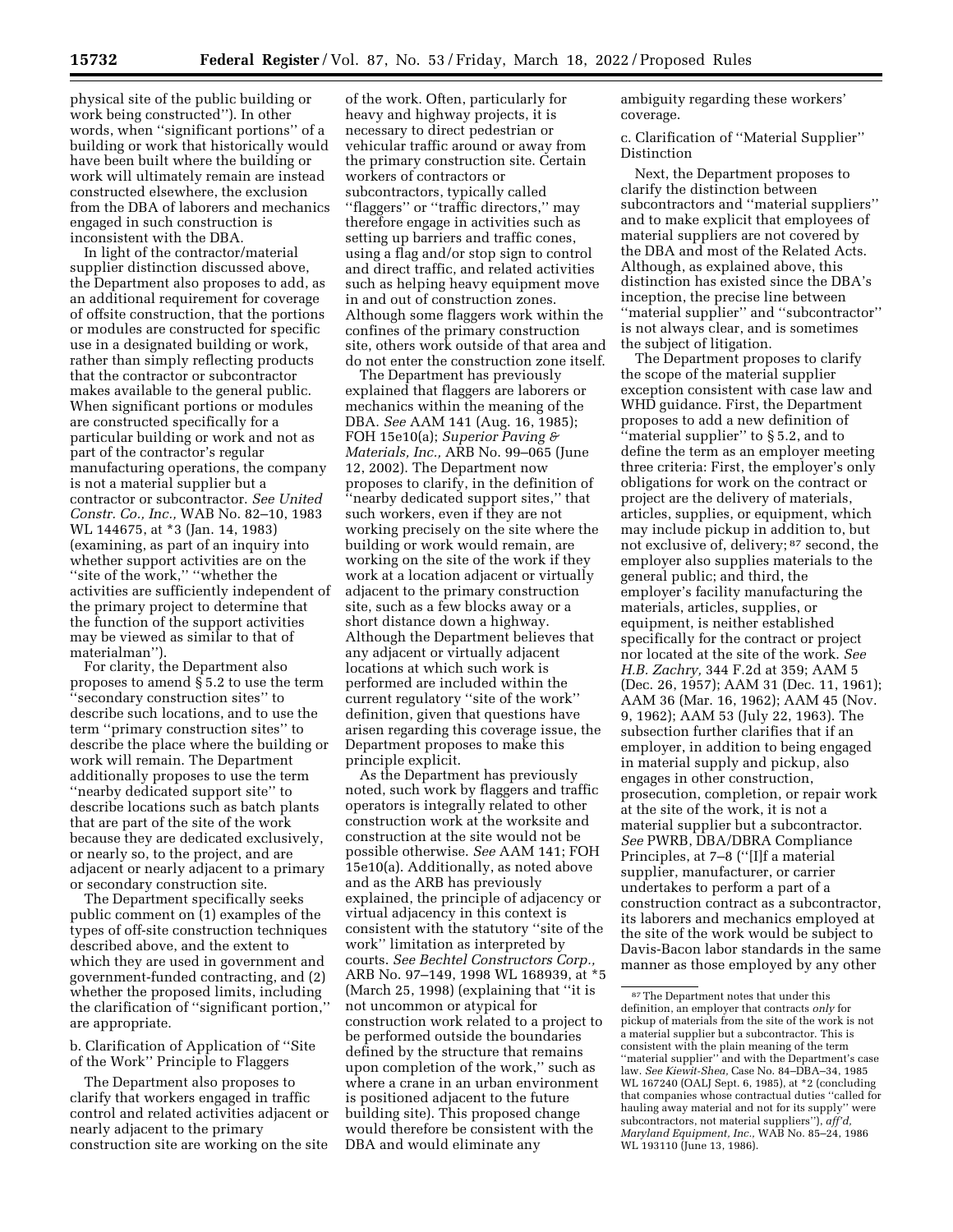physical site of the public building or work being constructed''). In other words, when ''significant portions'' of a building or work that historically would have been built where the building or work will ultimately remain are instead constructed elsewhere, the exclusion from the DBA of laborers and mechanics engaged in such construction is inconsistent with the DBA.

In light of the contractor/material supplier distinction discussed above, the Department also proposes to add, as an additional requirement for coverage of offsite construction, that the portions or modules are constructed for specific use in a designated building or work, rather than simply reflecting products that the contractor or subcontractor makes available to the general public. When significant portions or modules are constructed specifically for a particular building or work and not as part of the contractor's regular manufacturing operations, the company is not a material supplier but a contractor or subcontractor. *See United Constr. Co., Inc.,* WAB No. 82–10, 1983 WL 144675, at *3 (Jan. 14, 1983) (examining, as part of an inquiry into whether support activities are on the ''site of the work,'' ''whether the activities are sufficiently independent of the primary project to determine that the function of the support activities may be viewed as similar to that of materialman'').

For clarity, the Department also proposes to amend § 5.2 to use the term ''secondary construction sites'' to describe such locations, and to use the term ''primary construction sites'' to describe the place where the building or work will remain. The Department additionally proposes to use the term ''nearby dedicated support site'' to describe locations such as batch plants that are part of the site of the work because they are dedicated exclusively, or nearly so, to the project, and are adjacent or nearly adjacent to a primary or secondary construction site.

The Department specifically seeks public comment on (1) examples of the types of off-site construction techniques described above, and the extent to which they are used in government and government-funded contracting, and (2) whether the proposed limits, including the clarification of ''significant portion,'' are appropriate.

b. Clarification of Application of ''Site of the Work'' Principle to Flaggers

The Department also proposes to clarify that workers engaged in traffic control and related activities adjacent or nearly adjacent to the primary construction site are working on the site of the work. Often, particularly for heavy and highway projects, it is necessary to direct pedestrian or vehicular traffic around or away from the primary construction site. Certain workers of contractors or subcontractors, typically called ''flaggers'' or ''traffic directors,'' may therefore engage in activities such as setting up barriers and traffic cones, using a flag and/or stop sign to control and direct traffic, and related activities such as helping heavy equipment move in and out of construction zones. Although some flaggers work within the confines of the primary construction site, others work outside of that area and do not enter the construction zone itself.

The Department has previously explained that flaggers are laborers or mechanics within the meaning of the DBA. *See* AAM 141 (Aug. 16, 1985); FOH 15e10(a); *Superior Paving & Materials, Inc.,* ARB No. 99–065 (June 12, 2002). The Department now proposes to clarify, in the definition of ''nearby dedicated support sites,'' that such workers, even if they are not working precisely on the site where the building or work would remain, are working on the site of the work if they work at a location adjacent or virtually adjacent to the primary construction site, such as a few blocks away or a short distance down a highway. Although the Department believes that any adjacent or virtually adjacent locations at which such work is performed are included within the current regulatory ''site of the work'' definition, given that questions have arisen regarding this coverage issue, the Department proposes to make this principle explicit.

As the Department has previously noted, such work by flaggers and traffic operators is integrally related to other construction work at the worksite and construction at the site would not be possible otherwise. *See* AAM 141; FOH 15e10(a). Additionally, as noted above and as the ARB has previously explained, the principle of adjacency or virtual adjacency in this context is consistent with the statutory ''site of the work'' limitation as interpreted by courts. *See Bechtel Constructors Corp.,* ARB No. 97–149, 1998 WL 168939, at *5 (March 25, 1998) (explaining that ''it is not uncommon or atypical for construction work related to a project to be performed outside the boundaries defined by the structure that remains upon completion of the work,'' such as where a crane in an urban environment is positioned adjacent to the future building site). This proposed change would therefore be consistent with the DBA and would eliminate any ambiguity regarding these workers' coverage.

c. Clarification of ''Material Supplier'' Distinction

Next, the Department proposes to clarify the distinction between subcontractors and ''material suppliers'' and to make explicit that employees of material suppliers are not covered by the DBA and most of the Related Acts. Although, as explained above, this distinction has existed since the DBA's inception, the precise line between ''material supplier'' and ''subcontractor'' is not always clear, and is sometimes the subject of litigation.

The Department proposes to clarify the scope of the material supplier exception consistent with case law and WHD guidance. First, the Department proposes to add a new definition of ''material supplier'' to § 5.2, and to define the term as an employer meeting three criteria: First, the employer's only obligations for work on the contract or project are the delivery of materials, articles, supplies, or equipment, which may include pickup in addition to, but not exclusive of, delivery;[87] second, the employer also supplies materials to the general public; and third, the employer's facility manufacturing the materials, articles, supplies, or equipment, is neither established specifically for the contract or project nor located at the site of the work. *See H.B. Zachry,* 344 F.2d at 359; AAM 5 (Dec. 26, 1957); AAM 31 (Dec. 11, 1961); AAM 36 (Mar. 16, 1962); AAM 45 (Nov. 9, 1962); AAM 53 (July 22, 1963). The subsection further clarifies that if an employer, in addition to being engaged in material supply and pickup, also engages in other construction, prosecution, completion, or repair work at the site of the work, it is not a material supplier but a subcontractor. *See* PWRB, DBA/DBRA Compliance Principles, at 7–8 (''[I]f a material supplier, manufacturer, or carrier undertakes to perform a part of a construction contract as a subcontractor, its laborers and mechanics employed at the site of the work would be subject to Davis-Bacon labor standards in the same manner as those employed by any other

[87] The Department notes that under this definition, an employer that contracts *only* for pickup of materials from the site of the work is not a material supplier but a subcontractor. This is consistent with the plain meaning of the term ''material supplier'' and with the Department's case law. *See Kiewit-Shea,* Case No. 84–DBA–34, 1985 WL 167240 (OALJ Sept. 6, 1985), at *2 (concluding that companies whose contractual duties ''called for hauling away material and not for its supply'' were subcontractors, not material suppliers''), *aff'd, Maryland Equipment, Inc.,* WAB No. 85–24, 1986 WL 193110 (June 13, 1986).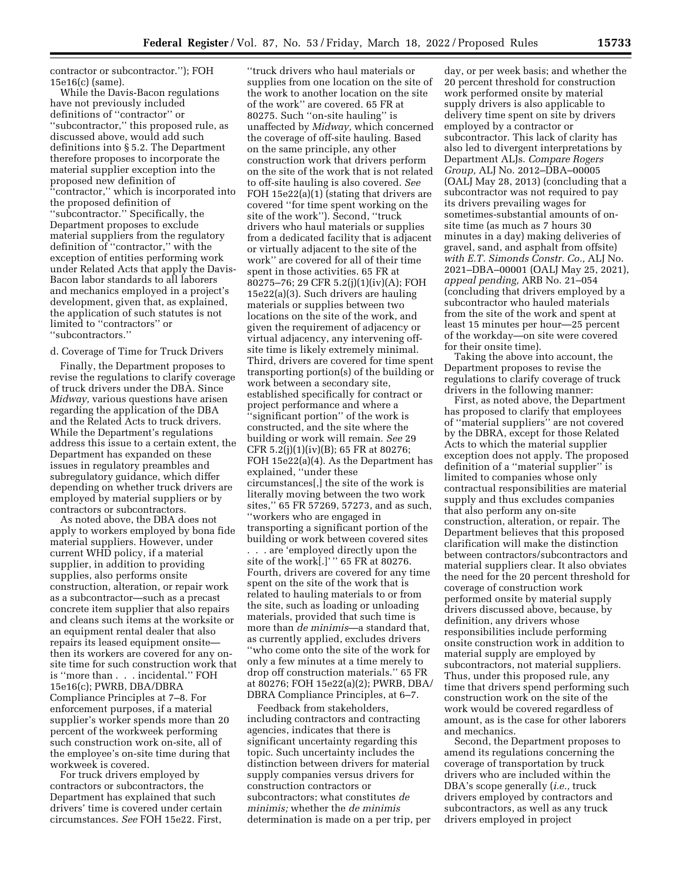contractor or subcontractor.''); FOH 15e16(c) (same).

While the Davis-Bacon regulations have not previously included definitions of ''contractor'' or ''subcontractor,'' this proposed rule, as discussed above, would add such definitions into § 5.2. The Department therefore proposes to incorporate the material supplier exception into the proposed new definition of ''contractor,'' which is incorporated into the proposed definition of ''subcontractor.'' Specifically, the Department proposes to exclude material suppliers from the regulatory definition of ''contractor,'' with the exception of entities performing work under Related Acts that apply the Davis-Bacon labor standards to all laborers and mechanics employed in a project's development, given that, as explained, the application of such statutes is not limited to ''contractors'' or ''subcontractors.''

d. Coverage of Time for Truck Drivers

Finally, the Department proposes to revise the regulations to clarify coverage of truck drivers under the DBA. Since *Midway,* various questions have arisen regarding the application of the DBA and the Related Acts to truck drivers. While the Department's regulations address this issue to a certain extent, the Department has expanded on these issues in regulatory preambles and subregulatory guidance, which differ depending on whether truck drivers are employed by material suppliers or by contractors or subcontractors.

As noted above, the DBA does not apply to workers employed by bona fide material suppliers. However, under current WHD policy, if a material supplier, in addition to providing supplies, also performs onsite construction, alteration, or repair work as a subcontractor—such as a precast concrete item supplier that also repairs and cleans such items at the worksite or an equipment rental dealer that also repairs its leased equipment onsite—then its workers are covered for any on-site time for such construction work that is ''more than . . . incidental.'' FOH 15e16(c); PWRB, DBA/DBRA Compliance Principles at 7–8. For enforcement purposes, if a material supplier's worker spends more than 20 percent of the workweek performing such construction work on-site, all of the employee's on-site time during that workweek is covered.

For truck drivers employed by contractors or subcontractors, the Department has explained that such drivers' time is covered under certain circumstances. *See* FOH 15e22. First, ''truck drivers who haul materials or supplies from one location on the site of the work to another location on the site of the work'' are covered. 65 FR at 80275. Such ''on-site hauling'' is unaffected by *Midway,* which concerned the coverage of off-site hauling. Based on the same principle, any other construction work that drivers perform on the site of the work that is not related to off-site hauling is also covered. *See* FOH 15e22(a)(1) (stating that drivers are covered ''for time spent working on the site of the work''). Second, ''truck drivers who haul materials or supplies from a dedicated facility that is adjacent or virtually adjacent to the site of the work'' are covered for all of their time spent in those activities. 65 FR at 80275–76; 29 CFR 5.2(j)(1)(iv)(A); FOH 15e22(a)(3). Such drivers are hauling materials or supplies between two locations on the site of the work, and given the requirement of adjacency or virtual adjacency, any intervening off-site time is likely extremely minimal. Third, drivers are covered for time spent transporting portion(s) of the building or work between a secondary site, established specifically for contract or project performance and where a ''significant portion'' of the work is constructed, and the site where the building or work will remain. *See* 29 CFR 5.2(j)(1)(iv)(B); 65 FR at 80276; FOH 15e22(a)(4). As the Department has explained, ''under these circumstances[,] the site of the work is literally moving between the two work sites,'' 65 FR 57269, 57273, and as such, ''workers who are engaged in transporting a significant portion of the building or work between covered sites . . . are 'employed directly upon the site of the work[.]' '' 65 FR at 80276. Fourth, drivers are covered for any time spent on the site of the work that is related to hauling materials to or from the site, such as loading or unloading materials, provided that such time is more than *de minimis*—a standard that, as currently applied, excludes drivers ''who come onto the site of the work for only a few minutes at a time merely to drop off construction materials.'' 65 FR at 80276; FOH 15e22(a)(2); PWRB, DBA/DBRA Compliance Principles, at 6–7.

Feedback from stakeholders, including contractors and contracting agencies, indicates that there is significant uncertainty regarding this topic. Such uncertainty includes the distinction between drivers for material supply companies versus drivers for construction contractors or subcontractors; what constitutes *de minimis;* whether the *de minimis* determination is made on a per trip, per day, or per week basis; and whether the 20 percent threshold for construction work performed onsite by material supply drivers is also applicable to delivery time spent on site by drivers employed by a contractor or subcontractor. This lack of clarity has also led to divergent interpretations by Department ALJs. *Compare Rogers Group,* ALJ No. 2012–DBA–00005 (OALJ May 28, 2013) (concluding that a subcontractor was not required to pay its drivers prevailing wages for sometimes-substantial amounts of on-site time (as much as 7 hours 30 minutes in a day) making deliveries of gravel, sand, and asphalt from offsite) *with E.T. Simonds Constr. Co.,* ALJ No. 2021–DBA–00001 (OALJ May 25, 2021), *appeal pending,* ARB No. 21–054 (concluding that drivers employed by a subcontractor who hauled materials from the site of the work and spent at least 15 minutes per hour—25 percent of the workday—on site were covered for their onsite time).

Taking the above into account, the Department proposes to revise the regulations to clarify coverage of truck drivers in the following manner:

First, as noted above, the Department has proposed to clarify that employees of ''material suppliers'' are not covered by the DBRA, except for those Related Acts to which the material supplier exception does not apply. The proposed definition of a ''material supplier'' is limited to companies whose only contractual responsibilities are material supply and thus excludes companies that also perform any on-site construction, alteration, or repair. The Department believes that this proposed clarification will make the distinction between contractors/subcontractors and material suppliers clear. It also obviates the need for the 20 percent threshold for coverage of construction work performed onsite by material supply drivers discussed above, because, by definition, any drivers whose responsibilities include performing onsite construction work in addition to material supply are employed by subcontractors, not material suppliers. Thus, under this proposed rule, any time that drivers spend performing such construction work on the site of the work would be covered regardless of amount, as is the case for other laborers and mechanics.

Second, the Department proposes to amend its regulations concerning the coverage of transportation by truck drivers who are included within the DBA's scope generally (*i.e.,* truck drivers employed by contractors and subcontractors, as well as any truck drivers employed in project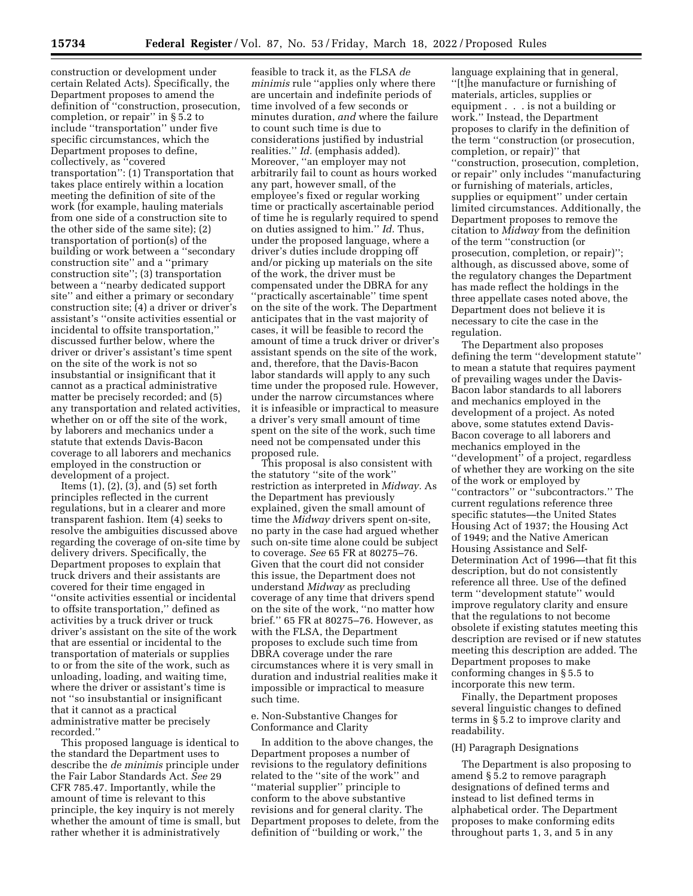construction or development under certain Related Acts). Specifically, the Department proposes to amend the definition of ''construction, prosecution, completion, or repair'' in § 5.2 to include ''transportation'' under five specific circumstances, which the Department proposes to define, collectively, as ''covered transportation'': (1) Transportation that takes place entirely within a location meeting the definition of site of the work (for example, hauling materials from one side of a construction site to the other side of the same site); (2) transportation of portion(s) of the building or work between a ''secondary construction site'' and a ''primary construction site''; (3) transportation between a ''nearby dedicated support site'' and either a primary or secondary construction site; (4) a driver or driver's assistant's ''onsite activities essential or incidental to offsite transportation,'' discussed further below, where the driver or driver's assistant's time spent on the site of the work is not so insubstantial or insignificant that it cannot as a practical administrative matter be precisely recorded; and (5) any transportation and related activities, whether on or off the site of the work, by laborers and mechanics under a statute that extends Davis-Bacon coverage to all laborers and mechanics employed in the construction or development of a project.

Items (1), (2), (3), and (5) set forth principles reflected in the current regulations, but in a clearer and more transparent fashion. Item (4) seeks to resolve the ambiguities discussed above regarding the coverage of on-site time by delivery drivers. Specifically, the Department proposes to explain that truck drivers and their assistants are covered for their time engaged in ''onsite activities essential or incidental to offsite transportation,'' defined as activities by a truck driver or truck driver's assistant on the site of the work that are essential or incidental to the transportation of materials or supplies to or from the site of the work, such as unloading, loading, and waiting time, where the driver or assistant's time is not ''so insubstantial or insignificant that it cannot as a practical administrative matter be precisely recorded.''

This proposed language is identical to the standard the Department uses to describe the *de minimis* principle under the Fair Labor Standards Act. *See* 29 CFR 785.47. Importantly, while the amount of time is relevant to this principle, the key inquiry is not merely whether the amount of time is small, but rather whether it is administratively feasible to track it, as the FLSA *de minimis* rule ''applies only where there are uncertain and indefinite periods of time involved of a few seconds or minutes duration, *and* where the failure to count such time is due to considerations justified by industrial realities.'' *Id.* (emphasis added). Moreover, ''an employer may not arbitrarily fail to count as hours worked any part, however small, of the employee's fixed or regular working time or practically ascertainable period of time he is regularly required to spend on duties assigned to him.'' *Id.* Thus, under the proposed language, where a driver's duties include dropping off and/or picking up materials on the site of the work, the driver must be compensated under the DBRA for any ''practically ascertainable'' time spent on the site of the work. The Department anticipates that in the vast majority of cases, it will be feasible to record the amount of time a truck driver or driver's assistant spends on the site of the work, and, therefore, that the Davis-Bacon labor standards will apply to any such time under the proposed rule. However, under the narrow circumstances where it is infeasible or impractical to measure a driver's very small amount of time spent on the site of the work, such time need not be compensated under this proposed rule.

This proposal is also consistent with the statutory ''site of the work'' restriction as interpreted in *Midway.* As the Department has previously explained, given the small amount of time the *Midway* drivers spent on-site, no party in the case had argued whether such on-site time alone could be subject to coverage. *See* 65 FR at 80275–76. Given that the court did not consider this issue, the Department does not understand *Midway* as precluding coverage of any time that drivers spend on the site of the work, ''no matter how brief.'' 65 FR at 80275–76. However, as with the FLSA, the Department proposes to exclude such time from DBRA coverage under the rare circumstances where it is very small in duration and industrial realities make it impossible or impractical to measure such time.

e. Non-Substantive Changes for Conformance and Clarity

In addition to the above changes, the Department proposes a number of revisions to the regulatory definitions related to the ''site of the work'' and ''material supplier'' principle to conform to the above substantive revisions and for general clarity. The Department proposes to delete, from the definition of ''building or work,'' the language explaining that in general, ''[t]he manufacture or furnishing of materials, articles, supplies or equipment . . . is not a building or work.'' Instead, the Department proposes to clarify in the definition of the term ''construction (or prosecution, completion, or repair)'' that ''construction, prosecution, completion, or repair'' only includes ''manufacturing or furnishing of materials, articles, supplies or equipment'' under certain limited circumstances. Additionally, the Department proposes to remove the citation to *Midway* from the definition of the term ''construction (or prosecution, completion, or repair)''; although, as discussed above, some of the regulatory changes the Department has made reflect the holdings in the three appellate cases noted above, the Department does not believe it is necessary to cite the case in the regulation.

The Department also proposes defining the term ''development statute'' to mean a statute that requires payment of prevailing wages under the Davis-Bacon labor standards to all laborers and mechanics employed in the development of a project. As noted above, some statutes extend Davis-Bacon coverage to all laborers and mechanics employed in the ''development'' of a project, regardless of whether they are working on the site of the work or employed by ''contractors'' or ''subcontractors.'' The current regulations reference three specific statutes—the United States Housing Act of 1937; the Housing Act of 1949; and the Native American Housing Assistance and Self-Determination Act of 1996—that fit this description, but do not consistently reference all three. Use of the defined term ''development statute'' would improve regulatory clarity and ensure that the regulations to not become obsolete if existing statutes meeting this description are revised or if new statutes meeting this description are added. The Department proposes to make conforming changes in § 5.5 to incorporate this new term.

Finally, the Department proposes several linguistic changes to defined terms in § 5.2 to improve clarity and readability.

(H) Paragraph Designations

The Department is also proposing to amend § 5.2 to remove paragraph designations of defined terms and instead to list defined terms in alphabetical order. The Department proposes to make conforming edits throughout parts 1, 3, and 5 in any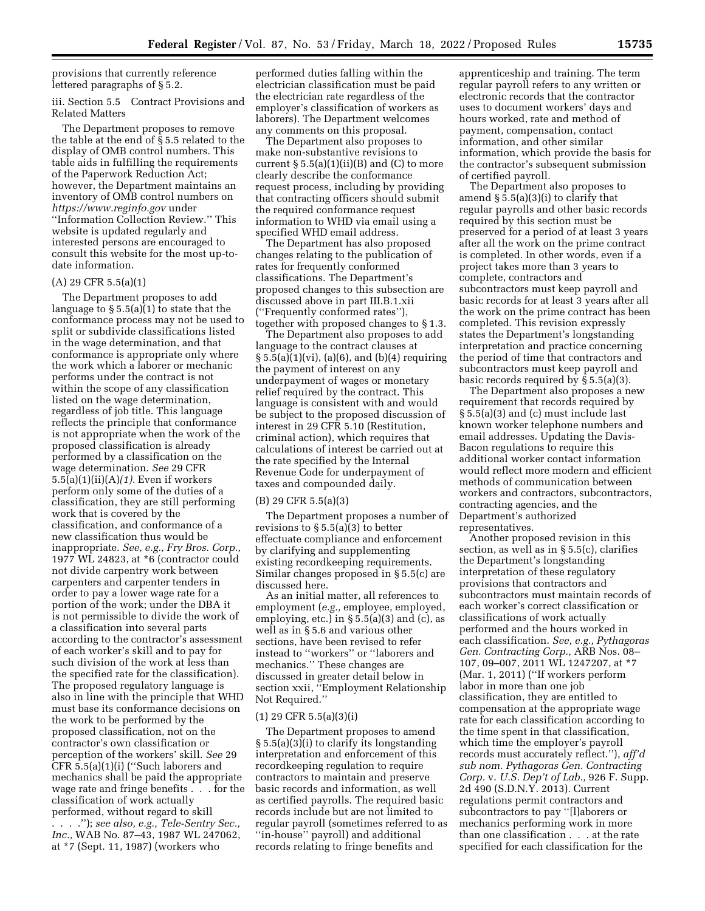provisions that currently reference lettered paragraphs of § 5.2.

iii. Section 5.5 Contract Provisions and Related Matters

The Department proposes to remove the table at the end of § 5.5 related to the display of OMB control numbers. This table aids in fulfilling the requirements of the Paperwork Reduction Act; however, the Department maintains an inventory of OMB control numbers on *https://www.reginfo.gov* under ''Information Collection Review.'' This website is updated regularly and interested persons are encouraged to consult this website for the most up-to-date information.

(A) 29 CFR 5.5(a)(1)

The Department proposes to add language to § 5.5(a)(1) to state that the conformance process may not be used to split or subdivide classifications listed in the wage determination, and that conformance is appropriate only where the work which a laborer or mechanic performs under the contract is not within the scope of any classification listed on the wage determination, regardless of job title. This language reflects the principle that conformance is not appropriate when the work of the proposed classification is already performed by a classification on the wage determination. *See* 29 CFR 5.5(a)(1)(ii)(A)*(1).* Even if workers perform only some of the duties of a classification, they are still performing work that is covered by the classification, and conformance of a new classification thus would be inappropriate. *See, e.g., Fry Bros. Corp.,* 1977 WL 24823, at *6 (contractor could not divide carpentry work between carpenters and carpenter tenders in order to pay a lower wage rate for a portion of the work; under the DBA it is not permissible to divide the work of a classification into several parts according to the contractor's assessment of each worker's skill and to pay for such division of the work at less than the specified rate for the classification). The proposed regulatory language is also in line with the principle that WHD must base its conformance decisions on the work to be performed by the proposed classification, not on the contractor's own classification or perception of the workers' skill. *See* 29 CFR 5.5(a)(1)(i) (''Such laborers and mechanics shall be paid the appropriate wage rate and fringe benefits . . . for the classification of work actually performed, without regard to skill . . . .''); *see also, e.g., Tele-Sentry Sec., Inc.,* WAB No. 87–43, 1987 WL 247062, at *7 (Sept. 11, 1987) (workers who performed duties falling within the electrician classification must be paid the electrician rate regardless of the employer's classification of workers as laborers). The Department welcomes any comments on this proposal.

The Department also proposes to make non-substantive revisions to current § 5.5(a)(1)(ii)(B) and (C) to more clearly describe the conformance request process, including by providing that contracting officers should submit the required conformance request information to WHD via email using a specified WHD email address.

The Department has also proposed changes relating to the publication of rates for frequently conformed classifications. The Department's proposed changes to this subsection are discussed above in part III.B.1.xii (''Frequently conformed rates''), together with proposed changes to § 1.3.

The Department also proposes to add language to the contract clauses at § 5.5(a)(1)(vi), (a)(6), and (b)(4) requiring the payment of interest on any underpayment of wages or monetary relief required by the contract. This language is consistent with and would be subject to the proposed discussion of interest in 29 CFR 5.10 (Restitution, criminal action), which requires that calculations of interest be carried out at the rate specified by the Internal Revenue Code for underpayment of taxes and compounded daily.

(B) 29 CFR 5.5(a)(3)

The Department proposes a number of revisions to § 5.5(a)(3) to better effectuate compliance and enforcement by clarifying and supplementing existing recordkeeping requirements. Similar changes proposed in § 5.5(c) are discussed here.

As an initial matter, all references to employment (*e.g.,* employee, employed, employing, etc.) in § 5.5(a)(3) and (c), as well as in § 5.6 and various other sections, have been revised to refer instead to ''workers'' or ''laborers and mechanics.'' These changes are discussed in greater detail below in section xxii, ''Employment Relationship Not Required.''

(1) 29 CFR 5.5(a)(3)(i)

The Department proposes to amend § 5.5(a)(3)(i) to clarify its longstanding interpretation and enforcement of this recordkeeping regulation to require contractors to maintain and preserve basic records and information, as well as certified payrolls. The required basic records include but are not limited to regular payroll (sometimes referred to as ''in-house'' payroll) and additional records relating to fringe benefits and apprenticeship and training. The term regular payroll refers to any written or electronic records that the contractor uses to document workers' days and hours worked, rate and method of payment, compensation, contact information, and other similar information, which provide the basis for the contractor's subsequent submission of certified payroll.

The Department also proposes to amend § 5.5(a)(3)(i) to clarify that regular payrolls and other basic records required by this section must be preserved for a period of at least 3 years after all the work on the prime contract is completed. In other words, even if a project takes more than 3 years to complete, contractors and subcontractors must keep payroll and basic records for at least 3 years after all the work on the prime contract has been completed. This revision expressly states the Department's longstanding interpretation and practice concerning the period of time that contractors and subcontractors must keep payroll and basic records required by § 5.5(a)(3).

The Department also proposes a new requirement that records required by § 5.5(a)(3) and (c) must include last known worker telephone numbers and email addresses. Updating the Davis-Bacon regulations to require this additional worker contact information would reflect more modern and efficient methods of communication between workers and contractors, subcontractors, contracting agencies, and the Department's authorized representatives.

Another proposed revision in this section, as well as in § 5.5(c), clarifies the Department's longstanding interpretation of these regulatory provisions that contractors and subcontractors must maintain records of each worker's correct classification or classifications of work actually performed and the hours worked in each classification. *See, e.g., Pythagoras Gen. Contracting Corp.,* ARB Nos. 08–107, 09–007, 2011 WL 1247207, at *7 (Mar. 1, 2011) (''If workers perform labor in more than one job classification, they are entitled to compensation at the appropriate wage rate for each classification according to the time spent in that classification, which time the employer's payroll records must accurately reflect.''), *aff'd sub nom. Pythagoras Gen. Contracting Corp.* v. *U.S. Dep't of Lab.,* 926 F. Supp. 2d 490 (S.D.N.Y. 2013). Current regulations permit contractors and subcontractors to pay ''[l]aborers or mechanics performing work in more than one classification . . . at the rate specified for each classification for the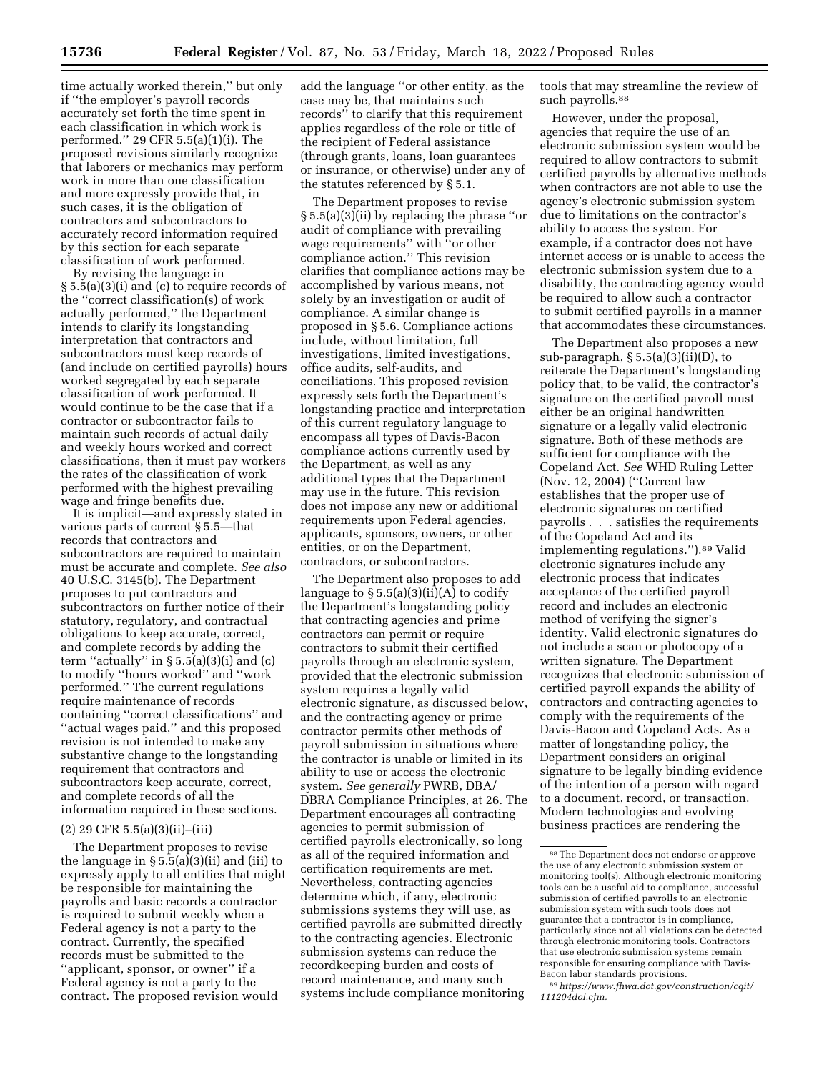time actually worked therein,'' but only if ''the employer's payroll records accurately set forth the time spent in each classification in which work is performed.'' 29 CFR 5.5(a)(1)(i). The proposed revisions similarly recognize that laborers or mechanics may perform work in more than one classification and more expressly provide that, in such cases, it is the obligation of contractors and subcontractors to accurately record information required by this section for each separate classification of work performed.

By revising the language in § 5.5(a)(3)(i) and (c) to require records of the ''correct classification(s) of work actually performed,'' the Department intends to clarify its longstanding interpretation that contractors and subcontractors must keep records of (and include on certified payrolls) hours worked segregated by each separate classification of work performed. It would continue to be the case that if a contractor or subcontractor fails to maintain such records of actual daily and weekly hours worked and correct classifications, then it must pay workers the rates of the classification of work performed with the highest prevailing wage and fringe benefits due.

It is implicit—and expressly stated in various parts of current § 5.5—that records that contractors and subcontractors are required to maintain must be accurate and complete. *See also* 40 U.S.C. 3145(b). The Department proposes to put contractors and subcontractors on further notice of their statutory, regulatory, and contractual obligations to keep accurate, correct, and complete records by adding the term ''actually'' in § 5.5(a)(3)(i) and (c) to modify ''hours worked'' and ''work performed.'' The current regulations require maintenance of records containing ''correct classifications'' and ''actual wages paid,'' and this proposed revision is not intended to make any substantive change to the longstanding requirement that contractors and subcontractors keep accurate, correct, and complete records of all the information required in these sections.

(2) 29 CFR 5.5(a)(3)(ii)–(iii)

The Department proposes to revise the language in § 5.5(a)(3)(ii) and (iii) to expressly apply to all entities that might be responsible for maintaining the payrolls and basic records a contractor is required to submit weekly when a Federal agency is not a party to the contract. Currently, the specified records must be submitted to the ''applicant, sponsor, or owner'' if a Federal agency is not a party to the contract. The proposed revision would add the language ''or other entity, as the case may be, that maintains such records'' to clarify that this requirement applies regardless of the role or title of the recipient of Federal assistance (through grants, loans, loan guarantees or insurance, or otherwise) under any of the statutes referenced by § 5.1.

The Department proposes to revise § 5.5(a)(3)(ii) by replacing the phrase ''or audit of compliance with prevailing wage requirements'' with ''or other compliance action.'' This revision clarifies that compliance actions may be accomplished by various means, not solely by an investigation or audit of compliance. A similar change is proposed in § 5.6. Compliance actions include, without limitation, full investigations, limited investigations, office audits, self-audits, and conciliations. This proposed revision expressly sets forth the Department's longstanding practice and interpretation of this current regulatory language to encompass all types of Davis-Bacon compliance actions currently used by the Department, as well as any additional types that the Department may use in the future. This revision does not impose any new or additional requirements upon Federal agencies, applicants, sponsors, owners, or other entities, or on the Department, contractors, or subcontractors.

The Department also proposes to add language to § 5.5(a)(3)(ii)(A) to codify the Department's longstanding policy that contracting agencies and prime contractors can permit or require contractors to submit their certified payrolls through an electronic system, provided that the electronic submission system requires a legally valid electronic signature, as discussed below, and the contracting agency or prime contractor permits other methods of payroll submission in situations where the contractor is unable or limited in its ability to use or access the electronic system. *See generally* PWRB, DBA/DBRA Compliance Principles, at 26. The Department encourages all contracting agencies to permit submission of certified payrolls electronically, so long as all of the required information and certification requirements are met. Nevertheless, contracting agencies determine which, if any, electronic submissions systems they will use, as certified payrolls are submitted directly to the contracting agencies. Electronic submission systems can reduce the recordkeeping burden and costs of record maintenance, and many such systems include compliance monitoring tools that may streamline the review of such payrolls.[88]

However, under the proposal, agencies that require the use of an electronic submission system would be required to allow contractors to submit certified payrolls by alternative methods when contractors are not able to use the agency's electronic submission system due to limitations on the contractor's ability to access the system. For example, if a contractor does not have internet access or is unable to access the electronic submission system due to a disability, the contracting agency would be required to allow such a contractor to submit certified payrolls in a manner that accommodates these circumstances.

The Department also proposes a new sub-paragraph, § 5.5(a)(3)(ii)(D), to reiterate the Department's longstanding policy that, to be valid, the contractor's signature on the certified payroll must either be an original handwritten signature or a legally valid electronic signature. Both of these methods are sufficient for compliance with the Copeland Act. *See* WHD Ruling Letter (Nov. 12, 2004) (''Current law establishes that the proper use of electronic signatures on certified payrolls . . . satisfies the requirements of the Copeland Act and its implementing regulations.'').[89] Valid electronic signatures include any electronic process that indicates acceptance of the certified payroll record and includes an electronic method of verifying the signer's identity. Valid electronic signatures do not include a scan or photocopy of a written signature. The Department recognizes that electronic submission of certified payroll expands the ability of contractors and contracting agencies to comply with the requirements of the Davis-Bacon and Copeland Acts. As a matter of longstanding policy, the Department considers an original signature to be legally binding evidence of the intention of a person with regard to a document, record, or transaction. Modern technologies and evolving business practices are rendering the

---

[88] The Department does not endorse or approve the use of any electronic submission system or monitoring tool(s). Although electronic monitoring tools can be a useful aid to compliance, successful submission of certified payrolls to an electronic submission system with such tools does not guarantee that a contractor is in compliance, particularly since not all violations can be detected through electronic monitoring tools. Contractors that use electronic submission systems remain responsible for ensuring compliance with Davis-Bacon labor standards provisions.

[89] *https://www.fhwa.dot.gov/construction/cqit/111204dol.cfm.*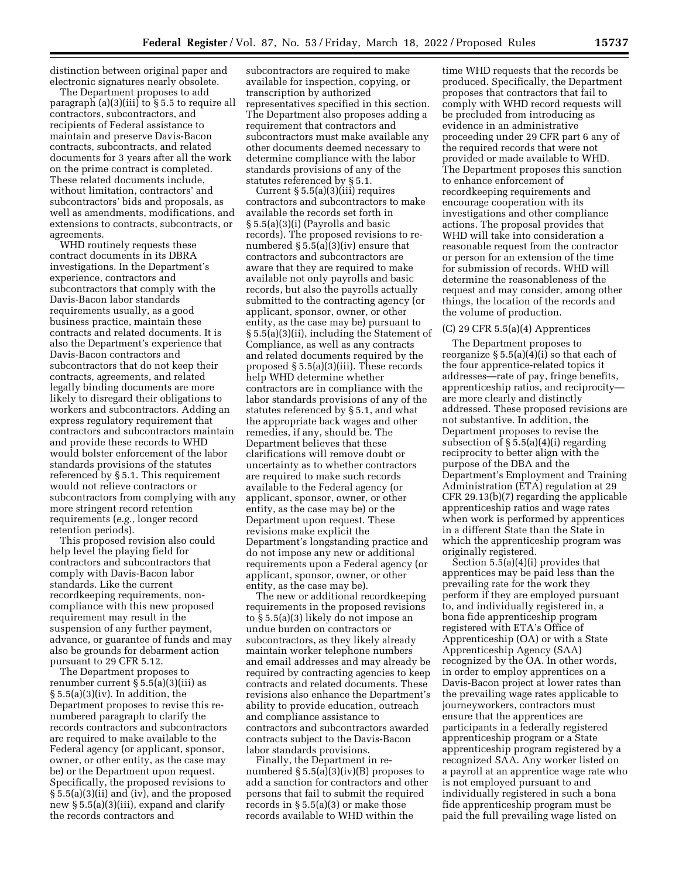distinction between original paper and electronic signatures nearly obsolete.

The Department proposes to add paragraph (a)(3)(iii) to § 5.5 to require all contractors, subcontractors, and recipients of Federal assistance to maintain and preserve Davis-Bacon contracts, subcontracts, and related documents for 3 years after all the work on the prime contract is completed. These related documents include, without limitation, contractors' and subcontractors' bids and proposals, as well as amendments, modifications, and extensions to contracts, subcontracts, or agreements.

WHD routinely requests these contract documents in its DBRA investigations. In the Department's experience, contractors and subcontractors that comply with the Davis-Bacon labor standards requirements usually, as a good business practice, maintain these contracts and related documents. It is also the Department's experience that Davis-Bacon contractors and subcontractors that do not keep their contracts, agreements, and related legally binding documents are more likely to disregard their obligations to workers and subcontractors. Adding an express regulatory requirement that contractors and subcontractors maintain and provide these records to WHD would bolster enforcement of the labor standards provisions of the statutes referenced by § 5.1. This requirement would not relieve contractors or subcontractors from complying with any more stringent record retention requirements (*e.g.,* longer record retention periods).

This proposed revision also could help level the playing field for contractors and subcontractors that comply with Davis-Bacon labor standards. Like the current recordkeeping requirements, non-compliance with this new proposed requirement may result in the suspension of any further payment, advance, or guarantee of funds and may also be grounds for debarment action pursuant to 29 CFR 5.12.

The Department proposes to renumber current § 5.5(a)(3)(iii) as § 5.5(a)(3)(iv). In addition, the Department proposes to revise this re-numbered paragraph to clarify the records contractors and subcontractors are required to make available to the Federal agency (or applicant, sponsor, owner, or other entity, as the case may be) or the Department upon request. Specifically, the proposed revisions to § 5.5(a)(3)(ii) and (iv), and the proposed new § 5.5(a)(3)(iii), expand and clarify the records contractors and subcontractors are required to make available for inspection, copying, or transcription by authorized representatives specified in this section. The Department also proposes adding a requirement that contractors and subcontractors must make available any other documents deemed necessary to determine compliance with the labor standards provisions of any of the statutes referenced by § 5.1.

Current § 5.5(a)(3)(iii) requires contractors and subcontractors to make available the records set forth in § 5.5(a)(3)(i) (Payrolls and basic records). The proposed revisions to re-numbered § 5.5(a)(3)(iv) ensure that contractors and subcontractors are aware that they are required to make available not only payrolls and basic records, but also the payrolls actually submitted to the contracting agency (or applicant, sponsor, owner, or other entity, as the case may be) pursuant to § 5.5(a)(3)(ii), including the Statement of Compliance, as well as any contracts and related documents required by the proposed § 5.5(a)(3)(iii). These records help WHD determine whether contractors are in compliance with the labor standards provisions of any of the statutes referenced by § 5.1, and what the appropriate back wages and other remedies, if any, should be. The Department believes that these clarifications will remove doubt or uncertainty as to whether contractors are required to make such records available to the Federal agency (or applicant, sponsor, owner, or other entity, as the case may be) or the Department upon request. These revisions make explicit the Department's longstanding practice and do not impose any new or additional requirements upon a Federal agency (or applicant, sponsor, owner, or other entity, as the case may be).

The new or additional recordkeeping requirements in the proposed revisions to § 5.5(a)(3) likely do not impose an undue burden on contractors or subcontractors, as they likely already maintain worker telephone numbers and email addresses and may already be required by contracting agencies to keep contracts and related documents. These revisions also enhance the Department's ability to provide education, outreach and compliance assistance to contractors and subcontractors awarded contracts subject to the Davis-Bacon labor standards provisions.

Finally, the Department in re-numbered § 5.5(a)(3)(iv)(B) proposes to add a sanction for contractors and other persons that fail to submit the required records in § 5.5(a)(3) or make those records available to WHD within the time WHD requests that the records be produced. Specifically, the Department proposes that contractors that fail to comply with WHD record requests will be precluded from introducing as evidence in an administrative proceeding under 29 CFR part 6 any of the required records that were not provided or made available to WHD. The Department proposes this sanction to enhance enforcement of recordkeeping requirements and encourage cooperation with its investigations and other compliance actions. The proposal provides that WHD will take into consideration a reasonable request from the contractor or person for an extension of the time for submission of records. WHD will determine the reasonableness of the request and may consider, among other things, the location of the records and the volume of production.

(C) 29 CFR 5.5(a)(4) Apprentices

The Department proposes to reorganize § 5.5(a)(4)(i) so that each of the four apprentice-related topics it addresses—rate of pay, fringe benefits, apprenticeship ratios, and reciprocity—are more clearly and distinctly addressed. These proposed revisions are not substantive. In addition, the Department proposes to revise the subsection of § 5.5(a)(4)(i) regarding reciprocity to better align with the purpose of the DBA and the Department's Employment and Training Administration (ETA) regulation at 29 CFR 29.13(b)(7) regarding the applicable apprenticeship ratios and wage rates when work is performed by apprentices in a different State than the State in which the apprenticeship program was originally registered.

Section 5.5(a)(4)(i) provides that apprentices may be paid less than the prevailing rate for the work they perform if they are employed pursuant to, and individually registered in, a bona fide apprenticeship program registered with ETA's Office of Apprenticeship (OA) or with a State Apprenticeship Agency (SAA) recognized by the OA. In other words, in order to employ apprentices on a Davis-Bacon project at lower rates than the prevailing wage rates applicable to journeyworkers, contractors must ensure that the apprentices are participants in a federally registered apprenticeship program or a State apprenticeship program registered by a recognized SAA. Any worker listed on a payroll at an apprentice wage rate who is not employed pursuant to and individually registered in such a bona fide apprenticeship program must be paid the full prevailing wage listed on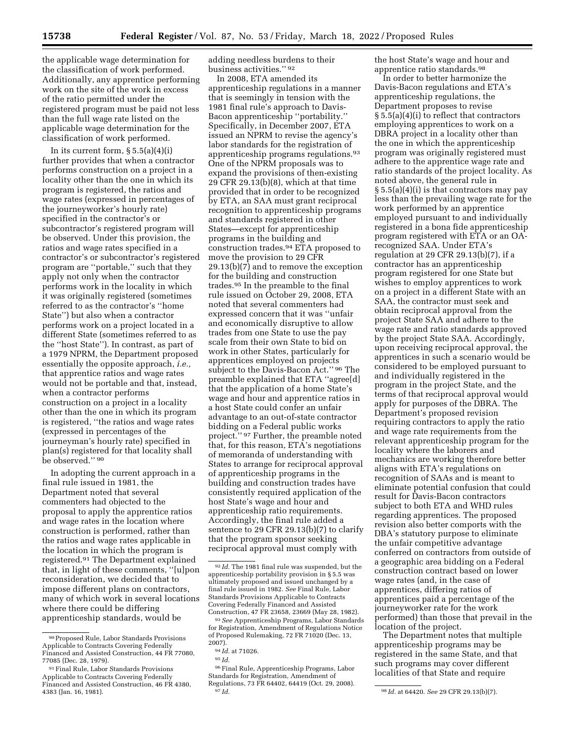the applicable wage determination for the classification of work performed. Additionally, any apprentice performing work on the site of the work in excess of the ratio permitted under the registered program must be paid not less than the full wage rate listed on the applicable wage determination for the classification of work performed.

In its current form, § 5.5(a)(4)(i) further provides that when a contractor performs construction on a project in a locality other than the one in which its program is registered, the ratios and wage rates (expressed in percentages of the journeyworker's hourly rate) specified in the contractor's or subcontractor's registered program will be observed. Under this provision, the ratios and wage rates specified in a contractor's or subcontractor's registered program are ''portable,'' such that they apply not only when the contractor performs work in the locality in which it was originally registered (sometimes referred to as the contractor's ''home State'') but also when a contractor performs work on a project located in a different State (sometimes referred to as the ''host State''). In contrast, as part of a 1979 NPRM, the Department proposed essentially the opposite approach, *i.e.,* that apprentice ratios and wage rates would not be portable and that, instead, when a contractor performs construction on a project in a locality other than the one in which its program is registered, ''the ratios and wage rates (expressed in percentages of the journeyman's hourly rate) specified in plan(s) registered for that locality shall be observed.'' [90]

In adopting the current approach in a final rule issued in 1981, the Department noted that several commenters had objected to the proposal to apply the apprentice ratios and wage rates in the location where construction is performed, rather than the ratios and wage rates applicable in the location in which the program is registered.[91] The Department explained that, in light of these comments, ''[u]pon reconsideration, we decided that to impose different plans on contractors, many of which work in several locations where there could be differing apprenticeship standards, would be adding needless burdens to their business activities.'' [92]

In 2008, ETA amended its apprenticeship regulations in a manner that is seemingly in tension with the 1981 final rule's approach to Davis-Bacon apprenticeship ''portability.'' Specifically, in December 2007, ETA issued an NPRM to revise the agency's labor standards for the registration of apprenticeship programs regulations.[93] One of the NPRM proposals was to expand the provisions of then-existing 29 CFR 29.13(b)(8), which at that time provided that in order to be recognized by ETA, an SAA must grant reciprocal recognition to apprenticeship programs and standards registered in other States—except for apprenticeship programs in the building and construction trades.[94] ETA proposed to move the provision to 29 CFR 29.13(b)(7) and to remove the exception for the building and construction trades.[95] In the preamble to the final rule issued on October 29, 2008, ETA noted that several commenters had expressed concern that it was ''unfair and economically disruptive to allow trades from one State to use the pay scale from their own State to bid on work in other States, particularly for apprentices employed on projects subject to the Davis-Bacon Act.'' [96] The preamble explained that ETA ''agree[d] that the application of a home State's wage and hour and apprentice ratios in a host State could confer an unfair advantage to an out-of-state contractor bidding on a Federal public works project.'' [97] Further, the preamble noted that, for this reason, ETA's negotiations of memoranda of understanding with States to arrange for reciprocal approval of apprenticeship programs in the building and construction trades have consistently required application of the host State's wage and hour and apprenticeship ratio requirements. Accordingly, the final rule added a sentence to 29 CFR 29.13(b)(7) to clarify that the program sponsor seeking reciprocal approval must comply with the host State's wage and hour and apprentice ratio standards.[98]

In order to better harmonize the Davis-Bacon regulations and ETA's apprenticeship regulations, the Department proposes to revise § 5.5(a)(4)(i) to reflect that contractors employing apprentices to work on a DBRA project in a locality other than the one in which the apprenticeship program was originally registered must adhere to the apprentice wage rate and ratio standards of the project locality. As noted above, the general rule in § 5.5(a)(4)(i) is that contractors may pay less than the prevailing wage rate for the work performed by an apprentice employed pursuant to and individually registered in a bona fide apprenticeship program registered with ETA or an OA-recognized SAA. Under ETA's regulation at 29 CFR 29.13(b)(7), if a contractor has an apprenticeship program registered for one State but wishes to employ apprentices to work on a project in a different State with an SAA, the contractor must seek and obtain reciprocal approval from the project State SAA and adhere to the wage rate and ratio standards approved by the project State SAA. Accordingly, upon receiving reciprocal approval, the apprentices in such a scenario would be considered to be employed pursuant to and individually registered in the program in the project State, and the terms of that reciprocal approval would apply for purposes of the DBRA. The Department's proposed revision requiring contractors to apply the ratio and wage rate requirements from the relevant apprenticeship program for the locality where the laborers and mechanics are working therefore better aligns with ETA's regulations on recognition of SAAs and is meant to eliminate potential confusion that could result for Davis-Bacon contractors subject to both ETA and WHD rules regarding apprentices. The proposed revision also better comports with the DBA's statutory purpose to eliminate the unfair competitive advantage conferred on contractors from outside of a geographic area bidding on a Federal construction contract based on lower wage rates (and, in the case of apprentices, differing ratios of apprentices paid a percentage of the journeyworker rate for the work performed) than those that prevail in the location of the project.

The Department notes that multiple apprenticeship programs may be registered in the same State, and that such programs may cover different localities of that State and require

---

[90] Proposed Rule, Labor Standards Provisions Applicable to Contracts Covering Federally Financed and Assisted Construction, 44 FR 77080, 77085 (Dec. 28, 1979).

[91] Final Rule, Labor Standards Provisions Applicable to Contracts Covering Federally Financed and Assisted Construction, 46 FR 4380, 4383 (Jan. 16, 1981).

[92] *Id.* The 1981 final rule was suspended, but the apprenticeship portability provision in § 5.5 was ultimately proposed and issued unchanged by a final rule issued in 1982. *See* Final Rule, Labor Standards Provisions Applicable to Contracts Covering Federally Financed and Assisted Construction, 47 FR 23658, 23669 (May 28, 1982).

[93] *See* Apprenticeship Programs, Labor Standards for Registration, Amendment of Regulations Notice of Proposed Rulemaking, 72 FR 71020 (Dec. 13, 2007).

[94] *Id.* at 71026.

[95] *Id.*

[96] Final Rule, Apprenticeship Programs, Labor Standards for Registration, Amendment of Regulations, 73 FR 64402, 64419 (Oct. 29, 2008).

[97] *Id.*

[98] *Id.* at 64420. *See* 29 CFR 29.13(b)(7).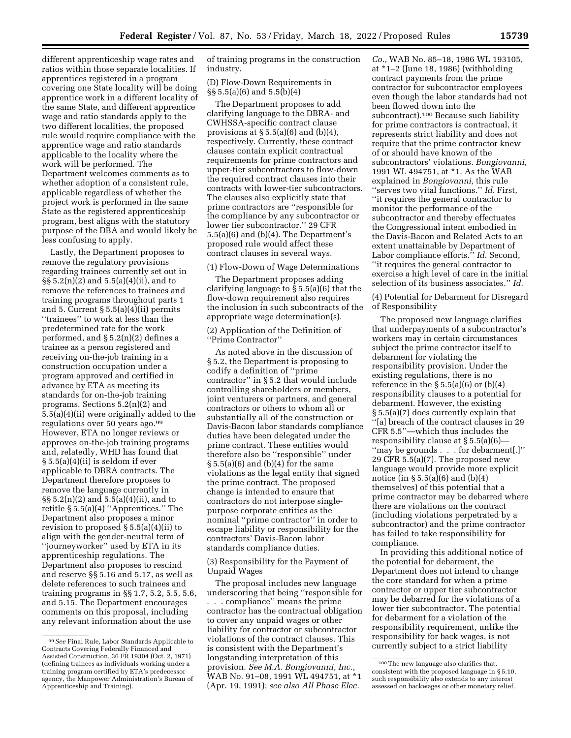different apprenticeship wage rates and ratios within those separate localities. If apprentices registered in a program covering one State locality will be doing apprentice work in a different locality of the same State, and different apprentice wage and ratio standards apply to the two different localities, the proposed rule would require compliance with the apprentice wage and ratio standards applicable to the locality where the work will be performed. The Department welcomes comments as to whether adoption of a consistent rule, applicable regardless of whether the project work is performed in the same State as the registered apprenticeship program, best aligns with the statutory purpose of the DBA and would likely be less confusing to apply.

Lastly, the Department proposes to remove the regulatory provisions regarding trainees currently set out in §§ 5.2(n)(2) and 5.5(a)(4)(ii), and to remove the references to trainees and training programs throughout parts 1 and 5. Current § 5.5(a)(4)(ii) permits ''trainees'' to work at less than the predetermined rate for the work performed, and § 5.2(n)(2) defines a trainee as a person registered and receiving on-the-job training in a construction occupation under a program approved and certified in advance by ETA as meeting its standards for on-the-job training programs. Sections 5.2(n)(2) and 5.5(a)(4)(ii) were originally added to the regulations over 50 years ago.[99] However, ETA no longer reviews or approves on-the-job training programs and, relatedly, WHD has found that § 5.5(a)(4)(ii) is seldom if ever applicable to DBRA contracts. The Department therefore proposes to remove the language currently in §§ 5.2(n)(2) and 5.5(a)(4)(ii), and to retitle § 5.5(a)(4) ''Apprentices.'' The Department also proposes a minor revision to proposed § 5.5(a)(4)(ii) to align with the gender-neutral term of ''journeyworker'' used by ETA in its apprenticeship regulations. The Department also proposes to rescind and reserve §§ 5.16 and 5.17, as well as delete references to such trainees and training programs in §§ 1.7, 5.2, 5.5, 5.6, and 5.15. The Department encourages comments on this proposal, including any relevant information about the use of training programs in the construction industry.

(D) Flow-Down Requirements in §§ 5.5(a)(6) and 5.5(b)(4)

The Department proposes to add clarifying language to the DBRA- and CWHSSA-specific contract clause provisions at § 5.5(a)(6) and (b)(4), respectively. Currently, these contract clauses contain explicit contractual requirements for prime contractors and upper-tier subcontractors to flow-down the required contract clauses into their contracts with lower-tier subcontractors. The clauses also explicitly state that prime contractors are ''responsible for the compliance by any subcontractor or lower tier subcontractor.'' 29 CFR 5.5(a)(6) and (b)(4). The Department's proposed rule would affect these contract clauses in several ways.

(1) Flow-Down of Wage Determinations

The Department proposes adding clarifying language to § 5.5(a)(6) that the flow-down requirement also requires the inclusion in such subcontracts of the appropriate wage determination(s).

(2) Application of the Definition of ''Prime Contractor''

As noted above in the discussion of § 5.2, the Department is proposing to codify a definition of ''prime contractor'' in § 5.2 that would include controlling shareholders or members, joint venturers or partners, and general contractors or others to whom all or substantially all of the construction or Davis-Bacon labor standards compliance duties have been delegated under the prime contract. These entities would therefore also be ''responsible'' under § 5.5(a)(6) and (b)(4) for the same violations as the legal entity that signed the prime contract. The proposed change is intended to ensure that contractors do not interpose single-purpose corporate entities as the nominal ''prime contractor'' in order to escape liability or responsibility for the contractors' Davis-Bacon labor standards compliance duties.

(3) Responsibility for the Payment of Unpaid Wages

The proposal includes new language underscoring that being ''responsible for . . . compliance'' means the prime contractor has the contractual obligation to cover any unpaid wages or other liability for contractor or subcontractor violations of the contract clauses. This is consistent with the Department's longstanding interpretation of this provision. *See M.A. Bongiovanni, Inc.,* WAB No. 91–08, 1991 WL 494751, at *1 (Apr. 19, 1991); *see also All Phase Elec. Co.,* WAB No. 85–18, 1986 WL 193105, at *1–2 (June 18, 1986) (withholding contract payments from the prime contractor for subcontractor employees even though the labor standards had not been flowed down into the subcontract).[100] Because such liability for prime contractors is contractual, it represents strict liability and does not require that the prime contractor knew of or should have known of the subcontractors' violations. *Bongiovanni,* 1991 WL 494751, at *1. As the WAB explained in *Bongiovanni,* this rule ''serves two vital functions.'' *Id.* First, ''it requires the general contractor to monitor the performance of the subcontractor and thereby effectuates the Congressional intent embodied in the Davis-Bacon and Related Acts to an extent unattainable by Department of Labor compliance efforts.'' *Id.* Second, ''it requires the general contractor to exercise a high level of care in the initial selection of its business associates.'' *Id.*

(4) Potential for Debarment for Disregard of Responsibility

The proposed new language clarifies that underpayments of a subcontractor's workers may in certain circumstances subject the prime contractor itself to debarment for violating the responsibility provision. Under the existing regulations, there is no reference in the § 5.5(a)(6) or (b)(4) responsibility clauses to a potential for debarment. However, the existing § 5.5(a)(7) does currently explain that ''[a] breach of the contract clauses in 29 CFR 5.5''—which thus includes the responsibility clause at § 5.5(a)(6)—''may be grounds . . . for debarment[.]'' 29 CFR 5.5(a)(7). The proposed new language would provide more explicit notice (in § 5.5(a)(6) and (b)(4) themselves) of this potential that a prime contractor may be debarred where there are violations on the contract (including violations perpetrated by a subcontractor) and the prime contractor has failed to take responsibility for compliance.

In providing this additional notice of the potential for debarment, the Department does not intend to change the core standard for when a prime contractor or upper tier subcontractor may be debarred for the violations of a lower tier subcontractor. The potential for debarment for a violation of the responsibility requirement, unlike the responsibility for back wages, is not currently subject to a strict liability

---

[99] *See* Final Rule, Labor Standards Applicable to Contracts Covering Federally Financed and Assisted Construction, 36 FR 19304 (Oct. 2, 1971) (defining trainees as individuals working under a training program certified by ETA's predecessor agency, the Manpower Administration's Bureau of Apprenticeship and Training).

[100] The new language also clarifies that, consistent with the proposed language in § 5.10, such responsibility also extends to any interest assessed on backwages or other monetary relief.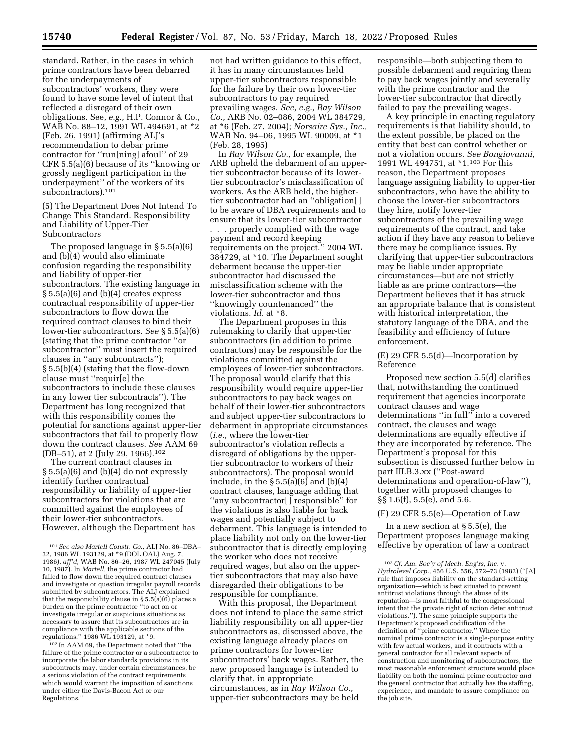standard. Rather, in the cases in which prime contractors have been debarred for the underpayments of subcontractors' workers, they were found to have some level of intent that reflected a disregard of their own obligations. See, *e.g.,* H.P. Connor & Co., WAB No. 88–12, 1991 WL 494691, at *2 (Feb. 26, 1991) (affirming ALJ's recommendation to debar prime contractor for ''run[ning] afoul'' of 29 CFR 5.5(a)(6) because of its ''knowing or grossly negligent participation in the underpayment'' of the workers of its subcontractors).[101]

(5) The Department Does Not Intend To Change This Standard. Responsibility and Liability of Upper-Tier Subcontractors

The proposed language in § 5.5(a)(6) and (b)(4) would also eliminate confusion regarding the responsibility and liability of upper-tier subcontractors. The existing language in § 5.5(a)(6) and (b)(4) creates express contractual responsibility of upper-tier subcontractors to flow down the required contract clauses to bind their lower-tier subcontractors. *See* § 5.5(a)(6) (stating that the prime contractor ''or subcontractor'' must insert the required clauses in ''any subcontracts''); § 5.5(b)(4) (stating that the flow-down clause must ''requir[e] the subcontractors to include these clauses in any lower tier subcontracts''). The Department has long recognized that with this responsibility comes the potential for sanctions against upper-tier subcontractors that fail to properly flow down the contract clauses. *See* AAM 69 (DB–51), at 2 (July 29, 1966).[102]

The current contract clauses in § 5.5(a)(6) and (b)(4) do not expressly identify further contractual responsibility or liability of upper-tier subcontractors for violations that are committed against the employees of their lower-tier subcontractors. However, although the Department has not had written guidance to this effect, it has in many circumstances held upper-tier subcontractors responsible for the failure by their own lower-tier subcontractors to pay required prevailing wages. *See, e.g., Ray Wilson Co.,* ARB No. 02–086, 2004 WL 384729, at *6 (Feb. 27, 2004); *Norsaire Sys., Inc.,* WAB No. 94–06, 1995 WL 90009, at *1 (Feb. 28, 1995)

In *Ray Wilson Co.,* for example, the ARB upheld the debarment of an upper-tier subcontractor because of its lower-tier subcontractor's misclassification of workers. As the ARB held, the higher-tier subcontractor had an ''obligation[ ] to be aware of DBA requirements and to ensure that its lower-tier subcontractor . . . properly complied with the wage payment and record keeping requirements on the project.'' 2004 WL 384729, at *10. The Department sought debarment because the upper-tier subcontractor had discussed the misclassification scheme with the lower-tier subcontractor and thus ''knowingly countenanced'' the violations. *Id.* at *8.

The Department proposes in this rulemaking to clarify that upper-tier subcontractors (in addition to prime contractors) may be responsible for the violations committed against the employees of lower-tier subcontractors. The proposal would clarify that this responsibility would require upper-tier subcontractors to pay back wages on behalf of their lower-tier subcontractors and subject upper-tier subcontractors to debarment in appropriate circumstances (*i.e.,* where the lower-tier subcontractor's violation reflects a disregard of obligations by the upper-tier subcontractor to workers of their subcontractors). The proposal would include, in the § 5.5(a)(6) and (b)(4) contract clauses, language adding that ''any subcontractor[ ] responsible'' for the violations is also liable for back wages and potentially subject to debarment. This language is intended to place liability not only on the lower-tier subcontractor that is directly employing the worker who does not receive required wages, but also on the upper-tier subcontractors that may also have disregarded their obligations to be responsible for compliance.

With this proposal, the Department does not intend to place the same strict liability responsibility on all upper-tier subcontractors as, discussed above, the existing language already places on prime contractors for lower-tier subcontractors' back wages. Rather, the new proposed language is intended to clarify that, in appropriate circumstances, as in *Ray Wilson Co.,* upper-tier subcontractors may be held responsible—both subjecting them to possible debarment and requiring them to pay back wages jointly and severally with the prime contractor and the lower-tier subcontractor that directly failed to pay the prevailing wages.

A key principle in enacting regulatory requirements is that liability should, to the extent possible, be placed on the entity that best can control whether or not a violation occurs. *See Bongiovanni,* 1991 WL 494751, at *1.[103] For this reason, the Department proposes language assigning liability to upper-tier subcontractors, who have the ability to choose the lower-tier subcontractors they hire, notify lower-tier subcontractors of the prevailing wage requirements of the contract, and take action if they have any reason to believe there may be compliance issues. By clarifying that upper-tier subcontractors may be liable under appropriate circumstances—but are not strictly liable as are prime contractors—the Department believes that it has struck an appropriate balance that is consistent with historical interpretation, the statutory language of the DBA, and the feasibility and efficiency of future enforcement.

(E) 29 CFR 5.5(d)—Incorporation by Reference

Proposed new section 5.5(d) clarifies that, notwithstanding the continued requirement that agencies incorporate contract clauses and wage determinations ''in full'' into a covered contract, the clauses and wage determinations are equally effective if they are incorporated by reference. The Department's proposal for this subsection is discussed further below in part III.B.3.xx (''Post-award determinations and operation-of-law''), together with proposed changes to §§ 1.6(f), 5.5(e), and 5.6.

(F) 29 CFR 5.5(e)—Operation of Law

In a new section at § 5.5(e), the Department proposes language making effective by operation of law a contract

[101] *See also Martell Constr. Co.,* ALJ No. 86–DBA–32, 1986 WL 193129, at *9 (DOL OALJ Aug. 7, 1986), *aff'd,* WAB No. 86–26, 1987 WL 247045 (July 10, 1987). In *Martell,* the prime contractor had failed to flow down the required contract clauses and investigate or question irregular payroll records submitted by subcontractors. The ALJ explained that the responsibility clause in § 5.5(a)(6) places a burden on the prime contractor ''to act on or investigate irregular or suspicious situations as necessary to assure that its subcontractors are in compliance with the applicable sections of the regulations.'' 1986 WL 193129, at *9.

[102] In AAM 69, the Department noted that ''the failure of the prime contractor or a subcontractor to incorporate the labor standards provisions in its subcontracts may, under certain circumstances, be a serious violation of the contract requirements which would warrant the imposition of sanctions under either the Davis-Bacon Act or our Regulations.''

[103] *Cf. Am. Soc'y of Mech. Eng'rs, Inc.* v. *Hydrolevel Corp.,* 456 U.S. 556, 572–73 (1982) (''[A] rule that imposes liability on the standard-setting organization—which is best situated to prevent antitrust violations through the abuse of its reputation—is most faithful to the congressional intent that the private right of action deter antitrust violations.''). The same principle supports the Department's proposed codification of the definition of ''prime contractor.'' Where the nominal prime contractor is a single-purpose entity with few actual workers, and it contracts with a general contractor for all relevant aspects of construction and monitoring of subcontractors, the most reasonable enforcement structure would place liability on both the nominal prime contractor *and* the general contractor that actually has the staffing, experience, and mandate to assure compliance on the job site.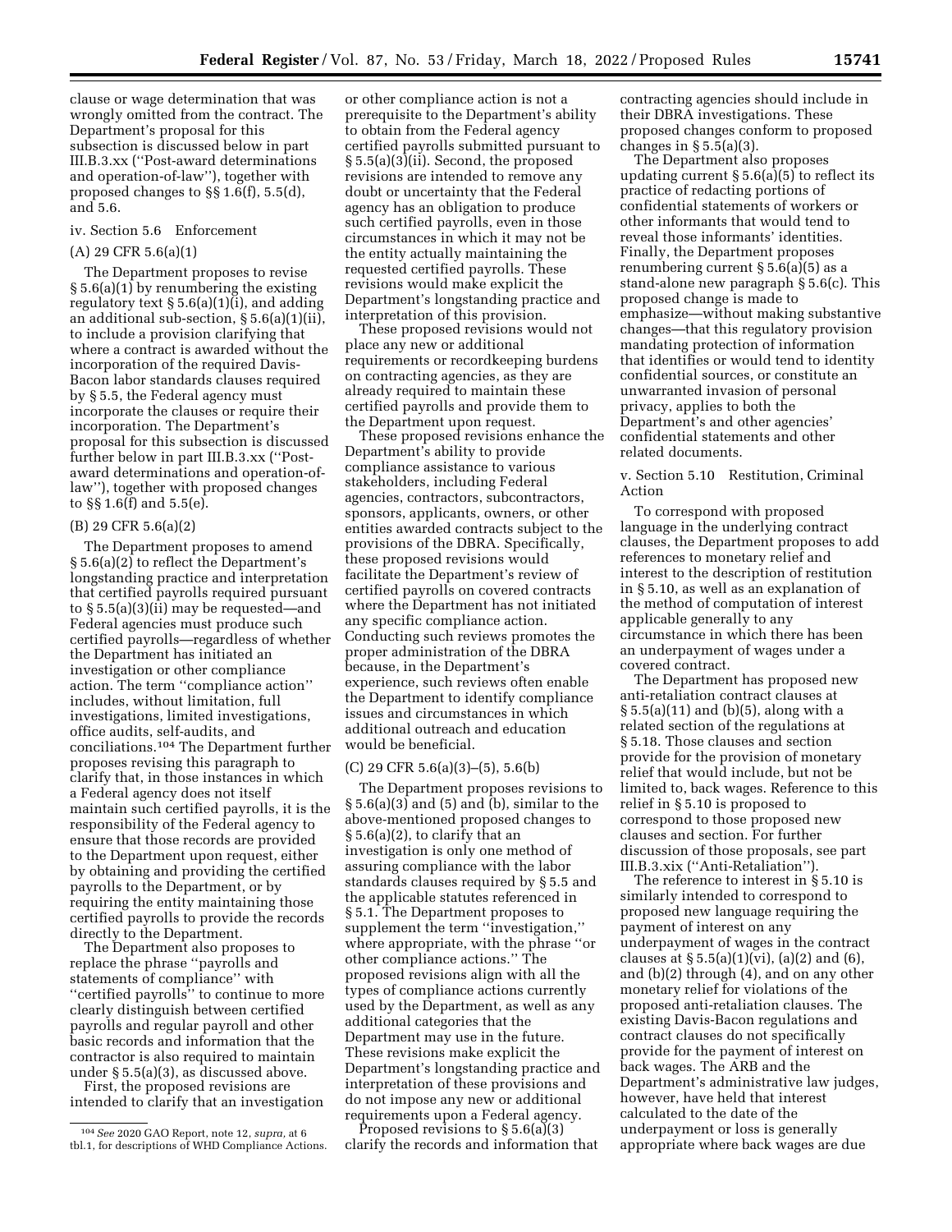clause or wage determination that was wrongly omitted from the contract. The Department's proposal for this subsection is discussed below in part III.B.3.xx ("Post-award determinations and operation-of-law"), together with proposed changes to §§ 1.6(f), 5.5(d), and 5.6.

#### iv. Section 5.6 Enforcement

##### (A) 29 CFR 5.6(a)(1)

The Department proposes to revise § 5.6(a)(1) by renumbering the existing regulatory text § 5.6(a)(1)(i), and adding an additional sub-section, § 5.6(a)(1)(ii), to include a provision clarifying that where a contract is awarded without the incorporation of the required Davis-Bacon labor standards clauses required by § 5.5, the Federal agency must incorporate the clauses or require their incorporation. The Department's proposal for this subsection is discussed further below in part III.B.3.xx ("Post-award determinations and operation-of-law"), together with proposed changes to §§ 1.6(f) and 5.5(e).

##### (B) 29 CFR 5.6(a)(2)

The Department proposes to amend § 5.6(a)(2) to reflect the Department's longstanding practice and interpretation that certified payrolls required pursuant to § 5.5(a)(3)(ii) may be requested—and Federal agencies must produce such certified payrolls—regardless of whether the Department has initiated an investigation or other compliance action. The term "compliance action" includes, without limitation, full investigations, limited investigations, office audits, self-audits, and conciliations.[104] The Department further proposes revising this paragraph to clarify that, in those instances in which a Federal agency does not itself maintain such certified payrolls, it is the responsibility of the Federal agency to ensure that those records are provided to the Department upon request, either by obtaining and providing the certified payrolls to the Department, or by requiring the entity maintaining those certified payrolls to provide the records directly to the Department.

The Department also proposes to replace the phrase "payrolls and statements of compliance" with "certified payrolls" to continue to more clearly distinguish between certified payrolls and regular payroll and other basic records and information that the contractor is also required to maintain under § 5.5(a)(3), as discussed above.

First, the proposed revisions are intended to clarify that an investigation or other compliance action is not a prerequisite to the Department's ability to obtain from the Federal agency certified payrolls submitted pursuant to § 5.5(a)(3)(ii). Second, the proposed revisions are intended to remove any doubt or uncertainty that the Federal agency has an obligation to produce such certified payrolls, even in those circumstances in which it may not be the entity actually maintaining the requested certified payrolls. These revisions would make explicit the Department's longstanding practice and interpretation of this provision.

These proposed revisions would not place any new or additional requirements or recordkeeping burdens on contracting agencies, as they are already required to maintain these certified payrolls and provide them to the Department upon request.

These proposed revisions enhance the Department's ability to provide compliance assistance to various stakeholders, including Federal agencies, contractors, subcontractors, sponsors, applicants, owners, or other entities awarded contracts subject to the provisions of the DBRA. Specifically, these proposed revisions would facilitate the Department's review of certified payrolls on covered contracts where the Department has not initiated any specific compliance action. Conducting such reviews promotes the proper administration of the DBRA because, in the Department's experience, such reviews often enable the Department to identify compliance issues and circumstances in which additional outreach and education would be beneficial.

##### (C) 29 CFR 5.6(a)(3)–(5), 5.6(b)

The Department proposes revisions to § 5.6(a)(3) and (5) and (b), similar to the above-mentioned proposed changes to § 5.6(a)(2), to clarify that an investigation is only one method of assuring compliance with the labor standards clauses required by § 5.5 and the applicable statutes referenced in § 5.1. The Department proposes to supplement the term "investigation," where appropriate, with the phrase "or other compliance actions." The proposed revisions align with all the types of compliance actions currently used by the Department, as well as any additional categories that the Department may use in the future. These revisions make explicit the Department's longstanding practice and interpretation of these provisions and do not impose any new or additional requirements upon a Federal agency.

Proposed revisions to § 5.6(a)(3) clarify the records and information that contracting agencies should include in their DBRA investigations. These proposed changes conform to proposed changes in § 5.5(a)(3).

The Department also proposes updating current § 5.6(a)(5) to reflect its practice of redacting portions of confidential statements of workers or other informants that would tend to reveal those informants' identities. Finally, the Department proposes renumbering current § 5.6(a)(5) as a stand-alone new paragraph § 5.6(c). This proposed change is made to emphasize—without making substantive changes—that this regulatory provision mandating protection of information that identifies or would tend to identity confidential sources, or constitute an unwarranted invasion of personal privacy, applies to both the Department's and other agencies' confidential statements and other related documents.

#### v. Section 5.10 Restitution, Criminal Action

To correspond with proposed language in the underlying contract clauses, the Department proposes to add references to monetary relief and interest to the description of restitution in § 5.10, as well as an explanation of the method of computation of interest applicable generally to any circumstance in which there has been an underpayment of wages under a covered contract.

The Department has proposed new anti-retaliation contract clauses at § 5.5(a)(11) and (b)(5), along with a related section of the regulations at § 5.18. Those clauses and section provide for the provision of monetary relief that would include, but not be limited to, back wages. Reference to this relief in § 5.10 is proposed to correspond to those proposed new clauses and section. For further discussion of those proposals, see part III.B.3.xix ("Anti-Retaliation").

The reference to interest in § 5.10 is similarly intended to correspond to proposed new language requiring the payment of interest on any underpayment of wages in the contract clauses at § 5.5(a)(1)(vi), (a)(2) and (6), and (b)(2) through (4), and on any other monetary relief for violations of the proposed anti-retaliation clauses. The existing Davis-Bacon regulations and contract clauses do not specifically provide for the payment of interest on back wages. The ARB and the Department's administrative law judges, however, have held that interest calculated to the date of the underpayment or loss is generally appropriate where back wages are due

---

[104] *See* 2020 GAO Report, note 12, *supra,* at 6 tbl.1, for descriptions of WHD Compliance Actions.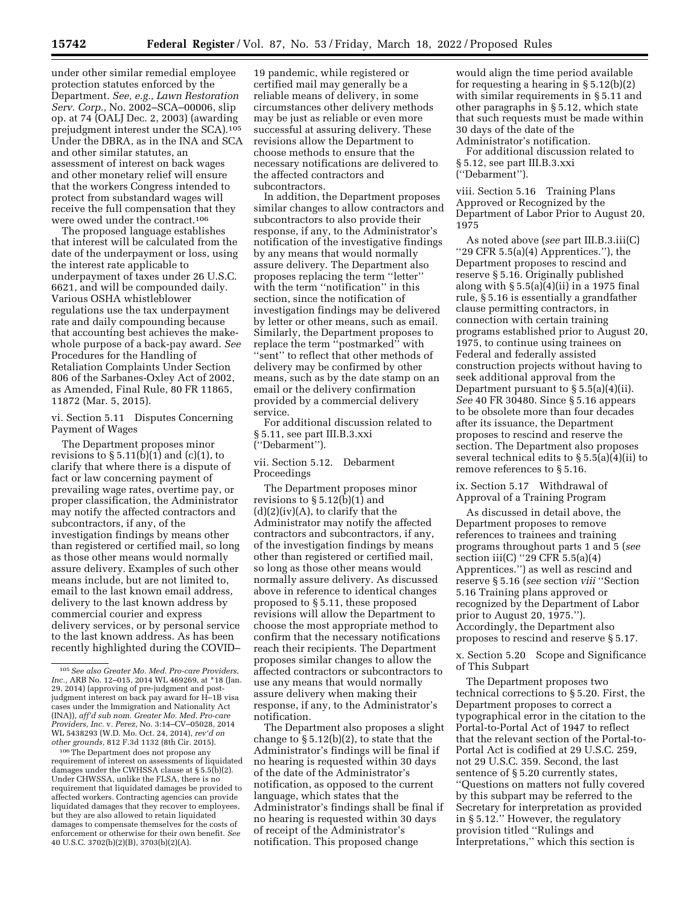under other similar remedial employee protection statutes enforced by the Department. *See, e.g., Lawn Restoration Serv. Corp.,* No. 2002–SCA–00006, slip op. at 74 (OALJ Dec. 2, 2003) (awarding prejudgment interest under the SCA).[105] Under the DBRA, as in the INA and SCA and other similar statutes, an assessment of interest on back wages and other monetary relief will ensure that the workers Congress intended to protect from substandard wages will receive the full compensation that they were owed under the contract.[106]

The proposed language establishes that interest will be calculated from the date of the underpayment or loss, using the interest rate applicable to underpayment of taxes under 26 U.S.C. 6621, and will be compounded daily. Various OSHA whistleblower regulations use the tax underpayment rate and daily compounding because that accounting best achieves the make-whole purpose of a back-pay award. *See* Procedures for the Handling of Retaliation Complaints Under Section 806 of the Sarbanes-Oxley Act of 2002, as Amended, Final Rule, 80 FR 11865, 11872 (Mar. 5, 2015).

vi. Section 5.11 Disputes Concerning Payment of Wages

The Department proposes minor revisions to § 5.11(b)(1) and (c)(1), to clarify that where there is a dispute of fact or law concerning payment of prevailing wage rates, overtime pay, or proper classification, the Administrator may notify the affected contractors and subcontractors, if any, of the investigation findings by means other than registered or certified mail, so long as those other means would normally assure delivery. Examples of such other means include, but are not limited to, email to the last known email address, delivery to the last known address by commercial courier and express delivery services, or by personal service to the last known address. As has been recently highlighted during the COVID–19 pandemic, while registered or certified mail may generally be a reliable means of delivery, in some circumstances other delivery methods may be just as reliable or even more successful at assuring delivery. These revisions allow the Department to choose methods to ensure that the necessary notifications are delivered to the affected contractors and subcontractors.

In addition, the Department proposes similar changes to allow contractors and subcontractors to also provide their response, if any, to the Administrator's notification of the investigative findings by any means that would normally assure delivery. The Department also proposes replacing the term ''letter'' with the term ''notification'' in this section, since the notification of investigation findings may be delivered by letter or other means, such as email. Similarly, the Department proposes to replace the term ''postmarked'' with ''sent'' to reflect that other methods of delivery may be confirmed by other means, such as by the date stamp on an email or the delivery confirmation provided by a commercial delivery service.

For additional discussion related to § 5.11, see part III.B.3.xxi (''Debarment'').

vii. Section 5.12. Debarment Proceedings

The Department proposes minor revisions to § 5.12(b)(1) and (d)(2)(iv)(A), to clarify that the Administrator may notify the affected contractors and subcontractors, if any, of the investigation findings by means other than registered or certified mail, so long as those other means would normally assure delivery. As discussed above in reference to identical changes proposed to § 5.11, these proposed revisions will allow the Department to choose the most appropriate method to confirm that the necessary notifications reach their recipients. The Department proposes similar changes to allow the affected contractors or subcontractors to use any means that would normally assure delivery when making their response, if any, to the Administrator's notification.

The Department also proposes a slight change to § 5.12(b)(2), to state that the Administrator's findings will be final if no hearing is requested within 30 days of the date of the Administrator's notification, as opposed to the current language, which states that the Administrator's findings shall be final if no hearing is requested within 30 days of receipt of the Administrator's notification. This proposed change would align the time period available for requesting a hearing in § 5.12(b)(2) with similar requirements in § 5.11 and other paragraphs in § 5.12, which state that such requests must be made within 30 days of the date of the Administrator's notification.

For additional discussion related to § 5.12, see part III.B.3.xxi (''Debarment'').

viii. Section 5.16 Training Plans Approved or Recognized by the Department of Labor Prior to August 20, 1975

As noted above (*see* part III.B.3.iii(C) ''29 CFR 5.5(a)(4) Apprentices.''), the Department proposes to rescind and reserve § 5.16. Originally published along with § 5.5(a)(4)(ii) in a 1975 final rule, § 5.16 is essentially a grandfather clause permitting contractors, in connection with certain training programs established prior to August 20, 1975, to continue using trainees on Federal and federally assisted construction projects without having to seek additional approval from the Department pursuant to § 5.5(a)(4)(ii). *See* 40 FR 30480. Since § 5.16 appears to be obsolete more than four decades after its issuance, the Department proposes to rescind and reserve the section. The Department also proposes several technical edits to § 5.5(a)(4)(ii) to remove references to § 5.16.

ix. Section 5.17 Withdrawal of Approval of a Training Program

As discussed in detail above, the Department proposes to remove references to trainees and training programs throughout parts 1 and 5 (*see* section iii(C) ''29 CFR 5.5(a)(4) Apprentices.'') as well as rescind and reserve § 5.16 (*see* section *viii* ''Section 5.16 Training plans approved or recognized by the Department of Labor prior to August 20, 1975.''). Accordingly, the Department also proposes to rescind and reserve § 5.17.

x. Section 5.20 Scope and Significance of This Subpart

The Department proposes two technical corrections to § 5.20. First, the Department proposes to correct a typographical error in the citation to the Portal-to-Portal Act of 1947 to reflect that the relevant section of the Portal-to-Portal Act is codified at 29 U.S.C. 259, not 29 U.S.C. 359. Second, the last sentence of § 5.20 currently states, ''Questions on matters not fully covered by this subpart may be referred to the Secretary for interpretation as provided in § 5.12.'' However, the regulatory provision titled ''Rulings and Interpretations,'' which this section is

---

[105] *See also Greater Mo. Med. Pro-care Providers, Inc.,* ARB No. 12–015, 2014 WL 469269, at *18 (Jan. 29, 2014) (approving of prejudgment and post-judgment interest on back pay award for H–1B visa cases under the Immigration and Nationality Act (INA)), *aff'd sub nom. Greater Mo. Med. Pro-care Providers, Inc.* v. *Perez,* No. 3:14–CV–05028, 2014 WL 5438293 (W.D. Mo. Oct. 24, 2014), *rev'd on other grounds,* 812 F.3d 1132 (8th Cir. 2015).

[106] The Department does not propose any requirement of interest on assessments of liquidated damages under the CWHSSA clause at § 5.5(b)(2). Under CHWSSA, unlike the FLSA, there is no requirement that liquidated damages be provided to affected workers. Contracting agencies can provide liquidated damages that they recover to employees, but they are also allowed to retain liquidated damages to compensate themselves for the costs of enforcement or otherwise for their own benefit. *See* 40 U.S.C. 3702(b)(2)(B), 3703(b)(2)(A).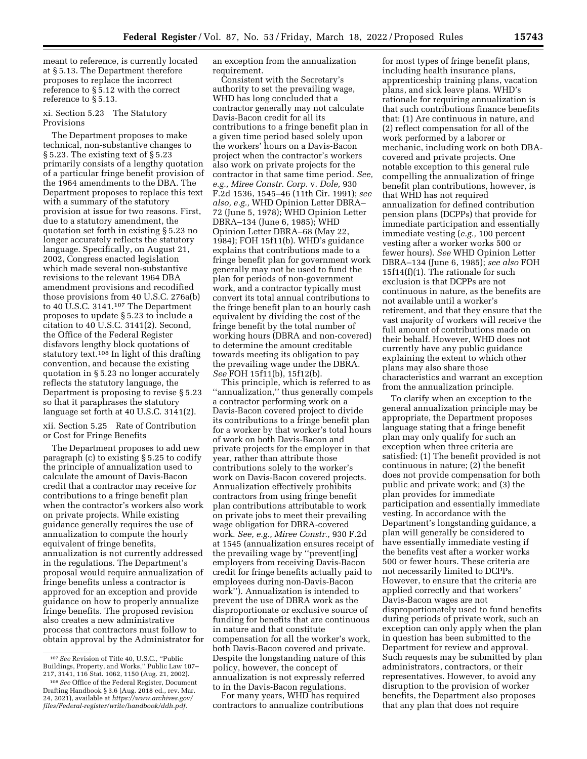meant to reference, is currently located at § 5.13. The Department therefore proposes to replace the incorrect reference to § 5.12 with the correct reference to § 5.13.

### xi. Section 5.23 The Statutory Provisions

The Department proposes to make technical, non-substantive changes to § 5.23. The existing text of § 5.23 primarily consists of a lengthy quotation of a particular fringe benefit provision of the 1964 amendments to the DBA. The Department proposes to replace this text with a summary of the statutory provision at issue for two reasons. First, due to a statutory amendment, the quotation set forth in existing § 5.23 no longer accurately reflects the statutory language. Specifically, on August 21, 2002, Congress enacted legislation which made several non-substantive revisions to the relevant 1964 DBA amendment provisions and recodified those provisions from 40 U.S.C. 276a(b) to 40 U.S.C. 3141.[107] The Department proposes to update § 5.23 to include a citation to 40 U.S.C. 3141(2). Second, the Office of the Federal Register disfavors lengthy block quotations of statutory text.[108] In light of this drafting convention, and because the existing quotation in § 5.23 no longer accurately reflects the statutory language, the Department is proposing to revise § 5.23 so that it paraphrases the statutory language set forth at 40 U.S.C. 3141(2).

### xii. Section 5.25 Rate of Contribution or Cost for Fringe Benefits

The Department proposes to add new paragraph (c) to existing § 5.25 to codify the principle of annualization used to calculate the amount of Davis-Bacon credit that a contractor may receive for contributions to a fringe benefit plan when the contractor's workers also work on private projects. While existing guidance generally requires the use of annualization to compute the hourly equivalent of fringe benefits, annualization is not currently addressed in the regulations. The Department's proposal would require annualization of fringe benefits unless a contractor is approved for an exception and provide guidance on how to properly annualize fringe benefits. The proposed revision also creates a new administrative process that contractors must follow to obtain approval by the Administrator for an exception from the annualization requirement.

Consistent with the Secretary's authority to set the prevailing wage, WHD has long concluded that a contractor generally may not calculate Davis-Bacon credit for all its contributions to a fringe benefit plan in a given time period based solely upon the workers' hours on a Davis-Bacon project when the contractor's workers also work on private projects for the contractor in that same time period. *See, e.g., Miree Constr. Corp.* v. *Dole,* 930 F.2d 1536, 1545–46 (11th Cir. 1991); *see also, e.g.,* WHD Opinion Letter DBRA–72 (June 5, 1978); WHD Opinion Letter DBRA–134 (June 6, 1985); WHD Opinion Letter DBRA–68 (May 22, 1984); FOH 15f11(b). WHD's guidance explains that contributions made to a fringe benefit plan for government work generally may not be used to fund the plan for periods of non-government work, and a contractor typically must convert its total annual contributions to the fringe benefit plan to an hourly cash equivalent by dividing the cost of the fringe benefit by the total number of working hours (DBRA and non-covered) to determine the amount creditable towards meeting its obligation to pay the prevailing wage under the DBRA. *See* FOH 15f11(b), 15f12(b).

This principle, which is referred to as ''annualization,'' thus generally compels a contractor performing work on a Davis-Bacon covered project to divide its contributions to a fringe benefit plan for a worker by that worker's total hours of work on both Davis-Bacon and private projects for the employer in that year, rather than attribute those contributions solely to the worker's work on Davis-Bacon covered projects. Annualization effectively prohibits contractors from using fringe benefit plan contributions attributable to work on private jobs to meet their prevailing wage obligation for DBRA-covered work. *See, e.g., Miree Constr.,* 930 F.2d at 1545 (annualization ensures receipt of the prevailing wage by ''prevent[ing] employers from receiving Davis-Bacon credit for fringe benefits actually paid to employees during non-Davis-Bacon work''). Annualization is intended to prevent the use of DBRA work as the disproportionate or exclusive source of funding for benefits that are continuous in nature and that constitute compensation for all the worker's work, both Davis-Bacon covered and private. Despite the longstanding nature of this policy, however, the concept of annualization is not expressly referred to in the Davis-Bacon regulations.

For many years, WHD has required contractors to annualize contributions for most types of fringe benefit plans, including health insurance plans, apprenticeship training plans, vacation plans, and sick leave plans. WHD's rationale for requiring annualization is that such contributions finance benefits that: (1) Are continuous in nature, and (2) reflect compensation for all of the work performed by a laborer or mechanic, including work on both DBA-covered and private projects. One notable exception to this general rule compelling the annualization of fringe benefit plan contributions, however, is that WHD has not required annualization for defined contribution pension plans (DCPPs) that provide for immediate participation and essentially immediate vesting (*e.g.,* 100 percent vesting after a worker works 500 or fewer hours). *See* WHD Opinion Letter DBRA–134 (June 6, 1985); *see also* FOH 15f14(f)(1). The rationale for such exclusion is that DCPPs are not continuous in nature, as the benefits are not available until a worker's retirement, and that they ensure that the vast majority of workers will receive the full amount of contributions made on their behalf. However, WHD does not currently have any public guidance explaining the extent to which other plans may also share those characteristics and warrant an exception from the annualization principle.

To clarify when an exception to the general annualization principle may be appropriate, the Department proposes language stating that a fringe benefit plan may only qualify for such an exception when three criteria are satisfied: (1) The benefit provided is not continuous in nature; (2) the benefit does not provide compensation for both public and private work; and (3) the plan provides for immediate participation and essentially immediate vesting. In accordance with the Department's longstanding guidance, a plan will generally be considered to have essentially immediate vesting if the benefits vest after a worker works 500 or fewer hours. These criteria are not necessarily limited to DCPPs. However, to ensure that the criteria are applied correctly and that workers' Davis-Bacon wages are not disproportionately used to fund benefits during periods of private work, such an exception can only apply when the plan in question has been submitted to the Department for review and approval. Such requests may be submitted by plan administrators, contractors, or their representatives. However, to avoid any disruption to the provision of worker benefits, the Department also proposes that any plan that does not require

---

[107] *See* Revision of Title 40, U.S. Code, ''Public Buildings, Property, and Works,'' Public Law 107–217, 3141, 116 Stat. 1062, 1150 (Aug. 21, 2002).

[108] *See* Office of the Federal Register, Document Drafting Handbook § 3.6 (Aug. 2018 ed., rev. Mar. 24, 2021), available at *https://www.archives.gov/files/Federal-register/write/handbook/ddh.pdf.*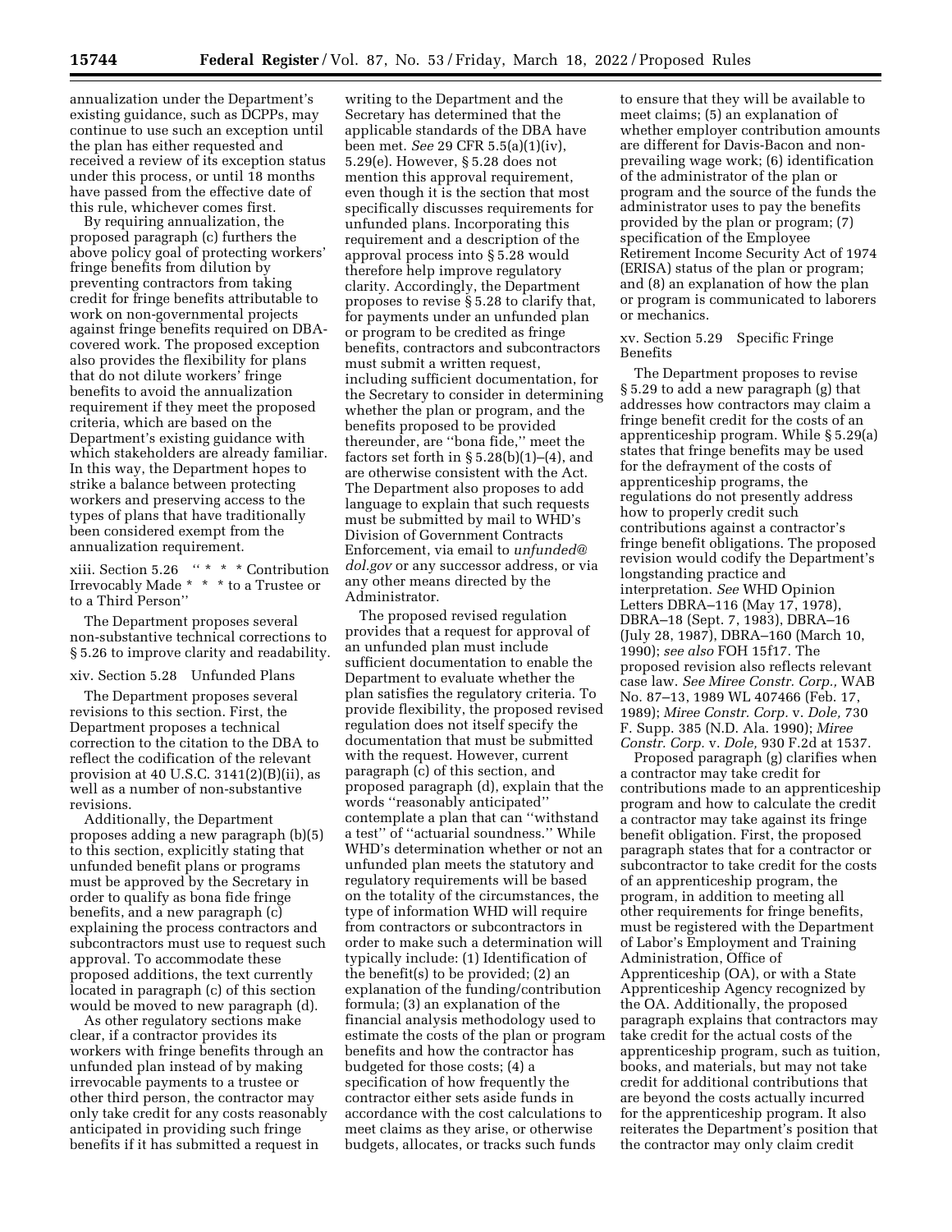annualization under the Department's existing guidance, such as DCPPs, may continue to use such an exception until the plan has either requested and received a review of its exception status under this process, or until 18 months have passed from the effective date of this rule, whichever comes first.

By requiring annualization, the proposed paragraph (c) furthers the above policy goal of protecting workers' fringe benefits from dilution by preventing contractors from taking credit for fringe benefits attributable to work on non-governmental projects against fringe benefits required on DBA-covered work. The proposed exception also provides the flexibility for plans that do not dilute workers' fringe benefits to avoid the annualization requirement if they meet the proposed criteria, which are based on the Department's existing guidance with which stakeholders are already familiar. In this way, the Department hopes to strike a balance between protecting workers and preserving access to the types of plans that have traditionally been considered exempt from the annualization requirement.

xiii. Section 5.26 '' * * * Contribution Irrevocably Made * * * to a Trustee or to a Third Person''

The Department proposes several non-substantive technical corrections to § 5.26 to improve clarity and readability.

xiv. Section 5.28 Unfunded Plans

The Department proposes several revisions to this section. First, the Department proposes a technical correction to the citation to the DBA to reflect the codification of the relevant provision at 40 U.S.C. 3141(2)(B)(ii), as well as a number of non-substantive revisions.

Additionally, the Department proposes adding a new paragraph (b)(5) to this section, explicitly stating that unfunded benefit plans or programs must be approved by the Secretary in order to qualify as bona fide fringe benefits, and a new paragraph (c) explaining the process contractors and subcontractors must use to request such approval. To accommodate these proposed additions, the text currently located in paragraph (c) of this section would be moved to new paragraph (d).

As other regulatory sections make clear, if a contractor provides its workers with fringe benefits through an unfunded plan instead of by making irrevocable payments to a trustee or other third person, the contractor may only take credit for any costs reasonably anticipated in providing such fringe benefits if it has submitted a request in writing to the Department and the Secretary has determined that the applicable standards of the DBA have been met. *See* 29 CFR 5.5(a)(1)(iv), 5.29(e). However, § 5.28 does not mention this approval requirement, even though it is the section that most specifically discusses requirements for unfunded plans. Incorporating this requirement and a description of the approval process into § 5.28 would therefore help improve regulatory clarity. Accordingly, the Department proposes to revise § 5.28 to clarify that, for payments under an unfunded plan or program to be credited as fringe benefits, contractors and subcontractors must submit a written request, including sufficient documentation, for the Secretary to consider in determining whether the plan or program, and the benefits proposed to be provided thereunder, are ''bona fide,'' meet the factors set forth in § 5.28(b)(1)–(4), and are otherwise consistent with the Act. The Department also proposes to add language to explain that such requests must be submitted by mail to WHD's Division of Government Contracts Enforcement, via email to *unfunded@dol.gov* or any successor address, or via any other means directed by the Administrator.

The proposed revised regulation provides that a request for approval of an unfunded plan must include sufficient documentation to enable the Department to evaluate whether the plan satisfies the regulatory criteria. To provide flexibility, the proposed revised regulation does not itself specify the documentation that must be submitted with the request. However, current paragraph (c) of this section, and proposed paragraph (d), explain that the words ''reasonably anticipated'' contemplate a plan that can ''withstand a test'' of ''actuarial soundness.'' While WHD's determination whether or not an unfunded plan meets the statutory and regulatory requirements will be based on the totality of the circumstances, the type of information WHD will require from contractors or subcontractors in order to make such a determination will typically include: (1) Identification of the benefit(s) to be provided; (2) an explanation of the funding/contribution formula; (3) an explanation of the financial analysis methodology used to estimate the costs of the plan or program benefits and how the contractor has budgeted for those costs; (4) a specification of how frequently the contractor either sets aside funds in accordance with the cost calculations to meet claims as they arise, or otherwise budgets, allocates, or tracks such funds to ensure that they will be available to meet claims; (5) an explanation of whether employer contribution amounts are different for Davis-Bacon and non-prevailing wage work; (6) identification of the administrator of the plan or program and the source of the funds the administrator uses to pay the benefits provided by the plan or program; (7) specification of the Employee Retirement Income Security Act of 1974 (ERISA) status of the plan or program; and (8) an explanation of how the plan or program is communicated to laborers or mechanics.

xv. Section 5.29 Specific Fringe Benefits

The Department proposes to revise § 5.29 to add a new paragraph (g) that addresses how contractors may claim a fringe benefit credit for the costs of an apprenticeship program. While § 5.29(a) states that fringe benefits may be used for the defrayment of the costs of apprenticeship programs, the regulations do not presently address how to properly credit such contributions against a contractor's fringe benefit obligations. The proposed revision would codify the Department's longstanding practice and interpretation. *See* WHD Opinion Letters DBRA–116 (May 17, 1978), DBRA–18 (Sept. 7, 1983), DBRA–16 (July 28, 1987), DBRA–160 (March 10, 1990); *see also* FOH 15f17. The proposed revision also reflects relevant case law. *See Miree Constr. Corp.,* WAB No. 87–13, 1989 WL 407466 (Feb. 17, 1989); *Miree Constr. Corp.* v. *Dole,* 730 F. Supp. 385 (N.D. Ala. 1990); *Miree Constr. Corp.* v. *Dole,* 930 F.2d at 1537.

Proposed paragraph (g) clarifies when a contractor may take credit for contributions made to an apprenticeship program and how to calculate the credit a contractor may take against its fringe benefit obligation. First, the proposed paragraph states that for a contractor or subcontractor to take credit for the costs of an apprenticeship program, the program, in addition to meeting all other requirements for fringe benefits, must be registered with the Department of Labor's Employment and Training Administration, Office of Apprenticeship (OA), or with a State Apprenticeship Agency recognized by the OA. Additionally, the proposed paragraph explains that contractors may take credit for the actual costs of the apprenticeship program, such as tuition, books, and materials, but may not take credit for additional contributions that are beyond the costs actually incurred for the apprenticeship program. It also reiterates the Department's position that the contractor may only claim credit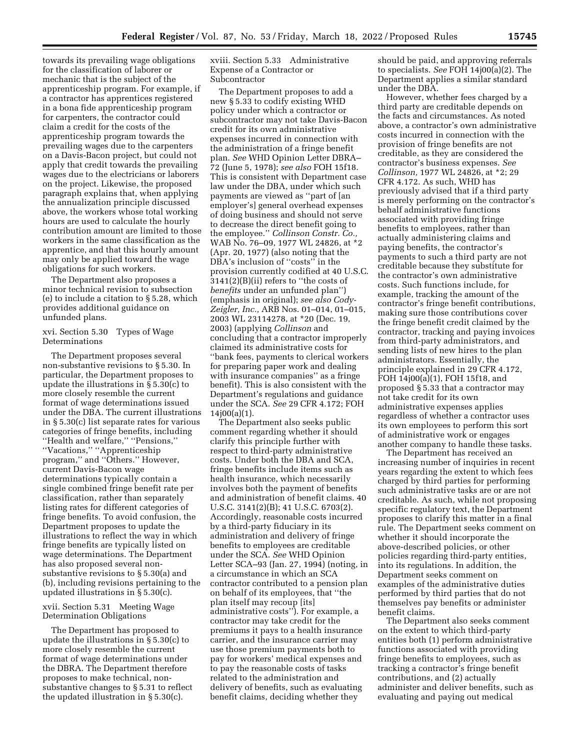towards its prevailing wage obligations for the classification of laborer or mechanic that is the subject of the apprenticeship program. For example, if a contractor has apprentices registered in a bona fide apprenticeship program for carpenters, the contractor could claim a credit for the costs of the apprenticeship program towards the prevailing wages due to the carpenters on a Davis-Bacon project, but could not apply that credit towards the prevailing wages due to the electricians or laborers on the project. Likewise, the proposed paragraph explains that, when applying the annualization principle discussed above, the workers whose total working hours are used to calculate the hourly contribution amount are limited to those workers in the same classification as the apprentice, and that this hourly amount may only be applied toward the wage obligations for such workers.

The Department also proposes a minor technical revision to subsection (e) to include a citation to § 5.28, which provides additional guidance on unfunded plans.

### xvi. Section 5.30 Types of Wage Determinations

The Department proposes several non-substantive revisions to § 5.30. In particular, the Department proposes to update the illustrations in § 5.30(c) to more closely resemble the current format of wage determinations issued under the DBA. The current illustrations in § 5.30(c) list separate rates for various categories of fringe benefits, including ''Health and welfare,'' ''Pensions,'' ''Vacations,'' ''Apprenticeship program,'' and ''Others.'' However, current Davis-Bacon wage determinations typically contain a single combined fringe benefit rate per classification, rather than separately listing rates for different categories of fringe benefits. To avoid confusion, the Department proposes to update the illustrations to reflect the way in which fringe benefits are typically listed on wage determinations. The Department has also proposed several non-substantive revisions to § 5.30(a) and (b), including revisions pertaining to the updated illustrations in § 5.30(c).

### xvii. Section 5.31 Meeting Wage Determination Obligations

The Department has proposed to update the illustrations in § 5.30(c) to more closely resemble the current format of wage determinations under the DBRA. The Department therefore proposes to make technical, non-substantive changes to § 5.31 to reflect the updated illustration in § 5.30(c).

### xviii. Section 5.33 Administrative Expense of a Contractor or Subcontractor

The Department proposes to add a new § 5.33 to codify existing WHD policy under which a contractor or subcontractor may not take Davis-Bacon credit for its own administrative expenses incurred in connection with the administration of a fringe benefit plan. *See* WHD Opinion Letter DBRA–72 (June 5, 1978); *see also* FOH 15f18. This is consistent with Department case law under the DBA, under which such payments are viewed as ''part of [an employer's] general overhead expenses of doing business and should not serve to decrease the direct benefit going to the employee.'' *Collinson Constr. Co.,* WAB No. 76–09, 1977 WL 24826, at *2 (Apr. 20, 1977) (also noting that the DBA's inclusion of ''costs'' in the provision currently codified at 40 U.S.C. 3141(2)(B)(ii) refers to ''the costs of *benefits* under an unfunded plan'') (emphasis in original); *see also Cody-Zeigler, Inc.,* ARB Nos. 01–014, 01–015, 2003 WL 23114278, at *20 (Dec. 19, 2003) (applying *Collinson* and concluding that a contractor improperly claimed its administrative costs for ''bank fees, payments to clerical workers for preparing paper work and dealing with insurance companies'' as a fringe benefit). This is also consistent with the Department's regulations and guidance under the SCA. *See* 29 CFR 4.172; FOH 14j00(a)(1).

The Department also seeks public comment regarding whether it should clarify this principle further with respect to third-party administrative costs. Under both the DBA and SCA, fringe benefits include items such as health insurance, which necessarily involves both the payment of benefits and administration of benefit claims. 40 U.S.C. 3141(2)(B); 41 U.S.C. 6703(2). Accordingly, reasonable costs incurred by a third-party fiduciary in its administration and delivery of fringe benefits to employees are creditable under the SCA. *See* WHD Opinion Letter SCA–93 (Jan. 27, 1994) (noting, in a circumstance in which an SCA contractor contributed to a pension plan on behalf of its employees, that ''the plan itself may recoup [its] administrative costs''). For example, a contractor may take credit for the premiums it pays to a health insurance carrier, and the insurance carrier may use those premium payments both to pay for workers' medical expenses and to pay the reasonable costs of tasks related to the administration and delivery of benefits, such as evaluating benefit claims, deciding whether they should be paid, and approving referrals to specialists. *See* FOH 14j00(a)(2). The Department applies a similar standard under the DBA.

However, whether fees charged by a third party are creditable depends on the facts and circumstances. As noted above, a contractor's own administrative costs incurred in connection with the provision of fringe benefits are not creditable, as they are considered the contractor's business expenses. *See Collinson,* 1977 WL 24826, at *2; 29 CFR 4.172. As such, WHD has previously advised that if a third party is merely performing on the contractor's behalf administrative functions associated with providing fringe benefits to employees, rather than actually administering claims and paying benefits, the contractor's payments to such a third party are not creditable because they substitute for the contractor's own administrative costs. Such functions include, for example, tracking the amount of the contractor's fringe benefit contributions, making sure those contributions cover the fringe benefit credit claimed by the contractor, tracking and paying invoices from third-party administrators, and sending lists of new hires to the plan administrators. Essentially, the principle explained in 29 CFR 4.172, FOH 14j00(a)(1), FOH 15f18, and proposed § 5.33 that a contractor may not take credit for its own administrative expenses applies regardless of whether a contractor uses its own employees to perform this sort of administrative work or engages another company to handle these tasks.

The Department has received an increasing number of inquiries in recent years regarding the extent to which fees charged by third parties for performing such administrative tasks are or are not creditable. As such, while not proposing specific regulatory text, the Department proposes to clarify this matter in a final rule. The Department seeks comment on whether it should incorporate the above-described policies, or other policies regarding third-party entities, into its regulations. In addition, the Department seeks comment on examples of the administrative duties performed by third parties that do not themselves pay benefits or administer benefit claims.

The Department also seeks comment on the extent to which third-party entities both (1) perform administrative functions associated with providing fringe benefits to employees, such as tracking a contractor's fringe benefit contributions, and (2) actually administer and deliver benefits, such as evaluating and paying out medical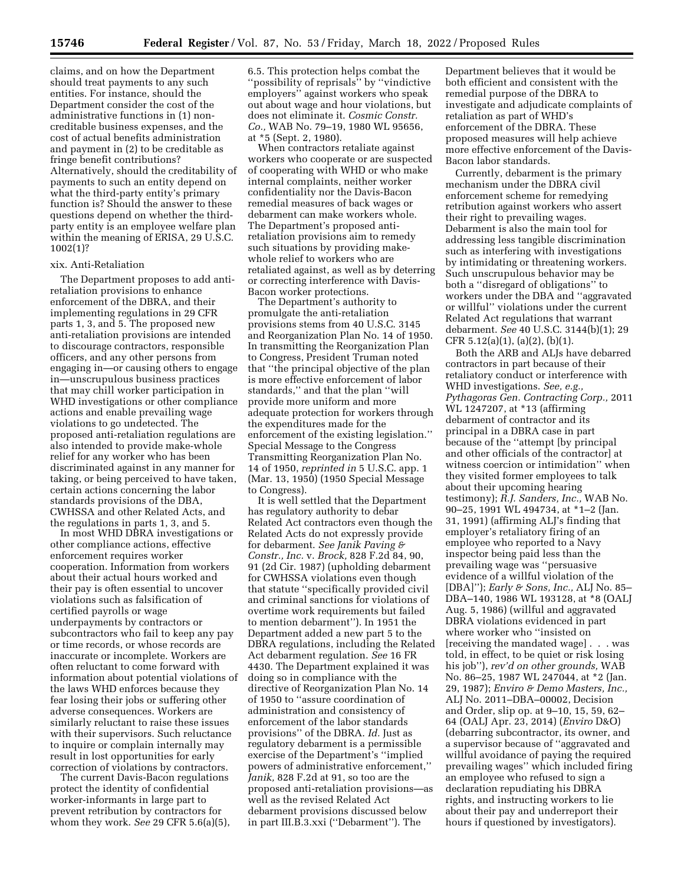claims, and on how the Department should treat payments to any such entities. For instance, should the Department consider the cost of the administrative functions in (1) non-creditable business expenses, and the cost of actual benefits administration and payment in (2) to be creditable as fringe benefit contributions? Alternatively, should the creditability of payments to such an entity depend on what the third-party entity's primary function is? Should the answer to these questions depend on whether the third-party entity is an employee welfare plan within the meaning of ERISA, 29 U.S.C. 1002(1)?

xix. Anti-Retaliation

The Department proposes to add anti-retaliation provisions to enhance enforcement of the DBRA, and their implementing regulations in 29 CFR parts 1, 3, and 5. The proposed new anti-retaliation provisions are intended to discourage contractors, responsible officers, and any other persons from engaging in—or causing others to engage in—unscrupulous business practices that may chill worker participation in WHD investigations or other compliance actions and enable prevailing wage violations to go undetected. The proposed anti-retaliation regulations are also intended to provide make-whole relief for any worker who has been discriminated against in any manner for taking, or being perceived to have taken, certain actions concerning the labor standards provisions of the DBA, CWHSSA and other Related Acts, and the regulations in parts 1, 3, and 5.

In most WHD DBRA investigations or other compliance actions, effective enforcement requires worker cooperation. Information from workers about their actual hours worked and their pay is often essential to uncover violations such as falsification of certified payrolls or wage underpayments by contractors or subcontractors who fail to keep any pay or time records, or whose records are inaccurate or incomplete. Workers are often reluctant to come forward with information about potential violations of the laws WHD enforces because they fear losing their jobs or suffering other adverse consequences. Workers are similarly reluctant to raise these issues with their supervisors. Such reluctance to inquire or complain internally may result in lost opportunities for early correction of violations by contractors.

The current Davis-Bacon regulations protect the identity of confidential worker-informants in large part to prevent retribution by contractors for whom they work. *See* 29 CFR 5.6(a)(5), 6.5. This protection helps combat the "possibility of reprisals" by "vindictive employers" against workers who speak out about wage and hour violations, but does not eliminate it. *Cosmic Constr. Co.,* WAB No. 79–19, 1980 WL 95656, at *5 (Sept. 2, 1980).

When contractors retaliate against workers who cooperate or are suspected of cooperating with WHD or who make internal complaints, neither worker confidentiality nor the Davis-Bacon remedial measures of back wages or debarment can make workers whole. The Department's proposed anti-retaliation provisions aim to remedy such situations by providing make-whole relief to workers who are retaliated against, as well as by deterring or correcting interference with Davis-Bacon worker protections.

The Department's authority to promulgate the anti-retaliation provisions stems from 40 U.S.C. 3145 and Reorganization Plan No. 14 of 1950. In transmitting the Reorganization Plan to Congress, President Truman noted that "the principal objective of the plan is more effective enforcement of labor standards," and that the plan "will provide more uniform and more adequate protection for workers through the expenditures made for the enforcement of the existing legislation." Special Message to the Congress Transmitting Reorganization Plan No. 14 of 1950, *reprinted in* 5 U.S.C. app. 1 (Mar. 13, 1950) (1950 Special Message to Congress).

It is well settled that the Department has regulatory authority to debar Related Act contractors even though the Related Acts do not expressly provide for debarment. *See Janik Paving & Constr., Inc.* v. *Brock,* 828 F.2d 84, 90, 91 (2d Cir. 1987) (upholding debarment for CWHSSA violations even though that statute "specifically provided civil and criminal sanctions for violations of overtime work requirements but failed to mention debarment"). In 1951 the Department added a new part 5 to the DBRA regulations, including the Related Act debarment regulation. *See* 16 FR 4430. The Department explained it was doing so in compliance with the directive of Reorganization Plan No. 14 of 1950 to "assure coordination of administration and consistency of enforcement of the labor standards provisions" of the DBRA. *Id.* Just as regulatory debarment is a permissible exercise of the Department's "implied powers of administrative enforcement," *Janik,* 828 F.2d at 91, so too are the proposed anti-retaliation provisions—as well as the revised Related Act debarment provisions discussed below in part III.B.3.xxi ("Debarment"). The Department believes that it would be both efficient and consistent with the remedial purpose of the DBRA to investigate and adjudicate complaints of retaliation as part of WHD's enforcement of the DBRA. These proposed measures will help achieve more effective enforcement of the Davis-Bacon labor standards.

Currently, debarment is the primary mechanism under the DBRA civil enforcement scheme for remedying retribution against workers who assert their right to prevailing wages. Debarment is also the main tool for addressing less tangible discrimination such as interfering with investigations by intimidating or threatening workers. Such unscrupulous behavior may be both a "disregard of obligations" to workers under the DBA and "aggravated or willful" violations under the current Related Act regulations that warrant debarment. *See* 40 U.S.C. 3144(b)(1); 29 CFR 5.12(a)(1), (a)(2), (b)(1).

Both the ARB and ALJs have debarred contractors in part because of their retaliatory conduct or interference with WHD investigations. *See, e.g., Pythagoras Gen. Contracting Corp.,* 2011 WL 1247207, at *13 (affirming debarment of contractor and its principal in a DBRA case in part because of the "attempt [by principal and other officials of the contractor] at witness coercion or intimidation" when they visited former employees to talk about their upcoming hearing testimony); *R.J. Sanders, Inc.,* WAB No. 90–25, 1991 WL 494734, at *1–2 (Jan. 31, 1991) (affirming ALJ's finding that employer's retaliatory firing of an employee who reported to a Navy inspector being paid less than the prevailing wage was "persuasive evidence of a willful violation of the [DBA]"); *Early & Sons, Inc.,* ALJ No. 85–DBA–140, 1986 WL 193128, at *8 (OALJ Aug. 5, 1986) (willful and aggravated DBRA violations evidenced in part where worker who "insisted on [receiving the mandated wage] . . . was told, in effect, to be quiet or risk losing his job"), *rev'd on other grounds,* WAB No. 86–25, 1987 WL 247044, at *2 (Jan. 29, 1987); *Enviro & Demo Masters, Inc.,* ALJ No. 2011–DBA–00002, Decision and Order, slip op. at 9–10, 15, 59, 62–64 (OALJ Apr. 23, 2014) (*Enviro* D&O) (debarring subcontractor, its owner, and a supervisor because of "aggravated and willful avoidance of paying the required prevailing wages" which included firing an employee who refused to sign a declaration repudiating his DBRA rights, and instructing workers to lie about their pay and underreport their hours if questioned by investigators).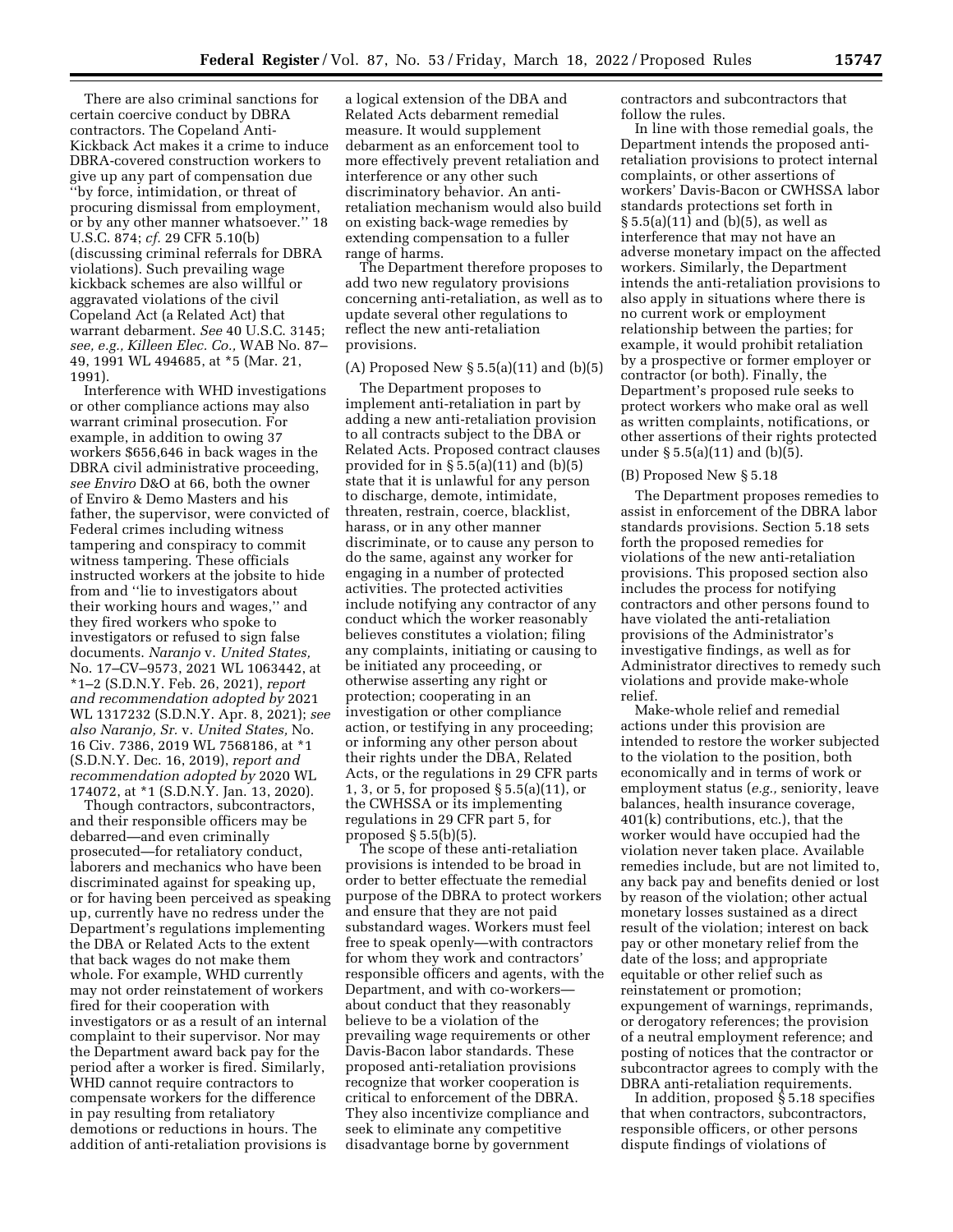There are also criminal sanctions for certain coercive conduct by DBRA contractors. The Copeland Anti-Kickback Act makes it a crime to induce DBRA-covered construction workers to give up any part of compensation due "by force, intimidation, or threat of procuring dismissal from employment, or by any other manner whatsoever." 18 U.S.C. 874; *cf.* 29 CFR 5.10(b) (discussing criminal referrals for DBRA violations). Such prevailing wage kickback schemes are also willful or aggravated violations of the civil Copeland Act (a Related Act) that warrant debarment. *See* 40 U.S.C. 3145; *see, e.g., Killeen Elec. Co.,* WAB No. 87–49, 1991 WL 494685, at *5 (Mar. 21, 1991).

Interference with WHD investigations or other compliance actions may also warrant criminal prosecution. For example, in addition to owing 37 workers $656,646 in back wages in the DBRA civil administrative proceeding, *see Enviro* D&O at 66, both the owner of Enviro & Demo Masters and his father, the supervisor, were convicted of Federal crimes including witness tampering and conspiracy to commit witness tampering. These officials instructed workers at the jobsite to hide from and "lie to investigators about their working hours and wages," and they fired workers who spoke to investigators or refused to sign false documents. *Naranjo* v. *United States,* No. 17–CV–9573, 2021 WL 1063442, at *1–2 (S.D.N.Y. Feb. 26, 2021), *report and recommendation adopted by* 2021 WL 1317232 (S.D.N.Y. Apr. 8, 2021); *see also Naranjo, Sr.* v. *United States,* No. 16 Civ. 7386, 2019 WL 7568186, at *1 (S.D.N.Y. Dec. 16, 2019), *report and recommendation adopted by* 2020 WL 174072, at *1 (S.D.N.Y. Jan. 13, 2020).

Though contractors, subcontractors, and their responsible officers may be debarred—and even criminally prosecuted—for retaliatory conduct, laborers and mechanics who have been discriminated against for speaking up, or for having been perceived as speaking up, currently have no redress under the Department's regulations implementing the DBA or Related Acts to the extent that back wages do not make them whole. For example, WHD currently may not order reinstatement of workers fired for their cooperation with investigators or as a result of an internal complaint to their supervisor. Nor may the Department award back pay for the period after a worker is fired. Similarly, WHD cannot require contractors to compensate workers for the difference in pay resulting from retaliatory demotions or reductions in hours. The addition of anti-retaliation provisions is a logical extension of the DBA and Related Acts debarment remedial measure. It would supplement debarment as an enforcement tool to more effectively prevent retaliation and interference or any other such discriminatory behavior. An anti-retaliation mechanism would also build on existing back-wage remedies by extending compensation to a fuller range of harms.

The Department therefore proposes to add two new regulatory provisions concerning anti-retaliation, as well as to update several other regulations to reflect the new anti-retaliation provisions.

(A) Proposed New § 5.5(a)(11) and (b)(5)

The Department proposes to implement anti-retaliation in part by adding a new anti-retaliation provision to all contracts subject to the DBA or Related Acts. Proposed contract clauses provided for in § 5.5(a)(11) and (b)(5) state that it is unlawful for any person to discharge, demote, intimidate, threaten, restrain, coerce, blacklist, harass, or in any other manner discriminate, or to cause any person to do the same, against any worker for engaging in a number of protected activities. The protected activities include notifying any contractor of any conduct which the worker reasonably believes constitutes a violation; filing any complaints, initiating or causing to be initiated any proceeding, or otherwise asserting any right or protection; cooperating in an investigation or other compliance action, or testifying in any proceeding; or informing any other person about their rights under the DBA, Related Acts, or the regulations in 29 CFR parts 1, 3, or 5, for proposed § 5.5(a)(11), or the CWHSSA or its implementing regulations in 29 CFR part 5, for proposed § 5.5(b)(5).

The scope of these anti-retaliation provisions is intended to be broad in order to better effectuate the remedial purpose of the DBRA to protect workers and ensure that they are not paid substandard wages. Workers must feel free to speak openly—with contractors for whom they work and contractors' responsible officers and agents, with the Department, and with co-workers—about conduct that they reasonably believe to be a violation of the prevailing wage requirements or other Davis-Bacon labor standards. These proposed anti-retaliation provisions recognize that worker cooperation is critical to enforcement of the DBRA. They also incentivize compliance and seek to eliminate any competitive disadvantage borne by government contractors and subcontractors that follow the rules.

In line with those remedial goals, the Department intends the proposed anti-retaliation provisions to protect internal complaints, or other assertions of workers' Davis-Bacon or CWHSSA labor standards protections set forth in § 5.5(a)(11) and (b)(5), as well as interference that may not have an adverse monetary impact on the affected workers. Similarly, the Department intends the anti-retaliation provisions to also apply in situations where there is no current work or employment relationship between the parties; for example, it would prohibit retaliation by a prospective or former employer or contractor (or both). Finally, the Department's proposed rule seeks to protect workers who make oral as well as written complaints, notifications, or other assertions of their rights protected under § 5.5(a)(11) and (b)(5).

(B) Proposed New § 5.18

The Department proposes remedies to assist in enforcement of the DBRA labor standards provisions. Section 5.18 sets forth the proposed remedies for violations of the new anti-retaliation provisions. This proposed section also includes the process for notifying contractors and other persons found to have violated the anti-retaliation provisions of the Administrator's investigative findings, as well as for Administrator directives to remedy such violations and provide make-whole relief.

Make-whole relief and remedial actions under this provision are intended to restore the worker subjected to the violation to the position, both economically and in terms of work or employment status (*e.g.,* seniority, leave balances, health insurance coverage, 401(k) contributions, etc.), that the worker would have occupied had the violation never taken place. Available remedies include, but are not limited to, any back pay and benefits denied or lost by reason of the violation; other actual monetary losses sustained as a direct result of the violation; interest on back pay or other monetary relief from the date of the loss; and appropriate equitable or other relief such as reinstatement or promotion; expungement of warnings, reprimands, or derogatory references; the provision of a neutral employment reference; and posting of notices that the contractor or subcontractor agrees to comply with the DBRA anti-retaliation requirements.

In addition, proposed § 5.18 specifies that when contractors, subcontractors, responsible officers, or other persons dispute findings of violations of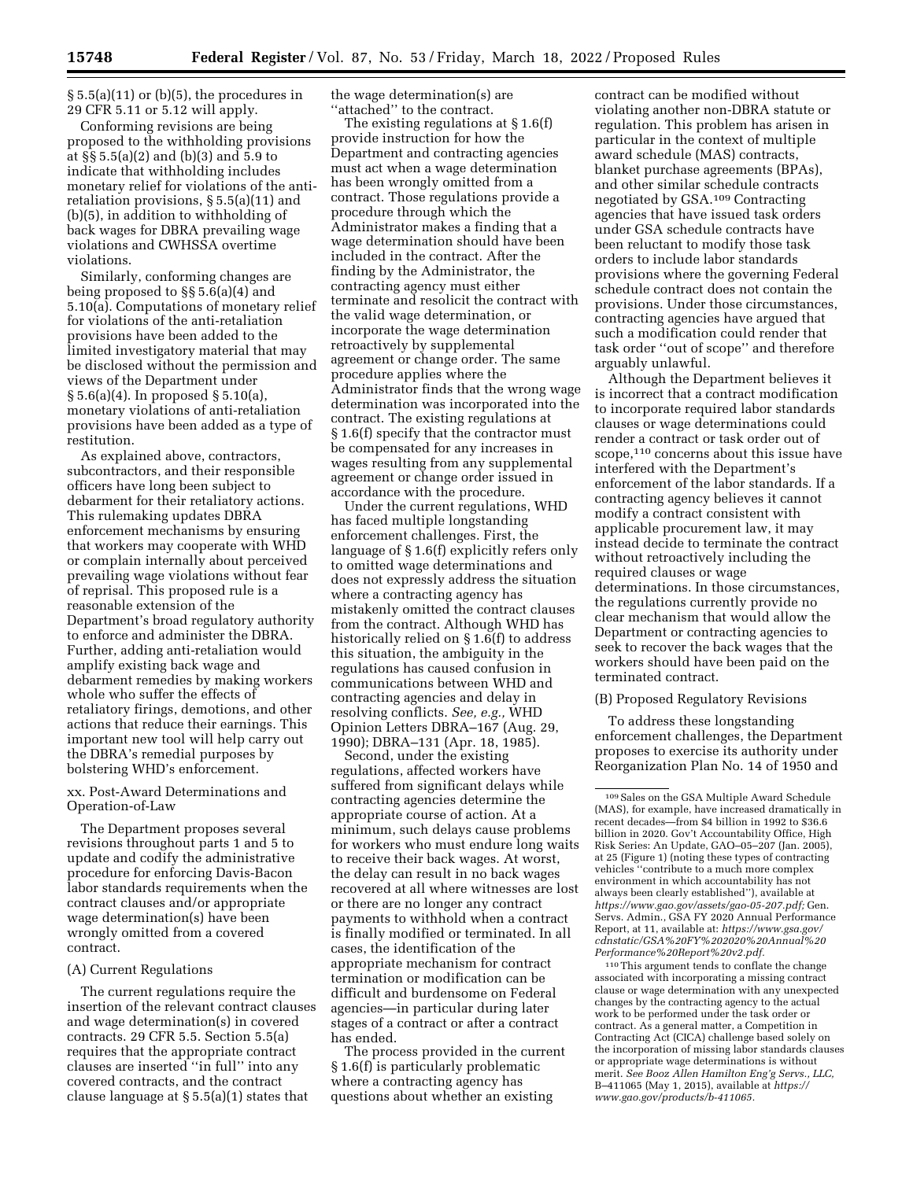§ 5.5(a)(11) or (b)(5), the procedures in 29 CFR 5.11 or 5.12 will apply.

Conforming revisions are being proposed to the withholding provisions at §§ 5.5(a)(2) and (b)(3) and 5.9 to indicate that withholding includes monetary relief for violations of the anti-retaliation provisions, § 5.5(a)(11) and (b)(5), in addition to withholding of back wages for DBRA prevailing wage violations and CWHSSA overtime violations.

Similarly, conforming changes are being proposed to §§ 5.6(a)(4) and 5.10(a). Computations of monetary relief for violations of the anti-retaliation provisions have been added to the limited investigatory material that may be disclosed without the permission and views of the Department under § 5.6(a)(4). In proposed § 5.10(a), monetary violations of anti-retaliation provisions have been added as a type of restitution.

As explained above, contractors, subcontractors, and their responsible officers have long been subject to debarment for their retaliatory actions. This rulemaking updates DBRA enforcement mechanisms by ensuring that workers may cooperate with WHD or complain internally about perceived prevailing wage violations without fear of reprisal. This proposed rule is a reasonable extension of the Department's broad regulatory authority to enforce and administer the DBRA. Further, adding anti-retaliation would amplify existing back wage and debarment remedies by making workers whole who suffer the effects of retaliatory firings, demotions, and other actions that reduce their earnings. This important new tool will help carry out the DBRA's remedial purposes by bolstering WHD's enforcement.

xx. Post-Award Determinations and Operation-of-Law

The Department proposes several revisions throughout parts 1 and 5 to update and codify the administrative procedure for enforcing Davis-Bacon labor standards requirements when the contract clauses and/or appropriate wage determination(s) have been wrongly omitted from a covered contract.

(A) Current Regulations

The current regulations require the insertion of the relevant contract clauses and wage determination(s) in covered contracts. 29 CFR 5.5. Section 5.5(a) requires that the appropriate contract clauses are inserted "in full" into any covered contracts, and the contract clause language at § 5.5(a)(1) states that the wage determination(s) are "attached" to the contract.

The existing regulations at § 1.6(f) provide instruction for how the Department and contracting agencies must act when a wage determination has been wrongly omitted from a contract. Those regulations provide a procedure through which the Administrator makes a finding that a wage determination should have been included in the contract. After the finding by the Administrator, the contracting agency must either terminate and resolicit the contract with the valid wage determination, or incorporate the wage determination retroactively by supplemental agreement or change order. The same procedure applies where the Administrator finds that the wrong wage determination was incorporated into the contract. The existing regulations at § 1.6(f) specify that the contractor must be compensated for any increases in wages resulting from any supplemental agreement or change order issued in accordance with the procedure.

Under the current regulations, WHD has faced multiple longstanding enforcement challenges. First, the language of § 1.6(f) explicitly refers only to omitted wage determinations and does not expressly address the situation where a contracting agency has mistakenly omitted the contract clauses from the contract. Although WHD has historically relied on § 1.6(f) to address this situation, the ambiguity in the regulations has caused confusion in communications between WHD and contracting agencies and delay in resolving conflicts. *See, e.g.,* WHD Opinion Letters DBRA–167 (Aug. 29, 1990); DBRA–131 (Apr. 18, 1985).

Second, under the existing regulations, affected workers have suffered from significant delays while contracting agencies determine the appropriate course of action. At a minimum, such delays cause problems for workers who must endure long waits to receive their back wages. At worst, the delay can result in no back wages recovered at all where witnesses are lost or there are no longer any contract payments to withhold when a contract is finally modified or terminated. In all cases, the identification of the appropriate mechanism for contract termination or modification can be difficult and burdensome on Federal agencies—in particular during later stages of a contract or after a contract has ended.

The process provided in the current § 1.6(f) is particularly problematic where a contracting agency has questions about whether an existing contract can be modified without violating another non-DBRA statute or regulation. This problem has arisen in particular in the context of multiple award schedule (MAS) contracts, blanket purchase agreements (BPAs), and other similar schedule contracts negotiated by GSA.[109] Contracting agencies that have issued task orders under GSA schedule contracts have been reluctant to modify those task orders to include labor standards provisions where the governing Federal schedule contract does not contain the provisions. Under those circumstances, contracting agencies have argued that such a modification could render that task order "out of scope" and therefore arguably unlawful.

Although the Department believes it is incorrect that a contract modification to incorporate required labor standards clauses or wage determinations could render a contract or task order out of scope,[110] concerns about this issue have interfered with the Department's enforcement of the labor standards. If a contracting agency believes it cannot modify a contract consistent with applicable procurement law, it may instead decide to terminate the contract without retroactively including the required clauses or wage determinations. In those circumstances, the regulations currently provide no clear mechanism that would allow the Department or contracting agencies to seek to recover the back wages that the workers should have been paid on the terminated contract.

(B) Proposed Regulatory Revisions

To address these longstanding enforcement challenges, the Department proposes to exercise its authority under Reorganization Plan No. 14 of 1950 and

---

[109] Sales on the GSA Multiple Award Schedule (MAS), for example, have increased dramatically in recent decades—from $4 billion in 1992 to $36.6 billion in 2020. Gov't Accountability Office, High Risk Series: An Update, GAO–05–207 (Jan. 2005), at 25 (Figure 1) (noting these types of contracting vehicles "contribute to a much more complex environment in which accountability has not always been clearly established"), available at *https://www.gao.gov/assets/gao-05-207.pdf;* Gen. Servs. Admin., GSA FY 2020 Annual Performance Report, at 11, available at: *https://www.gsa.gov/cdnstatic/GSA%20FY%202020%20Annual%20Performance%20Report%20v2.pdf.*

[110] This argument tends to conflate the change associated with incorporating a missing contract clause or wage determination with any unexpected changes by the contracting agency to the actual work to be performed under the task order or contract. As a general matter, a Competition in Contracting Act (CICA) challenge based solely on the incorporation of missing labor standards clauses or appropriate wage determinations is without merit. *See Booz Allen Hamilton Eng'g Servs., LLC,* B–411065 (May 1, 2015), available at *https://www.gao.gov/products/b-411065.*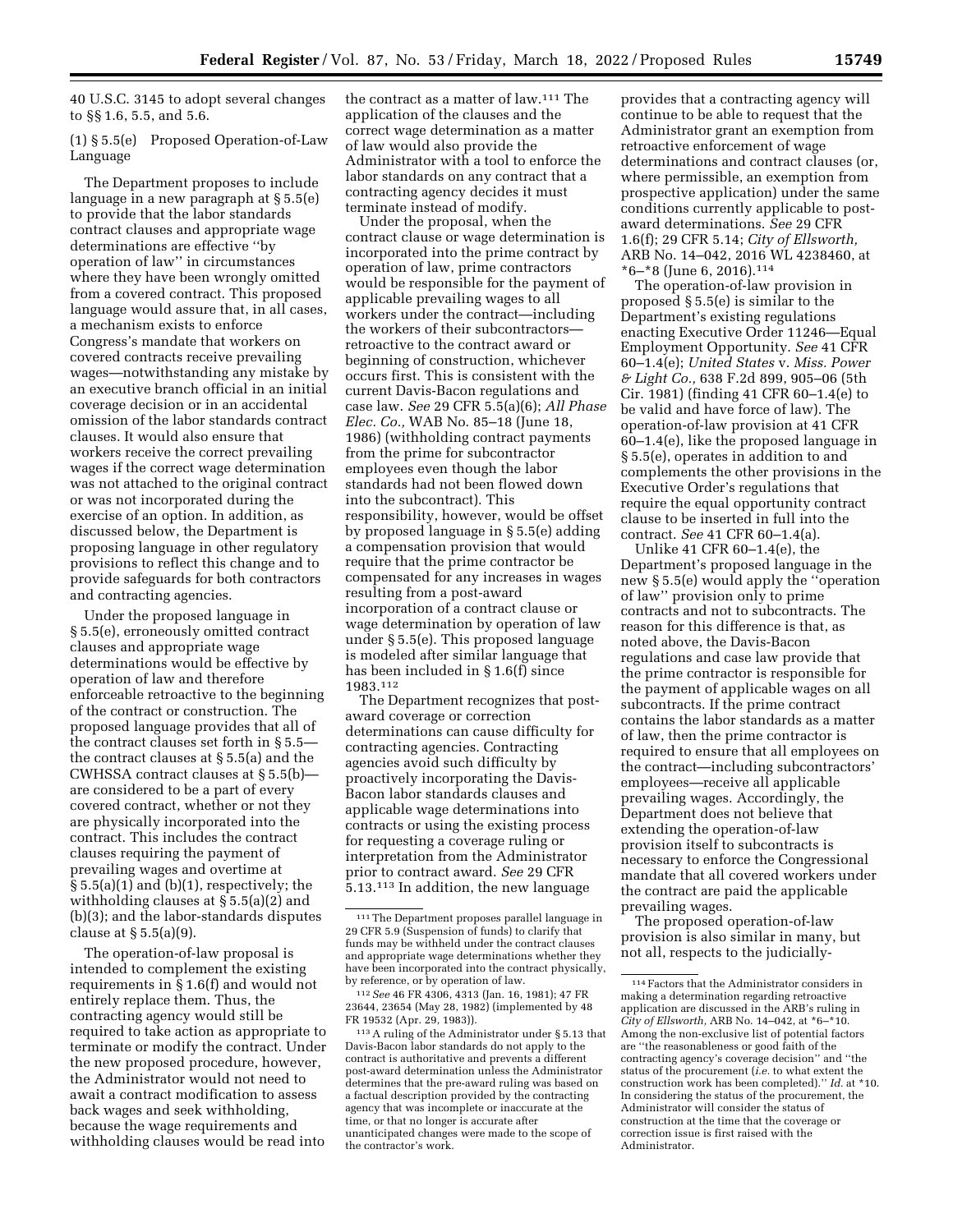40 U.S.C. 3145 to adopt several changes to §§ 1.6, 5.5, and 5.6.

(1) § 5.5(e) Proposed Operation-of-Law Language

The Department proposes to include language in a new paragraph at § 5.5(e) to provide that the labor standards contract clauses and appropriate wage determinations are effective ''by operation of law'' in circumstances where they have been wrongly omitted from a covered contract. This proposed language would assure that, in all cases, a mechanism exists to enforce Congress's mandate that workers on covered contracts receive prevailing wages—notwithstanding any mistake by an executive branch official in an initial coverage decision or in an accidental omission of the labor standards contract clauses. It would also ensure that workers receive the correct prevailing wages if the correct wage determination was not attached to the original contract or was not incorporated during the exercise of an option. In addition, as discussed below, the Department is proposing language in other regulatory provisions to reflect this change and to provide safeguards for both contractors and contracting agencies.

Under the proposed language in § 5.5(e), erroneously omitted contract clauses and appropriate wage determinations would be effective by operation of law and therefore enforceable retroactive to the beginning of the contract or construction. The proposed language provides that all of the contract clauses set forth in § 5.5—the contract clauses at § 5.5(a) and the CWHSSA contract clauses at § 5.5(b)—are considered to be a part of every covered contract, whether or not they are physically incorporated into the contract. This includes the contract clauses requiring the payment of prevailing wages and overtime at § 5.5(a)(1) and (b)(1), respectively; the withholding clauses at § 5.5(a)(2) and (b)(3); and the labor-standards disputes clause at § 5.5(a)(9).

The operation-of-law proposal is intended to complement the existing requirements in § 1.6(f) and would not entirely replace them. Thus, the contracting agency would still be required to take action as appropriate to terminate or modify the contract. Under the new proposed procedure, however, the Administrator would not need to await a contract modification to assess back wages and seek withholding, because the wage requirements and withholding clauses would be read into the contract as a matter of law.[111] The application of the clauses and the correct wage determination as a matter of law would also provide the Administrator with a tool to enforce the labor standards on any contract that a contracting agency decides it must terminate instead of modify.

Under the proposal, when the contract clause or wage determination is incorporated into the prime contract by operation of law, prime contractors would be responsible for the payment of applicable prevailing wages to all workers under the contract—including the workers of their subcontractors—retroactive to the contract award or beginning of construction, whichever occurs first. This is consistent with the current Davis-Bacon regulations and case law. *See* 29 CFR 5.5(a)(6); *All Phase Elec. Co.,* WAB No. 85–18 (June 18, 1986) (withholding contract payments from the prime for subcontractor employees even though the labor standards had not been flowed down into the subcontract). This responsibility, however, would be offset by proposed language in § 5.5(e) adding a compensation provision that would require that the prime contractor be compensated for any increases in wages resulting from a post-award incorporation of a contract clause or wage determination by operation of law under § 5.5(e). This proposed language is modeled after similar language that has been included in § 1.6(f) since 1983.[112]

The Department recognizes that post-award coverage or correction determinations can cause difficulty for contracting agencies. Contracting agencies avoid such difficulty by proactively incorporating the Davis-Bacon labor standards clauses and applicable wage determinations into contracts or using the existing process for requesting a coverage ruling or interpretation from the Administrator prior to contract award. *See* 29 CFR 5.13.[113] In addition, the new language provides that a contracting agency will continue to be able to request that the Administrator grant an exemption from retroactive enforcement of wage determinations and contract clauses (or, where permissible, an exemption from prospective application) under the same conditions currently applicable to post-award determinations. *See* 29 CFR 1.6(f); 29 CFR 5.14; *City of Ellsworth,* ARB No. 14–042, 2016 WL 4238460, at *6–*8 (June 6, 2016).[114]

The operation-of-law provision in proposed § 5.5(e) is similar to the Department's existing regulations enacting Executive Order 11246—Equal Employment Opportunity. *See* 41 CFR 60–1.4(e); *United States* v. *Miss. Power & Light Co.,* 638 F.2d 899, 905–06 (5th Cir. 1981) (finding 41 CFR 60–1.4(e) to be valid and have force of law). The operation-of-law provision at 41 CFR 60–1.4(e), like the proposed language in § 5.5(e), operates in addition to and complements the other provisions in the Executive Order's regulations that require the equal opportunity contract clause to be inserted in full into the contract. *See* 41 CFR 60–1.4(a).

Unlike 41 CFR 60–1.4(e), the Department's proposed language in the new § 5.5(e) would apply the ''operation of law'' provision only to prime contracts and not to subcontracts. The reason for this difference is that, as noted above, the Davis-Bacon regulations and case law provide that the prime contractor is responsible for the payment of applicable wages on all subcontracts. If the prime contract contains the labor standards as a matter of law, then the prime contractor is required to ensure that all employees on the contract—including subcontractors' employees—receive all applicable prevailing wages. Accordingly, the Department does not believe that extending the operation-of-law provision itself to subcontracts is necessary to enforce the Congressional mandate that all covered workers under the contract are paid the applicable prevailing wages.

The proposed operation-of-law provision is also similar in many, but not all, respects to the judicially-

---

[111] The Department proposes parallel language in 29 CFR 5.9 (Suspension of funds) to clarify that funds may be withheld under the contract clauses and appropriate wage determinations whether they have been incorporated into the contract physically, by reference, or by operation of law.

[112] *See* 46 FR 4306, 4313 (Jan. 16, 1981); 47 FR 23644, 23654 (May 28, 1982) (implemented by 48 FR 19532 (Apr. 29, 1983)).

[113] A ruling of the Administrator under § 5.13 that Davis-Bacon labor standards do not apply to the contract is authoritative and prevents a different post-award determination unless the Administrator determines that the pre-award ruling was based on a factual description provided by the contracting agency that was incomplete or inaccurate at the time, or that no longer is accurate after unanticipated changes were made to the scope of the contractor's work.

[114] Factors that the Administrator considers in making a determination regarding retroactive application are discussed in the ARB's ruling in *City of Ellsworth,* ARB No. 14–042, at *6–*10. Among the non-exclusive list of potential factors are ''the reasonableness or good faith of the contracting agency's coverage decision'' and ''the status of the procurement (*i.e.* to what extent the construction work has been completed).'' *Id.* at *10. In considering the status of the procurement, the Administrator will consider the status of construction at the time that the coverage or correction issue is first raised with the Administrator.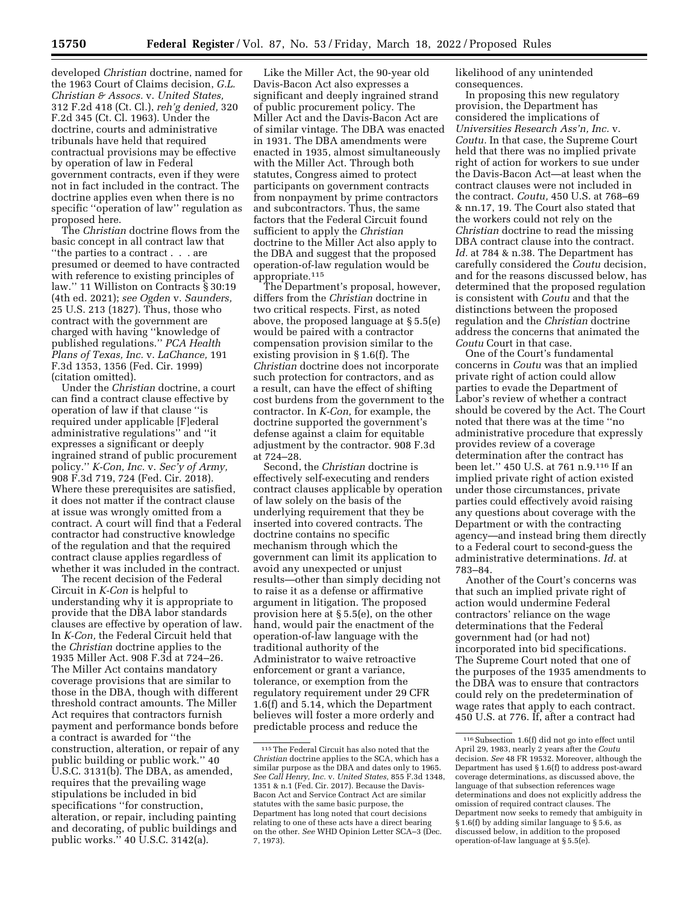developed *Christian* doctrine, named for the 1963 Court of Claims decision, *G.L. Christian & Assocs.* v. *United States,* 312 F.2d 418 (Ct. Cl.), *reh'g denied,* 320 F.2d 345 (Ct. Cl. 1963). Under the doctrine, courts and administrative tribunals have held that required contractual provisions may be effective by operation of law in Federal government contracts, even if they were not in fact included in the contract. The doctrine applies even when there is no specific ''operation of law'' regulation as proposed here.

The *Christian* doctrine flows from the basic concept in all contract law that ''the parties to a contract . . . are presumed or deemed to have contracted with reference to existing principles of law.'' 11 Williston on Contracts § 30:19 (4th ed. 2021); *see Ogden* v. *Saunders,* 25 U.S. 213 (1827). Thus, those who contract with the government are charged with having ''knowledge of published regulations.'' *PCA Health Plans of Texas, Inc.* v. *LaChance,* 191 F.3d 1353, 1356 (Fed. Cir. 1999) (citation omitted).

Under the *Christian* doctrine, a court can find a contract clause effective by operation of law if that clause ''is required under applicable [F]ederal administrative regulations'' and ''it expresses a significant or deeply ingrained strand of public procurement policy.'' *K-Con, Inc.* v. *Sec'y of Army,* 908 F.3d 719, 724 (Fed. Cir. 2018). Where these prerequisites are satisfied, it does not matter if the contract clause at issue was wrongly omitted from a contract. A court will find that a Federal contractor had constructive knowledge of the regulation and that the required contract clause applies regardless of whether it was included in the contract.

The recent decision of the Federal Circuit in *K-Con* is helpful to understanding why it is appropriate to provide that the DBA labor standards clauses are effective by operation of law. In *K-Con,* the Federal Circuit held that the *Christian* doctrine applies to the 1935 Miller Act. 908 F.3d at 724–26. The Miller Act contains mandatory coverage provisions that are similar to those in the DBA, though with different threshold contract amounts. The Miller Act requires that contractors furnish payment and performance bonds before a contract is awarded for ''the construction, alteration, or repair of any public building or public work.'' 40 U.S.C. 3131(b). The DBA, as amended, requires that the prevailing wage stipulations be included in bid specifications ''for construction, alteration, or repair, including painting and decorating, of public buildings and public works.'' 40 U.S.C. 3142(a).

Like the Miller Act, the 90-year old Davis-Bacon Act also expresses a significant and deeply ingrained strand of public procurement policy. The Miller Act and the Davis-Bacon Act are of similar vintage. The DBA was enacted in 1931. The DBA amendments were enacted in 1935, almost simultaneously with the Miller Act. Through both statutes, Congress aimed to protect participants on government contracts from nonpayment by prime contractors and subcontractors. Thus, the same factors that the Federal Circuit found sufficient to apply the *Christian* doctrine to the Miller Act also apply to the DBA and suggest that the proposed operation-of-law regulation would be appropriate.[115]

The Department's proposal, however, differs from the *Christian* doctrine in two critical respects. First, as noted above, the proposed language at § 5.5(e) would be paired with a contractor compensation provision similar to the existing provision in § 1.6(f). The *Christian* doctrine does not incorporate such protection for contractors, and as a result, can have the effect of shifting cost burdens from the government to the contractor. In *K-Con,* for example, the doctrine supported the government's defense against a claim for equitable adjustment by the contractor. 908 F.3d at 724–28.

Second, the *Christian* doctrine is effectively self-executing and renders contract clauses applicable by operation of law solely on the basis of the underlying requirement that they be inserted into covered contracts. The doctrine contains no specific mechanism through which the government can limit its application to avoid any unexpected or unjust results—other than simply deciding not to raise it as a defense or affirmative argument in litigation. The proposed provision here at § 5.5(e), on the other hand, would pair the enactment of the operation-of-law language with the traditional authority of the Administrator to waive retroactive enforcement or grant a variance, tolerance, or exemption from the regulatory requirement under 29 CFR 1.6(f) and 5.14, which the Department believes will foster a more orderly and predictable process and reduce the likelihood of any unintended consequences.

In proposing this new regulatory provision, the Department has considered the implications of *Universities Research Ass'n, Inc.* v. *Coutu.* In that case, the Supreme Court held that there was no implied private right of action for workers to sue under the Davis-Bacon Act—at least when the contract clauses were not included in the contract. *Coutu,* 450 U.S. at 768–69 & nn.17, 19. The Court also stated that the workers could not rely on the *Christian* doctrine to read the missing DBA contract clause into the contract. *Id.* at 784 & n.38. The Department has carefully considered the *Coutu* decision, and for the reasons discussed below, has determined that the proposed regulation is consistent with *Coutu* and that the distinctions between the proposed regulation and the *Christian* doctrine address the concerns that animated the *Coutu* Court in that case.

One of the Court's fundamental concerns in *Coutu* was that an implied private right of action could allow parties to evade the Department of Labor's review of whether a contract should be covered by the Act. The Court noted that there was at the time ''no administrative procedure that expressly provides review of a coverage determination after the contract has been let.'' 450 U.S. at 761 n.9.[116] If an implied private right of action existed under those circumstances, private parties could effectively avoid raising any questions about coverage with the Department or with the contracting agency—and instead bring them directly to a Federal court to second-guess the administrative determinations. *Id.* at 783–84.

Another of the Court's concerns was that such an implied private right of action would undermine Federal contractors' reliance on the wage determinations that the Federal government had (or had not) incorporated into bid specifications. The Supreme Court noted that one of the purposes of the 1935 amendments to the DBA was to ensure that contractors could rely on the predetermination of wage rates that apply to each contract. 450 U.S. at 776. If, after a contract had

---

[115] The Federal Circuit has also noted that the *Christian* doctrine applies to the SCA, which has a similar purpose as the DBA and dates only to 1965. *See Call Henry, Inc.* v. *United States,* 855 F.3d 1348, 1351 & n.1 (Fed. Cir. 2017). Because the Davis-Bacon Act and Service Contract Act are similar statutes with the same basic purpose, the Department has long noted that court decisions relating to one of these acts have a direct bearing on the other. *See* WHD Opinion Letter SCA–3 (Dec. 7, 1973).

[116] Subsection 1.6(f) did not go into effect until April 29, 1983, nearly 2 years after the *Coutu* decision. *See* 48 FR 19532. Moreover, although the Department has used § 1.6(f) to address post-award coverage determinations, as discussed above, the language of that subsection references wage determinations and does not explicitly address the omission of required contract clauses. The Department now seeks to remedy that ambiguity in § 1.6(f) by adding similar language to § 5.6, as discussed below, in addition to the proposed operation-of-law language at § 5.5(e).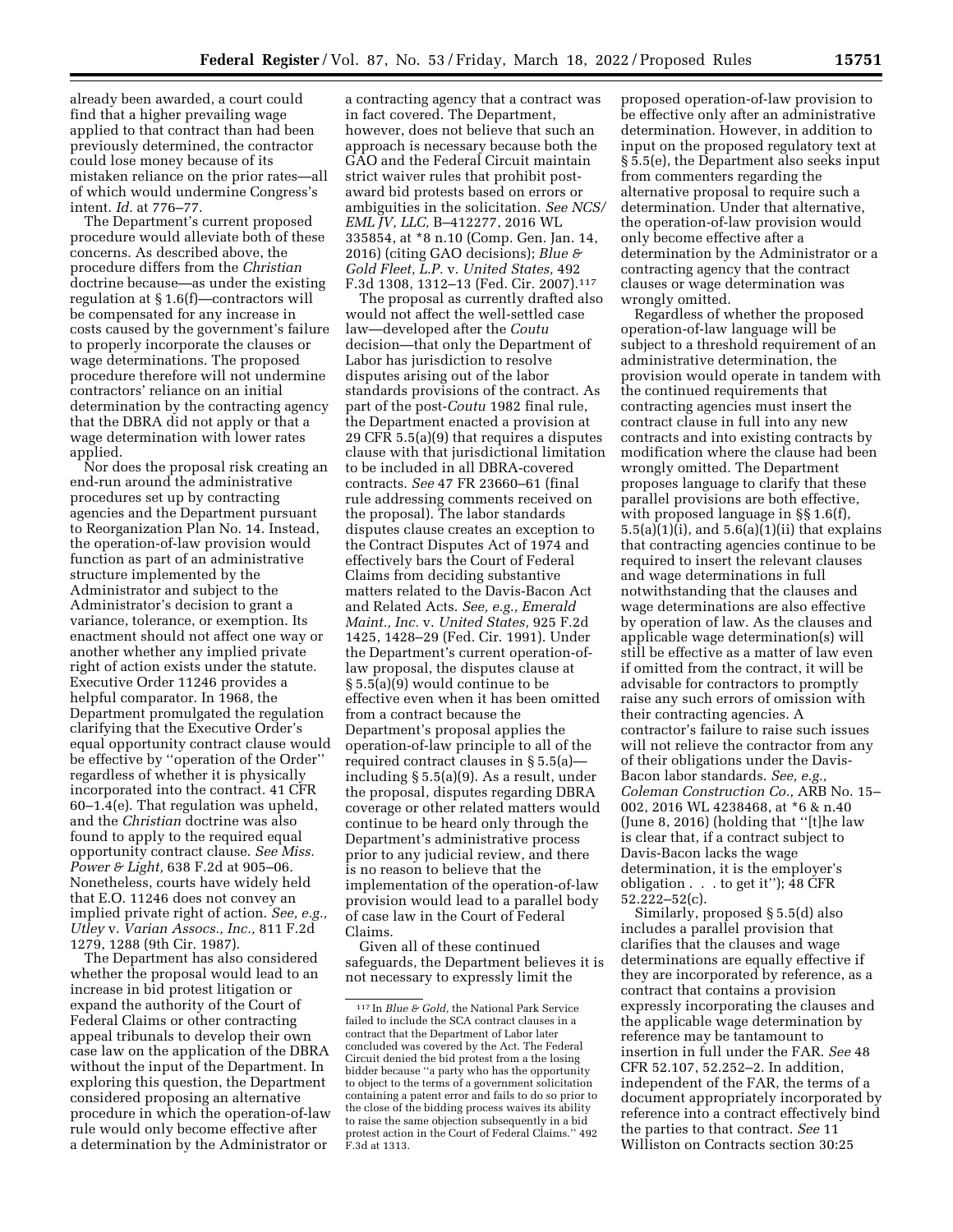already been awarded, a court could find that a higher prevailing wage applied to that contract than had been previously determined, the contractor could lose money because of its mistaken reliance on the prior rates—all of which would undermine Congress's intent. *Id.* at 776–77.

The Department's current proposed procedure would alleviate both of these concerns. As described above, the procedure differs from the *Christian* doctrine because—as under the existing regulation at § 1.6(f)—contractors will be compensated for any increase in costs caused by the government's failure to properly incorporate the clauses or wage determinations. The proposed procedure therefore will not undermine contractors' reliance on an initial determination by the contracting agency that the DBRA did not apply or that a wage determination with lower rates applied.

Nor does the proposal risk creating an end-run around the administrative procedures set up by contracting agencies and the Department pursuant to Reorganization Plan No. 14. Instead, the operation-of-law provision would function as part of an administrative structure implemented by the Administrator and subject to the Administrator's decision to grant a variance, tolerance, or exemption. Its enactment should not affect one way or another whether any implied private right of action exists under the statute. Executive Order 11246 provides a helpful comparator. In 1968, the Department promulgated the regulation clarifying that the Executive Order's equal opportunity contract clause would be effective by ''operation of the Order'' regardless of whether it is physically incorporated into the contract. 41 CFR 60–1.4(e). That regulation was upheld, and the *Christian* doctrine was also found to apply to the required equal opportunity contract clause. *See Miss. Power & Light,* 638 F.2d at 905–06. Nonetheless, courts have widely held that E.O. 11246 does not convey an implied private right of action. *See, e.g., Utley* v. *Varian Assocs., Inc.,* 811 F.2d 1279, 1288 (9th Cir. 1987).

The Department has also considered whether the proposal would lead to an increase in bid protest litigation or expand the authority of the Court of Federal Claims or other contracting appeal tribunals to develop their own case law on the application of the DBRA without the input of the Department. In exploring this question, the Department considered proposing an alternative procedure in which the operation-of-law rule would only become effective after a determination by the Administrator or a contracting agency that a contract was in fact covered. The Department, however, does not believe that such an approach is necessary because both the GAO and the Federal Circuit maintain strict waiver rules that prohibit post-award bid protests based on errors or ambiguities in the solicitation. *See NCS/EML JV, LLC,* B–412277, 2016 WL 335854, at *8 n.10 (Comp. Gen. Jan. 14, 2016) (citing GAO decisions); *Blue & Gold Fleet, L.P.* v. *United States,* 492 F.3d 1308, 1312–13 (Fed. Cir. 2007).[117]

The proposal as currently drafted also would not affect the well-settled case law—developed after the *Coutu* decision—that only the Department of Labor has jurisdiction to resolve disputes arising out of the labor standards provisions of the contract. As part of the post-*Coutu* 1982 final rule, the Department enacted a provision at 29 CFR 5.5(a)(9) that requires a disputes clause with that jurisdictional limitation to be included in all DBRA-covered contracts. *See* 47 FR 23660–61 (final rule addressing comments received on the proposal). The labor standards disputes clause creates an exception to the Contract Disputes Act of 1974 and effectively bars the Court of Federal Claims from deciding substantive matters related to the Davis-Bacon Act and Related Acts. *See, e.g., Emerald Maint., Inc.* v. *United States,* 925 F.2d 1425, 1428–29 (Fed. Cir. 1991). Under the Department's current operation-of-law proposal, the disputes clause at § 5.5(a)(9) would continue to be effective even when it has been omitted from a contract because the Department's proposal applies the operation-of-law principle to all of the required contract clauses in § 5.5(a)—including § 5.5(a)(9). As a result, under the proposal, disputes regarding DBRA coverage or other related matters would continue to be heard only through the Department's administrative process prior to any judicial review, and there is no reason to believe that the implementation of the operation-of-law provision would lead to a parallel body of case law in the Court of Federal Claims.

Given all of these continued safeguards, the Department believes it is not necessary to expressly limit the proposed operation-of-law provision to be effective only after an administrative determination. However, in addition to input on the proposed regulatory text at § 5.5(e), the Department also seeks input from commenters regarding the alternative proposal to require such a determination. Under that alternative, the operation-of-law provision would only become effective after a determination by the Administrator or a contracting agency that the contract clauses or wage determination was wrongly omitted.

Regardless of whether the proposed operation-of-law language will be subject to a threshold requirement of an administrative determination, the provision would operate in tandem with the continued requirements that contracting agencies must insert the contract clause in full into any new contracts and into existing contracts by modification where the clause had been wrongly omitted. The Department proposes language to clarify that these parallel provisions are both effective, with proposed language in §§ 1.6(f), 5.5(a)(1)(i), and 5.6(a)(1)(ii) that explains that contracting agencies continue to be required to insert the relevant clauses and wage determinations in full notwithstanding that the clauses and wage determinations are also effective by operation of law. As the clauses and applicable wage determination(s) will still be effective as a matter of law even if omitted from the contract, it will be advisable for contractors to promptly raise any such errors of omission with their contracting agencies. A contractor's failure to raise such issues will not relieve the contractor from any of their obligations under the Davis-Bacon labor standards. *See, e.g., Coleman Construction Co.,* ARB No. 15–002, 2016 WL 4238468, at *6 & n.40 (June 8, 2016) (holding that ''[t]he law is clear that, if a contract subject to Davis-Bacon lacks the wage determination, it is the employer's obligation . . . to get it''); 48 CFR 52.222–52(c).

Similarly, proposed § 5.5(d) also includes a parallel provision that clarifies that the clauses and wage determinations are equally effective if they are incorporated by reference, as a contract that contains a provision expressly incorporating the clauses and the applicable wage determination by reference may be tantamount to insertion in full under the FAR. *See* 48 CFR 52.107, 52.252–2. In addition, independent of the FAR, the terms of a document appropriately incorporated by reference into a contract effectively bind the parties to that contract. *See* 11 Williston on Contracts section 30:25

---

[117] In *Blue & Gold,* the National Park Service failed to include the SCA contract clauses in a contract that the Department of Labor later concluded was covered by the Act. The Federal Circuit denied the bid protest from a the losing bidder because ''a party who has the opportunity to object to the terms of a government solicitation containing a patent error and fails to do so prior to the close of the bidding process waives its ability to raise the same objection subsequently in a bid protest action in the Court of Federal Claims.'' 492 F.3d at 1313.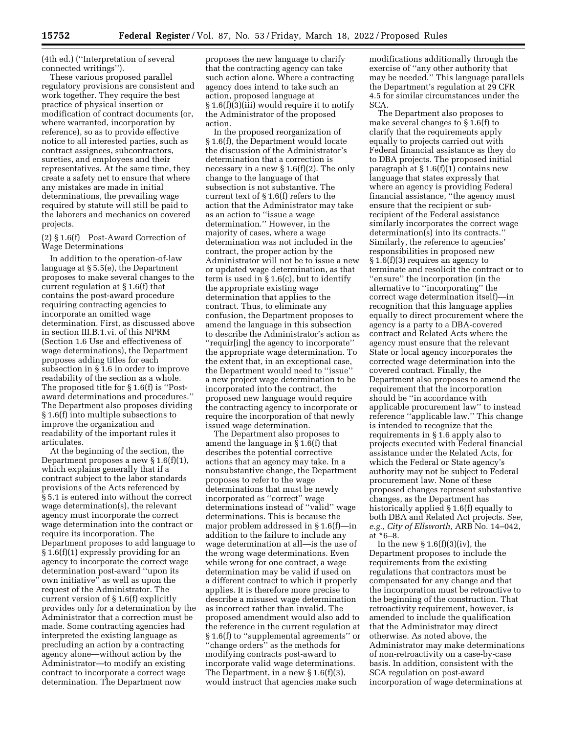(4th ed.) (''Interpretation of several connected writings'').

These various proposed parallel regulatory provisions are consistent and work together. They require the best practice of physical insertion or modification of contract documents (or, where warranted, incorporation by reference), so as to provide effective notice to all interested parties, such as contract assignees, subcontractors, sureties, and employees and their representatives. At the same time, they create a safety net to ensure that where any mistakes are made in initial determinations, the prevailing wage required by statute will still be paid to the laborers and mechanics on covered projects.

### (2) § 1.6(f) Post-Award Correction of Wage Determinations

In addition to the operation-of-law language at § 5.5(e), the Department proposes to make several changes to the current regulation at § 1.6(f) that contains the post-award procedure requiring contracting agencies to incorporate an omitted wage determination. First, as discussed above in section III.B.1.vi. of this NPRM (Section 1.6 Use and effectiveness of wage determinations), the Department proposes adding titles for each subsection in § 1.6 in order to improve readability of the section as a whole. The proposed title for § 1.6(f) is ''Post-award determinations and procedures.'' The Department also proposes dividing § 1.6(f) into multiple subsections to improve the organization and readability of the important rules it articulates.

At the beginning of the section, the Department proposes a new § 1.6(f)(1), which explains generally that if a contract subject to the labor standards provisions of the Acts referenced by § 5.1 is entered into without the correct wage determination(s), the relevant agency must incorporate the correct wage determination into the contract or require its incorporation. The Department proposes to add language to § 1.6(f)(1) expressly providing for an agency to incorporate the correct wage determination post-award ''upon its own initiative'' as well as upon the request of the Administrator. The current version of § 1.6(f) explicitly provides only for a determination by the Administrator that a correction must be made. Some contracting agencies had interpreted the existing language as precluding an action by a contracting agency alone—without action by the Administrator—to modify an existing contract to incorporate a correct wage determination. The Department now proposes the new language to clarify that the contracting agency can take such action alone. Where a contracting agency does intend to take such an action, proposed language at § 1.6(f)(3)(iii) would require it to notify the Administrator of the proposed action.

In the proposed reorganization of § 1.6(f), the Department would locate the discussion of the Administrator's determination that a correction is necessary in a new § 1.6(f)(2). The only change to the language of that subsection is not substantive. The current text of § 1.6(f) refers to the action that the Administrator may take as an action to ''issue a wage determination.'' However, in the majority of cases, where a wage determination was not included in the contract, the proper action by the Administrator will not be to issue a new or updated wage determination, as that term is used in § 1.6(c), but to identify the appropriate existing wage determination that applies to the contract. Thus, to eliminate any confusion, the Department proposes to amend the language in this subsection to describe the Administrator's action as ''requir[ing] the agency to incorporate'' the appropriate wage determination. To the extent that, in an exceptional case, the Department would need to ''issue'' a new project wage determination to be incorporated into the contract, the proposed new language would require the contracting agency to incorporate or require the incorporation of that newly issued wage determination.

The Department also proposes to amend the language in § 1.6(f) that describes the potential corrective actions that an agency may take. In a nonsubstantive change, the Department proposes to refer to the wage determinations that must be newly incorporated as ''correct'' wage determinations instead of ''valid'' wage determinations. This is because the major problem addressed in § 1.6(f)—in addition to the failure to include any wage determination at all—is the use of the wrong wage determinations. Even while wrong for one contract, a wage determination may be valid if used on a different contract to which it properly applies. It is therefore more precise to describe a misused wage determination as incorrect rather than invalid. The proposed amendment would also add to the reference in the current regulation at § 1.6(f) to ''supplemental agreements'' or ''change orders'' as the methods for modifying contracts post-award to incorporate valid wage determinations. The Department, in a new § 1.6(f)(3), would instruct that agencies make such modifications additionally through the exercise of ''any other authority that may be needed.'' This language parallels the Department's regulation at 29 CFR 4.5 for similar circumstances under the SCA.

The Department also proposes to make several changes to § 1.6(f) to clarify that the requirements apply equally to projects carried out with Federal financial assistance as they do to DBA projects. The proposed initial paragraph at § 1.6(f)(1) contains new language that states expressly that where an agency is providing Federal financial assistance, ''the agency must ensure that the recipient or sub-recipient of the Federal assistance similarly incorporates the correct wage determination(s) into its contracts.'' Similarly, the reference to agencies' responsibilities in proposed new § 1.6(f)(3) requires an agency to terminate and resolicit the contract or to ''ensure'' the incorporation (in the alternative to ''incorporating'' the correct wage determination itself)—in recognition that this language applies equally to direct procurement where the agency is a party to a DBA-covered contract and Related Acts where the agency must ensure that the relevant State or local agency incorporates the corrected wage determination into the covered contract. Finally, the Department also proposes to amend the requirement that the incorporation should be ''in accordance with applicable procurement law'' to instead reference ''applicable law.'' This change is intended to recognize that the requirements in § 1.6 apply also to projects executed with Federal financial assistance under the Related Acts, for which the Federal or State agency's authority may not be subject to Federal procurement law. None of these proposed changes represent substantive changes, as the Department has historically applied § 1.6(f) equally to both DBA and Related Act projects. *See, e.g., City of Ellsworth,* ARB No. 14–042, at *6–8.

In the new § 1.6(f)(3)(iv), the Department proposes to include the requirements from the existing regulations that contractors must be compensated for any change and that the incorporation must be retroactive to the beginning of the construction. That retroactivity requirement, however, is amended to include the qualification that the Administrator may direct otherwise. As noted above, the Administrator may make determinations of non-retroactivity on a case-by-case basis. In addition, consistent with the SCA regulation on post-award incorporation of wage determinations at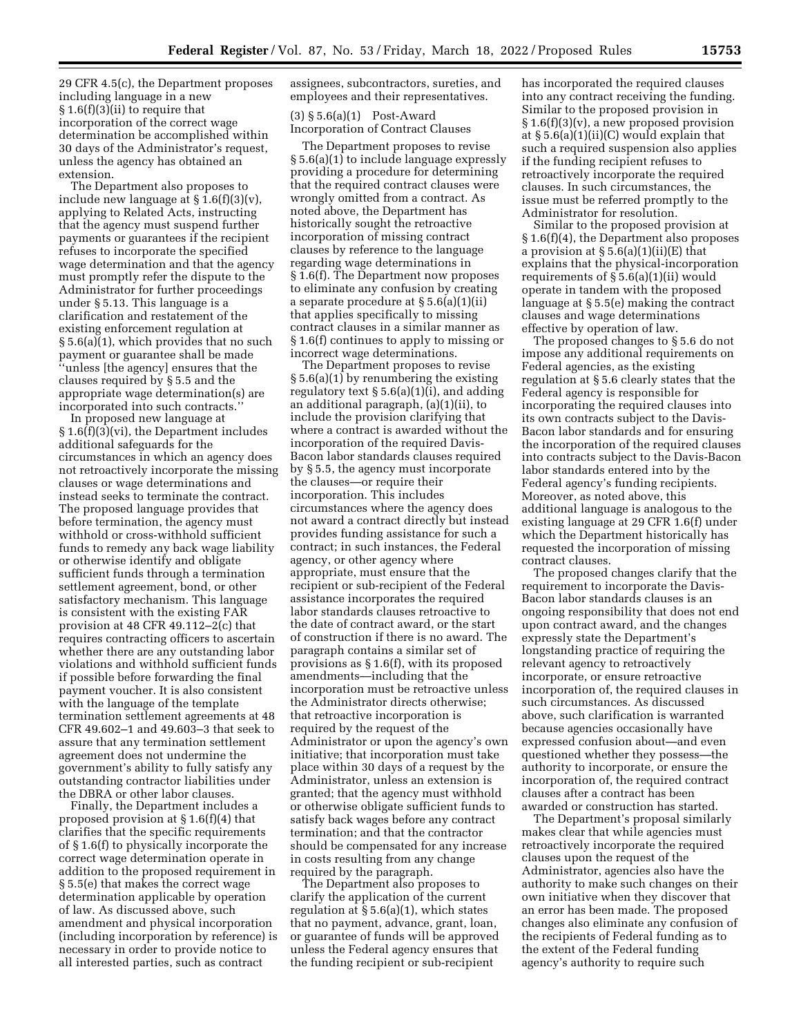29 CFR 4.5(c), the Department proposes including language in a new § 1.6(f)(3)(ii) to require that incorporation of the correct wage determination be accomplished within 30 days of the Administrator's request, unless the agency has obtained an extension.

The Department also proposes to include new language at § 1.6(f)(3)(v), applying to Related Acts, instructing that the agency must suspend further payments or guarantees if the recipient refuses to incorporate the specified wage determination and that the agency must promptly refer the dispute to the Administrator for further proceedings under § 5.13. This language is a clarification and restatement of the existing enforcement regulation at § 5.6(a)(1), which provides that no such payment or guarantee shall be made ''unless [the agency] ensures that the clauses required by § 5.5 and the appropriate wage determination(s) are incorporated into such contracts.''

In proposed new language at § 1.6(f)(3)(vi), the Department includes additional safeguards for the circumstances in which an agency does not retroactively incorporate the missing clauses or wage determinations and instead seeks to terminate the contract. The proposed language provides that before termination, the agency must withhold or cross-withhold sufficient funds to remedy any back wage liability or otherwise identify and obligate sufficient funds through a termination settlement agreement, bond, or other satisfactory mechanism. This language is consistent with the existing FAR provision at 48 CFR 49.112–2(c) that requires contracting officers to ascertain whether there are any outstanding labor violations and withhold sufficient funds if possible before forwarding the final payment voucher. It is also consistent with the language of the template termination settlement agreements at 48 CFR 49.602–1 and 49.603–3 that seek to assure that any termination settlement agreement does not undermine the government's ability to fully satisfy any outstanding contractor liabilities under the DBRA or other labor clauses.

Finally, the Department includes a proposed provision at § 1.6(f)(4) that clarifies that the specific requirements of § 1.6(f) to physically incorporate the correct wage determination operate in addition to the proposed requirement in § 5.5(e) that makes the correct wage determination applicable by operation of law. As discussed above, such amendment and physical incorporation (including incorporation by reference) is necessary in order to provide notice to all interested parties, such as contract assignees, subcontractors, sureties, and employees and their representatives.

### (3) § 5.6(a)(1) Post-Award Incorporation of Contract Clauses

The Department proposes to revise § 5.6(a)(1) to include language expressly providing a procedure for determining that the required contract clauses were wrongly omitted from a contract. As noted above, the Department has historically sought the retroactive incorporation of missing contract clauses by reference to the language regarding wage determinations in § 1.6(f). The Department now proposes to eliminate any confusion by creating a separate procedure at § 5.6(a)(1)(ii) that applies specifically to missing contract clauses in a similar manner as § 1.6(f) continues to apply to missing or incorrect wage determinations.

The Department proposes to revise § 5.6(a)(1) by renumbering the existing regulatory text § 5.6(a)(1)(i), and adding an additional paragraph, (a)(1)(ii), to include the provision clarifying that where a contract is awarded without the incorporation of the required Davis-Bacon labor standards clauses required by § 5.5, the agency must incorporate the clauses—or require their incorporation. This includes circumstances where the agency does not award a contract directly but instead provides funding assistance for such a contract; in such instances, the Federal agency, or other agency where appropriate, must ensure that the recipient or sub-recipient of the Federal assistance incorporates the required labor standards clauses retroactive to the date of contract award, or the start of construction if there is no award. The paragraph contains a similar set of provisions as § 1.6(f), with its proposed amendments—including that the incorporation must be retroactive unless the Administrator directs otherwise; that retroactive incorporation is required by the request of the Administrator or upon the agency's own initiative; that incorporation must take place within 30 days of a request by the Administrator, unless an extension is granted; that the agency must withhold or otherwise obligate sufficient funds to satisfy back wages before any contract termination; and that the contractor should be compensated for any increase in costs resulting from any change required by the paragraph.

The Department also proposes to clarify the application of the current regulation at § 5.6(a)(1), which states that no payment, advance, grant, loan, or guarantee of funds will be approved unless the Federal agency ensures that the funding recipient or sub-recipient has incorporated the required clauses into any contract receiving the funding. Similar to the proposed provision in § 1.6(f)(3)(v), a new proposed provision at § 5.6(a)(1)(ii)(C) would explain that such a required suspension also applies if the funding recipient refuses to retroactively incorporate the required clauses. In such circumstances, the issue must be referred promptly to the Administrator for resolution.

Similar to the proposed provision at § 1.6(f)(4), the Department also proposes a provision at § 5.6(a)(1)(ii)(E) that explains that the physical-incorporation requirements of § 5.6(a)(1)(ii) would operate in tandem with the proposed language at § 5.5(e) making the contract clauses and wage determinations effective by operation of law.

The proposed changes to § 5.6 do not impose any additional requirements on Federal agencies, as the existing regulation at § 5.6 clearly states that the Federal agency is responsible for incorporating the required clauses into its own contracts subject to the Davis-Bacon labor standards and for ensuring the incorporation of the required clauses into contracts subject to the Davis-Bacon labor standards entered into by the Federal agency's funding recipients. Moreover, as noted above, this additional language is analogous to the existing language at 29 CFR 1.6(f) under which the Department historically has requested the incorporation of missing contract clauses.

The proposed changes clarify that the requirement to incorporate the Davis-Bacon labor standards clauses is an ongoing responsibility that does not end upon contract award, and the changes expressly state the Department's longstanding practice of requiring the relevant agency to retroactively incorporate, or ensure retroactive incorporation of, the required clauses in such circumstances. As discussed above, such clarification is warranted because agencies occasionally have expressed confusion about—and even questioned whether they possess—the authority to incorporate, or ensure the incorporation of, the required contract clauses after a contract has been awarded or construction has started.

The Department's proposal similarly makes clear that while agencies must retroactively incorporate the required clauses upon the request of the Administrator, agencies also have the authority to make such changes on their own initiative when they discover that an error has been made. The proposed changes also eliminate any confusion of the recipients of Federal funding as to the extent of the Federal funding agency's authority to require such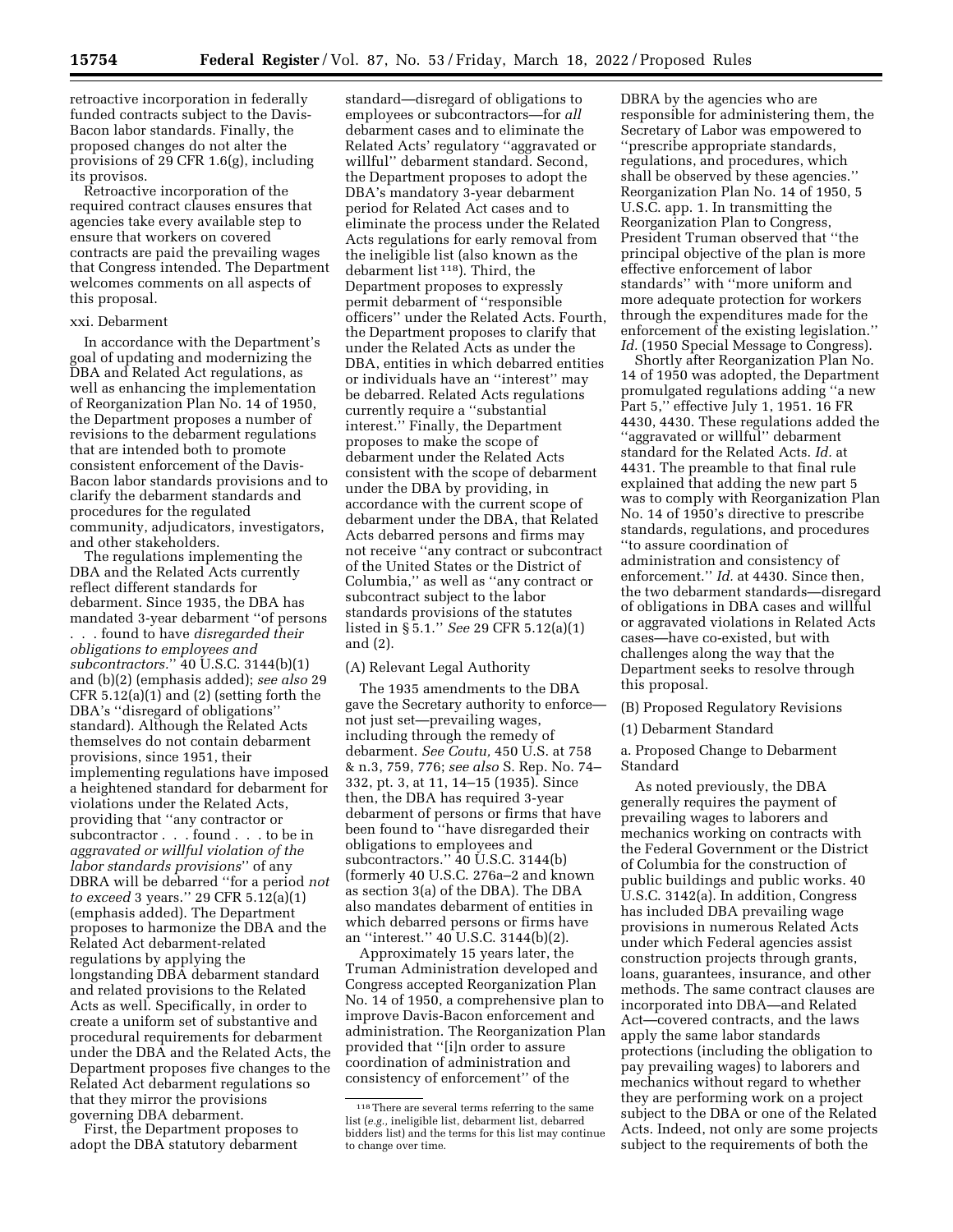retroactive incorporation in federally funded contracts subject to the Davis-Bacon labor standards. Finally, the proposed changes do not alter the provisions of 29 CFR 1.6(g), including its provisos.

Retroactive incorporation of the required contract clauses ensures that agencies take every available step to ensure that workers on covered contracts are paid the prevailing wages that Congress intended. The Department welcomes comments on all aspects of this proposal.

xxi. Debarment

In accordance with the Department's goal of updating and modernizing the DBA and Related Act regulations, as well as enhancing the implementation of Reorganization Plan No. 14 of 1950, the Department proposes a number of revisions to the debarment regulations that are intended both to promote consistent enforcement of the Davis-Bacon labor standards provisions and to clarify the debarment standards and procedures for the regulated community, adjudicators, investigators, and other stakeholders.

The regulations implementing the DBA and the Related Acts currently reflect different standards for debarment. Since 1935, the DBA has mandated 3-year debarment "of persons . . . found to have *disregarded their obligations to employees and subcontractors*." 40 U.S.C. 3144(b)(1) and (b)(2) (emphasis added); *see also* 29 CFR 5.12(a)(1) and (2) (setting forth the DBA's "disregard of obligations" standard). Although the Related Acts themselves do not contain debarment provisions, since 1951, their implementing regulations have imposed a heightened standard for debarment for violations under the Related Acts, providing that "any contractor or subcontractor . . . found . . . to be in *aggravated or willful violation of the labor standards provisions*" of any DBRA will be debarred "for a period *not to exceed* 3 years." 29 CFR 5.12(a)(1) (emphasis added). The Department proposes to harmonize the DBA and the Related Act debarment-related regulations by applying the longstanding DBA debarment standard and related provisions to the Related Acts as well. Specifically, in order to create a uniform set of substantive and procedural requirements for debarment under the DBA and the Related Acts, the Department proposes five changes to the Related Act debarment regulations so that they mirror the provisions governing DBA debarment.

First, the Department proposes to adopt the DBA statutory debarment standard—disregard of obligations to employees or subcontractors—for *all* debarment cases and to eliminate the Related Acts' regulatory "aggravated or willful" debarment standard. Second, the Department proposes to adopt the DBA's mandatory 3-year debarment period for Related Act cases and to eliminate the process under the Related Acts regulations for early removal from the ineligible list (also known as the debarment list[118]). Third, the Department proposes to expressly permit debarment of "responsible officers" under the Related Acts. Fourth, the Department proposes to clarify that under the Related Acts as under the DBA, entities in which debarred entities or individuals have an "interest" may be debarred. Related Acts regulations currently require a "substantial interest." Finally, the Department proposes to make the scope of debarment under the Related Acts consistent with the scope of debarment under the DBA by providing, in accordance with the current scope of debarment under the DBA, that Related Acts debarred persons and firms may not receive "any contract or subcontract of the United States or the District of Columbia," as well as "any contract or subcontract subject to the labor standards provisions of the statutes listed in § 5.1." *See* 29 CFR 5.12(a)(1) and (2).

(A) Relevant Legal Authority

The 1935 amendments to the DBA gave the Secretary authority to enforce—not just set—prevailing wages, including through the remedy of debarment. *See Coutu,* 450 U.S. at 758 & n.3, 759, 776; *see also* S. Rep. No. 74–332, pt. 3, at 11, 14–15 (1935). Since then, the DBA has required 3-year debarment of persons or firms that have been found to "have disregarded their obligations to employees and subcontractors." 40 U.S.C. 3144(b) (formerly 40 U.S.C. 276a–2 and known as section 3(a) of the DBA). The DBA also mandates debarment of entities in which debarred persons or firms have an "interest." 40 U.S.C. 3144(b)(2).

Approximately 15 years later, the Truman Administration developed and Congress accepted Reorganization Plan No. 14 of 1950, a comprehensive plan to improve Davis-Bacon enforcement and administration. The Reorganization Plan provided that "[i]n order to assure coordination of administration and consistency of enforcement" of the DBRA by the agencies who are responsible for administering them, the Secretary of Labor was empowered to "prescribe appropriate standards, regulations, and procedures, which shall be observed by these agencies." Reorganization Plan No. 14 of 1950, 5 U.S.C. app. 1. In transmitting the Reorganization Plan to Congress, President Truman observed that "the principal objective of the plan is more effective enforcement of labor standards" with "more uniform and more adequate protection for workers through the expenditures made for the enforcement of the existing legislation." *Id.* (1950 Special Message to Congress).

Shortly after Reorganization Plan No. 14 of 1950 was adopted, the Department promulgated regulations adding "a new Part 5," effective July 1, 1951. 16 FR 4430, 4430. These regulations added the "aggravated or willful" debarment standard for the Related Acts. *Id.* at 4431. The preamble to that final rule explained that adding the new part 5 was to comply with Reorganization Plan No. 14 of 1950's directive to prescribe standards, regulations, and procedures "to assure coordination of administration and consistency of enforcement." *Id.* at 4430. Since then, the two debarment standards—disregard of obligations in DBA cases and willful or aggravated violations in Related Acts cases—have co-existed, but with challenges along the way that the Department seeks to resolve through this proposal.

(B) Proposed Regulatory Revisions

(1) Debarment Standard

a. Proposed Change to Debarment Standard

As noted previously, the DBA generally requires the payment of prevailing wages to laborers and mechanics working on contracts with the Federal Government or the District of Columbia for the construction of public buildings and public works. 40 U.S.C. 3142(a). In addition, Congress has included DBA prevailing wage provisions in numerous Related Acts under which Federal agencies assist construction projects through grants, loans, guarantees, insurance, and other methods. The same contract clauses are incorporated into DBA—and Related Act—covered contracts, and the laws apply the same labor standards protections (including the obligation to pay prevailing wages) to laborers and mechanics without regard to whether they are performing work on a project subject to the DBA or one of the Related Acts. Indeed, not only are some projects subject to the requirements of both the

[118] There are several terms referring to the same list (*e.g.,* ineligible list, debarment list, debarred bidders list) and the terms for this list may continue to change over time.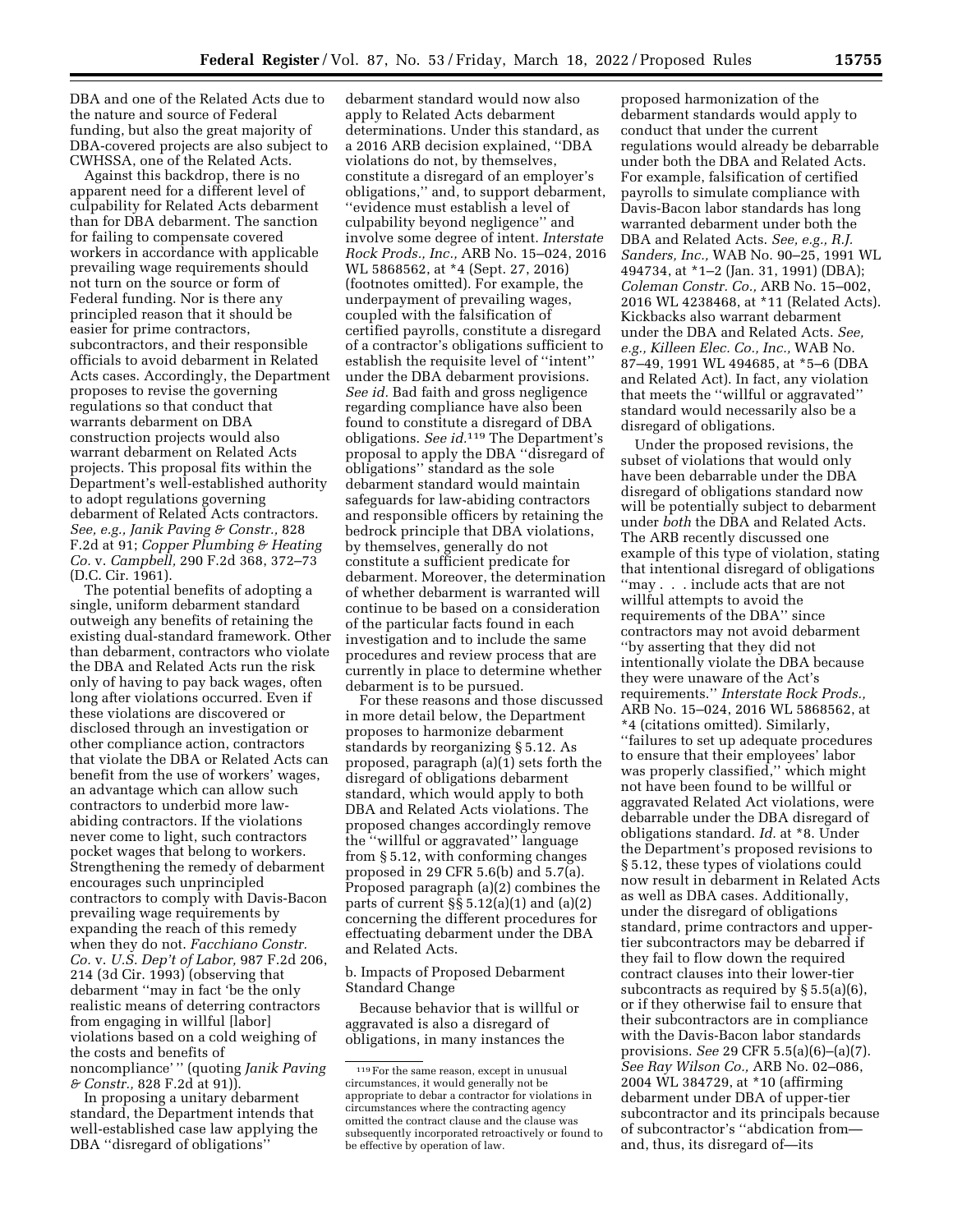DBA and one of the Related Acts due to the nature and source of Federal funding, but also the great majority of DBA-covered projects are also subject to CWHSSA, one of the Related Acts.

Against this backdrop, there is no apparent need for a different level of culpability for Related Acts debarment than for DBA debarment. The sanction for failing to compensate covered workers in accordance with applicable prevailing wage requirements should not turn on the source or form of Federal funding. Nor is there any principled reason that it should be easier for prime contractors, subcontractors, and their responsible officials to avoid debarment in Related Acts cases. Accordingly, the Department proposes to revise the governing regulations so that conduct that warrants debarment on DBA construction projects would also warrant debarment on Related Acts projects. This proposal fits within the Department's well-established authority to adopt regulations governing debarment of Related Acts contractors. *See, e.g., Janik Paving & Constr.,* 828 F.2d at 91; *Copper Plumbing & Heating Co.* v. *Campbell,* 290 F.2d 368, 372–73 (D.C. Cir. 1961).

The potential benefits of adopting a single, uniform debarment standard outweigh any benefits of retaining the existing dual-standard framework. Other than debarment, contractors who violate the DBA and Related Acts run the risk only of having to pay back wages, often long after violations occurred. Even if these violations are discovered or disclosed through an investigation or other compliance action, contractors that violate the DBA or Related Acts can benefit from the use of workers' wages, an advantage which can allow such contractors to underbid more law-abiding contractors. If the violations never come to light, such contractors pocket wages that belong to workers. Strengthening the remedy of debarment encourages such unprincipled contractors to comply with Davis-Bacon prevailing wage requirements by expanding the reach of this remedy when they do not. *Facchiano Constr. Co.* v. *U.S. Dep't of Labor,* 987 F.2d 206, 214 (3d Cir. 1993) (observing that debarment "may in fact 'be the only realistic means of deterring contractors from engaging in willful [labor] violations based on a cold weighing of the costs and benefits of noncompliance' " (quoting *Janik Paving & Constr.,* 828 F.2d at 91)).

In proposing a unitary debarment standard, the Department intends that well-established case law applying the DBA "disregard of obligations" debarment standard would now also apply to Related Acts debarment determinations. Under this standard, as a 2016 ARB decision explained, "DBA violations do not, by themselves, constitute a disregard of an employer's obligations," and, to support debarment, "evidence must establish a level of culpability beyond negligence" and involve some degree of intent. *Interstate Rock Prods., Inc.,* ARB No. 15–024, 2016 WL 5868562, at *4 (Sept. 27, 2016) (footnotes omitted). For example, the underpayment of prevailing wages, coupled with the falsification of certified payrolls, constitute a disregard of a contractor's obligations sufficient to establish the requisite level of "intent" under the DBA debarment provisions. *See id.* Bad faith and gross negligence regarding compliance have also been found to constitute a disregard of DBA obligations. *See id.*[119] The Department's proposal to apply the DBA "disregard of obligations" standard as the sole debarment standard would maintain safeguards for law-abiding contractors and responsible officers by retaining the bedrock principle that DBA violations, by themselves, generally do not constitute a sufficient predicate for debarment. Moreover, the determination of whether debarment is warranted will continue to be based on a consideration of the particular facts found in each investigation and to include the same procedures and review process that are currently in place to determine whether debarment is to be pursued.

For these reasons and those discussed in more detail below, the Department proposes to harmonize debarment standards by reorganizing § 5.12. As proposed, paragraph (a)(1) sets forth the disregard of obligations debarment standard, which would apply to both DBA and Related Acts violations. The proposed changes accordingly remove the "willful or aggravated" language from § 5.12, with conforming changes proposed in 29 CFR 5.6(b) and 5.7(a). Proposed paragraph (a)(2) combines the parts of current §§ 5.12(a)(1) and (a)(2) concerning the different procedures for effectuating debarment under the DBA and Related Acts.

b. Impacts of Proposed Debarment Standard Change

Because behavior that is willful or aggravated is also a disregard of obligations, in many instances the proposed harmonization of the debarment standards would apply to conduct that under the current regulations would already be debarrable under both the DBA and Related Acts. For example, falsification of certified payrolls to simulate compliance with Davis-Bacon labor standards has long warranted debarment under both the DBA and Related Acts. *See, e.g., R.J. Sanders, Inc.,* WAB No. 90–25, 1991 WL 494734, at *1–2 (Jan. 31, 1991) (DBA); *Coleman Constr. Co.,* ARB No. 15–002, 2016 WL 4238468, at *11 (Related Acts). Kickbacks also warrant debarment under the DBA and Related Acts. *See, e.g., Killeen Elec. Co., Inc.,* WAB No. 87–49, 1991 WL 494685, at *5–6 (DBA and Related Act). In fact, any violation that meets the "willful or aggravated" standard would necessarily also be a disregard of obligations.

Under the proposed revisions, the subset of violations that would only have been debarrable under the DBA disregard of obligations standard now will be potentially subject to debarment under *both* the DBA and Related Acts. The ARB recently discussed one example of this type of violation, stating that intentional disregard of obligations "may . . . include acts that are not willful attempts to avoid the requirements of the DBA" since contractors may not avoid debarment "by asserting that they did not intentionally violate the DBA because they were unaware of the Act's requirements." *Interstate Rock Prods.,* ARB No. 15–024, 2016 WL 5868562, at *4 (citations omitted). Similarly, "failures to set up adequate procedures to ensure that their employees' labor was properly classified," which might not have been found to be willful or aggravated Related Act violations, were debarrable under the DBA disregard of obligations standard. *Id.* at *8. Under the Department's proposed revisions to § 5.12, these types of violations could now result in debarment in Related Acts as well as DBA cases. Additionally, under the disregard of obligations standard, prime contractors and upper-tier subcontractors may be debarred if they fail to flow down the required contract clauses into their lower-tier subcontracts as required by § 5.5(a)(6), or if they otherwise fail to ensure that their subcontractors are in compliance with the Davis-Bacon labor standards provisions. *See* 29 CFR 5.5(a)(6)–(a)(7). *See Ray Wilson Co.,* ARB No. 02–086, 2004 WL 384729, at *10 (affirming debarment under DBA of upper-tier subcontractor and its principals because of subcontractor's "abdication from—and, thus, its disregard of—its

[119] For the same reason, except in unusual circumstances, it would generally not be appropriate to debar a contractor for violations in circumstances where the contracting agency omitted the contract clause and the clause was subsequently incorporated retroactively or found to be effective by operation of law.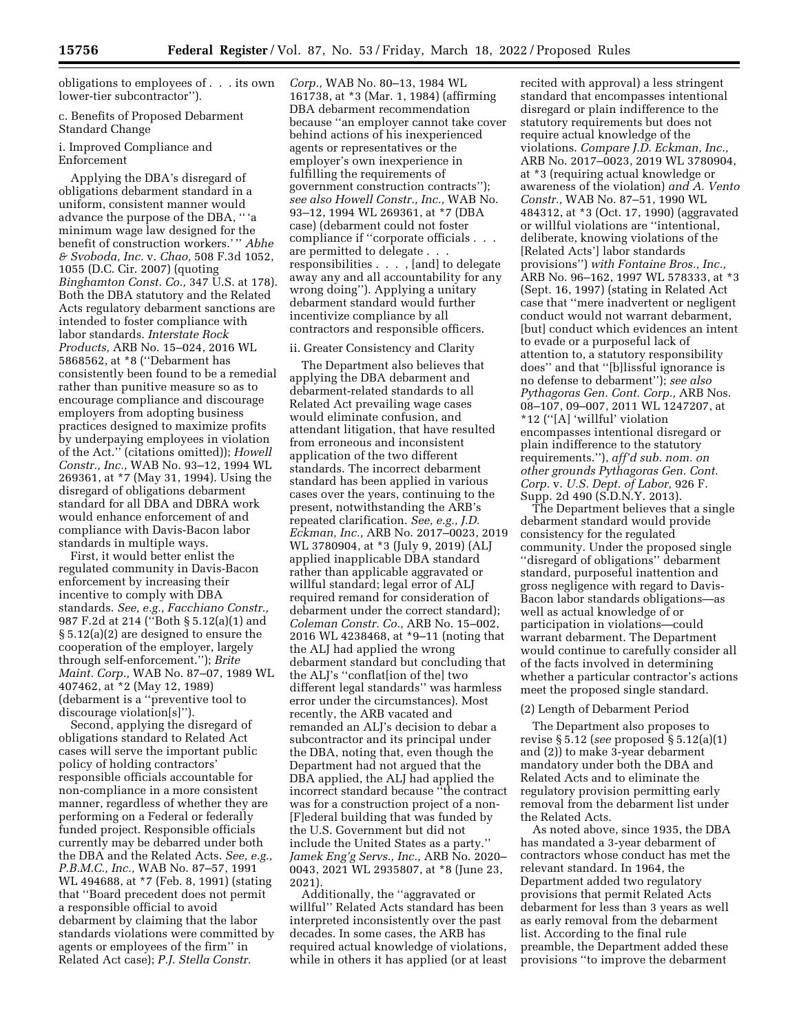obligations to employees of . . . its own lower-tier subcontractor'').

c. Benefits of Proposed Debarment Standard Change

i. Improved Compliance and Enforcement

Applying the DBA's disregard of obligations debarment standard in a uniform, consistent manner would advance the purpose of the DBA, '' 'a minimum wage law designed for the benefit of construction workers.' '' *Abhe & Svoboda, Inc.* v. *Chao,* 508 F.3d 1052, 1055 (D.C. Cir. 2007) (quoting *Binghamton Const. Co.,* 347 U.S. at 178). Both the DBA statutory and the Related Acts regulatory debarment sanctions are intended to foster compliance with labor standards. *Interstate Rock Products,* ARB No. 15–024, 2016 WL 5868562, at *8 (''Debarment has consistently been found to be a remedial rather than punitive measure so as to encourage compliance and discourage employers from adopting business practices designed to maximize profits by underpaying employees in violation of the Act.'' (citations omitted)); *Howell Constr., Inc.,* WAB No. 93–12, 1994 WL 269361, at *7 (May 31, 1994). Using the disregard of obligations debarment standard for all DBA and DBRA work would enhance enforcement of and compliance with Davis-Bacon labor standards in multiple ways.

First, it would better enlist the regulated community in Davis-Bacon enforcement by increasing their incentive to comply with DBA standards. *See, e.g., Facchiano Constr.,* 987 F.2d at 214 (''Both § 5.12(a)(1) and § 5.12(a)(2) are designed to ensure the cooperation of the employer, largely through self-enforcement.''); *Brite Maint. Corp.,* WAB No. 87–07, 1989 WL 407462, at *2 (May 12, 1989) (debarment is a ''preventive tool to discourage violation[s]'').

Second, applying the disregard of obligations standard to Related Act cases will serve the important public policy of holding contractors' responsible officials accountable for non-compliance in a more consistent manner, regardless of whether they are performing on a Federal or federally funded project. Responsible officials currently may be debarred under both the DBA and the Related Acts. *See, e.g., P.B.M.C., Inc.,* WAB No. 87–57, 1991 WL 494688, at *7 (Feb. 8, 1991) (stating that ''Board precedent does not permit a responsible official to avoid debarment by claiming that the labor standards violations were committed by agents or employees of the firm'' in Related Act case); *P.J. Stella Constr. Corp.,* WAB No. 80–13, 1984 WL 161738, at *3 (Mar. 1, 1984) (affirming DBA debarment recommendation because ''an employer cannot take cover behind actions of his inexperienced agents or representatives or the employer's own inexperience in fulfilling the requirements of government construction contracts''); *see also Howell Constr., Inc.,* WAB No. 93–12, 1994 WL 269361, at *7 (DBA case) (debarment could not foster compliance if ''corporate officials . . . are permitted to delegate . . . responsibilities . . . , [and] to delegate away any and all accountability for any wrong doing''). Applying a unitary debarment standard would further incentivize compliance by all contractors and responsible officers.

ii. Greater Consistency and Clarity

The Department also believes that applying the DBA debarment and debarment-related standards to all Related Act prevailing wage cases would eliminate confusion, and attendant litigation, that have resulted from erroneous and inconsistent application of the two different standards. The incorrect debarment standard has been applied in various cases over the years, continuing to the present, notwithstanding the ARB's repeated clarification. *See, e.g., J.D. Eckman, Inc.,* ARB No. 2017–0023, 2019 WL 3780904, at *3 (July 9, 2019) (ALJ applied inapplicable DBA standard rather than applicable aggravated or willful standard; legal error of ALJ required remand for consideration of debarment under the correct standard); *Coleman Constr. Co.,* ARB No. 15–002, 2016 WL 4238468, at *9–11 (noting that the ALJ had applied the wrong debarment standard but concluding that the ALJ's ''conflat[ion of the] two different legal standards'' was harmless error under the circumstances). Most recently, the ARB vacated and remanded an ALJ's decision to debar a subcontractor and its principal under the DBA, noting that, even though the Department had not argued that the DBA applied, the ALJ had applied the incorrect standard because ''the contract was for a construction project of a non-[F]ederal building that was funded by the U.S. Government but did not include the United States as a party.'' *Jamek Eng'g Servs., Inc.,* ARB No. 2020–0043, 2021 WL 2935807, at *8 (June 23, 2021).

Additionally, the ''aggravated or willful'' Related Acts standard has been interpreted inconsistently over the past decades. In some cases, the ARB has required actual knowledge of violations, while in others it has applied (or at least recited with approval) a less stringent standard that encompasses intentional disregard or plain indifference to the statutory requirements but does not require actual knowledge of the violations. *Compare J.D. Eckman, Inc.,* ARB No. 2017–0023, 2019 WL 3780904, at *3 (requiring actual knowledge or awareness of the violation) *and A. Vento Constr.,* WAB No. 87–51, 1990 WL 484312, at *3 (Oct. 17, 1990) (aggravated or willful violations are ''intentional, deliberate, knowing violations of the [Related Acts'] labor standards provisions'') *with Fontaine Bros., Inc.,* ARB No. 96–162, 1997 WL 578333, at *3 (Sept. 16, 1997) (stating in Related Act case that ''mere inadvertent or negligent conduct would not warrant debarment, [but] conduct which evidences an intent to evade or a purposeful lack of attention to, a statutory responsibility does'' and that ''[b]lissful ignorance is no defense to debarment''); *see also Pythagoras Gen. Cont. Corp.,* ARB Nos. 08–107, 09–007, 2011 WL 1247207, at *12 (''[A] 'willful' violation encompasses intentional disregard or plain indifference to the statutory requirements.''), *aff'd sub. nom. on other grounds Pythagoras Gen. Cont. Corp.* v. *U.S. Dept. of Labor,* 926 F. Supp. 2d 490 (S.D.N.Y. 2013).

The Department believes that a single debarment standard would provide consistency for the regulated community. Under the proposed single ''disregard of obligations'' debarment standard, purposeful inattention and gross negligence with regard to Davis-Bacon labor standards obligations—as well as actual knowledge of or participation in violations—could warrant debarment. The Department would continue to carefully consider all of the facts involved in determining whether a particular contractor's actions meet the proposed single standard.

(2) Length of Debarment Period

The Department also proposes to revise § 5.12 (*see* proposed § 5.12(a)(1) and (2)) to make 3-year debarment mandatory under both the DBA and Related Acts and to eliminate the regulatory provision permitting early removal from the debarment list under the Related Acts.

As noted above, since 1935, the DBA has mandated a 3-year debarment of contractors whose conduct has met the relevant standard. In 1964, the Department added two regulatory provisions that permit Related Acts debarment for less than 3 years as well as early removal from the debarment list. According to the final rule preamble, the Department added these provisions ''to improve the debarment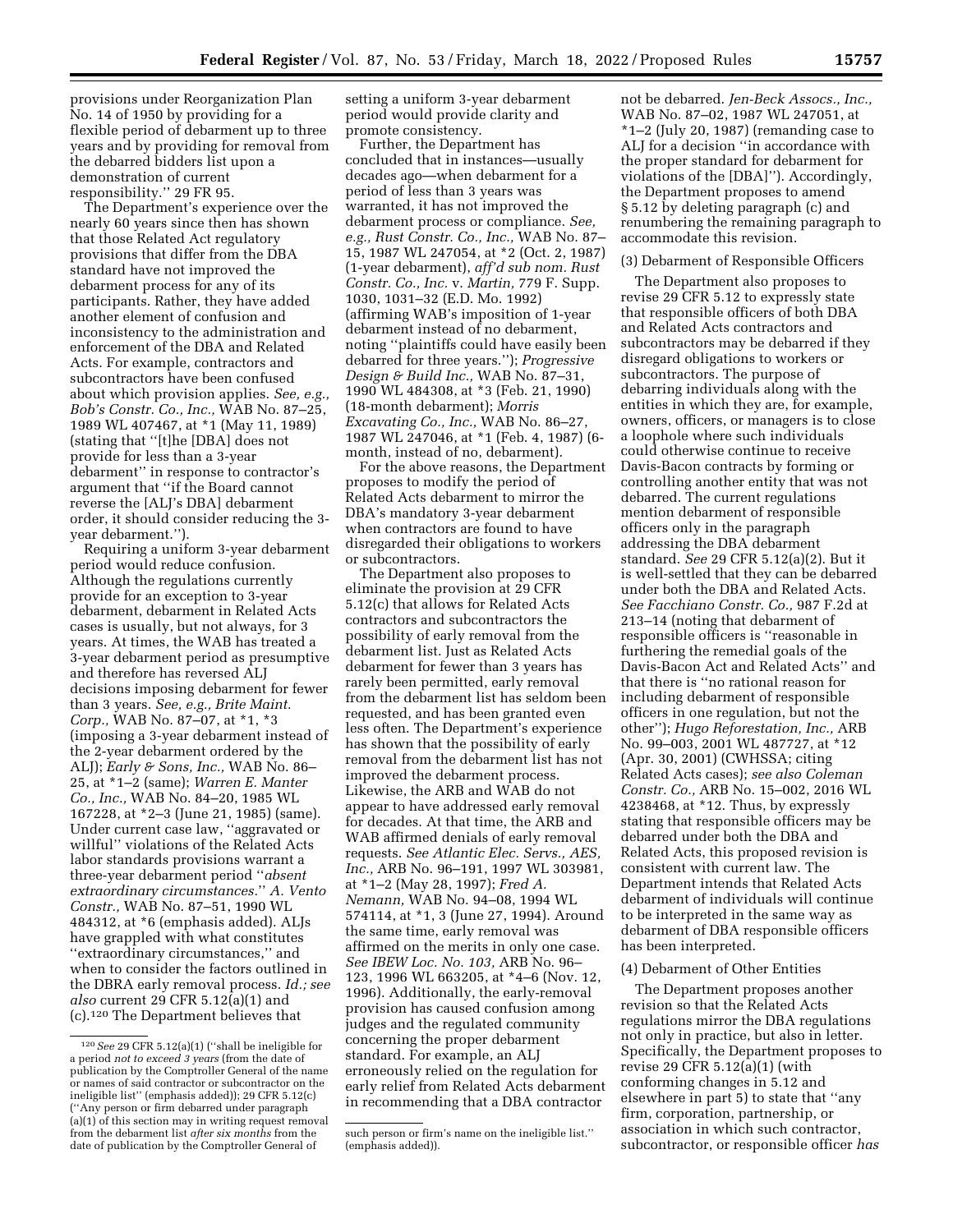provisions under Reorganization Plan No. 14 of 1950 by providing for a flexible period of debarment up to three years and by providing for removal from the debarred bidders list upon a demonstration of current responsibility.'' 29 FR 95.

The Department's experience over the nearly 60 years since then has shown that those Related Act regulatory provisions that differ from the DBA standard have not improved the debarment process for any of its participants. Rather, they have added another element of confusion and inconsistency to the administration and enforcement of the DBA and Related Acts. For example, contractors and subcontractors have been confused about which provision applies. *See, e.g., Bob's Constr. Co., Inc.,* WAB No. 87–25, 1989 WL 407467, at *1 (May 11, 1989) (stating that ''[t]he [DBA] does not provide for less than a 3-year debarment'' in response to contractor's argument that ''if the Board cannot reverse the [ALJ's DBA] debarment order, it should consider reducing the 3-year debarment.'').

Requiring a uniform 3-year debarment period would reduce confusion. Although the regulations currently provide for an exception to 3-year debarment, debarment in Related Acts cases is usually, but not always, for 3 years. At times, the WAB has treated a 3-year debarment period as presumptive and therefore has reversed ALJ decisions imposing debarment for fewer than 3 years. *See, e.g., Brite Maint. Corp.,* WAB No. 87–07, at *1, *3 (imposing a 3-year debarment instead of the 2-year debarment ordered by the ALJ); *Early & Sons, Inc.,* WAB No. 86–25, at *1–2 (same); *Warren E. Manter Co., Inc.,* WAB No. 84–20, 1985 WL 167228, at *2–3 (June 21, 1985) (same). Under current case law, ''aggravated or willful'' violations of the Related Acts labor standards provisions warrant a three-year debarment period ''*absent extraordinary circumstances.*'' *A. Vento Constr.,* WAB No. 87–51, 1990 WL 484312, at *6 (emphasis added). ALJs have grappled with what constitutes ''extraordinary circumstances,'' and when to consider the factors outlined in the DBRA early removal process. *Id.; see also* current 29 CFR 5.12(a)(1) and (c).[120] The Department believes that setting a uniform 3-year debarment period would provide clarity and promote consistency.

Further, the Department has concluded that in instances—usually decades ago—when debarment for a period of less than 3 years was warranted, it has not improved the debarment process or compliance. *See, e.g., Rust Constr. Co., Inc.,* WAB No. 87–15, 1987 WL 247054, at *2 (Oct. 2, 1987) (1-year debarment), *aff'd sub nom. Rust Constr. Co., Inc.* v. *Martin,* 779 F. Supp. 1030, 1031–32 (E.D. Mo. 1992) (affirming WAB's imposition of 1-year debarment instead of no debarment, noting ''plaintiffs could have easily been debarred for three years.''); *Progressive Design & Build Inc.,* WAB No. 87–31, 1990 WL 484308, at *3 (Feb. 21, 1990) (18-month debarment); *Morris Excavating Co., Inc.,* WAB No. 86–27, 1987 WL 247046, at *1 (Feb. 4, 1987) (6-month, instead of no, debarment).

For the above reasons, the Department proposes to modify the period of Related Acts debarment to mirror the DBA's mandatory 3-year debarment when contractors are found to have disregarded their obligations to workers or subcontractors.

The Department also proposes to eliminate the provision at 29 CFR 5.12(c) that allows for Related Acts contractors and subcontractors the possibility of early removal from the debarment list. Just as Related Acts debarment for fewer than 3 years has rarely been permitted, early removal from the debarment list has seldom been requested, and has been granted even less often. The Department's experience has shown that the possibility of early removal from the debarment list has not improved the debarment process. Likewise, the ARB and WAB do not appear to have addressed early removal for decades. At that time, the ARB and WAB affirmed denials of early removal requests. *See Atlantic Elec. Servs., AES, Inc.,* ARB No. 96–191, 1997 WL 303981, at *1–2 (May 28, 1997); *Fred A. Nemann,* WAB No. 94–08, 1994 WL 574114, at *1, 3 (June 27, 1994). Around the same time, early removal was affirmed on the merits in only one case. *See IBEW Loc. No. 103,* ARB No. 96–123, 1996 WL 663205, at *4–6 (Nov. 12, 1996). Additionally, the early-removal provision has caused confusion among judges and the regulated community concerning the proper debarment standard. For example, an ALJ erroneously relied on the regulation for early relief from Related Acts debarment in recommending that a DBA contractor not be debarred. *Jen-Beck Assocs., Inc.,* WAB No. 87–02, 1987 WL 247051, at *1–2 (July 20, 1987) (remanding case to ALJ for a decision ''in accordance with the proper standard for debarment for violations of the [DBA]''). Accordingly, the Department proposes to amend § 5.12 by deleting paragraph (c) and renumbering the remaining paragraph to accommodate this revision.

(3) Debarment of Responsible Officers

The Department also proposes to revise 29 CFR 5.12 to expressly state that responsible officers of both DBA and Related Acts contractors and subcontractors may be debarred if they disregard obligations to workers or subcontractors. The purpose of debarring individuals along with the entities in which they are, for example, owners, officers, or managers is to close a loophole where such individuals could otherwise continue to receive Davis-Bacon contracts by forming or controlling another entity that was not debarred. The current regulations mention debarment of responsible officers only in the paragraph addressing the DBA debarment standard. *See* 29 CFR 5.12(a)(2). But it is well-settled that they can be debarred under both the DBA and Related Acts. *See Facchiano Constr. Co.,* 987 F.2d at 213–14 (noting that debarment of responsible officers is ''reasonable in furthering the remedial goals of the Davis-Bacon Act and Related Acts'' and that there is ''no rational reason for including debarment of responsible officers in one regulation, but not the other''); *Hugo Reforestation, Inc.,* ARB No. 99–003, 2001 WL 487727, at *12 (Apr. 30, 2001) (CWHSSA; citing Related Acts cases); *see also Coleman Constr. Co.,* ARB No. 15–002, 2016 WL 4238468, at *12. Thus, by expressly stating that responsible officers may be debarred under both the DBA and Related Acts, this proposed revision is consistent with current law. The Department intends that Related Acts debarment of individuals will continue to be interpreted in the same way as debarment of DBA responsible officers has been interpreted.

(4) Debarment of Other Entities

The Department proposes another revision so that the Related Acts regulations mirror the DBA regulations not only in practice, but also in letter. Specifically, the Department proposes to revise 29 CFR 5.12(a)(1) (with conforming changes in 5.12 and elsewhere in part 5) to state that ''any firm, corporation, partnership, or association in which such contractor, subcontractor, or responsible officer *has*

[120] *See* 29 CFR 5.12(a)(1) (''shall be ineligible for a period *not to exceed 3 years* (from the date of publication by the Comptroller General of the name or names of said contractor or subcontractor on the ineligible list'' (emphasis added)); 29 CFR 5.12(c) (''Any person or firm debarred under paragraph (a)(1) of this section may in writing request removal from the debarment list *after six months* from the date of publication by the Comptroller General of such person or firm's name on the ineligible list.'' (emphasis added)).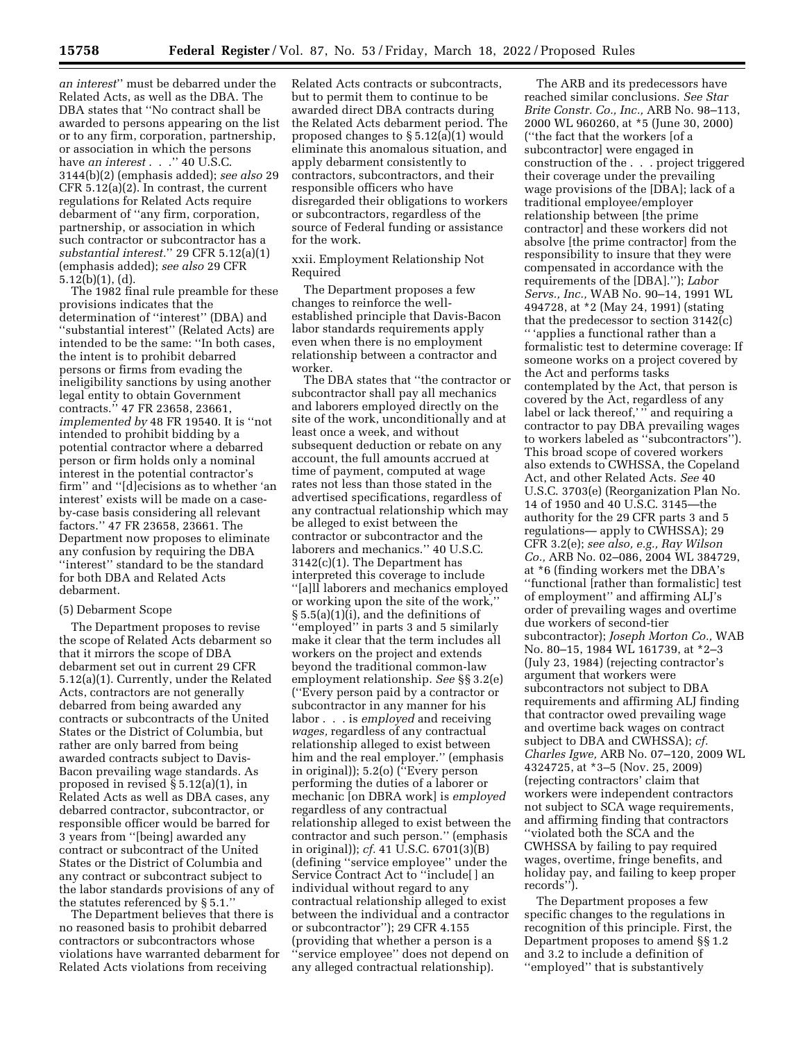*an interest*'' must be debarred under the Related Acts, as well as the DBA. The DBA states that ''No contract shall be awarded to persons appearing on the list or to any firm, corporation, partnership, or association in which the persons have *an interest* . . .'' 40 U.S.C. 3144(b)(2) (emphasis added); *see also* 29 CFR 5.12(a)(2). In contrast, the current regulations for Related Acts require debarment of ''any firm, corporation, partnership, or association in which such contractor or subcontractor has a *substantial interest.*'' 29 CFR 5.12(a)(1) (emphasis added); *see also* 29 CFR 5.12(b)(1), (d).

The 1982 final rule preamble for these provisions indicates that the determination of ''interest'' (DBA) and ''substantial interest'' (Related Acts) are intended to be the same: ''In both cases, the intent is to prohibit debarred persons or firms from evading the ineligibility sanctions by using another legal entity to obtain Government contracts.'' 47 FR 23658, 23661, *implemented by* 48 FR 19540. It is ''not intended to prohibit bidding by a potential contractor where a debarred person or firm holds only a nominal interest in the potential contractor's firm'' and ''[d]ecisions as to whether 'an interest' exists will be made on a case-by-case basis considering all relevant factors.'' 47 FR 23658, 23661. The Department now proposes to eliminate any confusion by requiring the DBA ''interest'' standard to be the standard for both DBA and Related Acts debarment.

(5) Debarment Scope

The Department proposes to revise the scope of Related Acts debarment so that it mirrors the scope of DBA debarment set out in current 29 CFR 5.12(a)(1). Currently, under the Related Acts, contractors are not generally debarred from being awarded any contracts or subcontracts of the United States or the District of Columbia, but rather are only barred from being awarded contracts subject to Davis-Bacon prevailing wage standards. As proposed in revised § 5.12(a)(1), in Related Acts as well as DBA cases, any debarred contractor, subcontractor, or responsible officer would be barred for 3 years from ''[being] awarded any contract or subcontract of the United States or the District of Columbia and any contract or subcontract subject to the labor standards provisions of any of the statutes referenced by § 5.1.''

The Department believes that there is no reasoned basis to prohibit debarred contractors or subcontractors whose violations have warranted debarment for Related Acts violations from receiving Related Acts contracts or subcontracts, but to permit them to continue to be awarded direct DBA contracts during the Related Acts debarment period. The proposed changes to § 5.12(a)(1) would eliminate this anomalous situation, and apply debarment consistently to contractors, subcontractors, and their responsible officers who have disregarded their obligations to workers or subcontractors, regardless of the source of Federal funding or assistance for the work.

xxii. Employment Relationship Not Required

The Department proposes a few changes to reinforce the well-established principle that Davis-Bacon labor standards requirements apply even when there is no employment relationship between a contractor and worker.

The DBA states that ''the contractor or subcontractor shall pay all mechanics and laborers employed directly on the site of the work, unconditionally and at least once a week, and without subsequent deduction or rebate on any account, the full amounts accrued at time of payment, computed at wage rates not less than those stated in the advertised specifications, regardless of any contractual relationship which may be alleged to exist between the contractor or subcontractor and the laborers and mechanics.'' 40 U.S.C. 3142(c)(1). The Department has interpreted this coverage to include ''[a]ll laborers and mechanics employed or working upon the site of the work,'' § 5.5(a)(1)(i), and the definitions of ''employed'' in parts 3 and 5 similarly make it clear that the term includes all workers on the project and extends beyond the traditional common-law employment relationship. *See* §§ 3.2(e) (''Every person paid by a contractor or subcontractor in any manner for his labor . . . is *employed* and receiving *wages,* regardless of any contractual relationship alleged to exist between him and the real employer.'' (emphasis in original)); 5.2(o) (''Every person performing the duties of a laborer or mechanic [on DBRA work] is *employed* regardless of any contractual relationship alleged to exist between the contractor and such person.'' (emphasis in original)); *cf.* 41 U.S.C. 6701(3)(B) (defining ''service employee'' under the Service Contract Act to ''include[ ] an individual without regard to any contractual relationship alleged to exist between the individual and a contractor or subcontractor''); 29 CFR 4.155 (providing that whether a person is a ''service employee'' does not depend on any alleged contractual relationship).

The ARB and its predecessors have reached similar conclusions. *See Star Brite Constr. Co., Inc.,* ARB No. 98–113, 2000 WL 960260, at *5 (June 30, 2000) (''the fact that the workers [of a subcontractor] were engaged in construction of the . . . project triggered their coverage under the prevailing wage provisions of the [DBA]; lack of a traditional employee/employer relationship between [the prime contractor] and these workers did not absolve [the prime contractor] from the responsibility to insure that they were compensated in accordance with the requirements of the [DBA].''); *Labor Servs., Inc.,* WAB No. 90–14, 1991 WL 494728, at *2 (May 24, 1991) (stating that the predecessor to section 3142(c) '' 'applies a functional rather than a formalistic test to determine coverage: If someone works on a project covered by the Act and performs tasks contemplated by the Act, that person is covered by the Act, regardless of any label or lack thereof,' '' and requiring a contractor to pay DBA prevailing wages to workers labeled as ''subcontractors''). This broad scope of covered workers also extends to CWHSSA, the Copeland Act, and other Related Acts. *See* 40 U.S.C. 3703(e) (Reorganization Plan No. 14 of 1950 and 40 U.S.C. 3145—the authority for the 29 CFR parts 3 and 5 regulations— apply to CWHSSA); 29 CFR 3.2(e); *see also, e.g., Ray Wilson Co.,* ARB No. 02–086, 2004 WL 384729, at *6 (finding workers met the DBA's ''functional [rather than formalistic] test of employment'' and affirming ALJ's order of prevailing wages and overtime due workers of second-tier subcontractor); *Joseph Morton Co.,* WAB No. 80–15, 1984 WL 161739, at *2–3 (July 23, 1984) (rejecting contractor's argument that workers were subcontractors not subject to DBA requirements and affirming ALJ finding that contractor owed prevailing wage and overtime back wages on contract subject to DBA and CWHSSA); *cf. Charles Igwe,* ARB No. 07–120, 2009 WL 4324725, at *3–5 (Nov. 25, 2009) (rejecting contractors' claim that workers were independent contractors not subject to SCA wage requirements, and affirming finding that contractors ''violated both the SCA and the CWHSSA by failing to pay required wages, overtime, fringe benefits, and holiday pay, and failing to keep proper records'').

The Department proposes a few specific changes to the regulations in recognition of this principle. First, the Department proposes to amend §§ 1.2 and 3.2 to include a definition of ''employed'' that is substantively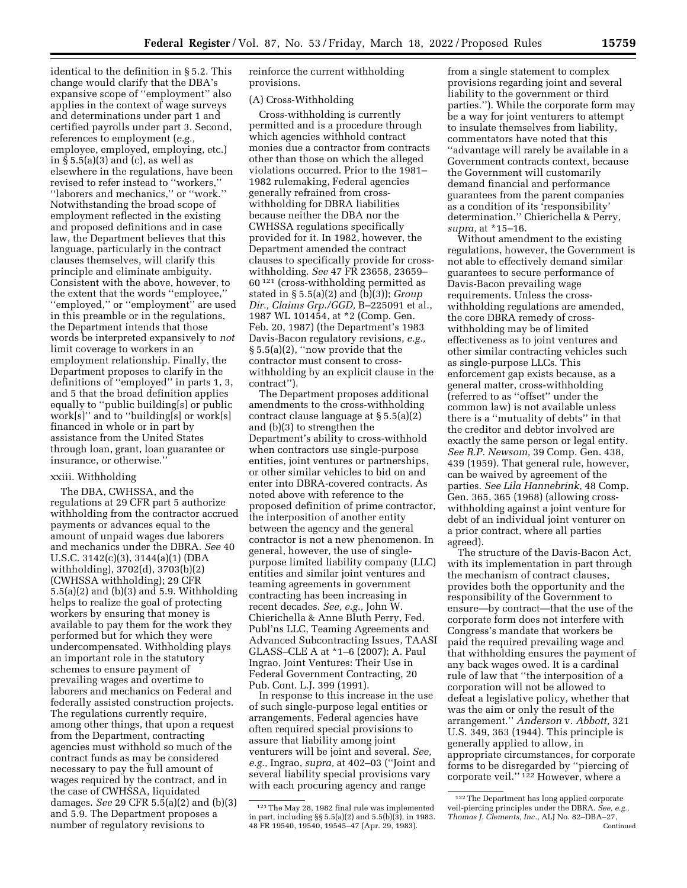identical to the definition in § 5.2. This change would clarify that the DBA's expansive scope of ''employment'' also applies in the context of wage surveys and determinations under part 1 and certified payrolls under part 3. Second, references to employment (*e.g.,* employee, employed, employing, etc.) in § 5.5(a)(3) and (c), as well as elsewhere in the regulations, have been revised to refer instead to ''workers,'' ''laborers and mechanics,'' or ''work.'' Notwithstanding the broad scope of employment reflected in the existing and proposed definitions and in case law, the Department believes that this language, particularly in the contract clauses themselves, will clarify this principle and eliminate ambiguity. Consistent with the above, however, to the extent that the words ''employee,'' ''employed,'' or ''employment'' are used in this preamble or in the regulations, the Department intends that those words be interpreted expansively to *not* limit coverage to workers in an employment relationship. Finally, the Department proposes to clarify in the definitions of ''employed'' in parts 1, 3, and 5 that the broad definition applies equally to ''public building[s] or public work[s]'' and to ''building[s] or work[s] financed in whole or in part by assistance from the United States through loan, grant, loan guarantee or insurance, or otherwise.''

xxiii. Withholding

The DBA, CWHSSA, and the regulations at 29 CFR part 5 authorize withholding from the contractor accrued payments or advances equal to the amount of unpaid wages due laborers and mechanics under the DBRA. *See* 40 U.S.C. 3142(c)(3), 3144(a)(1) (DBA withholding), 3702(d), 3703(b)(2) (CWHSSA withholding); 29 CFR 5.5(a)(2) and (b)(3) and 5.9. Withholding helps to realize the goal of protecting workers by ensuring that money is available to pay them for the work they performed but for which they were undercompensated. Withholding plays an important role in the statutory schemes to ensure payment of prevailing wages and overtime to laborers and mechanics on Federal and federally assisted construction projects. The regulations currently require, among other things, that upon a request from the Department, contracting agencies must withhold so much of the contract funds as may be considered necessary to pay the full amount of wages required by the contract, and in the case of CWHSSA, liquidated damages. *See* 29 CFR 5.5(a)(2) and (b)(3) and 5.9. The Department proposes a number of regulatory revisions to reinforce the current withholding provisions.

(A) Cross-Withholding

Cross-withholding is currently permitted and is a procedure through which agencies withhold contract monies due a contractor from contracts other than those on which the alleged violations occurred. Prior to the 1981–1982 rulemaking, Federal agencies generally refrained from cross-withholding for DBRA liabilities because neither the DBA nor the CWHSSA regulations specifically provided for it. In 1982, however, the Department amended the contract clauses to specifically provide for cross-withholding. *See* 47 FR 23658, 23659–60 [121] (cross-withholding permitted as stated in § 5.5(a)(2) and (b)(3)); *Group Dir., Claims Grp./GGD,* B–225091 et al., 1987 WL 101454, at *2 (Comp. Gen. Feb. 20, 1987) (the Department's 1983 Davis-Bacon regulatory revisions, *e.g.,* § 5.5(a)(2), ''now provide that the contractor must consent to cross-withholding by an explicit clause in the contract'').

The Department proposes additional amendments to the cross-withholding contract clause language at § 5.5(a)(2) and (b)(3) to strengthen the Department's ability to cross-withhold when contractors use single-purpose entities, joint ventures or partnerships, or other similar vehicles to bid on and enter into DBRA-covered contracts. As noted above with reference to the proposed definition of prime contractor, the interposition of another entity between the agency and the general contractor is not a new phenomenon. In general, however, the use of single-purpose limited liability company (LLC) entities and similar joint ventures and teaming agreements in government contracting has been increasing in recent decades. *See, e.g.,* John W. Chierichella & Anne Bluth Perry, Fed. Publ'ns LLC, Teaming Agreements and Advanced Subcontracting Issues, TAASI GLASS–CLE A at *1–6 (2007); A. Paul Ingrao, Joint Ventures: Their Use in Federal Government Contracting, 20 Pub. Cont. L.J. 399 (1991).

In response to this increase in the use of such single-purpose legal entities or arrangements, Federal agencies have often required special provisions to assure that liability among joint venturers will be joint and several. *See, e.g.,* Ingrao, *supra,* at 402–03 (''Joint and several liability special provisions vary with each procuring agency and range from a single statement to complex provisions regarding joint and several liability to the government or third parties.''). While the corporate form may be a way for joint venturers to attempt to insulate themselves from liability, commentators have noted that this ''advantage will rarely be available in a Government contracts context, because the Government will customarily demand financial and performance guarantees from the parent companies as a condition of its 'responsibility' determination.'' Chierichella & Perry, *supra,* at *15–16.

Without amendment to the existing regulations, however, the Government is not able to effectively demand similar guarantees to secure performance of Davis-Bacon prevailing wage requirements. Unless the cross-withholding regulations are amended, the core DBRA remedy of cross-withholding may be of limited effectiveness as to joint ventures and other similar contracting vehicles such as single-purpose LLCs. This enforcement gap exists because, as a general matter, cross-withholding (referred to as ''offset'' under the common law) is not available unless there is a ''mutuality of debts'' in that the creditor and debtor involved are exactly the same person or legal entity. *See R.P. Newsom,* 39 Comp. Gen. 438, 439 (1959). That general rule, however, can be waived by agreement of the parties. *See Lila Hannebrink,* 48 Comp. Gen. 365, 365 (1968) (allowing cross-withholding against a joint venture for debt of an individual joint venturer on a prior contract, where all parties agreed).

The structure of the Davis-Bacon Act, with its implementation in part through the mechanism of contract clauses, provides both the opportunity and the responsibility of the Government to ensure—by contract—that the use of the corporate form does not interfere with Congress's mandate that workers be paid the required prevailing wage and that withholding ensures the payment of any back wages owed. It is a cardinal rule of law that ''the interposition of a corporation will not be allowed to defeat a legislative policy, whether that was the aim or only the result of the arrangement.'' *Anderson* v. *Abbott,* 321 U.S. 349, 363 (1944). This principle is generally applied to allow, in appropriate circumstances, for corporate forms to be disregarded by ''piercing of corporate veil.'' [122] However, where a

[121] The May 28, 1982 final rule was implemented in part, including §§ 5.5(a)(2) and 5.5(b)(3), in 1983. 48 FR 19540, 19540, 19545–47 (Apr. 29, 1983).

[122] The Department has long applied corporate veil-piercing principles under the DBRA. *See, e.g., Thomas J. Clements, Inc.,* ALJ No. 82–DBA–27, Continued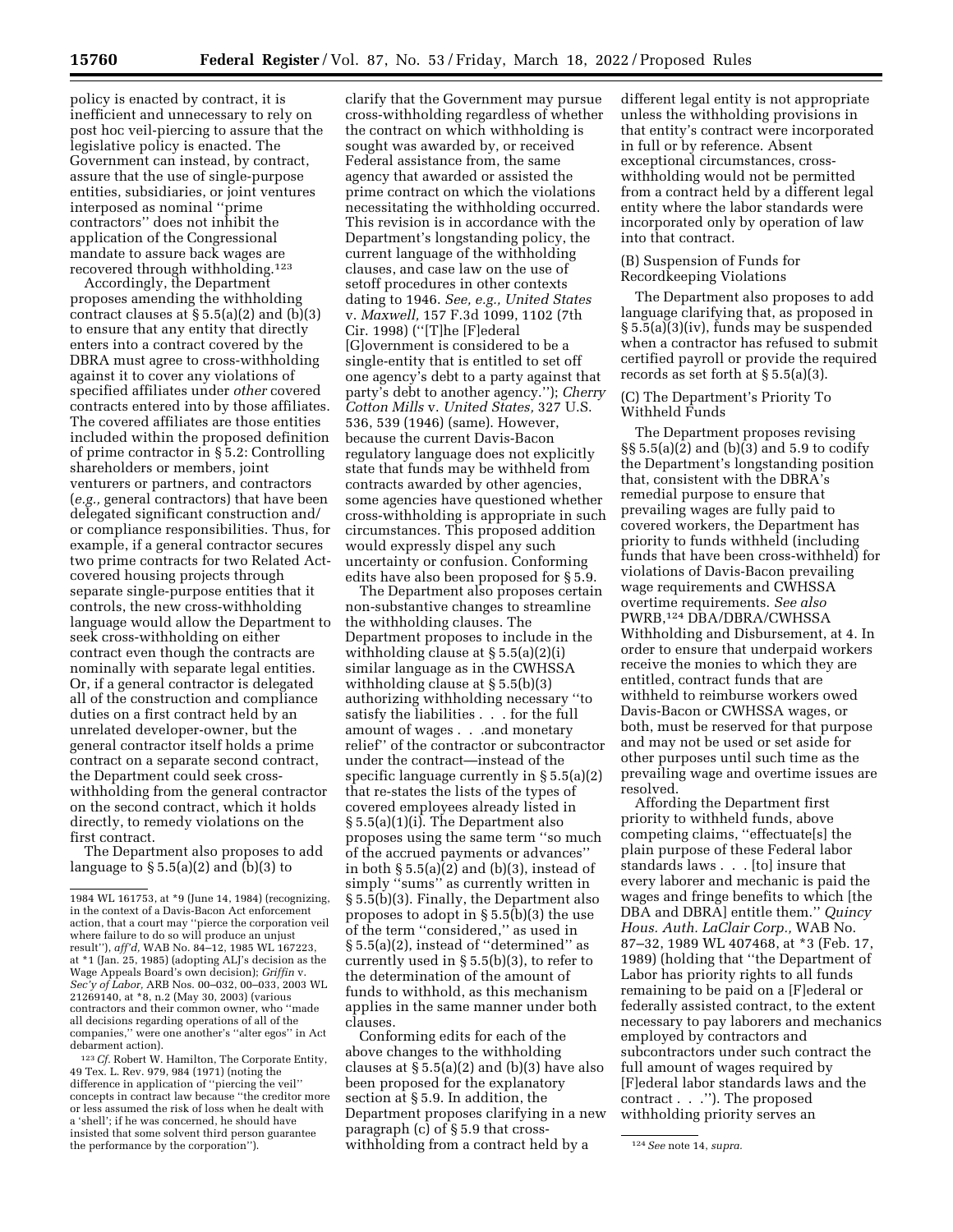policy is enacted by contract, it is inefficient and unnecessary to rely on post hoc veil-piercing to assure that the legislative policy is enacted. The Government can instead, by contract, assure that the use of single-purpose entities, subsidiaries, or joint ventures interposed as nominal ''prime contractors'' does not inhibit the application of the Congressional mandate to assure back wages are recovered through withholding.[123]

Accordingly, the Department proposes amending the withholding contract clauses at § 5.5(a)(2) and (b)(3) to ensure that any entity that directly enters into a contract covered by the DBRA must agree to cross-withholding against it to cover any violations of specified affiliates under *other* covered contracts entered into by those affiliates. The covered affiliates are those entities included within the proposed definition of prime contractor in § 5.2: Controlling shareholders or members, joint venturers or partners, and contractors (*e.g.,* general contractors) that have been delegated significant construction and/or compliance responsibilities. Thus, for example, if a general contractor secures two prime contracts for two Related Act-covered housing projects through separate single-purpose entities that it controls, the new cross-withholding language would allow the Department to seek cross-withholding on either contract even though the contracts are nominally with separate legal entities. Or, if a general contractor is delegated all of the construction and compliance duties on a first contract held by an unrelated developer-owner, but the general contractor itself holds a prime contract on a separate second contract, the Department could seek cross-withholding from the general contractor on the second contract, which it holds directly, to remedy violations on the first contract.

The Department also proposes to add language to § 5.5(a)(2) and (b)(3) to clarify that the Government may pursue cross-withholding regardless of whether the contract on which withholding is sought was awarded by, or received Federal assistance from, the same agency that awarded or assisted the prime contract on which the violations necessitating the withholding occurred. This revision is in accordance with the Department's longstanding policy, the current language of the withholding clauses, and case law on the use of setoff procedures in other contexts dating to 1946. *See, e.g., United States* v. *Maxwell,* 157 F.3d 1099, 1102 (7th Cir. 1998) (''[T]he [F]ederal [G]overnment is considered to be a single-entity that is entitled to set off one agency's debt to a party against that party's debt to another agency.''); *Cherry Cotton Mills* v. *United States,* 327 U.S. 536, 539 (1946) (same). However, because the current Davis-Bacon regulatory language does not explicitly state that funds may be withheld from contracts awarded by other agencies, some agencies have questioned whether cross-withholding is appropriate in such circumstances. This proposed addition would expressly dispel any such uncertainty or confusion. Conforming edits have also been proposed for § 5.9.

The Department also proposes certain non-substantive changes to streamline the withholding clauses. The Department proposes to include in the withholding clause at § 5.5(a)(2)(i) similar language as in the CWHSSA withholding clause at § 5.5(b)(3) authorizing withholding necessary ''to satisfy the liabilities . . . for the full amount of wages . . .and monetary relief'' of the contractor or subcontractor under the contract—instead of the specific language currently in § 5.5(a)(2) that re-states the lists of the types of covered employees already listed in § 5.5(a)(1)(i). The Department also proposes using the same term ''so much of the accrued payments or advances'' in both § 5.5(a)(2) and (b)(3), instead of simply ''sums'' as currently written in § 5.5(b)(3). Finally, the Department also proposes to adopt in § 5.5(b)(3) the use of the term ''considered,'' as used in § 5.5(a)(2), instead of ''determined'' as currently used in § 5.5(b)(3), to refer to the determination of the amount of funds to withhold, as this mechanism applies in the same manner under both clauses.

Conforming edits for each of the above changes to the withholding clauses at § 5.5(a)(2) and (b)(3) have also been proposed for the explanatory section at § 5.9. In addition, the Department proposes clarifying in a new paragraph (c) of § 5.9 that cross-withholding from a contract held by a different legal entity is not appropriate unless the withholding provisions in that entity's contract were incorporated in full or by reference. Absent exceptional circumstances, cross-withholding would not be permitted from a contract held by a different legal entity where the labor standards were incorporated only by operation of law into that contract.

(B) Suspension of Funds for Recordkeeping Violations

The Department also proposes to add language clarifying that, as proposed in § 5.5(a)(3)(iv), funds may be suspended when a contractor has refused to submit certified payroll or provide the required records as set forth at § 5.5(a)(3).

(C) The Department's Priority To Withheld Funds

The Department proposes revising §§ 5.5(a)(2) and (b)(3) and 5.9 to codify the Department's longstanding position that, consistent with the DBRA's remedial purpose to ensure that prevailing wages are fully paid to covered workers, the Department has priority to funds withheld (including funds that have been cross-withheld) for violations of Davis-Bacon prevailing wage requirements and CWHSSA overtime requirements. *See also* PWRB,[124] DBA/DBRA/CWHSSA Withholding and Disbursement, at 4. In order to ensure that underpaid workers receive the monies to which they are entitled, contract funds that are withheld to reimburse workers owed Davis-Bacon or CWHSSA wages, or both, must be reserved for that purpose and may not be used or set aside for other purposes until such time as the prevailing wage and overtime issues are resolved.

Affording the Department first priority to withheld funds, above competing claims, ''effectuate[s] the plain purpose of these Federal labor standards laws . . . [to] insure that every laborer and mechanic is paid the wages and fringe benefits to which [the DBA and DBRA] entitle them.'' *Quincy Hous. Auth. LaClair Corp.,* WAB No. 87–32, 1989 WL 407468, at *3 (Feb. 17, 1989) (holding that ''the Department of Labor has priority rights to all funds remaining to be paid on a [F]ederal or federally assisted contract, to the extent necessary to pay laborers and mechanics employed by contractors and subcontractors under such contract the full amount of wages required by [F]ederal labor standards laws and the contract . . .''). The proposed withholding priority serves an

1984 WL 161753, at *9 (June 14, 1984) (recognizing, in the context of a Davis-Bacon Act enforcement action, that a court may ''pierce the corporation veil where failure to do so will produce an unjust result''), *aff'd,* WAB No. 84–12, 1985 WL 167223, at *1 (Jan. 25, 1985) (adopting ALJ's decision as the Wage Appeals Board's own decision); *Griffin* v. *Sec'y of Labor,* ARB Nos. 00–032, 00–033, 2003 WL 21269140, at *8, n.2 (May 30, 2003) (various contractors and their common owner, who ''made all decisions regarding operations of all of the companies,'' were one another's ''alter egos'' in Act debarment action).

[123] *Cf.* Robert W. Hamilton, The Corporate Entity, 49 Tex. L. Rev. 979, 984 (1971) (noting the difference in application of ''piercing the veil'' concepts in contract law because ''the creditor more or less assumed the risk of loss when he dealt with a 'shell'; if he was concerned, he should have insisted that some solvent third person guarantee the performance by the corporation'').

[124] *See* note 14, *supra.*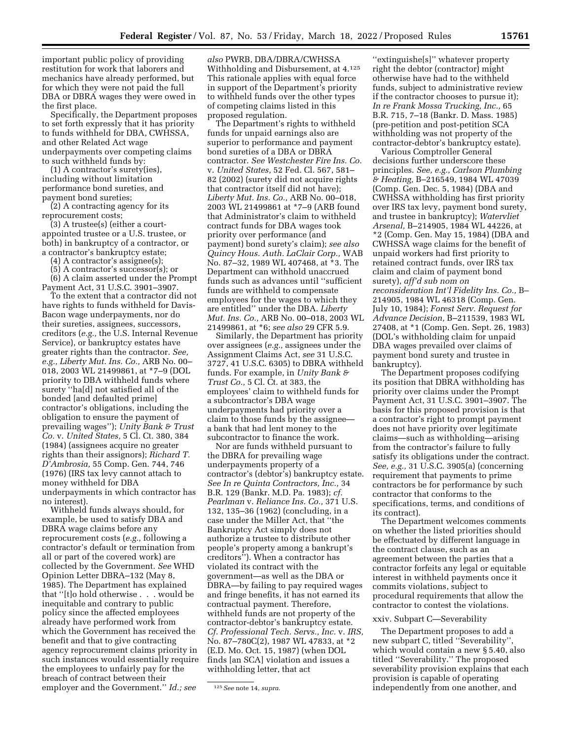important public policy of providing restitution for work that laborers and mechanics have already performed, but for which they were not paid the full DBA or DBRA wages they were owed in the first place.

Specifically, the Department proposes to set forth expressly that it has priority to funds withheld for DBA, CWHSSA, and other Related Act wage underpayments over competing claims to such withheld funds by:

(1) A contractor's surety(ies), including without limitation performance bond sureties, and payment bond sureties;

(2) A contracting agency for its reprocurement costs;

(3) A trustee(s) (either a court-appointed trustee or a U.S. trustee, or both) in bankruptcy of a contractor, or a contractor's bankruptcy estate;

(4) A contractor's assignee(s);

(5) A contractor's successor(s); or

(6) A claim asserted under the Prompt Payment Act, 31 U.S.C. 3901–3907.

To the extent that a contractor did not have rights to funds withheld for Davis-Bacon wage underpayments, nor do their sureties, assignees, successors, creditors (*e.g.,* the U.S. Internal Revenue Service), or bankruptcy estates have greater rights than the contractor. *See, e.g., Liberty Mut. Ins. Co.,* ARB No. 00–018, 2003 WL 21499861, at *7–9 (DOL priority to DBA withheld funds where surety ''ha[d] not satisfied all of the bonded [and defaulted prime] contractor's obligations, including the obligation to ensure the payment of prevailing wages''); *Unity Bank & Trust Co.* v. *United States,* 5 Cl. Ct. 380, 384 (1984) (assignees acquire no greater rights than their assignors); *Richard T. D'Ambrosia,* 55 Comp. Gen. 744, 746 (1976) (IRS tax levy cannot attach to money withheld for DBA underpayments in which contractor has no interest).

Withheld funds always should, for example, be used to satisfy DBA and DBRA wage claims before any reprocurement costs (*e.g.,* following a contractor's default or termination from all or part of the covered work) are collected by the Government. *See* WHD Opinion Letter DBRA–132 (May 8, 1985). The Department has explained that ''[t]o hold otherwise . . . would be inequitable and contrary to public policy since the affected employees already have performed work from which the Government has received the benefit and that to give contracting agency reprocurement claims priority in such instances would essentially require the employees to unfairly pay for the breach of contract between their employer and the Government.'' *Id.; see also* PWRB, DBA/DBRA/CWHSSA Withholding and Disbursement, at 4.[125] This rationale applies with equal force in support of the Department's priority to withheld funds over the other types of competing claims listed in this proposed regulation.

The Department's rights to withheld funds for unpaid earnings also are superior to performance and payment bond sureties of a DBA or DBRA contractor. *See Westchester Fire Ins. Co.* v. *United States,* 52 Fed. Cl. 567, 581–82 (2002) (surety did not acquire rights that contractor itself did not have); *Liberty Mut. Ins. Co.,* ARB No. 00–018, 2003 WL 21499861 at *7–9 (ARB found that Administrator's claim to withheld contract funds for DBA wages took priority over performance (and payment) bond surety's claim); *see also Quincy Hous. Auth. LaClair Corp.,* WAB No. 87–32, 1989 WL 407468, at *3. The Department can withhold unaccrued funds such as advances until ''sufficient funds are withheld to compensate employees for the wages to which they are entitled'' under the DBA. *Liberty Mut. Ins. Co.,* ARB No. 00–018, 2003 WL 21499861, at *6; *see also* 29 CFR 5.9.

Similarly, the Department has priority over assignees (*e.g.,* assignees under the Assignment Claims Act, *see* 31 U.S.C. 3727, 41 U.S.C. 6305) to DBRA withheld funds. For example, in *Unity Bank & Trust Co.,* 5 Cl. Ct. at 383, the employees' claim to withheld funds for a subcontractor's DBA wage underpayments had priority over a claim to those funds by the assignee—a bank that had lent money to the subcontractor to finance the work.

Nor are funds withheld pursuant to the DBRA for prevailing wage underpayments property of a contractor's (debtor's) bankruptcy estate. *See In re Quinta Contractors, Inc.,* 34 B.R. 129 (Bankr. M.D. Pa. 1983); *cf. Pearlman* v. *Reliance Ins. Co.,* 371 U.S. 132, 135–36 (1962) (concluding, in a case under the Miller Act, that ''the Bankruptcy Act simply does not authorize a trustee to distribute other people's property among a bankrupt's creditors''). When a contractor has violated its contract with the government—as well as the DBA or DBRA—by failing to pay required wages and fringe benefits, it has not earned its contractual payment. Therefore, withheld funds are not property of the contractor-debtor's bankruptcy estate. *Cf. Professional Tech. Servs., Inc.* v. *IRS,* No. 87–780C(2), 1987 WL 47833, at *2 (E.D. Mo. Oct. 15, 1987) (when DOL finds [an SCA] violation and issues a withholding letter, that act ''extinguishe[s]'' whatever property right the debtor (contractor) might otherwise have had to the withheld funds, subject to administrative review if the contractor chooses to pursue it); *In re Frank Mossa Trucking, Inc.,* 65 B.R. 715, 7–18 (Bankr. D. Mass. 1985) (pre-petition and post-petition SCA withholding was not property of the contractor-debtor's bankruptcy estate).

Various Comptroller General decisions further underscore these principles. *See, e.g., Carlson Plumbing & Heating,* B–216549, 1984 WL 47039 (Comp. Gen. Dec. 5, 1984) (DBA and CWHSSA withholding has first priority over IRS tax levy, payment bond surety, and trustee in bankruptcy); *Watervliet Arsenal,* B–214905, 1984 WL 44226, at *2 (Comp. Gen. May 15, 1984) (DBA and CWHSSA wage claims for the benefit of unpaid workers had first priority to retained contract funds, over IRS tax claim and claim of payment bond surety), *aff'd sub nom on reconsideration Int'l Fidelity Ins. Co.,* B–214905, 1984 WL 46318 (Comp. Gen. July 10, 1984); *Forest Serv. Request for Advance Decision,* B–211539, 1983 WL 27408, at *1 (Comp. Gen. Sept. 26, 1983) (DOL's withholding claim for unpaid DBA wages prevailed over claims of payment bond surety and trustee in bankruptcy).

The Department proposes codifying its position that DBRA withholding has priority over claims under the Prompt Payment Act, 31 U.S.C. 3901–3907. The basis for this proposed provision is that a contractor's right to prompt payment does not have priority over legitimate claims—such as withholding—arising from the contractor's failure to fully satisfy its obligations under the contract. *See, e.g.,* 31 U.S.C. 3905(a) (concerning requirement that payments to prime contractors be for performance by such contractor that conforms to the specifications, terms, and conditions of its contract).

The Department welcomes comments on whether the listed priorities should be effectuated by different language in the contract clause, such as an agreement between the parties that a contractor forfeits any legal or equitable interest in withheld payments once it commits violations, subject to procedural requirements that allow the contractor to contest the violations.

xxiv. Subpart C—Severability

The Department proposes to add a new subpart C, titled ''Severability'', which would contain a new § 5.40, also titled ''Severability.'' The proposed severability provision explains that each provision is capable of operating independently from one another, and

[125] *See* note 14, *supra.*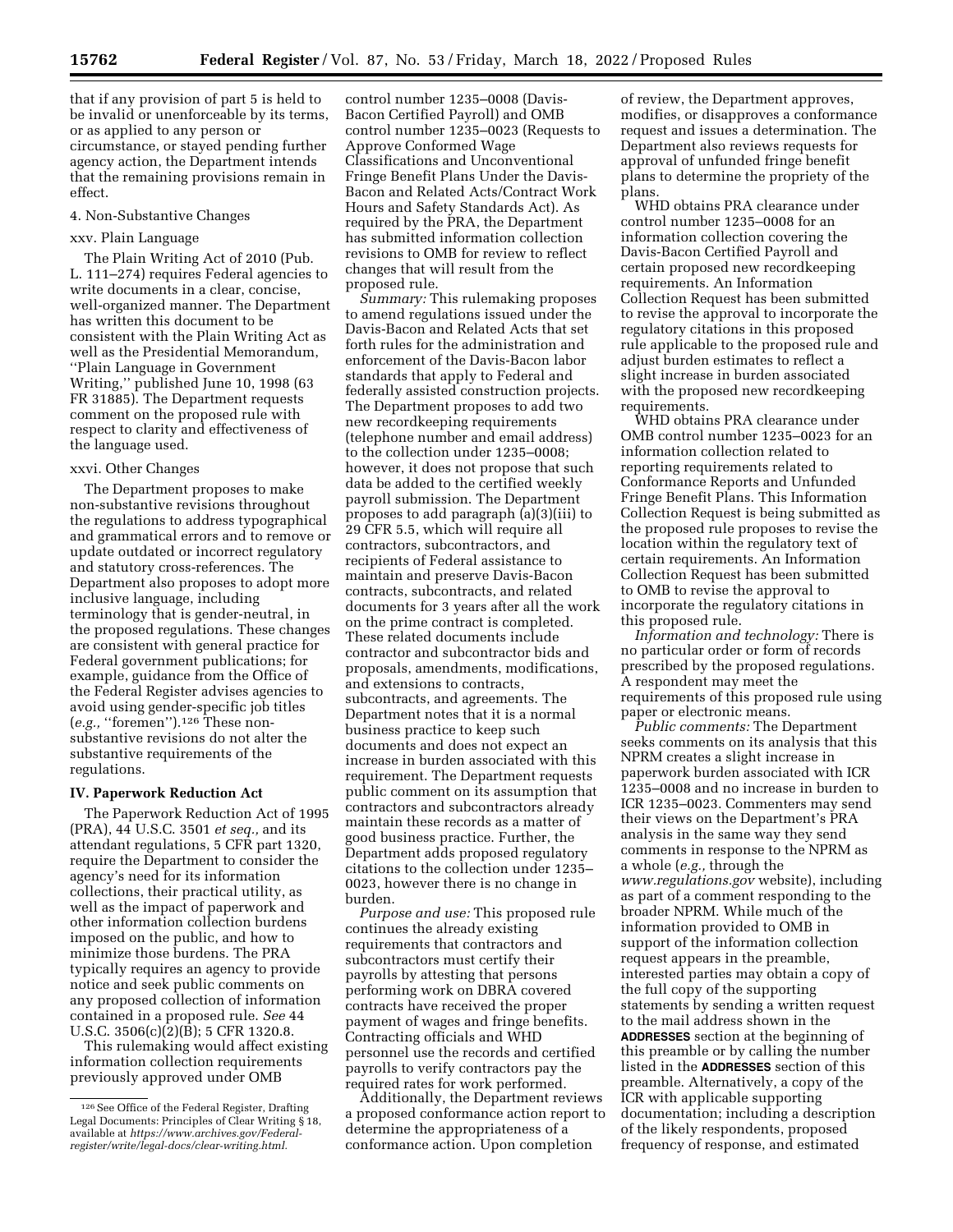that if any provision of part 5 is held to be invalid or unenforceable by its terms, or as applied to any person or circumstance, or stayed pending further agency action, the Department intends that the remaining provisions remain in effect.

4. Non-Substantive Changes

xxv. Plain Language

The Plain Writing Act of 2010 (Pub. L. 111–274) requires Federal agencies to write documents in a clear, concise, well-organized manner. The Department has written this document to be consistent with the Plain Writing Act as well as the Presidential Memorandum, ''Plain Language in Government Writing,'' published June 10, 1998 (63 FR 31885). The Department requests comment on the proposed rule with respect to clarity and effectiveness of the language used.

xxvi. Other Changes

The Department proposes to make non-substantive revisions throughout the regulations to address typographical and grammatical errors and to remove or update outdated or incorrect regulatory and statutory cross-references. The Department also proposes to adopt more inclusive language, including terminology that is gender-neutral, in the proposed regulations. These changes are consistent with general practice for Federal government publications; for example, guidance from the Office of the Federal Register advises agencies to avoid using gender-specific job titles (*e.g.,* ''foremen'').[126] These non-substantive revisions do not alter the substantive requirements of the regulations.

## IV. Paperwork Reduction Act

The Paperwork Reduction Act of 1995 (PRA), 44 U.S.C. 3501 *et seq.,* and its attendant regulations, 5 CFR part 1320, require the Department to consider the agency's need for its information collections, their practical utility, as well as the impact of paperwork and other information collection burdens imposed on the public, and how to minimize those burdens. The PRA typically requires an agency to provide notice and seek public comments on any proposed collection of information contained in a proposed rule. *See* 44 U.S.C. 3506(c)(2)(B); 5 CFR 1320.8.

This rulemaking would affect existing information collection requirements previously approved under OMB control number 1235–0008 (Davis-Bacon Certified Payroll) and OMB control number 1235–0023 (Requests to Approve Conformed Wage Classifications and Unconventional Fringe Benefit Plans Under the Davis-Bacon and Related Acts/Contract Work Hours and Safety Standards Act). As required by the PRA, the Department has submitted information collection revisions to OMB for review to reflect changes that will result from the proposed rule.

*Summary:* This rulemaking proposes to amend regulations issued under the Davis-Bacon and Related Acts that set forth rules for the administration and enforcement of the Davis-Bacon labor standards that apply to Federal and federally assisted construction projects. The Department proposes to add two new recordkeeping requirements (telephone number and email address) to the collection under 1235–0008; however, it does not propose that such data be added to the certified weekly payroll submission. The Department proposes to add paragraph (a)(3)(iii) to 29 CFR 5.5, which will require all contractors, subcontractors, and recipients of Federal assistance to maintain and preserve Davis-Bacon contracts, subcontracts, and related documents for 3 years after all the work on the prime contract is completed. These related documents include contractor and subcontractor bids and proposals, amendments, modifications, and extensions to contracts, subcontracts, and agreements. The Department notes that it is a normal business practice to keep such documents and does not expect an increase in burden associated with this requirement. The Department requests public comment on its assumption that contractors and subcontractors already maintain these records as a matter of good business practice. Further, the Department adds proposed regulatory citations to the collection under 1235–0023, however there is no change in burden.

*Purpose and use:* This proposed rule continues the already existing requirements that contractors and subcontractors must certify their payrolls by attesting that persons performing work on DBRA covered contracts have received the proper payment of wages and fringe benefits. Contracting officials and WHD personnel use the records and certified payrolls to verify contractors pay the required rates for work performed.

Additionally, the Department reviews a proposed conformance action report to determine the appropriateness of a conformance action. Upon completion of review, the Department approves, modifies, or disapproves a conformance request and issues a determination. The Department also reviews requests for approval of unfunded fringe benefit plans to determine the propriety of the plans.

WHD obtains PRA clearance under control number 1235–0008 for an information collection covering the Davis-Bacon Certified Payroll and certain proposed new recordkeeping requirements. An Information Collection Request has been submitted to revise the approval to incorporate the regulatory citations in this proposed rule applicable to the proposed rule and adjust burden estimates to reflect a slight increase in burden associated with the proposed new recordkeeping requirements.

WHD obtains PRA clearance under OMB control number 1235–0023 for an information collection related to reporting requirements related to Conformance Reports and Unfunded Fringe Benefit Plans. This Information Collection Request is being submitted as the proposed rule proposes to revise the location within the regulatory text of certain requirements. An Information Collection Request has been submitted to OMB to revise the approval to incorporate the regulatory citations in this proposed rule.

*Information and technology:* There is no particular order or form of records prescribed by the proposed regulations. A respondent may meet the requirements of this proposed rule using paper or electronic means.

*Public comments:* The Department seeks comments on its analysis that this NPRM creates a slight increase in paperwork burden associated with ICR 1235–0008 and no increase in burden to ICR 1235–0023. Commenters may send their views on the Department's PRA analysis in the same way they send comments in response to the NPRM as a whole (*e.g.,* through the *www.regulations.gov* website), including as part of a comment responding to the broader NPRM. While much of the information provided to OMB in support of the information collection request appears in the preamble, interested parties may obtain a copy of the full copy of the supporting statements by sending a written request to the mail address shown in the **ADDRESSES** section at the beginning of this preamble or by calling the number listed in the **ADDRESSES** section of this preamble. Alternatively, a copy of the ICR with applicable supporting documentation; including a description of the likely respondents, proposed frequency of response, and estimated

[126] See Office of the Federal Register, Drafting Legal Documents: Principles of Clear Writing § 18, available at *https://www.archives.gov/Federal-register/write/legal-docs/clear-writing.html.*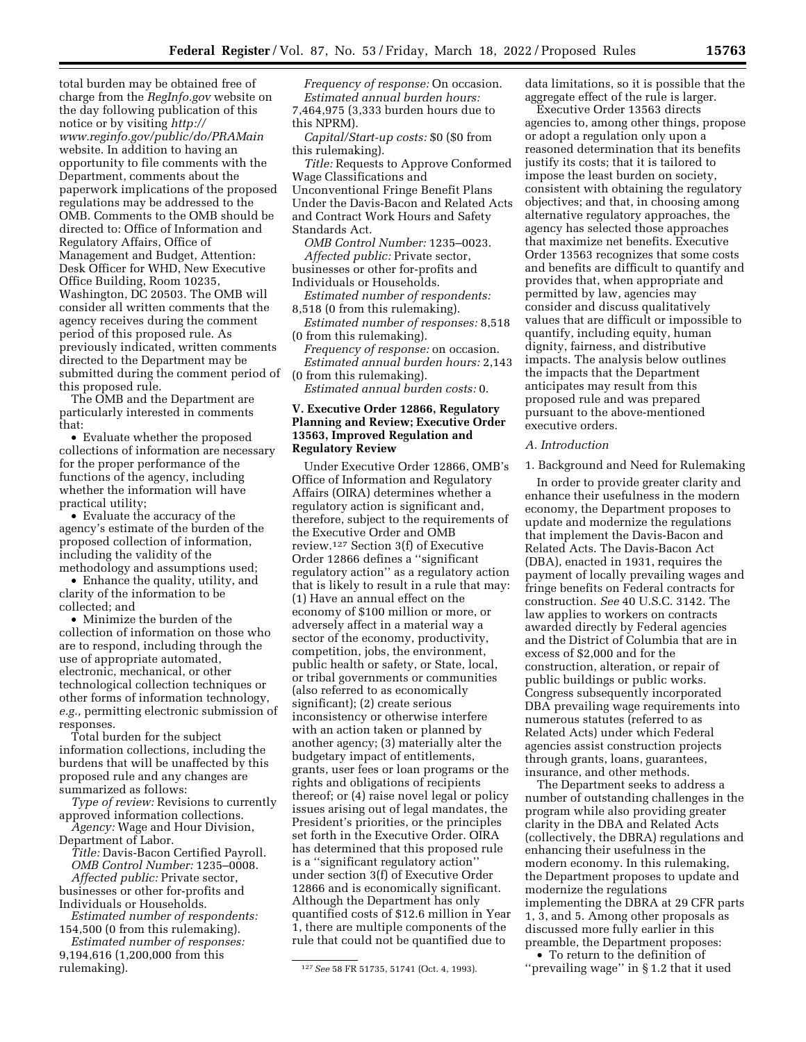total burden may be obtained free of charge from the *RegInfo.gov* website on the day following publication of this notice or by visiting *http://www.reginfo.gov/public/do/PRAMain* website. In addition to having an opportunity to file comments with the Department, comments about the paperwork implications of the proposed regulations may be addressed to the OMB. Comments to the OMB should be directed to: Office of Information and Regulatory Affairs, Office of Management and Budget, Attention: Desk Officer for WHD, New Executive Office Building, Room 10235, Washington, DC 20503. The OMB will consider all written comments that the agency receives during the comment period of this proposed rule. As previously indicated, written comments directed to the Department may be submitted during the comment period of this proposed rule.

The OMB and the Department are particularly interested in comments that:

- Evaluate whether the proposed collections of information are necessary for the proper performance of the functions of the agency, including whether the information will have practical utility;
- Evaluate the accuracy of the agency's estimate of the burden of the proposed collection of information, including the validity of the methodology and assumptions used;
- Enhance the quality, utility, and clarity of the information to be collected; and
- Minimize the burden of the collection of information on those who are to respond, including through the use of appropriate automated, electronic, mechanical, or other technological collection techniques or other forms of information technology, *e.g.,* permitting electronic submission of responses.

Total burden for the subject information collections, including the burdens that will be unaffected by this proposed rule and any changes are summarized as follows:

*Type of review:* Revisions to currently approved information collections.

*Agency:* Wage and Hour Division, Department of Labor.

*Title:* Davis-Bacon Certified Payroll.

*OMB Control Number:* 1235–0008.

*Affected public:* Private sector, businesses or other for-profits and Individuals or Households.

*Estimated number of respondents:* 154,500 (0 from this rulemaking).

*Estimated number of responses:* 9,194,616 (1,200,000 from this rulemaking).

*Frequency of response:* On occasion.

*Estimated annual burden hours:* 7,464,975 (3,333 burden hours due to this NPRM).

*Capital/Start-up costs:* $0 ($0 from this rulemaking).

*Title:* Requests to Approve Conformed Wage Classifications and Unconventional Fringe Benefit Plans Under the Davis-Bacon and Related Acts and Contract Work Hours and Safety Standards Act.

*OMB Control Number:* 1235–0023.

*Affected public:* Private sector, businesses or other for-profits and Individuals or Households.

*Estimated number of respondents:* 8,518 (0 from this rulemaking).

*Estimated number of responses:* 8,518 (0 from this rulemaking).

*Frequency of response:* on occasion.

*Estimated annual burden hours:* 2,143 (0 from this rulemaking).

*Estimated annual burden costs:* 0.

## V. Executive Order 12866, Regulatory Planning and Review; Executive Order 13563, Improved Regulation and Regulatory Review

Under Executive Order 12866, OMB's Office of Information and Regulatory Affairs (OIRA) determines whether a regulatory action is significant and, therefore, subject to the requirements of the Executive Order and OMB review.[127] Section 3(f) of Executive Order 12866 defines a "significant regulatory action" as a regulatory action that is likely to result in a rule that may: (1) Have an annual effect on the economy of $100 million or more, or adversely affect in a material way a sector of the economy, productivity, competition, jobs, the environment, public health or safety, or State, local, or tribal governments or communities (also referred to as economically significant); (2) create serious inconsistency or otherwise interfere with an action taken or planned by another agency; (3) materially alter the budgetary impact of entitlements, grants, user fees or loan programs or the rights and obligations of recipients thereof; or (4) raise novel legal or policy issues arising out of legal mandates, the President's priorities, or the principles set forth in the Executive Order. OIRA has determined that this proposed rule is a "significant regulatory action" under section 3(f) of Executive Order 12866 and is economically significant. Although the Department has only quantified costs of $12.6 million in Year 1, there are multiple components of the rule that could not be quantified due to data limitations, so it is possible that the aggregate effect of the rule is larger.

Executive Order 13563 directs agencies to, among other things, propose or adopt a regulation only upon a reasoned determination that its benefits justify its costs; that it is tailored to impose the least burden on society, consistent with obtaining the regulatory objectives; and that, in choosing among alternative regulatory approaches, the agency has selected those approaches that maximize net benefits. Executive Order 13563 recognizes that some costs and benefits are difficult to quantify and provides that, when appropriate and permitted by law, agencies may consider and discuss qualitatively values that are difficult or impossible to quantify, including equity, human dignity, fairness, and distributive impacts. The analysis below outlines the impacts that the Department anticipates may result from this proposed rule and was prepared pursuant to the above-mentioned executive orders.

### A. Introduction

#### 1. Background and Need for Rulemaking

In order to provide greater clarity and enhance their usefulness in the modern economy, the Department proposes to update and modernize the regulations that implement the Davis-Bacon and Related Acts. The Davis-Bacon Act (DBA), enacted in 1931, requires the payment of locally prevailing wages and fringe benefits on Federal contracts for construction. *See* 40 U.S.C. 3142. The law applies to workers on contracts awarded directly by Federal agencies and the District of Columbia that are in excess of $2,000 and for the construction, alteration, or repair of public buildings or public works. Congress subsequently incorporated DBA prevailing wage requirements into numerous statutes (referred to as Related Acts) under which Federal agencies assist construction projects through grants, loans, guarantees, insurance, and other methods.

The Department seeks to address a number of outstanding challenges in the program while also providing greater clarity in the DBA and Related Acts (collectively, the DBRA) regulations and enhancing their usefulness in the modern economy. In this rulemaking, the Department proposes to update and modernize the regulations implementing the DBRA at 29 CFR parts 1, 3, and 5. Among other proposals as discussed more fully earlier in this preamble, the Department proposes:

- To return to the definition of "prevailing wage" in § 1.2 that it used

[127] *See* 58 FR 51735, 51741 (Oct. 4, 1993).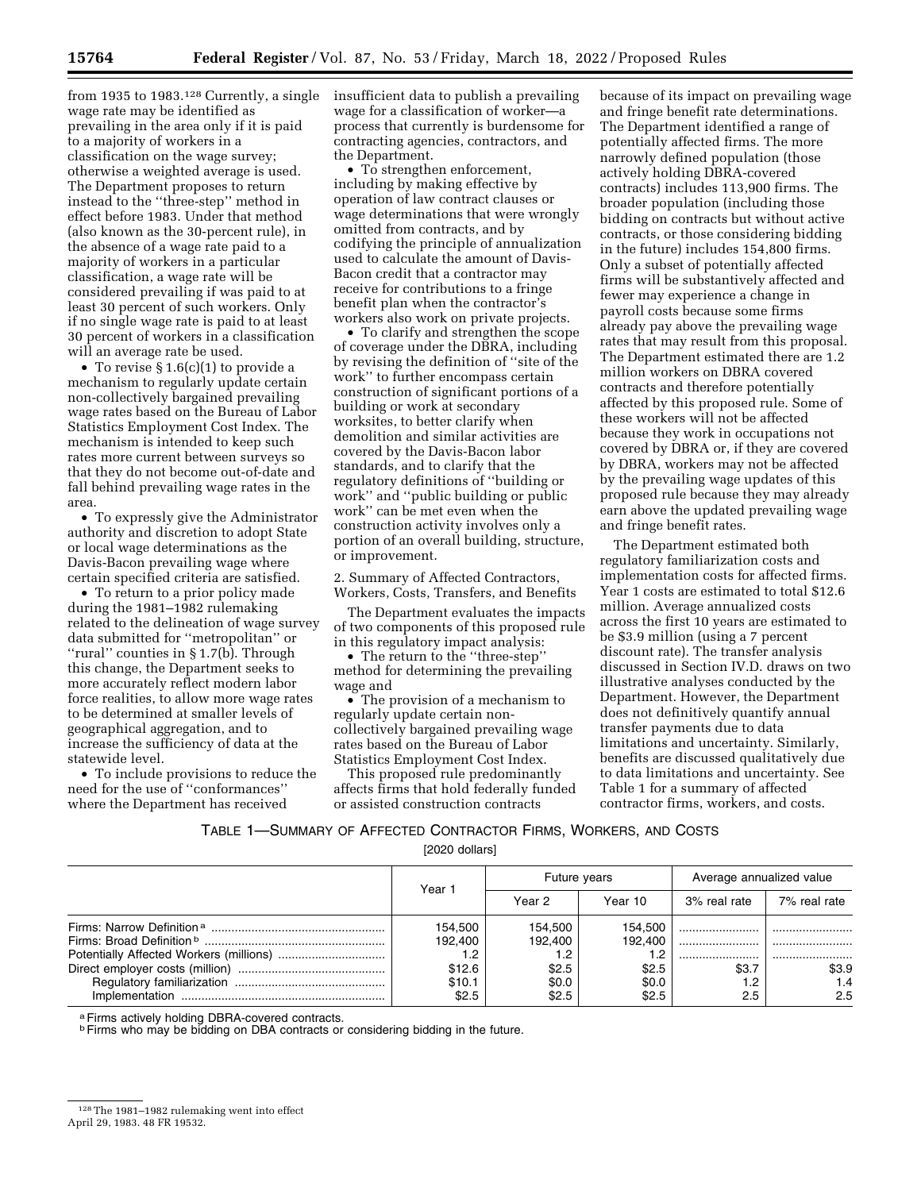from 1935 to 1983.[128] Currently, a single wage rate may be identified as prevailing in the area only if it is paid to a majority of workers in a classification on the wage survey; otherwise a weighted average is used. The Department proposes to return instead to the ''three-step'' method in effect before 1983. Under that method (also known as the 30-percent rule), in the absence of a wage rate paid to a majority of workers in a particular classification, a wage rate will be considered prevailing if was paid to at least 30 percent of such workers. Only if no single wage rate is paid to at least 30 percent of workers in a classification will an average rate be used.

- To revise § 1.6(c)(1) to provide a mechanism to regularly update certain non-collectively bargained prevailing wage rates based on the Bureau of Labor Statistics Employment Cost Index. The mechanism is intended to keep such rates more current between surveys so that they do not become out-of-date and fall behind prevailing wage rates in the area.
- To expressly give the Administrator authority and discretion to adopt State or local wage determinations as the Davis-Bacon prevailing wage where certain specified criteria are satisfied.
- To return to a prior policy made during the 1981–1982 rulemaking related to the delineation of wage survey data submitted for ''metropolitan'' or ''rural'' counties in § 1.7(b). Through this change, the Department seeks to more accurately reflect modern labor force realities, to allow more wage rates to be determined at smaller levels of geographical aggregation, and to increase the sufficiency of data at the statewide level.
- To include provisions to reduce the need for the use of ''conformances'' where the Department has received insufficient data to publish a prevailing wage for a classification of worker—a process that currently is burdensome for contracting agencies, contractors, and the Department.
- To strengthen enforcement, including by making effective by operation of law contract clauses or wage determinations that were wrongly omitted from contracts, and by codifying the principle of annualization used to calculate the amount of Davis-Bacon credit that a contractor may receive for contributions to a fringe benefit plan when the contractor's workers also work on private projects.
- To clarify and strengthen the scope of coverage under the DBRA, including by revising the definition of ''site of the work'' to further encompass certain construction of significant portions of a building or work at secondary worksites, to better clarify when demolition and similar activities are covered by the Davis-Bacon labor standards, and to clarify that the regulatory definitions of ''building or work'' and ''public building or public work'' can be met even when the construction activity involves only a portion of an overall building, structure, or improvement.

2. Summary of Affected Contractors, Workers, Costs, Transfers, and Benefits

The Department evaluates the impacts of two components of this proposed rule in this regulatory impact analysis:

- The return to the ''three-step'' method for determining the prevailing wage and
- The provision of a mechanism to regularly update certain non-collectively bargained prevailing wage rates based on the Bureau of Labor Statistics Employment Cost Index.

This proposed rule predominantly affects firms that hold federally funded or assisted construction contracts because of its impact on prevailing wage and fringe benefit rate determinations. The Department identified a range of potentially affected firms. The more narrowly defined population (those actively holding DBRA-covered contracts) includes 113,900 firms. The broader population (including those bidding on contracts but without active contracts, or those considering bidding in the future) includes 154,800 firms. Only a subset of potentially affected firms will be substantively affected and fewer may experience a change in payroll costs because some firms already pay above the prevailing wage rates that may result from this proposal. The Department estimated there are 1.2 million workers on DBRA covered contracts and therefore potentially affected by this proposed rule. Some of these workers will not be affected because they work in occupations not covered by DBRA or, if they are covered by DBRA, workers may not be affected by the prevailing wage updates of this proposed rule because they may already earn above the updated prevailing wage and fringe benefit rates.

The Department estimated both regulatory familiarization costs and implementation costs for affected firms. Year 1 costs are estimated to total $12.6 million. Average annualized costs across the first 10 years are estimated to be $3.9 million (using a 7 percent discount rate). The transfer analysis discussed in Section IV.D. draws on two illustrative analyses conducted by the Department. However, the Department does not definitively quantify annual transfer payments due to data limitations and uncertainty. Similarly, benefits are discussed qualitatively due to data limitations and uncertainty. See Table 1 for a summary of affected contractor firms, workers, and costs.

TABLE 1—SUMMARY OF AFFECTED CONTRACTOR FIRMS, WORKERS, AND COSTS

[2020 dollars]

| | Year 1 | Future years | | Average annualized value | |
|---|---|---|---|---|---|
| | | Year 2 | Year 10 | 3% real rate | 7% real rate |
| Firms: Narrow Definition [a] | 154,500 | 154,500 | 154,500 | | |
| Firms: Broad Definition [b] | 192,400 | 192,400 | 192,400 | | |
| Potentially Affected Workers (millions) | 1.2 | 1.2 | 1.2 | | |
| Direct employer costs (million) | $12.6 | $2.5 | $2.5 | $3.7 | $3.9 |
| Regulatory familiarization | $10.1 | $0.0 | $0.0 | 1.2 | 1.4 |
| Implementation | $2.5 | $2.5 | $2.5 | 2.5 | 2.5 |

[a] Firms actively holding DBRA-covered contracts.
[b] Firms who may be bidding on DBA contracts or considering bidding in the future.

[128] The 1981–1982 rulemaking went into effect April 29, 1983. 48 FR 19532.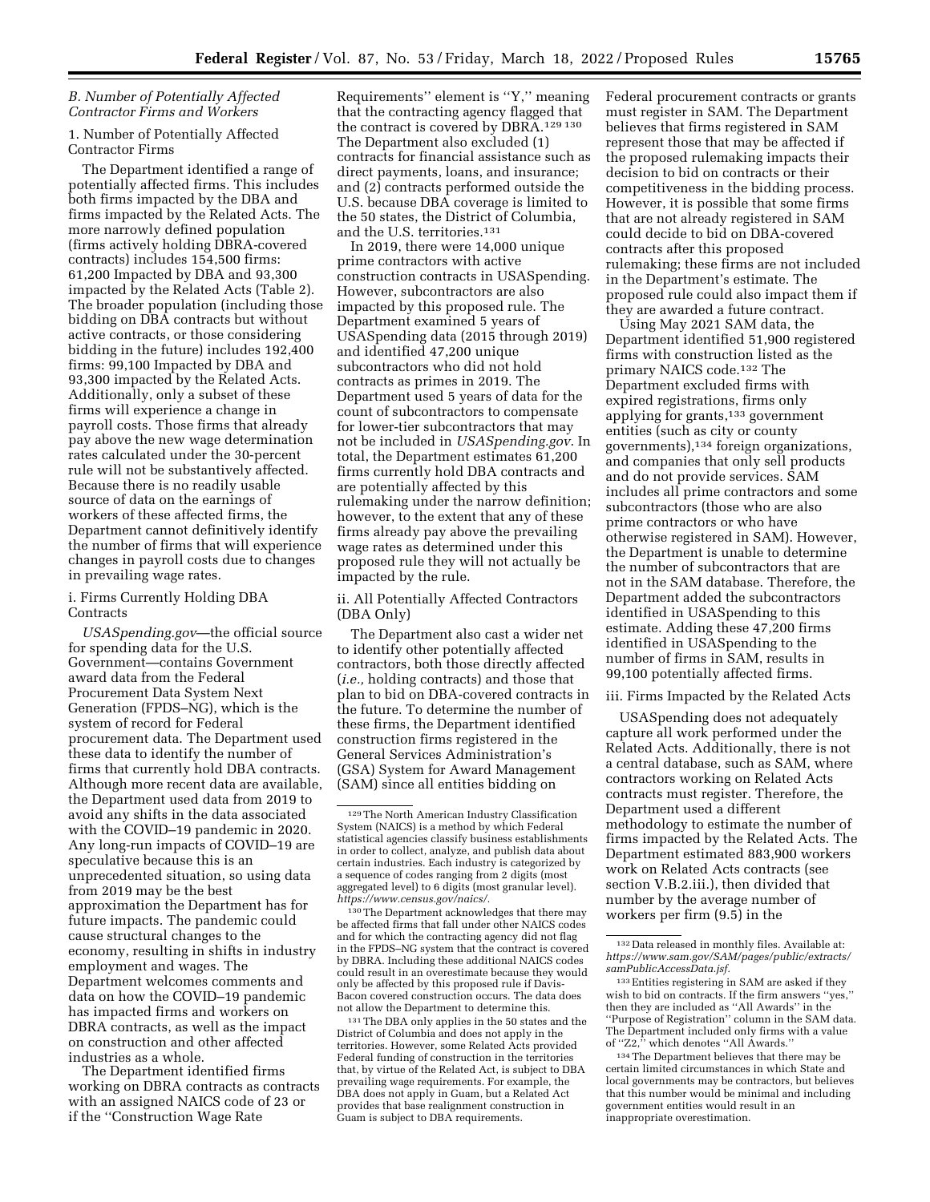### B. Number of Potentially Affected Contractor Firms and Workers

#### 1. Number of Potentially Affected Contractor Firms

The Department identified a range of potentially affected firms. This includes both firms impacted by the DBA and firms impacted by the Related Acts. The more narrowly defined population (firms actively holding DBRA-covered contracts) includes 154,500 firms: 61,200 Impacted by DBA and 93,300 impacted by the Related Acts (Table 2). The broader population (including those bidding on DBA contracts but without active contracts, or those considering bidding in the future) includes 192,400 firms: 99,100 Impacted by DBA and 93,300 impacted by the Related Acts. Additionally, only a subset of these firms will experience a change in payroll costs. Those firms that already pay above the new wage determination rates calculated under the 30-percent rule will not be substantively affected. Because there is no readily usable source of data on the earnings of workers of these affected firms, the Department cannot definitively identify the number of firms that will experience changes in payroll costs due to changes in prevailing wage rates.

##### i. Firms Currently Holding DBA Contracts

*USASpending.gov*—the official source for spending data for the U.S. Government—contains Government award data from the Federal Procurement Data System Next Generation (FPDS–NG), which is the system of record for Federal procurement data. The Department used these data to identify the number of firms that currently hold DBA contracts. Although more recent data are available, the Department used data from 2019 to avoid any shifts in the data associated with the COVID–19 pandemic in 2020. Any long-run impacts of COVID–19 are speculative because this is an unprecedented situation, so using data from 2019 may be the best approximation the Department has for future impacts. The pandemic could cause structural changes to the economy, resulting in shifts in industry employment and wages. The Department welcomes comments and data on how the COVID–19 pandemic has impacted firms and workers on DBRA contracts, as well as the impact on construction and other affected industries as a whole.

The Department identified firms working on DBRA contracts as contracts with an assigned NAICS code of 23 or if the "Construction Wage Rate Requirements" element is "Y," meaning that the contracting agency flagged that the contract is covered by DBRA.[129] [130] The Department also excluded (1) contracts for financial assistance such as direct payments, loans, and insurance; and (2) contracts performed outside the U.S. because DBA coverage is limited to the 50 states, the District of Columbia, and the U.S. territories.[131]

In 2019, there were 14,000 unique prime contractors with active construction contracts in USASpending. However, subcontractors are also impacted by this proposed rule. The Department examined 5 years of USASpending data (2015 through 2019) and identified 47,200 unique subcontractors who did not hold contracts as primes in 2019. The Department used 5 years of data for the count of subcontractors to compensate for lower-tier subcontractors that may not be included in *USASpending.gov*. In total, the Department estimates 61,200 firms currently hold DBA contracts and are potentially affected by this rulemaking under the narrow definition; however, to the extent that any of these firms already pay above the prevailing wage rates as determined under this proposed rule they will not actually be impacted by the rule.

##### ii. All Potentially Affected Contractors (DBA Only)

The Department also cast a wider net to identify other potentially affected contractors, both those directly affected (*i.e.,* holding contracts) and those that plan to bid on DBA-covered contracts in the future. To determine the number of these firms, the Department identified construction firms registered in the General Services Administration's (GSA) System for Award Management (SAM) since all entities bidding on Federal procurement contracts or grants must register in SAM. The Department believes that firms registered in SAM represent those that may be affected if the proposed rulemaking impacts their decision to bid on contracts or their competitiveness in the bidding process. However, it is possible that some firms that are not already registered in SAM could decide to bid on DBA-covered contracts after this proposed rulemaking; these firms are not included in the Department's estimate. The proposed rule could also impact them if they are awarded a future contract.

Using May 2021 SAM data, the Department identified 51,900 registered firms with construction listed as the primary NAICS code.[132] The Department excluded firms with expired registrations, firms only applying for grants,[133] government entities (such as city or county governments),[134] foreign organizations, and companies that only sell products and do not provide services. SAM includes all prime contractors and some subcontractors (those who are also prime contractors or who have otherwise registered in SAM). However, the Department is unable to determine the number of subcontractors that are not in the SAM database. Therefore, the Department added the subcontractors identified in USASpending to this estimate. Adding these 47,200 firms identified in USASpending to the number of firms in SAM, results in 99,100 potentially affected firms.

##### iii. Firms Impacted by the Related Acts

USASpending does not adequately capture all work performed under the Related Acts. Additionally, there is not a central database, such as SAM, where contractors working on Related Acts contracts must register. Therefore, the Department used a different methodology to estimate the number of firms impacted by the Related Acts. The Department estimated 883,900 workers work on Related Acts contracts (see section V.B.2.iii.), then divided that number by the average number of workers per firm (9.5) in the

---

[129] The North American Industry Classification System (NAICS) is a method by which Federal statistical agencies classify business establishments in order to collect, analyze, and publish data about certain industries. Each industry is categorized by a sequence of codes ranging from 2 digits (most aggregated level) to 6 digits (most granular level). *https://www.census.gov/naics/*.

[130] The Department acknowledges that there may be affected firms that fall under other NAICS codes and for which the contracting agency did not flag in the FPDS–NG system that the contract is covered by DBRA. Including these additional NAICS codes could result in an overestimate because they would only be affected by this proposed rule if Davis-Bacon covered construction occurs. The data does not allow the Department to determine this.

[131] The DBA only applies in the 50 states and the District of Columbia and does not apply in the territories. However, some Related Acts provided Federal funding of construction in the territories that, by virtue of the Related Act, is subject to DBA prevailing wage requirements. For example, the DBA does not apply in Guam, but a Related Act provides that base realignment construction in Guam is subject to DBA requirements.

[132] Data released in monthly files. Available at: *https://www.sam.gov/SAM/pages/public/extracts/samPublicAccessData.jsf*.

[133] Entities registering in SAM are asked if they wish to bid on contracts. If the firm answers "yes," then they are included as "All Awards" in the "Purpose of Registration" column in the SAM data. The Department included only firms with a value of "Z2," which denotes "All Awards."

[134] The Department believes that there may be certain limited circumstances in which State and local governments may be contractors, but believes that this number would be minimal and including government entities would result in an inappropriate overestimation.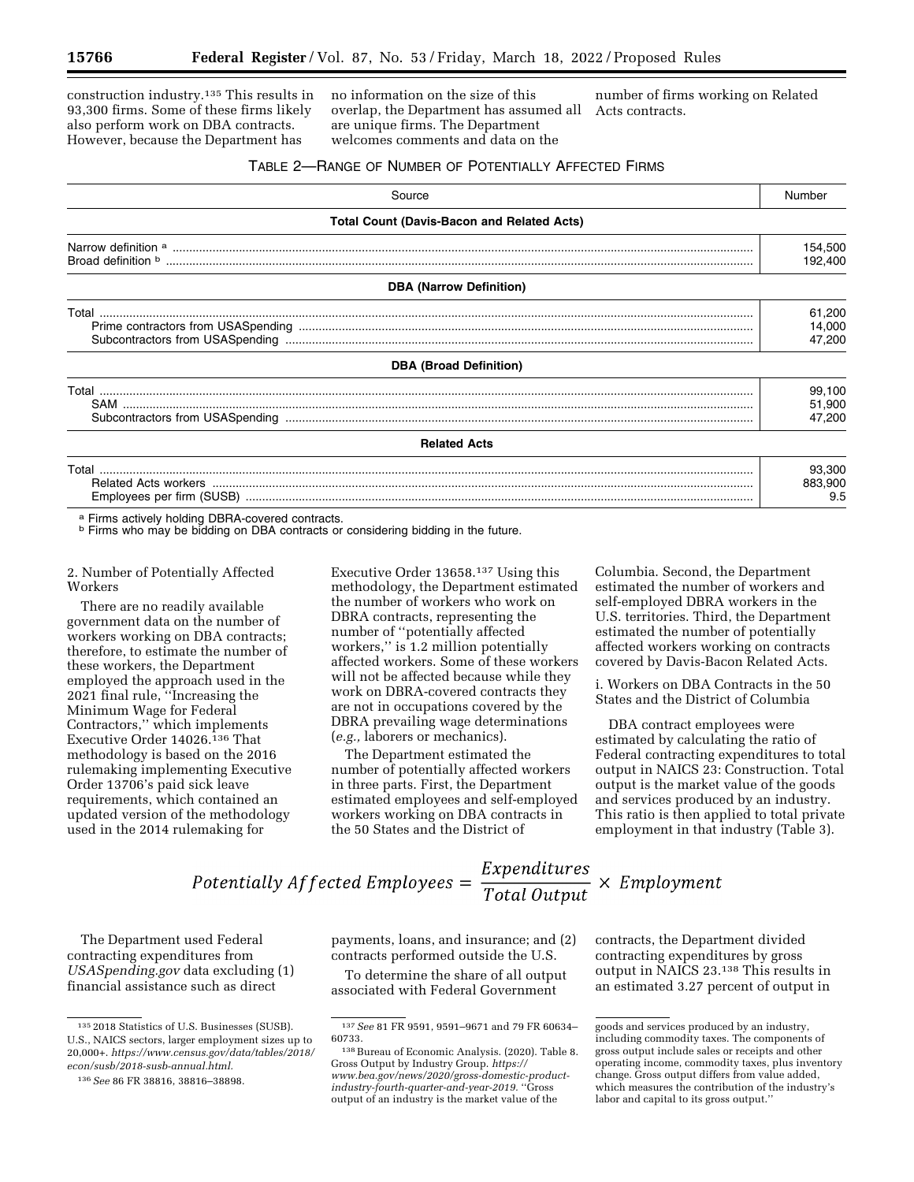construction industry.[135] This results in 93,300 firms. Some of these firms likely also perform work on DBA contracts. However, because the Department has no information on the size of this overlap, the Department has assumed all are unique firms. The Department welcomes comments and data on the number of firms working on Related Acts contracts.

TABLE 2—RANGE OF NUMBER OF POTENTIALLY AFFECTED FIRMS

| Source | Number |
|---|---|
| **Total Count (Davis-Bacon and Related Acts)** | |
| Narrow definition [a] | 154,500 |
| Broad definition [b] | 192,400 |
| **DBA (Narrow Definition)** | |
| Total | 61,200 |
| Prime contractors from USASpending | 14,000 |
| Subcontractors from USASpending | 47,200 |
| **DBA (Broad Definition)** | |
| Total | 99,100 |
| SAM | 51,900 |
| Subcontractors from USASpending | 47,200 |
| **Related Acts** | |
| Total | 93,300 |
| Related Acts workers | 883,900 |
| Employees per firm (SUSB) | 9.5 |

[a] Firms actively holding DBRA-covered contracts.
[b] Firms who may be bidding on DBA contracts or considering bidding in the future.

2. Number of Potentially Affected Workers

There are no readily available government data on the number of workers working on DBA contracts; therefore, to estimate the number of these workers, the Department employed the approach used in the 2021 final rule, ''Increasing the Minimum Wage for Federal Contractors,'' which implements Executive Order 14026.[136] That methodology is based on the 2016 rulemaking implementing Executive Order 13706's paid sick leave requirements, which contained an updated version of the methodology used in the 2014 rulemaking for Executive Order 13658.[137] Using this methodology, the Department estimated the number of workers who work on DBRA contracts, representing the number of ''potentially affected workers,'' is 1.2 million potentially affected workers. Some of these workers will not be affected because while they work on DBRA-covered contracts they are not in occupations covered by the DBRA prevailing wage determinations (*e.g.,* laborers or mechanics).

The Department estimated the number of potentially affected workers in three parts. First, the Department estimated employees and self-employed workers working on DBA contracts in the 50 States and the District of Columbia. Second, the Department estimated the number of workers and self-employed DBRA workers in the U.S. territories. Third, the Department estimated the number of potentially affected workers working on contracts covered by Davis-Bacon Related Acts.

i. Workers on DBA Contracts in the 50 States and the District of Columbia

DBA contract employees were estimated by calculating the ratio of Federal contracting expenditures to total output in NAICS 23: Construction. Total output is the market value of the goods and services produced by an industry. This ratio is then applied to total private employment in that industry (Table 3).

$$Potentially\ Affected\ Employees = \frac{Expenditures}{Total\ Output} \times Employment$$

The Department used Federal contracting expenditures from *USASpending.gov* data excluding (1) financial assistance such as direct payments, loans, and insurance; and (2) contracts performed outside the U.S.

To determine the share of all output associated with Federal Government contracts, the Department divided contracting expenditures by gross output in NAICS 23.[138] This results in an estimated 3.27 percent of output in

[135] 2018 Statistics of U.S. Businesses (SUSB). U.S., NAICS sectors, larger employment sizes up to 20,000+. *https://www.census.gov/data/tables/2018/econ/susb/2018-susb-annual.html.*

[136] *See* 86 FR 38816, 38816–38898.

[137] *See* 81 FR 9591, 9591–9671 and 79 FR 60634–60733.

[138] Bureau of Economic Analysis. (2020). Table 8. Gross Output by Industry Group. *https://www.bea.gov/news/2020/gross-domestic-product-industry-fourth-quarter-and-year-2019.* ''Gross output of an industry is the market value of the goods and services produced by an industry, including commodity taxes. The components of gross output include sales or receipts and other operating income, commodity taxes, plus inventory change. Gross output differs from value added, which measures the contribution of the industry's labor and capital to its gross output.''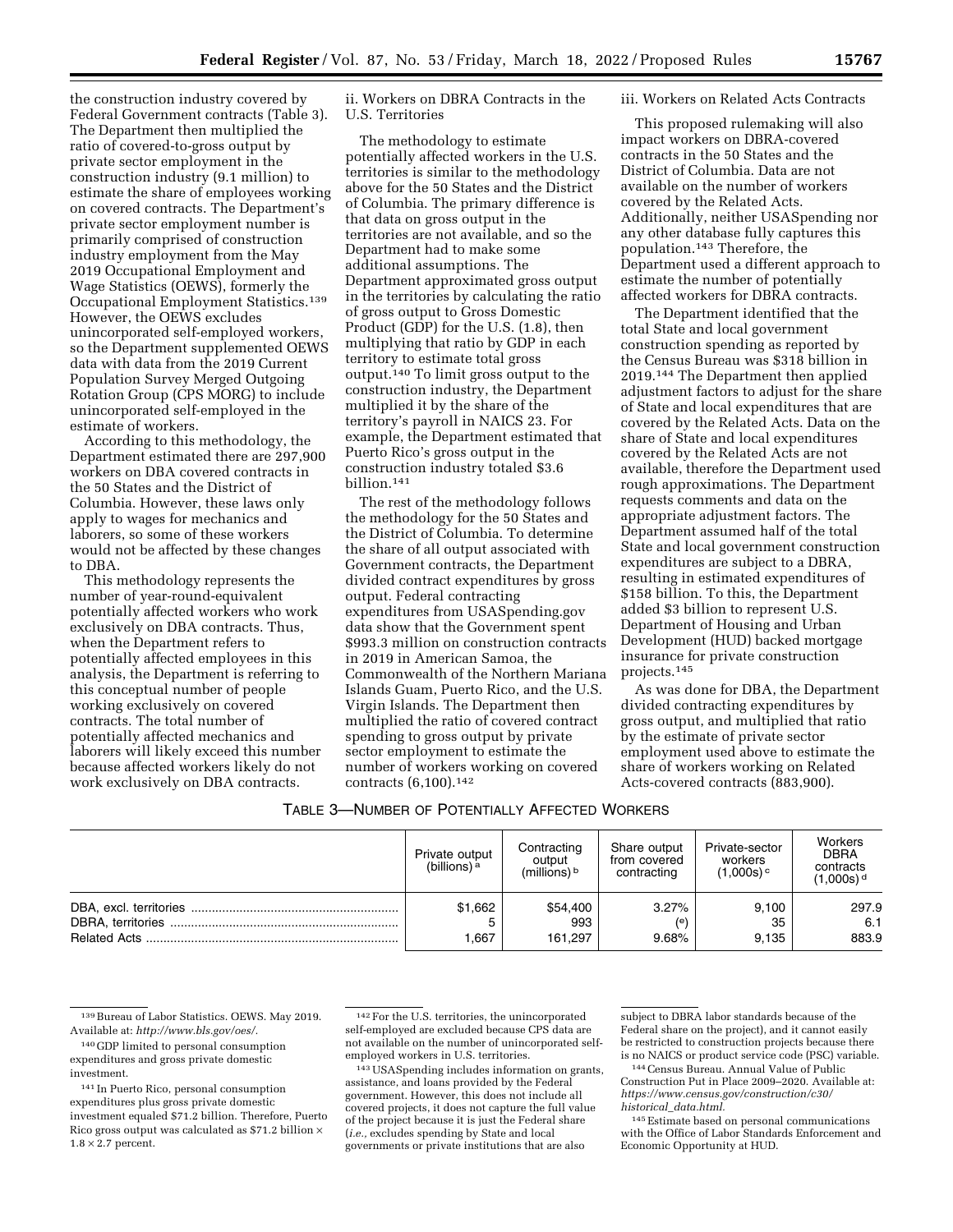the construction industry covered by Federal Government contracts (Table 3). The Department then multiplied the ratio of covered-to-gross output by private sector employment in the construction industry (9.1 million) to estimate the share of employees working on covered contracts. The Department's private sector employment number is primarily comprised of construction industry employment from the May 2019 Occupational Employment and Wage Statistics (OEWS), formerly the Occupational Employment Statistics.[139] However, the OEWS excludes unincorporated self-employed workers, so the Department supplemented OEWS data with data from the 2019 Current Population Survey Merged Outgoing Rotation Group (CPS MORG) to include unincorporated self-employed in the estimate of workers.

According to this methodology, the Department estimated there are 297,900 workers on DBA covered contracts in the 50 States and the District of Columbia. However, these laws only apply to wages for mechanics and laborers, so some of these workers would not be affected by these changes to DBA.

This methodology represents the number of year-round-equivalent potentially affected workers who work exclusively on DBA contracts. Thus, when the Department refers to potentially affected employees in this analysis, the Department is referring to this conceptual number of people working exclusively on covered contracts. The total number of potentially affected mechanics and laborers will likely exceed this number because affected workers likely do not work exclusively on DBA contracts.

ii. Workers on DBRA Contracts in the U.S. Territories

The methodology to estimate potentially affected workers in the U.S. territories is similar to the methodology above for the 50 States and the District of Columbia. The primary difference is that data on gross output in the territories are not available, and so the Department had to make some additional assumptions. The Department approximated gross output in the territories by calculating the ratio of gross output to Gross Domestic Product (GDP) for the U.S. (1.8), then multiplying that ratio by GDP in each territory to estimate total gross output.[140] To limit gross output to the construction industry, the Department multiplied it by the share of the territory's payroll in NAICS 23. For example, the Department estimated that Puerto Rico's gross output in the construction industry totaled $3.6 billion.[141]

The rest of the methodology follows the methodology for the 50 States and the District of Columbia. To determine the share of all output associated with Government contracts, the Department divided contract expenditures by gross output. Federal contracting expenditures from USASpending.gov data show that the Government spent $993.3 million on construction contracts in 2019 in American Samoa, the Commonwealth of the Northern Mariana Islands Guam, Puerto Rico, and the U.S. Virgin Islands. The Department then multiplied the ratio of covered contract spending to gross output by private sector employment to estimate the number of workers working on covered contracts (6,100).[142]

iii. Workers on Related Acts Contracts

This proposed rulemaking will also impact workers on DBRA-covered contracts in the 50 States and the District of Columbia. Data are not available on the number of workers covered by the Related Acts. Additionally, neither USASpending nor any other database fully captures this population.[143] Therefore, the Department used a different approach to estimate the number of potentially affected workers for DBRA contracts.

The Department identified that the total State and local government construction spending as reported by the Census Bureau was $318 billion in 2019.[144] The Department then applied adjustment factors to adjust for the share of State and local expenditures that are covered by the Related Acts. Data on the share of State and local expenditures covered by the Related Acts are not available, therefore the Department used rough approximations. The Department requests comments and data on the appropriate adjustment factors. The Department assumed half of the total State and local government construction expenditures are subject to a DBRA, resulting in estimated expenditures of $158 billion. To this, the Department added $3 billion to represent U.S. Department of Housing and Urban Development (HUD) backed mortgage insurance for private construction projects.[145]

As was done for DBA, the Department divided contracting expenditures by gross output, and multiplied that ratio by the estimate of private sector employment used above to estimate the share of workers working on Related Acts-covered contracts (883,900).

TABLE 3—NUMBER OF POTENTIALLY AFFECTED WORKERS

| | Private output (billions) [a] | Contracting output (millions) [b] | Share output from covered contracting | Private-sector workers (1,000s) [c] | Workers DBRA contracts (1,000s) [d] |
|---|---|---|---|---|---|
| DBA, excl. territories | $1,662 | $54,400 | 3.27% | 9,100 | 297.9 |
| DBRA, territories | 5 | 993 | [e] | 35 | 6.1 |
| Related Acts | 1,667 | 161,297 | 9.68% | 9,135 | 883.9 |

---

[139] Bureau of Labor Statistics. OEWS. May 2019. Available at: *http://www.bls.gov/oes/*.

[140] GDP limited to personal consumption expenditures and gross private domestic investment.

[141] In Puerto Rico, personal consumption expenditures plus gross private domestic investment equaled $71.2 billion. Therefore, Puerto Rico gross output was calculated as $71.2 billion × 1.8 × 2.7 percent.

[142] For the U.S. territories, the unincorporated self-employed are excluded because CPS data are not available on the number of unincorporated self-employed workers in U.S. territories.

[143] USASpending includes information on grants, assistance, and loans provided by the Federal government. However, this does not include all covered projects, it does not capture the full value of the project because it is just the Federal share (*i.e.*, excludes spending by State and local governments or private institutions that are also subject to DBRA labor standards because of the Federal share on the project), and it cannot easily be restricted to construction projects because there is no NAICS or product service code (PSC) variable.

[144] Census Bureau. Annual Value of Public Construction Put in Place 2009–2020. Available at: *https://www.census.gov/construction/c30/historical_data.html*.

[145] Estimate based on personal communications with the Office of Labor Standards Enforcement and Economic Opportunity at HUD.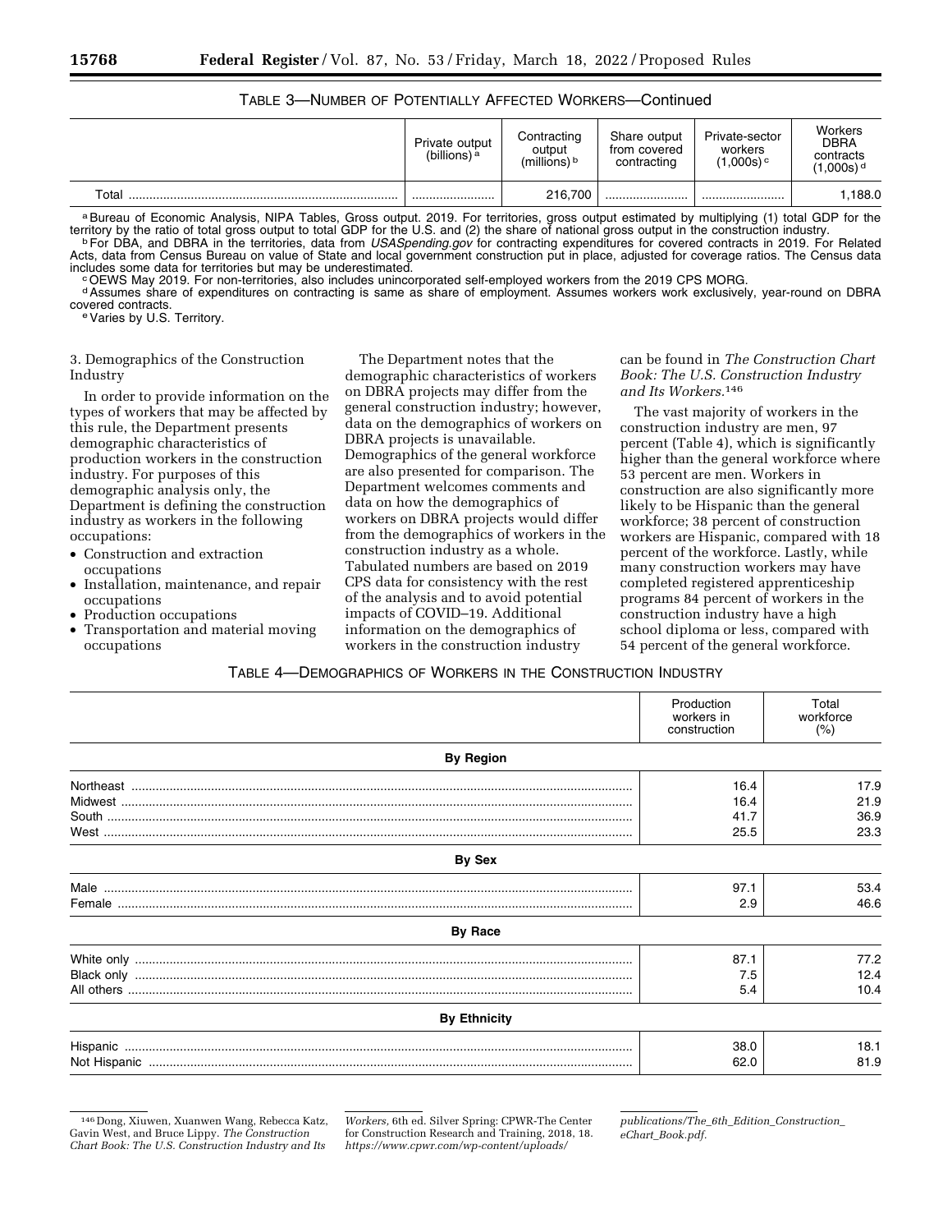TABLE 3—NUMBER OF POTENTIALLY AFFECTED WORKERS—Continued

| | Private output (billions) [a] | Contracting output (millions) [b] | Share output from covered contracting | Private-sector workers (1,000s) [c] | Workers DBRA contracts (1,000s) [d] |
|---|---|---|---|---|---|
| Total | | 216,700 | | | 1,188.0 |

[a] Bureau of Economic Analysis, NIPA Tables, Gross output. 2019. For territories, gross output estimated by multiplying (1) total GDP for the territory by the ratio of total gross output to total GDP for the U.S. and (2) the share of national gross output in the construction industry.

[b] For DBA, and DBRA in the territories, data from *USASpending.gov* for contracting expenditures for covered contracts in 2019. For Related Acts, data from Census Bureau on value of State and local government construction put in place, adjusted for coverage ratios. The Census data includes some data for territories but may be underestimated.

[c] OEWS May 2019. For non-territories, also includes unincorporated self-employed workers from the 2019 CPS MORG.

[d] Assumes share of expenditures on contracting is same as share of employment. Assumes workers work exclusively, year-round on DBRA covered contracts.

[e] Varies by U.S. Territory.

3. Demographics of the Construction Industry

In order to provide information on the types of workers that may be affected by this rule, the Department presents demographic characteristics of production workers in the construction industry. For purposes of this demographic analysis only, the Department is defining the construction industry as workers in the following occupations:

- Construction and extraction occupations
- Installation, maintenance, and repair occupations
- Production occupations
- Transportation and material moving occupations

The Department notes that the demographic characteristics of workers on DBRA projects may differ from the general construction industry; however, data on the demographics of workers on DBRA projects is unavailable. Demographics of the general workforce are also presented for comparison. The Department welcomes comments and data on how the demographics of workers on DBRA projects would differ from the demographics of workers in the construction industry as a whole. Tabulated numbers are based on 2019 CPS data for consistency with the rest of the analysis and to avoid potential impacts of COVID–19. Additional information on the demographics of workers in the construction industry can be found in *The Construction Chart Book: The U.S. Construction Industry and Its Workers.*[146]

The vast majority of workers in the construction industry are men, 97 percent (Table 4), which is significantly higher than the general workforce where 53 percent are men. Workers in construction are also significantly more likely to be Hispanic than the general workforce; 38 percent of construction workers are Hispanic, compared with 18 percent of the workforce. Lastly, while many construction workers may have completed registered apprenticeship programs 84 percent of workers in the construction industry have a high school diploma or less, compared with 54 percent of the general workforce.

TABLE 4—DEMOGRAPHICS OF WORKERS IN THE CONSTRUCTION INDUSTRY

| | Production workers in construction | Total workforce (%) |
|---|---|---|
| **By Region** | | |
| Northeast | 16.4 | 17.9 |
| Midwest | 16.4 | 21.9 |
| South | 41.7 | 36.9 |
| West | 25.5 | 23.3 |
| **By Sex** | | |
| Male | 97.1 | 53.4 |
| Female | 2.9 | 46.6 |
| **By Race** | | |
| White only | 87.1 | 77.2 |
| Black only | 7.5 | 12.4 |
| All others | 5.4 | 10.4 |
| **By Ethnicity** | | |
| Hispanic | 38.0 | 18.1 |
| Not Hispanic | 62.0 | 81.9 |

[146] Dong, Xiuwen, Xuanwen Wang, Rebecca Katz, Gavin West, and Bruce Lippy. *The Construction Chart Book: The U.S. Construction Industry and Its Workers,* 6th ed. Silver Spring: CPWR-The Center for Construction Research and Training, 2018, 18. *https://www.cpwr.com/wp-content/uploads/publications/The_6th_Edition_Construction_eChart_Book.pdf.*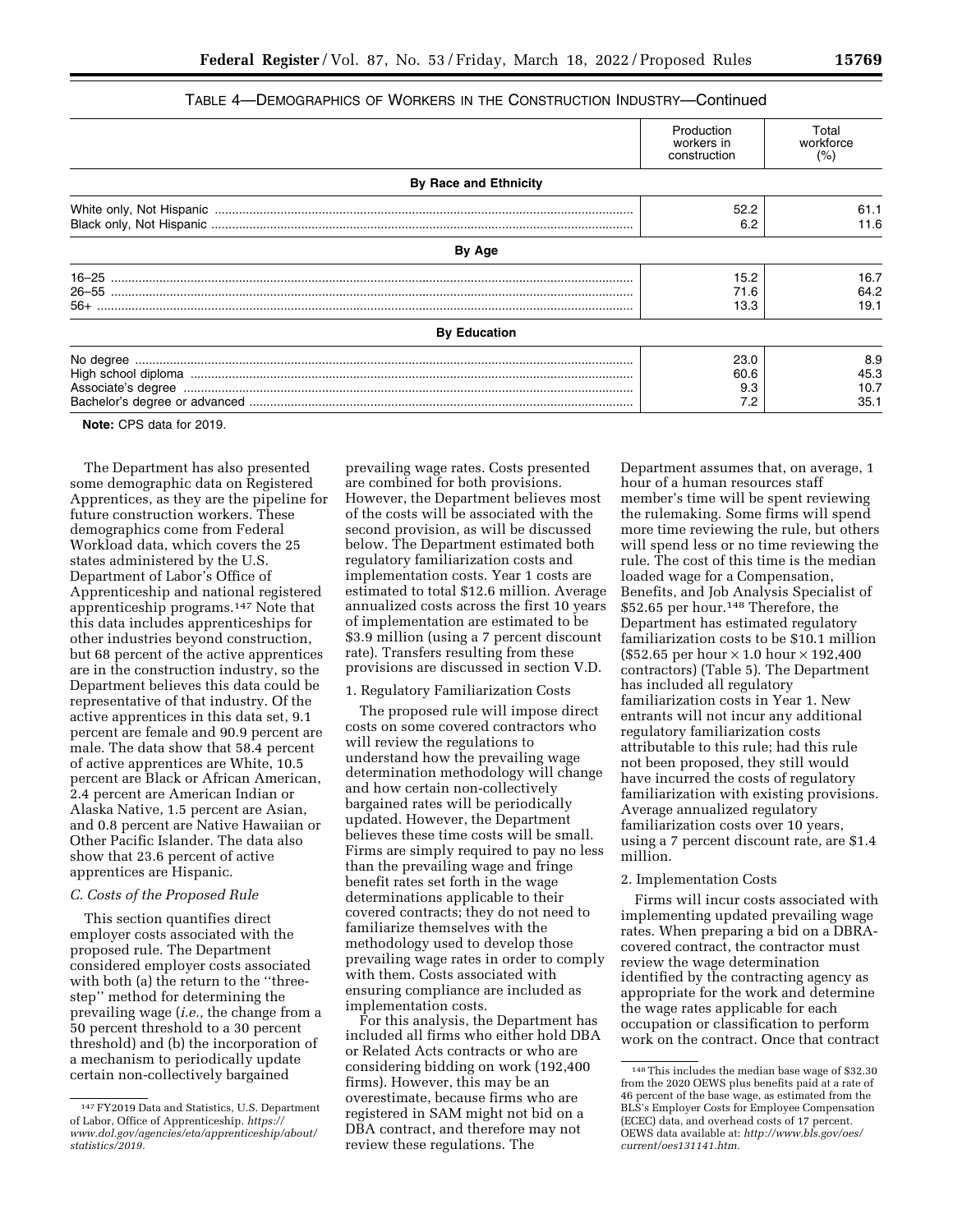TABLE 4—DEMOGRAPHICS OF WORKERS IN THE CONSTRUCTION INDUSTRY—Continued

| | Production workers in construction | Total workforce (%) |
|---|---|---|
| **By Race and Ethnicity** | | |
| White only, Not Hispanic | 52.2 | 61.1 |
| Black only, Not Hispanic | 6.2 | 11.6 |
| **By Age** | | |
| 16–25 | 15.2 | 16.7 |
| 26–55 | 71.6 | 64.2 |
| 56+ | 13.3 | 19.1 |
| **By Education** | | |
| No degree | 23.0 | 8.9 |
| High school diploma | 60.6 | 45.3 |
| Associate's degree | 9.3 | 10.7 |
| Bachelor's degree or advanced | 7.2 | 35.1 |

**Note:** CPS data for 2019.

The Department has also presented some demographic data on Registered Apprentices, as they are the pipeline for future construction workers. These demographics come from Federal Workload data, which covers the 25 states administered by the U.S. Department of Labor's Office of Apprenticeship and national registered apprenticeship programs.[147] Note that this data includes apprenticeships for other industries beyond construction, but 68 percent of the active apprentices are in the construction industry, so the Department believes this data could be representative of that industry. Of the active apprentices in this data set, 9.1 percent are female and 90.9 percent are male. The data show that 58.4 percent of active apprentices are White, 10.5 percent are Black or African American, 2.4 percent are American Indian or Alaska Native, 1.5 percent are Asian, and 0.8 percent are Native Hawaiian or Other Pacific Islander. The data also show that 23.6 percent of active apprentices are Hispanic.

### *C. Costs of the Proposed Rule*

This section quantifies direct employer costs associated with the proposed rule. The Department considered employer costs associated with both (a) the return to the "three-step" method for determining the prevailing wage (*i.e.,* the change from a 50 percent threshold to a 30 percent threshold) and (b) the incorporation of a mechanism to periodically update certain non-collectively bargained prevailing wage rates. Costs presented are combined for both provisions. However, the Department believes most of the costs will be associated with the second provision, as will be discussed below. The Department estimated both regulatory familiarization costs and implementation costs. Year 1 costs are estimated to total $12.6 million. Average annualized costs across the first 10 years of implementation are estimated to be $3.9 million (using a 7 percent discount rate). Transfers resulting from these provisions are discussed in section V.D.

#### 1. Regulatory Familiarization Costs

The proposed rule will impose direct costs on some covered contractors who will review the regulations to understand how the prevailing wage determination methodology will change and how certain non-collectively bargained rates will be periodically updated. However, the Department believes these time costs will be small. Firms are simply required to pay no less than the prevailing wage and fringe benefit rates set forth in the wage determinations applicable to their covered contracts; they do not need to familiarize themselves with the methodology used to develop those prevailing wage rates in order to comply with them. Costs associated with ensuring compliance are included as implementation costs.

For this analysis, the Department has included all firms who either hold DBA or Related Acts contracts or who are considering bidding on work (192,400 firms). However, this may be an overestimate, because firms who are registered in SAM might not bid on a DBA contract, and therefore may not review these regulations. The Department assumes that, on average, 1 hour of a human resources staff member's time will be spent reviewing the rulemaking. Some firms will spend more time reviewing the rule, but others will spend less or no time reviewing the rule. The cost of this time is the median loaded wage for a Compensation, Benefits, and Job Analysis Specialist of $52.65 per hour.[148] Therefore, the Department has estimated regulatory familiarization costs to be $10.1 million ($52.65 per hour × 1.0 hour × 192,400 contractors) (Table 5). The Department has included all regulatory familiarization costs in Year 1. New entrants will not incur any additional regulatory familiarization costs attributable to this rule; had this rule not been proposed, they still would have incurred the costs of regulatory familiarization with existing provisions. Average annualized regulatory familiarization costs over 10 years, using a 7 percent discount rate, are $1.4 million.

#### 2. Implementation Costs

Firms will incur costs associated with implementing updated prevailing wage rates. When preparing a bid on a DBRA-covered contract, the contractor must review the wage determination identified by the contracting agency as appropriate for the work and determine the wage rates applicable for each occupation or classification to perform work on the contract. Once that contract

[147] FY2019 Data and Statistics, U.S. Department of Labor, Office of Apprenticeship. *https://www.dol.gov/agencies/eta/apprenticeship/about/statistics/2019.*

[148] This includes the median base wage of $32.30 from the 2020 OEWS plus benefits paid at a rate of 46 percent of the base wage, as estimated from the BLS's Employer Costs for Employee Compensation (ECEC) data, and overhead costs of 17 percent. OEWS data available at: *http://www.bls.gov/oes/current/oes131141.htm.*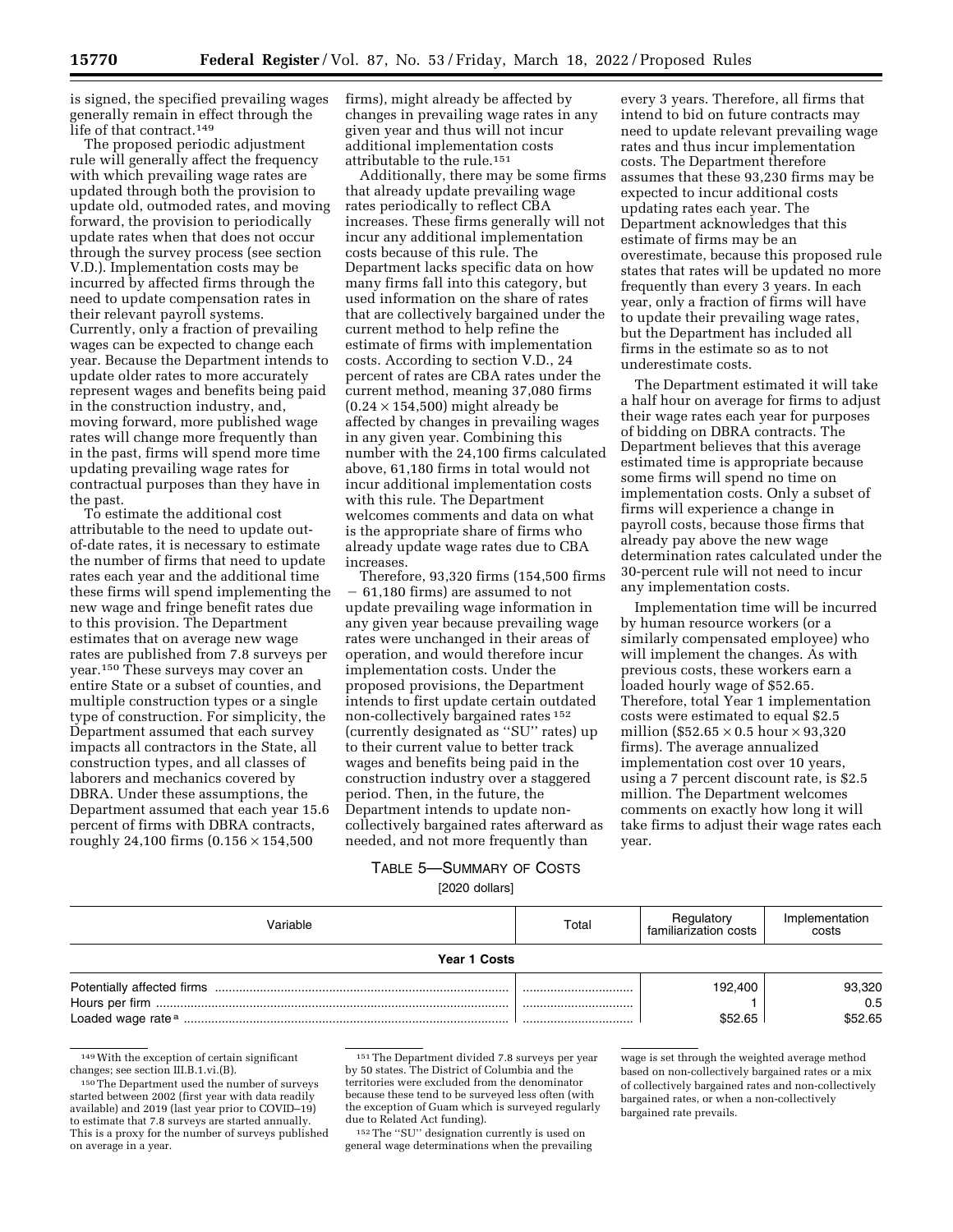is signed, the specified prevailing wages generally remain in effect through the life of that contract.[149]

The proposed periodic adjustment rule will generally affect the frequency with which prevailing wage rates are updated through both the provision to update old, outmoded rates, and moving forward, the provision to periodically update rates when that does not occur through the survey process (see section V.D.). Implementation costs may be incurred by affected firms through the need to update compensation rates in their relevant payroll systems. Currently, only a fraction of prevailing wages can be expected to change each year. Because the Department intends to update older rates to more accurately represent wages and benefits being paid in the construction industry, and, moving forward, more published wage rates will change more frequently than in the past, firms will spend more time updating prevailing wage rates for contractual purposes than they have in the past.

To estimate the additional cost attributable to the need to update out-of-date rates, it is necessary to estimate the number of firms that need to update rates each year and the additional time these firms will spend implementing the new wage and fringe benefit rates due to this provision. The Department estimates that on average new wage rates are published from 7.8 surveys per year.[150] These surveys may cover an entire State or a subset of counties, and multiple construction types or a single type of construction. For simplicity, the Department assumed that each survey impacts all contractors in the State, all construction types, and all classes of laborers and mechanics covered by DBRA. Under these assumptions, the Department assumed that each year 15.6 percent of firms with DBRA contracts, roughly 24,100 firms ($0.156 \times 154{,}500$ firms), might already be affected by changes in prevailing wage rates in any given year and thus will not incur additional implementation costs attributable to the rule.[151]

Additionally, there may be some firms that already update prevailing wage rates periodically to reflect CBA increases. These firms generally will not incur any additional implementation costs because of this rule. The Department lacks specific data on how many firms fall into this category, but used information on the share of rates that are collectively bargained under the current method to help refine the estimate of firms with implementation costs. According to section V.D., 24 percent of rates are CBA rates under the current method, meaning 37,080 firms ($0.24 \times 154{,}500$) might already be affected by changes in prevailing wages in any given year. Combining this number with the 24,100 firms calculated above, 61,180 firms in total would not incur additional implementation costs with this rule. The Department welcomes comments and data on what is the appropriate share of firms who already update wage rates due to CBA increases.

Therefore, 93,320 firms (154,500 firms − 61,180 firms) are assumed to not update prevailing wage information in any given year because prevailing wage rates were unchanged in their areas of operation, and would therefore incur implementation costs. Under the proposed provisions, the Department intends to first update certain outdated non-collectively bargained rates[152] (currently designated as "SU" rates) up to their current value to better track wages and benefits being paid in the construction industry over a staggered period. Then, in the future, the Department intends to update non-collectively bargained rates afterward as needed, and not more frequently than every 3 years. Therefore, all firms that intend to bid on future contracts may need to update relevant prevailing wage rates and thus incur implementation costs. The Department therefore assumes that these 93,230 firms may be expected to incur additional costs updating rates each year. The Department acknowledges that this estimate of firms may be an overestimate, because this proposed rule states that rates will be updated no more frequently than every 3 years. In each year, only a fraction of firms will have to update their prevailing wage rates, but the Department has included all firms in the estimate so as to not underestimate costs.

The Department estimated it will take a half hour on average for firms to adjust their wage rates each year for purposes of bidding on DBRA contracts. The Department believes that this average estimated time is appropriate because some firms will spend no time on implementation costs. Only a subset of firms will experience a change in payroll costs, because those firms that already pay above the new wage determination rates calculated under the 30-percent rule will not need to incur any implementation costs.

Implementation time will be incurred by human resource workers (or a similarly compensated employee) who will implement the changes. As with previous costs, these workers earn a loaded hourly wage of $52.65. Therefore, total Year 1 implementation costs were estimated to equal $2.5 million ($\$52.65 \times 0.5$ hour $\times 93{,}320$ firms). The average annualized implementation cost over 10 years, using a 7 percent discount rate, is $2.5 million. The Department welcomes comments on exactly how long it will take firms to adjust their wage rates each year.

TABLE 5—SUMMARY OF COSTS

[2020 dollars]

| Variable | Total | Regulatory familiarization costs | Implementation costs |
|---|---|---|---|
| **Year 1 Costs** | | | |
| Potentially affected firms | | 192,400 | 93,320 |
| Hours per firm | | 1 | 0.5 |
| Loaded wage rate [a] | | $52.65 | $52.65 |

[149] With the exception of certain significant changes; see section III.B.1.vi.(B).

[150] The Department used the number of surveys started between 2002 (first year with data readily available) and 2019 (last year prior to COVID–19) to estimate that 7.8 surveys are started annually. This is a proxy for the number of surveys published on average in a year.

[151] The Department divided 7.8 surveys per year by 50 states. The District of Columbia and the territories were excluded from the denominator because these tend to be surveyed less often (with the exception of Guam which is surveyed regularly due to Related Act funding).

[152] The "SU" designation currently is used on general wage determinations when the prevailing wage is set through the weighted average method based on non-collectively bargained rates or a mix of collectively bargained rates and non-collectively bargained rates, or when a non-collectively bargained rate prevails.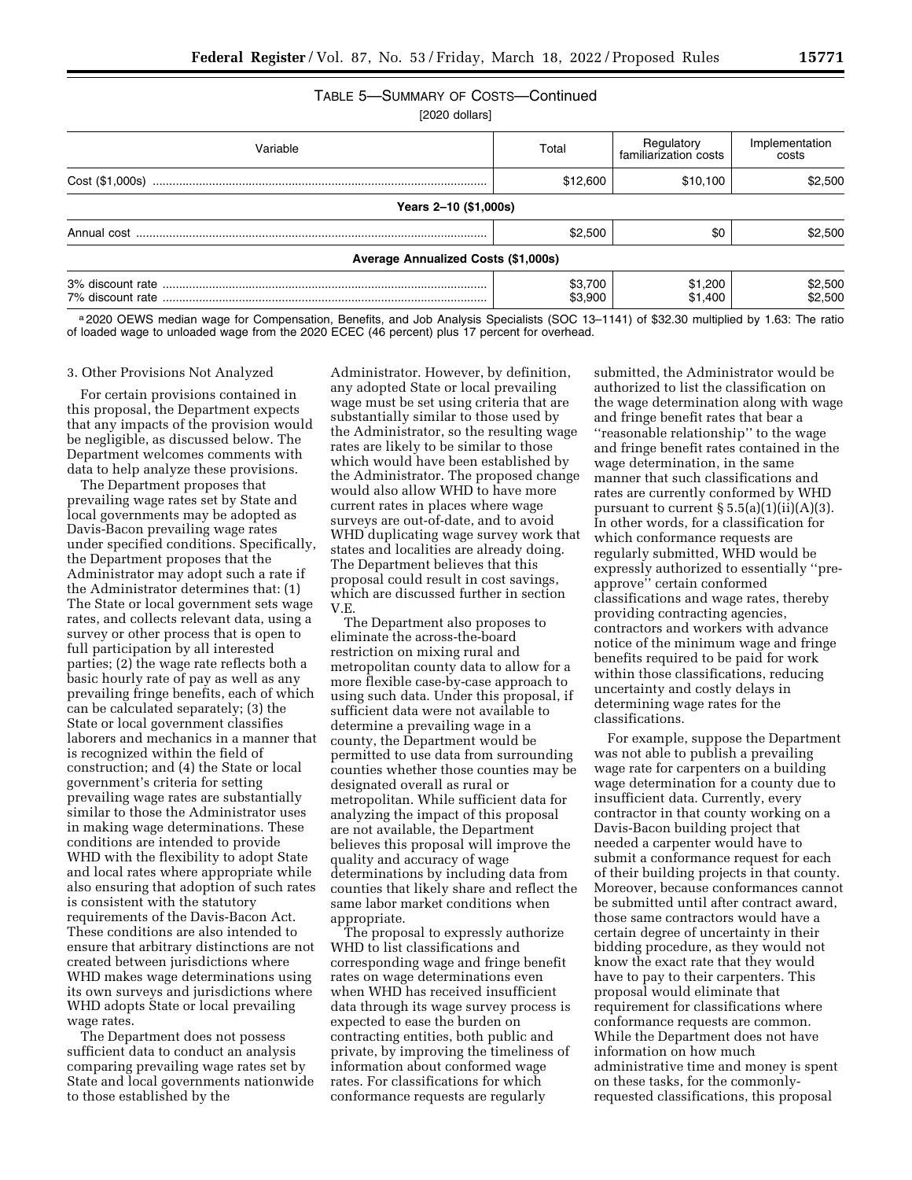TABLE 5—SUMMARY OF COSTS—Continued

[2020 dollars]

| Variable | Total | Regulatory familiarization costs | Implementation costs |
|---|---|---|---|
| Cost ($1,000s) | $12,600 | $10,100 | $2,500 |
| **Years 2–10 ($1,000s)** | | | |
| Annual cost | $2,500 | $0 | $2,500 |
| **Average Annualized Costs ($1,000s)** | | | |
| 3% discount rate | $3,700 | $1,200 | $2,500 |
| 7% discount rate | $3,900 | $1,400 | $2,500 |

[a] 2020 OEWS median wage for Compensation, Benefits, and Job Analysis Specialists (SOC 13–1141) of $32.30 multiplied by 1.63: The ratio of loaded wage to unloaded wage from the 2020 ECEC (46 percent) plus 17 percent for overhead.

3. Other Provisions Not Analyzed

For certain provisions contained in this proposal, the Department expects that any impacts of the provision would be negligible, as discussed below. The Department welcomes comments with data to help analyze these provisions.

The Department proposes that prevailing wage rates set by State and local governments may be adopted as Davis-Bacon prevailing wage rates under specified conditions. Specifically, the Department proposes that the Administrator may adopt such a rate if the Administrator determines that: (1) The State or local government sets wage rates, and collects relevant data, using a survey or other process that is open to full participation by all interested parties; (2) the wage rate reflects both a basic hourly rate of pay as well as any prevailing fringe benefits, each of which can be calculated separately; (3) the State or local government classifies laborers and mechanics in a manner that is recognized within the field of construction; and (4) the State or local government's criteria for setting prevailing wage rates are substantially similar to those the Administrator uses in making wage determinations. These conditions are intended to provide WHD with the flexibility to adopt State and local rates where appropriate while also ensuring that adoption of such rates is consistent with the statutory requirements of the Davis-Bacon Act. These conditions are also intended to ensure that arbitrary distinctions are not created between jurisdictions where WHD makes wage determinations using its own surveys and jurisdictions where WHD adopts State or local prevailing wage rates.

The Department does not possess sufficient data to conduct an analysis comparing prevailing wage rates set by State and local governments nationwide to those established by the Administrator. However, by definition, any adopted State or local prevailing wage must be set using criteria that are substantially similar to those used by the Administrator, so the resulting wage rates are likely to be similar to those which would have been established by the Administrator. The proposed change would also allow WHD to have more current rates in places where wage surveys are out-of-date, and to avoid WHD duplicating wage survey work that states and localities are already doing. The Department believes that this proposal could result in cost savings, which are discussed further in section V.E.

The Department also proposes to eliminate the across-the-board restriction on mixing rural and metropolitan county data to allow for a more flexible case-by-case approach to using such data. Under this proposal, if sufficient data were not available to determine a prevailing wage in a county, the Department would be permitted to use data from surrounding counties whether those counties may be designated overall as rural or metropolitan. While sufficient data for analyzing the impact of this proposal are not available, the Department believes this proposal will improve the quality and accuracy of wage determinations by including data from counties that likely share and reflect the same labor market conditions when appropriate.

The proposal to expressly authorize WHD to list classifications and corresponding wage and fringe benefit rates on wage determinations even when WHD has received insufficient data through its wage survey process is expected to ease the burden on contracting entities, both public and private, by improving the timeliness of information about conformed wage rates. For classifications for which conformance requests are regularly submitted, the Administrator would be authorized to list the classification on the wage determination along with wage and fringe benefit rates that bear a "reasonable relationship" to the wage and fringe benefit rates contained in the wage determination, in the same manner that such classifications and rates are currently conformed by WHD pursuant to current § 5.5(a)(1)(ii)(A)(3). In other words, for a classification for which conformance requests are regularly submitted, WHD would be expressly authorized to essentially "pre-approve" certain conformed classifications and wage rates, thereby providing contracting agencies, contractors and workers with advance notice of the minimum wage and fringe benefits required to be paid for work within those classifications, reducing uncertainty and costly delays in determining wage rates for the classifications.

For example, suppose the Department was not able to publish a prevailing wage rate for carpenters on a building wage determination for a county due to insufficient data. Currently, every contractor in that county working on a Davis-Bacon building project that needed a carpenter would have to submit a conformance request for each of their building projects in that county. Moreover, because conformances cannot be submitted until after contract award, those same contractors would have a certain degree of uncertainty in their bidding procedure, as they would not know the exact rate that they would have to pay to their carpenters. This proposal would eliminate that requirement for classifications where conformance requests are common. While the Department does not have information on how much administrative time and money is spent on these tasks, for the commonly-requested classifications, this proposal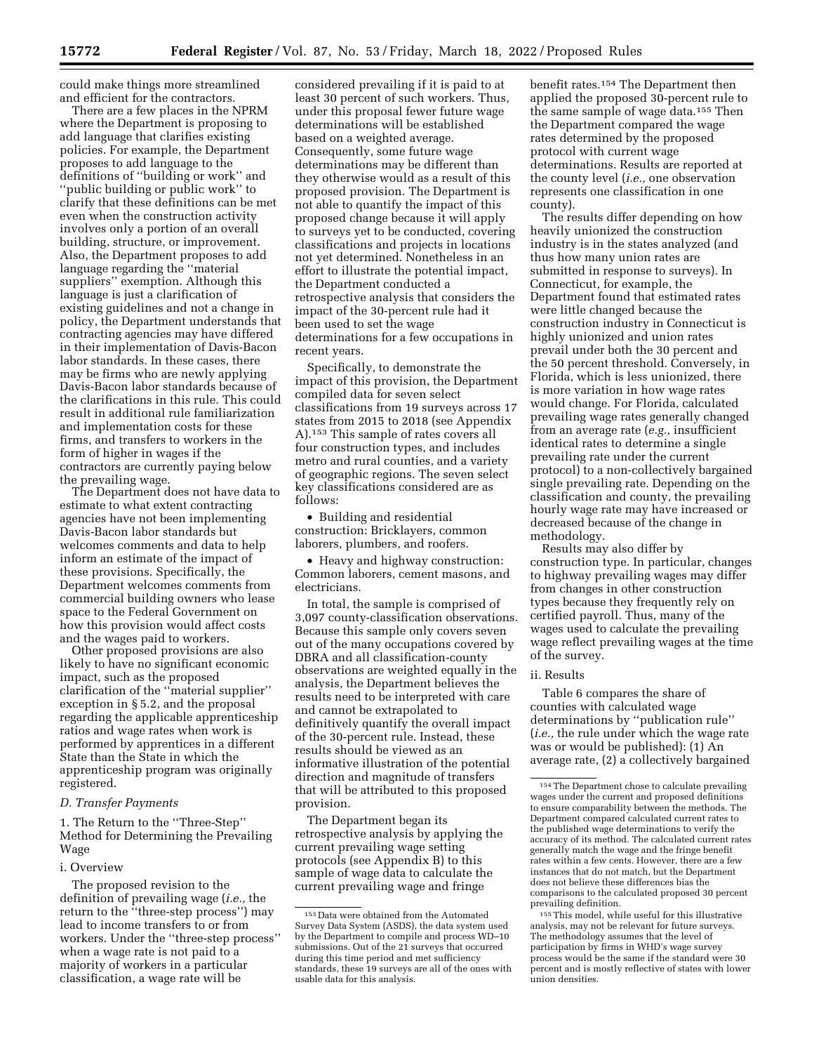could make things more streamlined and efficient for the contractors.

There are a few places in the NPRM where the Department is proposing to add language that clarifies existing policies. For example, the Department proposes to add language to the definitions of ''building or work'' and ''public building or public work'' to clarify that these definitions can be met even when the construction activity involves only a portion of an overall building, structure, or improvement. Also, the Department proposes to add language regarding the ''material suppliers'' exemption. Although this language is just a clarification of existing guidelines and not a change in policy, the Department understands that contracting agencies may have differed in their implementation of Davis-Bacon labor standards. In these cases, there may be firms who are newly applying Davis-Bacon labor standards because of the clarifications in this rule. This could result in additional rule familiarization and implementation costs for these firms, and transfers to workers in the form of higher in wages if the contractors are currently paying below the prevailing wage.

The Department does not have data to estimate to what extent contracting agencies have not been implementing Davis-Bacon labor standards but welcomes comments and data to help inform an estimate of the impact of these provisions. Specifically, the Department welcomes comments from commercial building owners who lease space to the Federal Government on how this provision would affect costs and the wages paid to workers.

Other proposed provisions are also likely to have no significant economic impact, such as the proposed clarification of the ''material supplier'' exception in § 5.2, and the proposal regarding the applicable apprenticeship ratios and wage rates when work is performed by apprentices in a different State than the State in which the apprenticeship program was originally registered.

### D. Transfer Payments

#### 1. The Return to the ''Three-Step'' Method for Determining the Prevailing Wage

##### i. Overview

The proposed revision to the definition of prevailing wage (*i.e.,* the return to the ''three-step process'') may lead to income transfers to or from workers. Under the ''three-step process'' when a wage rate is not paid to a majority of workers in a particular classification, a wage rate will be considered prevailing if it is paid to at least 30 percent of such workers. Thus, under this proposal fewer future wage determinations will be established based on a weighted average. Consequently, some future wage determinations may be different than they otherwise would as a result of this proposed provision. The Department is not able to quantify the impact of this proposed change because it will apply to surveys yet to be conducted, covering classifications and projects in locations not yet determined. Nonetheless in an effort to illustrate the potential impact, the Department conducted a retrospective analysis that considers the impact of the 30-percent rule had it been used to set the wage determinations for a few occupations in recent years.

Specifically, to demonstrate the impact of this provision, the Department compiled data for seven select classifications from 19 surveys across 17 states from 2015 to 2018 (see Appendix A).[153] This sample of rates covers all four construction types, and includes metro and rural counties, and a variety of geographic regions. The seven select key classifications considered are as follows:

- Building and residential construction: Bricklayers, common laborers, plumbers, and roofers.
- Heavy and highway construction: Common laborers, cement masons, and electricians.

In total, the sample is comprised of 3,097 county-classification observations. Because this sample only covers seven out of the many occupations covered by DBRA and all classification-county observations are weighted equally in the analysis, the Department believes the results need to be interpreted with care and cannot be extrapolated to definitively quantify the overall impact of the 30-percent rule. Instead, these results should be viewed as an informative illustration of the potential direction and magnitude of transfers that will be attributed to this proposed provision.

The Department began its retrospective analysis by applying the current prevailing wage setting protocols (see Appendix B) to this sample of wage data to calculate the current prevailing wage and fringe benefit rates.[154] The Department then applied the proposed 30-percent rule to the same sample of wage data.[155] Then the Department compared the wage rates determined by the proposed protocol with current wage determinations. Results are reported at the county level (*i.e.,* one observation represents one classification in one county).

The results differ depending on how heavily unionized the construction industry is in the states analyzed (and thus how many union rates are submitted in response to surveys). In Connecticut, for example, the Department found that estimated rates were little changed because the construction industry in Connecticut is highly unionized and union rates prevail under both the 30 percent and the 50 percent threshold. Conversely, in Florida, which is less unionized, there is more variation in how wage rates would change. For Florida, calculated prevailing wage rates generally changed from an average rate (*e.g.,* insufficient identical rates to determine a single prevailing rate under the current protocol) to a non-collectively bargained single prevailing rate. Depending on the classification and county, the prevailing hourly wage rate may have increased or decreased because of the change in methodology.

Results may also differ by construction type. In particular, changes to highway prevailing wages may differ from changes in other construction types because they frequently rely on certified payroll. Thus, many of the wages used to calculate the prevailing wage reflect prevailing wages at the time of the survey.

##### ii. Results

Table 6 compares the share of counties with calculated wage determinations by ''publication rule'' (*i.e.,* the rule under which the wage rate was or would be published): (1) An average rate, (2) a collectively bargained

---

[153] Data were obtained from the Automated Survey Data System (ASDS), the data system used by the Department to compile and process WD–10 submissions. Out of the 21 surveys that occurred during this time period and met sufficiency standards, these 19 surveys are all of the ones with usable data for this analysis.

[154] The Department chose to calculate prevailing wages under the current and proposed definitions to ensure comparability between the methods. The Department compared calculated current rates to the published wage determinations to verify the accuracy of its method. The calculated current rates generally match the wage and the fringe benefit rates within a few cents. However, there are a few instances that do not match, but the Department does not believe these differences bias the comparisons to the calculated proposed 30 percent prevailing definition.

[155] This model, while useful for this illustrative analysis, may not be relevant for future surveys. The methodology assumes that the level of participation by firms in WHD's wage survey process would be the same if the standard were 30 percent and is mostly reflective of states with lower union densities.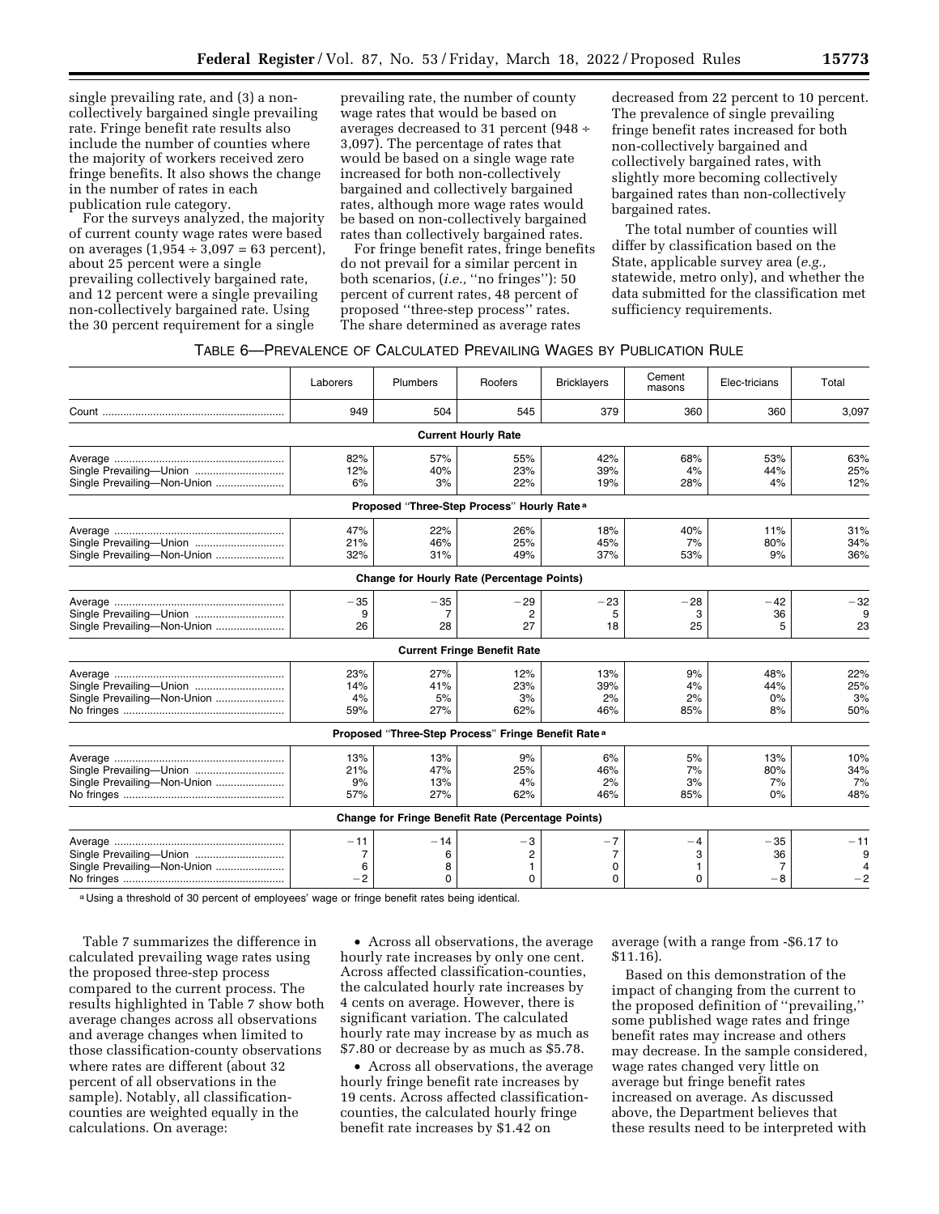single prevailing rate, and (3) a non-collectively bargained single prevailing rate. Fringe benefit rate results also include the number of counties where the majority of workers received zero fringe benefits. It also shows the change in the number of rates in each publication rule category.

For the surveys analyzed, the majority of current county wage rates were based on averages (1,954 ÷ 3,097 = 63 percent), about 25 percent were a single prevailing collectively bargained rate, and 12 percent were a single prevailing non-collectively bargained rate. Using the 30 percent requirement for a single prevailing rate, the number of county wage rates that would be based on averages decreased to 31 percent (948 ÷ 3,097). The percentage of rates that would be based on a single wage rate increased for both non-collectively bargained and collectively bargained rates, although more wage rates would be based on non-collectively bargained rates than collectively bargained rates.

For fringe benefit rates, fringe benefits do not prevail for a similar percent in both scenarios, (*i.e.,* "no fringes"): 50 percent of current rates, 48 percent of proposed "three-step process" rates. The share determined as average rates decreased from 22 percent to 10 percent. The prevalence of single prevailing fringe benefit rates increased for both non-collectively bargained and collectively bargained rates, with slightly more becoming collectively bargained rates than non-collectively bargained rates.

The total number of counties will differ by classification based on the State, applicable survey area (*e.g.,* statewide, metro only), and whether the data submitted for the classification met sufficiency requirements.

TABLE 6—PREVALENCE OF CALCULATED PREVAILING WAGES BY PUBLICATION RULE

| | Laborers | Plumbers | Roofers | Bricklayers | Cement masons | Elec-tricians | Total |
|---|---|---|---|---|---|---|---|
| Count | 949 | 504 | 545 | 379 | 360 | 360 | 3,097 |
| **Current Hourly Rate** | | | | | | | |
| Average | 82% | 57% | 55% | 42% | 68% | 53% | 63% |
| Single Prevailing—Union | 12% | 40% | 23% | 39% | 4% | 44% | 25% |
| Single Prevailing—Non-Union | 6% | 3% | 22% | 19% | 28% | 4% | 12% |
| **Proposed "Three-Step Process" Hourly Rate [a]** | | | | | | | |
| Average | 47% | 22% | 26% | 18% | 40% | 11% | 31% |
| Single Prevailing—Union | 21% | 46% | 25% | 45% | 7% | 80% | 34% |
| Single Prevailing—Non-Union | 32% | 31% | 49% | 37% | 53% | 9% | 36% |
| **Change for Hourly Rate (Percentage Points)** | | | | | | | |
| Average | −35 | −35 | −29 | −23 | −28 | −42 | −32 |
| Single Prevailing—Union | 9 | 7 | 2 | 5 | 3 | 36 | 9 |
| Single Prevailing—Non-Union | 26 | 28 | 27 | 18 | 25 | 5 | 23 |
| **Current Fringe Benefit Rate** | | | | | | | |
| Average | 23% | 27% | 12% | 13% | 9% | 48% | 22% |
| Single Prevailing—Union | 14% | 41% | 23% | 39% | 4% | 44% | 25% |
| Single Prevailing—Non-Union | 4% | 5% | 3% | 2% | 2% | 0% | 3% |
| No fringes | 59% | 27% | 62% | 46% | 85% | 8% | 50% |
| **Proposed "Three-Step Process" Fringe Benefit Rate [a]** | | | | | | | |
| Average | 13% | 13% | 9% | 6% | 5% | 13% | 10% |
| Single Prevailing—Union | 21% | 47% | 25% | 46% | 7% | 80% | 34% |
| Single Prevailing—Non-Union | 9% | 13% | 4% | 2% | 3% | 7% | 7% |
| No fringes | 57% | 27% | 62% | 46% | 85% | 0% | 48% |
| **Change for Fringe Benefit Rate (Percentage Points)** | | | | | | | |
| Average | −11 | −14 | −3 | −7 | −4 | −35 | −11 |
| Single Prevailing—Union | 7 | 6 | 2 | 7 | 3 | 36 | 9 |
| Single Prevailing—Non-Union | 6 | 8 | 1 | 0 | 1 | 7 | 4 |
| No fringes | −2 | 0 | 0 | 0 | 0 | −8 | −2 |

[a] Using a threshold of 30 percent of employees' wage or fringe benefit rates being identical.

Table 7 summarizes the difference in calculated prevailing wage rates using the proposed three-step process compared to the current process. The results highlighted in Table 7 show both average changes across all observations and average changes when limited to those classification-county observations where rates are different (about 32 percent of all observations in the sample). Notably, all classification-counties are weighted equally in the calculations. On average:

- Across all observations, the average hourly rate increases by only one cent. Across affected classification-counties, the calculated hourly rate increases by 4 cents on average. However, there is significant variation. The calculated hourly rate may increase by as much as $7.80 or decrease by as much as $5.78.
- Across all observations, the average hourly fringe benefit rate increases by 19 cents. Across affected classification-counties, the calculated hourly fringe benefit rate increases by $1.42 on average (with a range from -$6.17 to $11.16).

Based on this demonstration of the impact of changing from the current to the proposed definition of "prevailing," some published wage rates and fringe benefit rates may increase and others may decrease. In the sample considered, wage rates changed very little on average but fringe benefit rates increased on average. As discussed above, the Department believes that these results need to be interpreted with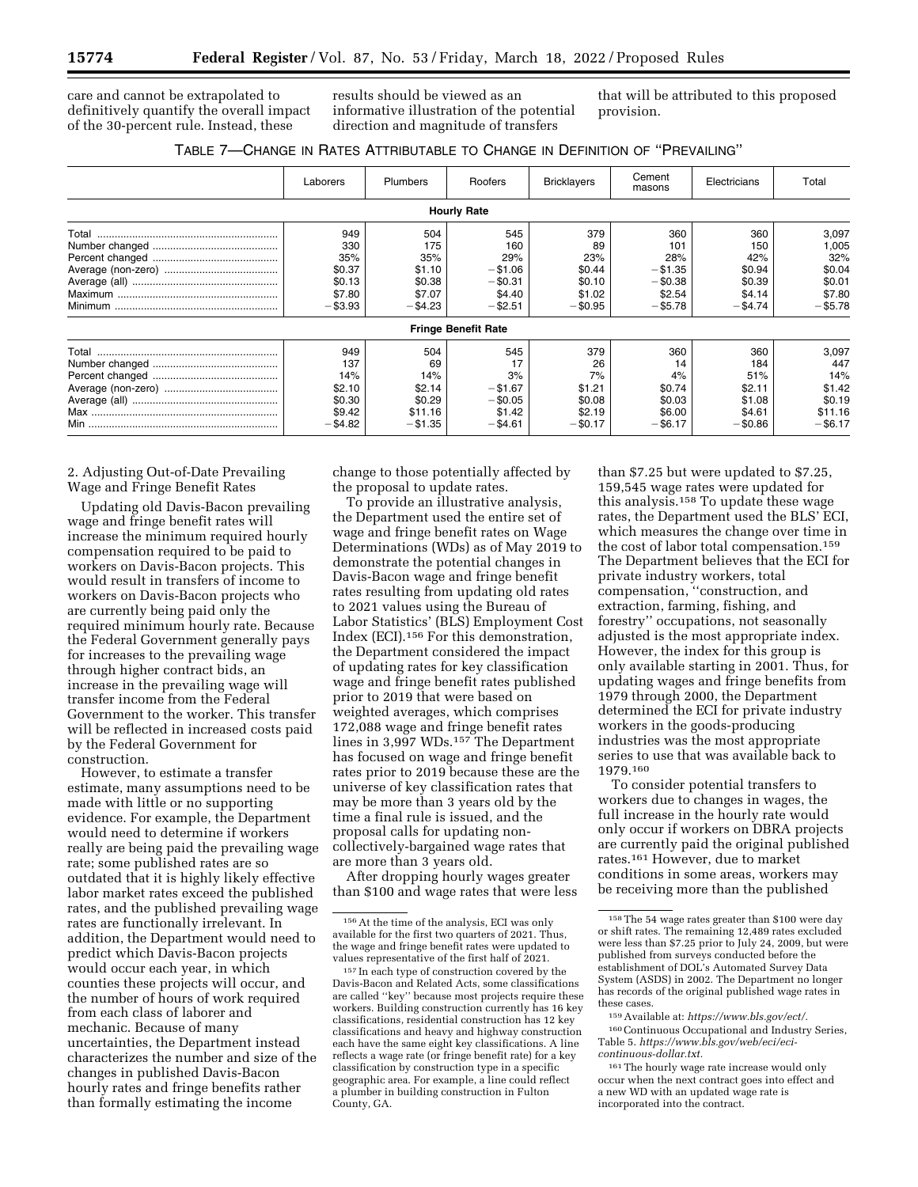care and cannot be extrapolated to definitively quantify the overall impact of the 30-percent rule. Instead, these results should be viewed as an informative illustration of the potential direction and magnitude of transfers that will be attributed to this proposed provision.

TABLE 7—CHANGE IN RATES ATTRIBUTABLE TO CHANGE IN DEFINITION OF "PREVAILING"

| | Laborers | Plumbers | Roofers | Bricklayers | Cement masons | Electricians | Total |
|---|---|---|---|---|---|---|---|
| **Hourly Rate** | | | | | | | |
| Total | 949 | 504 | 545 | 379 | 360 | 360 | 3,097 |
| Number changed | 330 | 175 | 160 | 89 | 101 | 150 | 1,005 |
| Percent changed | 35% | 35% | 29% | 23% | 28% | 42% | 32% |
| Average (non-zero) | $0.37 | $1.10 | −$1.06 | $0.44 | −$1.35 | $0.94 | $0.04 |
| Average (all) | $0.13 | $0.38 | −$0.31 | $0.10 | −$0.38 | $0.39 | $0.01 |
| Maximum | $7.80 | $7.07 | $4.40 | $1.02 | $2.54 | $4.14 | $7.80 |
| Minimum | −$3.93 | −$4.23 | −$2.51 | −$0.95 | −$5.78 | −$4.74 | −$5.78 |
| **Fringe Benefit Rate** | | | | | | | |
| Total | 949 | 504 | 545 | 379 | 360 | 360 | 3,097 |
| Number changed | 137 | 69 | 17 | 26 | 14 | 184 | 447 |
| Percent changed | 14% | 14% | 3% | 7% | 4% | 51% | 14% |
| Average (non-zero) | $2.10 | $2.14 | −$1.67 | $1.21 | $0.74 | $2.11 | $1.42 |
| Average (all) | $0.30 | $0.29 | −$0.05 | $0.08 | $0.03 | $1.08 | $0.19 |
| Max | $9.42 | $11.16 | $1.42 | $2.19 | $6.00 | $4.61 | $11.16 |
| Min | −$4.82 | −$1.35 | −$4.61 | −$0.17 | −$6.17 | −$0.86 | −$6.17 |

2. Adjusting Out-of-Date Prevailing Wage and Fringe Benefit Rates

Updating old Davis-Bacon prevailing wage and fringe benefit rates will increase the minimum required hourly compensation required to be paid to workers on Davis-Bacon projects. This would result in transfers of income to workers on Davis-Bacon projects who are currently being paid only the required minimum hourly rate. Because the Federal Government generally pays for increases to the prevailing wage through higher contract bids, an increase in the prevailing wage will transfer income from the Federal Government to the worker. This transfer will be reflected in increased costs paid by the Federal Government for construction.

However, to estimate a transfer estimate, many assumptions need to be made with little or no supporting evidence. For example, the Department would need to determine if workers really are being paid the prevailing wage rate; some published rates are so outdated that it is highly likely effective labor market rates exceed the published rates, and the published prevailing wage rates are functionally irrelevant. In addition, the Department would need to predict which Davis-Bacon projects would occur each year, in which counties these projects will occur, and the number of hours of work required from each class of laborer and mechanic. Because of many uncertainties, the Department instead characterizes the number and size of the changes in published Davis-Bacon hourly rates and fringe benefits rather than formally estimating the income change to those potentially affected by the proposal to update rates.

To provide an illustrative analysis, the Department used the entire set of wage and fringe benefit rates on Wage Determinations (WDs) as of May 2019 to demonstrate the potential changes in Davis-Bacon wage and fringe benefit rates resulting from updating old rates to 2021 values using the Bureau of Labor Statistics' (BLS) Employment Cost Index (ECI).[156] For this demonstration, the Department considered the impact of updating rates for key classification wage and fringe benefit rates published prior to 2019 that were based on weighted averages, which comprises 172,088 wage and fringe benefit rates lines in 3,997 WDs.[157] The Department has focused on wage and fringe benefit rates prior to 2019 because these are the universe of key classification rates that may be more than 3 years old by the time a final rule is issued, and the proposal calls for updating non-collectively-bargained wage rates that are more than 3 years old.

After dropping hourly wages greater than $100 and wage rates that were less than $7.25 but were updated to $7.25, 159,545 wage rates were updated for this analysis.[158] To update these wage rates, the Department used the BLS' ECI, which measures the change over time in the cost of labor total compensation.[159] The Department believes that the ECI for private industry workers, total compensation, "construction, and extraction, farming, fishing, and forestry" occupations, not seasonally adjusted is the most appropriate index. However, the index for this group is only available starting in 2001. Thus, for updating wages and fringe benefits from 1979 through 2000, the Department determined the ECI for private industry workers in the goods-producing industries was the most appropriate series to use that was available back to 1979.[160]

To consider potential transfers to workers due to changes in wages, the full increase in the hourly rate would only occur if workers on DBRA projects are currently paid the original published rates.[161] However, due to market conditions in some areas, workers may be receiving more than the published

[156] At the time of the analysis, ECI was only available for the first two quarters of 2021. Thus, the wage and fringe benefit rates were updated to values representative of the first half of 2021.

[157] In each type of construction covered by the Davis-Bacon and Related Acts, some classifications are called "key" because most projects require these workers. Building construction currently has 16 key classifications, residential construction has 12 key classifications and heavy and highway construction each have the same eight key classifications. A line reflects a wage rate (or fringe benefit rate) for a key classification by construction type in a specific geographic area. For example, a line could reflect a plumber in building construction in Fulton County, GA.

[158] The 54 wage rates greater than $100 were day or shift rates. The remaining 12,489 rates excluded were less than $7.25 prior to July 24, 2009, but were published from surveys conducted before the establishment of DOL's Automated Survey Data System (ASDS) in 2002. The Department no longer has records of the original published wage rates in these cases.

[159] Available at: *https://www.bls.gov/eci/.*

[160] Continuous Occupational and Industry Series, Table 5. *https://www.bls.gov/web/eci/eci-continuous-dollar.txt.*

[161] The hourly wage rate increase would only occur when the next contract goes into effect and a new WD with an updated wage rate is incorporated into the contract.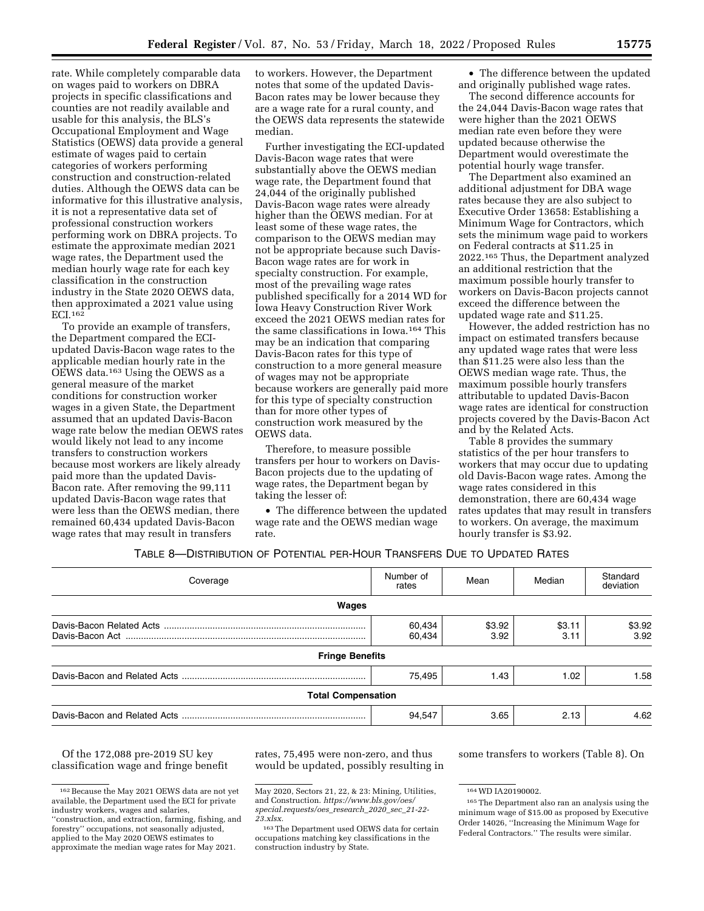rate. While completely comparable data on wages paid to workers on DBRA projects in specific classifications and counties are not readily available and usable for this analysis, the BLS's Occupational Employment and Wage Statistics (OEWS) data provide a general estimate of wages paid to certain categories of workers performing construction and construction-related duties. Although the OEWS data can be informative for this illustrative analysis, it is not a representative data set of professional construction workers performing work on DBRA projects. To estimate the approximate median 2021 wage rates, the Department used the median hourly wage rate for each key classification in the construction industry in the State 2020 OEWS data, then approximated a 2021 value using ECI.[162]

To provide an example of transfers, the Department compared the ECI-updated Davis-Bacon wage rates to the applicable median hourly rate in the OEWS data.[163] Using the OEWS as a general measure of the market conditions for construction worker wages in a given State, the Department assumed that an updated Davis-Bacon wage rate below the median OEWS rates would likely not lead to any income transfers to construction workers because most workers are likely already paid more than the updated Davis-Bacon rate. After removing the 99,111 updated Davis-Bacon wage rates that were less than the OEWS median, there remained 60,434 updated Davis-Bacon wage rates that may result in transfers to workers. However, the Department notes that some of the updated Davis-Bacon rates may be lower because they are a wage rate for a rural county, and the OEWS data represents the statewide median.

Further investigating the ECI-updated Davis-Bacon wage rates that were substantially above the OEWS median wage rate, the Department found that 24,044 of the originally published Davis-Bacon wage rates were already higher than the OEWS median. For at least some of these wage rates, the comparison to the OEWS median may not be appropriate because such Davis-Bacon wage rates are for work in specialty construction. For example, most of the prevailing wage rates published specifically for a 2014 WD for Iowa Heavy Construction River Work exceed the 2021 OEWS median rates for the same classifications in Iowa.[164] This may be an indication that comparing Davis-Bacon rates for this type of construction to a more general measure of wages may not be appropriate because workers are generally paid more for this type of specialty construction than for more other types of construction work measured by the OEWS data.

Therefore, to measure possible transfers per hour to workers on Davis-Bacon projects due to the updating of wage rates, the Department began by taking the lesser of:

- The difference between the updated wage rate and the OEWS median wage rate.
- The difference between the updated and originally published wage rates.

The second difference accounts for the 24,044 Davis-Bacon wage rates that were higher than the 2021 OEWS median rate even before they were updated because otherwise the Department would overestimate the potential hourly wage transfer.

The Department also examined an additional adjustment for DBA wage rates because they are also subject to Executive Order 13658: Establishing a Minimum Wage for Contractors, which sets the minimum wage paid to workers on Federal contracts at $11.25 in 2022.[165] Thus, the Department analyzed an additional restriction that the maximum possible hourly transfer to workers on Davis-Bacon projects cannot exceed the difference between the updated wage rate and $11.25.

However, the added restriction has no impact on estimated transfers because any updated wage rates that were less than $11.25 were also less than the OEWS median wage rate. Thus, the maximum possible hourly transfers attributable to updated Davis-Bacon wage rates are identical for construction projects covered by the Davis-Bacon Act and by the Related Acts.

Table 8 provides the summary statistics of the per hour transfers to workers that may occur due to updating old Davis-Bacon wage rates. Among the wage rates considered in this demonstration, there are 60,434 wage rates updates that may result in transfers to workers. On average, the maximum hourly transfer is $3.92.

TABLE 8—DISTRIBUTION OF POTENTIAL PER-HOUR TRANSFERS DUE TO UPDATED RATES

| Coverage | Number of rates | Mean | Median | Standard deviation |
|---|---|---|---|---|
| **Wages** | | | | |
| Davis-Bacon Related Acts | 60,434 | $3.92 | $3.11 | $3.92 |
| Davis-Bacon Act | 60,434 | 3.92 | 3.11 | 3.92 |
| **Fringe Benefits** | | | | |
| Davis-Bacon and Related Acts | 75,495 | 1.43 | 1.02 | 1.58 |
| **Total Compensation** | | | | |
| Davis-Bacon and Related Acts | 94,547 | 3.65 | 2.13 | 4.62 |

Of the 172,088 pre-2019 SU key classification wage and fringe benefit rates, 75,495 were non-zero, and thus would be updated, possibly resulting in some transfers to workers (Table 8). On

[162] Because the May 2021 OEWS data are not yet available, the Department used the ECI for private industry workers, wages and salaries, ''construction, and extraction, farming, fishing, and forestry'' occupations, not seasonally adjusted, applied to the May 2020 OEWS estimates to approximate the median wage rates for May 2021. May 2020, Sectors 21, 22, & 23: Mining, Utilities, and Construction. *https://www.bls.gov/oes/special.requests/oes_research_2020_sec_21-22-23.xlsx.*

[163] The Department used OEWS data for certain occupations matching key classifications in the construction industry by State.

[164] WD IA20190002.

[165] The Department also ran an analysis using the minimum wage of $15.00 as proposed by Executive Order 14026, ''Increasing the Minimum Wage for Federal Contractors.'' The results were similar.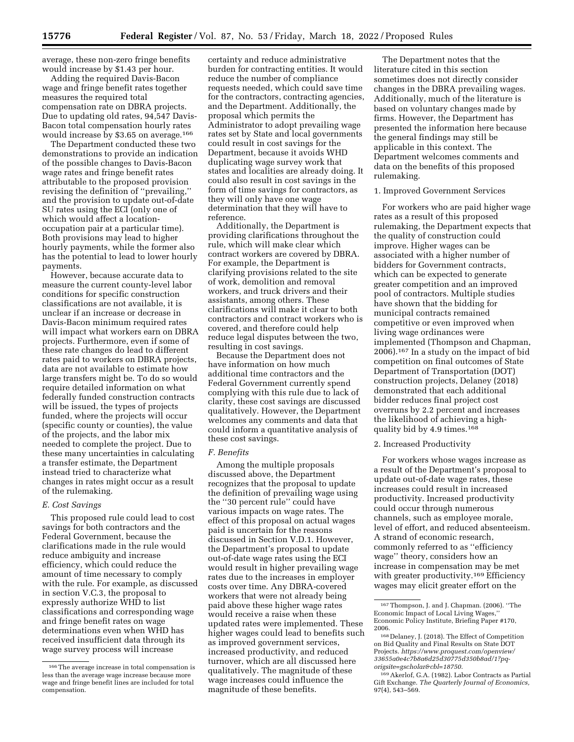average, these non-zero fringe benefits would increase by $1.43 per hour.

Adding the required Davis-Bacon wage and fringe benefit rates together measures the required total compensation rate on DBRA projects. Due to updating old rates, 94,547 Davis-Bacon total compensation hourly rates would increase by $3.65 on average.[166]

The Department conducted these two demonstrations to provide an indication of the possible changes to Davis-Bacon wage rates and fringe benefit rates attributable to the proposed provision revising the definition of "prevailing," and the provision to update out-of-date SU rates using the ECI (only one of which would affect a location-occupation pair at a particular time). Both provisions may lead to higher hourly payments, while the former also has the potential to lead to lower hourly payments.

However, because accurate data to measure the current county-level labor conditions for specific construction classifications are not available, it is unclear if an increase or decrease in Davis-Bacon minimum required rates will impact what workers earn on DBRA projects. Furthermore, even if some of these rate changes do lead to different rates paid to workers on DBRA projects, data are not available to estimate how large transfers might be. To do so would require detailed information on what federally funded construction contracts will be issued, the types of projects funded, where the projects will occur (specific county or counties), the value of the projects, and the labor mix needed to complete the project. Due to these many uncertainties in calculating a transfer estimate, the Department instead tried to characterize what changes in rates might occur as a result of the rulemaking.

### *E. Cost Savings*

This proposed rule could lead to cost savings for both contractors and the Federal Government, because the clarifications made in the rule would reduce ambiguity and increase efficiency, which could reduce the amount of time necessary to comply with the rule. For example, as discussed in section V.C.3, the proposal to expressly authorize WHD to list classifications and corresponding wage and fringe benefit rates on wage determinations even when WHD has received insufficient data through its wage survey process will increase certainty and reduce administrative burden for contracting entities. It would reduce the number of compliance requests needed, which could save time for the contractors, contracting agencies, and the Department. Additionally, the proposal which permits the Administrator to adopt prevailing wage rates set by State and local governments could result in cost savings for the Department, because it avoids WHD duplicating wage survey work that states and localities are already doing. It could also result in cost savings in the form of time savings for contractors, as they will only have one wage determination that they will have to reference.

Additionally, the Department is providing clarifications throughout the rule, which will make clear which contract workers are covered by DBRA. For example, the Department is clarifying provisions related to the site of work, demolition and removal workers, and truck drivers and their assistants, among others. These clarifications will make it clear to both contractors and contract workers who is covered, and therefore could help reduce legal disputes between the two, resulting in cost savings.

Because the Department does not have information on how much additional time contractors and the Federal Government currently spend complying with this rule due to lack of clarity, these cost savings are discussed qualitatively. However, the Department welcomes any comments and data that could inform a quantitative analysis of these cost savings.

### *F. Benefits*

Among the multiple proposals discussed above, the Department recognizes that the proposal to update the definition of prevailing wage using the "30 percent rule" could have various impacts on wage rates. The effect of this proposal on actual wages paid is uncertain for the reasons discussed in Section V.D.1. However, the Department's proposal to update out-of-date wage rates using the ECI would result in higher prevailing wage rates due to the increases in employer costs over time. Any DBRA-covered workers that were not already being paid above these higher wage rates would receive a raise when these updated rates were implemented. These higher wages could lead to benefits such as improved government services, increased productivity, and reduced turnover, which are all discussed here qualitatively. The magnitude of these wage increases could influence the magnitude of these benefits.

The Department notes that the literature cited in this section sometimes does not directly consider changes in the DBRA prevailing wages. Additionally, much of the literature is based on voluntary changes made by firms. However, the Department has presented the information here because the general findings may still be applicable in this context. The Department welcomes comments and data on the benefits of this proposed rulemaking.

#### 1. Improved Government Services

For workers who are paid higher wage rates as a result of this proposed rulemaking, the Department expects that the quality of construction could improve. Higher wages can be associated with a higher number of bidders for Government contracts, which can be expected to generate greater competition and an improved pool of contractors. Multiple studies have shown that the bidding for municipal contracts remained competitive or even improved when living wage ordinances were implemented (Thompson and Chapman, 2006).[167] In a study on the impact of bid competition on final outcomes of State Department of Transportation (DOT) construction projects, Delaney (2018) demonstrated that each additional bidder reduces final project cost overruns by 2.2 percent and increases the likelihood of achieving a high-quality bid by 4.9 times.[168]

#### 2. Increased Productivity

For workers whose wages increase as a result of the Department's proposal to update out-of-date wage rates, these increases could result in increased productivity. Increased productivity could occur through numerous channels, such as employee morale, level of effort, and reduced absenteeism. A strand of economic research, commonly referred to as "efficiency wage" theory, considers how an increase in compensation may be met with greater productivity.[169] Efficiency wages may elicit greater effort on the

---

[166] The average increase in total compensation is less than the average wage increase because more wage and fringe benefit lines are included for total compensation.

[167] Thompson, J. and J. Chapman. (2006). "The Economic Impact of Local Living Wages," Economic Policy Institute, Briefing Paper #170, 2006.

[168] Delaney, J. (2018). The Effect of Competition on Bid Quality and Final Results on State DOT Projects. *https://www.proquest.com/openview/33655a0e4c7b8a6d25d30775d350b8ad/1?pq-origsite=gscholar&cbl=18750.*

[169] Akerlof, G.A. (1982). Labor Contracts as Partial Gift Exchange. *The Quarterly Journal of Economics,* 97(4), 543–569.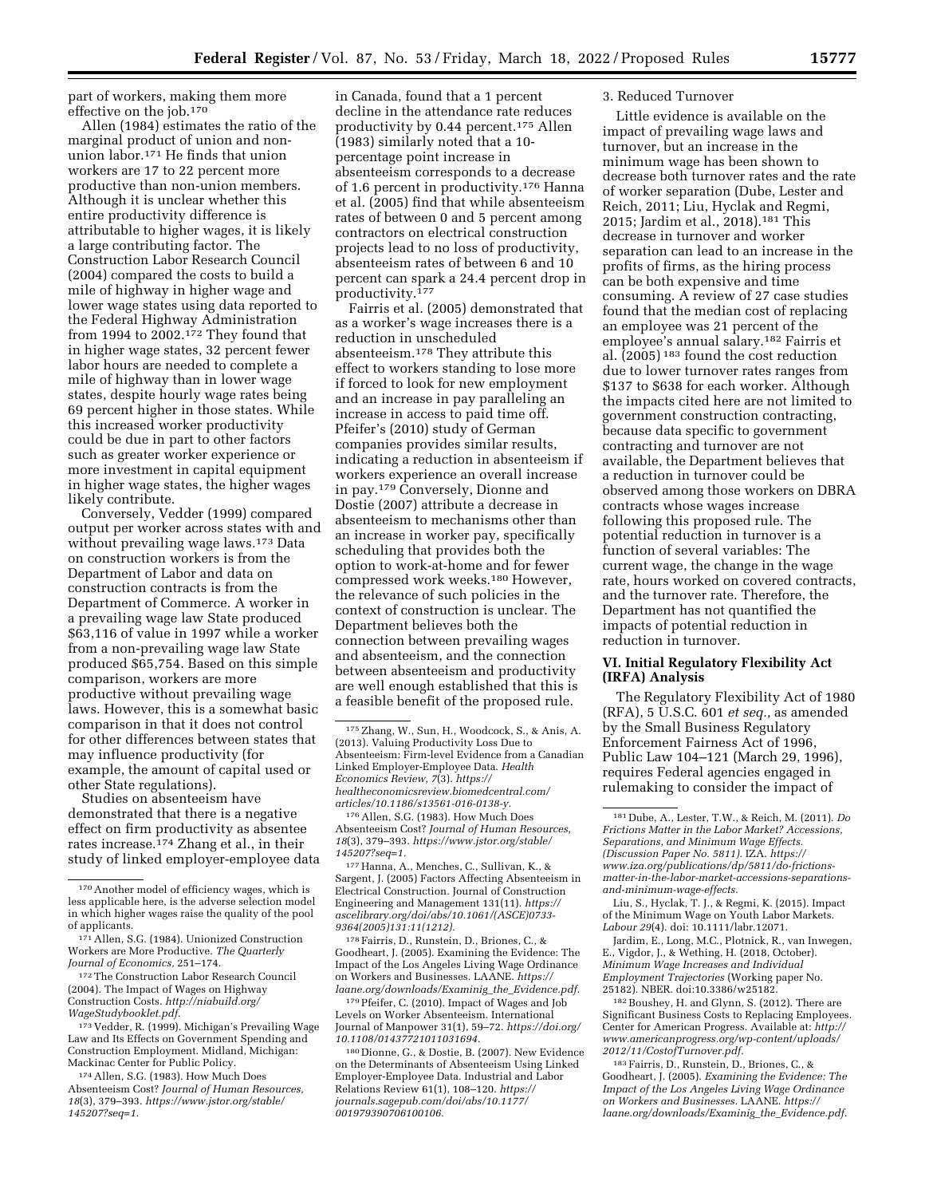part of workers, making them more effective on the job.[170]

Allen (1984) estimates the ratio of the marginal product of union and non-union labor.[171] He finds that union workers are 17 to 22 percent more productive than non-union members. Although it is unclear whether this entire productivity difference is attributable to higher wages, it is likely a large contributing factor. The Construction Labor Research Council (2004) compared the costs to build a mile of highway in higher wage and lower wage states using data reported to the Federal Highway Administration from 1994 to 2002.[172] They found that in higher wage states, 32 percent fewer labor hours are needed to complete a mile of highway than in lower wage states, despite hourly wage rates being 69 percent higher in those states. While this increased worker productivity could be due in part to other factors such as greater worker experience or more investment in capital equipment in higher wage states, the higher wages likely contribute.

Conversely, Vedder (1999) compared output per worker across states with and without prevailing wage laws.[173] Data on construction workers is from the Department of Labor and data on construction contracts is from the Department of Commerce. A worker in a prevailing wage law State produced $63,116 of value in 1997 while a worker from a non-prevailing wage law State produced $65,754. Based on this simple comparison, workers are more productive without prevailing wage laws. However, this is a somewhat basic comparison in that it does not control for other differences between states that may influence productivity (for example, the amount of capital used or other State regulations).

Studies on absenteeism have demonstrated that there is a negative effect on firm productivity as absentee rates increase.[174] Zhang et al., in their study of linked employer-employee data in Canada, found that a 1 percent decline in the attendance rate reduces productivity by 0.44 percent.[175] Allen (1983) similarly noted that a 10-percentage point increase in absenteeism corresponds to a decrease of 1.6 percent in productivity.[176] Hanna et al. (2005) find that while absenteeism rates of between 0 and 5 percent among contractors on electrical construction projects lead to no loss of productivity, absenteeism rates of between 6 and 10 percent can spark a 24.4 percent drop in productivity.[177]

Fairris et al. (2005) demonstrated that as a worker's wage increases there is a reduction in unscheduled absenteeism.[178] They attribute this effect to workers standing to lose more if forced to look for new employment and an increase in pay paralleling an increase in access to paid time off. Pfeifer's (2010) study of German companies provides similar results, indicating a reduction in absenteeism if workers experience an overall increase in pay.[179] Conversely, Dionne and Dostie (2007) attribute a decrease in absenteeism to mechanisms other than an increase in worker pay, specifically scheduling that provides both the option to work-at-home and for fewer compressed work weeks.[180] However, the relevance of such policies in the context of construction is unclear. The Department believes both the connection between prevailing wages and absenteeism, and the connection between absenteeism and productivity are well enough established that this is a feasible benefit of the proposed rule.

3. Reduced Turnover

Little evidence is available on the impact of prevailing wage laws and turnover, but an increase in the minimum wage has been shown to decrease both turnover rates and the rate of worker separation (Dube, Lester and Reich, 2011; Liu, Hyclak and Regmi, 2015; Jardim et al., 2018).[181] This decrease in turnover and worker separation can lead to an increase in the profits of firms, as the hiring process can be both expensive and time consuming. A review of 27 case studies found that the median cost of replacing an employee was 21 percent of the employee's annual salary.[182] Fairris et al. (2005)[183] found the cost reduction due to lower turnover rates ranges from $137 to $638 for each worker. Although the impacts cited here are not limited to government construction contracting, because data specific to government contracting and turnover are not available, the Department believes that a reduction in turnover could be observed among those workers on DBRA contracts whose wages increase following this proposed rule. The potential reduction in turnover is a function of several variables: The current wage, the change in the wage rate, hours worked on covered contracts, and the turnover rate. Therefore, the Department has not quantified the impacts of potential reduction in reduction in turnover.

## VI. Initial Regulatory Flexibility Act (IRFA) Analysis

The Regulatory Flexibility Act of 1980 (RFA), 5 U.S.C. 601 *et seq.,* as amended by the Small Business Regulatory Enforcement Fairness Act of 1996, Public Law 104–121 (March 29, 1996), requires Federal agencies engaged in rulemaking to consider the impact of

---

[170] Another model of efficiency wages, which is less applicable here, is the adverse selection model in which higher wages raise the quality of the pool of applicants.

[171] Allen, S.G. (1984). Unionized Construction Workers are More Productive. *The Quarterly Journal of Economics,* 251–174.

[172] The Construction Labor Research Council (2004). The Impact of Wages on Highway Construction Costs. *http://niabuild.org/WageStudybooklet.pdf.*

[173] Vedder, R. (1999). Michigan's Prevailing Wage Law and Its Effects on Government Spending and Construction Employment. Midland, Michigan: Mackinac Center for Public Policy.

[174] Allen, S.G. (1983). How Much Does Absenteeism Cost? *Journal of Human Resources, 18*(3), 379–393. *https://www.jstor.org/stable/145207?seq=1.*

[175] Zhang, W., Sun, H., Woodcock, S., & Anis, A. (2013). Valuing Productivity Loss Due to Absenteeism: Firm-level Evidence from a Canadian Linked Employer-Employee Data. *Health Economics Review, 7*(3). *https://healtheconomicsreview.biomedcentral.com/articles/10.1186/s13561-016-0138-y.*

[176] Allen, S.G. (1983). How Much Does Absenteeism Cost? *Journal of Human Resources, 18*(3), 379–393. *https://www.jstor.org/stable/145207?seq=1.*

[177] Hanna, A., Menches, C., Sullivan, K., & Sargent, J. (2005) Factors Affecting Absenteeism in Electrical Construction. Journal of Construction Engineering and Management 131(11). *https://ascelibrary.org/doi/abs/10.1061/(ASCE)0733-9364(2005)131:11(1212).*

[178] Fairris, D., Runstein, D., Briones, C., & Goodheart, J. (2005). Examining the Evidence: The Impact of the Los Angeles Living Wage Ordinance on Workers and Businesses. LAANE. *https://laane.org/downloads/Examinig_the_Evidence.pdf.*

[179] Pfeifer, C. (2010). Impact of Wages and Job Levels on Worker Absenteeism. International Journal of Manpower 31(1), 59–72. *https://doi.org/10.1108/01437721011031694.*

[180] Dionne, G., & Dostie, B. (2007). New Evidence on the Determinants of Absenteeism Using Linked Employer-Employee Data. Industrial and Labor Relations Review 61(1), 108–120. *https://journals.sagepub.com/doi/abs/10.1177/001979390706100106.*

[181] Dube, A., Lester, T.W., & Reich, M. (2011). *Do Frictions Matter in the Labor Market? Accessions, Separations, and Minimum Wage Effects. (Discussion Paper No. 5811).* IZA. *https://www.iza.org/publications/dp/5811/do-frictions-matter-in-the-labor-market-accessions-separations-and-minimum-wage-effects.*

Liu, S., Hyclak, T. J., & Regmi, K. (2015). Impact of the Minimum Wage on Youth Labor Markets. *Labour 29*(4). doi: 10.1111/labr.12071.

Jardim, E., Long, M.C., Plotnick, R., van Inwegen, E., Vigdor, J., & Wething, H. (2018, October). *Minimum Wage Increases and Individual Employment Trajectories* (Working paper No. 25182). NBER. doi:10.3386/w25182.

[182] Boushey, H. and Glynn, S. (2012). There are Significant Business Costs to Replacing Employees. Center for American Progress. Available at: *http://www.americanprogress.org/wp-content/uploads/2012/11/CostofTurnover.pdf.*

[183] Fairris, D., Runstein, D., Briones, C., & Goodheart, J. (2005). *Examining the Evidence: The Impact of the Los Angeles Living Wage Ordinance on Workers and Businesses.* LAANE. *https://laane.org/downloads/Examinig_the_Evidence.pdf.*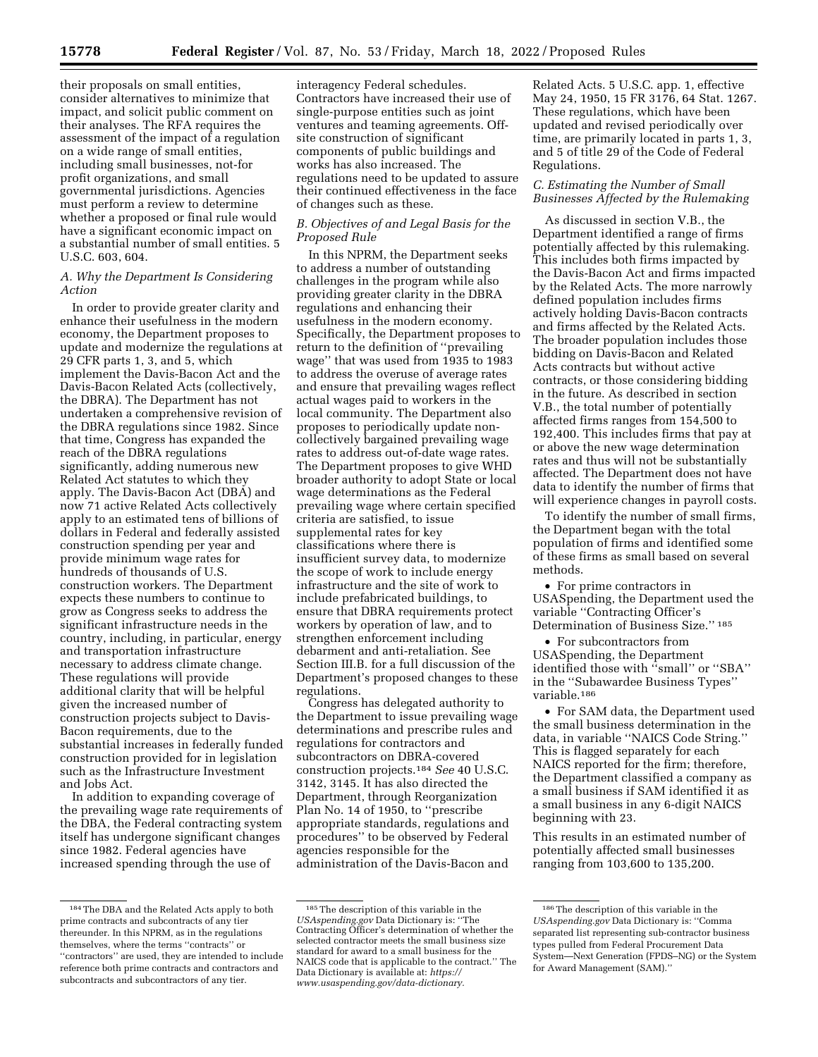their proposals on small entities, consider alternatives to minimize that impact, and solicit public comment on their analyses. The RFA requires the assessment of the impact of a regulation on a wide range of small entities, including small businesses, not-for profit organizations, and small governmental jurisdictions. Agencies must perform a review to determine whether a proposed or final rule would have a significant economic impact on a substantial number of small entities. 5 U.S.C. 603, 604.

### A. Why the Department Is Considering Action

In order to provide greater clarity and enhance their usefulness in the modern economy, the Department proposes to update and modernize the regulations at 29 CFR parts 1, 3, and 5, which implement the Davis-Bacon Act and the Davis-Bacon Related Acts (collectively, the DBRA). The Department has not undertaken a comprehensive revision of the DBRA regulations since 1982. Since that time, Congress has expanded the reach of the DBRA regulations significantly, adding numerous new Related Act statutes to which they apply. The Davis-Bacon Act (DBA) and now 71 active Related Acts collectively apply to an estimated tens of billions of dollars in Federal and federally assisted construction spending per year and provide minimum wage rates for hundreds of thousands of U.S. construction workers. The Department expects these numbers to continue to grow as Congress seeks to address the significant infrastructure needs in the country, including, in particular, energy and transportation infrastructure necessary to address climate change. These regulations will provide additional clarity that will be helpful given the increased number of construction projects subject to Davis-Bacon requirements, due to the substantial increases in federally funded construction provided for in legislation such as the Infrastructure Investment and Jobs Act.

In addition to expanding coverage of the prevailing wage rate requirements of the DBA, the Federal contracting system itself has undergone significant changes since 1982. Federal agencies have increased spending through the use of interagency Federal schedules. Contractors have increased their use of single-purpose entities such as joint ventures and teaming agreements. Off-site construction of significant components of public buildings and works has also increased. The regulations need to be updated to assure their continued effectiveness in the face of changes such as these.

### B. Objectives of and Legal Basis for the Proposed Rule

In this NPRM, the Department seeks to address a number of outstanding challenges in the program while also providing greater clarity in the DBRA regulations and enhancing their usefulness in the modern economy. Specifically, the Department proposes to return to the definition of ''prevailing wage'' that was used from 1935 to 1983 to address the overuse of average rates and ensure that prevailing wages reflect actual wages paid to workers in the local community. The Department also proposes to periodically update non-collectively bargained prevailing wage rates to address out-of-date wage rates. The Department proposes to give WHD broader authority to adopt State or local wage determinations as the Federal prevailing wage where certain specified criteria are satisfied, to issue supplemental rates for key classifications where there is insufficient survey data, to modernize the scope of work to include energy infrastructure and the site of work to include prefabricated buildings, to ensure that DBRA requirements protect workers by operation of law, and to strengthen enforcement including debarment and anti-retaliation. See Section III.B. for a full discussion of the Department's proposed changes to these regulations.

Congress has delegated authority to the Department to issue prevailing wage determinations and prescribe rules and regulations for contractors and subcontractors on DBRA-covered construction projects.[184] *See* 40 U.S.C. 3142, 3145. It has also directed the Department, through Reorganization Plan No. 14 of 1950, to ''prescribe appropriate standards, regulations and procedures'' to be observed by Federal agencies responsible for the administration of the Davis-Bacon and Related Acts. 5 U.S.C. app. 1, effective May 24, 1950, 15 FR 3176, 64 Stat. 1267. These regulations, which have been updated and revised periodically over time, are primarily located in parts 1, 3, and 5 of title 29 of the Code of Federal Regulations.

### C. Estimating the Number of Small Businesses Affected by the Rulemaking

As discussed in section V.B., the Department identified a range of firms potentially affected by this rulemaking. This includes both firms impacted by the Davis-Bacon Act and firms impacted by the Related Acts. The more narrowly defined population includes firms actively holding Davis-Bacon contracts and firms affected by the Related Acts. The broader population includes those bidding on Davis-Bacon and Related Acts contracts but without active contracts, or those considering bidding in the future. As described in section V.B., the total number of potentially affected firms ranges from 154,500 to 192,400. This includes firms that pay at or above the new wage determination rates and thus will not be substantially affected. The Department does not have data to identify the number of firms that will experience changes in payroll costs.

To identify the number of small firms, the Department began with the total population of firms and identified some of these firms as small based on several methods.

- For prime contractors in USASpending, the Department used the variable ''Contracting Officer's Determination of Business Size.'' [185]
- For subcontractors from USASpending, the Department identified those with ''small'' or ''SBA'' in the ''Subawardee Business Types'' variable.[186]
- For SAM data, the Department used the small business determination in the data, in variable ''NAICS Code String.'' This is flagged separately for each NAICS reported for the firm; therefore, the Department classified a company as a small business if SAM identified it as a small business in any 6-digit NAICS beginning with 23.

This results in an estimated number of potentially affected small businesses ranging from 103,600 to 135,200.

---

[184] The DBA and the Related Acts apply to both prime contracts and subcontracts of any tier thereunder. In this NPRM, as in the regulations themselves, where the terms ''contracts'' or ''contractors'' are used, they are intended to include reference both prime contracts and contractors and subcontracts and subcontractors of any tier.

[185] The description of this variable in the *USAspending.gov* Data Dictionary is: ''The Contracting Officer's determination of whether the selected contractor meets the small business size standard for award to a small business for the NAICS code that is applicable to the contract.'' The Data Dictionary is available at: *https://www.usaspending.gov/data-dictionary.*

[186] The description of this variable in the *USAspending.gov* Data Dictionary is: ''Comma separated list representing sub-contractor business types pulled from Federal Procurement Data System—Next Generation (FPDS–NG) or the System for Award Management (SAM).''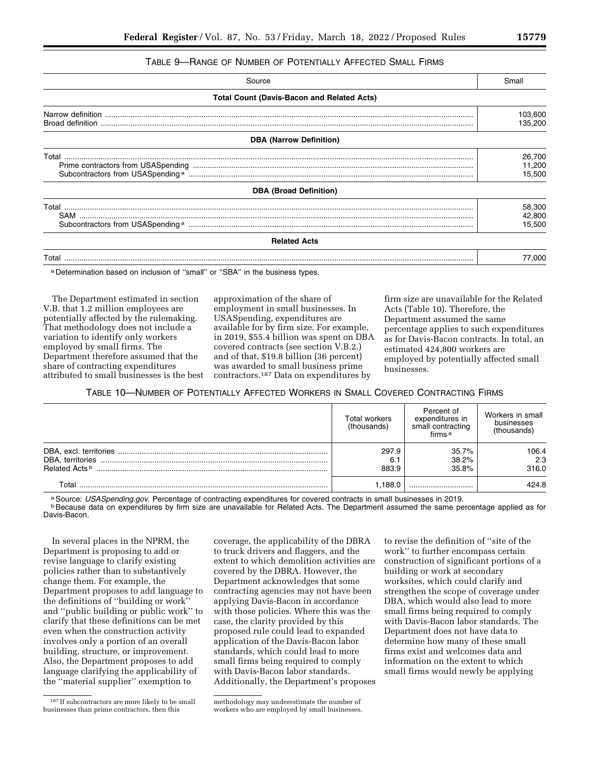TABLE 9—RANGE OF NUMBER OF POTENTIALLY AFFECTED SMALL FIRMS

| Source | Small |
|---|---|
| **Total Count (Davis-Bacon and Related Acts)** | |
| Narrow definition | 103,600 |
| Broad definition | 135,200 |
| **DBA (Narrow Definition)** | |
| Total | 26,700 |
| Prime contractors from USASpending | 11,200 |
| Subcontractors from USASpending [a] | 15,500 |
| **DBA (Broad Definition)** | |
| Total | 58,300 |
| SAM | 42,800 |
| Subcontractors from USASpending [a] | 15,500 |
| **Related Acts** | |
| Total | 77,000 |

[a] Determination based on inclusion of ''small'' or ''SBA'' in the business types.

The Department estimated in section V.B. that 1.2 million employees are potentially affected by the rulemaking. That methodology does not include a variation to identify only workers employed by small firms. The Department therefore assumed that the share of contracting expenditures attributed to small businesses is the best approximation of the share of employment in small businesses. In USASpending, expenditures are available for by firm size. For example, in 2019, $55.4 billion was spent on DBA covered contracts (see section V.B.2.) and of that, $19.8 billion (36 percent) was awarded to small business prime contractors.[187] Data on expenditures by firm size are unavailable for the Related Acts (Table 10). Therefore, the Department assumed the same percentage applies to such expenditures as for Davis-Bacon contracts. In total, an estimated 424,800 workers are employed by potentially affected small businesses.

TABLE 10—NUMBER OF POTENTIALLY AFFECTED WORKERS IN SMALL COVERED CONTRACTING FIRMS

| | Total workers (thousands) | Percent of expenditures in small contracting firms [a] | Workers in small businesses (thousands) |
|---|---|---|---|
| DBA, excl. territories | 297.9 | 35.7% | 106.4 |
| DBA, territories | 6.1 | 38.2% | 2.3 |
| Related Acts [b] | 883.9 | 35.8% | 316.0 |
| Total | 1,188.0 | | 424.8 |

[a] Source: *USASpending.gov.* Percentage of contracting expenditures for covered contracts in small businesses in 2019.
[b] Because data on expenditures by firm size are unavailable for Related Acts. The Department assumed the same percentage applied as for Davis-Bacon.

In several places in the NPRM, the Department is proposing to add or revise language to clarify existing policies rather than to substantively change them. For example, the Department proposes to add language to the definitions of ''building or work'' and ''public building or public work'' to clarify that these definitions can be met even when the construction activity involves only a portion of an overall building, structure, or improvement. Also, the Department proposes to add language clarifying the applicability of the ''material supplier'' exemption to coverage, the applicability of the DBRA to truck drivers and flaggers, and the extent to which demolition activities are covered by the DBRA. However, the Department acknowledges that some contracting agencies may not have been applying Davis-Bacon in accordance with those policies. Where this was the case, the clarity provided by this proposed rule could lead to expanded application of the Davis-Bacon labor standards, which could lead to more small firms being required to comply with Davis-Bacon labor standards. Additionally, the Department's proposes to revise the definition of ''site of the work'' to further encompass certain construction of significant portions of a building or work at secondary worksites, which could clarify and strengthen the scope of coverage under DBA, which would also lead to more small firms being required to comply with Davis-Bacon labor standards. The Department does not have data to determine how many of these small firms exist and welcomes data and information on the extent to which small firms would newly be applying

[187] If subcontractors are more likely to be small businesses than prime contractors, then this methodology may underestimate the number of workers who are employed by small businesses.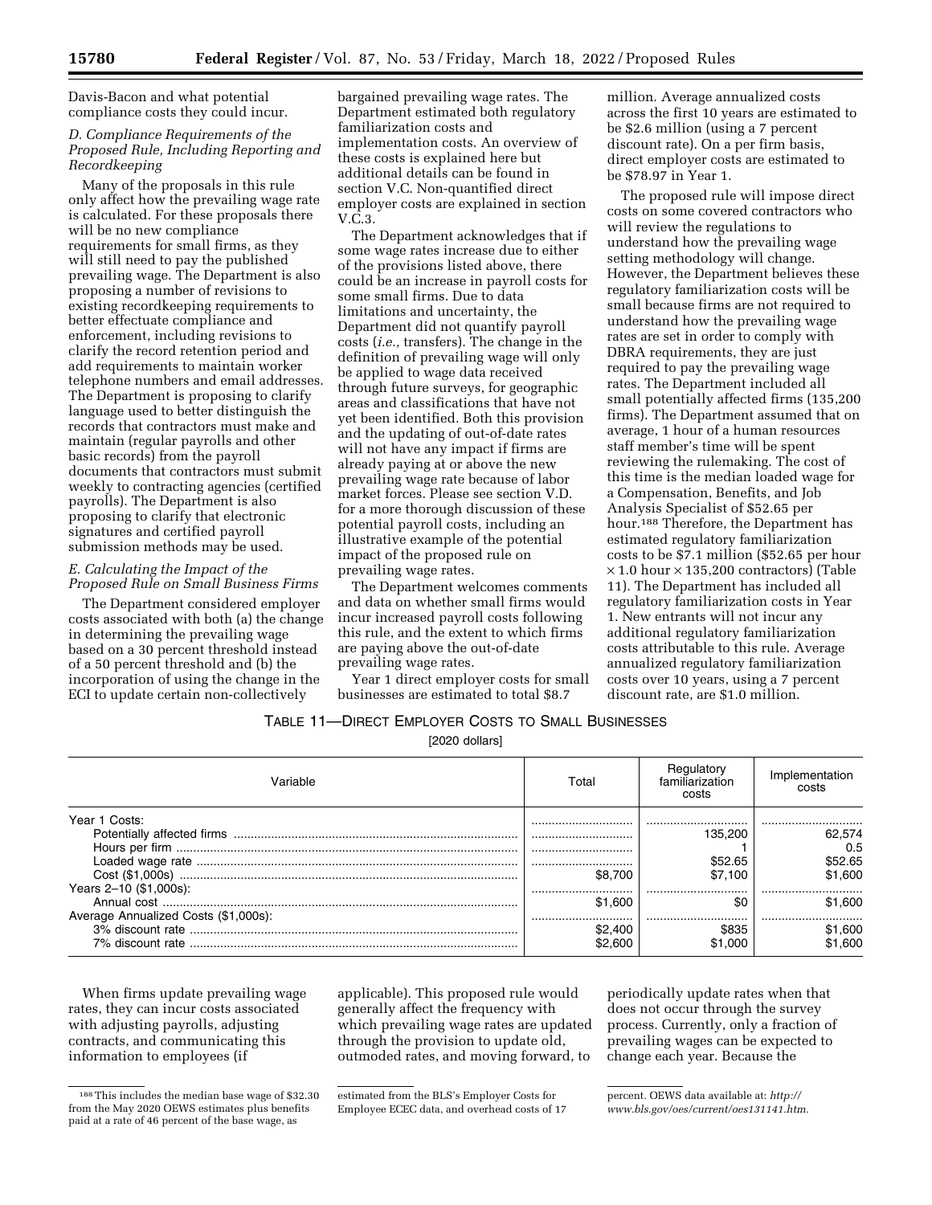Davis-Bacon and what potential compliance costs they could incur.

### D. Compliance Requirements of the Proposed Rule, Including Reporting and Recordkeeping

Many of the proposals in this rule only affect how the prevailing wage rate is calculated. For these proposals there will be no new compliance requirements for small firms, as they will still need to pay the published prevailing wage. The Department is also proposing a number of revisions to existing recordkeeping requirements to better effectuate compliance and enforcement, including revisions to clarify the record retention period and add requirements to maintain worker telephone numbers and email addresses. The Department is proposing to clarify language used to better distinguish the records that contractors must make and maintain (regular payrolls and other basic records) from the payroll documents that contractors must submit weekly to contracting agencies (certified payrolls). The Department is also proposing to clarify that electronic signatures and certified payroll submission methods may be used.

### E. Calculating the Impact of the Proposed Rule on Small Business Firms

The Department considered employer costs associated with both (a) the change in determining the prevailing wage based on a 30 percent threshold instead of a 50 percent threshold and (b) the incorporation of using the change in the ECI to update certain non-collectively bargained prevailing wage rates. The Department estimated both regulatory familiarization costs and implementation costs. An overview of these costs is explained here but additional details can be found in section V.C. Non-quantified direct employer costs are explained in section V.C.3.

The Department acknowledges that if some wage rates increase due to either of the provisions listed above, there could be an increase in payroll costs for some small firms. Due to data limitations and uncertainty, the Department did not quantify payroll costs (*i.e.,* transfers). The change in the definition of prevailing wage will only be applied to wage data received through future surveys, for geographic areas and classifications that have not yet been identified. Both this provision and the updating of out-of-date rates will not have any impact if firms are already paying at or above the new prevailing wage rate because of labor market forces. Please see section V.D. for a more thorough discussion of these potential payroll costs, including an illustrative example of the potential impact of the proposed rule on prevailing wage rates.

The Department welcomes comments and data on whether small firms would incur increased payroll costs following this rule, and the extent to which firms are paying above the out-of-date prevailing wage rates.

Year 1 direct employer costs for small businesses are estimated to total $8.7 million. Average annualized costs across the first 10 years are estimated to be $2.6 million (using a 7 percent discount rate). On a per firm basis, direct employer costs are estimated to be $78.97 in Year 1.

The proposed rule will impose direct costs on some covered contractors who will review the regulations to understand how the prevailing wage setting methodology will change. However, the Department believes these regulatory familiarization costs will be small because firms are not required to understand how the prevailing wage rates are set in order to comply with DBRA requirements, they are just required to pay the prevailing wage rates. The Department included all small potentially affected firms (135,200 firms). The Department assumed that on average, 1 hour of a human resources staff member's time will be spent reviewing the rulemaking. The cost of this time is the median loaded wage for a Compensation, Benefits, and Job Analysis Specialist of $52.65 per hour.[188] Therefore, the Department has estimated regulatory familiarization costs to be $7.1 million ($52.65 per hour × 1.0 hour × 135,200 contractors) (Table 11). The Department has included all regulatory familiarization costs in Year 1. New entrants will not incur any additional regulatory familiarization costs attributable to this rule. Average annualized regulatory familiarization costs over 10 years, using a 7 percent discount rate, are $1.0 million.

TABLE 11—DIRECT EMPLOYER COSTS TO SMALL BUSINESSES

[2020 dollars]

| Variable | Total | Regulatory familiarization costs | Implementation costs |
|---|---|---|---|
| Year 1 Costs: | | | |
| Potentially affected firms | | 135,200 | 62,574 |
| Hours per firm | | 1 | 0.5 |
| Loaded wage rate | | $52.65 | $52.65 |
| Cost ($1,000s) | $8,700 | $7,100 | $1,600 |
| Years 2–10 ($1,000s): | | | |
| Annual cost | $1,600 | $0 | $1,600 |
| Average Annualized Costs ($1,000s): | | | |
| 3% discount rate | $2,400 | $835 | $1,600 |
| 7% discount rate | $2,600 | $1,000 | $1,600 |

When firms update prevailing wage rates, they can incur costs associated with adjusting payrolls, adjusting contracts, and communicating this information to employees (if applicable). This proposed rule would generally affect the frequency with which prevailing wage rates are updated through the provision to update old, outmoded rates, and moving forward, to periodically update rates when that does not occur through the survey process. Currently, only a fraction of prevailing wages can be expected to change each year. Because the

[188] This includes the median base wage of $32.30 from the May 2020 OEWS estimates plus benefits paid at a rate of 46 percent of the base wage, as estimated from the BLS's Employer Costs for Employee ECEC data, and overhead costs of 17 percent. OEWS data available at: *http://www.bls.gov/oes/current/oes131141.htm.*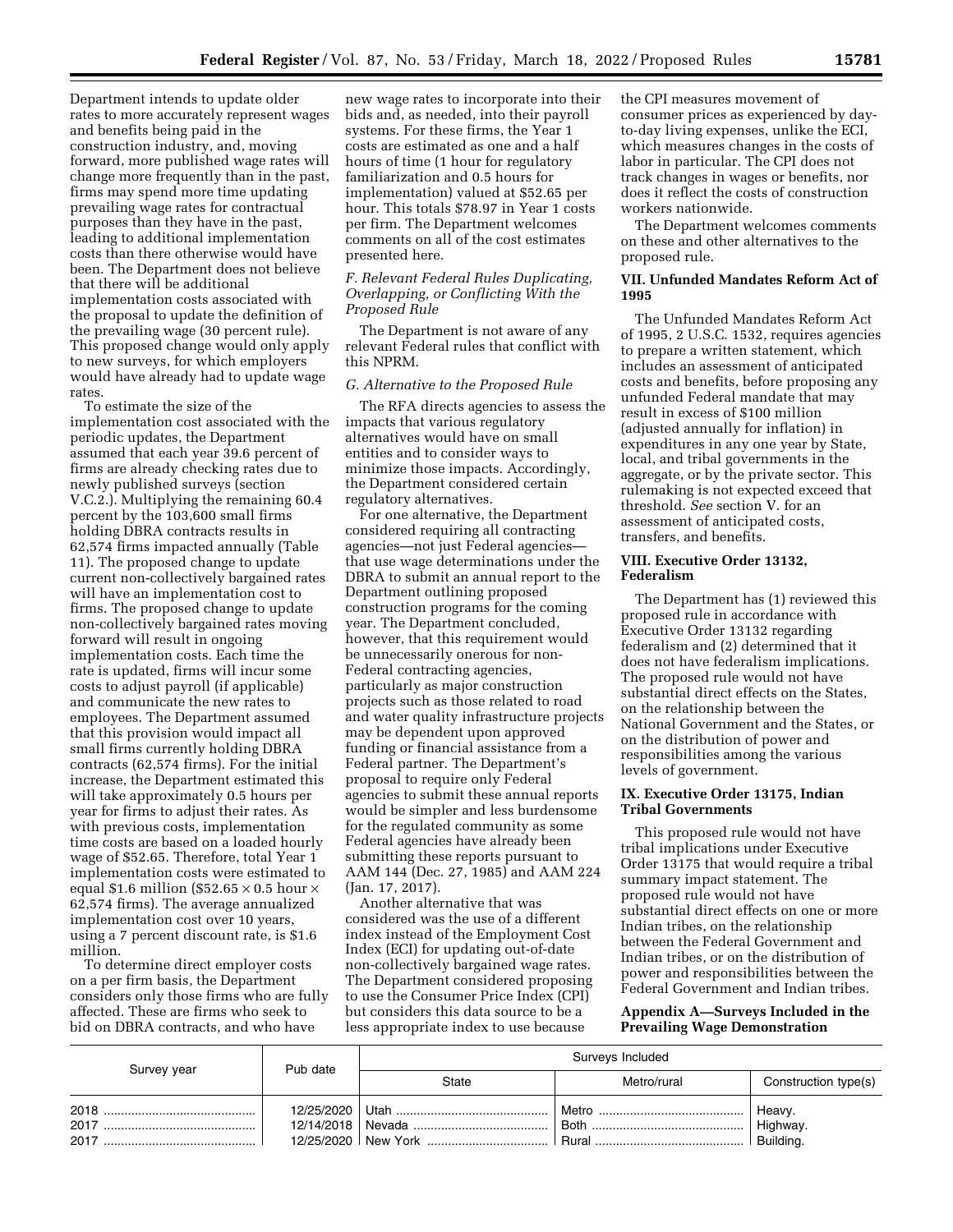Department intends to update older rates to more accurately represent wages and benefits being paid in the construction industry, and, moving forward, more published wage rates will change more frequently than in the past, firms may spend more time updating prevailing wage rates for contractual purposes than they have in the past, leading to additional implementation costs than there otherwise would have been. The Department does not believe that there will be additional implementation costs associated with the proposal to update the definition of the prevailing wage (30 percent rule). This proposed change would only apply to new surveys, for which employers would have already had to update wage rates.

To estimate the size of the implementation cost associated with the periodic updates, the Department assumed that each year 39.6 percent of firms are already checking rates due to newly published surveys (section V.C.2.). Multiplying the remaining 60.4 percent by the 103,600 small firms holding DBRA contracts results in 62,574 firms impacted annually (Table 11). The proposed change to update current non-collectively bargained rates will have an implementation cost to firms. The proposed change to update non-collectively bargained rates moving forward will result in ongoing implementation costs. Each time the rate is updated, firms will incur some costs to adjust payroll (if applicable) and communicate the new rates to employees. The Department assumed that this provision would impact all small firms currently holding DBRA contracts (62,574 firms). For the initial increase, the Department estimated this will take approximately 0.5 hours per year for firms to adjust their rates. As with previous costs, implementation time costs are based on a loaded hourly wage of $52.65. Therefore, total Year 1 implementation costs were estimated to equal $1.6 million ($52.65 × 0.5 hour × 62,574 firms). The average annualized implementation cost over 10 years, using a 7 percent discount rate, is $1.6 million.

To determine direct employer costs on a per firm basis, the Department considers only those firms who are fully affected. These are firms who seek to bid on DBRA contracts, and who have new wage rates to incorporate into their bids and, as needed, into their payroll systems. For these firms, the Year 1 costs are estimated as one and a half hours of time (1 hour for regulatory familiarization and 0.5 hours for implementation) valued at $52.65 per hour. This totals $78.97 in Year 1 costs per firm. The Department welcomes comments on all of the cost estimates presented here.

### *F. Relevant Federal Rules Duplicating, Overlapping, or Conflicting With the Proposed Rule*

The Department is not aware of any relevant Federal rules that conflict with this NPRM.

### *G. Alternative to the Proposed Rule*

The RFA directs agencies to assess the impacts that various regulatory alternatives would have on small entities and to consider ways to minimize those impacts. Accordingly, the Department considered certain regulatory alternatives.

For one alternative, the Department considered requiring all contracting agencies—not just Federal agencies—that use wage determinations under the DBRA to submit an annual report to the Department outlining proposed construction programs for the coming year. The Department concluded, however, that this requirement would be unnecessarily onerous for non-Federal contracting agencies, particularly as major construction projects such as those related to road and water quality infrastructure projects may be dependent upon approved funding or financial assistance from a Federal partner. The Department's proposal to require only Federal agencies to submit these annual reports would be simpler and less burdensome for the regulated community as some Federal agencies have already been submitting these reports pursuant to AAM 144 (Dec. 27, 1985) and AAM 224 (Jan. 17, 2017).

Another alternative that was considered was the use of a different index instead of the Employment Cost Index (ECI) for updating out-of-date non-collectively bargained wage rates. The Department considered proposing to use the Consumer Price Index (CPI) but considers this data source to be a less appropriate index to use because the CPI measures movement of consumer prices as experienced by day-to-day living expenses, unlike the ECI, which measures changes in the costs of labor in particular. The CPI does not track changes in wages or benefits, nor does it reflect the costs of construction workers nationwide.

The Department welcomes comments on these and other alternatives to the proposed rule.

## VII. Unfunded Mandates Reform Act of 1995

The Unfunded Mandates Reform Act of 1995, 2 U.S.C. 1532, requires agencies to prepare a written statement, which includes an assessment of anticipated costs and benefits, before proposing any unfunded Federal mandate that may result in excess of $100 million (adjusted annually for inflation) in expenditures in any one year by State, local, and tribal governments in the aggregate, or by the private sector. This rulemaking is not expected exceed that threshold. *See* section V. for an assessment of anticipated costs, transfers, and benefits.

## VIII. Executive Order 13132, Federalism

The Department has (1) reviewed this proposed rule in accordance with Executive Order 13132 regarding federalism and (2) determined that it does not have federalism implications. The proposed rule would not have substantial direct effects on the States, on the relationship between the National Government and the States, or on the distribution of power and responsibilities among the various levels of government.

## IX. Executive Order 13175, Indian Tribal Governments

This proposed rule would not have tribal implications under Executive Order 13175 that would require a tribal summary impact statement. The proposed rule would not have substantial direct effects on one or more Indian tribes, on the relationship between the Federal Government and Indian tribes, or on the distribution of power and responsibilities between the Federal Government and Indian tribes.

## Appendix A—Surveys Included in the Prevailing Wage Demonstration

| Survey year | Pub date | Surveys Included | | |
|---|---|---|---|---|
| | | State | Metro/rural | Construction type(s) |
| 2018 | 12/25/2020 | Utah | Metro | Heavy. |
| 2017 | 12/14/2018 | Nevada | Both | Highway. |
| 2017 | 12/25/2020 | New York | Rural | Building. |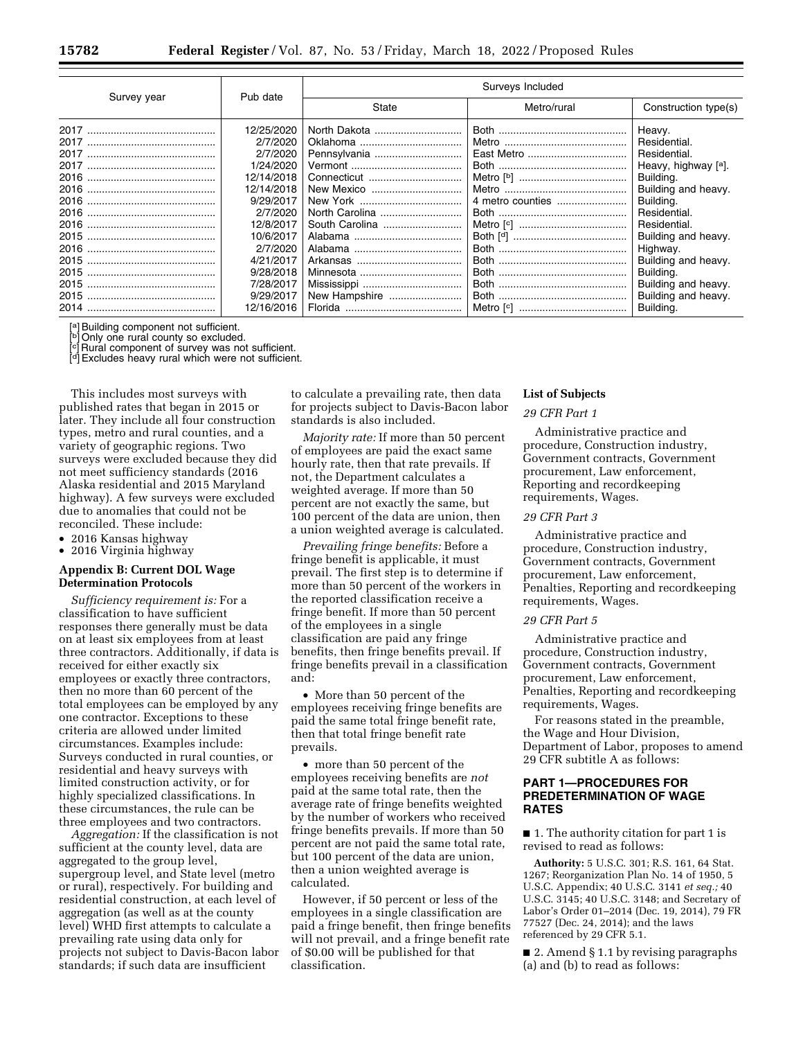| Survey year | Pub date | Surveys Included | | |
|---|---|---|---|---|
| | | State | Metro/rural | Construction type(s) |
| 2017 | 12/25/2020 | North Dakota | Both | Heavy. |
| 2017 | 2/7/2020 | Oklahoma | Metro | Residential. |
| 2017 | 2/7/2020 | Pennsylvania | East Metro | Residential. |
| 2017 | 1/24/2020 | Vermont | Both | Heavy, highway [a]. |
| 2016 | 12/14/2018 | Connecticut | Metro [b] | Building. |
| 2016 | 12/14/2018 | New Mexico | Metro | Building and heavy. |
| 2016 | 9/29/2017 | New York | 4 metro counties | Building. |
| 2016 | 2/7/2020 | North Carolina | Both | Residential. |
| 2016 | 12/8/2017 | South Carolina | Metro [c] | Residential. |
| 2015 | 10/6/2017 | Alabama | Both [d] | Building and heavy. |
| 2016 | 2/7/2020 | Alabama | Both | Highway. |
| 2015 | 4/21/2017 | Arkansas | Both | Building and heavy. |
| 2015 | 9/28/2018 | Minnesota | Both | Building. |
| 2015 | 7/28/2017 | Mississippi | Both | Building and heavy. |
| 2015 | 9/29/2017 | New Hampshire | Both | Building and heavy. |
| 2014 | 12/16/2016 | Florida | Metro [c] | Building. |

[a] Building component not sufficient.
[b] Only one rural county so excluded.
[c] Rural component of survey was not sufficient.
[d] Excludes heavy rural which were not sufficient.

This includes most surveys with published rates that began in 2015 or later. They include all four construction types, metro and rural counties, and a variety of geographic regions. Two surveys were excluded because they did not meet sufficiency standards (2016 Alaska residential and 2015 Maryland highway). A few surveys were excluded due to anomalies that could not be reconciled. These include:

- 2016 Kansas highway
- 2016 Virginia highway

## Appendix B: Current DOL Wage Determination Protocols

*Sufficiency requirement is:* For a classification to have sufficient responses there generally must be data on at least six employees from at least three contractors. Additionally, if data is received for either exactly six employees or exactly three contractors, then no more than 60 percent of the total employees can be employed by any one contractor. Exceptions to these criteria are allowed under limited circumstances. Examples include: Surveys conducted in rural counties, or residential and heavy surveys with limited construction activity, or for highly specialized classifications. In these circumstances, the rule can be three employees and two contractors.

*Aggregation:* If the classification is not sufficient at the county level, data are aggregated to the group level, supergroup level, and State level (metro or rural), respectively. For building and residential construction, at each level of aggregation (as well as at the county level) WHD first attempts to calculate a prevailing rate using data only for projects not subject to Davis-Bacon labor standards; if such data are insufficient to calculate a prevailing rate, then data for projects subject to Davis-Bacon labor standards is also included.

*Majority rate:* If more than 50 percent of employees are paid the exact same hourly rate, then that rate prevails. If not, the Department calculates a weighted average. If more than 50 percent are not exactly the same, but 100 percent of the data are union, then a union weighted average is calculated.

*Prevailing fringe benefits:* Before a fringe benefit is applicable, it must prevail. The first step is to determine if more than 50 percent of the workers in the reported classification receive a fringe benefit. If more than 50 percent of the employees in a single classification are paid any fringe benefits, then fringe benefits prevail. If fringe benefits prevail in a classification and:

- More than 50 percent of the employees receiving fringe benefits are paid the same total fringe benefit rate, then that total fringe benefit rate prevails.
- more than 50 percent of the employees receiving benefits are *not* paid at the same total rate, then the average rate of fringe benefits weighted by the number of workers who received fringe benefits prevails. If more than 50 percent are not paid the same total rate, but 100 percent of the data are union, then a union weighted average is calculated.

However, if 50 percent or less of the employees in a single classification are paid a fringe benefit, then fringe benefits will not prevail, and a fringe benefit rate of $0.00 will be published for that classification.

### List of Subjects

*29 CFR Part 1*

Administrative practice and procedure, Construction industry, Government contracts, Government procurement, Law enforcement, Reporting and recordkeeping requirements, Wages.

*29 CFR Part 3*

Administrative practice and procedure, Construction industry, Government contracts, Government procurement, Law enforcement, Penalties, Reporting and recordkeeping requirements, Wages.

*29 CFR Part 5*

Administrative practice and procedure, Construction industry, Government contracts, Government procurement, Law enforcement, Penalties, Reporting and recordkeeping requirements, Wages.

For reasons stated in the preamble, the Wage and Hour Division, Department of Labor, proposes to amend 29 CFR subtitle A as follows:

## PART 1—PROCEDURES FOR PREDETERMINATION OF WAGE RATES

■ 1. The authority citation for part 1 is revised to read as follows:

**Authority:** 5 U.S.C. 301; R.S. 161, 64 Stat. 1267; Reorganization Plan No. 14 of 1950, 5 U.S.C. Appendix; 40 U.S.C. 3141 *et seq.;* 40 U.S.C. 3145; 40 U.S.C. 3148; and Secretary of Labor's Order 01–2014 (Dec. 19, 2014), 79 FR 77527 (Dec. 24, 2014); and the laws referenced by 29 CFR 5.1.

■ 2. Amend § 1.1 by revising paragraphs (a) and (b) to read as follows: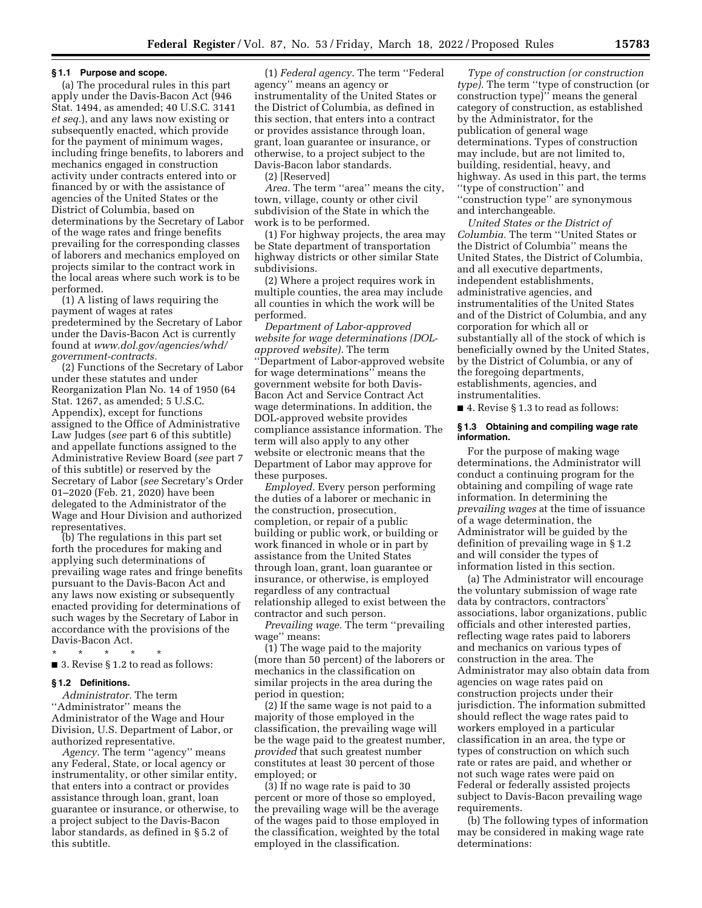### § 1.1 Purpose and scope.

(a) The procedural rules in this part apply under the Davis-Bacon Act (946 Stat. 1494, as amended; 40 U.S.C. 3141 *et seq.*), and any laws now existing or subsequently enacted, which provide for the payment of minimum wages, including fringe benefits, to laborers and mechanics engaged in construction activity under contracts entered into or financed by or with the assistance of agencies of the United States or the District of Columbia, based on determinations by the Secretary of Labor of the wage rates and fringe benefits prevailing for the corresponding classes of laborers and mechanics employed on projects similar to the contract work in the local areas where such work is to be performed.

(1) A listing of laws requiring the payment of wages at rates predetermined by the Secretary of Labor under the Davis-Bacon Act is currently found at *www.dol.gov/agencies/whd/government-contracts.*

(2) Functions of the Secretary of Labor under these statutes and under Reorganization Plan No. 14 of 1950 (64 Stat. 1267, as amended; 5 U.S.C. Appendix), except for functions assigned to the Office of Administrative Law Judges (*see* part 6 of this subtitle) and appellate functions assigned to the Administrative Review Board (*see* part 7 of this subtitle) or reserved by the Secretary of Labor (*see* Secretary's Order 01–2020 (Feb. 21, 2020) have been delegated to the Administrator of the Wage and Hour Division and authorized representatives.

(b) The regulations in this part set forth the procedures for making and applying such determinations of prevailing wage rates and fringe benefits pursuant to the Davis-Bacon Act and any laws now existing or subsequently enacted providing for determinations of such wages by the Secretary of Labor in accordance with the provisions of the Davis-Bacon Act.

\* \* \* \* \*

■ 3. Revise § 1.2 to read as follows:

### § 1.2 Definitions.

*Administrator.* The term ''Administrator'' means the Administrator of the Wage and Hour Division, U.S. Department of Labor, or authorized representative.

*Agency.* The term ''agency'' means any Federal, State, or local agency or instrumentality, or other similar entity, that enters into a contract or provides assistance through loan, grant, loan guarantee or insurance, or otherwise, to a project subject to the Davis-Bacon labor standards, as defined in § 5.2 of this subtitle.

(1) *Federal agency.* The term ''Federal agency'' means an agency or instrumentality of the United States or the District of Columbia, as defined in this section, that enters into a contract or provides assistance through loan, grant, loan guarantee or insurance, or otherwise, to a project subject to the Davis-Bacon labor standards.

(2) [Reserved]

*Area.* The term ''area'' means the city, town, village, county or other civil subdivision of the State in which the work is to be performed.

(1) For highway projects, the area may be State department of transportation highway districts or other similar State subdivisions.

(2) Where a project requires work in multiple counties, the area may include all counties in which the work will be performed.

*Department of Labor-approved website for wage determinations (DOL-approved website).* The term ''Department of Labor-approved website for wage determinations'' means the government website for both Davis-Bacon Act and Service Contract Act wage determinations. In addition, the DOL-approved website provides compliance assistance information. The term will also apply to any other website or electronic means that the Department of Labor may approve for these purposes.

*Employed.* Every person performing the duties of a laborer or mechanic in the construction, prosecution, completion, or repair of a public building or public work, or building or work financed in whole or in part by assistance from the United States through loan, grant, loan guarantee or insurance, or otherwise, is employed regardless of any contractual relationship alleged to exist between the contractor and such person.

*Prevailing wage.* The term ''prevailing wage'' means:

(1) The wage paid to the majority (more than 50 percent) of the laborers or mechanics in the classification on similar projects in the area during the period in question;

(2) If the same wage is not paid to a majority of those employed in the classification, the prevailing wage will be the wage paid to the greatest number, *provided* that such greatest number constitutes at least 30 percent of those employed; or

(3) If no wage rate is paid to 30 percent or more of those so employed, the prevailing wage will be the average of the wages paid to those employed in the classification, weighted by the total employed in the classification.

*Type of construction (or construction type).* The term ''type of construction (or construction type)'' means the general category of construction, as established by the Administrator, for the publication of general wage determinations. Types of construction may include, but are not limited to, building, residential, heavy, and highway. As used in this part, the terms ''type of construction'' and ''construction type'' are synonymous and interchangeable.

*United States or the District of Columbia.* The term ''United States or the District of Columbia'' means the United States, the District of Columbia, and all executive departments, independent establishments, administrative agencies, and instrumentalities of the United States and of the District of Columbia, and any corporation for which all or substantially all of the stock of which is beneficially owned by the United States, by the District of Columbia, or any of the foregoing departments, establishments, agencies, and instrumentalities.

■ 4. Revise § 1.3 to read as follows:

### § 1.3 Obtaining and compiling wage rate information.

For the purpose of making wage determinations, the Administrator will conduct a continuing program for the obtaining and compiling of wage rate information. In determining the *prevailing wages* at the time of issuance of a wage determination, the Administrator will be guided by the definition of prevailing wage in § 1.2 and will consider the types of information listed in this section.

(a) The Administrator will encourage the voluntary submission of wage rate data by contractors, contractors' associations, labor organizations, public officials and other interested parties, reflecting wage rates paid to laborers and mechanics on various types of construction in the area. The Administrator may also obtain data from agencies on wage rates paid on construction projects under their jurisdiction. The information submitted should reflect the wage rates paid to workers employed in a particular classification in an area, the type or types of construction on which such rate or rates are paid, and whether or not such wage rates were paid on Federal or federally assisted projects subject to Davis-Bacon prevailing wage requirements.

(b) The following types of information may be considered in making wage rate determinations: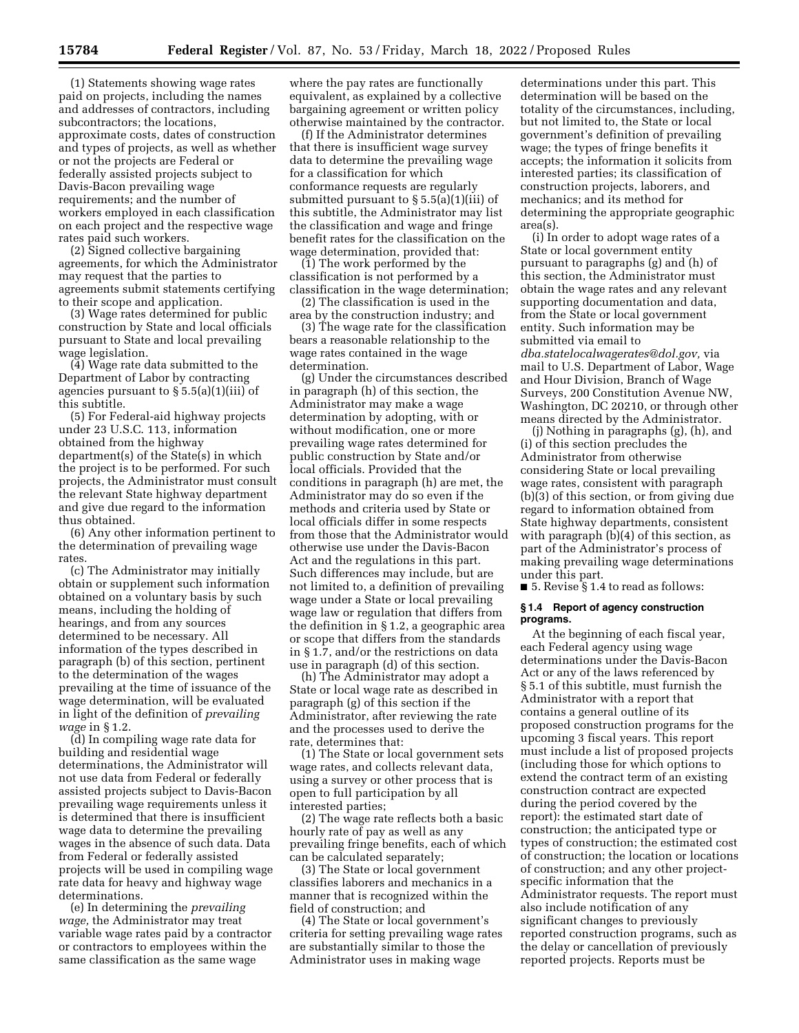(1) Statements showing wage rates paid on projects, including the names and addresses of contractors, including subcontractors; the locations, approximate costs, dates of construction and types of projects, as well as whether or not the projects are Federal or federally assisted projects subject to Davis-Bacon prevailing wage requirements; and the number of workers employed in each classification on each project and the respective wage rates paid such workers.

(2) Signed collective bargaining agreements, for which the Administrator may request that the parties to agreements submit statements certifying to their scope and application.

(3) Wage rates determined for public construction by State and local officials pursuant to State and local prevailing wage legislation.

(4) Wage rate data submitted to the Department of Labor by contracting agencies pursuant to § 5.5(a)(1)(iii) of this subtitle.

(5) For Federal-aid highway projects under 23 U.S.C. 113, information obtained from the highway department(s) of the State(s) in which the project is to be performed. For such projects, the Administrator must consult the relevant State highway department and give due regard to the information thus obtained.

(6) Any other information pertinent to the determination of prevailing wage rates.

(c) The Administrator may initially obtain or supplement such information obtained on a voluntary basis by such means, including the holding of hearings, and from any sources determined to be necessary. All information of the types described in paragraph (b) of this section, pertinent to the determination of the wages prevailing at the time of issuance of the wage determination, will be evaluated in light of the definition of *prevailing wage* in § 1.2.

(d) In compiling wage rate data for building and residential wage determinations, the Administrator will not use data from Federal or federally assisted projects subject to Davis-Bacon prevailing wage requirements unless it is determined that there is insufficient wage data to determine the prevailing wages in the absence of such data. Data from Federal or federally assisted projects will be used in compiling wage rate data for heavy and highway wage determinations.

(e) In determining the *prevailing wage,* the Administrator may treat variable wage rates paid by a contractor or contractors to employees within the same classification as the same wage where the pay rates are functionally equivalent, as explained by a collective bargaining agreement or written policy otherwise maintained by the contractor.

(f) If the Administrator determines that there is insufficient wage survey data to determine the prevailing wage for a classification for which conformance requests are regularly submitted pursuant to § 5.5(a)(1)(iii) of this subtitle, the Administrator may list the classification and wage and fringe benefit rates for the classification on the wage determination, provided that:

(1) The work performed by the classification is not performed by a classification in the wage determination;

(2) The classification is used in the area by the construction industry; and

(3) The wage rate for the classification bears a reasonable relationship to the wage rates contained in the wage determination.

(g) Under the circumstances described in paragraph (h) of this section, the Administrator may make a wage determination by adopting, with or without modification, one or more prevailing wage rates determined for public construction by State and/or local officials. Provided that the conditions in paragraph (h) are met, the Administrator may do so even if the methods and criteria used by State or local officials differ in some respects from those that the Administrator would otherwise use under the Davis-Bacon Act and the regulations in this part. Such differences may include, but are not limited to, a definition of prevailing wage under a State or local prevailing wage law or regulation that differs from the definition in § 1.2, a geographic area or scope that differs from the standards in § 1.7, and/or the restrictions on data use in paragraph (d) of this section.

(h) The Administrator may adopt a State or local wage rate as described in paragraph (g) of this section if the Administrator, after reviewing the rate and the processes used to derive the rate, determines that:

(1) The State or local government sets wage rates, and collects relevant data, using a survey or other process that is open to full participation by all interested parties;

(2) The wage rate reflects both a basic hourly rate of pay as well as any prevailing fringe benefits, each of which can be calculated separately;

(3) The State or local government classifies laborers and mechanics in a manner that is recognized within the field of construction; and

(4) The State or local government's criteria for setting prevailing wage rates are substantially similar to those the Administrator uses in making wage determinations under this part. This determination will be based on the totality of the circumstances, including, but not limited to, the State or local government's definition of prevailing wage; the types of fringe benefits it accepts; the information it solicits from interested parties; its classification of construction projects, laborers, and mechanics; and its method for determining the appropriate geographic area(s).

(i) In order to adopt wage rates of a State or local government entity pursuant to paragraphs (g) and (h) of this section, the Administrator must obtain the wage rates and any relevant supporting documentation and data, from the State or local government entity. Such information may be submitted via email to *dba.statelocalwagerates@dol.gov,* via mail to U.S. Department of Labor, Wage and Hour Division, Branch of Wage Surveys, 200 Constitution Avenue NW, Washington, DC 20210, or through other means directed by the Administrator.

(j) Nothing in paragraphs (g), (h), and (i) of this section precludes the Administrator from otherwise considering State or local prevailing wage rates, consistent with paragraph (b)(3) of this section, or from giving due regard to information obtained from State highway departments, consistent with paragraph (b)(4) of this section, as part of the Administrator's process of making prevailing wage determinations under this part.

■ 5. Revise § 1.4 to read as follows:

### § 1.4 Report of agency construction programs.

At the beginning of each fiscal year, each Federal agency using wage determinations under the Davis-Bacon Act or any of the laws referenced by § 5.1 of this subtitle, must furnish the Administrator with a report that contains a general outline of its proposed construction programs for the upcoming 3 fiscal years. This report must include a list of proposed projects (including those for which options to extend the contract term of an existing construction contract are expected during the period covered by the report): the estimated start date of construction; the anticipated type or types of construction; the estimated cost of construction; the location or locations of construction; and any other project-specific information that the Administrator requests. The report must also include notification of any significant changes to previously reported construction programs, such as the delay or cancellation of previously reported projects. Reports must be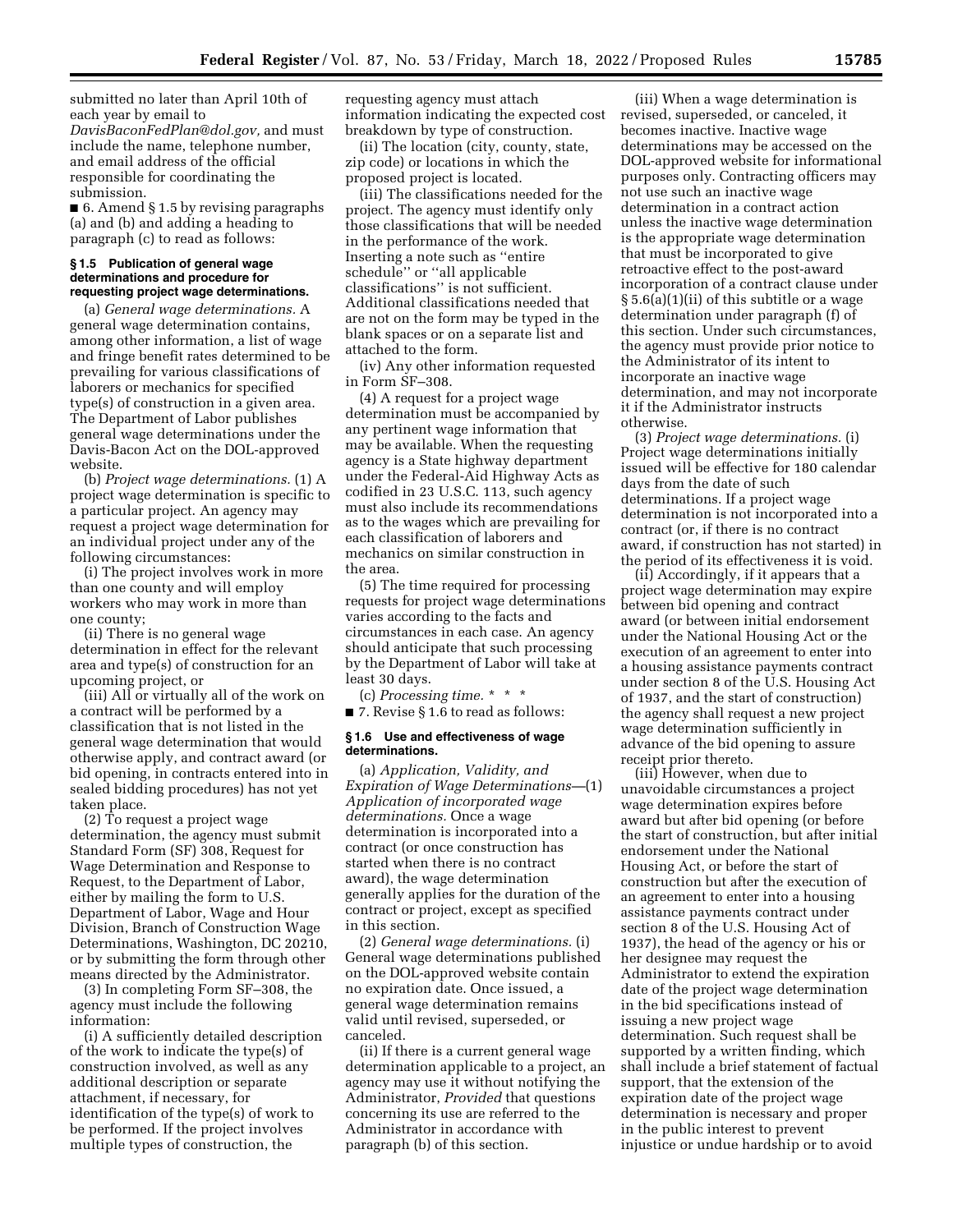submitted no later than April 10th of each year by email to *DavisBaconFedPlan@dol.gov,* and must include the name, telephone number, and email address of the official responsible for coordinating the submission.

■ 6. Amend § 1.5 by revising paragraphs (a) and (b) and adding a heading to paragraph (c) to read as follows:

#### § 1.5 Publication of general wage determinations and procedure for requesting project wage determinations.

(a) *General wage determinations.* A general wage determination contains, among other information, a list of wage and fringe benefit rates determined to be prevailing for various classifications of laborers or mechanics for specified type(s) of construction in a given area. The Department of Labor publishes general wage determinations under the Davis-Bacon Act on the DOL-approved website.

(b) *Project wage determinations.* (1) A project wage determination is specific to a particular project. An agency may request a project wage determination for an individual project under any of the following circumstances:

(i) The project involves work in more than one county and will employ workers who may work in more than one county;

(ii) There is no general wage determination in effect for the relevant area and type(s) of construction for an upcoming project, or

(iii) All or virtually all of the work on a contract will be performed by a classification that is not listed in the general wage determination that would otherwise apply, and contract award (or bid opening, in contracts entered into in sealed bidding procedures) has not yet taken place.

(2) To request a project wage determination, the agency must submit Standard Form (SF) 308, Request for Wage Determination and Response to Request, to the Department of Labor, either by mailing the form to U.S. Department of Labor, Wage and Hour Division, Branch of Construction Wage Determinations, Washington, DC 20210, or by submitting the form through other means directed by the Administrator.

(3) In completing Form SF–308, the agency must include the following information:

(i) A sufficiently detailed description of the work to indicate the type(s) of construction involved, as well as any additional description or separate attachment, if necessary, for identification of the type(s) of work to be performed. If the project involves multiple types of construction, the requesting agency must attach information indicating the expected cost breakdown by type of construction.

(ii) The location (city, county, state, zip code) or locations in which the proposed project is located.

(iii) The classifications needed for the project. The agency must identify only those classifications that will be needed in the performance of the work. Inserting a note such as ''entire schedule'' or ''all applicable classifications'' is not sufficient. Additional classifications needed that are not on the form may be typed in the blank spaces or on a separate list and attached to the form.

(iv) Any other information requested in Form SF–308.

(4) A request for a project wage determination must be accompanied by any pertinent wage information that may be available. When the requesting agency is a State highway department under the Federal-Aid Highway Acts as codified in 23 U.S.C. 113, such agency must also include its recommendations as to the wages which are prevailing for each classification of laborers and mechanics on similar construction in the area.

(5) The time required for processing requests for project wage determinations varies according to the facts and circumstances in each case. An agency should anticipate that such processing by the Department of Labor will take at least 30 days.

(c) *Processing time.* * * *

■ 7. Revise § 1.6 to read as follows:

#### § 1.6 Use and effectiveness of wage determinations.

(a) *Application, Validity, and Expiration of Wage Determinations*—(1) *Application of incorporated wage determinations.* Once a wage determination is incorporated into a contract (or once construction has started when there is no contract award), the wage determination generally applies for the duration of the contract or project, except as specified in this section.

(2) *General wage determinations.* (i) General wage determinations published on the DOL-approved website contain no expiration date. Once issued, a general wage determination remains valid until revised, superseded, or canceled.

(ii) If there is a current general wage determination applicable to a project, an agency may use it without notifying the Administrator, *Provided* that questions concerning its use are referred to the Administrator in accordance with paragraph (b) of this section.

(iii) When a wage determination is revised, superseded, or canceled, it becomes inactive. Inactive wage determinations may be accessed on the DOL-approved website for informational purposes only. Contracting officers may not use such an inactive wage determination in a contract action unless the inactive wage determination is the appropriate wage determination that must be incorporated to give retroactive effect to the post-award incorporation of a contract clause under § 5.6(a)(1)(ii) of this subtitle or a wage determination under paragraph (f) of this section. Under such circumstances, the agency must provide prior notice to the Administrator of its intent to incorporate an inactive wage determination, and may not incorporate it if the Administrator instructs otherwise.

(3) *Project wage determinations.* (i) Project wage determinations initially issued will be effective for 180 calendar days from the date of such determinations. If a project wage determination is not incorporated into a contract (or, if there is no contract award, if construction has not started) in the period of its effectiveness it is void.

(ii) Accordingly, if it appears that a project wage determination may expire between bid opening and contract award (or between initial endorsement under the National Housing Act or the execution of an agreement to enter into a housing assistance payments contract under section 8 of the U.S. Housing Act of 1937, and the start of construction) the agency shall request a new project wage determination sufficiently in advance of the bid opening to assure receipt prior thereto.

(iii) However, when due to unavoidable circumstances a project wage determination expires before award but after bid opening (or before the start of construction, but after initial endorsement under the National Housing Act, or before the start of construction but after the execution of an agreement to enter into a housing assistance payments contract under section 8 of the U.S. Housing Act of 1937), the head of the agency or his or her designee may request the Administrator to extend the expiration date of the project wage determination in the bid specifications instead of issuing a new project wage determination. Such request shall be supported by a written finding, which shall include a brief statement of factual support, that the extension of the expiration date of the project wage determination is necessary and proper in the public interest to prevent injustice or undue hardship or to avoid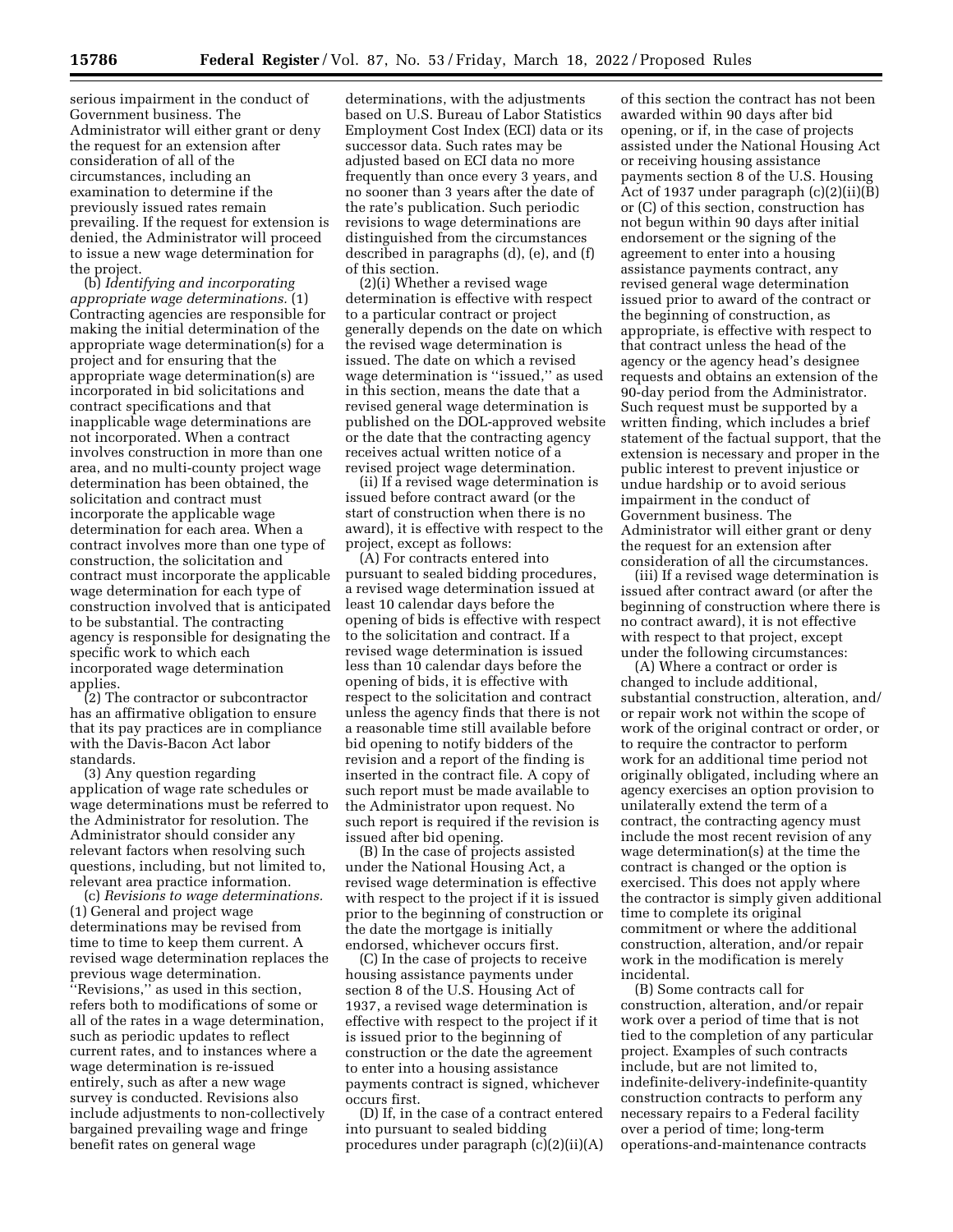serious impairment in the conduct of Government business. The Administrator will either grant or deny the request for an extension after consideration of all of the circumstances, including an examination to determine if the previously issued rates remain prevailing. If the request for extension is denied, the Administrator will proceed to issue a new wage determination for the project.

(b) *Identifying and incorporating appropriate wage determinations.* (1) Contracting agencies are responsible for making the initial determination of the appropriate wage determination(s) for a project and for ensuring that the appropriate wage determination(s) are incorporated in bid solicitations and contract specifications and that inapplicable wage determinations are not incorporated. When a contract involves construction in more than one area, and no multi-county project wage determination has been obtained, the solicitation and contract must incorporate the applicable wage determination for each area. When a contract involves more than one type of construction, the solicitation and contract must incorporate the applicable wage determination for each type of construction involved that is anticipated to be substantial. The contracting agency is responsible for designating the specific work to which each incorporated wage determination applies.

(2) The contractor or subcontractor has an affirmative obligation to ensure that its pay practices are in compliance with the Davis-Bacon Act labor standards.

(3) Any question regarding application of wage rate schedules or wage determinations must be referred to the Administrator for resolution. The Administrator should consider any relevant factors when resolving such questions, including, but not limited to, relevant area practice information.

(c) *Revisions to wage determinations.* (1) General and project wage determinations may be revised from time to time to keep them current. A revised wage determination replaces the previous wage determination. ''Revisions,'' as used in this section, refers both to modifications of some or all of the rates in a wage determination, such as periodic updates to reflect current rates, and to instances where a wage determination is re-issued entirely, such as after a new wage survey is conducted. Revisions also include adjustments to non-collectively bargained prevailing wage and fringe benefit rates on general wage determinations, with the adjustments based on U.S. Bureau of Labor Statistics Employment Cost Index (ECI) data or its successor data. Such rates may be adjusted based on ECI data no more frequently than once every 3 years, and no sooner than 3 years after the date of the rate's publication. Such periodic revisions to wage determinations are distinguished from the circumstances described in paragraphs (d), (e), and (f) of this section.

(2)(i) Whether a revised wage determination is effective with respect to a particular contract or project generally depends on the date on which the revised wage determination is issued. The date on which a revised wage determination is ''issued,'' as used in this section, means the date that a revised general wage determination is published on the DOL-approved website or the date that the contracting agency receives actual written notice of a revised project wage determination.

(ii) If a revised wage determination is issued before contract award (or the start of construction when there is no award), it is effective with respect to the project, except as follows:

(A) For contracts entered into pursuant to sealed bidding procedures, a revised wage determination issued at least 10 calendar days before the opening of bids is effective with respect to the solicitation and contract. If a revised wage determination is issued less than 10 calendar days before the opening of bids, it is effective with respect to the solicitation and contract unless the agency finds that there is not a reasonable time still available before bid opening to notify bidders of the revision and a report of the finding is inserted in the contract file. A copy of such report must be made available to the Administrator upon request. No such report is required if the revision is issued after bid opening.

(B) In the case of projects assisted under the National Housing Act, a revised wage determination is effective with respect to the project if it is issued prior to the beginning of construction or the date the mortgage is initially endorsed, whichever occurs first.

(C) In the case of projects to receive housing assistance payments under section 8 of the U.S. Housing Act of 1937, a revised wage determination is effective with respect to the project if it is issued prior to the beginning of construction or the date the agreement to enter into a housing assistance payments contract is signed, whichever occurs first.

(D) If, in the case of a contract entered into pursuant to sealed bidding procedures under paragraph (c)(2)(ii)(A) of this section the contract has not been awarded within 90 days after bid opening, or if, in the case of projects assisted under the National Housing Act or receiving housing assistance payments section 8 of the U.S. Housing Act of 1937 under paragraph (c)(2)(ii)(B) or (C) of this section, construction has not begun within 90 days after initial endorsement or the signing of the agreement to enter into a housing assistance payments contract, any revised general wage determination issued prior to award of the contract or the beginning of construction, as appropriate, is effective with respect to that contract unless the head of the agency or the agency head's designee requests and obtains an extension of the 90-day period from the Administrator. Such request must be supported by a written finding, which includes a brief statement of the factual support, that the extension is necessary and proper in the public interest to prevent injustice or undue hardship or to avoid serious impairment in the conduct of Government business. The Administrator will either grant or deny the request for an extension after consideration of all the circumstances.

(iii) If a revised wage determination is issued after contract award (or after the beginning of construction where there is no contract award), it is not effective with respect to that project, except under the following circumstances:

(A) Where a contract or order is changed to include additional, substantial construction, alteration, and/or repair work not within the scope of work of the original contract or order, or to require the contractor to perform work for an additional time period not originally obligated, including where an agency exercises an option provision to unilaterally extend the term of a contract, the contracting agency must include the most recent revision of any wage determination(s) at the time the contract is changed or the option is exercised. This does not apply where the contractor is simply given additional time to complete its original commitment or where the additional construction, alteration, and/or repair work in the modification is merely incidental.

(B) Some contracts call for construction, alteration, and/or repair work over a period of time that is not tied to the completion of any particular project. Examples of such contracts include, but are not limited to, indefinite-delivery-indefinite-quantity construction contracts to perform any necessary repairs to a Federal facility over a period of time; long-term operations-and-maintenance contracts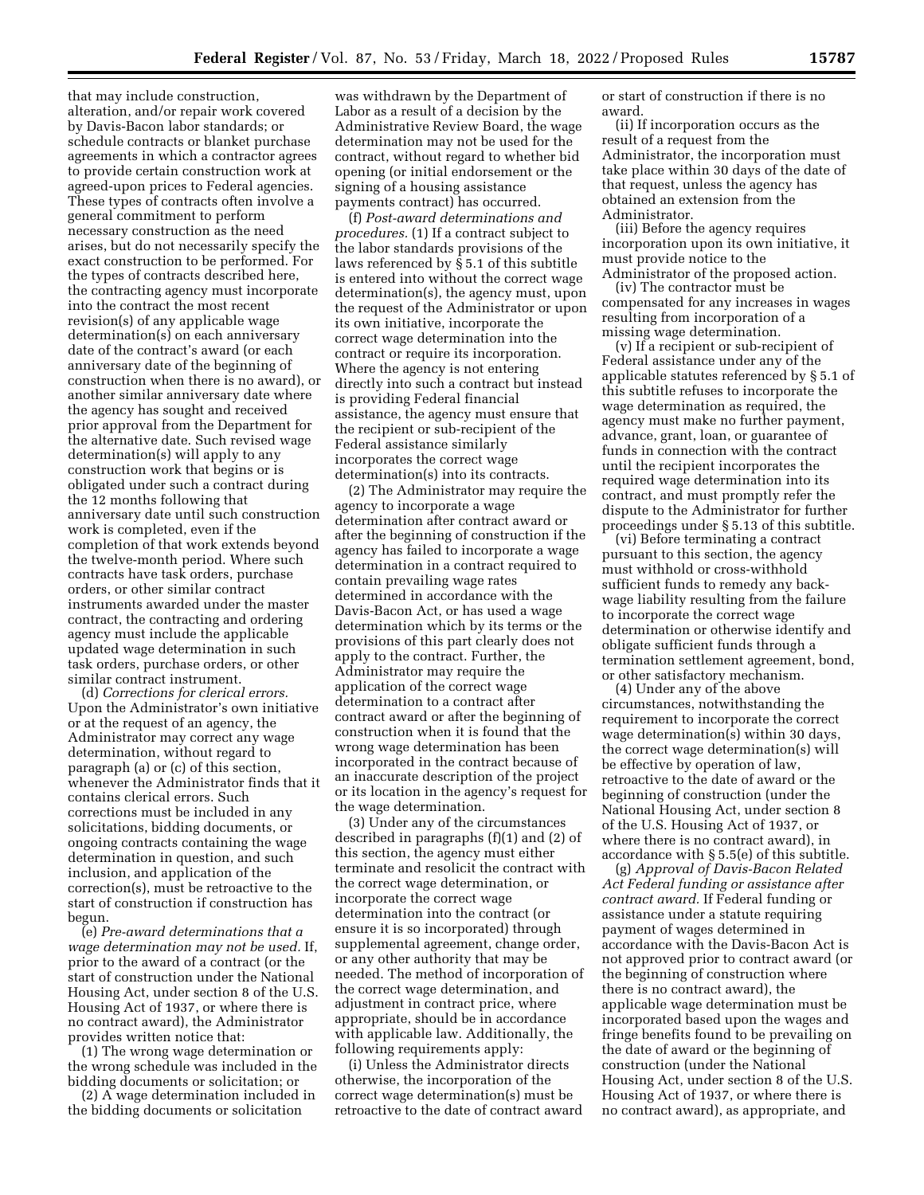that may include construction, alteration, and/or repair work covered by Davis-Bacon labor standards; or schedule contracts or blanket purchase agreements in which a contractor agrees to provide certain construction work at agreed-upon prices to Federal agencies. These types of contracts often involve a general commitment to perform necessary construction as the need arises, but do not necessarily specify the exact construction to be performed. For the types of contracts described here, the contracting agency must incorporate into the contract the most recent revision(s) of any applicable wage determination(s) on each anniversary date of the contract's award (or each anniversary date of the beginning of construction when there is no award), or another similar anniversary date where the agency has sought and received prior approval from the Department for the alternative date. Such revised wage determination(s) will apply to any construction work that begins or is obligated under such a contract during the 12 months following that anniversary date until such construction work is completed, even if the completion of that work extends beyond the twelve-month period. Where such contracts have task orders, purchase orders, or other similar contract instruments awarded under the master contract, the contracting and ordering agency must include the applicable updated wage determination in such task orders, purchase orders, or other similar contract instrument.

(d) *Corrections for clerical errors.* Upon the Administrator's own initiative or at the request of an agency, the Administrator may correct any wage determination, without regard to paragraph (a) or (c) of this section, whenever the Administrator finds that it contains clerical errors. Such corrections must be included in any solicitations, bidding documents, or ongoing contracts containing the wage determination in question, and such inclusion, and application of the correction(s), must be retroactive to the start of construction if construction has begun.

(e) *Pre-award determinations that a wage determination may not be used.* If, prior to the award of a contract (or the start of construction under the National Housing Act, under section 8 of the U.S. Housing Act of 1937, or where there is no contract award), the Administrator provides written notice that:

(1) The wrong wage determination or the wrong schedule was included in the bidding documents or solicitation; or

(2) A wage determination included in the bidding documents or solicitation was withdrawn by the Department of Labor as a result of a decision by the Administrative Review Board, the wage determination may not be used for the contract, without regard to whether bid opening (or initial endorsement or the signing of a housing assistance payments contract) has occurred.

(f) *Post-award determinations and procedures.* (1) If a contract subject to the labor standards provisions of the laws referenced by § 5.1 of this subtitle is entered into without the correct wage determination(s), the agency must, upon the request of the Administrator or upon its own initiative, incorporate the correct wage determination into the contract or require its incorporation. Where the agency is not entering directly into such a contract but instead is providing Federal financial assistance, the agency must ensure that the recipient or sub-recipient of the Federal assistance similarly incorporates the correct wage determination(s) into its contracts.

(2) The Administrator may require the agency to incorporate a wage determination after contract award or after the beginning of construction if the agency has failed to incorporate a wage determination in a contract required to contain prevailing wage rates determined in accordance with the Davis-Bacon Act, or has used a wage determination which by its terms or the provisions of this part clearly does not apply to the contract. Further, the Administrator may require the application of the correct wage determination to a contract after contract award or after the beginning of construction when it is found that the wrong wage determination has been incorporated in the contract because of an inaccurate description of the project or its location in the agency's request for the wage determination.

(3) Under any of the circumstances described in paragraphs (f)(1) and (2) of this section, the agency must either terminate and resolicit the contract with the correct wage determination, or incorporate the correct wage determination into the contract (or ensure it is so incorporated) through supplemental agreement, change order, or any other authority that may be needed. The method of incorporation of the correct wage determination, and adjustment in contract price, where appropriate, should be in accordance with applicable law. Additionally, the following requirements apply:

(i) Unless the Administrator directs otherwise, the incorporation of the correct wage determination(s) must be retroactive to the date of contract award or start of construction if there is no award.

(ii) If incorporation occurs as the result of a request from the Administrator, the incorporation must take place within 30 days of the date of that request, unless the agency has obtained an extension from the Administrator.

(iii) Before the agency requires incorporation upon its own initiative, it must provide notice to the Administrator of the proposed action.

(iv) The contractor must be compensated for any increases in wages resulting from incorporation of a missing wage determination.

(v) If a recipient or sub-recipient of Federal assistance under any of the applicable statutes referenced by § 5.1 of this subtitle refuses to incorporate the wage determination as required, the agency must make no further payment, advance, grant, loan, or guarantee of funds in connection with the contract until the recipient incorporates the required wage determination into its contract, and must promptly refer the dispute to the Administrator for further proceedings under § 5.13 of this subtitle.

(vi) Before terminating a contract pursuant to this section, the agency must withhold or cross-withhold sufficient funds to remedy any back-wage liability resulting from the failure to incorporate the correct wage determination or otherwise identify and obligate sufficient funds through a termination settlement agreement, bond, or other satisfactory mechanism.

(4) Under any of the above circumstances, notwithstanding the requirement to incorporate the correct wage determination(s) within 30 days, the correct wage determination(s) will be effective by operation of law, retroactive to the date of award or the beginning of construction (under the National Housing Act, under section 8 of the U.S. Housing Act of 1937, or where there is no contract award), in accordance with § 5.5(e) of this subtitle.

(g) *Approval of Davis-Bacon Related Act Federal funding or assistance after contract award.* If Federal funding or assistance under a statute requiring payment of wages determined in accordance with the Davis-Bacon Act is not approved prior to contract award (or the beginning of construction where there is no contract award), the applicable wage determination must be incorporated based upon the wages and fringe benefits found to be prevailing on the date of award or the beginning of construction (under the National Housing Act, under section 8 of the U.S. Housing Act of 1937, or where there is no contract award), as appropriate, and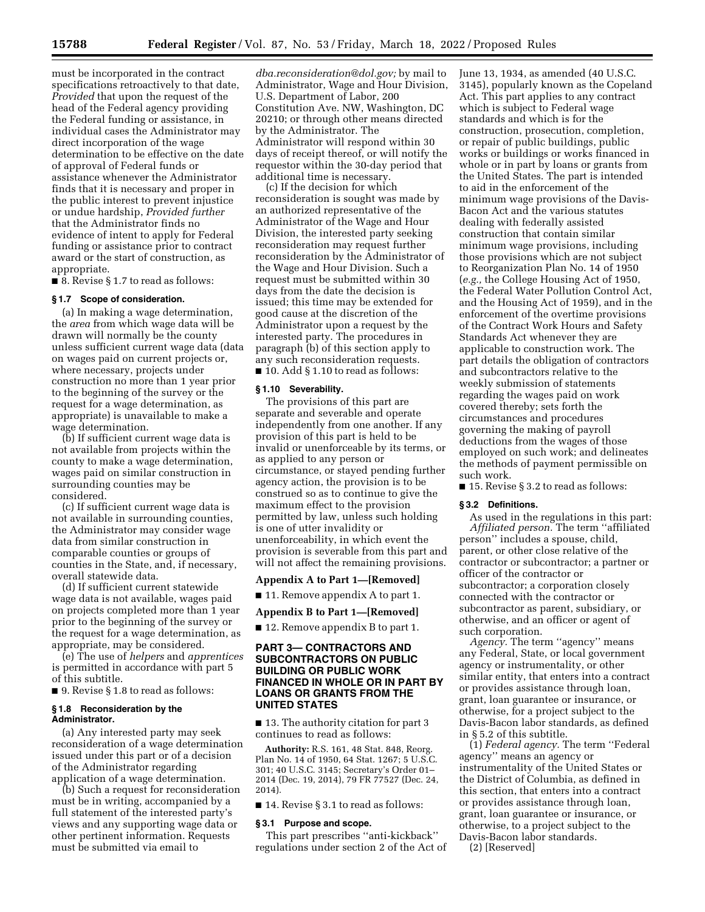must be incorporated in the contract specifications retroactively to that date, *Provided* that upon the request of the head of the Federal agency providing the Federal funding or assistance, in individual cases the Administrator may direct incorporation of the wage determination to be effective on the date of approval of Federal funds or assistance whenever the Administrator finds that it is necessary and proper in the public interest to prevent injustice or undue hardship, *Provided further* that the Administrator finds no evidence of intent to apply for Federal funding or assistance prior to contract award or the start of construction, as appropriate.

■ 8. Revise § 1.7 to read as follows:

### § 1.7 Scope of consideration.

(a) In making a wage determination, the *area* from which wage data will be drawn will normally be the county unless sufficient current wage data (data on wages paid on current projects or, where necessary, projects under construction no more than 1 year prior to the beginning of the survey or the request for a wage determination, as appropriate) is unavailable to make a wage determination.

(b) If sufficient current wage data is not available from projects within the county to make a wage determination, wages paid on similar construction in surrounding counties may be considered.

(c) If sufficient current wage data is not available in surrounding counties, the Administrator may consider wage data from similar construction in comparable counties or groups of counties in the State, and, if necessary, overall statewide data.

(d) If sufficient current statewide wage data is not available, wages paid on projects completed more than 1 year prior to the beginning of the survey or the request for a wage determination, as appropriate, may be considered.

(e) The use of *helpers* and *apprentices* is permitted in accordance with part 5 of this subtitle.

■ 9. Revise § 1.8 to read as follows:

### § 1.8 Reconsideration by the Administrator.

(a) Any interested party may seek reconsideration of a wage determination issued under this part or of a decision of the Administrator regarding application of a wage determination.

(b) Such a request for reconsideration must be in writing, accompanied by a full statement of the interested party's views and any supporting wage data or other pertinent information. Requests must be submitted via email to *dba.reconsideration@dol.gov;* by mail to Administrator, Wage and Hour Division, U.S. Department of Labor, 200 Constitution Ave. NW, Washington, DC 20210; or through other means directed by the Administrator. The Administrator will respond within 30 days of receipt thereof, or will notify the requestor within the 30-day period that additional time is necessary.

(c) If the decision for which reconsideration is sought was made by an authorized representative of the Administrator of the Wage and Hour Division, the interested party seeking reconsideration may request further reconsideration by the Administrator of the Wage and Hour Division. Such a request must be submitted within 30 days from the date the decision is issued; this time may be extended for good cause at the discretion of the Administrator upon a request by the interested party. The procedures in paragraph (b) of this section apply to any such reconsideration requests.

■ 10. Add § 1.10 to read as follows:

### § 1.10 Severability.

The provisions of this part are separate and severable and operate independently from one another. If any provision of this part is held to be invalid or unenforceable by its terms, or as applied to any person or circumstance, or stayed pending further agency action, the provision is to be construed so as to continue to give the maximum effect to the provision permitted by law, unless such holding is one of utter invalidity or unenforceability, in which event the provision is severable from this part and will not affect the remaining provisions.

## Appendix A to Part 1—[Removed]

■ 11. Remove appendix A to part 1.

## Appendix B to Part 1—[Removed]

■ 12. Remove appendix B to part 1.

## PART 3— CONTRACTORS AND SUBCONTRACTORS ON PUBLIC BUILDING OR PUBLIC WORK FINANCED IN WHOLE OR IN PART BY LOANS OR GRANTS FROM THE UNITED STATES

■ 13. The authority citation for part 3 continues to read as follows:

**Authority:** R.S. 161, 48 Stat. 848, Reorg. Plan No. 14 of 1950, 64 Stat. 1267; 5 U.S.C. 301; 40 U.S.C. 3145; Secretary's Order 01–2014 (Dec. 19, 2014), 79 FR 77527 (Dec. 24, 2014).

■ 14. Revise § 3.1 to read as follows:

### § 3.1 Purpose and scope.

This part prescribes "anti-kickback" regulations under section 2 of the Act of June 13, 1934, as amended (40 U.S.C. 3145), popularly known as the Copeland Act. This part applies to any contract which is subject to Federal wage standards and which is for the construction, prosecution, completion, or repair of public buildings, public works or buildings or works financed in whole or in part by loans or grants from the United States. The part is intended to aid in the enforcement of the minimum wage provisions of the Davis-Bacon Act and the various statutes dealing with federally assisted construction that contain similar minimum wage provisions, including those provisions which are not subject to Reorganization Plan No. 14 of 1950 (*e.g.,* the College Housing Act of 1950, the Federal Water Pollution Control Act, and the Housing Act of 1959), and in the enforcement of the overtime provisions of the Contract Work Hours and Safety Standards Act whenever they are applicable to construction work. The part details the obligation of contractors and subcontractors relative to the weekly submission of statements regarding the wages paid on work covered thereby; sets forth the circumstances and procedures governing the making of payroll deductions from the wages of those employed on such work; and delineates the methods of payment permissible on such work.

■ 15. Revise § 3.2 to read as follows:

### § 3.2 Definitions.

As used in the regulations in this part:

*Affiliated person.* The term "affiliated person" includes a spouse, child, parent, or other close relative of the contractor or subcontractor; a partner or officer of the contractor or subcontractor; a corporation closely connected with the contractor or subcontractor as parent, subsidiary, or otherwise, and an officer or agent of such corporation.

*Agency.* The term "agency" means any Federal, State, or local government agency or instrumentality, or other similar entity, that enters into a contract or provides assistance through loan, grant, loan guarantee or insurance, or otherwise, for a project subject to the Davis-Bacon labor standards, as defined in § 5.2 of this subtitle.

(1) *Federal agency.* The term "Federal agency" means an agency or instrumentality of the United States or the District of Columbia, as defined in this section, that enters into a contract or provides assistance through loan, grant, loan guarantee or insurance, or otherwise, to a project subject to the Davis-Bacon labor standards.

(2) [Reserved]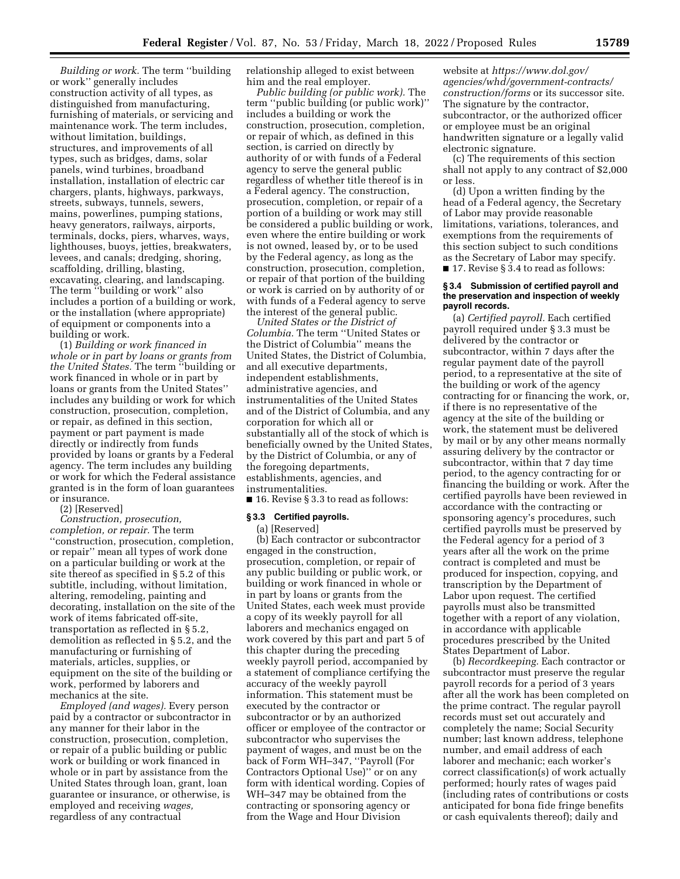*Building or work.* The term ''building or work'' generally includes construction activity of all types, as distinguished from manufacturing, furnishing of materials, or servicing and maintenance work. The term includes, without limitation, buildings, structures, and improvements of all types, such as bridges, dams, solar panels, wind turbines, broadband installation, installation of electric car chargers, plants, highways, parkways, streets, subways, tunnels, sewers, mains, powerlines, pumping stations, heavy generators, railways, airports, terminals, docks, piers, wharves, ways, lighthouses, buoys, jetties, breakwaters, levees, and canals; dredging, shoring, scaffolding, drilling, blasting, excavating, clearing, and landscaping. The term ''building or work'' also includes a portion of a building or work, or the installation (where appropriate) of equipment or components into a building or work.

(1) *Building or work financed in whole or in part by loans or grants from the United States.* The term ''building or work financed in whole or in part by loans or grants from the United States'' includes any building or work for which construction, prosecution, completion, or repair, as defined in this section, payment or part payment is made directly or indirectly from funds provided by loans or grants by a Federal agency. The term includes any building or work for which the Federal assistance granted is in the form of loan guarantees or insurance.

(2) [Reserved]

*Construction, prosecution, completion, or repair.* The term ''construction, prosecution, completion, or repair'' mean all types of work done on a particular building or work at the site thereof as specified in § 5.2 of this subtitle, including, without limitation, altering, remodeling, painting and decorating, installation on the site of the work of items fabricated off-site, transportation as reflected in § 5.2, demolition as reflected in § 5.2, and the manufacturing or furnishing of materials, articles, supplies, or equipment on the site of the building or work, performed by laborers and mechanics at the site.

*Employed (and wages).* Every person paid by a contractor or subcontractor in any manner for their labor in the construction, prosecution, completion, or repair of a public building or public work or building or work financed in whole or in part by assistance from the United States through loan, grant, loan guarantee or insurance, or otherwise, is employed and receiving *wages,* regardless of any contractual relationship alleged to exist between him and the real employer.

*Public building (or public work).* The term ''public building (or public work)'' includes a building or work the construction, prosecution, completion, or repair of which, as defined in this section, is carried on directly by authority of or with funds of a Federal agency to serve the general public regardless of whether title thereof is in a Federal agency. The construction, prosecution, completion, or repair of a portion of a building or work may still be considered a public building or work, even where the entire building or work is not owned, leased by, or to be used by the Federal agency, as long as the construction, prosecution, completion, or repair of that portion of the building or work is carried on by authority of or with funds of a Federal agency to serve the interest of the general public.

*United States or the District of Columbia.* The term ''United States or the District of Columbia'' means the United States, the District of Columbia, and all executive departments, independent establishments, administrative agencies, and instrumentalities of the United States and of the District of Columbia, and any corporation for which all or substantially all of the stock of which is beneficially owned by the United States, by the District of Columbia, or any of the foregoing departments, establishments, agencies, and instrumentalities.

■ 16. Revise § 3.3 to read as follows:

#### § 3.3 Certified payrolls.

(a) [Reserved]

(b) Each contractor or subcontractor engaged in the construction, prosecution, completion, or repair of any public building or public work, or building or work financed in whole or in part by loans or grants from the United States, each week must provide a copy of its weekly payroll for all laborers and mechanics engaged on work covered by this part and part 5 of this chapter during the preceding weekly payroll period, accompanied by a statement of compliance certifying the accuracy of the weekly payroll information. This statement must be executed by the contractor or subcontractor or by an authorized officer or employee of the contractor or subcontractor who supervises the payment of wages, and must be on the back of Form WH–347, ''Payroll (For Contractors Optional Use)'' or on any form with identical wording. Copies of WH–347 may be obtained from the contracting or sponsoring agency or from the Wage and Hour Division website at *https://www.dol.gov/agencies/whd/government-contracts/construction/forms* or its successor site. The signature by the contractor, subcontractor, or the authorized officer or employee must be an original handwritten signature or a legally valid electronic signature.

(c) The requirements of this section shall not apply to any contract of $2,000 or less.

(d) Upon a written finding by the head of a Federal agency, the Secretary of Labor may provide reasonable limitations, variations, tolerances, and exemptions from the requirements of this section subject to such conditions as the Secretary of Labor may specify.

■ 17. Revise § 3.4 to read as follows:

#### § 3.4 Submission of certified payroll and the preservation and inspection of weekly payroll records.

(a) *Certified payroll.* Each certified payroll required under § 3.3 must be delivered by the contractor or subcontractor, within 7 days after the regular payment date of the payroll period, to a representative at the site of the building or work of the agency contracting for or financing the work, or, if there is no representative of the agency at the site of the building or work, the statement must be delivered by mail or by any other means normally assuring delivery by the contractor or subcontractor, within that 7 day time period, to the agency contracting for or financing the building or work. After the certified payrolls have been reviewed in accordance with the contracting or sponsoring agency's procedures, such certified payrolls must be preserved by the Federal agency for a period of 3 years after all the work on the prime contract is completed and must be produced for inspection, copying, and transcription by the Department of Labor upon request. The certified payrolls must also be transmitted together with a report of any violation, in accordance with applicable procedures prescribed by the United States Department of Labor.

(b) *Recordkeeping.* Each contractor or subcontractor must preserve the regular payroll records for a period of 3 years after all the work has been completed on the prime contract. The regular payroll records must set out accurately and completely the name; Social Security number; last known address, telephone number, and email address of each laborer and mechanic; each worker's correct classification(s) of work actually performed; hourly rates of wages paid (including rates of contributions or costs anticipated for bona fide fringe benefits or cash equivalents thereof); daily and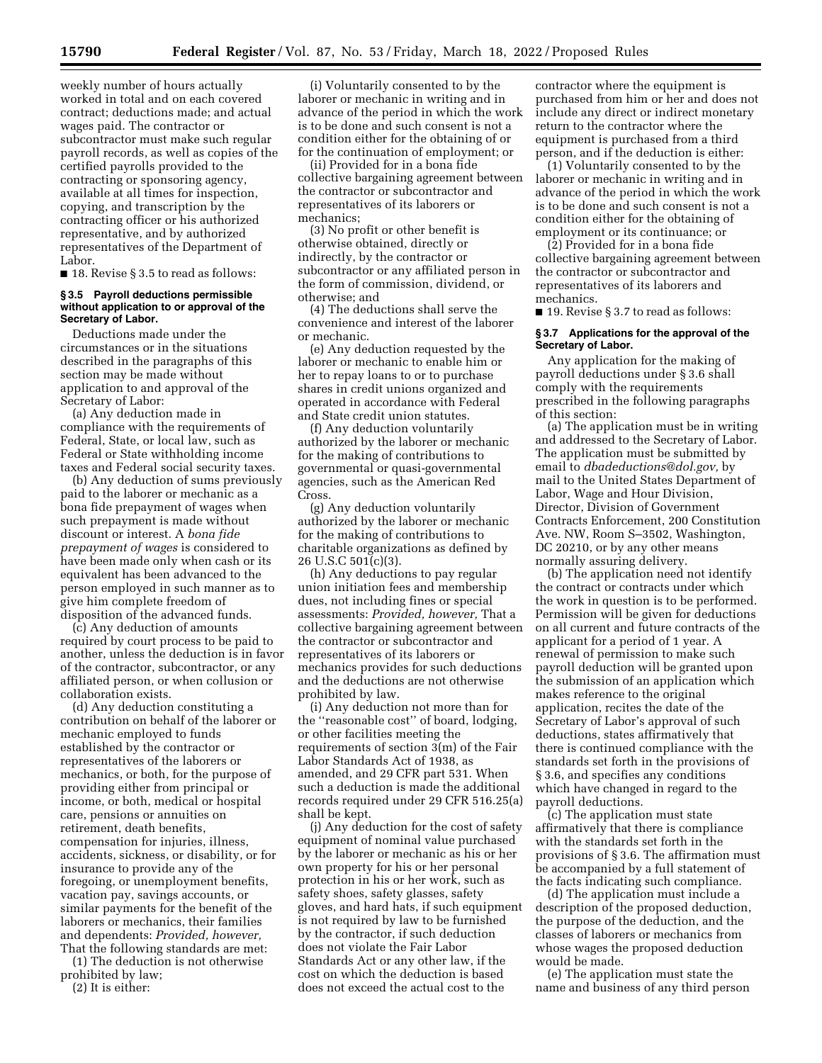weekly number of hours actually worked in total and on each covered contract; deductions made; and actual wages paid. The contractor or subcontractor must make such regular payroll records, as well as copies of the certified payrolls provided to the contracting or sponsoring agency, available at all times for inspection, copying, and transcription by the contracting officer or his authorized representative, and by authorized representatives of the Department of Labor.

■ 18. Revise § 3.5 to read as follows:

#### § 3.5 Payroll deductions permissible without application to or approval of the Secretary of Labor.

Deductions made under the circumstances or in the situations described in the paragraphs of this section may be made without application to and approval of the Secretary of Labor:

(a) Any deduction made in compliance with the requirements of Federal, State, or local law, such as Federal or State withholding income taxes and Federal social security taxes.

(b) Any deduction of sums previously paid to the laborer or mechanic as a bona fide prepayment of wages when such prepayment is made without discount or interest. A *bona fide prepayment of wages* is considered to have been made only when cash or its equivalent has been advanced to the person employed in such manner as to give him complete freedom of disposition of the advanced funds.

(c) Any deduction of amounts required by court process to be paid to another, unless the deduction is in favor of the contractor, subcontractor, or any affiliated person, or when collusion or collaboration exists.

(d) Any deduction constituting a contribution on behalf of the laborer or mechanic employed to funds established by the contractor or representatives of the laborers or mechanics, or both, for the purpose of providing either from principal or income, or both, medical or hospital care, pensions or annuities on retirement, death benefits, compensation for injuries, illness, accidents, sickness, or disability, or for insurance to provide any of the foregoing, or unemployment benefits, vacation pay, savings accounts, or similar payments for the benefit of the laborers or mechanics, their families and dependents: *Provided, however,* That the following standards are met:

(1) The deduction is not otherwise prohibited by law;

(2) It is either:

(i) Voluntarily consented to by the laborer or mechanic in writing and in advance of the period in which the work is to be done and such consent is not a condition either for the obtaining of or for the continuation of employment; or

(ii) Provided for in a bona fide collective bargaining agreement between the contractor or subcontractor and representatives of its laborers or mechanics;

(3) No profit or other benefit is otherwise obtained, directly or indirectly, by the contractor or subcontractor or any affiliated person in the form of commission, dividend, or otherwise; and

(4) The deductions shall serve the convenience and interest of the laborer or mechanic.

(e) Any deduction requested by the laborer or mechanic to enable him or her to repay loans to or to purchase shares in credit unions organized and operated in accordance with Federal and State credit union statutes.

(f) Any deduction voluntarily authorized by the laborer or mechanic for the making of contributions to governmental or quasi-governmental agencies, such as the American Red Cross.

(g) Any deduction voluntarily authorized by the laborer or mechanic for the making of contributions to charitable organizations as defined by 26 U.S.C 501(c)(3).

(h) Any deductions to pay regular union initiation fees and membership dues, not including fines or special assessments: *Provided, however,* That a collective bargaining agreement between the contractor or subcontractor and representatives of its laborers or mechanics provides for such deductions and the deductions are not otherwise prohibited by law.

(i) Any deduction not more than for the ''reasonable cost'' of board, lodging, or other facilities meeting the requirements of section 3(m) of the Fair Labor Standards Act of 1938, as amended, and 29 CFR part 531. When such a deduction is made the additional records required under 29 CFR 516.25(a) shall be kept.

(j) Any deduction for the cost of safety equipment of nominal value purchased by the laborer or mechanic as his or her own property for his or her personal protection in his or her work, such as safety shoes, safety glasses, safety gloves, and hard hats, if such equipment is not required by law to be furnished by the contractor, if such deduction does not violate the Fair Labor Standards Act or any other law, if the cost on which the deduction is based does not exceed the actual cost to the contractor where the equipment is purchased from him or her and does not include any direct or indirect monetary return to the contractor where the equipment is purchased from a third person, and if the deduction is either:

(1) Voluntarily consented to by the laborer or mechanic in writing and in advance of the period in which the work is to be done and such consent is not a condition either for the obtaining of employment or its continuance; or

(2) Provided for in a bona fide collective bargaining agreement between the contractor or subcontractor and representatives of its laborers and mechanics.

■ 19. Revise § 3.7 to read as follows:

#### § 3.7 Applications for the approval of the Secretary of Labor.

Any application for the making of payroll deductions under § 3.6 shall comply with the requirements prescribed in the following paragraphs of this section:

(a) The application must be in writing and addressed to the Secretary of Labor. The application must be submitted by email to *dbadeductions@dol.gov,* by mail to the United States Department of Labor, Wage and Hour Division, Director, Division of Government Contracts Enforcement, 200 Constitution Ave. NW, Room S–3502, Washington, DC 20210, or by any other means normally assuring delivery.

(b) The application need not identify the contract or contracts under which the work in question is to be performed. Permission will be given for deductions on all current and future contracts of the applicant for a period of 1 year. A renewal of permission to make such payroll deduction will be granted upon the submission of an application which makes reference to the original application, recites the date of the Secretary of Labor's approval of such deductions, states affirmatively that there is continued compliance with the standards set forth in the provisions of § 3.6, and specifies any conditions which have changed in regard to the payroll deductions.

(c) The application must state affirmatively that there is compliance with the standards set forth in the provisions of § 3.6. The affirmation must be accompanied by a full statement of the facts indicating such compliance.

(d) The application must include a description of the proposed deduction, the purpose of the deduction, and the classes of laborers or mechanics from whose wages the proposed deduction would be made.

(e) The application must state the name and business of any third person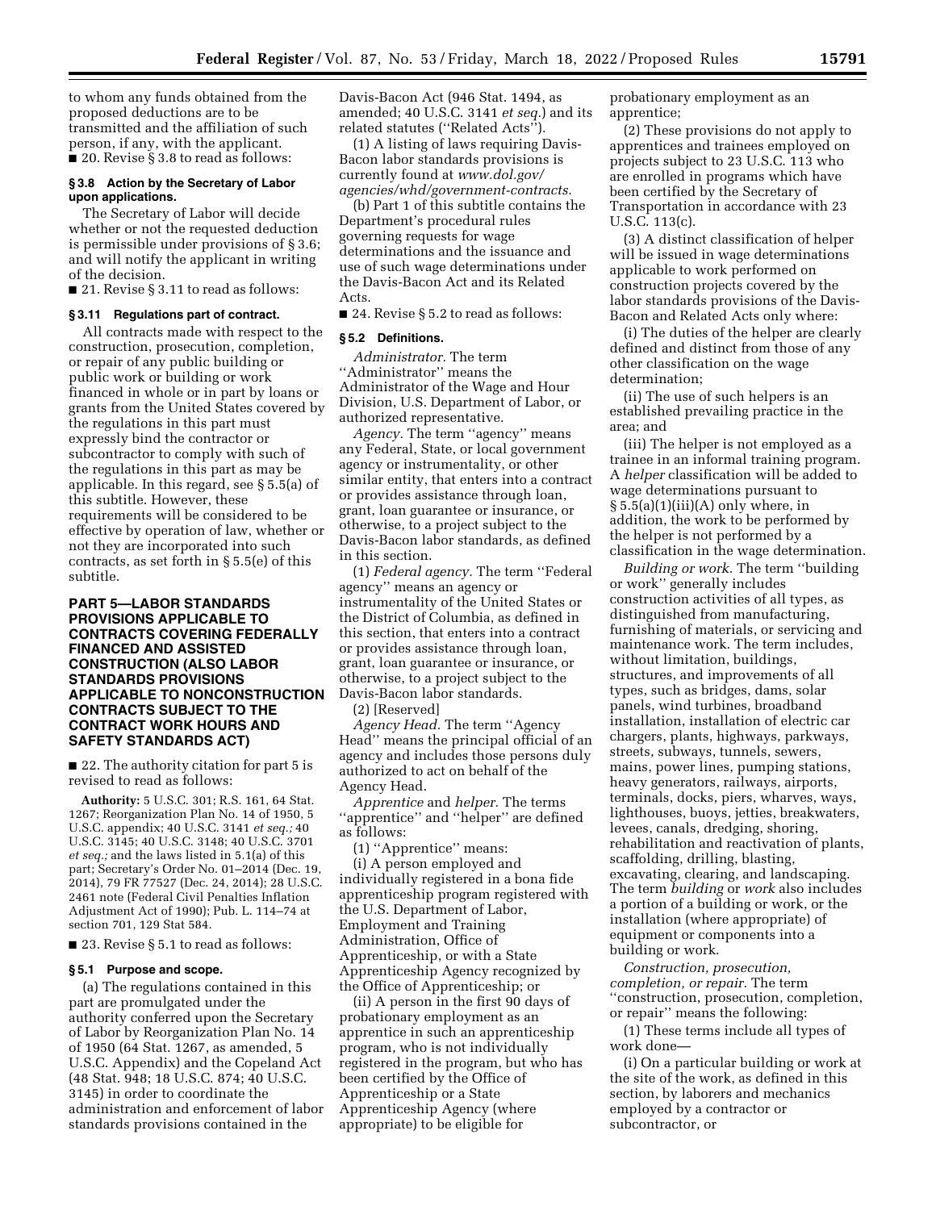to whom any funds obtained from the proposed deductions are to be transmitted and the affiliation of such person, if any, with the applicant.

■ 20. Revise § 3.8 to read as follows:

**§ 3.8 Action by the Secretary of Labor upon applications.**

The Secretary of Labor will decide whether or not the requested deduction is permissible under provisions of § 3.6; and will notify the applicant in writing of the decision.

■ 21. Revise § 3.11 to read as follows:

**§ 3.11 Regulations part of contract.**

All contracts made with respect to the construction, prosecution, completion, or repair of any public building or public work or building or work financed in whole or in part by loans or grants from the United States covered by the regulations in this part must expressly bind the contractor or subcontractor to comply with such of the regulations in this part as may be applicable. In this regard, see § 5.5(a) of this subtitle. However, these requirements will be considered to be effective by operation of law, whether or not they are incorporated into such contracts, as set forth in § 5.5(e) of this subtitle.

## PART 5—LABOR STANDARDS PROVISIONS APPLICABLE TO CONTRACTS COVERING FEDERALLY FINANCED AND ASSISTED CONSTRUCTION (ALSO LABOR STANDARDS PROVISIONS APPLICABLE TO NONCONSTRUCTION CONTRACTS SUBJECT TO THE CONTRACT WORK HOURS AND SAFETY STANDARDS ACT)

■ 22. The authority citation for part 5 is revised to read as follows:

**Authority:** 5 U.S.C. 301; R.S. 161, 64 Stat. 1267; Reorganization Plan No. 14 of 1950, 5 U.S.C. appendix; 40 U.S.C. 3141 *et seq.;* 40 U.S.C. 3145; 40 U.S.C. 3148; 40 U.S.C. 3701 *et seq.;* and the laws listed in 5.1(a) of this part; Secretary's Order No. 01–2014 (Dec. 19, 2014), 79 FR 77527 (Dec. 24, 2014); 28 U.S.C. 2461 note (Federal Civil Penalties Inflation Adjustment Act of 1990); Pub. L. 114–74 at section 701, 129 Stat 584.

■ 23. Revise § 5.1 to read as follows:

**§ 5.1 Purpose and scope.**

(a) The regulations contained in this part are promulgated under the authority conferred upon the Secretary of Labor by Reorganization Plan No. 14 of 1950 (64 Stat. 1267, as amended, 5 U.S.C. Appendix) and the Copeland Act (48 Stat. 948; 18 U.S.C. 874; 40 U.S.C. 3145) in order to coordinate the administration and enforcement of labor standards provisions contained in the Davis-Bacon Act (946 Stat. 1494, as amended; 40 U.S.C. 3141 *et seq.*) and its related statutes (''Related Acts'').

(1) A listing of laws requiring Davis-Bacon labor standards provisions is currently found at *www.dol.gov/agencies/whd/government-contracts.*

(b) Part 1 of this subtitle contains the Department's procedural rules governing requests for wage determinations and the issuance and use of such wage determinations under the Davis-Bacon Act and its Related Acts.

■ 24. Revise § 5.2 to read as follows:

**§ 5.2 Definitions.**

*Administrator.* The term ''Administrator'' means the Administrator of the Wage and Hour Division, U.S. Department of Labor, or authorized representative.

*Agency.* The term ''agency'' means any Federal, State, or local government agency or instrumentality, or other similar entity, that enters into a contract or provides assistance through loan, grant, loan guarantee or insurance, or otherwise, to a project subject to the Davis-Bacon labor standards, as defined in this section.

(1) *Federal agency.* The term ''Federal agency'' means an agency or instrumentality of the United States or the District of Columbia, as defined in this section, that enters into a contract or provides assistance through loan, grant, loan guarantee or insurance, or otherwise, to a project subject to the Davis-Bacon labor standards.

(2) [Reserved]

*Agency Head.* The term ''Agency Head'' means the principal official of an agency and includes those persons duly authorized to act on behalf of the Agency Head.

*Apprentice* and *helper.* The terms ''apprentice'' and ''helper'' are defined as follows:

(1) ''Apprentice'' means:

(i) A person employed and individually registered in a bona fide apprenticeship program registered with the U.S. Department of Labor, Employment and Training Administration, Office of Apprenticeship, or with a State Apprenticeship Agency recognized by the Office of Apprenticeship; or

(ii) A person in the first 90 days of probationary employment as an apprentice in such an apprenticeship program, who is not individually registered in the program, but who has been certified by the Office of Apprenticeship or a State Apprenticeship Agency (where appropriate) to be eligible for probationary employment as an apprentice;

(2) These provisions do not apply to apprentices and trainees employed on projects subject to 23 U.S.C. 113 who are enrolled in programs which have been certified by the Secretary of Transportation in accordance with 23 U.S.C. 113(c).

(3) A distinct classification of helper will be issued in wage determinations applicable to work performed on construction projects covered by the labor standards provisions of the Davis-Bacon and Related Acts only where:

(i) The duties of the helper are clearly defined and distinct from those of any other classification on the wage determination;

(ii) The use of such helpers is an established prevailing practice in the area; and

(iii) The helper is not employed as a trainee in an informal training program. A *helper* classification will be added to wage determinations pursuant to § 5.5(a)(1)(iii)(A) only where, in addition, the work to be performed by the helper is not performed by a classification in the wage determination.

*Building or work.* The term ''building or work'' generally includes construction activities of all types, as distinguished from manufacturing, furnishing of materials, or servicing and maintenance work. The term includes, without limitation, buildings, structures, and improvements of all types, such as bridges, dams, solar panels, wind turbines, broadband installation, installation of electric car chargers, plants, highways, parkways, streets, subways, tunnels, sewers, mains, power lines, pumping stations, heavy generators, railways, airports, terminals, docks, piers, wharves, ways, lighthouses, buoys, jetties, breakwaters, levees, canals, dredging, shoring, rehabilitation and reactivation of plants, scaffolding, drilling, blasting, excavating, clearing, and landscaping. The term *building* or *work* also includes a portion of a building or work, or the installation (where appropriate) of equipment or components into a building or work.

*Construction, prosecution, completion, or repair.* The term ''construction, prosecution, completion, or repair'' means the following:

(1) These terms include all types of work done—

(i) On a particular building or work at the site of the work, as defined in this section, by laborers and mechanics employed by a contractor or subcontractor, or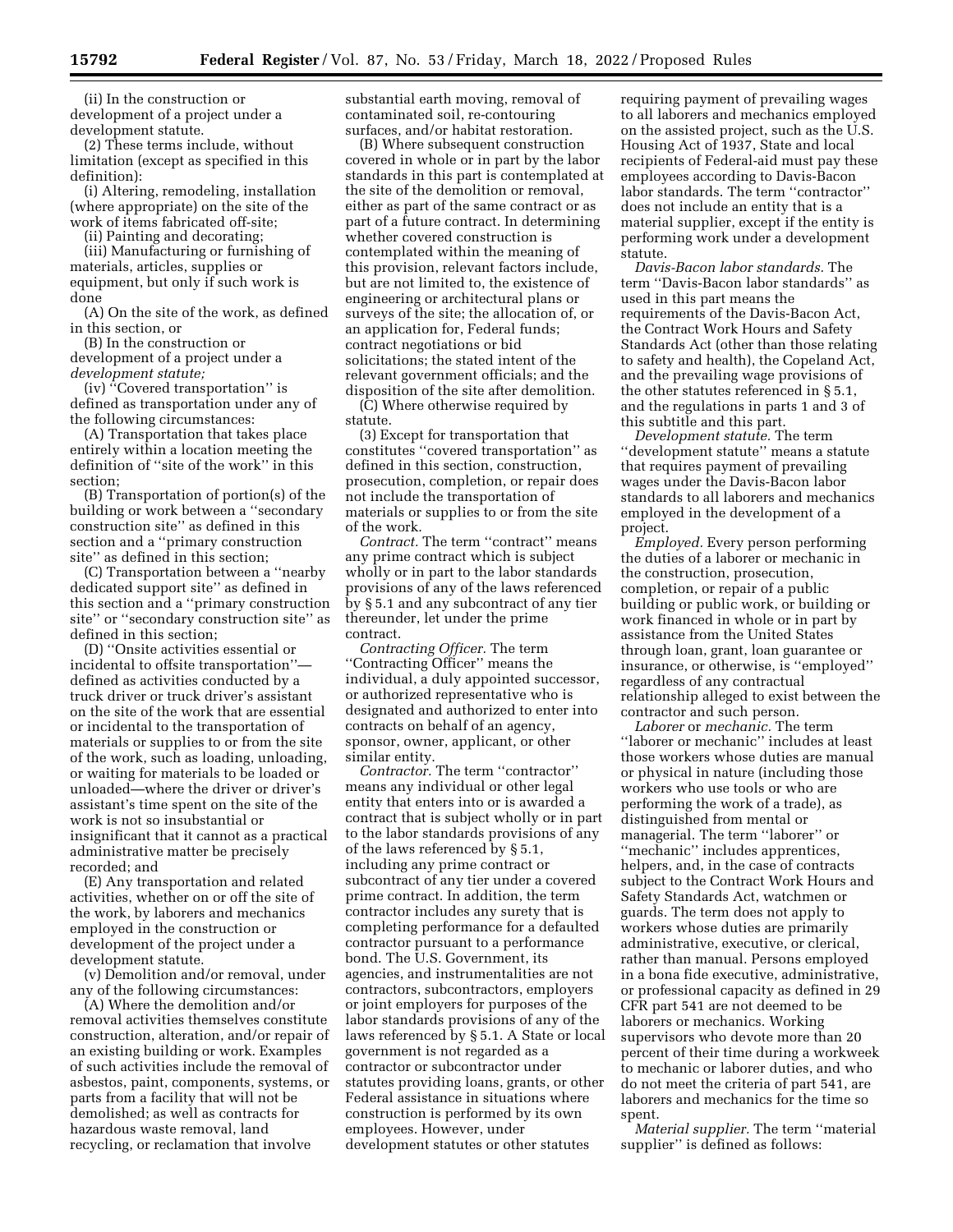(ii) In the construction or development of a project under a development statute.

(2) These terms include, without limitation (except as specified in this definition):

(i) Altering, remodeling, installation (where appropriate) on the site of the work of items fabricated off-site;

(ii) Painting and decorating;

(iii) Manufacturing or furnishing of materials, articles, supplies or equipment, but only if such work is done

(A) On the site of the work, as defined in this section, or

(B) In the construction or development of a project under a *development statute;*

(iv) ''Covered transportation'' is defined as transportation under any of the following circumstances:

(A) Transportation that takes place entirely within a location meeting the definition of ''site of the work'' in this section;

(B) Transportation of portion(s) of the building or work between a ''secondary construction site'' as defined in this section and a ''primary construction site'' as defined in this section;

(C) Transportation between a ''nearby dedicated support site'' as defined in this section and a ''primary construction site'' or ''secondary construction site'' as defined in this section;

(D) ''Onsite activities essential or incidental to offsite transportation''—defined as activities conducted by a truck driver or truck driver's assistant on the site of the work that are essential or incidental to the transportation of materials or supplies to or from the site of the work, such as loading, unloading, or waiting for materials to be loaded or unloaded—where the driver or driver's assistant's time spent on the site of the work is not so insubstantial or insignificant that it cannot as a practical administrative matter be precisely recorded; and

(E) Any transportation and related activities, whether on or off the site of the work, by laborers and mechanics employed in the construction or development of the project under a development statute.

(v) Demolition and/or removal, under any of the following circumstances:

(A) Where the demolition and/or removal activities themselves constitute construction, alteration, and/or repair of an existing building or work. Examples of such activities include the removal of asbestos, paint, components, systems, or parts from a facility that will not be demolished; as well as contracts for hazardous waste removal, land recycling, or reclamation that involve substantial earth moving, removal of contaminated soil, re-contouring surfaces, and/or habitat restoration.

(B) Where subsequent construction covered in whole or in part by the labor standards in this part is contemplated at the site of the demolition or removal, either as part of the same contract or as part of a future contract. In determining whether covered construction is contemplated within the meaning of this provision, relevant factors include, but are not limited to, the existence of engineering or architectural plans or surveys of the site; the allocation of, or an application for, Federal funds; contract negotiations or bid solicitations; the stated intent of the relevant government officials; and the disposition of the site after demolition.

(C) Where otherwise required by statute.

(3) Except for transportation that constitutes ''covered transportation'' as defined in this section, construction, prosecution, completion, or repair does not include the transportation of materials or supplies to or from the site of the work.

*Contract.* The term ''contract'' means any prime contract which is subject wholly or in part to the labor standards provisions of any of the laws referenced by § 5.1 and any subcontract of any tier thereunder, let under the prime contract.

*Contracting Officer.* The term ''Contracting Officer'' means the individual, a duly appointed successor, or authorized representative who is designated and authorized to enter into contracts on behalf of an agency, sponsor, owner, applicant, or other similar entity.

*Contractor.* The term ''contractor'' means any individual or other legal entity that enters into or is awarded a contract that is subject wholly or in part to the labor standards provisions of any of the laws referenced by § 5.1, including any prime contract or subcontract of any tier under a covered prime contract. In addition, the term contractor includes any surety that is completing performance for a defaulted contractor pursuant to a performance bond. The U.S. Government, its agencies, and instrumentalities are not contractors, subcontractors, employers or joint employers for purposes of the labor standards provisions of any of the laws referenced by § 5.1. A State or local government is not regarded as a contractor or subcontractor under statutes providing loans, grants, or other Federal assistance in situations where construction is performed by its own employees. However, under development statutes or other statutes requiring payment of prevailing wages to all laborers and mechanics employed on the assisted project, such as the U.S. Housing Act of 1937, State and local recipients of Federal-aid must pay these employees according to Davis-Bacon labor standards. The term ''contractor'' does not include an entity that is a material supplier, except if the entity is performing work under a development statute.

*Davis-Bacon labor standards.* The term ''Davis-Bacon labor standards'' as used in this part means the requirements of the Davis-Bacon Act, the Contract Work Hours and Safety Standards Act (other than those relating to safety and health), the Copeland Act, and the prevailing wage provisions of the other statutes referenced in § 5.1, and the regulations in parts 1 and 3 of this subtitle and this part.

*Development statute.* The term ''development statute'' means a statute that requires payment of prevailing wages under the Davis-Bacon labor standards to all laborers and mechanics employed in the development of a project.

*Employed.* Every person performing the duties of a laborer or mechanic in the construction, prosecution, completion, or repair of a public building or public work, or building or work financed in whole or in part by assistance from the United States through loan, grant, loan guarantee or insurance, or otherwise, is ''employed'' regardless of any contractual relationship alleged to exist between the contractor and such person.

*Laborer* or *mechanic.* The term ''laborer or mechanic'' includes at least those workers whose duties are manual or physical in nature (including those workers who use tools or who are performing the work of a trade), as distinguished from mental or managerial. The term ''laborer'' or ''mechanic'' includes apprentices, helpers, and, in the case of contracts subject to the Contract Work Hours and Safety Standards Act, watchmen or guards. The term does not apply to workers whose duties are primarily administrative, executive, or clerical, rather than manual. Persons employed in a bona fide executive, administrative, or professional capacity as defined in 29 CFR part 541 are not deemed to be laborers or mechanics. Working supervisors who devote more than 20 percent of their time during a workweek to mechanic or laborer duties, and who do not meet the criteria of part 541, are laborers and mechanics for the time so spent.

*Material supplier.* The term ''material supplier'' is defined as follows: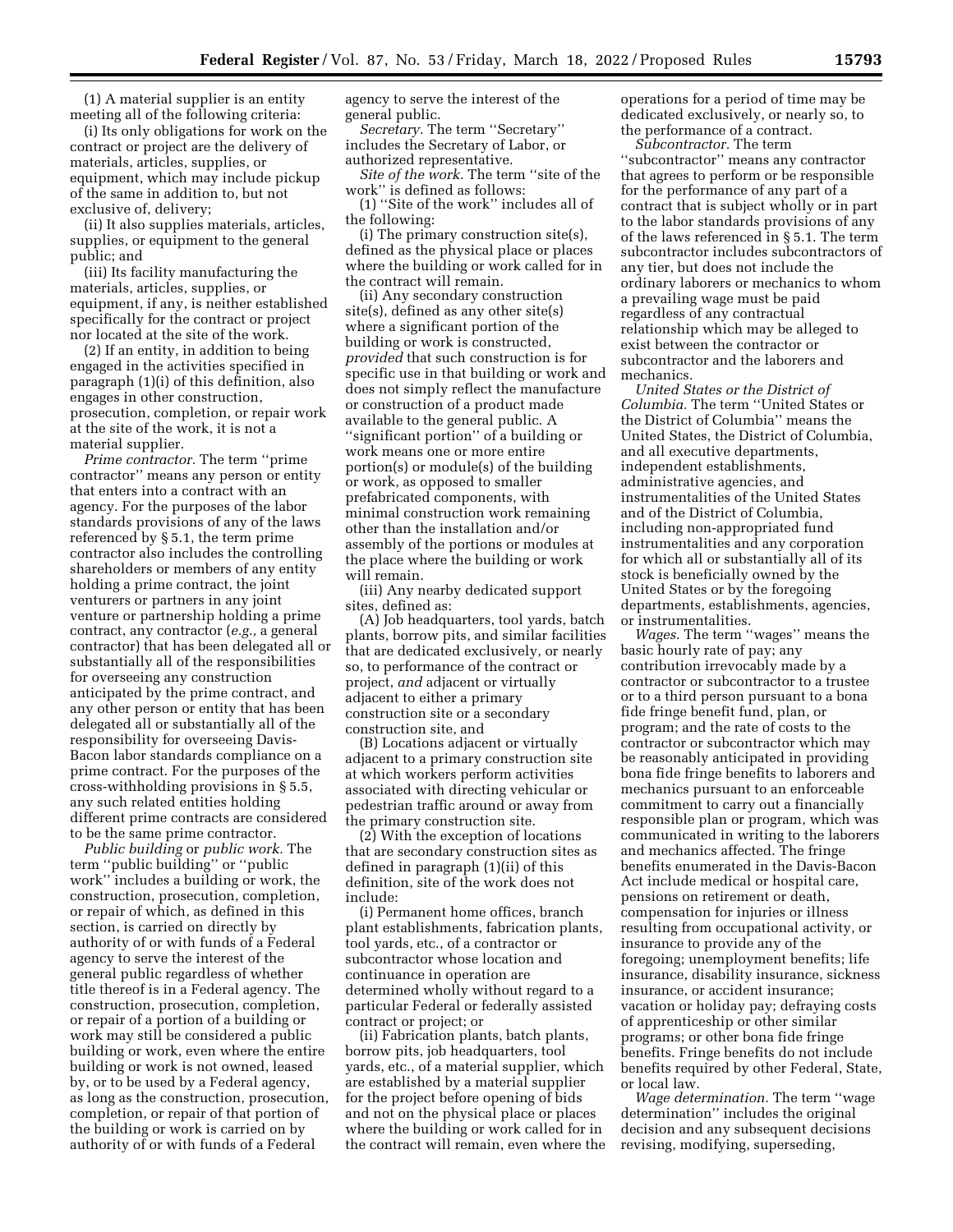(1) A material supplier is an entity meeting all of the following criteria:

(i) Its only obligations for work on the contract or project are the delivery of materials, articles, supplies, or equipment, which may include pickup of the same in addition to, but not exclusive of, delivery;

(ii) It also supplies materials, articles, supplies, or equipment to the general public; and

(iii) Its facility manufacturing the materials, articles, supplies, or equipment, if any, is neither established specifically for the contract or project nor located at the site of the work.

(2) If an entity, in addition to being engaged in the activities specified in paragraph (1)(i) of this definition, also engages in other construction, prosecution, completion, or repair work at the site of the work, it is not a material supplier.

*Prime contractor.* The term ''prime contractor'' means any person or entity that enters into a contract with an agency. For the purposes of the labor standards provisions of any of the laws referenced by § 5.1, the term prime contractor also includes the controlling shareholders or members of any entity holding a prime contract, the joint venturers or partners in any joint venture or partnership holding a prime contract, any contractor (*e.g.,* a general contractor) that has been delegated all or substantially all of the responsibilities for overseeing any construction anticipated by the prime contract, and any other person or entity that has been delegated all or substantially all of the responsibility for overseeing Davis-Bacon labor standards compliance on a prime contract. For the purposes of the cross-withholding provisions in § 5.5, any such related entities holding different prime contracts are considered to be the same prime contractor.

*Public building* or *public work.* The term ''public building'' or ''public work'' includes a building or work, the construction, prosecution, completion, or repair of which, as defined in this section, is carried on directly by authority of or with funds of a Federal agency to serve the interest of the general public regardless of whether title thereof is in a Federal agency. The construction, prosecution, completion, or repair of a portion of a building or work may still be considered a public building or work, even where the entire building or work is not owned, leased by, or to be used by a Federal agency, as long as the construction, prosecution, completion, or repair of that portion of the building or work is carried on by authority of or with funds of a Federal agency to serve the interest of the general public.

*Secretary.* The term ''Secretary'' includes the Secretary of Labor, or authorized representative.

*Site of the work.* The term ''site of the work'' is defined as follows:

(1) ''Site of the work'' includes all of the following:

(i) The primary construction site(s), defined as the physical place or places where the building or work called for in the contract will remain.

(ii) Any secondary construction site(s), defined as any other site(s) where a significant portion of the building or work is constructed, *provided* that such construction is for specific use in that building or work and does not simply reflect the manufacture or construction of a product made available to the general public. A ''significant portion'' of a building or work means one or more entire portion(s) or module(s) of the building or work, as opposed to smaller prefabricated components, with minimal construction work remaining other than the installation and/or assembly of the portions or modules at the place where the building or work will remain.

(iii) Any nearby dedicated support sites, defined as:

(A) Job headquarters, tool yards, batch plants, borrow pits, and similar facilities that are dedicated exclusively, or nearly so, to performance of the contract or project, *and* adjacent or virtually adjacent to either a primary construction site or a secondary construction site, and

(B) Locations adjacent or virtually adjacent to a primary construction site at which workers perform activities associated with directing vehicular or pedestrian traffic around or away from the primary construction site.

(2) With the exception of locations that are secondary construction sites as defined in paragraph (1)(ii) of this definition, site of the work does not include:

(i) Permanent home offices, branch plant establishments, fabrication plants, tool yards, etc., of a contractor or subcontractor whose location and continuance in operation are determined wholly without regard to a particular Federal or federally assisted contract or project; or

(ii) Fabrication plants, batch plants, borrow pits, job headquarters, tool yards, etc., of a material supplier, which are established by a material supplier for the project before opening of bids and not on the physical place or places where the building or work called for in the contract will remain, even where the operations for a period of time may be dedicated exclusively, or nearly so, to the performance of a contract.

*Subcontractor.* The term ''subcontractor'' means any contractor that agrees to perform or be responsible for the performance of any part of a contract that is subject wholly or in part to the labor standards provisions of any of the laws referenced in § 5.1. The term subcontractor includes subcontractors of any tier, but does not include the ordinary laborers or mechanics to whom a prevailing wage must be paid regardless of any contractual relationship which may be alleged to exist between the contractor or subcontractor and the laborers and mechanics.

*United States or the District of Columbia.* The term ''United States or the District of Columbia'' means the United States, the District of Columbia, and all executive departments, independent establishments, administrative agencies, and instrumentalities of the United States and of the District of Columbia, including non-appropriated fund instrumentalities and any corporation for which all or substantially all of its stock is beneficially owned by the United States or by the foregoing departments, establishments, agencies, or instrumentalities.

*Wages.* The term ''wages'' means the basic hourly rate of pay; any contribution irrevocably made by a contractor or subcontractor to a trustee or to a third person pursuant to a bona fide fringe benefit fund, plan, or program; and the rate of costs to the contractor or subcontractor which may be reasonably anticipated in providing bona fide fringe benefits to laborers and mechanics pursuant to an enforceable commitment to carry out a financially responsible plan or program, which was communicated in writing to the laborers and mechanics affected. The fringe benefits enumerated in the Davis-Bacon Act include medical or hospital care, pensions on retirement or death, compensation for injuries or illness resulting from occupational activity, or insurance to provide any of the foregoing; unemployment benefits; life insurance, disability insurance, sickness insurance, or accident insurance; vacation or holiday pay; defraying costs of apprenticeship or other similar programs; or other bona fide fringe benefits. Fringe benefits do not include benefits required by other Federal, State, or local law.

*Wage determination.* The term ''wage determination'' includes the original decision and any subsequent decisions revising, modifying, superseding,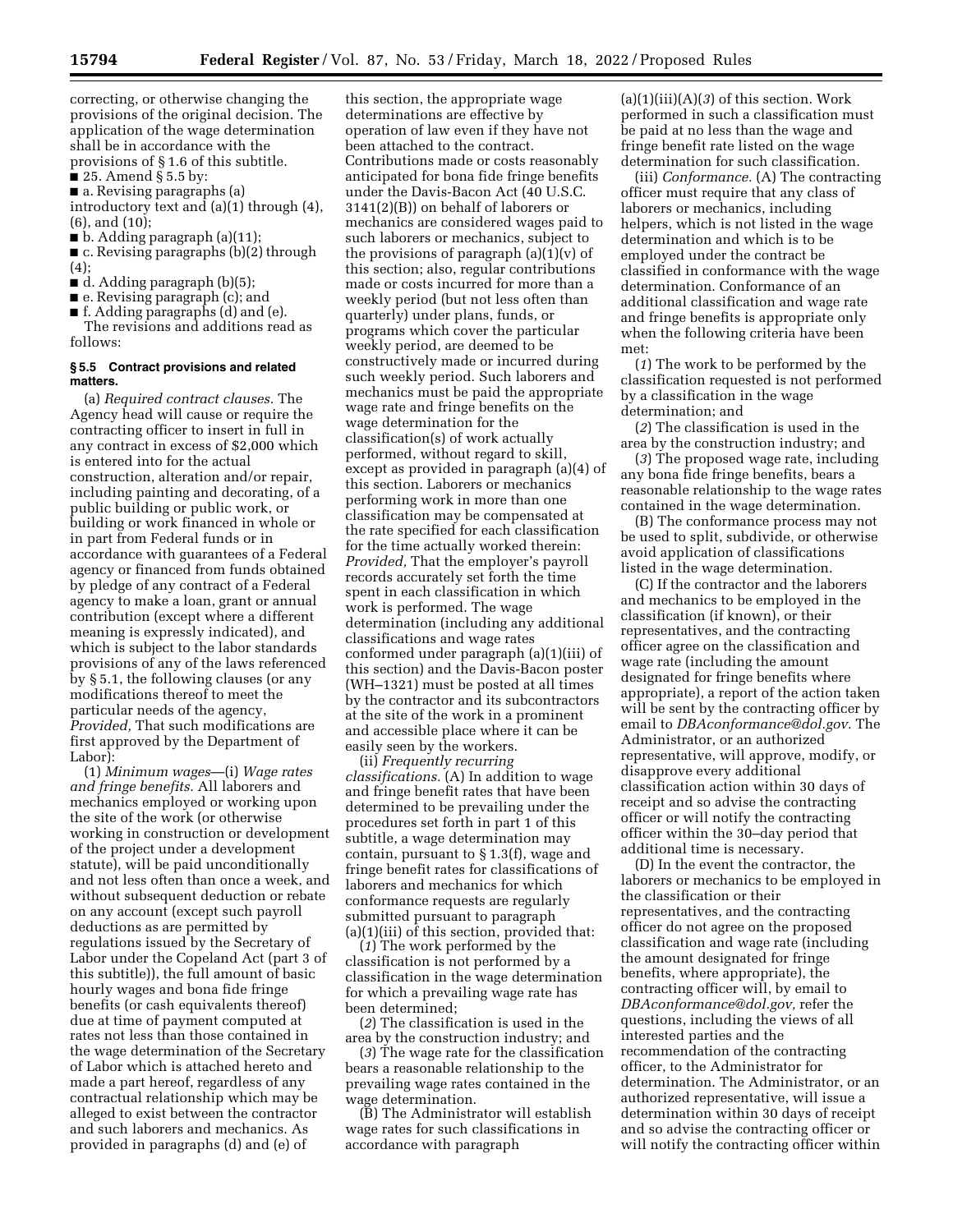correcting, or otherwise changing the provisions of the original decision. The application of the wage determination shall be in accordance with the provisions of § 1.6 of this subtitle.

■ 25. Amend § 5.5 by:

■ a. Revising paragraphs (a) introductory text and (a)(1) through (4), (6), and (10);

■ b. Adding paragraph (a)(11);

■ c. Revising paragraphs (b)(2) through (4);

■ d. Adding paragraph (b)(5);

■ e. Revising paragraph (c); and

■ f. Adding paragraphs (d) and (e).

The revisions and additions read as follows:

**§ 5.5 Contract provisions and related matters.**

(a) *Required contract clauses.* The Agency head will cause or require the contracting officer to insert in full in any contract in excess of $2,000 which is entered into for the actual construction, alteration and/or repair, including painting and decorating, of a public building or public work, or building or work financed in whole or in part from Federal funds or in accordance with guarantees of a Federal agency or financed from funds obtained by pledge of any contract of a Federal agency to make a loan, grant or annual contribution (except where a different meaning is expressly indicated), and which is subject to the labor standards provisions of any of the laws referenced by § 5.1, the following clauses (or any modifications thereof to meet the particular needs of the agency, *Provided,* That such modifications are first approved by the Department of Labor):

(1) *Minimum wages*—(i) *Wage rates and fringe benefits.* All laborers and mechanics employed or working upon the site of the work (or otherwise working in construction or development of the project under a development statute), will be paid unconditionally and not less often than once a week, and without subsequent deduction or rebate on any account (except such payroll deductions as are permitted by regulations issued by the Secretary of Labor under the Copeland Act (part 3 of this subtitle)), the full amount of basic hourly wages and bona fide fringe benefits (or cash equivalents thereof) due at time of payment computed at rates not less than those contained in the wage determination of the Secretary of Labor which is attached hereto and made a part hereof, regardless of any contractual relationship which may be alleged to exist between the contractor and such laborers and mechanics. As provided in paragraphs (d) and (e) of this section, the appropriate wage determinations are effective by operation of law even if they have not been attached to the contract. Contributions made or costs reasonably anticipated for bona fide fringe benefits under the Davis-Bacon Act (40 U.S.C. 3141(2)(B)) on behalf of laborers or mechanics are considered wages paid to such laborers or mechanics, subject to the provisions of paragraph (a)(1)(v) of this section; also, regular contributions made or costs incurred for more than a weekly period (but not less often than quarterly) under plans, funds, or programs which cover the particular weekly period, are deemed to be constructively made or incurred during such weekly period. Such laborers and mechanics must be paid the appropriate wage rate and fringe benefits on the wage determination for the classification(s) of work actually performed, without regard to skill, except as provided in paragraph (a)(4) of this section. Laborers or mechanics performing work in more than one classification may be compensated at the rate specified for each classification for the time actually worked therein: *Provided,* That the employer's payroll records accurately set forth the time spent in each classification in which work is performed. The wage determination (including any additional classifications and wage rates conformed under paragraph (a)(1)(iii) of this section) and the Davis-Bacon poster (WH–1321) must be posted at all times by the contractor and its subcontractors at the site of the work in a prominent and accessible place where it can be easily seen by the workers.

(ii) *Frequently recurring classifications.* (A) In addition to wage and fringe benefit rates that have been determined to be prevailing under the procedures set forth in part 1 of this subtitle, a wage determination may contain, pursuant to § 1.3(f), wage and fringe benefit rates for classifications of laborers and mechanics for which conformance requests are regularly submitted pursuant to paragraph (a)(1)(iii) of this section, provided that:

(*1*) The work performed by the classification is not performed by a classification in the wage determination for which a prevailing wage rate has been determined;

(*2*) The classification is used in the area by the construction industry; and

(*3*) The wage rate for the classification bears a reasonable relationship to the prevailing wage rates contained in the wage determination.

(B) The Administrator will establish wage rates for such classifications in accordance with paragraph (a)(1)(iii)(A)(*3*) of this section. Work performed in such a classification must be paid at no less than the wage and fringe benefit rate listed on the wage determination for such classification.

(iii) *Conformance.* (A) The contracting officer must require that any class of laborers or mechanics, including helpers, which is not listed in the wage determination and which is to be employed under the contract be classified in conformance with the wage determination. Conformance of an additional classification and wage rate and fringe benefits is appropriate only when the following criteria have been met:

(*1*) The work to be performed by the classification requested is not performed by a classification in the wage determination; and

(*2*) The classification is used in the area by the construction industry; and

(*3*) The proposed wage rate, including any bona fide fringe benefits, bears a reasonable relationship to the wage rates contained in the wage determination.

(B) The conformance process may not be used to split, subdivide, or otherwise avoid application of classifications listed in the wage determination.

(C) If the contractor and the laborers and mechanics to be employed in the classification (if known), or their representatives, and the contracting officer agree on the classification and wage rate (including the amount designated for fringe benefits where appropriate), a report of the action taken will be sent by the contracting officer by email to *DBAconformance@dol.gov.* The Administrator, or an authorized representative, will approve, modify, or disapprove every additional classification action within 30 days of receipt and so advise the contracting officer or will notify the contracting officer within the 30–day period that additional time is necessary.

(D) In the event the contractor, the laborers or mechanics to be employed in the classification or their representatives, and the contracting officer do not agree on the proposed classification and wage rate (including the amount designated for fringe benefits, where appropriate), the contracting officer will, by email to *DBAconformance@dol.gov,* refer the questions, including the views of all interested parties and the recommendation of the contracting officer, to the Administrator for determination. The Administrator, or an authorized representative, will issue a determination within 30 days of receipt and so advise the contracting officer or will notify the contracting officer within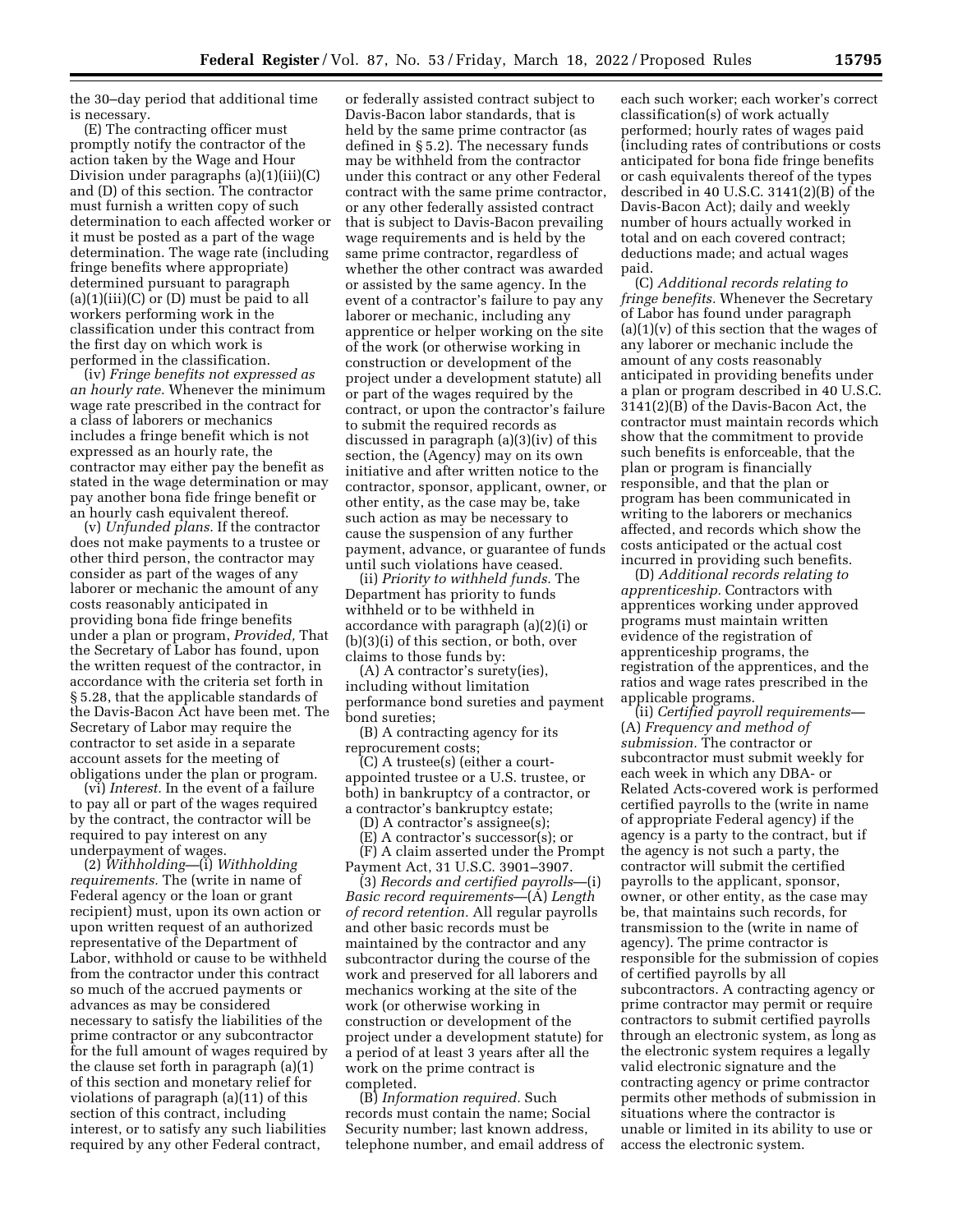the 30–day period that additional time is necessary.

(E) The contracting officer must promptly notify the contractor of the action taken by the Wage and Hour Division under paragraphs (a)(1)(iii)(C) and (D) of this section. The contractor must furnish a written copy of such determination to each affected worker or it must be posted as a part of the wage determination. The wage rate (including fringe benefits where appropriate) determined pursuant to paragraph (a)(1)(iii)(C) or (D) must be paid to all workers performing work in the classification under this contract from the first day on which work is performed in the classification.

(iv) *Fringe benefits not expressed as an hourly rate.* Whenever the minimum wage rate prescribed in the contract for a class of laborers or mechanics includes a fringe benefit which is not expressed as an hourly rate, the contractor may either pay the benefit as stated in the wage determination or may pay another bona fide fringe benefit or an hourly cash equivalent thereof.

(v) *Unfunded plans.* If the contractor does not make payments to a trustee or other third person, the contractor may consider as part of the wages of any laborer or mechanic the amount of any costs reasonably anticipated in providing bona fide fringe benefits under a plan or program, *Provided,* That the Secretary of Labor has found, upon the written request of the contractor, in accordance with the criteria set forth in § 5.28, that the applicable standards of the Davis-Bacon Act have been met. The Secretary of Labor may require the contractor to set aside in a separate account assets for the meeting of obligations under the plan or program.

(vi) *Interest.* In the event of a failure to pay all or part of the wages required by the contract, the contractor will be required to pay interest on any underpayment of wages.

(2) *Withholding*—(i) *Withholding requirements.* The (write in name of Federal agency or the loan or grant recipient) must, upon its own action or upon written request of an authorized representative of the Department of Labor, withhold or cause to be withheld from the contractor under this contract so much of the accrued payments or advances as may be considered necessary to satisfy the liabilities of the prime contractor or any subcontractor for the full amount of wages required by the clause set forth in paragraph (a)(1) of this section and monetary relief for violations of paragraph (a)(11) of this section of this contract, including interest, or to satisfy any such liabilities required by any other Federal contract, or federally assisted contract subject to Davis-Bacon labor standards, that is held by the same prime contractor (as defined in § 5.2). The necessary funds may be withheld from the contractor under this contract or any other Federal contract with the same prime contractor, or any other federally assisted contract that is subject to Davis-Bacon prevailing wage requirements and is held by the same prime contractor, regardless of whether the other contract was awarded or assisted by the same agency. In the event of a contractor's failure to pay any laborer or mechanic, including any apprentice or helper working on the site of the work (or otherwise working in construction or development of the project under a development statute) all or part of the wages required by the contract, or upon the contractor's failure to submit the required records as discussed in paragraph (a)(3)(iv) of this section, the (Agency) may on its own initiative and after written notice to the contractor, sponsor, applicant, owner, or other entity, as the case may be, take such action as may be necessary to cause the suspension of any further payment, advance, or guarantee of funds until such violations have ceased.

(ii) *Priority to withheld funds.* The Department has priority to funds withheld or to be withheld in accordance with paragraph (a)(2)(i) or (b)(3)(i) of this section, or both, over claims to those funds by:

(A) A contractor's surety(ies), including without limitation performance bond sureties and payment bond sureties;

(B) A contracting agency for its reprocurement costs;

(C) A trustee(s) (either a court-appointed trustee or a U.S. trustee, or both) in bankruptcy of a contractor, or a contractor's bankruptcy estate;

(D) A contractor's assignee(s);

(E) A contractor's successor(s); or

(F) A claim asserted under the Prompt Payment Act, 31 U.S.C. 3901–3907.

(3) *Records and certified payrolls*—(i) *Basic record requirements*—(A) *Length of record retention.* All regular payrolls and other basic records must be maintained by the contractor and any subcontractor during the course of the work and preserved for all laborers and mechanics working at the site of the work (or otherwise working in construction or development of the project under a development statute) for a period of at least 3 years after all the work on the prime contract is completed.

(B) *Information required.* Such records must contain the name; Social Security number; last known address, telephone number, and email address of each such worker; each worker's correct classification(s) of work actually performed; hourly rates of wages paid (including rates of contributions or costs anticipated for bona fide fringe benefits or cash equivalents thereof of the types described in 40 U.S.C. 3141(2)(B) of the Davis-Bacon Act); daily and weekly number of hours actually worked in total and on each covered contract; deductions made; and actual wages paid.

(C) *Additional records relating to fringe benefits.* Whenever the Secretary of Labor has found under paragraph (a)(1)(v) of this section that the wages of any laborer or mechanic include the amount of any costs reasonably anticipated in providing benefits under a plan or program described in 40 U.S.C. 3141(2)(B) of the Davis-Bacon Act, the contractor must maintain records which show that the commitment to provide such benefits is enforceable, that the plan or program is financially responsible, and that the plan or program has been communicated in writing to the laborers or mechanics affected, and records which show the costs anticipated or the actual cost incurred in providing such benefits.

(D) *Additional records relating to apprenticeship.* Contractors with apprentices working under approved programs must maintain written evidence of the registration of apprenticeship programs, the registration of the apprentices, and the ratios and wage rates prescribed in the applicable programs.

(ii) *Certified payroll requirements*—(A) *Frequency and method of submission.* The contractor or subcontractor must submit weekly for each week in which any DBA- or Related Acts-covered work is performed certified payrolls to the (write in name of appropriate Federal agency) if the agency is a party to the contract, but if the agency is not such a party, the contractor will submit the certified payrolls to the applicant, sponsor, owner, or other entity, as the case may be, that maintains such records, for transmission to the (write in name of agency). The prime contractor is responsible for the submission of copies of certified payrolls by all subcontractors. A contracting agency or prime contractor may permit or require contractors to submit certified payrolls through an electronic system, as long as the electronic system requires a legally valid electronic signature and the contracting agency or prime contractor permits other methods of submission in situations where the contractor is unable or limited in its ability to use or access the electronic system.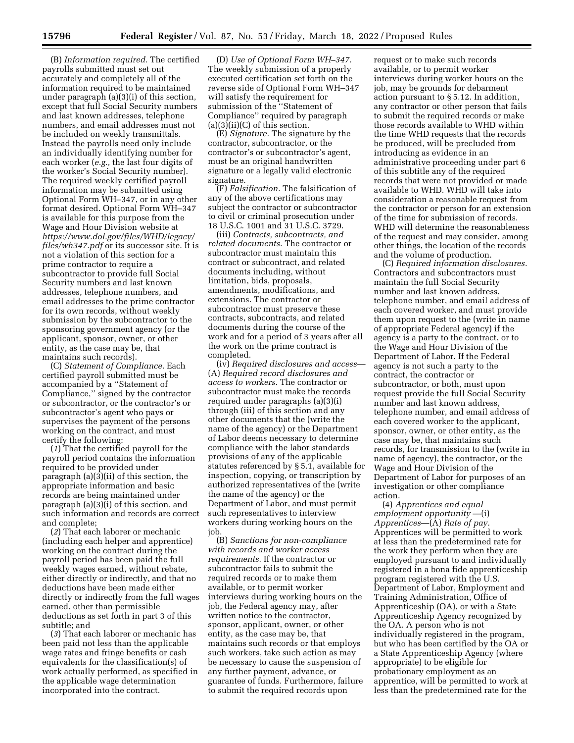(B) *Information required.* The certified payrolls submitted must set out accurately and completely all of the information required to be maintained under paragraph (a)(3)(i) of this section, except that full Social Security numbers and last known addresses, telephone numbers, and email addresses must not be included on weekly transmittals. Instead the payrolls need only include an individually identifying number for each worker (*e.g.,* the last four digits of the worker's Social Security number). The required weekly certified payroll information may be submitted using Optional Form WH–347, or in any other format desired. Optional Form WH–347 is available for this purpose from the Wage and Hour Division website at *https://www.dol.gov/files/WHD/legacy/files/wh347.pdf* or its successor site. It is not a violation of this section for a prime contractor to require a subcontractor to provide full Social Security numbers and last known addresses, telephone numbers, and email addresses to the prime contractor for its own records, without weekly submission by the subcontractor to the sponsoring government agency (or the applicant, sponsor, owner, or other entity, as the case may be, that maintains such records).

(C) *Statement of Compliance.* Each certified payroll submitted must be accompanied by a ''Statement of Compliance,'' signed by the contractor or subcontractor, or the contractor's or subcontractor's agent who pays or supervises the payment of the persons working on the contract, and must certify the following:

(*1*) That the certified payroll for the payroll period contains the information required to be provided under paragraph (a)(3)(ii) of this section, the appropriate information and basic records are being maintained under paragraph (a)(3)(i) of this section, and such information and records are correct and complete;

(*2*) That each laborer or mechanic (including each helper and apprentice) working on the contract during the payroll period has been paid the full weekly wages earned, without rebate, either directly or indirectly, and that no deductions have been made either directly or indirectly from the full wages earned, other than permissible deductions as set forth in part 3 of this subtitle; and

(*3*) That each laborer or mechanic has been paid not less than the applicable wage rates and fringe benefits or cash equivalents for the classification(s) of work actually performed, as specified in the applicable wage determination incorporated into the contract.

(D) *Use of Optional Form WH–347.* The weekly submission of a properly executed certification set forth on the reverse side of Optional Form WH–347 will satisfy the requirement for submission of the ''Statement of Compliance'' required by paragraph (a)(3)(ii)(C) of this section.

(E) *Signature.* The signature by the contractor, subcontractor, or the contractor's or subcontractor's agent, must be an original handwritten signature or a legally valid electronic signature.

(F) *Falsification.* The falsification of any of the above certifications may subject the contractor or subcontractor to civil or criminal prosecution under 18 U.S.C. 1001 and 31 U.S.C. 3729.

(iii) *Contracts, subcontracts, and related documents.* The contractor or subcontractor must maintain this contract or subcontract, and related documents including, without limitation, bids, proposals, amendments, modifications, and extensions. The contractor or subcontractor must preserve these contracts, subcontracts, and related documents during the course of the work and for a period of 3 years after all the work on the prime contract is completed.

(iv) *Required disclosures and access*—(A) *Required record disclosures and access to workers.* The contractor or subcontractor must make the records required under paragraphs (a)(3)(i) through (iii) of this section and any other documents that the (write the name of the agency) or the Department of Labor deems necessary to determine compliance with the labor standards provisions of any of the applicable statutes referenced by § 5.1, available for inspection, copying, or transcription by authorized representatives of the (write the name of the agency) or the Department of Labor, and must permit such representatives to interview workers during working hours on the job.

(B) *Sanctions for non-compliance with records and worker access requirements.* If the contractor or subcontractor fails to submit the required records or to make them available, or to permit worker interviews during working hours on the job, the Federal agency may, after written notice to the contractor, sponsor, applicant, owner, or other entity, as the case may be, that maintains such records or that employs such workers, take such action as may be necessary to cause the suspension of any further payment, advance, or guarantee of funds. Furthermore, failure to submit the required records upon request or to make such records available, or to permit worker interviews during worker hours on the job, may be grounds for debarment action pursuant to § 5.12. In addition, any contractor or other person that fails to submit the required records or make those records available to WHD within the time WHD requests that the records be produced, will be precluded from introducing as evidence in an administrative proceeding under part 6 of this subtitle any of the required records that were not provided or made available to WHD. WHD will take into consideration a reasonable request from the contractor or person for an extension of the time for submission of records. WHD will determine the reasonableness of the request and may consider, among other things, the location of the records and the volume of production.

(C) *Required information disclosures.* Contractors and subcontractors must maintain the full Social Security number and last known address, telephone number, and email address of each covered worker, and must provide them upon request to the (write in name of appropriate Federal agency) if the agency is a party to the contract, or to the Wage and Hour Division of the Department of Labor. If the Federal agency is not such a party to the contract, the contractor or subcontractor, or both, must upon request provide the full Social Security number and last known address, telephone number, and email address of each covered worker to the applicant, sponsor, owner, or other entity, as the case may be, that maintains such records, for transmission to the (write in name of agency), the contractor, or the Wage and Hour Division of the Department of Labor for purposes of an investigation or other compliance action.

(4) *Apprentices and equal employment opportunity* —(i) *Apprentices*—(A) *Rate of pay.* Apprentices will be permitted to work at less than the predetermined rate for the work they perform when they are employed pursuant to and individually registered in a bona fide apprenticeship program registered with the U.S. Department of Labor, Employment and Training Administration, Office of Apprenticeship (OA), or with a State Apprenticeship Agency recognized by the OA. A person who is not individually registered in the program, but who has been certified by the OA or a State Apprenticeship Agency (where appropriate) to be eligible for probationary employment as an apprentice, will be permitted to work at less than the predetermined rate for the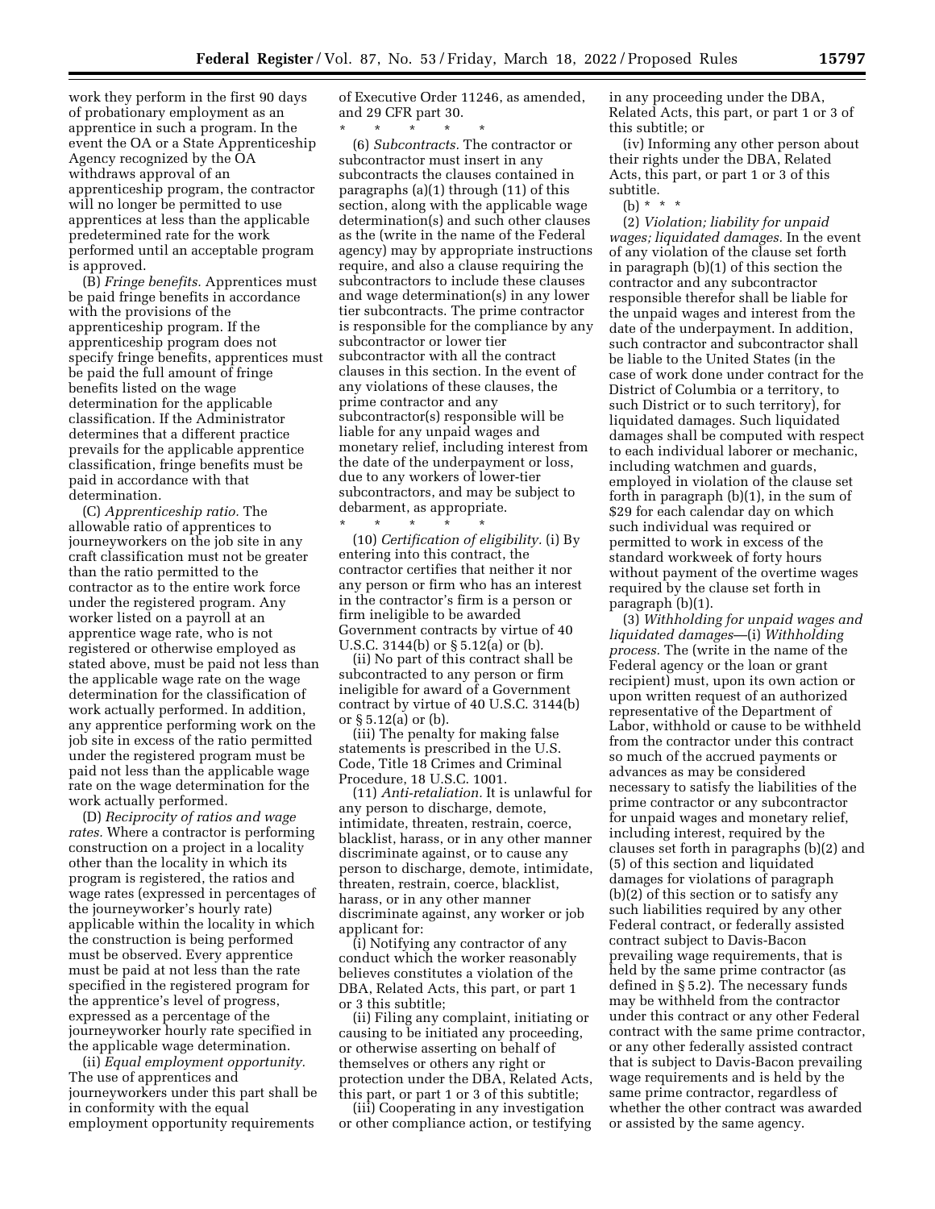work they perform in the first 90 days of probationary employment as an apprentice in such a program. In the event the OA or a State Apprenticeship Agency recognized by the OA withdraws approval of an apprenticeship program, the contractor will no longer be permitted to use apprentices at less than the applicable predetermined rate for the work performed until an acceptable program is approved.

(B) *Fringe benefits.* Apprentices must be paid fringe benefits in accordance with the provisions of the apprenticeship program. If the apprenticeship program does not specify fringe benefits, apprentices must be paid the full amount of fringe benefits listed on the wage determination for the applicable classification. If the Administrator determines that a different practice prevails for the applicable apprentice classification, fringe benefits must be paid in accordance with that determination.

(C) *Apprenticeship ratio.* The allowable ratio of apprentices to journeyworkers on the job site in any craft classification must not be greater than the ratio permitted to the contractor as to the entire work force under the registered program. Any worker listed on a payroll at an apprentice wage rate, who is not registered or otherwise employed as stated above, must be paid not less than the applicable wage rate on the wage determination for the classification of work actually performed. In addition, any apprentice performing work on the job site in excess of the ratio permitted under the registered program must be paid not less than the applicable wage rate on the wage determination for the work actually performed.

(D) *Reciprocity of ratios and wage rates.* Where a contractor is performing construction on a project in a locality other than the locality in which its program is registered, the ratios and wage rates (expressed in percentages of the journeyworker's hourly rate) applicable within the locality in which the construction is being performed must be observed. Every apprentice must be paid at not less than the rate specified in the registered program for the apprentice's level of progress, expressed as a percentage of the journeyworker hourly rate specified in the applicable wage determination.

(ii) *Equal employment opportunity.* The use of apprentices and journeyworkers under this part shall be in conformity with the equal employment opportunity requirements of Executive Order 11246, as amended, and 29 CFR part 30.

\* \* \* \* \*

(6) *Subcontracts.* The contractor or subcontractor must insert in any subcontracts the clauses contained in paragraphs (a)(1) through (11) of this section, along with the applicable wage determination(s) and such other clauses as the (write in the name of the Federal agency) may by appropriate instructions require, and also a clause requiring the subcontractors to include these clauses and wage determination(s) in any lower tier subcontracts. The prime contractor is responsible for the compliance by any subcontractor or lower tier subcontractor with all the contract clauses in this section. In the event of any violations of these clauses, the prime contractor and any subcontractor(s) responsible will be liable for any unpaid wages and monetary relief, including interest from the date of the underpayment or loss, due to any workers of lower-tier subcontractors, and may be subject to debarment, as appropriate.

\* \* \* \* \*

(10) *Certification of eligibility.* (i) By entering into this contract, the contractor certifies that neither it nor any person or firm who has an interest in the contractor's firm is a person or firm ineligible to be awarded Government contracts by virtue of 40 U.S.C. 3144(b) or § 5.12(a) or (b).

(ii) No part of this contract shall be subcontracted to any person or firm ineligible for award of a Government contract by virtue of 40 U.S.C. 3144(b) or § 5.12(a) or (b).

(iii) The penalty for making false statements is prescribed in the U.S. Code, Title 18 Crimes and Criminal Procedure, 18 U.S.C. 1001.

(11) *Anti-retaliation.* It is unlawful for any person to discharge, demote, intimidate, threaten, restrain, coerce, blacklist, harass, or in any other manner discriminate against, or to cause any person to discharge, demote, intimidate, threaten, restrain, coerce, blacklist, harass, or in any other manner discriminate against, any worker or job applicant for:

(i) Notifying any contractor of any conduct which the worker reasonably believes constitutes a violation of the DBA, Related Acts, this part, or part 1 or 3 this subtitle;

(ii) Filing any complaint, initiating or causing to be initiated any proceeding, or otherwise asserting on behalf of themselves or others any right or protection under the DBA, Related Acts, this part, or part 1 or 3 of this subtitle;

(iii) Cooperating in any investigation or other compliance action, or testifying in any proceeding under the DBA, Related Acts, this part, or part 1 or 3 of this subtitle; or

(iv) Informing any other person about their rights under the DBA, Related Acts, this part, or part 1 or 3 of this subtitle.

(b) \* \* \*

(2) *Violation; liability for unpaid wages; liquidated damages.* In the event of any violation of the clause set forth in paragraph (b)(1) of this section the contractor and any subcontractor responsible therefor shall be liable for the unpaid wages and interest from the date of the underpayment. In addition, such contractor and subcontractor shall be liable to the United States (in the case of work done under contract for the District of Columbia or a territory, to such District or to such territory), for liquidated damages. Such liquidated damages shall be computed with respect to each individual laborer or mechanic, including watchmen and guards, employed in violation of the clause set forth in paragraph (b)(1), in the sum of $29 for each calendar day on which such individual was required or permitted to work in excess of the standard workweek of forty hours without payment of the overtime wages required by the clause set forth in paragraph (b)(1).

(3) *Withholding for unpaid wages and liquidated damages*—(i) *Withholding process.* The (write in the name of the Federal agency or the loan or grant recipient) must, upon its own action or upon written request of an authorized representative of the Department of Labor, withhold or cause to be withheld from the contractor under this contract so much of the accrued payments or advances as may be considered necessary to satisfy the liabilities of the prime contractor or any subcontractor for unpaid wages and monetary relief, including interest, required by the clauses set forth in paragraphs (b)(2) and (5) of this section and liquidated damages for violations of paragraph (b)(2) of this section or to satisfy any such liabilities required by any other Federal contract, or federally assisted contract subject to Davis-Bacon prevailing wage requirements, that is held by the same prime contractor (as defined in § 5.2). The necessary funds may be withheld from the contractor under this contract or any other Federal contract with the same prime contractor, or any other federally assisted contract that is subject to Davis-Bacon prevailing wage requirements and is held by the same prime contractor, regardless of whether the other contract was awarded or assisted by the same agency.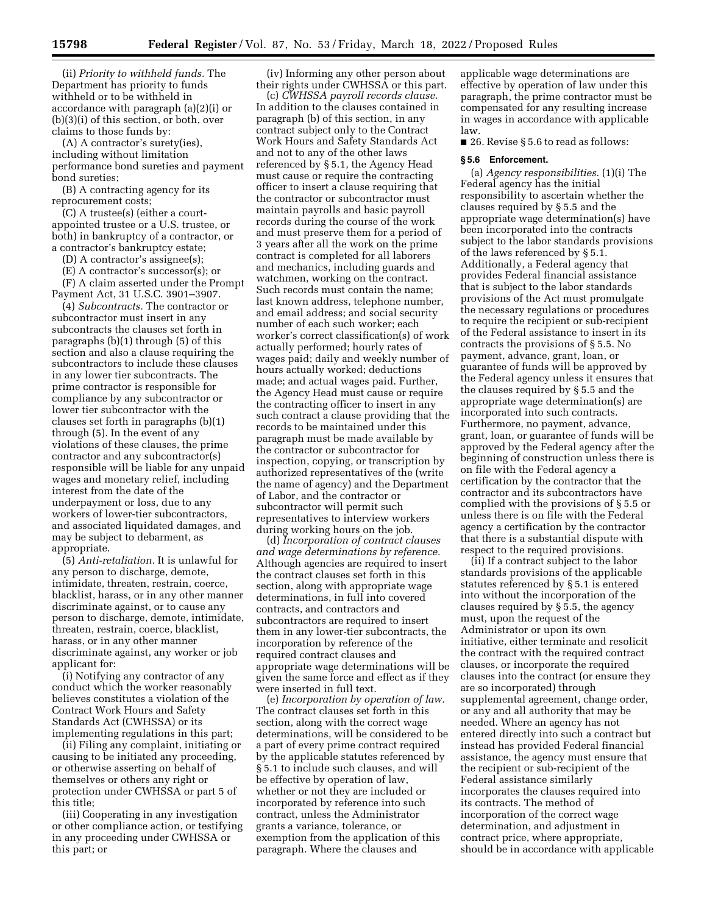(ii) *Priority to withheld funds.* The Department has priority to funds withheld or to be withheld in accordance with paragraph (a)(2)(i) or (b)(3)(i) of this section, or both, over claims to those funds by:

(A) A contractor's surety(ies), including without limitation performance bond sureties and payment bond sureties;

(B) A contracting agency for its reprocurement costs;

(C) A trustee(s) (either a court-appointed trustee or a U.S. trustee, or both) in bankruptcy of a contractor, or a contractor's bankruptcy estate;

(D) A contractor's assignee(s);

(E) A contractor's successor(s); or

(F) A claim asserted under the Prompt Payment Act, 31 U.S.C. 3901–3907.

(4) *Subcontracts.* The contractor or subcontractor must insert in any subcontracts the clauses set forth in paragraphs (b)(1) through (5) of this section and also a clause requiring the subcontractors to include these clauses in any lower tier subcontracts. The prime contractor is responsible for compliance by any subcontractor or lower tier subcontractor with the clauses set forth in paragraphs (b)(1) through (5). In the event of any violations of these clauses, the prime contractor and any subcontractor(s) responsible will be liable for any unpaid wages and monetary relief, including interest from the date of the underpayment or loss, due to any workers of lower-tier subcontractors, and associated liquidated damages, and may be subject to debarment, as appropriate.

(5) *Anti-retaliation.* It is unlawful for any person to discharge, demote, intimidate, threaten, restrain, coerce, blacklist, harass, or in any other manner discriminate against, or to cause any person to discharge, demote, intimidate, threaten, restrain, coerce, blacklist, harass, or in any other manner discriminate against, any worker or job applicant for:

(i) Notifying any contractor of any conduct which the worker reasonably believes constitutes a violation of the Contract Work Hours and Safety Standards Act (CWHSSA) or its implementing regulations in this part;

(ii) Filing any complaint, initiating or causing to be initiated any proceeding, or otherwise asserting on behalf of themselves or others any right or protection under CWHSSA or part 5 of this title;

(iii) Cooperating in any investigation or other compliance action, or testifying in any proceeding under CWHSSA or this part; or

(iv) Informing any other person about their rights under CWHSSA or this part.

(c) *CWHSSA payroll records clause.* In addition to the clauses contained in paragraph (b) of this section, in any contract subject only to the Contract Work Hours and Safety Standards Act and not to any of the other laws referenced by § 5.1, the Agency Head must cause or require the contracting officer to insert a clause requiring that the contractor or subcontractor must maintain payrolls and basic payroll records during the course of the work and must preserve them for a period of 3 years after all the work on the prime contract is completed for all laborers and mechanics, including guards and watchmen, working on the contract. Such records must contain the name; last known address, telephone number, and email address; and social security number of each such worker; each worker's correct classification(s) of work actually performed; hourly rates of wages paid; daily and weekly number of hours actually worked; deductions made; and actual wages paid. Further, the Agency Head must cause or require the contracting officer to insert in any such contract a clause providing that the records to be maintained under this paragraph must be made available by the contractor or subcontractor for inspection, copying, or transcription by authorized representatives of the (write the name of agency) and the Department of Labor, and the contractor or subcontractor will permit such representatives to interview workers during working hours on the job.

(d) *Incorporation of contract clauses and wage determinations by reference.* Although agencies are required to insert the contract clauses set forth in this section, along with appropriate wage determinations, in full into covered contracts, and contractors and subcontractors are required to insert them in any lower-tier subcontracts, the incorporation by reference of the required contract clauses and appropriate wage determinations will be given the same force and effect as if they were inserted in full text.

(e) *Incorporation by operation of law.* The contract clauses set forth in this section, along with the correct wage determinations, will be considered to be a part of every prime contract required by the applicable statutes referenced by § 5.1 to include such clauses, and will be effective by operation of law, whether or not they are included or incorporated by reference into such contract, unless the Administrator grants a variance, tolerance, or exemption from the application of this paragraph. Where the clauses and applicable wage determinations are effective by operation of law under this paragraph, the prime contractor must be compensated for any resulting increase in wages in accordance with applicable law.

■ 26. Revise § 5.6 to read as follows:

### § 5.6 Enforcement.

(a) *Agency responsibilities.* (1)(i) The Federal agency has the initial responsibility to ascertain whether the clauses required by § 5.5 and the appropriate wage determination(s) have been incorporated into the contracts subject to the labor standards provisions of the laws referenced by § 5.1. Additionally, a Federal agency that provides Federal financial assistance that is subject to the labor standards provisions of the Act must promulgate the necessary regulations or procedures to require the recipient or sub-recipient of the Federal assistance to insert in its contracts the provisions of § 5.5. No payment, advance, grant, loan, or guarantee of funds will be approved by the Federal agency unless it ensures that the clauses required by § 5.5 and the appropriate wage determination(s) are incorporated into such contracts. Furthermore, no payment, advance, grant, loan, or guarantee of funds will be approved by the Federal agency after the beginning of construction unless there is on file with the Federal agency a certification by the contractor that the contractor and its subcontractors have complied with the provisions of § 5.5 or unless there is on file with the Federal agency a certification by the contractor that there is a substantial dispute with respect to the required provisions.

(ii) If a contract subject to the labor standards provisions of the applicable statutes referenced by § 5.1 is entered into without the incorporation of the clauses required by § 5.5, the agency must, upon the request of the Administrator or upon its own initiative, either terminate and resolicit the contract with the required contract clauses, or incorporate the required clauses into the contract (or ensure they are so incorporated) through supplemental agreement, change order, or any and all authority that may be needed. Where an agency has not entered directly into such a contract but instead has provided Federal financial assistance, the agency must ensure that the recipient or sub-recipient of the Federal assistance similarly incorporates the clauses required into its contracts. The method of incorporation of the correct wage determination, and adjustment in contract price, where appropriate, should be in accordance with applicable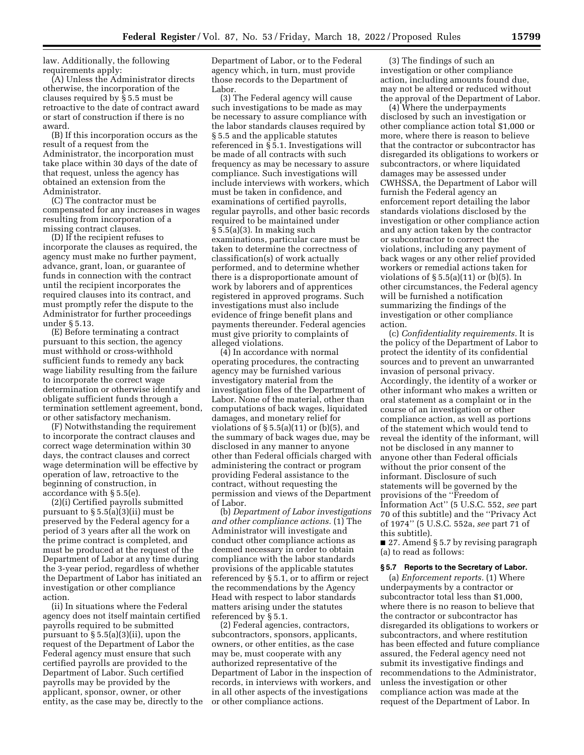law. Additionally, the following requirements apply:

(A) Unless the Administrator directs otherwise, the incorporation of the clauses required by § 5.5 must be retroactive to the date of contract award or start of construction if there is no award.

(B) If this incorporation occurs as the result of a request from the Administrator, the incorporation must take place within 30 days of the date of that request, unless the agency has obtained an extension from the Administrator.

(C) The contractor must be compensated for any increases in wages resulting from incorporation of a missing contract clauses.

(D) If the recipient refuses to incorporate the clauses as required, the agency must make no further payment, advance, grant, loan, or guarantee of funds in connection with the contract until the recipient incorporates the required clauses into its contract, and must promptly refer the dispute to the Administrator for further proceedings under § 5.13.

(E) Before terminating a contract pursuant to this section, the agency must withhold or cross-withhold sufficient funds to remedy any back wage liability resulting from the failure to incorporate the correct wage determination or otherwise identify and obligate sufficient funds through a termination settlement agreement, bond, or other satisfactory mechanism.

(F) Notwithstanding the requirement to incorporate the contract clauses and correct wage determination within 30 days, the contract clauses and correct wage determination will be effective by operation of law, retroactive to the beginning of construction, in accordance with § 5.5(e).

(2)(i) Certified payrolls submitted pursuant to § 5.5(a)(3)(ii) must be preserved by the Federal agency for a period of 3 years after all the work on the prime contract is completed, and must be produced at the request of the Department of Labor at any time during the 3-year period, regardless of whether the Department of Labor has initiated an investigation or other compliance action.

(ii) In situations where the Federal agency does not itself maintain certified payrolls required to be submitted pursuant to § 5.5(a)(3)(ii), upon the request of the Department of Labor the Federal agency must ensure that such certified payrolls are provided to the Department of Labor. Such certified payrolls may be provided by the applicant, sponsor, owner, or other entity, as the case may be, directly to the Department of Labor, or to the Federal agency which, in turn, must provide those records to the Department of Labor.

(3) The Federal agency will cause such investigations to be made as may be necessary to assure compliance with the labor standards clauses required by § 5.5 and the applicable statutes referenced in § 5.1. Investigations will be made of all contracts with such frequency as may be necessary to assure compliance. Such investigations will include interviews with workers, which must be taken in confidence, and examinations of certified payrolls, regular payrolls, and other basic records required to be maintained under § 5.5(a)(3). In making such examinations, particular care must be taken to determine the correctness of classification(s) of work actually performed, and to determine whether there is a disproportionate amount of work by laborers and of apprentices registered in approved programs. Such investigations must also include evidence of fringe benefit plans and payments thereunder. Federal agencies must give priority to complaints of alleged violations.

(4) In accordance with normal operating procedures, the contracting agency may be furnished various investigatory material from the investigation files of the Department of Labor. None of the material, other than computations of back wages, liquidated damages, and monetary relief for violations of § 5.5(a)(11) or (b)(5), and the summary of back wages due, may be disclosed in any manner to anyone other than Federal officials charged with administering the contract or program providing Federal assistance to the contract, without requesting the permission and views of the Department of Labor.

(b) *Department of Labor investigations and other compliance actions.* (1) The Administrator will investigate and conduct other compliance actions as deemed necessary in order to obtain compliance with the labor standards provisions of the applicable statutes referenced by § 5.1, or to affirm or reject the recommendations by the Agency Head with respect to labor standards matters arising under the statutes referenced by § 5.1.

(2) Federal agencies, contractors, subcontractors, sponsors, applicants, owners, or other entities, as the case may be, must cooperate with any authorized representative of the Department of Labor in the inspection of records, in interviews with workers, and in all other aspects of the investigations or other compliance actions.

(3) The findings of such an investigation or other compliance action, including amounts found due, may not be altered or reduced without the approval of the Department of Labor.

(4) Where the underpayments disclosed by such an investigation or other compliance action total $1,000 or more, where there is reason to believe that the contractor or subcontractor has disregarded its obligations to workers or subcontractors, or where liquidated damages may be assessed under CWHSSA, the Department of Labor will furnish the Federal agency an enforcement report detailing the labor standards violations disclosed by the investigation or other compliance action and any action taken by the contractor or subcontractor to correct the violations, including any payment of back wages or any other relief provided workers or remedial actions taken for violations of § 5.5(a)(11) or (b)(5). In other circumstances, the Federal agency will be furnished a notification summarizing the findings of the investigation or other compliance action.

(c) *Confidentiality requirements.* It is the policy of the Department of Labor to protect the identity of its confidential sources and to prevent an unwarranted invasion of personal privacy. Accordingly, the identity of a worker or other informant who makes a written or oral statement as a complaint or in the course of an investigation or other compliance action, as well as portions of the statement which would tend to reveal the identity of the informant, will not be disclosed in any manner to anyone other than Federal officials without the prior consent of the informant. Disclosure of such statements will be governed by the provisions of the "Freedom of Information Act" (5 U.S.C. 552, *see* part 70 of this subtitle) and the "Privacy Act of 1974" (5 U.S.C. 552a, *see* part 71 of this subtitle).

■ 27. Amend § 5.7 by revising paragraph (a) to read as follows:

**§ 5.7 Reports to the Secretary of Labor.**

(a) *Enforcement reports.* (1) Where underpayments by a contractor or subcontractor total less than $1,000, where there is no reason to believe that the contractor or subcontractor has disregarded its obligations to workers or subcontractors, and where restitution has been effected and future compliance assured, the Federal agency need not submit its investigative findings and recommendations to the Administrator, unless the investigation or other compliance action was made at the request of the Department of Labor. In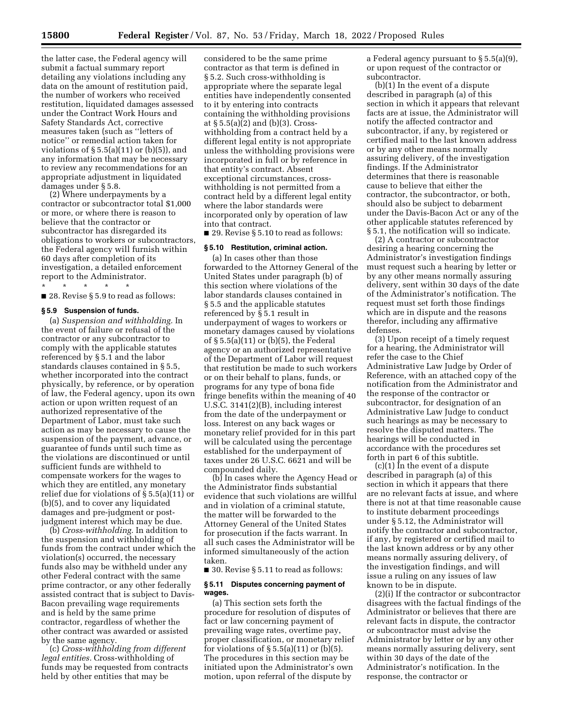the latter case, the Federal agency will submit a factual summary report detailing any violations including any data on the amount of restitution paid, the number of workers who received restitution, liquidated damages assessed under the Contract Work Hours and Safety Standards Act, corrective measures taken (such as ''letters of notice'' or remedial action taken for violations of § 5.5(a)(11) or (b)(5)), and any information that may be necessary to review any recommendations for an appropriate adjustment in liquidated damages under § 5.8.

(2) Where underpayments by a contractor or subcontractor total $1,000 or more, or where there is reason to believe that the contractor or subcontractor has disregarded its obligations to workers or subcontractors, the Federal agency will furnish within 60 days after completion of its investigation, a detailed enforcement report to the Administrator.

\* \* \* \* \*

■ 28. Revise § 5.9 to read as follows:

**§ 5.9 Suspension of funds.**

(a) *Suspension and withholding.* In the event of failure or refusal of the contractor or any subcontractor to comply with the applicable statutes referenced by § 5.1 and the labor standards clauses contained in § 5.5, whether incorporated into the contract physically, by reference, or by operation of law, the Federal agency, upon its own action or upon written request of an authorized representative of the Department of Labor, must take such action as may be necessary to cause the suspension of the payment, advance, or guarantee of funds until such time as the violations are discontinued or until sufficient funds are withheld to compensate workers for the wages to which they are entitled, any monetary relief due for violations of § 5.5(a)(11) or (b)(5), and to cover any liquidated damages and pre-judgment or post-judgment interest which may be due.

(b) *Cross-withholding.* In addition to the suspension and withholding of funds from the contract under which the violation(s) occurred, the necessary funds also may be withheld under any other Federal contract with the same prime contractor, or any other federally assisted contract that is subject to Davis-Bacon prevailing wage requirements and is held by the same prime contractor, regardless of whether the other contract was awarded or assisted by the same agency.

(c) *Cross-withholding from different legal entities.* Cross-withholding of funds may be requested from contracts held by other entities that may be considered to be the same prime contractor as that term is defined in § 5.2. Such cross-withholding is appropriate where the separate legal entities have independently consented to it by entering into contracts containing the withholding provisions at § 5.5(a)(2) and (b)(3). Cross-withholding from a contract held by a different legal entity is not appropriate unless the withholding provisions were incorporated in full or by reference in that entity's contract. Absent exceptional circumstances, cross-withholding is not permitted from a contract held by a different legal entity where the labor standards were incorporated only by operation of law into that contract.

■ 29. Revise § 5.10 to read as follows:

**§ 5.10 Restitution, criminal action.**

(a) In cases other than those forwarded to the Attorney General of the United States under paragraph (b) of this section where violations of the labor standards clauses contained in § 5.5 and the applicable statutes referenced by § 5.1 result in underpayment of wages to workers or monetary damages caused by violations of § 5.5(a)(11) or (b)(5), the Federal agency or an authorized representative of the Department of Labor will request that restitution be made to such workers or on their behalf to plans, funds, or programs for any type of bona fide fringe benefits within the meaning of 40 U.S.C. 3141(2)(B), including interest from the date of the underpayment or loss. Interest on any back wages or monetary relief provided for in this part will be calculated using the percentage established for the underpayment of taxes under 26 U.S.C. 6621 and will be compounded daily.

(b) In cases where the Agency Head or the Administrator finds substantial evidence that such violations are willful and in violation of a criminal statute, the matter will be forwarded to the Attorney General of the United States for prosecution if the facts warrant. In all such cases the Administrator will be informed simultaneously of the action taken.

■ 30. Revise § 5.11 to read as follows:

**§ 5.11 Disputes concerning payment of wages.**

(a) This section sets forth the procedure for resolution of disputes of fact or law concerning payment of prevailing wage rates, overtime pay, proper classification, or monetary relief for violations of § 5.5(a)(11) or (b)(5). The procedures in this section may be initiated upon the Administrator's own motion, upon referral of the dispute by a Federal agency pursuant to § 5.5(a)(9), or upon request of the contractor or subcontractor.

(b)(1) In the event of a dispute described in paragraph (a) of this section in which it appears that relevant facts are at issue, the Administrator will notify the affected contractor and subcontractor, if any, by registered or certified mail to the last known address or by any other means normally assuring delivery, of the investigation findings. If the Administrator determines that there is reasonable cause to believe that either the contractor, the subcontractor, or both, should also be subject to debarment under the Davis-Bacon Act or any of the other applicable statutes referenced by § 5.1, the notification will so indicate.

(2) A contractor or subcontractor desiring a hearing concerning the Administrator's investigation findings must request such a hearing by letter or by any other means normally assuring delivery, sent within 30 days of the date of the Administrator's notification. The request must set forth those findings which are in dispute and the reasons therefor, including any affirmative defenses.

(3) Upon receipt of a timely request for a hearing, the Administrator will refer the case to the Chief Administrative Law Judge by Order of Reference, with an attached copy of the notification from the Administrator and the response of the contractor or subcontractor, for designation of an Administrative Law Judge to conduct such hearings as may be necessary to resolve the disputed matters. The hearings will be conducted in accordance with the procedures set forth in part 6 of this subtitle.

(c)(1) In the event of a dispute described in paragraph (a) of this section in which it appears that there are no relevant facts at issue, and where there is not at that time reasonable cause to institute debarment proceedings under § 5.12, the Administrator will notify the contractor and subcontractor, if any, by registered or certified mail to the last known address or by any other means normally assuring delivery, of the investigation findings, and will issue a ruling on any issues of law known to be in dispute.

(2)(i) If the contractor or subcontractor disagrees with the factual findings of the Administrator or believes that there are relevant facts in dispute, the contractor or subcontractor must advise the Administrator by letter or by any other means normally assuring delivery, sent within 30 days of the date of the Administrator's notification. In the response, the contractor or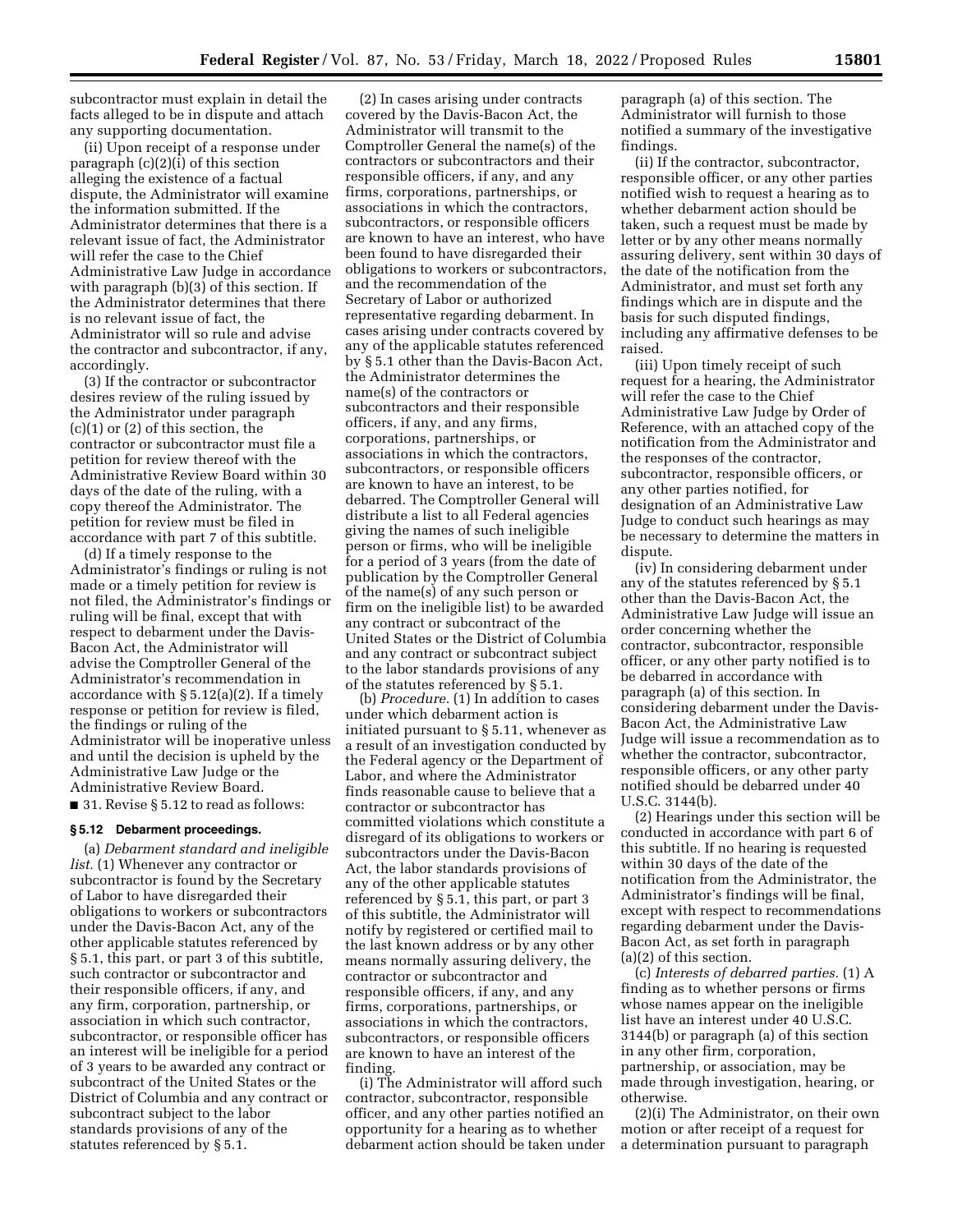subcontractor must explain in detail the facts alleged to be in dispute and attach any supporting documentation.

(ii) Upon receipt of a response under paragraph (c)(2)(i) of this section alleging the existence of a factual dispute, the Administrator will examine the information submitted. If the Administrator determines that there is a relevant issue of fact, the Administrator will refer the case to the Chief Administrative Law Judge in accordance with paragraph (b)(3) of this section. If the Administrator determines that there is no relevant issue of fact, the Administrator will so rule and advise the contractor and subcontractor, if any, accordingly.

(3) If the contractor or subcontractor desires review of the ruling issued by the Administrator under paragraph (c)(1) or (2) of this section, the contractor or subcontractor must file a petition for review thereof with the Administrative Review Board within 30 days of the date of the ruling, with a copy thereof the Administrator. The petition for review must be filed in accordance with part 7 of this subtitle.

(d) If a timely response to the Administrator's findings or ruling is not made or a timely petition for review is not filed, the Administrator's findings or ruling will be final, except that with respect to debarment under the Davis-Bacon Act, the Administrator will advise the Comptroller General of the Administrator's recommendation in accordance with § 5.12(a)(2). If a timely response or petition for review is filed, the findings or ruling of the Administrator will be inoperative unless and until the decision is upheld by the Administrative Law Judge or the Administrative Review Board.

■ 31. Revise § 5.12 to read as follows:

**§ 5.12 Debarment proceedings.**

(a) *Debarment standard and ineligible list.* (1) Whenever any contractor or subcontractor is found by the Secretary of Labor to have disregarded their obligations to workers or subcontractors under the Davis-Bacon Act, any of the other applicable statutes referenced by § 5.1, this part, or part 3 of this subtitle, such contractor or subcontractor and their responsible officers, if any, and any firm, corporation, partnership, or association in which such contractor, subcontractor, or responsible officer has an interest will be ineligible for a period of 3 years to be awarded any contract or subcontract of the United States or the District of Columbia and any contract or subcontract subject to the labor standards provisions of any of the statutes referenced by § 5.1.

(2) In cases arising under contracts covered by the Davis-Bacon Act, the Administrator will transmit to the Comptroller General the name(s) of the contractors or subcontractors and their responsible officers, if any, and any firms, corporations, partnerships, or associations in which the contractors, subcontractors, or responsible officers are known to have an interest, who have been found to have disregarded their obligations to workers or subcontractors, and the recommendation of the Secretary of Labor or authorized representative regarding debarment. In cases arising under contracts covered by any of the applicable statutes referenced by § 5.1 other than the Davis-Bacon Act, the Administrator determines the name(s) of the contractors or subcontractors and their responsible officers, if any, and any firms, corporations, partnerships, or associations in which the contractors, subcontractors, or responsible officers are known to have an interest, to be debarred. The Comptroller General will distribute a list to all Federal agencies giving the names of such ineligible person or firms, who will be ineligible for a period of 3 years (from the date of publication by the Comptroller General of the name(s) of any such person or firm on the ineligible list) to be awarded any contract or subcontract of the United States or the District of Columbia and any contract or subcontract subject to the labor standards provisions of any of the statutes referenced by § 5.1.

(b) *Procedure.* (1) In addition to cases under which debarment action is initiated pursuant to § 5.11, whenever as a result of an investigation conducted by the Federal agency or the Department of Labor, and where the Administrator finds reasonable cause to believe that a contractor or subcontractor has committed violations which constitute a disregard of its obligations to workers or subcontractors under the Davis-Bacon Act, the labor standards provisions of any of the other applicable statutes referenced by § 5.1, this part, or part 3 of this subtitle, the Administrator will notify by registered or certified mail to the last known address or by any other means normally assuring delivery, the contractor or subcontractor and responsible officers, if any, and any firms, corporations, partnerships, or associations in which the contractors, subcontractors, or responsible officers are known to have an interest of the finding.

(i) The Administrator will afford such contractor, subcontractor, responsible officer, and any other parties notified an opportunity for a hearing as to whether debarment action should be taken under paragraph (a) of this section. The Administrator will furnish to those notified a summary of the investigative findings.

(ii) If the contractor, subcontractor, responsible officer, or any other parties notified wish to request a hearing as to whether debarment action should be taken, such a request must be made by letter or by any other means normally assuring delivery, sent within 30 days of the date of the notification from the Administrator, and must set forth any findings which are in dispute and the basis for such disputed findings, including any affirmative defenses to be raised.

(iii) Upon timely receipt of such request for a hearing, the Administrator will refer the case to the Chief Administrative Law Judge by Order of Reference, with an attached copy of the notification from the Administrator and the responses of the contractor, subcontractor, responsible officers, or any other parties notified, for designation of an Administrative Law Judge to conduct such hearings as may be necessary to determine the matters in dispute.

(iv) In considering debarment under any of the statutes referenced by § 5.1 other than the Davis-Bacon Act, the Administrative Law Judge will issue an order concerning whether the contractor, subcontractor, responsible officer, or any other party notified is to be debarred in accordance with paragraph (a) of this section. In considering debarment under the Davis-Bacon Act, the Administrative Law Judge will issue a recommendation as to whether the contractor, subcontractor, responsible officers, or any other party notified should be debarred under 40 U.S.C. 3144(b).

(2) Hearings under this section will be conducted in accordance with part 6 of this subtitle. If no hearing is requested within 30 days of the date of the notification from the Administrator, the Administrator's findings will be final, except with respect to recommendations regarding debarment under the Davis-Bacon Act, as set forth in paragraph (a)(2) of this section.

(c) *Interests of debarred parties.* (1) A finding as to whether persons or firms whose names appear on the ineligible list have an interest under 40 U.S.C. 3144(b) or paragraph (a) of this section in any other firm, corporation, partnership, or association, may be made through investigation, hearing, or otherwise.

(2)(i) The Administrator, on their own motion or after receipt of a request for a determination pursuant to paragraph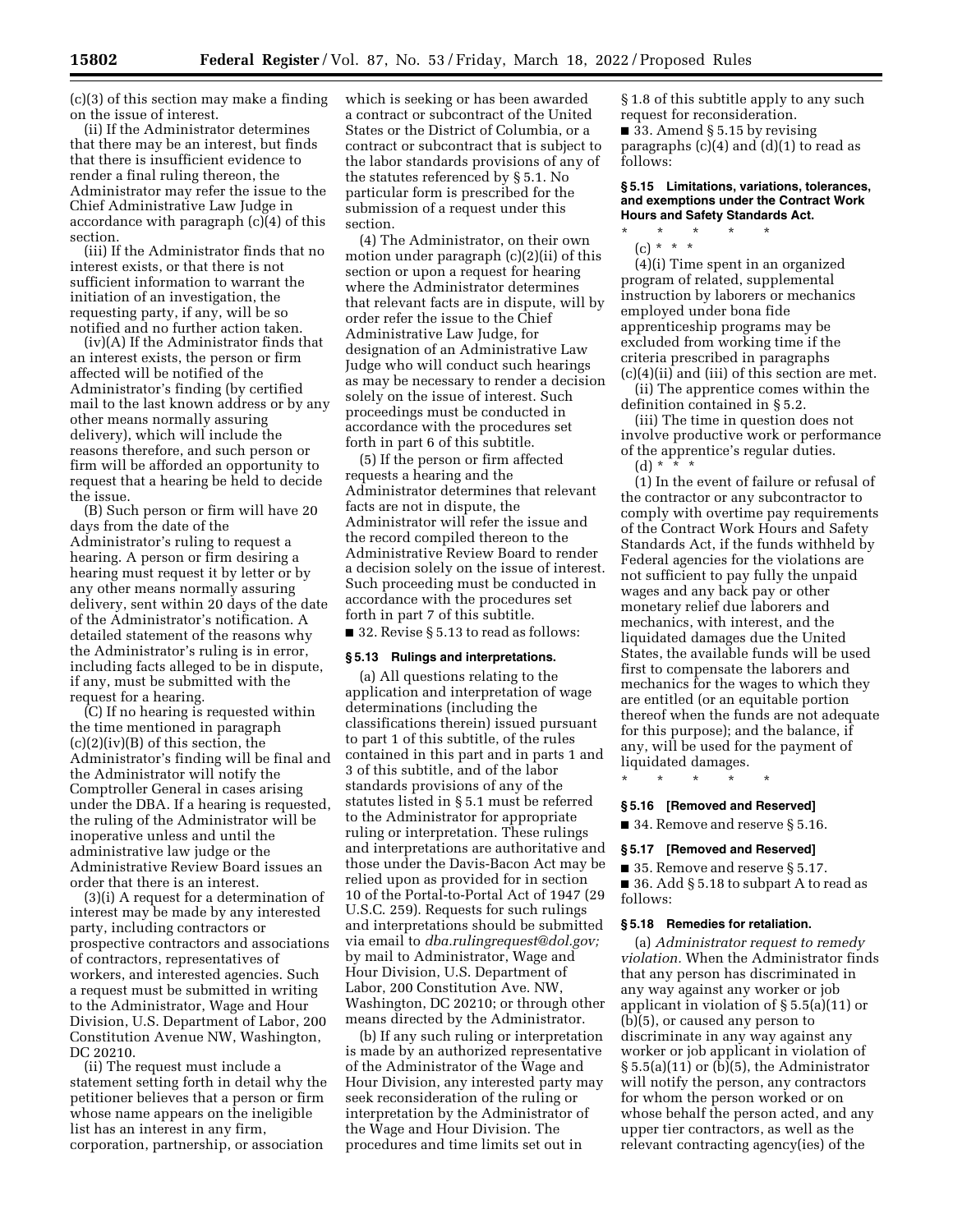(c)(3) of this section may make a finding on the issue of interest.

(ii) If the Administrator determines that there may be an interest, but finds that there is insufficient evidence to render a final ruling thereon, the Administrator may refer the issue to the Chief Administrative Law Judge in accordance with paragraph (c)(4) of this section.

(iii) If the Administrator finds that no interest exists, or that there is not sufficient information to warrant the initiation of an investigation, the requesting party, if any, will be so notified and no further action taken.

(iv)(A) If the Administrator finds that an interest exists, the person or firm affected will be notified of the Administrator's finding (by certified mail to the last known address or by any other means normally assuring delivery), which will include the reasons therefore, and such person or firm will be afforded an opportunity to request that a hearing be held to decide the issue.

(B) Such person or firm will have 20 days from the date of the Administrator's ruling to request a hearing. A person or firm desiring a hearing must request it by letter or by any other means normally assuring delivery, sent within 20 days of the date of the Administrator's notification. A detailed statement of the reasons why the Administrator's ruling is in error, including facts alleged to be in dispute, if any, must be submitted with the request for a hearing.

(C) If no hearing is requested within the time mentioned in paragraph (c)(2)(iv)(B) of this section, the Administrator's finding will be final and the Administrator will notify the Comptroller General in cases arising under the DBA. If a hearing is requested, the ruling of the Administrator will be inoperative unless and until the administrative law judge or the Administrative Review Board issues an order that there is an interest.

(3)(i) A request for a determination of interest may be made by any interested party, including contractors or prospective contractors and associations of contractors, representatives of workers, and interested agencies. Such a request must be submitted in writing to the Administrator, Wage and Hour Division, U.S. Department of Labor, 200 Constitution Avenue NW, Washington, DC 20210.

(ii) The request must include a statement setting forth in detail why the petitioner believes that a person or firm whose name appears on the ineligible list has an interest in any firm, corporation, partnership, or association which is seeking or has been awarded a contract or subcontract of the United States or the District of Columbia, or a contract or subcontract that is subject to the labor standards provisions of any of the statutes referenced by § 5.1. No particular form is prescribed for the submission of a request under this section.

(4) The Administrator, on their own motion under paragraph (c)(2)(ii) of this section or upon a request for hearing where the Administrator determines that relevant facts are in dispute, will by order refer the issue to the Chief Administrative Law Judge, for designation of an Administrative Law Judge who will conduct such hearings as may be necessary to render a decision solely on the issue of interest. Such proceedings must be conducted in accordance with the procedures set forth in part 6 of this subtitle.

(5) If the person or firm affected requests a hearing and the Administrator determines that relevant facts are not in dispute, the Administrator will refer the issue and the record compiled thereon to the Administrative Review Board to render a decision solely on the issue of interest. Such proceeding must be conducted in accordance with the procedures set forth in part 7 of this subtitle.

■ 32. Revise § 5.13 to read as follows:

### § 5.13 Rulings and interpretations.

(a) All questions relating to the application and interpretation of wage determinations (including the classifications therein) issued pursuant to part 1 of this subtitle, of the rules contained in this part and in parts 1 and 3 of this subtitle, and of the labor standards provisions of any of the statutes listed in § 5.1 must be referred to the Administrator for appropriate ruling or interpretation. These rulings and interpretations are authoritative and those under the Davis-Bacon Act may be relied upon as provided for in section 10 of the Portal-to-Portal Act of 1947 (29 U.S.C. 259). Requests for such rulings and interpretations should be submitted via email to *dba.rulingrequest@dol.gov;* by mail to Administrator, Wage and Hour Division, U.S. Department of Labor, 200 Constitution Ave. NW, Washington, DC 20210; or through other means directed by the Administrator.

(b) If any such ruling or interpretation is made by an authorized representative of the Administrator of the Wage and Hour Division, any interested party may seek reconsideration of the ruling or interpretation by the Administrator of the Wage and Hour Division. The procedures and time limits set out in § 1.8 of this subtitle apply to any such request for reconsideration.

■ 33. Amend § 5.15 by revising paragraphs (c)(4) and (d)(1) to read as follows:

### § 5.15 Limitations, variations, tolerances, and exemptions under the Contract Work Hours and Safety Standards Act.

\* \* \* \* \*

(c) \* \* \*

(4)(i) Time spent in an organized program of related, supplemental instruction by laborers or mechanics employed under bona fide apprenticeship programs may be excluded from working time if the criteria prescribed in paragraphs (c)(4)(ii) and (iii) of this section are met.

(ii) The apprentice comes within the definition contained in § 5.2.

(iii) The time in question does not involve productive work or performance of the apprentice's regular duties.

(d) \* \* \*

(1) In the event of failure or refusal of the contractor or any subcontractor to comply with overtime pay requirements of the Contract Work Hours and Safety Standards Act, if the funds withheld by Federal agencies for the violations are not sufficient to pay fully the unpaid wages and any back pay or other monetary relief due laborers and mechanics, with interest, and the liquidated damages due the United States, the available funds will be used first to compensate the laborers and mechanics for the wages to which they are entitled (or an equitable portion thereof when the funds are not adequate for this purpose); and the balance, if any, will be used for the payment of liquidated damages.

\* \* \* \* \*

### § 5.16 [Removed and Reserved]

■ 34. Remove and reserve § 5.16.

### § 5.17 [Removed and Reserved]

■ 35. Remove and reserve § 5.17.

■ 36. Add § 5.18 to subpart A to read as follows:

### § 5.18 Remedies for retaliation.

(a) *Administrator request to remedy violation.* When the Administrator finds that any person has discriminated in any way against any worker or job applicant in violation of § 5.5(a)(11) or (b)(5), or caused any person to discriminate in any way against any worker or job applicant in violation of § 5.5(a)(11) or (b)(5), the Administrator will notify the person, any contractors for whom the person worked or on whose behalf the person acted, and any upper tier contractors, as well as the relevant contracting agency(ies) of the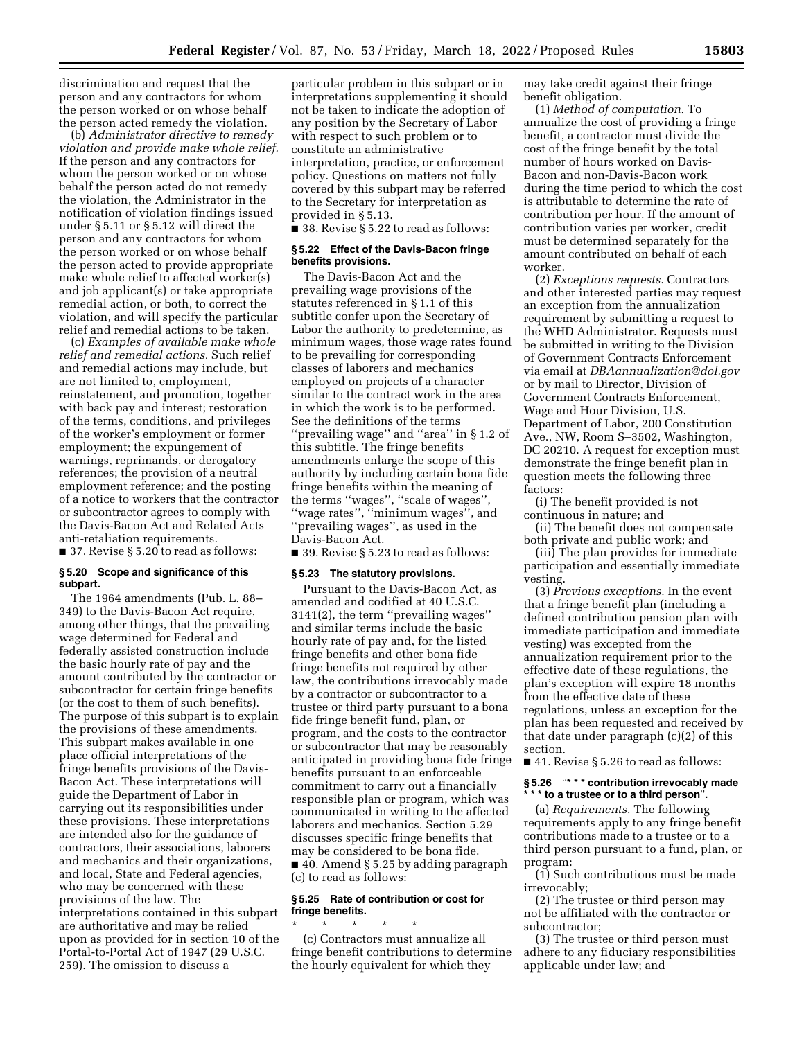discrimination and request that the person and any contractors for whom the person worked or on whose behalf the person acted remedy the violation.

(b) *Administrator directive to remedy violation and provide make whole relief.* If the person and any contractors for whom the person worked or on whose behalf the person acted do not remedy the violation, the Administrator in the notification of violation findings issued under § 5.11 or § 5.12 will direct the person and any contractors for whom the person worked or on whose behalf the person acted to provide appropriate make whole relief to affected worker(s) and job applicant(s) or take appropriate remedial action, or both, to correct the violation, and will specify the particular relief and remedial actions to be taken.

(c) *Examples of available make whole relief and remedial actions.* Such relief and remedial actions may include, but are not limited to, employment, reinstatement, and promotion, together with back pay and interest; restoration of the terms, conditions, and privileges of the worker's employment or former employment; the expungement of warnings, reprimands, or derogatory references; the provision of a neutral employment reference; and the posting of a notice to workers that the contractor or subcontractor agrees to comply with the Davis-Bacon Act and Related Acts anti-retaliation requirements.

■ 37. Revise § 5.20 to read as follows:

### § 5.20 Scope and significance of this subpart.

The 1964 amendments (Pub. L. 88–349) to the Davis-Bacon Act require, among other things, that the prevailing wage determined for Federal and federally assisted construction include the basic hourly rate of pay and the amount contributed by the contractor or subcontractor for certain fringe benefits (or the cost to them of such benefits). The purpose of this subpart is to explain the provisions of these amendments. This subpart makes available in one place official interpretations of the fringe benefits provisions of the Davis-Bacon Act. These interpretations will guide the Department of Labor in carrying out its responsibilities under these provisions. These interpretations are intended also for the guidance of contractors, their associations, laborers and mechanics and their organizations, and local, State and Federal agencies, who may be concerned with these provisions of the law. The interpretations contained in this subpart are authoritative and may be relied upon as provided for in section 10 of the Portal-to-Portal Act of 1947 (29 U.S.C. 259). The omission to discuss a particular problem in this subpart or in interpretations supplementing it should not be taken to indicate the adoption of any position by the Secretary of Labor with respect to such problem or to constitute an administrative interpretation, practice, or enforcement policy. Questions on matters not fully covered by this subpart may be referred to the Secretary for interpretation as provided in § 5.13.

■ 38. Revise § 5.22 to read as follows:

### § 5.22 Effect of the Davis-Bacon fringe benefits provisions.

The Davis-Bacon Act and the prevailing wage provisions of the statutes referenced in § 1.1 of this subtitle confer upon the Secretary of Labor the authority to predetermine, as minimum wages, those wage rates found to be prevailing for corresponding classes of laborers and mechanics employed on projects of a character similar to the contract work in the area in which the work is to be performed. See the definitions of the terms "prevailing wage" and "area" in § 1.2 of this subtitle. The fringe benefits amendments enlarge the scope of this authority by including certain bona fide fringe benefits within the meaning of the terms "wages", "scale of wages", "wage rates", "minimum wages", and "prevailing wages", as used in the Davis-Bacon Act.

■ 39. Revise § 5.23 to read as follows:

### § 5.23 The statutory provisions.

Pursuant to the Davis-Bacon Act, as amended and codified at 40 U.S.C. 3141(2), the term "prevailing wages" and similar terms include the basic hourly rate of pay and, for the listed fringe benefits and other bona fide fringe benefits not required by other law, the contributions irrevocably made by a contractor or subcontractor to a trustee or third party pursuant to a bona fide fringe benefit fund, plan, or program, and the costs to the contractor or subcontractor that may be reasonably anticipated in providing bona fide fringe benefits pursuant to an enforceable commitment to carry out a financially responsible plan or program, which was communicated in writing to the affected laborers and mechanics. Section 5.29 discusses specific fringe benefits that may be considered to be bona fide.

■ 40. Amend § 5.25 by adding paragraph (c) to read as follows:

### § 5.25 Rate of contribution or cost for fringe benefits.

\* \* \* \* \*

(c) Contractors must annualize all fringe benefit contributions to determine the hourly equivalent for which they may take credit against their fringe benefit obligation.

(1) *Method of computation.* To annualize the cost of providing a fringe benefit, a contractor must divide the cost of the fringe benefit by the total number of hours worked on Davis-Bacon and non-Davis-Bacon work during the time period to which the cost is attributable to determine the rate of contribution per hour. If the amount of contribution varies per worker, credit must be determined separately for the amount contributed on behalf of each worker.

(2) *Exceptions requests.* Contractors and other interested parties may request an exception from the annualization requirement by submitting a request to the WHD Administrator. Requests must be submitted in writing to the Division of Government Contracts Enforcement via email at *DBAannualization@dol.gov* or by mail to Director, Division of Government Contracts Enforcement, Wage and Hour Division, U.S. Department of Labor, 200 Constitution Ave., NW, Room S–3502, Washington, DC 20210. A request for exception must demonstrate the fringe benefit plan in question meets the following three factors:

(i) The benefit provided is not continuous in nature; and

(ii) The benefit does not compensate both private and public work; and

(iii) The plan provides for immediate participation and essentially immediate vesting.

(3) *Previous exceptions.* In the event that a fringe benefit plan (including a defined contribution pension plan with immediate participation and immediate vesting) was excepted from the annualization requirement prior to the effective date of these regulations, the plan's exception will expire 18 months from the effective date of these regulations, unless an exception for the plan has been requested and received by that date under paragraph (c)(2) of this section.

■ 41. Revise § 5.26 to read as follows:

### § 5.26 "* * * contribution irrevocably made * * * to a trustee or to a third person".

(a) *Requirements.* The following requirements apply to any fringe benefit contributions made to a trustee or to a third person pursuant to a fund, plan, or program:

(1) Such contributions must be made irrevocably;

(2) The trustee or third person may not be affiliated with the contractor or subcontractor;

(3) The trustee or third person must adhere to any fiduciary responsibilities applicable under law; and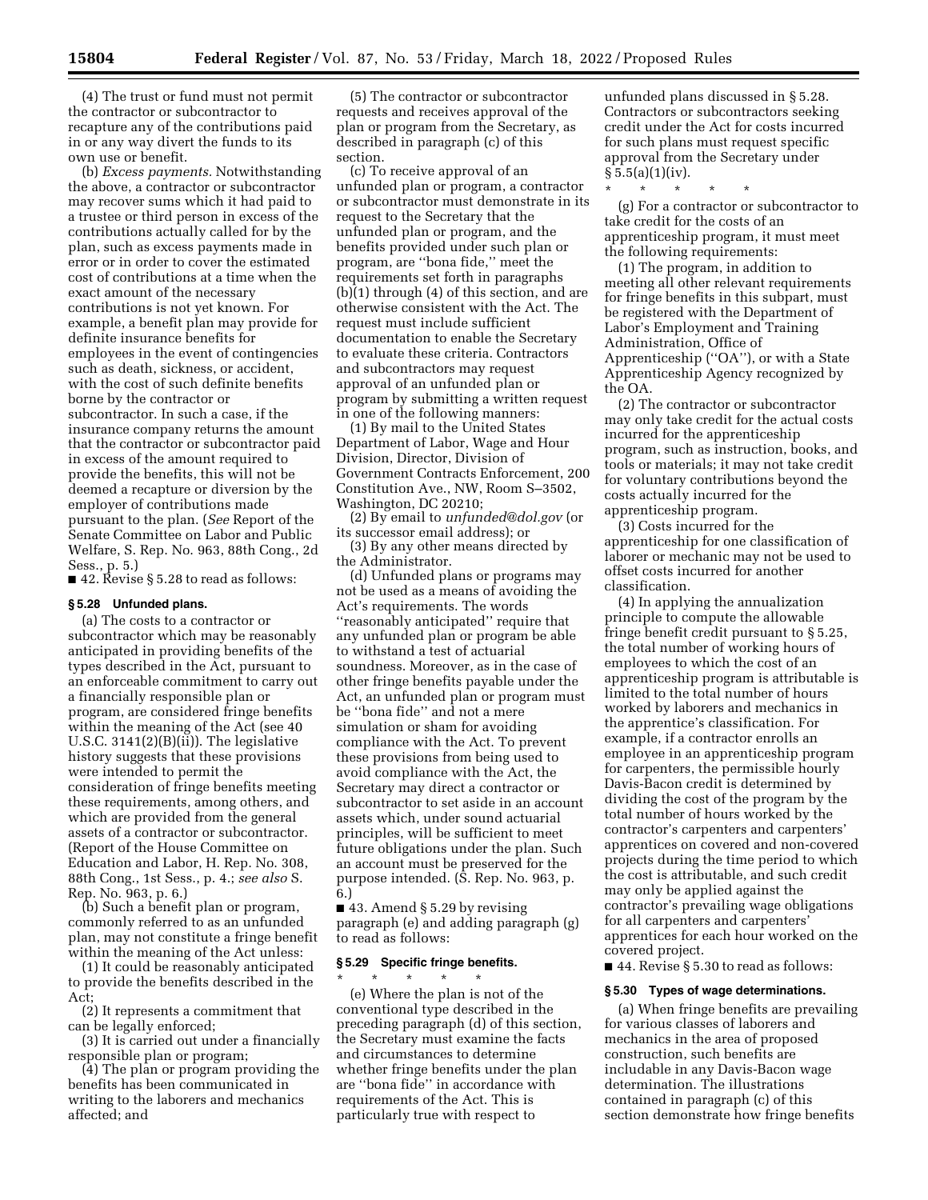(4) The trust or fund must not permit the contractor or subcontractor to recapture any of the contributions paid in or any way divert the funds to its own use or benefit.

(b) *Excess payments.* Notwithstanding the above, a contractor or subcontractor may recover sums which it had paid to a trustee or third person in excess of the contributions actually called for by the plan, such as excess payments made in error or in order to cover the estimated cost of contributions at a time when the exact amount of the necessary contributions is not yet known. For example, a benefit plan may provide for definite insurance benefits for employees in the event of contingencies such as death, sickness, or accident, with the cost of such definite benefits borne by the contractor or subcontractor. In such a case, if the insurance company returns the amount that the contractor or subcontractor paid in excess of the amount required to provide the benefits, this will not be deemed a recapture or diversion by the employer of contributions made pursuant to the plan. (*See* Report of the Senate Committee on Labor and Public Welfare, S. Rep. No. 963, 88th Cong., 2d Sess., p. 5.)

■ 42. Revise § 5.28 to read as follows:

### § 5.28 Unfunded plans.

(a) The costs to a contractor or subcontractor which may be reasonably anticipated in providing benefits of the types described in the Act, pursuant to an enforceable commitment to carry out a financially responsible plan or program, are considered fringe benefits within the meaning of the Act (see 40 U.S.C. 3141(2)(B)(ii)). The legislative history suggests that these provisions were intended to permit the consideration of fringe benefits meeting these requirements, among others, and which are provided from the general assets of a contractor or subcontractor. (Report of the House Committee on Education and Labor, H. Rep. No. 308, 88th Cong., 1st Sess., p. 4.; *see also* S. Rep. No. 963, p. 6.)

(b) Such a benefit plan or program, commonly referred to as an unfunded plan, may not constitute a fringe benefit within the meaning of the Act unless:

(1) It could be reasonably anticipated to provide the benefits described in the Act;

(2) It represents a commitment that can be legally enforced;

(3) It is carried out under a financially responsible plan or program;

(4) The plan or program providing the benefits has been communicated in writing to the laborers and mechanics affected; and

(5) The contractor or subcontractor requests and receives approval of the plan or program from the Secretary, as described in paragraph (c) of this section.

(c) To receive approval of an unfunded plan or program, a contractor or subcontractor must demonstrate in its request to the Secretary that the unfunded plan or program, and the benefits provided under such plan or program, are "bona fide," meet the requirements set forth in paragraphs (b)(1) through (4) of this section, and are otherwise consistent with the Act. The request must include sufficient documentation to enable the Secretary to evaluate these criteria. Contractors and subcontractors may request approval of an unfunded plan or program by submitting a written request in one of the following manners:

(1) By mail to the United States Department of Labor, Wage and Hour Division, Director, Division of Government Contracts Enforcement, 200 Constitution Ave., NW, Room S–3502, Washington, DC 20210;

(2) By email to *unfunded@dol.gov* (or its successor email address); or

(3) By any other means directed by the Administrator.

(d) Unfunded plans or programs may not be used as a means of avoiding the Act's requirements. The words "reasonably anticipated" require that any unfunded plan or program be able to withstand a test of actuarial soundness. Moreover, as in the case of other fringe benefits payable under the Act, an unfunded plan or program must be "bona fide" and not a mere simulation or sham for avoiding compliance with the Act. To prevent these provisions from being used to avoid compliance with the Act, the Secretary may direct a contractor or subcontractor to set aside in an account assets which, under sound actuarial principles, will be sufficient to meet future obligations under the plan. Such an account must be preserved for the purpose intended. (S. Rep. No. 963, p. 6.)

■ 43. Amend § 5.29 by revising paragraph (e) and adding paragraph (g) to read as follows:

### § 5.29 Specific fringe benefits.

\* \* \* \* \*

(e) Where the plan is not of the conventional type described in the preceding paragraph (d) of this section, the Secretary must examine the facts and circumstances to determine whether fringe benefits under the plan are "bona fide" in accordance with requirements of the Act. This is particularly true with respect to unfunded plans discussed in § 5.28. Contractors or subcontractors seeking credit under the Act for costs incurred for such plans must request specific approval from the Secretary under § 5.5(a)(1)(iv).

\* \* \* \* \*

(g) For a contractor or subcontractor to take credit for the costs of an apprenticeship program, it must meet the following requirements:

(1) The program, in addition to meeting all other relevant requirements for fringe benefits in this subpart, must be registered with the Department of Labor's Employment and Training Administration, Office of Apprenticeship ("OA"), or with a State Apprenticeship Agency recognized by the OA.

(2) The contractor or subcontractor may only take credit for the actual costs incurred for the apprenticeship program, such as instruction, books, and tools or materials; it may not take credit for voluntary contributions beyond the costs actually incurred for the apprenticeship program.

(3) Costs incurred for the apprenticeship for one classification of laborer or mechanic may not be used to offset costs incurred for another classification.

(4) In applying the annualization principle to compute the allowable fringe benefit credit pursuant to § 5.25, the total number of working hours of employees to which the cost of an apprenticeship program is attributable is limited to the total number of hours worked by laborers and mechanics in the apprentice's classification. For example, if a contractor enrolls an employee in an apprenticeship program for carpenters, the permissible hourly Davis-Bacon credit is determined by dividing the cost of the program by the total number of hours worked by the contractor's carpenters and carpenters' apprentices on covered and non-covered projects during the time period to which the cost is attributable, and such credit may only be applied against the contractor's prevailing wage obligations for all carpenters and carpenters' apprentices for each hour worked on the covered project.

■ 44. Revise § 5.30 to read as follows:

### § 5.30 Types of wage determinations.

(a) When fringe benefits are prevailing for various classes of laborers and mechanics in the area of proposed construction, such benefits are includable in any Davis-Bacon wage determination. The illustrations contained in paragraph (c) of this section demonstrate how fringe benefits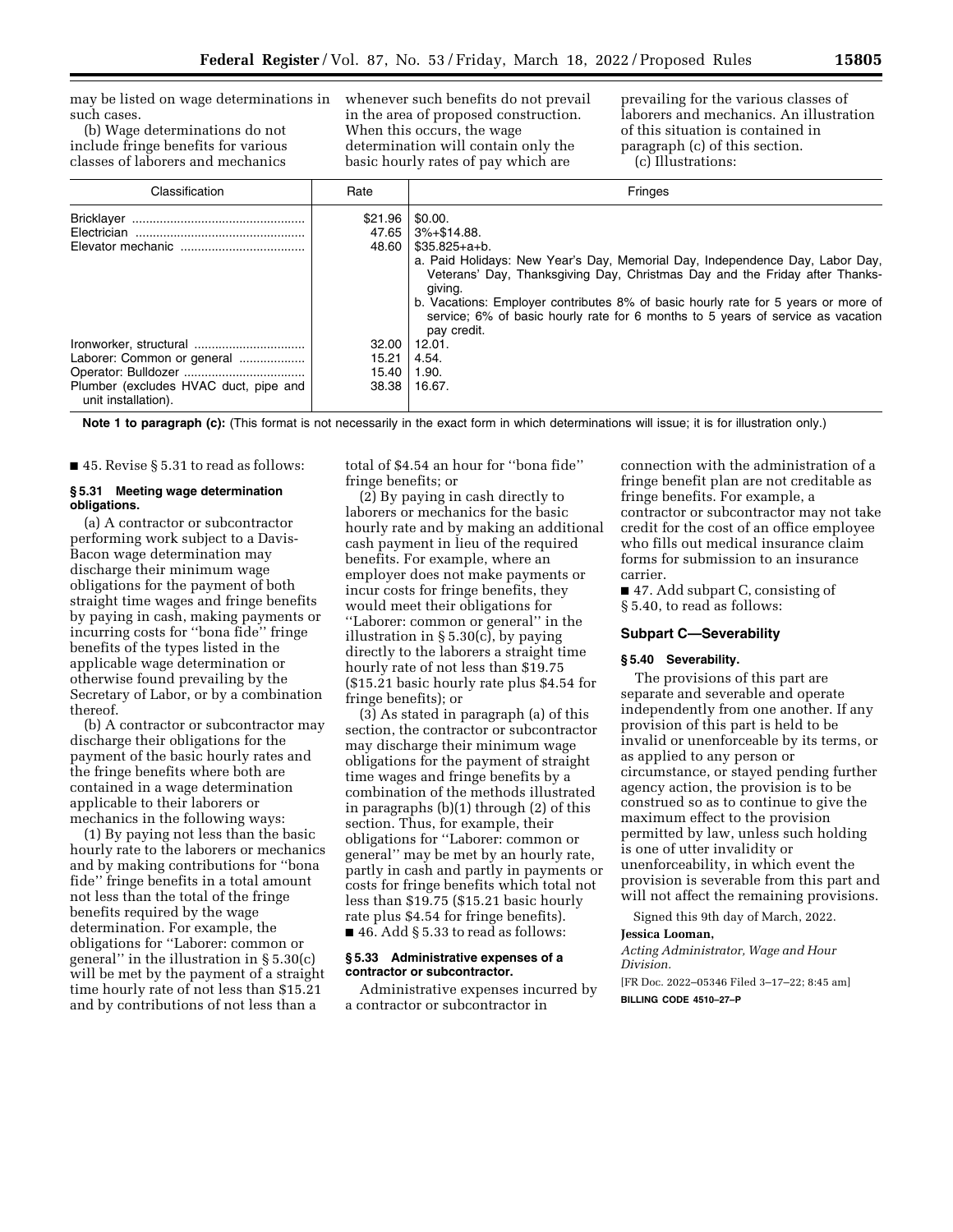may be listed on wage determinations in such cases.

(b) Wage determinations do not include fringe benefits for various classes of laborers and mechanics whenever such benefits do not prevail in the area of proposed construction. When this occurs, the wage determination will contain only the basic hourly rates of pay which are prevailing for the various classes of laborers and mechanics. An illustration of this situation is contained in paragraph (c) of this section.

(c) Illustrations:

| Classification | Rate | Fringes |
|---|---|---|
| Bricklayer | $21.96 | $0.00. |
| Electrician | 47.65 | 3%+$14.88. |
| Elevator mechanic | 48.60 | $35.825+a+b.<br>a. Paid Holidays: New Year's Day, Memorial Day, Independence Day, Labor Day, Veterans' Day, Thanksgiving Day, Christmas Day and the Friday after Thanksgiving.<br>b. Vacations: Employer contributes 8% of basic hourly rate for 5 years or more of service; 6% of basic hourly rate for 6 months to 5 years of service as vacation pay credit. |
| Ironworker, structural | 32.00 | 12.01. |
| Laborer: Common or general | 15.21 | 4.54. |
| Operator: Bulldozer | 15.40 | 1.90. |
| Plumber (excludes HVAC duct, pipe and unit installation). | 38.38 | 16.67. |

**Note 1 to paragraph (c):** (This format is not necessarily in the exact form in which determinations will issue; it is for illustration only.)

■ 45. Revise § 5.31 to read as follows:

**§ 5.31 Meeting wage determination obligations.**

(a) A contractor or subcontractor performing work subject to a Davis-Bacon wage determination may discharge their minimum wage obligations for the payment of both straight time wages and fringe benefits by paying in cash, making payments or incurring costs for ''bona fide'' fringe benefits of the types listed in the applicable wage determination or otherwise found prevailing by the Secretary of Labor, or by a combination thereof.

(b) A contractor or subcontractor may discharge their obligations for the payment of the basic hourly rates and the fringe benefits where both are contained in a wage determination applicable to their laborers or mechanics in the following ways:

(1) By paying not less than the basic hourly rate to the laborers or mechanics and by making contributions for ''bona fide'' fringe benefits in a total amount not less than the total of the fringe benefits required by the wage determination. For example, the obligations for ''Laborer: common or general'' in the illustration in § 5.30(c) will be met by the payment of a straight time hourly rate of not less than $15.21 and by contributions of not less than a total of $4.54 an hour for ''bona fide'' fringe benefits; or

(2) By paying in cash directly to laborers or mechanics for the basic hourly rate and by making an additional cash payment in lieu of the required benefits. For example, where an employer does not make payments or incur costs for fringe benefits, they would meet their obligations for ''Laborer: common or general'' in the illustration in § 5.30(c), by paying directly to the laborers a straight time hourly rate of not less than $19.75 ($15.21 basic hourly rate plus $4.54 for fringe benefits); or

(3) As stated in paragraph (a) of this section, the contractor or subcontractor may discharge their minimum wage obligations for the payment of straight time wages and fringe benefits by a combination of the methods illustrated in paragraphs (b)(1) through (2) of this section. Thus, for example, their obligations for ''Laborer: common or general'' may be met by an hourly rate, partly in cash and partly in payments or costs for fringe benefits which total not less than $19.75 ($15.21 basic hourly rate plus $4.54 for fringe benefits).

■ 46. Add § 5.33 to read as follows:

**§ 5.33 Administrative expenses of a contractor or subcontractor.**

Administrative expenses incurred by a contractor or subcontractor in connection with the administration of a fringe benefit plan are not creditable as fringe benefits. For example, a contractor or subcontractor may not take credit for the cost of an office employee who fills out medical insurance claim forms for submission to an insurance carrier.

■ 47. Add subpart C, consisting of § 5.40, to read as follows:

## Subpart C—Severability

**§ 5.40 Severability.**

The provisions of this part are separate and severable and operate independently from one another. If any provision of this part is held to be invalid or unenforceable by its terms, or as applied to any person or circumstance, or stayed pending further agency action, the provision is to be construed so as to continue to give the maximum effect to the provision permitted by law, unless such holding is one of utter invalidity or unenforceability, in which event the provision is severable from this part and will not affect the remaining provisions.

Signed this 9th day of March, 2022.

**Jessica Looman,**

*Acting Administrator, Wage and Hour Division.*

[FR Doc. 2022–05346 Filed 3–17–22; 8:45 am]

**BILLING CODE 4510–27–P**